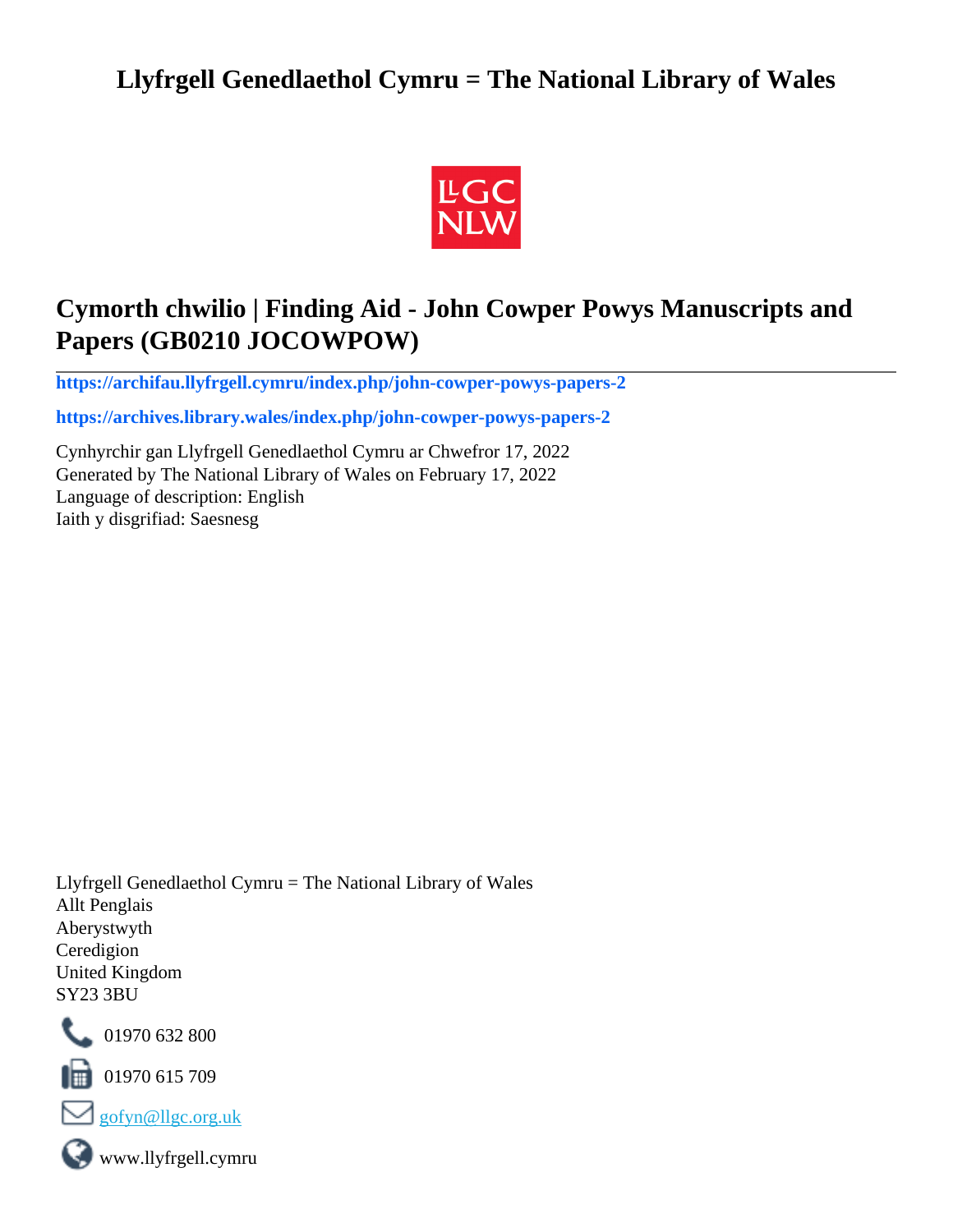# Llyfrgell Genedlaethol Cymru = The National Library of Wales

## Cymorth chwilio | Finding Aid - John Cowper Powys Manuscripts and Papers (GB0210 JOCOWPOW)

**https://archifau.llyfrgell.cymru/index.php/john-cowper-powys-papers-2**

**https://archives.library.wales/index.php/john-cowper-powys-papers-2**

Cynhyrchir gan Llyfrgell Genedlaethol Cymru ar Chwefror 17, 2022
Generated by The National Library of Wales on February 17, 2022
Language of description: English
Iaith y disgrifiad: Saesnesg

Llyfrgell Genedlaethol Cymru = The National Library of Wales
Allt Penglais
Aberystwyth
Ceredigion
United Kingdom
SY23 3BU

01970 632 800

01970 615 709

gofyn@llgc.org.uk

www.llyfrgell.cymru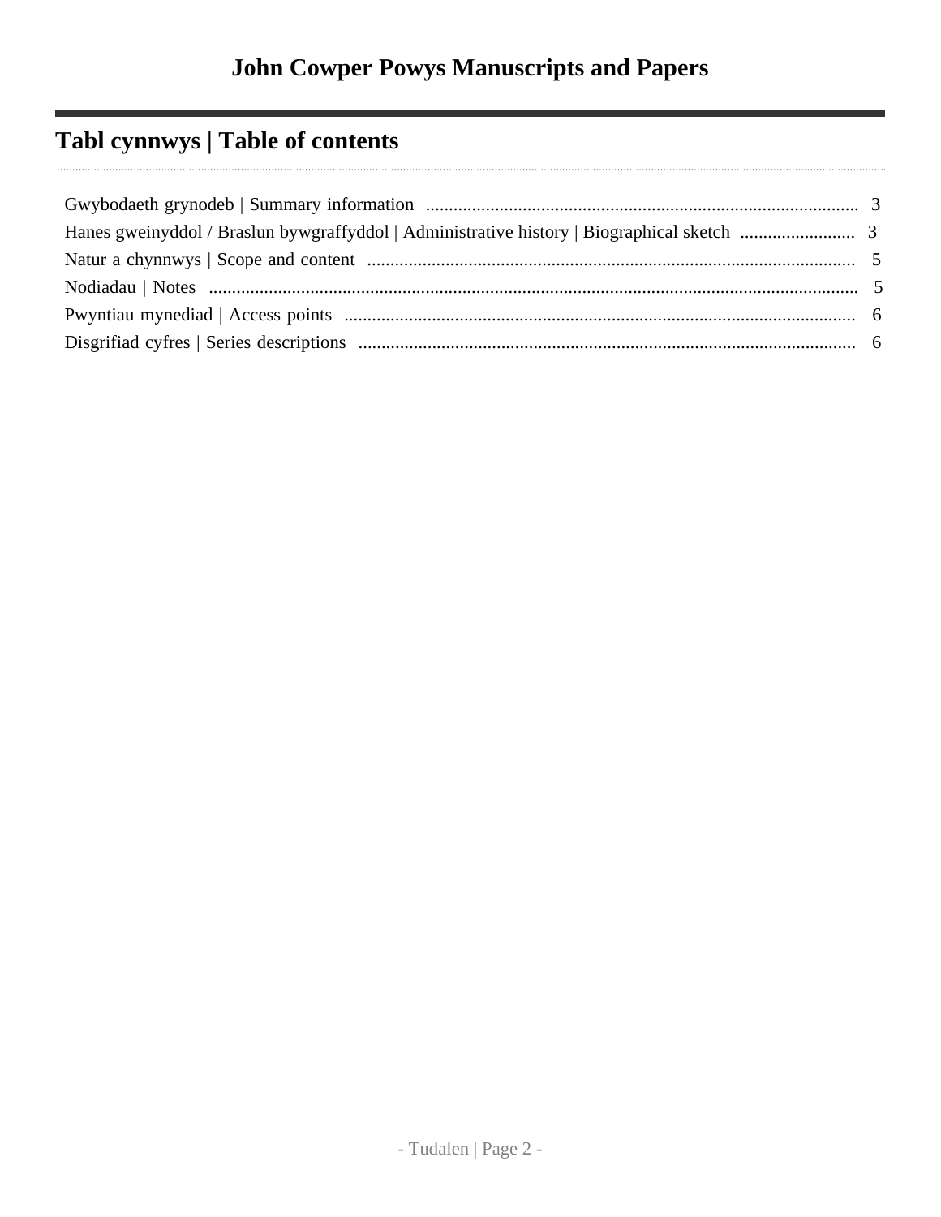# John Cowper Powys Manuscripts and Papers

## Tabl cynnwys | Table of contents

- Gwybodaeth grynodeb | Summary information ..... 3
- Hanes gweinyddol / Braslun bywgraffyddol | Administrative history | Biographical sketch ..... 3
- Natur a chynnwys | Scope and content ..... 5
- Nodiadau | Notes ..... 5
- Pwyntiau mynediad | Access points ..... 6
- Disgrifiad cyfres | Series descriptions ..... 6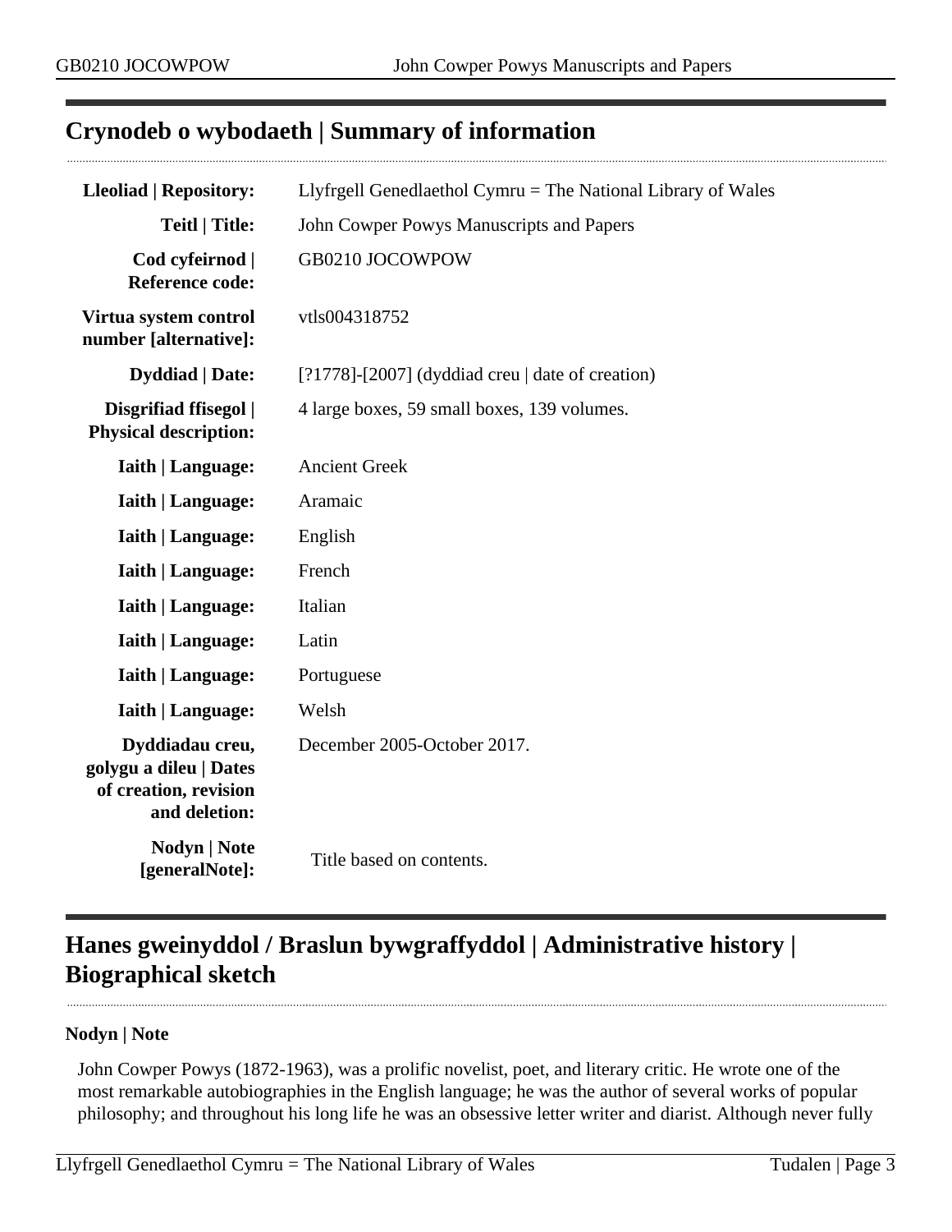## Crynodeb o wybodaeth | Summary of information

| | |
|---|---|
| **Lleoliad \| Repository:** | Llyfrgell Genedlaethol Cymru = The National Library of Wales |
| **Teitl \| Title:** | John Cowper Powys Manuscripts and Papers |
| **Cod cyfeirnod \| Reference code:** | GB0210 JOCOWPOW |
| **Virtua system control number [alternative]:** | vtls004318752 |
| **Dyddiad \| Date:** | [?1778]-[2007] (dyddiad creu \| date of creation) |
| **Disgrifiad ffisegol \| Physical description:** | 4 large boxes, 59 small boxes, 139 volumes. |
| **Iaith \| Language:** | Ancient Greek |
| **Iaith \| Language:** | Aramaic |
| **Iaith \| Language:** | English |
| **Iaith \| Language:** | French |
| **Iaith \| Language:** | Italian |
| **Iaith \| Language:** | Latin |
| **Iaith \| Language:** | Portuguese |
| **Iaith \| Language:** | Welsh |
| **Dyddiadau creu, golygu a dileu \| Dates of creation, revision and deletion:** | December 2005-October 2017. |
| **Nodyn \| Note [generalNote]:** | Title based on contents. |

## Hanes gweinyddol / Braslun bywgraffyddol | Administrative history | Biographical sketch

**Nodyn | Note**

John Cowper Powys (1872-1963), was a prolific novelist, poet, and literary critic. He wrote one of the most remarkable autobiographies in the English language; he was the author of several works of popular philosophy; and throughout his long life he was an obsessive letter writer and diarist. Although never fully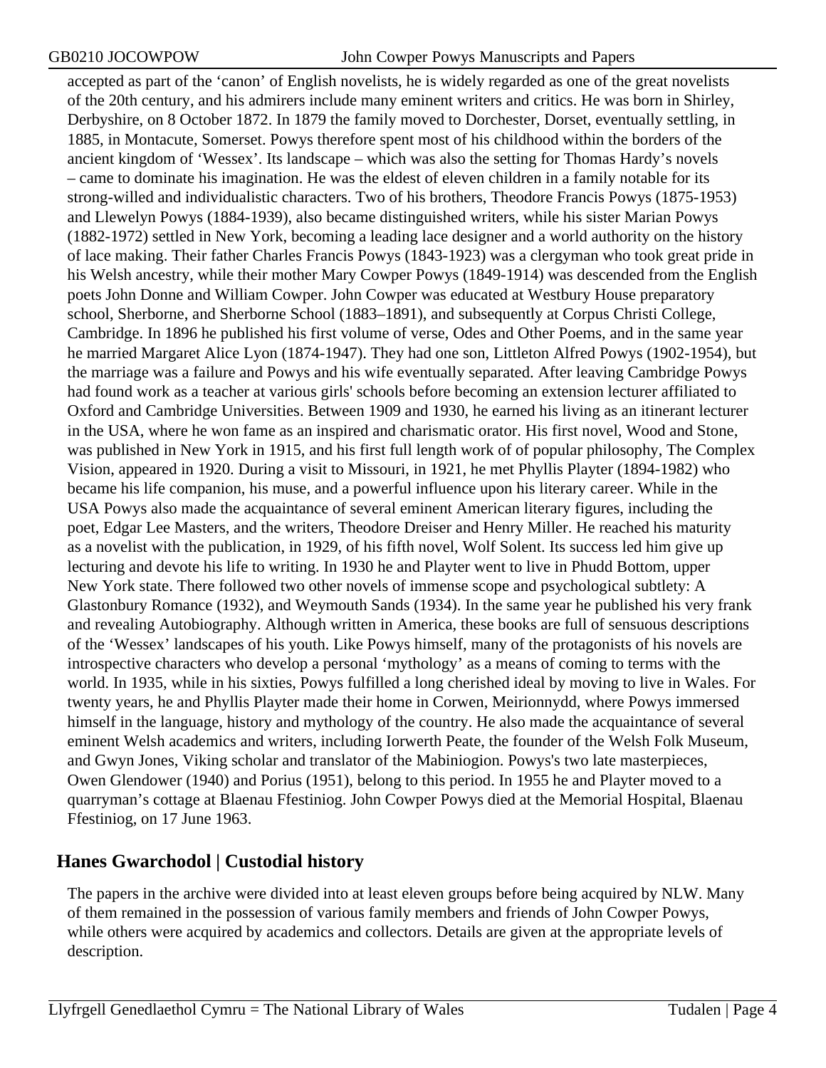accepted as part of the ‘canon’ of English novelists, he is widely regarded as one of the great novelists of the 20th century, and his admirers include many eminent writers and critics. He was born in Shirley, Derbyshire, on 8 October 1872. In 1879 the family moved to Dorchester, Dorset, eventually settling, in 1885, in Montacute, Somerset. Powys therefore spent most of his childhood within the borders of the ancient kingdom of ‘Wessex’. Its landscape – which was also the setting for Thomas Hardy’s novels – came to dominate his imagination. He was the eldest of eleven children in a family notable for its strong-willed and individualistic characters. Two of his brothers, Theodore Francis Powys (1875-1953) and Llewelyn Powys (1884-1939), also became distinguished writers, while his sister Marian Powys (1882-1972) settled in New York, becoming a leading lace designer and a world authority on the history of lace making. Their father Charles Francis Powys (1843-1923) was a clergyman who took great pride in his Welsh ancestry, while their mother Mary Cowper Powys (1849-1914) was descended from the English poets John Donne and William Cowper. John Cowper was educated at Westbury House preparatory school, Sherborne, and Sherborne School (1883–1891), and subsequently at Corpus Christi College, Cambridge. In 1896 he published his first volume of verse, Odes and Other Poems, and in the same year he married Margaret Alice Lyon (1874-1947). They had one son, Littleton Alfred Powys (1902-1954), but the marriage was a failure and Powys and his wife eventually separated. After leaving Cambridge Powys had found work as a teacher at various girls' schools before becoming an extension lecturer affiliated to Oxford and Cambridge Universities. Between 1909 and 1930, he earned his living as an itinerant lecturer in the USA, where he won fame as an inspired and charismatic orator. His first novel, Wood and Stone, was published in New York in 1915, and his first full length work of of popular philosophy, The Complex Vision, appeared in 1920. During a visit to Missouri, in 1921, he met Phyllis Playter (1894-1982) who became his life companion, his muse, and a powerful influence upon his literary career. While in the USA Powys also made the acquaintance of several eminent American literary figures, including the poet, Edgar Lee Masters, and the writers, Theodore Dreiser and Henry Miller. He reached his maturity as a novelist with the publication, in 1929, of his fifth novel, Wolf Solent. Its success led him give up lecturing and devote his life to writing. In 1930 he and Playter went to live in Phudd Bottom, upper New York state. There followed two other novels of immense scope and psychological subtlety: A Glastonbury Romance (1932), and Weymouth Sands (1934). In the same year he published his very frank and revealing Autobiography. Although written in America, these books are full of sensuous descriptions of the ‘Wessex’ landscapes of his youth. Like Powys himself, many of the protagonists of his novels are introspective characters who develop a personal ‘mythology’ as a means of coming to terms with the world. In 1935, while in his sixties, Powys fulfilled a long cherished ideal by moving to live in Wales. For twenty years, he and Phyllis Playter made their home in Corwen, Meirionnydd, where Powys immersed himself in the language, history and mythology of the country. He also made the acquaintance of several eminent Welsh academics and writers, including Iorwerth Peate, the founder of the Welsh Folk Museum, and Gwyn Jones, Viking scholar and translator of the Mabiniogion. Powys's two late masterpieces, Owen Glendower (1940) and Porius (1951), belong to this period. In 1955 he and Playter moved to a quarryman’s cottage at Blaenau Ffestiniog. John Cowper Powys died at the Memorial Hospital, Blaenau Ffestiniog, on 17 June 1963.

## Hanes Gwarchodol | Custodial history

The papers in the archive were divided into at least eleven groups before being acquired by NLW. Many of them remained in the possession of various family members and friends of John Cowper Powys, while others were acquired by academics and collectors. Details are given at the appropriate levels of description.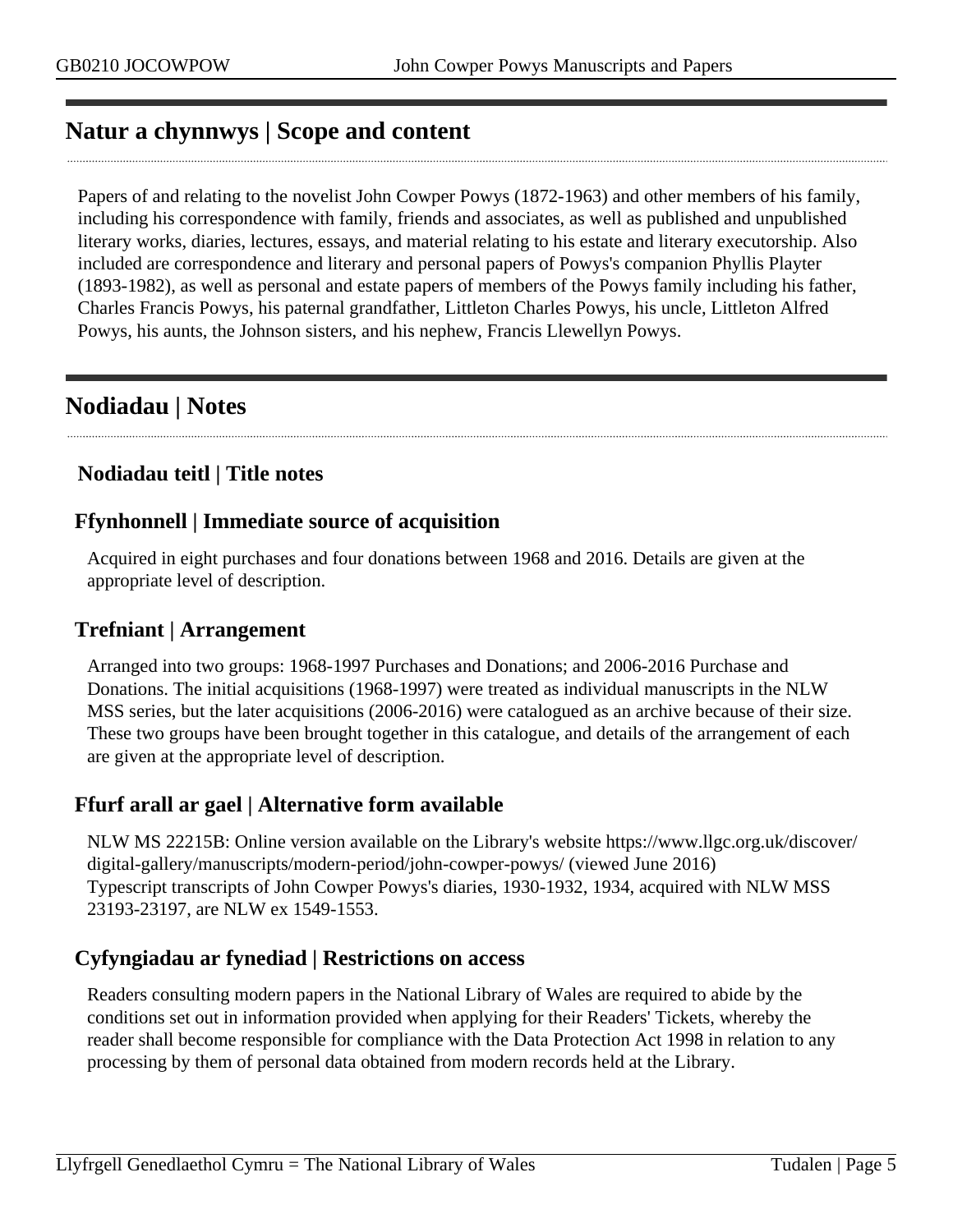## Natur a chynnwys | Scope and content

Papers of and relating to the novelist John Cowper Powys (1872-1963) and other members of his family, including his correspondence with family, friends and associates, as well as published and unpublished literary works, diaries, lectures, essays, and material relating to his estate and literary executorship. Also included are correspondence and literary and personal papers of Powys's companion Phyllis Playter (1893-1982), as well as personal and estate papers of members of the Powys family including his father, Charles Francis Powys, his paternal grandfather, Littleton Charles Powys, his uncle, Littleton Alfred Powys, his aunts, the Johnson sisters, and his nephew, Francis Llewellyn Powys.

## Nodiadau | Notes

### Nodiadau teitl | Title notes

### Ffynhonnell | Immediate source of acquisition

Acquired in eight purchases and four donations between 1968 and 2016. Details are given at the appropriate level of description.

### Trefniant | Arrangement

Arranged into two groups: 1968-1997 Purchases and Donations; and 2006-2016 Purchase and Donations. The initial acquisitions (1968-1997) were treated as individual manuscripts in the NLW MSS series, but the later acquisitions (2006-2016) were catalogued as an archive because of their size. These two groups have been brought together in this catalogue, and details of the arrangement of each are given at the appropriate level of description.

### Ffurf arall ar gael | Alternative form available

NLW MS 22215B: Online version available on the Library's website https://www.llgc.org.uk/discover/digital-gallery/manuscripts/modern-period/john-cowper-powys/ (viewed June 2016)
Typescript transcripts of John Cowper Powys's diaries, 1930-1932, 1934, acquired with NLW MSS 23193-23197, are NLW ex 1549-1553.

### Cyfyngiadau ar fynediad | Restrictions on access

Readers consulting modern papers in the National Library of Wales are required to abide by the conditions set out in information provided when applying for their Readers' Tickets, whereby the reader shall become responsible for compliance with the Data Protection Act 1998 in relation to any processing by them of personal data obtained from modern records held at the Library.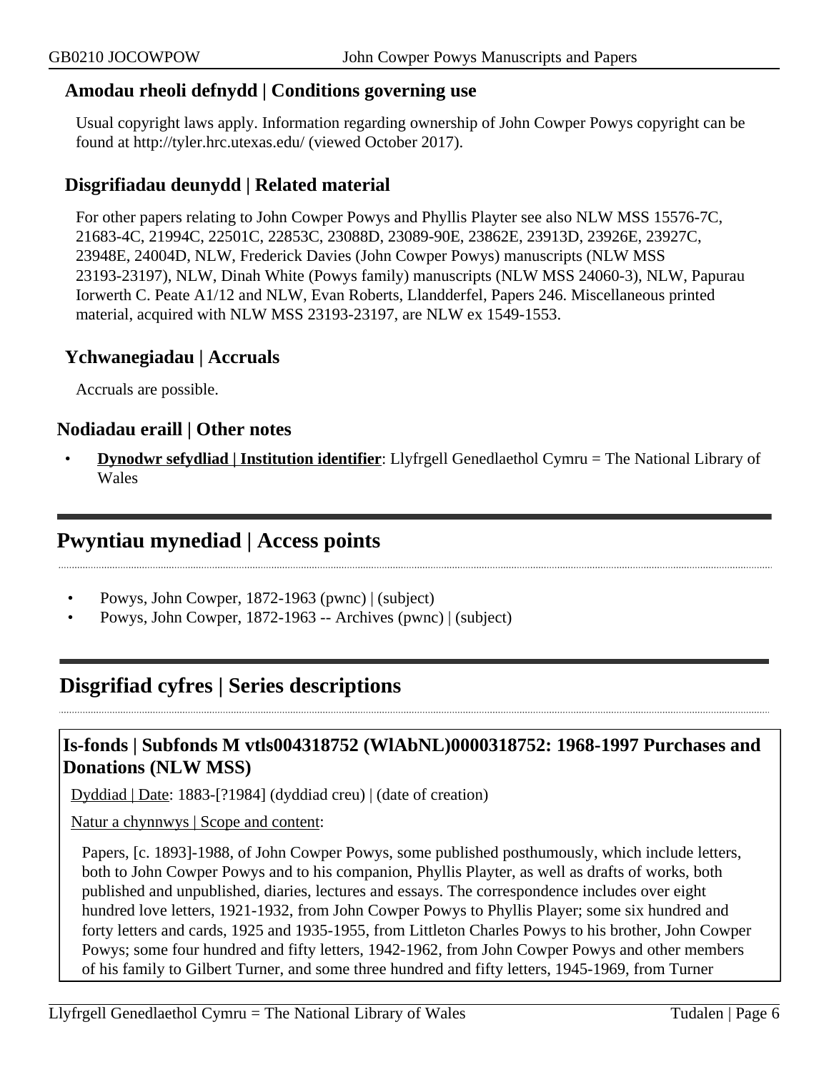### Amodau rheoli defnydd | Conditions governing use

Usual copyright laws apply. Information regarding ownership of John Cowper Powys copyright can be found at http://tyler.hrc.utexas.edu/ (viewed October 2017).

### Disgrifiadau deunydd | Related material

For other papers relating to John Cowper Powys and Phyllis Playter see also NLW MSS 15576-7C, 21683-4C, 21994C, 22501C, 22853C, 23088D, 23089-90E, 23862E, 23913D, 23926E, 23927C, 23948E, 24004D, NLW, Frederick Davies (John Cowper Powys) manuscripts (NLW MSS 23193-23197), NLW, Dinah White (Powys family) manuscripts (NLW MSS 24060-3), NLW, Papurau Iorwerth C. Peate A1/12 and NLW, Evan Roberts, Llandderfel, Papers 246. Miscellaneous printed material, acquired with NLW MSS 23193-23197, are NLW ex 1549-1553.

### Ychwanegiadau | Accruals

Accruals are possible.

### Nodiadau eraill | Other notes

- **Dynodwr sefydliad | Institution identifier**: Llyfrgell Genedlaethol Cymru = The National Library of Wales

## Pwyntiau mynediad | Access points

- Powys, John Cowper, 1872-1963 (pwnc) | (subject)
- Powys, John Cowper, 1872-1963 -- Archives (pwnc) | (subject)

## Disgrifiad cyfres | Series descriptions

### Is-fonds | Subfonds M vtls004318752 (WlAbNL)0000318752: 1968-1997 Purchases and Donations (NLW MSS)

Dyddiad | Date: 1883-[?1984] (dyddiad creu) | (date of creation)

Natur a chynnwys | Scope and content:

Papers, [c. 1893]-1988, of John Cowper Powys, some published posthumously, which include letters, both to John Cowper Powys and to his companion, Phyllis Playter, as well as drafts of works, both published and unpublished, diaries, lectures and essays. The correspondence includes over eight hundred love letters, 1921-1932, from John Cowper Powys to Phyllis Player; some six hundred and forty letters and cards, 1925 and 1935-1955, from Littleton Charles Powys to his brother, John Cowper Powys; some four hundred and fifty letters, 1942-1962, from John Cowper Powys and other members of his family to Gilbert Turner, and some three hundred and fifty letters, 1945-1969, from Turner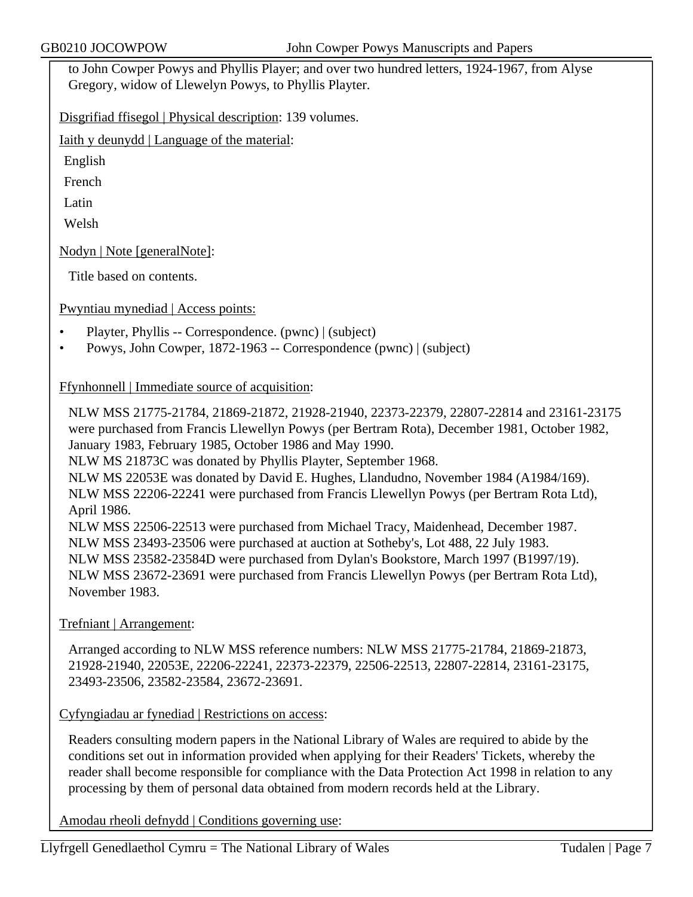to John Cowper Powys and Phyllis Player; and over two hundred letters, 1924-1967, from Alyse Gregory, widow of Llewelyn Powys, to Phyllis Playter.

Disgrifiad ffisegol | Physical description: 139 volumes.

Iaith y deunydd | Language of the material:

English

French

Latin

Welsh

Nodyn | Note [generalNote]:

Title based on contents.

Pwyntiau mynediad | Access points:

- Playter, Phyllis -- Correspondence. (pwnc) | (subject)
- Powys, John Cowper, 1872-1963 -- Correspondence (pwnc) | (subject)

Ffynhonnell | Immediate source of acquisition:

NLW MSS 21775-21784, 21869-21872, 21928-21940, 22373-22379, 22807-22814 and 23161-23175 were purchased from Francis Llewellyn Powys (per Bertram Rota), December 1981, October 1982, January 1983, February 1985, October 1986 and May 1990.
NLW MS 21873C was donated by Phyllis Playter, September 1968.
NLW MS 22053E was donated by David E. Hughes, Llandudno, November 1984 (A1984/169).
NLW MSS 22206-22241 were purchased from Francis Llewellyn Powys (per Bertram Rota Ltd), April 1986.
NLW MSS 22506-22513 were purchased from Michael Tracy, Maidenhead, December 1987.
NLW MSS 23493-23506 were purchased at auction at Sotheby's, Lot 488, 22 July 1983.
NLW MSS 23582-23584D were purchased from Dylan's Bookstore, March 1997 (B1997/19).
NLW MSS 23672-23691 were purchased from Francis Llewellyn Powys (per Bertram Rota Ltd), November 1983.

Trefniant | Arrangement:

Arranged according to NLW MSS reference numbers: NLW MSS 21775-21784, 21869-21873, 21928-21940, 22053E, 22206-22241, 22373-22379, 22506-22513, 22807-22814, 23161-23175, 23493-23506, 23582-23584, 23672-23691.

Cyfyngiadau ar fynediad | Restrictions on access:

Readers consulting modern papers in the National Library of Wales are required to abide by the conditions set out in information provided when applying for their Readers' Tickets, whereby the reader shall become responsible for compliance with the Data Protection Act 1998 in relation to any processing by them of personal data obtained from modern records held at the Library.

Amodau rheoli defnydd | Conditions governing use: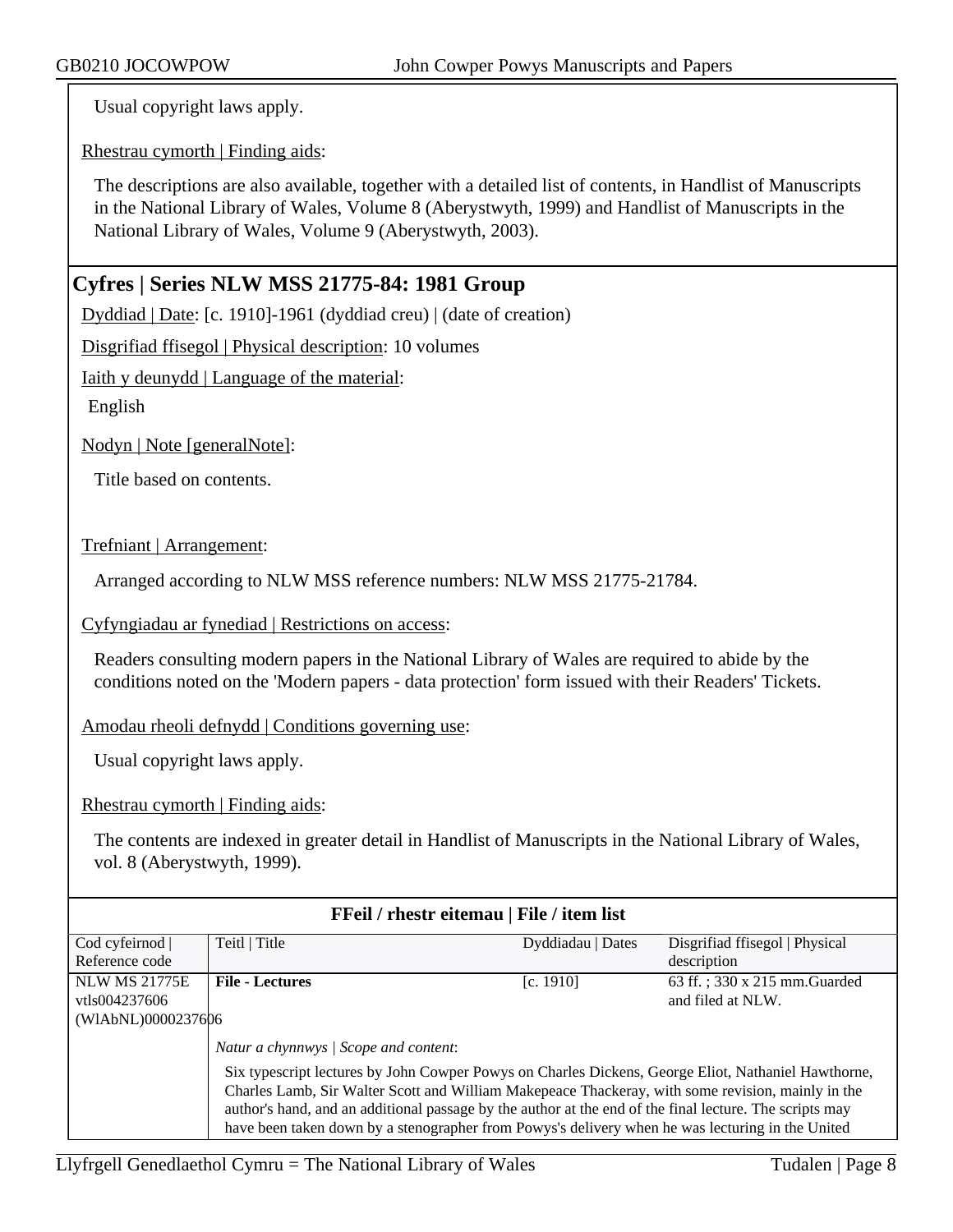Usual copyright laws apply.

Rhestrau cymorth | Finding aids:

The descriptions are also available, together with a detailed list of contents, in Handlist of Manuscripts in the National Library of Wales, Volume 8 (Aberystwyth, 1999) and Handlist of Manuscripts in the National Library of Wales, Volume 9 (Aberystwyth, 2003).

## Cyfres | Series NLW MSS 21775-84: 1981 Group

Dyddiad | Date: [c. 1910]-1961 (dyddiad creu) | (date of creation)

Disgrifiad ffisegol | Physical description: 10 volumes

Iaith y deunydd | Language of the material:

English

Nodyn | Note [generalNote]:

Title based on contents.

Trefniant | Arrangement:

Arranged according to NLW MSS reference numbers: NLW MSS 21775-21784.

Cyfyngiadau ar fynediad | Restrictions on access:

Readers consulting modern papers in the National Library of Wales are required to abide by the conditions noted on the 'Modern papers - data protection' form issued with their Readers' Tickets.

Amodau rheoli defnydd | Conditions governing use:

Usual copyright laws apply.

Rhestrau cymorth | Finding aids:

The contents are indexed in greater detail in Handlist of Manuscripts in the National Library of Wales, vol. 8 (Aberystwyth, 1999).

**FFeil / rhestr eitemau | File / item list**

| Cod cyfeirnod \| Reference code | Teitl \| Title | Dyddiadau \| Dates | Disgrifiad ffisegol \| Physical description |
|---|---|---|---|
| NLW MS 21775E vtls004237606 (WlAbNL)0000237606 | **File - Lectures** | [c. 1910] | 63 ff. ; 330 x 215 mm.Guarded and filed at NLW. |

*Natur a chynnwys | Scope and content*:

Six typescript lectures by John Cowper Powys on Charles Dickens, George Eliot, Nathaniel Hawthorne, Charles Lamb, Sir Walter Scott and William Makepeace Thackeray, with some revision, mainly in the author's hand, and an additional passage by the author at the end of the final lecture. The scripts may have been taken down by a stenographer from Powys's delivery when he was lecturing in the United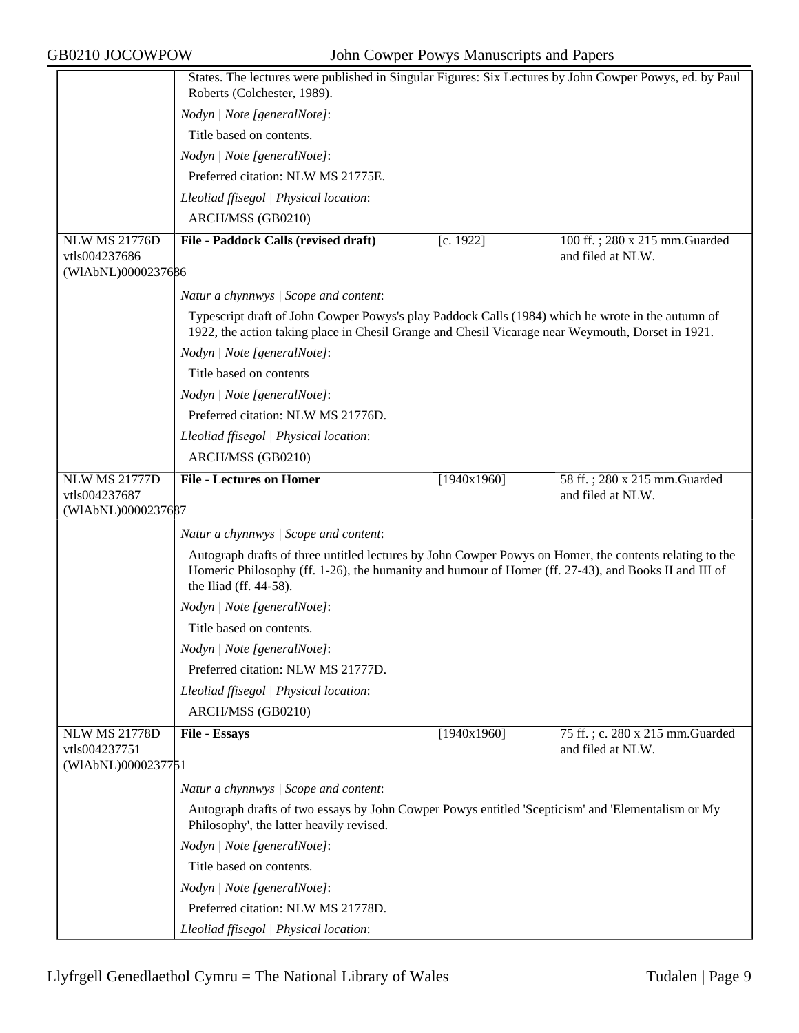States. The lectures were published in Singular Figures: Six Lectures by John Cowper Powys, ed. by Paul Roberts (Colchester, 1989).

*Nodyn | Note [generalNote]*:

Title based on contents.

*Nodyn | Note [generalNote]*:

Preferred citation: NLW MS 21775E.

*Lleoliad ffisegol | Physical location*:

ARCH/MSS (GB0210)

| NLW MS 21776D vtls004237686 (WlAbNL)0000237686 | **File - Paddock Calls (revised draft)** | [c. 1922] | 100 ff. ; 280 x 215 mm.Guarded and filed at NLW. |
|---|---|---|---|

*Natur a chynnwys | Scope and content*:

Typescript draft of John Cowper Powys's play Paddock Calls (1984) which he wrote in the autumn of 1922, the action taking place in Chesil Grange and Chesil Vicarage near Weymouth, Dorset in 1921.

*Nodyn | Note [generalNote]*:

Title based on contents

*Nodyn | Note [generalNote]*:

Preferred citation: NLW MS 21776D.

*Lleoliad ffisegol | Physical location*:

ARCH/MSS (GB0210)

| NLW MS 21777D vtls004237687 (WlAbNL)0000237687 | **File - Lectures on Homer** | [1940x1960] | 58 ff. ; 280 x 215 mm.Guarded and filed at NLW. |
|---|---|---|---|

*Natur a chynnwys | Scope and content*:

Autograph drafts of three untitled lectures by John Cowper Powys on Homer, the contents relating to the Homeric Philosophy (ff. 1-26), the humanity and humour of Homer (ff. 27-43), and Books II and III of the Iliad (ff. 44-58).

*Nodyn | Note [generalNote]*:

Title based on contents.

*Nodyn | Note [generalNote]*:

Preferred citation: NLW MS 21777D.

*Lleoliad ffisegol | Physical location*:

ARCH/MSS (GB0210)

| NLW MS 21778D vtls004237751 (WlAbNL)0000237751 | **File - Essays** | [1940x1960] | 75 ff. ; c. 280 x 215 mm.Guarded and filed at NLW. |
|---|---|---|---|

*Natur a chynnwys | Scope and content*:

Autograph drafts of two essays by John Cowper Powys entitled 'Scepticism' and 'Elementalism or My Philosophy', the latter heavily revised.

*Nodyn | Note [generalNote]*:

Title based on contents.

*Nodyn | Note [generalNote]*:

Preferred citation: NLW MS 21778D.

*Lleoliad ffisegol | Physical location*: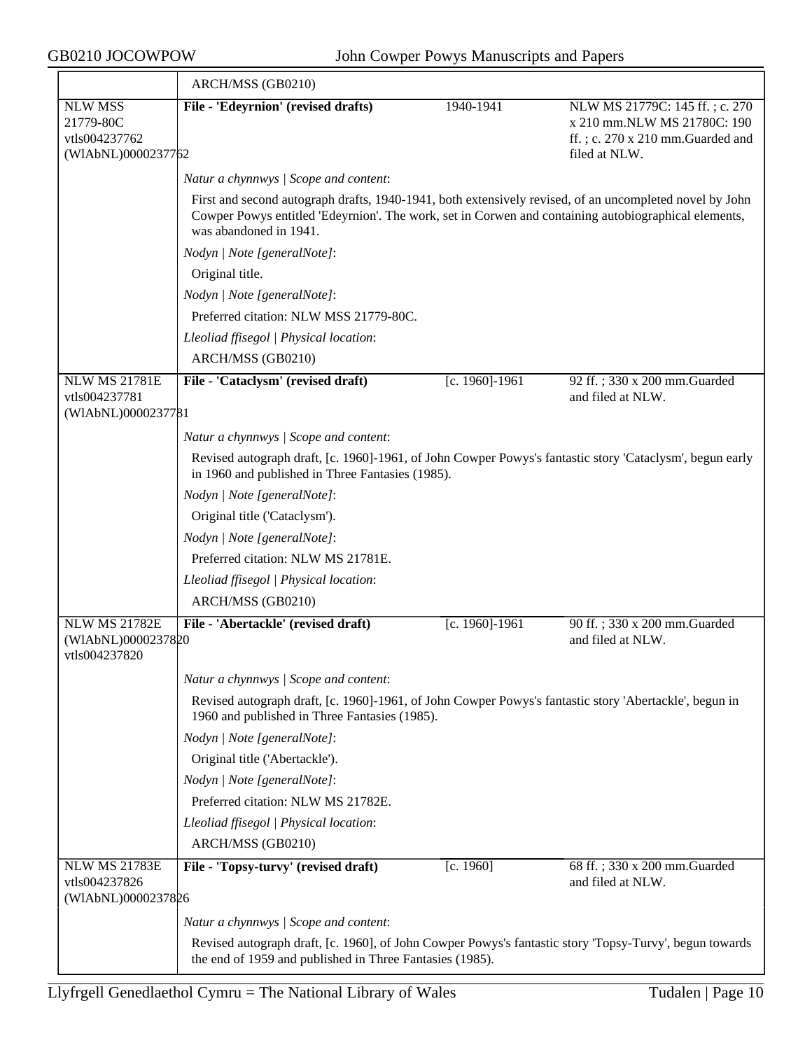| | ARCH/MSS (GB0210) | | |
|---|---|---|---|
| NLW MSS 21779-80C vtls004237762 (WlAbNL)0000237762 | **File - 'Edeyrnion' (revised drafts)** | 1940-1941 | NLW MS 21779C: 145 ff. ; c. 270 x 210 mm.NLW MS 21780C: 190 ff. ; c. 270 x 210 mm.Guarded and filed at NLW. |

*Natur a chynnwys | Scope and content*:

First and second autograph drafts, 1940-1941, both extensively revised, of an uncompleted novel by John Cowper Powys entitled 'Edeyrnion'. The work, set in Corwen and containing autobiographical elements, was abandoned in 1941.

*Nodyn | Note [generalNote]*:

Original title.

*Nodyn | Note [generalNote]*:

Preferred citation: NLW MSS 21779-80C.

*Lleoliad ffisegol | Physical location*:

ARCH/MSS (GB0210)

| NLW MS 21781E vtls004237781 (WlAbNL)0000237781 | **File - 'Cataclysm' (revised draft)** | [c. 1960]-1961 | 92 ff. ; 330 x 200 mm.Guarded and filed at NLW. |
|---|---|---|---|

*Natur a chynnwys | Scope and content*:

Revised autograph draft, [c. 1960]-1961, of John Cowper Powys's fantastic story 'Cataclysm', begun early in 1960 and published in Three Fantasies (1985).

*Nodyn | Note [generalNote]*:

Original title ('Cataclysm').

*Nodyn | Note [generalNote]*:

Preferred citation: NLW MS 21781E.

*Lleoliad ffisegol | Physical location*:

ARCH/MSS (GB0210)

| NLW MS 21782E (WlAbNL)0000237820 vtls004237820 | **File - 'Abertackle' (revised draft)** | [c. 1960]-1961 | 90 ff. ; 330 x 200 mm.Guarded and filed at NLW. |
|---|---|---|---|

*Natur a chynnwys | Scope and content*:

Revised autograph draft, [c. 1960]-1961, of John Cowper Powys's fantastic story 'Abertackle', begun in 1960 and published in Three Fantasies (1985).

*Nodyn | Note [generalNote]*:

Original title ('Abertackle').

*Nodyn | Note [generalNote]*:

Preferred citation: NLW MS 21782E.

*Lleoliad ffisegol | Physical location*:

ARCH/MSS (GB0210)

| NLW MS 21783E vtls004237826 (WlAbNL)0000237826 | **File - 'Topsy-turvy' (revised draft)** | [c. 1960] | 68 ff. ; 330 x 200 mm.Guarded and filed at NLW. |
|---|---|---|---|

*Natur a chynnwys | Scope and content*:

Revised autograph draft, [c. 1960], of John Cowper Powys's fantastic story 'Topsy-Turvy', begun towards the end of 1959 and published in Three Fantasies (1985).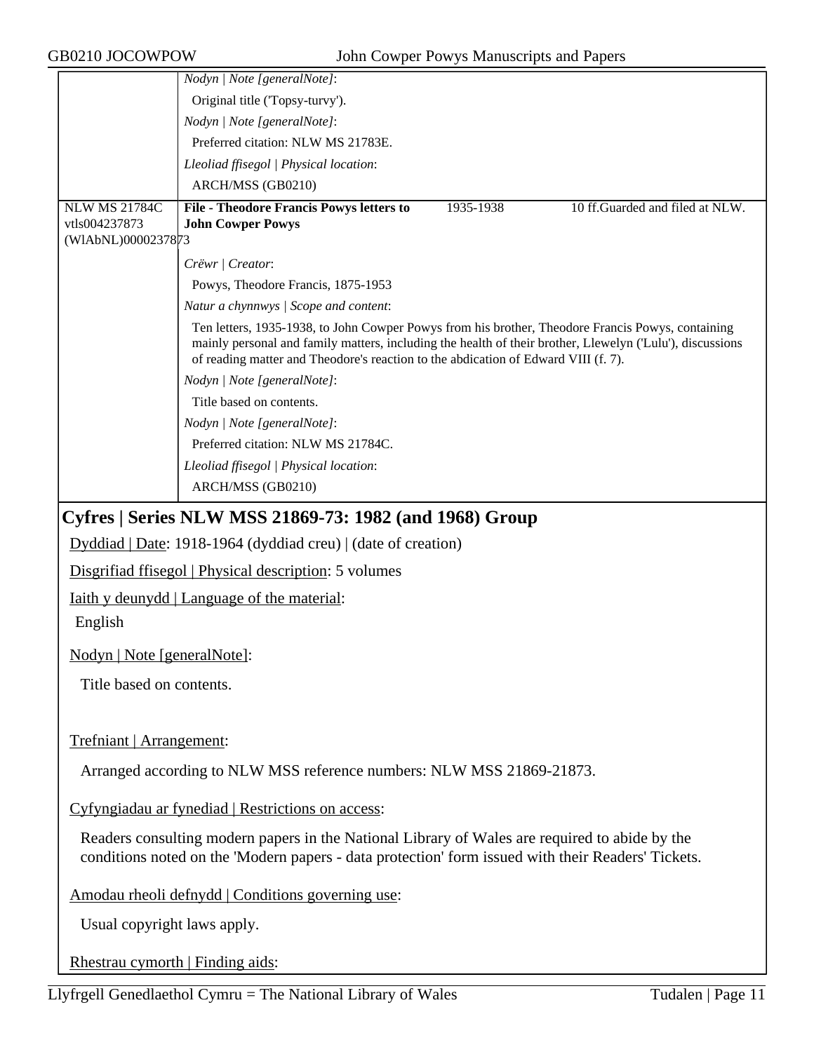| | | | |
|---|---|---|---|
| | *Nodyn \| Note [generalNote]*: | | |
| | Original title ('Topsy-turvy'). | | |
| | *Nodyn \| Note [generalNote]*: | | |
| | Preferred citation: NLW MS 21783E. | | |
| | *Lleoliad ffisegol \| Physical location*: | | |
| | ARCH/MSS (GB0210) | | |
| NLW MS 21784C vtls004237873 (WlAbNL)0000237873 | **File - Theodore Francis Powys letters to John Cowper Powys** | 1935-1938 | 10 ff.Guarded and filed at NLW. |
| | *Crëwr \| Creator*: | | |
| | Powys, Theodore Francis, 1875-1953 | | |
| | *Natur a chynnwys \| Scope and content*: | | |
| | Ten letters, 1935-1938, to John Cowper Powys from his brother, Theodore Francis Powys, containing mainly personal and family matters, including the health of their brother, Llewelyn ('Lulu'), discussions of reading matter and Theodore's reaction to the abdication of Edward VIII (f. 7). | | |
| | *Nodyn \| Note [generalNote]*: | | |
| | Title based on contents. | | |
| | *Nodyn \| Note [generalNote]*: | | |
| | Preferred citation: NLW MS 21784C. | | |
| | *Lleoliad ffisegol \| Physical location*: | | |
| | ARCH/MSS (GB0210) | | |

## Cyfres | Series NLW MSS 21869-73: 1982 (and 1968) Group

Dyddiad | Date: 1918-1964 (dyddiad creu) | (date of creation)

Disgrifiad ffisegol | Physical description: 5 volumes

Iaith y deunydd | Language of the material:

English

Nodyn | Note [generalNote]:

Title based on contents.

Trefniant | Arrangement:

Arranged according to NLW MSS reference numbers: NLW MSS 21869-21873.

Cyfyngiadau ar fynediad | Restrictions on access:

Readers consulting modern papers in the National Library of Wales are required to abide by the conditions noted on the 'Modern papers - data protection' form issued with their Readers' Tickets.

Amodau rheoli defnydd | Conditions governing use:

Usual copyright laws apply.

Rhestrau cymorth | Finding aids: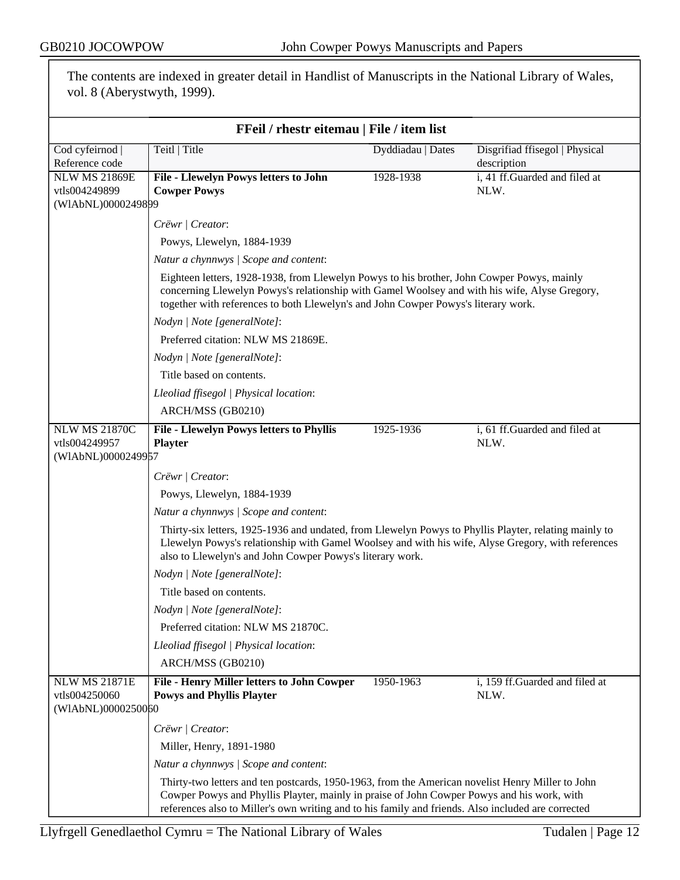The contents are indexed in greater detail in Handlist of Manuscripts in the National Library of Wales, vol. 8 (Aberystwyth, 1999).

## FFeil / rhestr eitemau | File / item list

| Cod cyfeirnod \| Reference code | Teitl \| Title | Dyddiadau \| Dates | Disgrifiad ffisegol \| Physical description |
|---|---|---|---|
| NLW MS 21869E vtls004249899 (WlAbNL)0000249899 | **File - Llewelyn Powys letters to John Cowper Powys** | 1928-1938 | i, 41 ff.Guarded and filed at NLW. |

*Crëwr | Creator*:

Powys, Llewelyn, 1884-1939

*Natur a chynnwys | Scope and content*:

Eighteen letters, 1928-1938, from Llewelyn Powys to his brother, John Cowper Powys, mainly concerning Llewelyn Powys's relationship with Gamel Woolsey and with his wife, Alyse Gregory, together with references to both Llewelyn's and John Cowper Powys's literary work.

*Nodyn | Note [generalNote]*:

Preferred citation: NLW MS 21869E.

*Nodyn | Note [generalNote]*:

Title based on contents.

*Lleoliad ffisegol | Physical location*:

ARCH/MSS (GB0210)

| Cod cyfeirnod \| Reference code | Teitl \| Title | Dyddiadau \| Dates | Disgrifiad ffisegol \| Physical description |
|---|---|---|---|
| NLW MS 21870C vtls004249957 (WlAbNL)0000249957 | **File - Llewelyn Powys letters to Phyllis Playter** | 1925-1936 | i, 61 ff.Guarded and filed at NLW. |

*Crëwr | Creator*:

Powys, Llewelyn, 1884-1939

*Natur a chynnwys | Scope and content*:

Thirty-six letters, 1925-1936 and undated, from Llewelyn Powys to Phyllis Playter, relating mainly to Llewelyn Powys's relationship with Gamel Woolsey and with his wife, Alyse Gregory, with references also to Llewelyn's and John Cowper Powys's literary work.

*Nodyn | Note [generalNote]*:

Title based on contents.

*Nodyn | Note [generalNote]*:

Preferred citation: NLW MS 21870C.

*Lleoliad ffisegol | Physical location*:

ARCH/MSS (GB0210)

| Cod cyfeirnod \| Reference code | Teitl \| Title | Dyddiadau \| Dates | Disgrifiad ffisegol \| Physical description |
|---|---|---|---|
| NLW MS 21871E vtls004250060 (WlAbNL)0000250060 | **File - Henry Miller letters to John Cowper Powys and Phyllis Playter** | 1950-1963 | i, 159 ff.Guarded and filed at NLW. |

*Crëwr | Creator*:

Miller, Henry, 1891-1980

*Natur a chynnwys | Scope and content*:

Thirty-two letters and ten postcards, 1950-1963, from the American novelist Henry Miller to John Cowper Powys and Phyllis Playter, mainly in praise of John Cowper Powys and his work, with references also to Miller's own writing and to his family and friends. Also included are corrected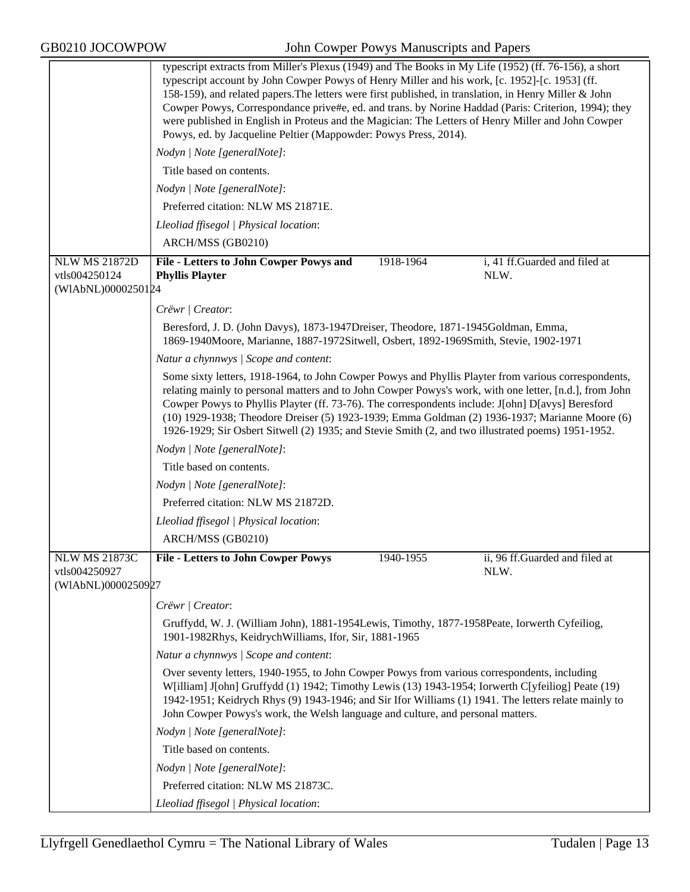typescript extracts from Miller's Plexus (1949) and The Books in My Life (1952) (ff. 76-156), a short typescript account by John Cowper Powys of Henry Miller and his work, [c. 1952]-[c. 1953] (ff. 158-159), and related papers.The letters were first published, in translation, in Henry Miller & John Cowper Powys, Correspondance prive#e, ed. and trans. by Norine Haddad (Paris: Criterion, 1994); they were published in English in Proteus and the Magician: The Letters of Henry Miller and John Cowper Powys, ed. by Jacqueline Peltier (Mappowder: Powys Press, 2014).

*Nodyn | Note [generalNote]*:

Title based on contents.

*Nodyn | Note [generalNote]*:

Preferred citation: NLW MS 21871E.

*Lleoliad ffisegol | Physical location*:

ARCH/MSS (GB0210)

| NLW MS 21872D vtls004250124 (WlAbNL)0000250124 | **File - Letters to John Cowper Powys and Phyllis Playter** | 1918-1964 | i, 41 ff.Guarded and filed at NLW. |
|---|---|---|---|

*Crëwr | Creator*:

Beresford, J. D. (John Davys), 1873-1947Dreiser, Theodore, 1871-1945Goldman, Emma, 1869-1940Moore, Marianne, 1887-1972Sitwell, Osbert, 1892-1969Smith, Stevie, 1902-1971

*Natur a chynnwys | Scope and content*:

Some sixty letters, 1918-1964, to John Cowper Powys and Phyllis Playter from various correspondents, relating mainly to personal matters and to John Cowper Powys's work, with one letter, [n.d.], from John Cowper Powys to Phyllis Playter (ff. 73-76). The correspondents include: J[ohn] D[avys] Beresford (10) 1929-1938; Theodore Dreiser (5) 1923-1939; Emma Goldman (2) 1936-1937; Marianne Moore (6) 1926-1929; Sir Osbert Sitwell (2) 1935; and Stevie Smith (2, and two illustrated poems) 1951-1952.

*Nodyn | Note [generalNote]*:

Title based on contents.

*Nodyn | Note [generalNote]*:

Preferred citation: NLW MS 21872D.

*Lleoliad ffisegol | Physical location*:

ARCH/MSS (GB0210)

| NLW MS 21873C vtls004250927 (WlAbNL)0000250927 | **File - Letters to John Cowper Powys** | 1940-1955 | ii, 96 ff.Guarded and filed at NLW. |
|---|---|---|---|

*Crëwr | Creator*:

Gruffydd, W. J. (William John), 1881-1954Lewis, Timothy, 1877-1958Peate, Iorwerth Cyfeiliog, 1901-1982Rhys, KeidrychWilliams, Ifor, Sir, 1881-1965

*Natur a chynnwys | Scope and content*:

Over seventy letters, 1940-1955, to John Cowper Powys from various correspondents, including W[illiam] J[ohn] Gruffydd (1) 1942; Timothy Lewis (13) 1943-1954; Iorwerth C[yfeiliog] Peate (19) 1942-1951; Keidrych Rhys (9) 1943-1946; and Sir Ifor Williams (1) 1941. The letters relate mainly to John Cowper Powys's work, the Welsh language and culture, and personal matters.

*Nodyn | Note [generalNote]*:

Title based on contents.

*Nodyn | Note [generalNote]*:

Preferred citation: NLW MS 21873C.

*Lleoliad ffisegol | Physical location*: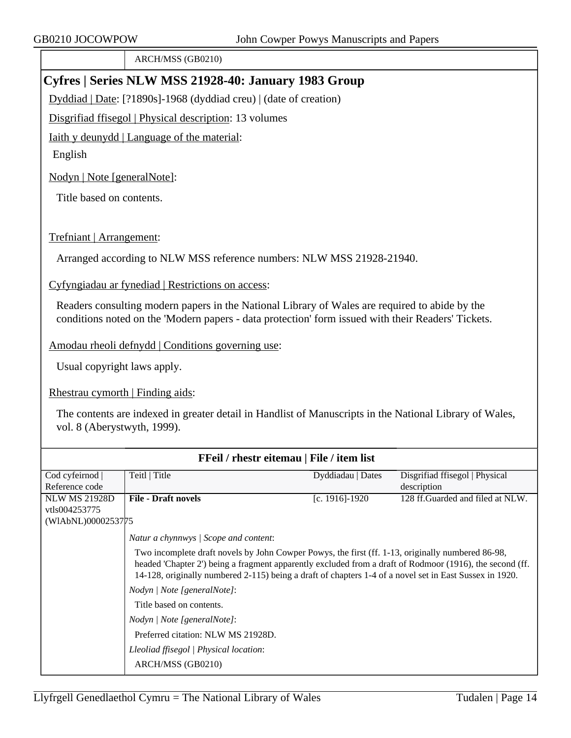| | ARCH/MSS (GB0210) |
|---|---|

## Cyfres | Series NLW MSS 21928-40: January 1983 Group

Dyddiad | Date: [?1890s]-1968 (dyddiad creu) | (date of creation)

Disgrifiad ffisegol | Physical description: 13 volumes

Iaith y deunydd | Language of the material:

English

Nodyn | Note [generalNote]:

Title based on contents.

Trefniant | Arrangement:

Arranged according to NLW MSS reference numbers: NLW MSS 21928-21940.

Cyfyngiadau ar fynediad | Restrictions on access:

Readers consulting modern papers in the National Library of Wales are required to abide by the conditions noted on the 'Modern papers - data protection' form issued with their Readers' Tickets.

Amodau rheoli defnydd | Conditions governing use:

Usual copyright laws apply.

Rhestrau cymorth | Finding aids:

The contents are indexed in greater detail in Handlist of Manuscripts in the National Library of Wales, vol. 8 (Aberystwyth, 1999).

### FFeil / rhestr eitemau | File / item list

| Cod cyfeirnod \| Reference code | Teitl \| Title | Dyddiadau \| Dates | Disgrifiad ffisegol \| Physical description |
|---|---|---|---|
| NLW MS 21928D vtls004253775 (WlAbNL)0000253775 | **File - Draft novels** | [c. 1916]-1920 | 128 ff.Guarded and filed at NLW. |

*Natur a chynnwys | Scope and content*:

Two incomplete draft novels by John Cowper Powys, the first (ff. 1-13, originally numbered 86-98, headed 'Chapter 2') being a fragment apparently excluded from a draft of Rodmoor (1916), the second (ff. 14-128, originally numbered 2-115) being a draft of chapters 1-4 of a novel set in East Sussex in 1920.

*Nodyn | Note [generalNote]*:

Title based on contents.

*Nodyn | Note [generalNote]*:

Preferred citation: NLW MS 21928D.

*Lleoliad ffisegol | Physical location*:

ARCH/MSS (GB0210)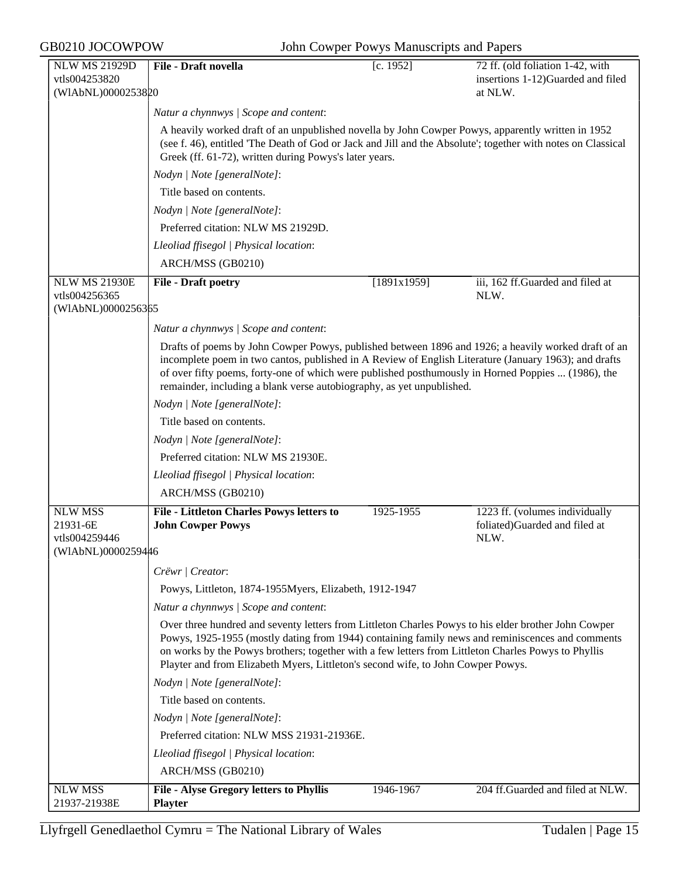| NLW MS 21929D vtls004253820 (WlAbNL)0000253820 | **File - Draft novella** | [c. 1952] | 72 ff. (old foliation 1-42, with insertions 1-12)Guarded and filed at NLW. |
|---|---|---|---|

*Natur a chynnwys | Scope and content*:

A heavily worked draft of an unpublished novella by John Cowper Powys, apparently written in 1952 (see f. 46), entitled 'The Death of God or Jack and Jill and the Absolute'; together with notes on Classical Greek (ff. 61-72), written during Powys's later years.

*Nodyn | Note [generalNote]*:

Title based on contents.

*Nodyn | Note [generalNote]*:

Preferred citation: NLW MS 21929D.

*Lleoliad ffisegol | Physical location*:

ARCH/MSS (GB0210)

| NLW MS 21930E vtls004256365 (WlAbNL)0000256365 | **File - Draft poetry** | [1891x1959] | iii, 162 ff.Guarded and filed at NLW. |
|---|---|---|---|

*Natur a chynnwys | Scope and content*:

Drafts of poems by John Cowper Powys, published between 1896 and 1926; a heavily worked draft of an incomplete poem in two cantos, published in A Review of English Literature (January 1963); and drafts of over fifty poems, forty-one of which were published posthumously in Horned Poppies ... (1986), the remainder, including a blank verse autobiography, as yet unpublished.

*Nodyn | Note [generalNote]*:

Title based on contents.

*Nodyn | Note [generalNote]*:

Preferred citation: NLW MS 21930E.

*Lleoliad ffisegol | Physical location*:

ARCH/MSS (GB0210)

| NLW MSS 21931-6E vtls004259446 (WlAbNL)0000259446 | **File - Littleton Charles Powys letters to John Cowper Powys** | 1925-1955 | 1223 ff. (volumes individually foliated)Guarded and filed at NLW. |
|---|---|---|---|

*Crëwr | Creator*:

Powys, Littleton, 1874-1955Myers, Elizabeth, 1912-1947

*Natur a chynnwys | Scope and content*:

Over three hundred and seventy letters from Littleton Charles Powys to his elder brother John Cowper Powys, 1925-1955 (mostly dating from 1944) containing family news and reminiscences and comments on works by the Powys brothers; together with a few letters from Littleton Charles Powys to Phyllis Playter and from Elizabeth Myers, Littleton's second wife, to John Cowper Powys.

*Nodyn | Note [generalNote]*:

Title based on contents.

*Nodyn | Note [generalNote]*:

Preferred citation: NLW MSS 21931-21936E.

*Lleoliad ffisegol | Physical location*:

ARCH/MSS (GB0210)

| NLW MSS 21937-21938E | **File - Alyse Gregory letters to Phyllis Playter** | 1946-1967 | 204 ff.Guarded and filed at NLW. |
|---|---|---|---|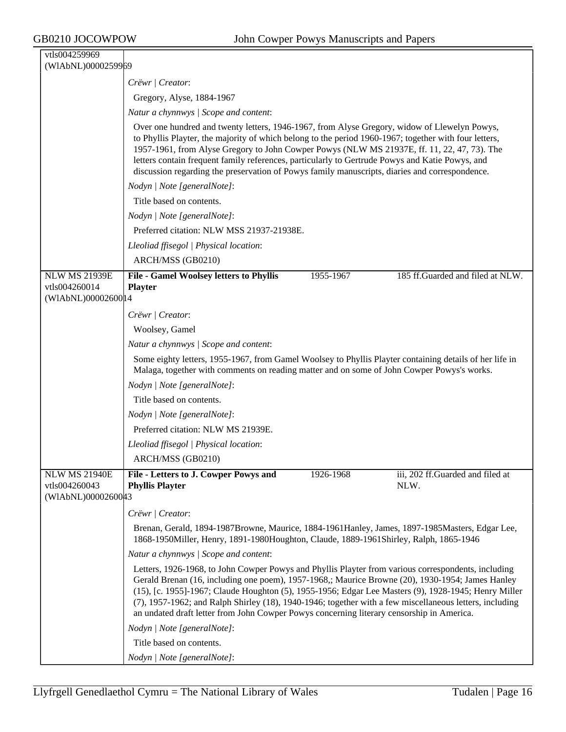vtls004259969
(WlAbNL)0000259969

*Crëwr | Creator*:

Gregory, Alyse, 1884-1967

*Natur a chynnwys | Scope and content*:

Over one hundred and twenty letters, 1946-1967, from Alyse Gregory, widow of Llewelyn Powys, to Phyllis Playter, the majority of which belong to the period 1960-1967; together with four letters, 1957-1961, from Alyse Gregory to John Cowper Powys (NLW MS 21937E, ff. 11, 22, 47, 73). The letters contain frequent family references, particularly to Gertrude Powys and Katie Powys, and discussion regarding the preservation of Powys family manuscripts, diaries and correspondence.

*Nodyn | Note [generalNote]*:

Title based on contents.

*Nodyn | Note [generalNote]*:

Preferred citation: NLW MSS 21937-21938E.

*Lleoliad ffisegol | Physical location*:

ARCH/MSS (GB0210)

---

NLW MS 21939E
vtls004260014
(WlAbNL)0000260014

**File - Gamel Woolsey letters to Phyllis Playter** | 1955-1967 | 185 ff.Guarded and filed at NLW.

*Crëwr | Creator*:

Woolsey, Gamel

*Natur a chynnwys | Scope and content*:

Some eighty letters, 1955-1967, from Gamel Woolsey to Phyllis Playter containing details of her life in Malaga, together with comments on reading matter and on some of John Cowper Powys's works.

*Nodyn | Note [generalNote]*:

Title based on contents.

*Nodyn | Note [generalNote]*:

Preferred citation: NLW MS 21939E.

*Lleoliad ffisegol | Physical location*:

ARCH/MSS (GB0210)

---

NLW MS 21940E
vtls004260043
(WlAbNL)0000260043

**File - Letters to J. Cowper Powys and Phyllis Playter** | 1926-1968 | iii, 202 ff.Guarded and filed at NLW.

*Crëwr | Creator*:

Brenan, Gerald, 1894-1987Browne, Maurice, 1884-1961Hanley, James, 1897-1985Masters, Edgar Lee, 1868-1950Miller, Henry, 1891-1980Houghton, Claude, 1889-1961Shirley, Ralph, 1865-1946

*Natur a chynnwys | Scope and content*:

Letters, 1926-1968, to John Cowper Powys and Phyllis Playter from various correspondents, including Gerald Brenan (16, including one poem), 1957-1968,; Maurice Browne (20), 1930-1954; James Hanley (15), [c. 1955]-1967; Claude Houghton (5), 1955-1956; Edgar Lee Masters (9), 1928-1945; Henry Miller (7), 1957-1962; and Ralph Shirley (18), 1940-1946; together with a few miscellaneous letters, including an undated draft letter from John Cowper Powys concerning literary censorship in America.

*Nodyn | Note [generalNote]*:

Title based on contents.

*Nodyn | Note [generalNote]*: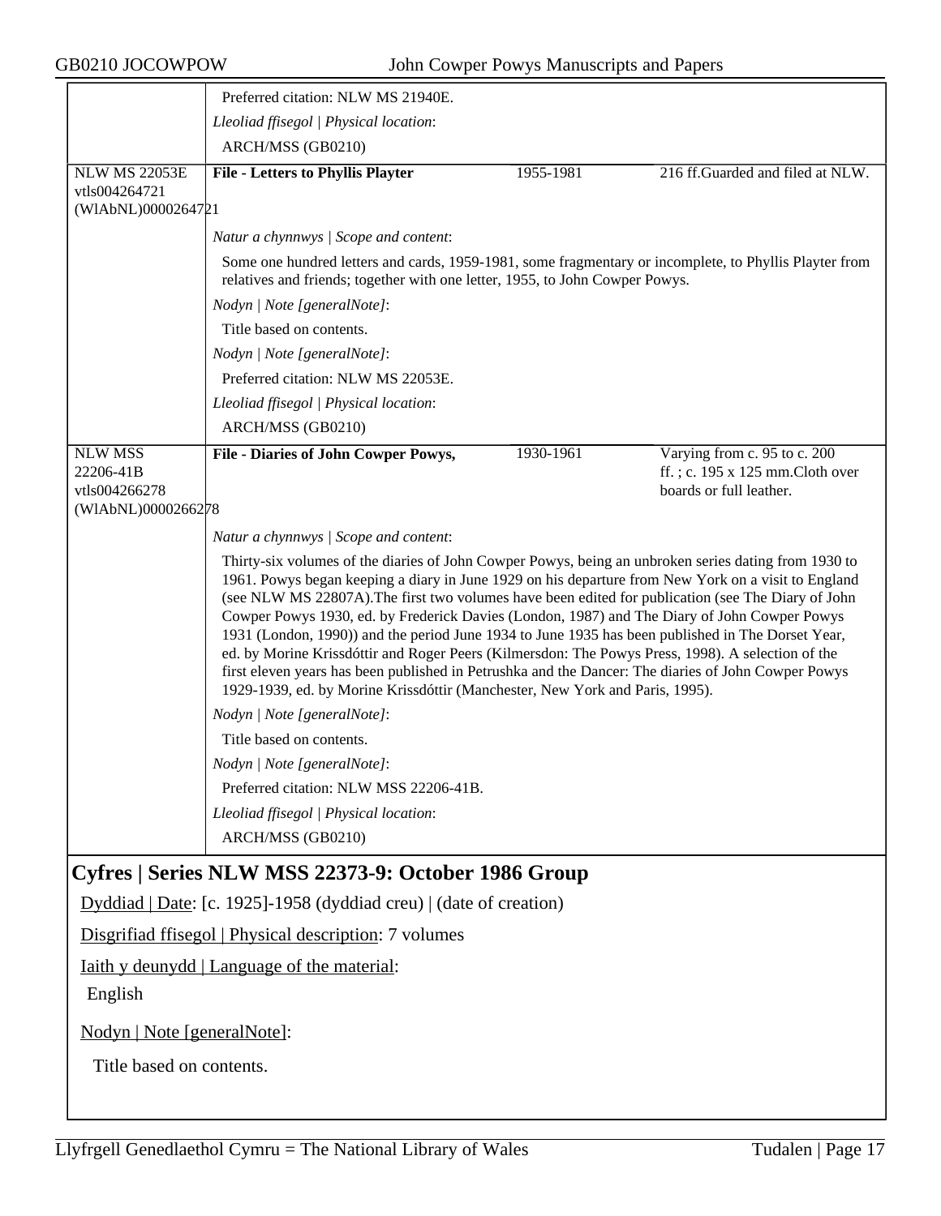Preferred citation: NLW MS 21940E.

*Lleoliad ffisegol | Physical location*:

ARCH/MSS (GB0210)

| NLW MS 22053E vtls004264721 (WlAbNL)0000264721 | **File - Letters to Phyllis Playter** | 1955-1981 | 216 ff.Guarded and filed at NLW. |
|---|---|---|---|

*Natur a chynnwys | Scope and content*:

Some one hundred letters and cards, 1959-1981, some fragmentary or incomplete, to Phyllis Playter from relatives and friends; together with one letter, 1955, to John Cowper Powys.

*Nodyn | Note [generalNote]*:

Title based on contents.

*Nodyn | Note [generalNote]*:

Preferred citation: NLW MS 22053E.

*Lleoliad ffisegol | Physical location*:

ARCH/MSS (GB0210)

| NLW MSS 22206-41B vtls004266278 (WlAbNL)0000266278 | **File - Diaries of John Cowper Powys,** | 1930-1961 | Varying from c. 95 to c. 200 ff. ; c. 195 x 125 mm.Cloth over boards or full leather. |
|---|---|---|---|

*Natur a chynnwys | Scope and content*:

Thirty-six volumes of the diaries of John Cowper Powys, being an unbroken series dating from 1930 to 1961. Powys began keeping a diary in June 1929 on his departure from New York on a visit to England (see NLW MS 22807A).The first two volumes have been edited for publication (see The Diary of John Cowper Powys 1930, ed. by Frederick Davies (London, 1987) and The Diary of John Cowper Powys 1931 (London, 1990)) and the period June 1934 to June 1935 has been published in The Dorset Year, ed. by Morine Krissdóttir and Roger Peers (Kilmersdon: The Powys Press, 1998). A selection of the first eleven years has been published in Petrushka and the Dancer: The diaries of John Cowper Powys 1929-1939, ed. by Morine Krissdóttir (Manchester, New York and Paris, 1995).

*Nodyn | Note [generalNote]*:

Title based on contents.

*Nodyn | Note [generalNote]*:

Preferred citation: NLW MSS 22206-41B.

*Lleoliad ffisegol | Physical location*:

ARCH/MSS (GB0210)

## Cyfres | Series NLW MSS 22373-9: October 1986 Group

Dyddiad | Date: [c. 1925]-1958 (dyddiad creu) | (date of creation)

Disgrifiad ffisegol | Physical description: 7 volumes

Iaith y deunydd | Language of the material:

English

Nodyn | Note [generalNote]:

Title based on contents.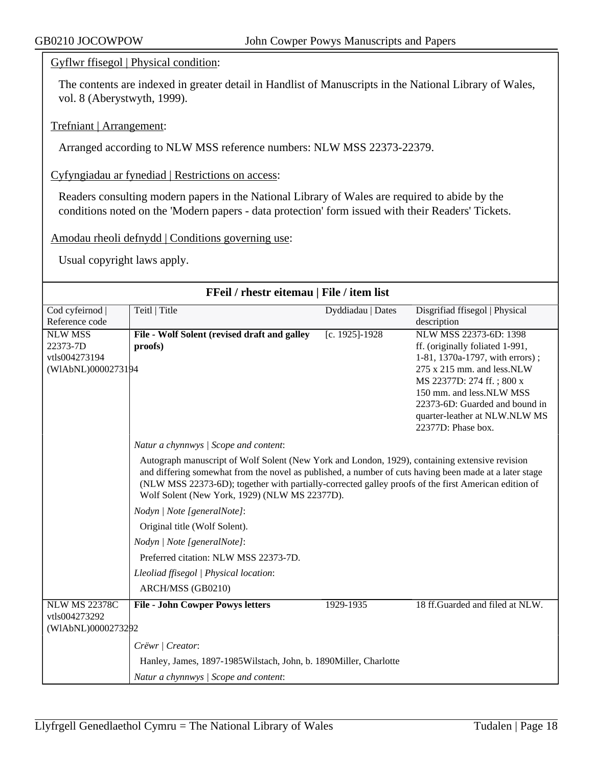Gyflwr ffisegol | Physical condition:

The contents are indexed in greater detail in Handlist of Manuscripts in the National Library of Wales, vol. 8 (Aberystwyth, 1999).

Trefniant | Arrangement:

Arranged according to NLW MSS reference numbers: NLW MSS 22373-22379.

Cyfyngiadau ar fynediad | Restrictions on access:

Readers consulting modern papers in the National Library of Wales are required to abide by the conditions noted on the 'Modern papers - data protection' form issued with their Readers' Tickets.

Amodau rheoli defnydd | Conditions governing use:

Usual copyright laws apply.

## FFeil / rhestr eitemau | File / item list

| Cod cyfeirnod \| Reference code | Teitl \| Title | Dyddiadau \| Dates | Disgrifiad ffisegol \| Physical description |
|---|---|---|---|
| NLW MSS 22373-7D vtls004273194 (WlAbNL)0000273194 | **File - Wolf Solent (revised draft and galley proofs)** | [c. 1925]-1928 | NLW MSS 22373-6D: 1398 ff. (originally foliated 1-991, 1-81, 1370a-1797, with errors) ; 275 x 215 mm. and less.NLW MS 22377D: 274 ff. ; 800 x 150 mm. and less.NLW MSS 22373-6D: Guarded and bound in quarter-leather at NLW.NLW MS 22377D: Phase box. |

*Natur a chynnwys | Scope and content*:

Autograph manuscript of Wolf Solent (New York and London, 1929), containing extensive revision and differing somewhat from the novel as published, a number of cuts having been made at a later stage (NLW MSS 22373-6D); together with partially-corrected galley proofs of the first American edition of Wolf Solent (New York, 1929) (NLW MS 22377D).

*Nodyn | Note [generalNote]*:

Original title (Wolf Solent).

*Nodyn | Note [generalNote]*:

Preferred citation: NLW MSS 22373-7D.

*Lleoliad ffisegol | Physical location*:

ARCH/MSS (GB0210)

| Cod cyfeirnod \| Reference code | Teitl \| Title | Dyddiadau \| Dates | Disgrifiad ffisegol \| Physical description |
|---|---|---|---|
| NLW MS 22378C vtls004273292 (WlAbNL)0000273292 | **File - John Cowper Powys letters** | 1929-1935 | 18 ff.Guarded and filed at NLW. |

*Crëwr | Creator*:

Hanley, James, 1897-1985Wilstach, John, b. 1890Miller, Charlotte

*Natur a chynnwys | Scope and content*: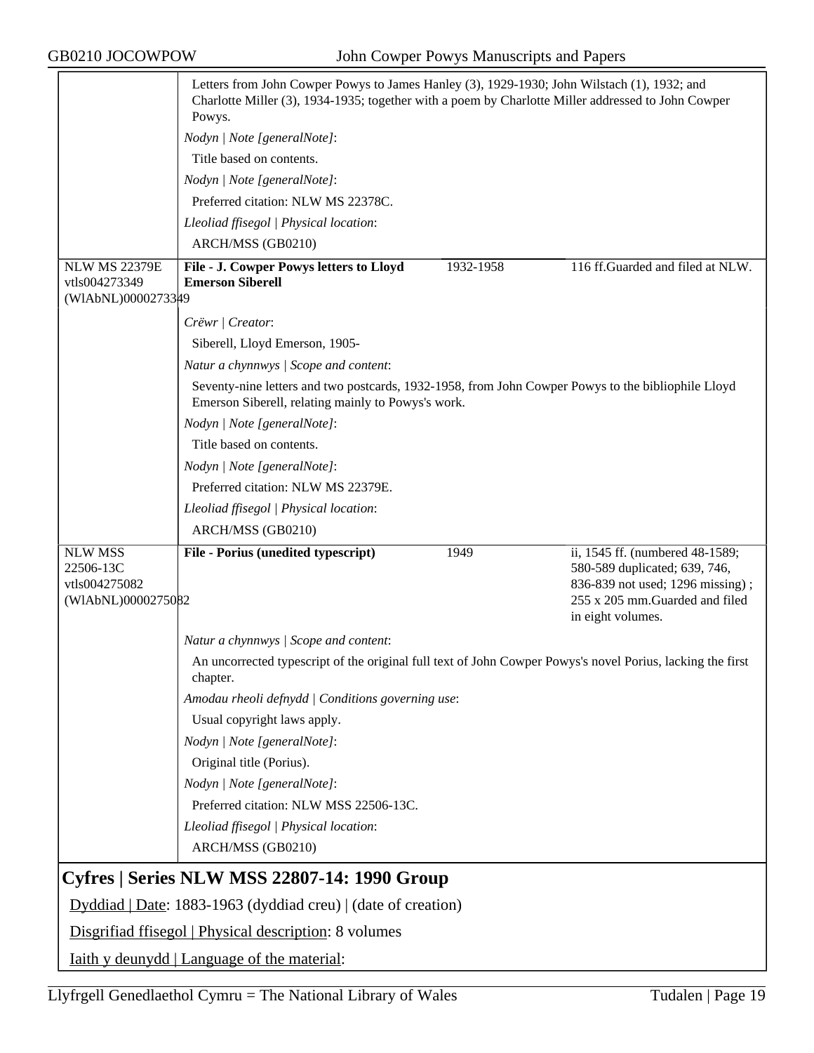| | | | |
|---|---|---|---|
| | Letters from John Cowper Powys to James Hanley (3), 1929-1930; John Wilstach (1), 1932; and Charlotte Miller (3), 1934-1935; together with a poem by Charlotte Miller addressed to John Cowper Powys.<br>*Nodyn \| Note [generalNote]*:<br>Title based on contents.<br>*Nodyn \| Note [generalNote]*:<br>Preferred citation: NLW MS 22378C.<br>*Lleoliad ffisegol \| Physical location*:<br>ARCH/MSS (GB0210) | | |
| NLW MS 22379E<br>vtls004273349<br>(WlAbNL)0000273349 | **File - J. Cowper Powys letters to Lloyd Emerson Siberell** | 1932-1958 | 116 ff.Guarded and filed at NLW. |
| | *Crëwr \| Creator*:<br>Siberell, Lloyd Emerson, 1905-<br>*Natur a chynnwys \| Scope and content*:<br>Seventy-nine letters and two postcards, 1932-1958, from John Cowper Powys to the bibliophile Lloyd Emerson Siberell, relating mainly to Powys's work.<br>*Nodyn \| Note [generalNote]*:<br>Title based on contents.<br>*Nodyn \| Note [generalNote]*:<br>Preferred citation: NLW MS 22379E.<br>*Lleoliad ffisegol \| Physical location*:<br>ARCH/MSS (GB0210) | | |
| NLW MSS 22506-13C<br>vtls004275082<br>(WlAbNL)0000275082 | **File - Porius (unedited typescript)** | 1949 | ii, 1545 ff. (numbered 48-1589; 580-589 duplicated; 639, 746, 836-839 not used; 1296 missing) ; 255 x 205 mm.Guarded and filed in eight volumes. |
| | *Natur a chynnwys \| Scope and content*:<br>An uncorrected typescript of the original full text of John Cowper Powys's novel Porius, lacking the first chapter.<br>*Amodau rheoli defnydd \| Conditions governing use*:<br>Usual copyright laws apply.<br>*Nodyn \| Note [generalNote]*:<br>Original title (Porius).<br>*Nodyn \| Note [generalNote]*:<br>Preferred citation: NLW MSS 22506-13C.<br>*Lleoliad ffisegol \| Physical location*:<br>ARCH/MSS (GB0210) | | |

## Cyfres | Series NLW MSS 22807-14: 1990 Group

Dyddiad | Date: 1883-1963 (dyddiad creu) | (date of creation)

Disgrifiad ffisegol | Physical description: 8 volumes

Iaith y deunydd | Language of the material: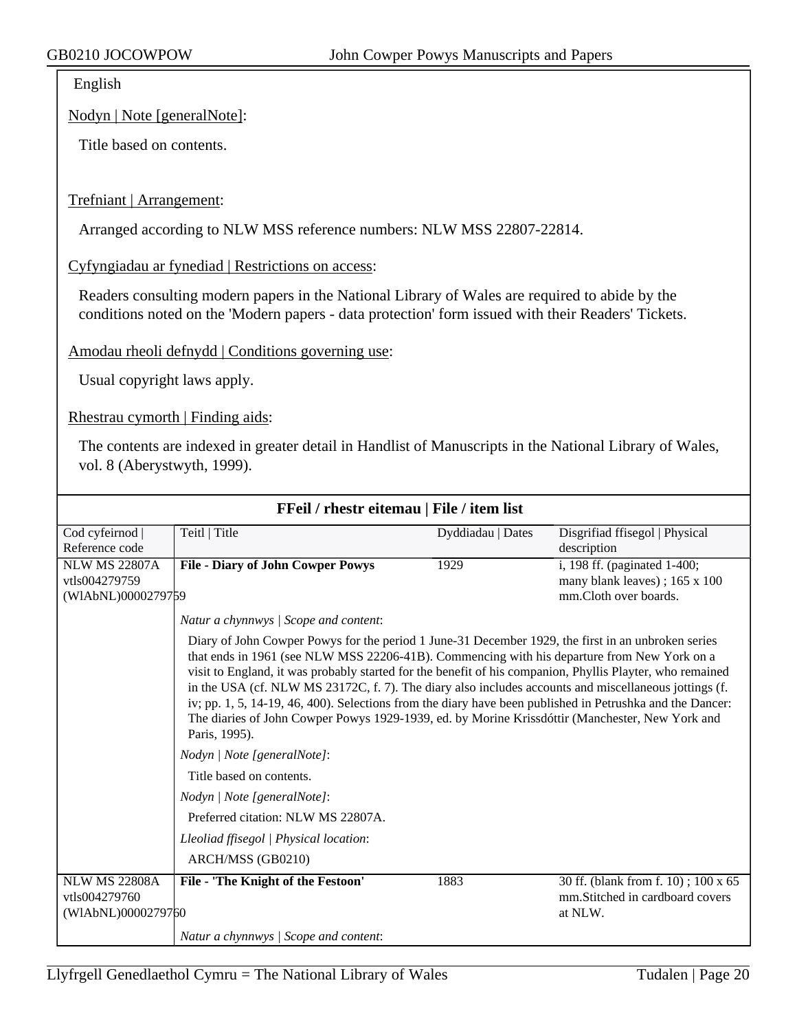English

Nodyn | Note [generalNote]:

Title based on contents.

Trefniant | Arrangement:

Arranged according to NLW MSS reference numbers: NLW MSS 22807-22814.

Cyfyngiadau ar fynediad | Restrictions on access:

Readers consulting modern papers in the National Library of Wales are required to abide by the conditions noted on the 'Modern papers - data protection' form issued with their Readers' Tickets.

Amodau rheoli defnydd | Conditions governing use:

Usual copyright laws apply.

Rhestrau cymorth | Finding aids:

The contents are indexed in greater detail in Handlist of Manuscripts in the National Library of Wales, vol. 8 (Aberystwyth, 1999).

**FFeil / rhestr eitemau | File / item list**

| Cod cyfeirnod \| Reference code | Teitl \| Title | Dyddiadau \| Dates | Disgrifiad ffisegol \| Physical description |
|---|---|---|---|
| NLW MS 22807A vtls004279759 (WlAbNL)0000279759 | **File - Diary of John Cowper Powys** | 1929 | i, 198 ff. (paginated 1-400; many blank leaves) ; 165 x 100 mm.Cloth over boards. |

*Natur a chynnwys | Scope and content*:

Diary of John Cowper Powys for the period 1 June-31 December 1929, the first in an unbroken series that ends in 1961 (see NLW MSS 22206-41B). Commencing with his departure from New York on a visit to England, it was probably started for the benefit of his companion, Phyllis Playter, who remained in the USA (cf. NLW MS 23172C, f. 7). The diary also includes accounts and miscellaneous jottings (f. iv; pp. 1, 5, 14-19, 46, 400). Selections from the diary have been published in Petrushka and the Dancer: The diaries of John Cowper Powys 1929-1939, ed. by Morine Krissdóttir (Manchester, New York and Paris, 1995).

*Nodyn | Note [generalNote]*:

Title based on contents.

*Nodyn | Note [generalNote]*:

Preferred citation: NLW MS 22807A.

*Lleoliad ffisegol | Physical location*:

ARCH/MSS (GB0210)

| Cod cyfeirnod \| Reference code | Teitl \| Title | Dyddiadau \| Dates | Disgrifiad ffisegol \| Physical description |
|---|---|---|---|
| NLW MS 22808A vtls004279760 (WlAbNL)0000279760 | **File - 'The Knight of the Festoon'** | 1883 | 30 ff. (blank from f. 10) ; 100 x 65 mm.Stitched in cardboard covers at NLW. |

*Natur a chynnwys | Scope and content*: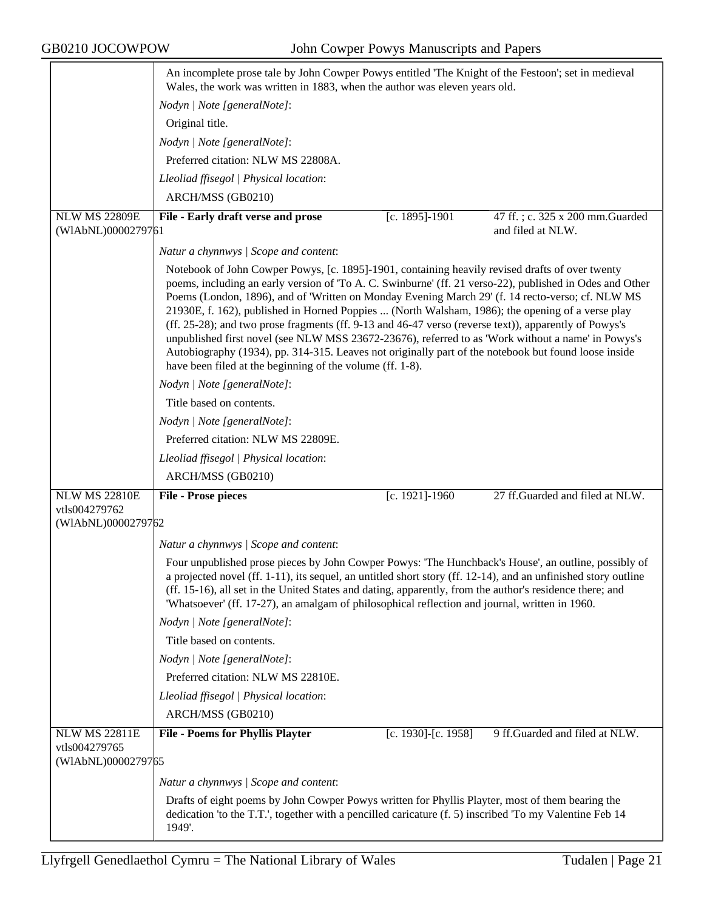An incomplete prose tale by John Cowper Powys entitled 'The Knight of the Festoon'; set in medieval Wales, the work was written in 1883, when the author was eleven years old.

*Nodyn | Note [generalNote]*:

Original title.

*Nodyn | Note [generalNote]*:

Preferred citation: NLW MS 22808A.

*Lleoliad ffisegol | Physical location*:

ARCH/MSS (GB0210)

| NLW MS 22809E (WlAbNL)0000279761 | **File - Early draft verse and prose** | [c. 1895]-1901 | 47 ff. ; c. 325 x 200 mm.Guarded and filed at NLW. |
|---|---|---|---|

*Natur a chynnwys | Scope and content*:

Notebook of John Cowper Powys, [c. 1895]-1901, containing heavily revised drafts of over twenty poems, including an early version of 'To A. C. Swinburne' (ff. 21 verso-22), published in Odes and Other Poems (London, 1896), and of 'Written on Monday Evening March 29' (f. 14 recto-verso; cf. NLW MS 21930E, f. 162), published in Horned Poppies ... (North Walsham, 1986); the opening of a verse play (ff. 25-28); and two prose fragments (ff. 9-13 and 46-47 verso (reverse text)), apparently of Powys's unpublished first novel (see NLW MSS 23672-23676), referred to as 'Work without a name' in Powys's Autobiography (1934), pp. 314-315. Leaves not originally part of the notebook but found loose inside have been filed at the beginning of the volume (ff. 1-8).

*Nodyn | Note [generalNote]*:

Title based on contents.

*Nodyn | Note [generalNote]*:

Preferred citation: NLW MS 22809E.

*Lleoliad ffisegol | Physical location*:

ARCH/MSS (GB0210)

| NLW MS 22810E vtls004279762 (WlAbNL)0000279762 | **File - Prose pieces** | [c. 1921]-1960 | 27 ff.Guarded and filed at NLW. |
|---|---|---|---|

*Natur a chynnwys | Scope and content*:

Four unpublished prose pieces by John Cowper Powys: 'The Hunchback's House', an outline, possibly of a projected novel (ff. 1-11), its sequel, an untitled short story (ff. 12-14), and an unfinished story outline (ff. 15-16), all set in the United States and dating, apparently, from the author's residence there; and 'Whatsoever' (ff. 17-27), an amalgam of philosophical reflection and journal, written in 1960.

*Nodyn | Note [generalNote]*:

Title based on contents.

*Nodyn | Note [generalNote]*:

Preferred citation: NLW MS 22810E.

*Lleoliad ffisegol | Physical location*:

ARCH/MSS (GB0210)

| NLW MS 22811E vtls004279765 (WlAbNL)0000279765 | **File - Poems for Phyllis Playter** | [c. 1930]-[c. 1958] | 9 ff.Guarded and filed at NLW. |
|---|---|---|---|

*Natur a chynnwys | Scope and content*:

Drafts of eight poems by John Cowper Powys written for Phyllis Playter, most of them bearing the dedication 'to the T.T.', together with a pencilled caricature (f. 5) inscribed 'To my Valentine Feb 14 1949'.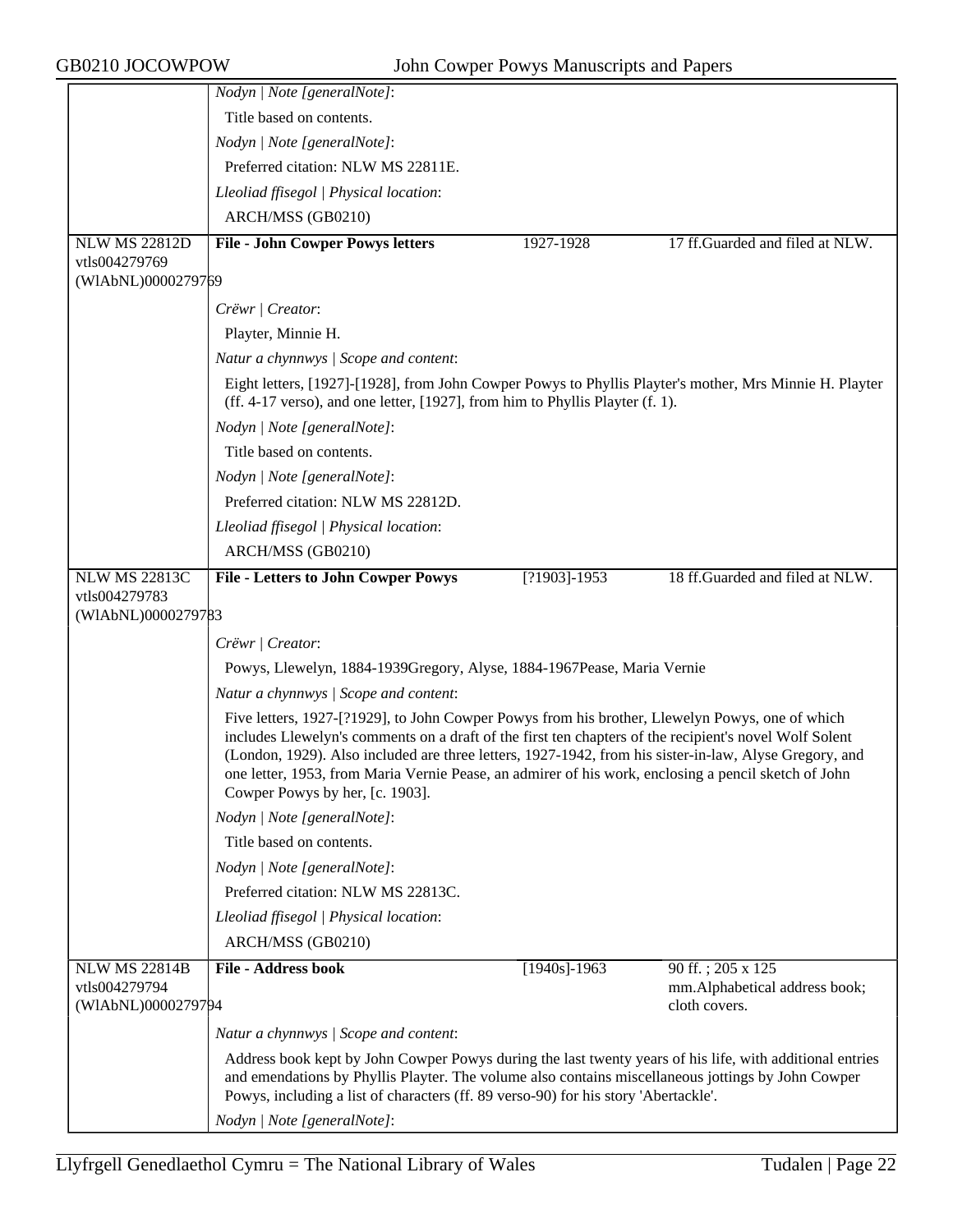*Nodyn | Note [generalNote]*:

Title based on contents.

*Nodyn | Note [generalNote]*:

Preferred citation: NLW MS 22811E.

*Lleoliad ffisegol | Physical location*:

ARCH/MSS (GB0210)

| NLW MS 22812D vtls004279769 (WlAbNL)0000279769 | **File - John Cowper Powys letters** | 1927-1928 | 17 ff.Guarded and filed at NLW. |
|---|---|---|---|

*Crëwr | Creator*:

Playter, Minnie H.

*Natur a chynnwys | Scope and content*:

Eight letters, [1927]-[1928], from John Cowper Powys to Phyllis Playter's mother, Mrs Minnie H. Playter (ff. 4-17 verso), and one letter, [1927], from him to Phyllis Playter (f. 1).

*Nodyn | Note [generalNote]*:

Title based on contents.

*Nodyn | Note [generalNote]*:

Preferred citation: NLW MS 22812D.

*Lleoliad ffisegol | Physical location*:

ARCH/MSS (GB0210)

| NLW MS 22813C vtls004279783 (WlAbNL)0000279783 | **File - Letters to John Cowper Powys** | [?1903]-1953 | 18 ff.Guarded and filed at NLW. |
|---|---|---|---|

*Crëwr | Creator*:

Powys, Llewelyn, 1884-1939Gregory, Alyse, 1884-1967Pease, Maria Vernie

*Natur a chynnwys | Scope and content*:

Five letters, 1927-[?1929], to John Cowper Powys from his brother, Llewelyn Powys, one of which includes Llewelyn's comments on a draft of the first ten chapters of the recipient's novel Wolf Solent (London, 1929). Also included are three letters, 1927-1942, from his sister-in-law, Alyse Gregory, and one letter, 1953, from Maria Vernie Pease, an admirer of his work, enclosing a pencil sketch of John Cowper Powys by her, [c. 1903].

*Nodyn | Note [generalNote]*:

Title based on contents.

*Nodyn | Note [generalNote]*:

Preferred citation: NLW MS 22813C.

*Lleoliad ffisegol | Physical location*:

ARCH/MSS (GB0210)

| NLW MS 22814B vtls004279794 (WlAbNL)0000279794 | **File - Address book** | [1940s]-1963 | 90 ff. ; 205 x 125 mm.Alphabetical address book; cloth covers. |
|---|---|---|---|

*Natur a chynnwys | Scope and content*:

Address book kept by John Cowper Powys during the last twenty years of his life, with additional entries and emendations by Phyllis Playter. The volume also contains miscellaneous jottings by John Cowper Powys, including a list of characters (ff. 89 verso-90) for his story 'Abertackle'.

*Nodyn | Note [generalNote]*: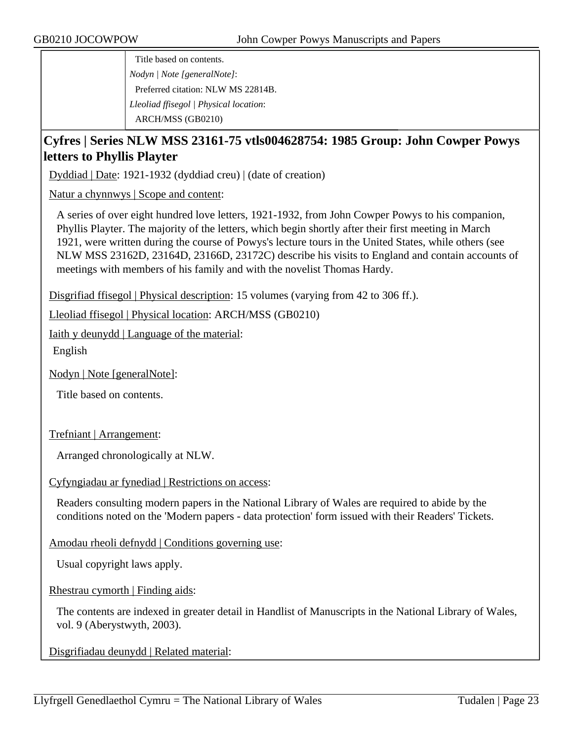Title based on contents.

*Nodyn | Note [generalNote]*:

Preferred citation: NLW MS 22814B.

*Lleoliad ffisegol | Physical location*:

ARCH/MSS (GB0210)

## Cyfres | Series NLW MSS 23161-75 vtls004628754: 1985 Group: John Cowper Powys letters to Phyllis Playter

Dyddiad | Date: 1921-1932 (dyddiad creu) | (date of creation)

Natur a chynnwys | Scope and content:

A series of over eight hundred love letters, 1921-1932, from John Cowper Powys to his companion, Phyllis Playter. The majority of the letters, which begin shortly after their first meeting in March 1921, were written during the course of Powys's lecture tours in the United States, while others (see NLW MSS 23162D, 23164D, 23166D, 23172C) describe his visits to England and contain accounts of meetings with members of his family and with the novelist Thomas Hardy.

Disgrifiad ffisegol | Physical description: 15 volumes (varying from 42 to 306 ff.).

Lleoliad ffisegol | Physical location: ARCH/MSS (GB0210)

Iaith y deunydd | Language of the material:

English

Nodyn | Note [generalNote]:

Title based on contents.

Trefniant | Arrangement:

Arranged chronologically at NLW.

Cyfyngiadau ar fynediad | Restrictions on access:

Readers consulting modern papers in the National Library of Wales are required to abide by the conditions noted on the 'Modern papers - data protection' form issued with their Readers' Tickets.

Amodau rheoli defnydd | Conditions governing use:

Usual copyright laws apply.

Rhestrau cymorth | Finding aids:

The contents are indexed in greater detail in Handlist of Manuscripts in the National Library of Wales, vol. 9 (Aberystwyth, 2003).

Disgrifiadau deunydd | Related material: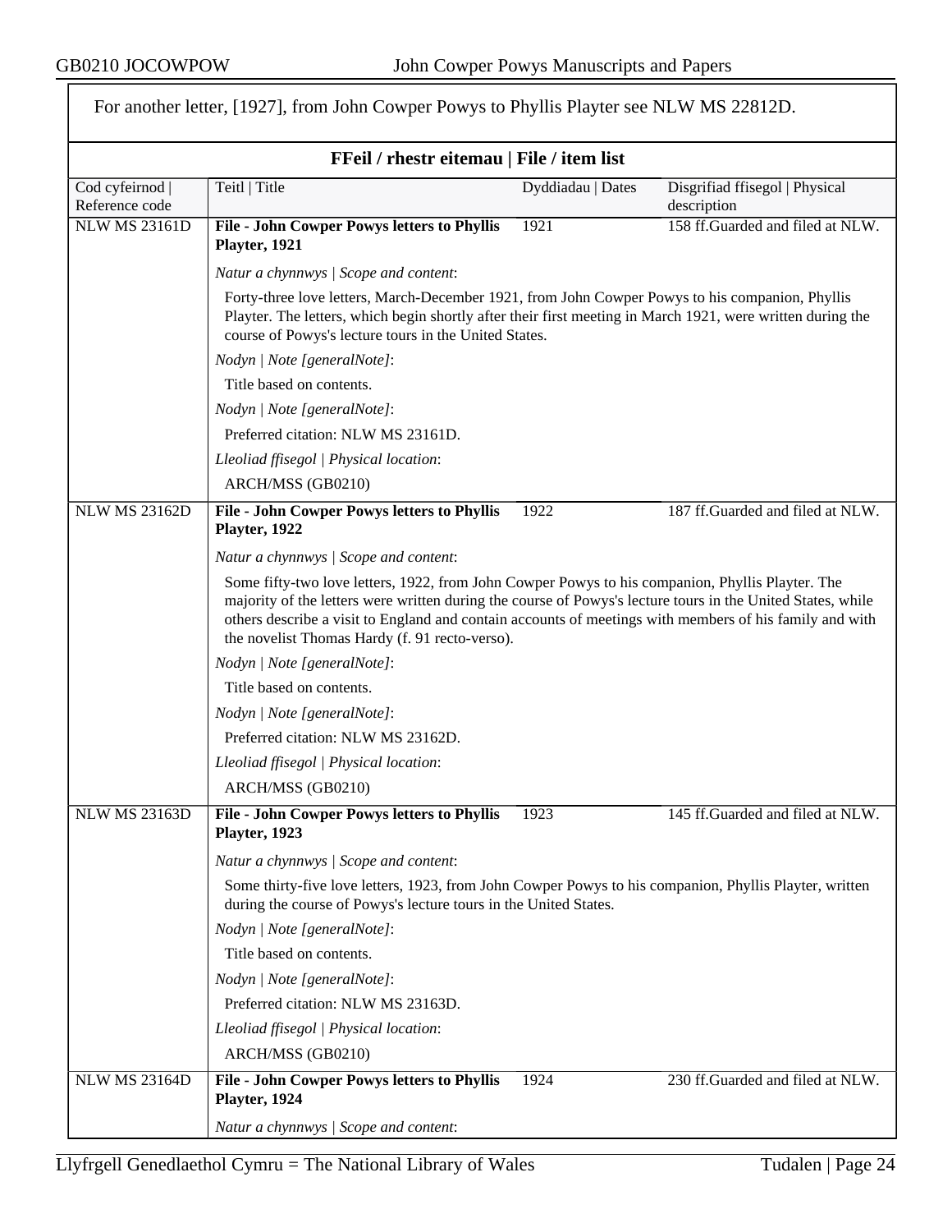For another letter, [1927], from John Cowper Powys to Phyllis Playter see NLW MS 22812D.

### FFeil / rhestr eitemau | File / item list

| Cod cyfeirnod \| Reference code | Teitl \| Title | Dyddiadau \| Dates | Disgrifiad ffisegol \| Physical description |
|---|---|---|---|
| NLW MS 23161D | **File - John Cowper Powys letters to Phyllis Playter, 1921** | 1921 | 158 ff.Guarded and filed at NLW. |

*Natur a chynnwys | Scope and content*:

Forty-three love letters, March-December 1921, from John Cowper Powys to his companion, Phyllis Playter. The letters, which begin shortly after their first meeting in March 1921, were written during the course of Powys's lecture tours in the United States.

*Nodyn | Note [generalNote]*:

Title based on contents.

*Nodyn | Note [generalNote]*:

Preferred citation: NLW MS 23161D.

*Lleoliad ffisegol | Physical location*:

ARCH/MSS (GB0210)

| Cod cyfeirnod \| Reference code | Teitl \| Title | Dyddiadau \| Dates | Disgrifiad ffisegol \| Physical description |
|---|---|---|---|
| NLW MS 23162D | **File - John Cowper Powys letters to Phyllis Playter, 1922** | 1922 | 187 ff.Guarded and filed at NLW. |

*Natur a chynnwys | Scope and content*:

Some fifty-two love letters, 1922, from John Cowper Powys to his companion, Phyllis Playter. The majority of the letters were written during the course of Powys's lecture tours in the United States, while others describe a visit to England and contain accounts of meetings with members of his family and with the novelist Thomas Hardy (f. 91 recto-verso).

*Nodyn | Note [generalNote]*:

Title based on contents.

*Nodyn | Note [generalNote]*:

Preferred citation: NLW MS 23162D.

*Lleoliad ffisegol | Physical location*:

ARCH/MSS (GB0210)

| Cod cyfeirnod \| Reference code | Teitl \| Title | Dyddiadau \| Dates | Disgrifiad ffisegol \| Physical description |
|---|---|---|---|
| NLW MS 23163D | **File - John Cowper Powys letters to Phyllis Playter, 1923** | 1923 | 145 ff.Guarded and filed at NLW. |

*Natur a chynnwys | Scope and content*:

Some thirty-five love letters, 1923, from John Cowper Powys to his companion, Phyllis Playter, written during the course of Powys's lecture tours in the United States.

*Nodyn | Note [generalNote]*:

Title based on contents.

*Nodyn | Note [generalNote]*:

Preferred citation: NLW MS 23163D.

*Lleoliad ffisegol | Physical location*:

ARCH/MSS (GB0210)

| Cod cyfeirnod \| Reference code | Teitl \| Title | Dyddiadau \| Dates | Disgrifiad ffisegol \| Physical description |
|---|---|---|---|
| NLW MS 23164D | **File - John Cowper Powys letters to Phyllis Playter, 1924** | 1924 | 230 ff.Guarded and filed at NLW. |

*Natur a chynnwys | Scope and content*: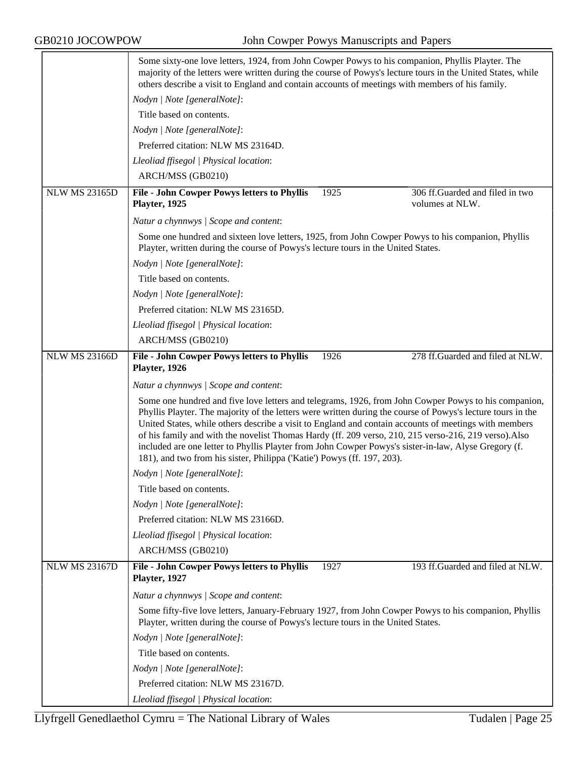Some sixty-one love letters, 1924, from John Cowper Powys to his companion, Phyllis Playter. The majority of the letters were written during the course of Powys's lecture tours in the United States, while others describe a visit to England and contain accounts of meetings with members of his family.

*Nodyn | Note [generalNote]*:

Title based on contents.

*Nodyn | Note [generalNote]*:

Preferred citation: NLW MS 23164D.

*Lleoliad ffisegol | Physical location*:

ARCH/MSS (GB0210)

| NLW MS 23165D | **File - John Cowper Powys letters to Phyllis Playter, 1925** | 1925 | 306 ff.Guarded and filed in two volumes at NLW. |
|---|---|---|---|

*Natur a chynnwys | Scope and content*:

Some one hundred and sixteen love letters, 1925, from John Cowper Powys to his companion, Phyllis Playter, written during the course of Powys's lecture tours in the United States.

*Nodyn | Note [generalNote]*:

Title based on contents.

*Nodyn | Note [generalNote]*:

Preferred citation: NLW MS 23165D.

*Lleoliad ffisegol | Physical location*:

ARCH/MSS (GB0210)

| NLW MS 23166D | **File - John Cowper Powys letters to Phyllis Playter, 1926** | 1926 | 278 ff.Guarded and filed at NLW. |
|---|---|---|---|

*Natur a chynnwys | Scope and content*:

Some one hundred and five love letters and telegrams, 1926, from John Cowper Powys to his companion, Phyllis Playter. The majority of the letters were written during the course of Powys's lecture tours in the United States, while others describe a visit to England and contain accounts of meetings with members of his family and with the novelist Thomas Hardy (ff. 209 verso, 210, 215 verso-216, 219 verso).Also included are one letter to Phyllis Playter from John Cowper Powys's sister-in-law, Alyse Gregory (f. 181), and two from his sister, Philippa ('Katie') Powys (ff. 197, 203).

*Nodyn | Note [generalNote]*:

Title based on contents.

*Nodyn | Note [generalNote]*:

Preferred citation: NLW MS 23166D.

*Lleoliad ffisegol | Physical location*:

ARCH/MSS (GB0210)

| NLW MS 23167D | **File - John Cowper Powys letters to Phyllis Playter, 1927** | 1927 | 193 ff.Guarded and filed at NLW. |
|---|---|---|---|

*Natur a chynnwys | Scope and content*:

Some fifty-five love letters, January-February 1927, from John Cowper Powys to his companion, Phyllis Playter, written during the course of Powys's lecture tours in the United States.

*Nodyn | Note [generalNote]*:

Title based on contents.

*Nodyn | Note [generalNote]*:

Preferred citation: NLW MS 23167D.

*Lleoliad ffisegol | Physical location*: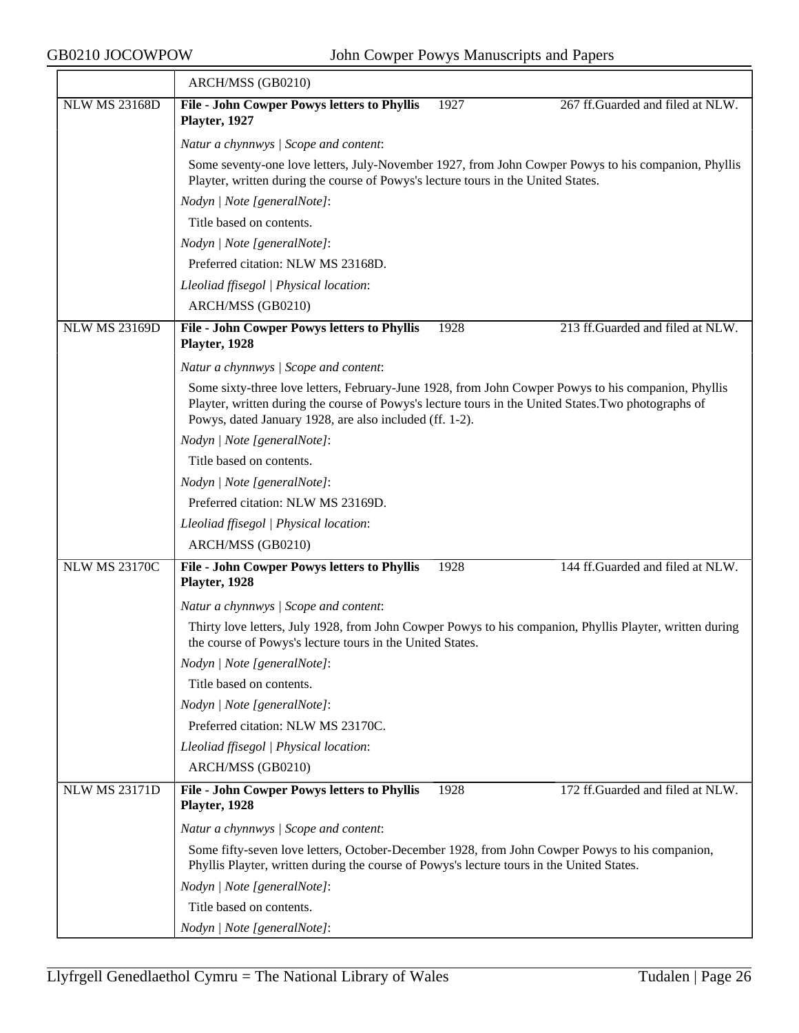| | ARCH/MSS (GB0210) | | |
|---|---|---|---|
| NLW MS 23168D | **File - John Cowper Powys letters to Phyllis Playter, 1927** | 1927 | 267 ff.Guarded and filed at NLW. |
| | *Natur a chynnwys \| Scope and content*:<br>Some seventy-one love letters, July-November 1927, from John Cowper Powys to his companion, Phyllis Playter, written during the course of Powys's lecture tours in the United States.<br>*Nodyn \| Note [generalNote]*:<br>Title based on contents.<br>*Nodyn \| Note [generalNote]*:<br>Preferred citation: NLW MS 23168D.<br>*Lleoliad ffisegol \| Physical location*:<br>ARCH/MSS (GB0210) | | |
| NLW MS 23169D | **File - John Cowper Powys letters to Phyllis Playter, 1928** | 1928 | 213 ff.Guarded and filed at NLW. |
| | *Natur a chynnwys \| Scope and content*:<br>Some sixty-three love letters, February-June 1928, from John Cowper Powys to his companion, Phyllis Playter, written during the course of Powys's lecture tours in the United States.Two photographs of Powys, dated January 1928, are also included (ff. 1-2).<br>*Nodyn \| Note [generalNote]*:<br>Title based on contents.<br>*Nodyn \| Note [generalNote]*:<br>Preferred citation: NLW MS 23169D.<br>*Lleoliad ffisegol \| Physical location*:<br>ARCH/MSS (GB0210) | | |
| NLW MS 23170C | **File - John Cowper Powys letters to Phyllis Playter, 1928** | 1928 | 144 ff.Guarded and filed at NLW. |
| | *Natur a chynnwys \| Scope and content*:<br>Thirty love letters, July 1928, from John Cowper Powys to his companion, Phyllis Playter, written during the course of Powys's lecture tours in the United States.<br>*Nodyn \| Note [generalNote]*:<br>Title based on contents.<br>*Nodyn \| Note [generalNote]*:<br>Preferred citation: NLW MS 23170C.<br>*Lleoliad ffisegol \| Physical location*:<br>ARCH/MSS (GB0210) | | |
| NLW MS 23171D | **File - John Cowper Powys letters to Phyllis Playter, 1928** | 1928 | 172 ff.Guarded and filed at NLW. |
| | *Natur a chynnwys \| Scope and content*:<br>Some fifty-seven love letters, October-December 1928, from John Cowper Powys to his companion, Phyllis Playter, written during the course of Powys's lecture tours in the United States.<br>*Nodyn \| Note [generalNote]*:<br>Title based on contents.<br>*Nodyn \| Note [generalNote]*: | | |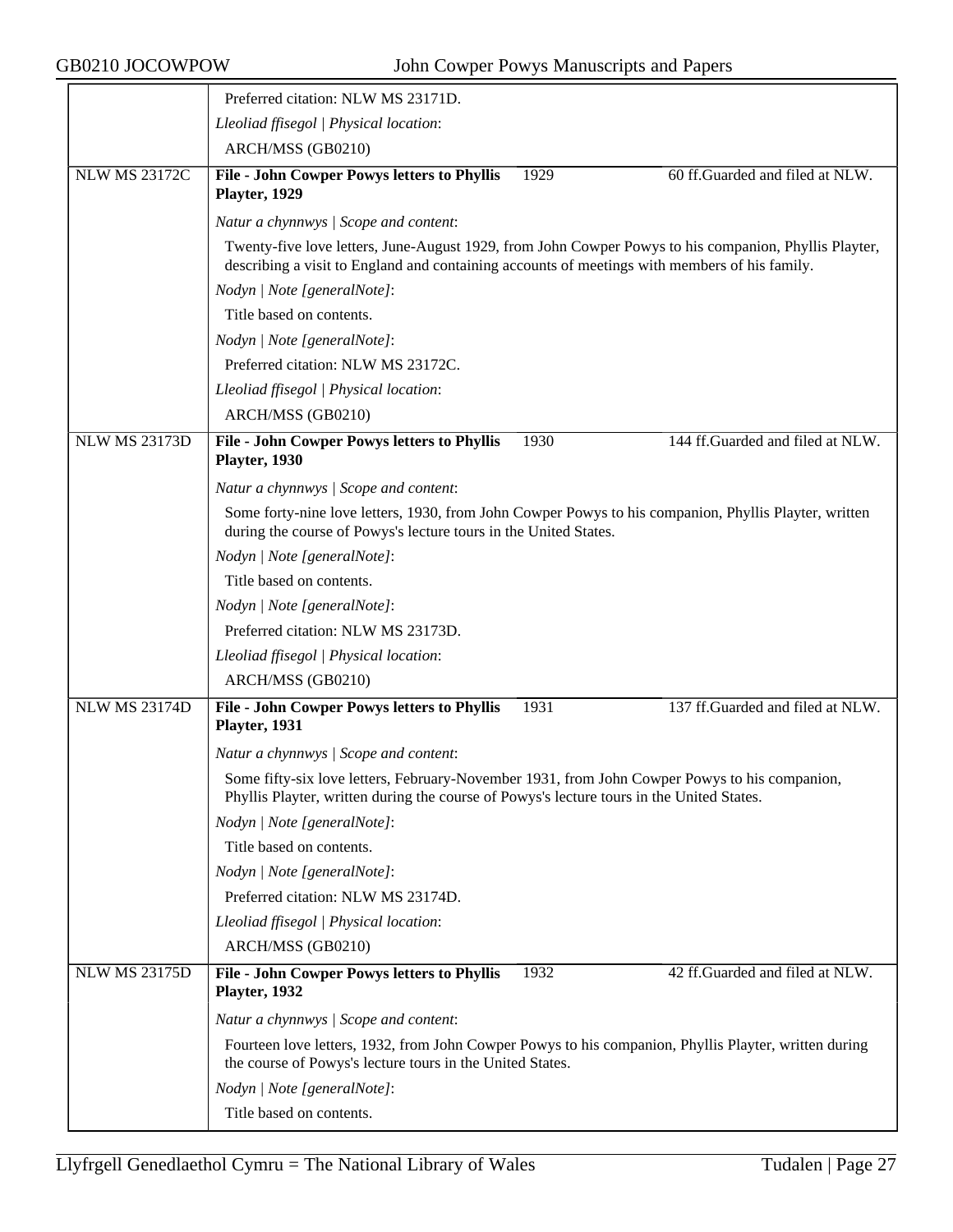Preferred citation: NLW MS 23171D.

*Lleoliad ffisegol | Physical location*:

ARCH/MSS (GB0210)

---

**NLW MS 23172C** | **File - John Cowper Powys letters to Phyllis Playter, 1929** | 1929 | 60 ff.Guarded and filed at NLW.

*Natur a chynnwys | Scope and content*:

Twenty-five love letters, June-August 1929, from John Cowper Powys to his companion, Phyllis Playter, describing a visit to England and containing accounts of meetings with members of his family.

*Nodyn | Note [generalNote]*:

Title based on contents.

*Nodyn | Note [generalNote]*:

Preferred citation: NLW MS 23172C.

*Lleoliad ffisegol | Physical location*:

ARCH/MSS (GB0210)

---

**NLW MS 23173D** | **File - John Cowper Powys letters to Phyllis Playter, 1930** | 1930 | 144 ff.Guarded and filed at NLW.

*Natur a chynnwys | Scope and content*:

Some forty-nine love letters, 1930, from John Cowper Powys to his companion, Phyllis Playter, written during the course of Powys's lecture tours in the United States.

*Nodyn | Note [generalNote]*:

Title based on contents.

*Nodyn | Note [generalNote]*:

Preferred citation: NLW MS 23173D.

*Lleoliad ffisegol | Physical location*:

ARCH/MSS (GB0210)

---

**NLW MS 23174D** | **File - John Cowper Powys letters to Phyllis Playter, 1931** | 1931 | 137 ff.Guarded and filed at NLW.

*Natur a chynnwys | Scope and content*:

Some fifty-six love letters, February-November 1931, from John Cowper Powys to his companion, Phyllis Playter, written during the course of Powys's lecture tours in the United States.

*Nodyn | Note [generalNote]*:

Title based on contents.

*Nodyn | Note [generalNote]*:

Preferred citation: NLW MS 23174D.

*Lleoliad ffisegol | Physical location*:

ARCH/MSS (GB0210)

---

**NLW MS 23175D** | **File - John Cowper Powys letters to Phyllis Playter, 1932** | 1932 | 42 ff.Guarded and filed at NLW.

*Natur a chynnwys | Scope and content*:

Fourteen love letters, 1932, from John Cowper Powys to his companion, Phyllis Playter, written during the course of Powys's lecture tours in the United States.

*Nodyn | Note [generalNote]*:

Title based on contents.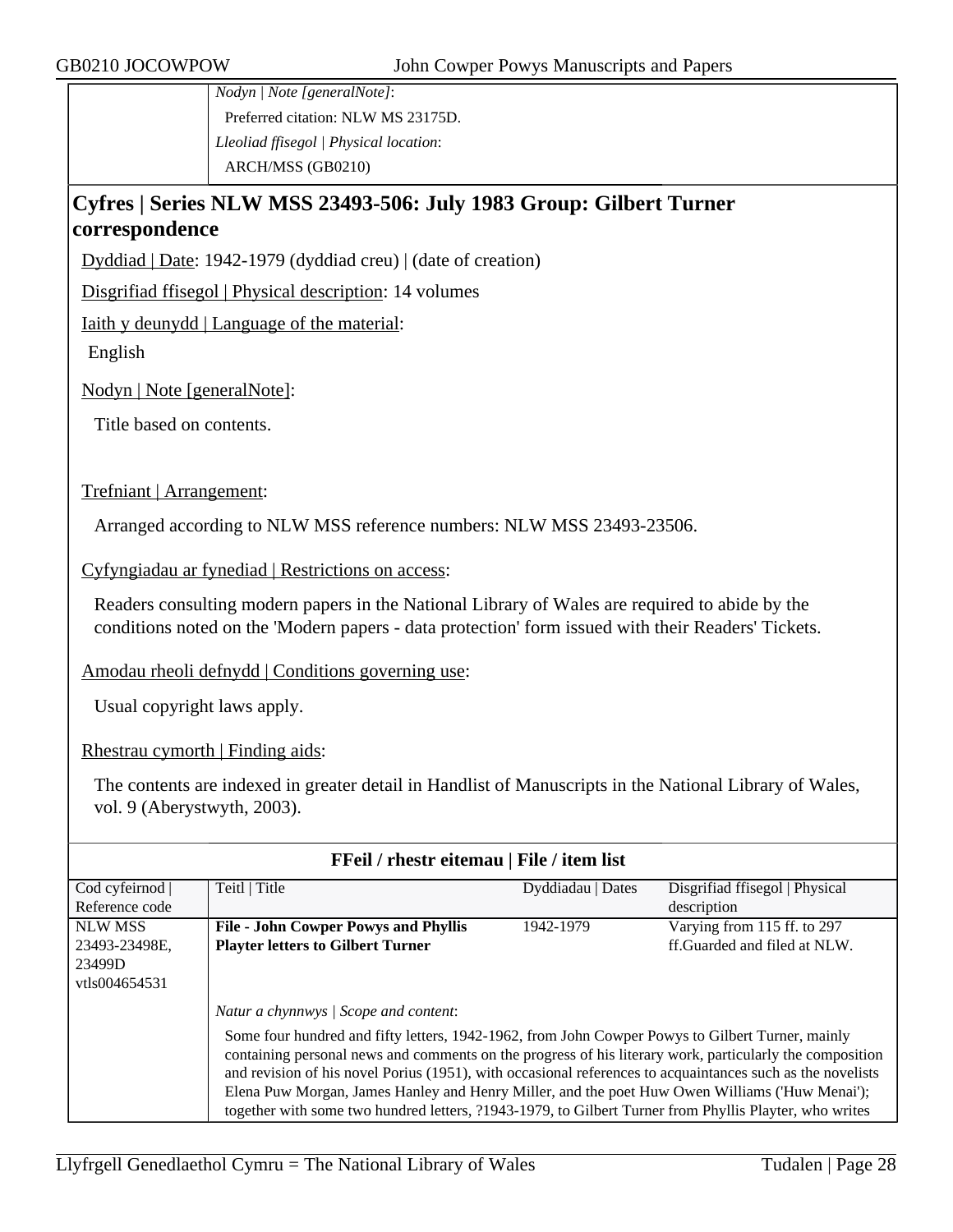| | *Nodyn \| Note [generalNote]*:<br>Preferred citation: NLW MS 23175D.<br>*Lleoliad ffisegol \| Physical location*:<br>ARCH/MSS (GB0210) |
|---|---|

## Cyfres | Series NLW MSS 23493-506: July 1983 Group: Gilbert Turner correspondence

Dyddiad | Date: 1942-1979 (dyddiad creu) | (date of creation)

Disgrifiad ffisegol | Physical description: 14 volumes

Iaith y deunydd | Language of the material:

English

Nodyn | Note [generalNote]:

Title based on contents.

Trefniant | Arrangement:

Arranged according to NLW MSS reference numbers: NLW MSS 23493-23506.

Cyfyngiadau ar fynediad | Restrictions on access:

Readers consulting modern papers in the National Library of Wales are required to abide by the conditions noted on the 'Modern papers - data protection' form issued with their Readers' Tickets.

Amodau rheoli defnydd | Conditions governing use:

Usual copyright laws apply.

Rhestrau cymorth | Finding aids:

The contents are indexed in greater detail in Handlist of Manuscripts in the National Library of Wales, vol. 9 (Aberystwyth, 2003).

**FFeil / rhestr eitemau | File / item list**

| Cod cyfeirnod \| Reference code | Teitl \| Title | Dyddiadau \| Dates | Disgrifiad ffisegol \| Physical description |
|---|---|---|---|
| NLW MSS 23493-23498E, 23499D vtls004654531 | **File - John Cowper Powys and Phyllis Playter letters to Gilbert Turner** | 1942-1979 | Varying from 115 ff. to 297 ff.Guarded and filed at NLW. |
| | *Natur a chynnwys \| Scope and content*:<br>Some four hundred and fifty letters, 1942-1962, from John Cowper Powys to Gilbert Turner, mainly containing personal news and comments on the progress of his literary work, particularly the composition and revision of his novel Porius (1951), with occasional references to acquaintances such as the novelists Elena Puw Morgan, James Hanley and Henry Miller, and the poet Huw Owen Williams ('Huw Menai'); together with some two hundred letters, ?1943-1979, to Gilbert Turner from Phyllis Playter, who writes | | |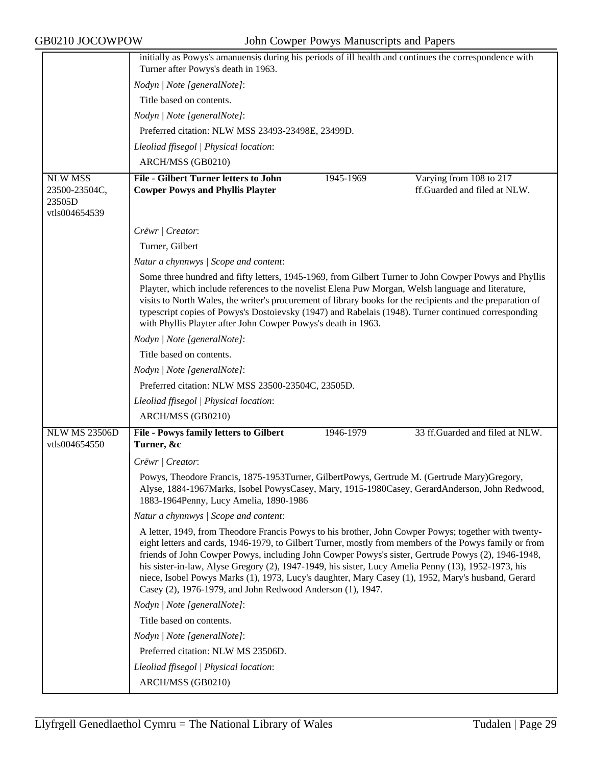initially as Powys's amanuensis during his periods of ill health and continues the correspondence with Turner after Powys's death in 1963.

*Nodyn | Note [generalNote]*:

Title based on contents.

*Nodyn | Note [generalNote]*:

Preferred citation: NLW MSS 23493-23498E, 23499D.

*Lleoliad ffisegol | Physical location*:

ARCH/MSS (GB0210)

| NLW MSS 23500-23504C, 23505D vtls004654539 | **File - Gilbert Turner letters to John Cowper Powys and Phyllis Playter** | 1945-1969 | Varying from 108 to 217 ff.Guarded and filed at NLW. |
|---|---|---|---|

*Crëwr | Creator*:

Turner, Gilbert

*Natur a chynnwys | Scope and content*:

Some three hundred and fifty letters, 1945-1969, from Gilbert Turner to John Cowper Powys and Phyllis Playter, which include references to the novelist Elena Puw Morgan, Welsh language and literature, visits to North Wales, the writer's procurement of library books for the recipients and the preparation of typescript copies of Powys's Dostoievsky (1947) and Rabelais (1948). Turner continued corresponding with Phyllis Playter after John Cowper Powys's death in 1963.

*Nodyn | Note [generalNote]*:

Title based on contents.

*Nodyn | Note [generalNote]*:

Preferred citation: NLW MSS 23500-23504C, 23505D.

*Lleoliad ffisegol | Physical location*:

ARCH/MSS (GB0210)

| NLW MS 23506D vtls004654550 | **File - Powys family letters to Gilbert Turner, &c** | 1946-1979 | 33 ff.Guarded and filed at NLW. |
|---|---|---|---|

*Crëwr | Creator*:

Powys, Theodore Francis, 1875-1953Turner, GilbertPowys, Gertrude M. (Gertrude Mary)Gregory, Alyse, 1884-1967Marks, Isobel PowysCasey, Mary, 1915-1980Casey, GerardAnderson, John Redwood, 1883-1964Penny, Lucy Amelia, 1890-1986

*Natur a chynnwys | Scope and content*:

A letter, 1949, from Theodore Francis Powys to his brother, John Cowper Powys; together with twenty-eight letters and cards, 1946-1979, to Gilbert Turner, mostly from members of the Powys family or from friends of John Cowper Powys, including John Cowper Powys's sister, Gertrude Powys (2), 1946-1948, his sister-in-law, Alyse Gregory (2), 1947-1949, his sister, Lucy Amelia Penny (13), 1952-1973, his niece, Isobel Powys Marks (1), 1973, Lucy's daughter, Mary Casey (1), 1952, Mary's husband, Gerard Casey (2), 1976-1979, and John Redwood Anderson (1), 1947.

*Nodyn | Note [generalNote]*:

Title based on contents.

*Nodyn | Note [generalNote]*:

Preferred citation: NLW MS 23506D.

*Lleoliad ffisegol | Physical location*:

ARCH/MSS (GB0210)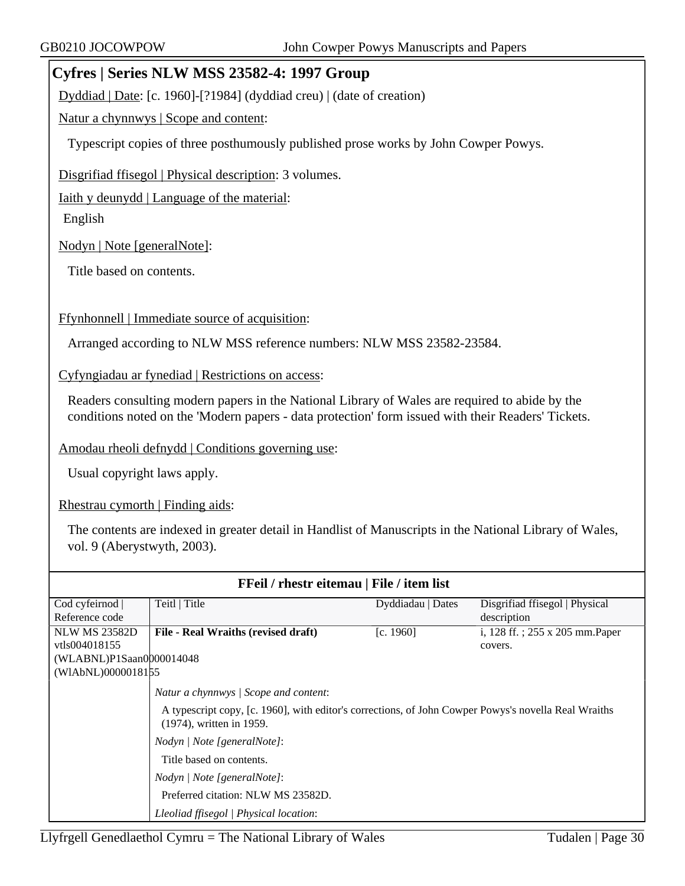## Cyfres | Series NLW MSS 23582-4: 1997 Group

Dyddiad | Date: [c. 1960]-[?1984] (dyddiad creu) | (date of creation)

Natur a chynnwys | Scope and content:

Typescript copies of three posthumously published prose works by John Cowper Powys.

Disgrifiad ffisegol | Physical description: 3 volumes.

Iaith y deunydd | Language of the material:

English

Nodyn | Note [generalNote]:

Title based on contents.

Ffynhonnell | Immediate source of acquisition:

Arranged according to NLW MSS reference numbers: NLW MSS 23582-23584.

Cyfyngiadau ar fynediad | Restrictions on access:

Readers consulting modern papers in the National Library of Wales are required to abide by the conditions noted on the 'Modern papers - data protection' form issued with their Readers' Tickets.

Amodau rheoli defnydd | Conditions governing use:

Usual copyright laws apply.

Rhestrau cymorth | Finding aids:

The contents are indexed in greater detail in Handlist of Manuscripts in the National Library of Wales, vol. 9 (Aberystwyth, 2003).

### FFeil / rhestr eitemau | File / item list

| Cod cyfeirnod \| Reference code | Teitl \| Title | Dyddiadau \| Dates | Disgrifiad ffisegol \| Physical description |
|---|---|---|---|
| NLW MS 23582D vtls004018155 (WLABNL)P1Saan0000014048 (WlAbNL)0000018155 | **File - Real Wraiths (revised draft)** | [c. 1960] | i, 128 ff. ; 255 x 205 mm.Paper covers. |

*Natur a chynnwys | Scope and content*:

A typescript copy, [c. 1960], with editor's corrections, of John Cowper Powys's novella Real Wraiths (1974), written in 1959.

*Nodyn | Note [generalNote]*:

Title based on contents.

*Nodyn | Note [generalNote]*:

Preferred citation: NLW MS 23582D.

*Lleoliad ffisegol | Physical location*: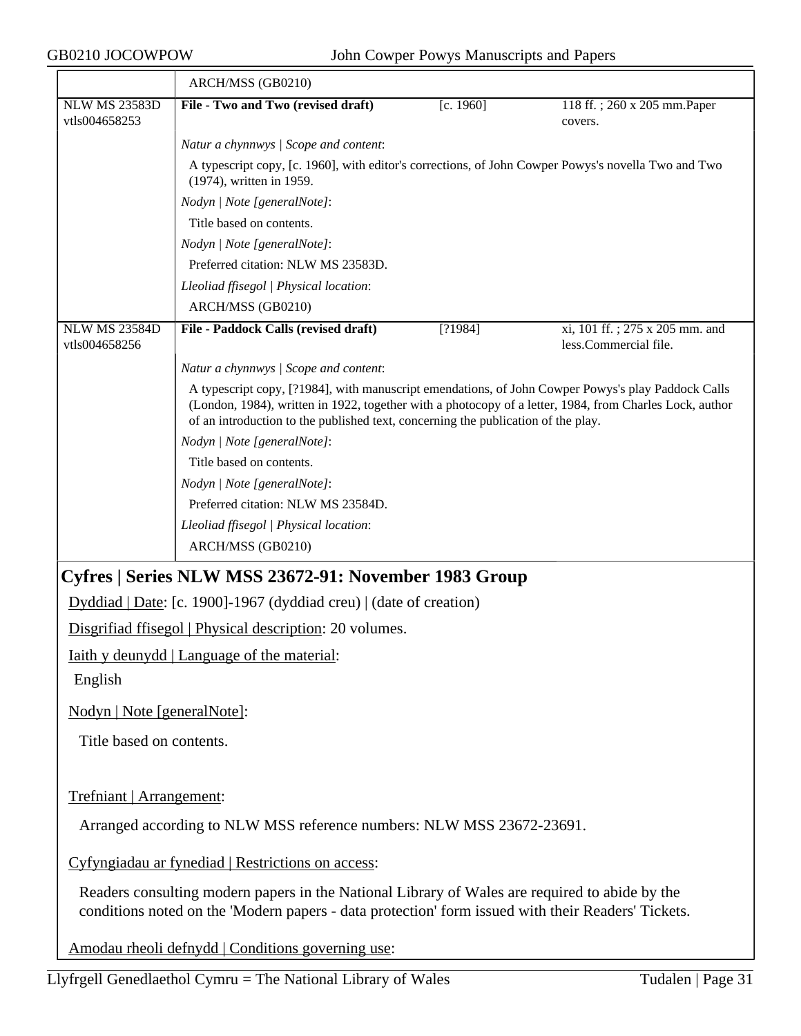ARCH/MSS (GB0210)

| | | | |
|---|---|---|---|
| NLW MS 23583D vtls004658253 | **File - Two and Two (revised draft)** | [c. 1960] | 118 ff. ; 260 x 205 mm.Paper covers. |

*Natur a chynnwys | Scope and content*:

A typescript copy, [c. 1960], with editor's corrections, of John Cowper Powys's novella Two and Two (1974), written in 1959.

*Nodyn | Note [generalNote]*:

Title based on contents.

*Nodyn | Note [generalNote]*:

Preferred citation: NLW MS 23583D.

*Lleoliad ffisegol | Physical location*:

ARCH/MSS (GB0210)

| | | | |
|---|---|---|---|
| NLW MS 23584D vtls004658256 | **File - Paddock Calls (revised draft)** | [?1984] | xi, 101 ff. ; 275 x 205 mm. and less.Commercial file. |

*Natur a chynnwys | Scope and content*:

A typescript copy, [?1984], with manuscript emendations, of John Cowper Powys's play Paddock Calls (London, 1984), written in 1922, together with a photocopy of a letter, 1984, from Charles Lock, author of an introduction to the published text, concerning the publication of the play.

*Nodyn | Note [generalNote]*:

Title based on contents.

*Nodyn | Note [generalNote]*:

Preferred citation: NLW MS 23584D.

*Lleoliad ffisegol | Physical location*:

ARCH/MSS (GB0210)

## Cyfres | Series NLW MSS 23672-91: November 1983 Group

Dyddiad | Date: [c. 1900]-1967 (dyddiad creu) | (date of creation)

Disgrifiad ffisegol | Physical description: 20 volumes.

Iaith y deunydd | Language of the material:

English

Nodyn | Note [generalNote]:

Title based on contents.

Trefniant | Arrangement:

Arranged according to NLW MSS reference numbers: NLW MSS 23672-23691.

Cyfyngiadau ar fynediad | Restrictions on access:

Readers consulting modern papers in the National Library of Wales are required to abide by the conditions noted on the 'Modern papers - data protection' form issued with their Readers' Tickets.

Amodau rheoli defnydd | Conditions governing use: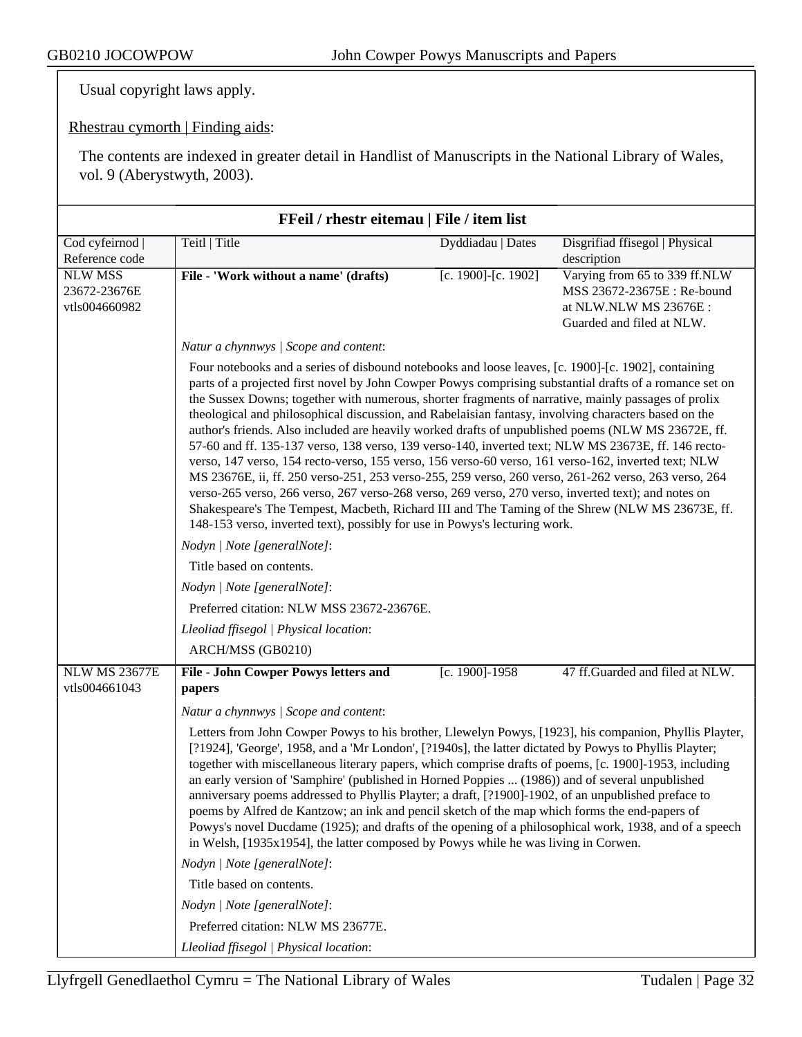Usual copyright laws apply.

Rhestrau cymorth | Finding aids:

The contents are indexed in greater detail in Handlist of Manuscripts in the National Library of Wales, vol. 9 (Aberystwyth, 2003).

**FFeil / rhestr eitemau | File / item list**

| Cod cyfeirnod \| Reference code | Teitl \| Title | Dyddiadau \| Dates | Disgrifiad ffisegol \| Physical description |
|---|---|---|---|
| NLW MSS 23672-23676E vtls004660982 | **File - 'Work without a name' (drafts)** | [c. 1900]-[c. 1902] | Varying from 65 to 339 ff.NLW MSS 23672-23675E : Re-bound at NLW.NLW MS 23676E : Guarded and filed at NLW. |

*Natur a chynnwys | Scope and content*:

Four notebooks and a series of disbound notebooks and loose leaves, [c. 1900]-[c. 1902], containing parts of a projected first novel by John Cowper Powys comprising substantial drafts of a romance set on the Sussex Downs; together with numerous, shorter fragments of narrative, mainly passages of prolix theological and philosophical discussion, and Rabelaisian fantasy, involving characters based on the author's friends. Also included are heavily worked drafts of unpublished poems (NLW MS 23672E, ff. 57-60 and ff. 135-137 verso, 138 verso, 139 verso-140, inverted text; NLW MS 23673E, ff. 146 recto-verso, 147 verso, 154 recto-verso, 155 verso, 156 verso-60 verso, 161 verso-162, inverted text; NLW MS 23676E, ii, ff. 250 verso-251, 253 verso-255, 259 verso, 260 verso, 261-262 verso, 263 verso, 264 verso-265 verso, 266 verso, 267 verso-268 verso, 269 verso, 270 verso, inverted text); and notes on Shakespeare's The Tempest, Macbeth, Richard III and The Taming of the Shrew (NLW MS 23673E, ff. 148-153 verso, inverted text), possibly for use in Powys's lecturing work.

*Nodyn | Note [generalNote]*:

Title based on contents.

*Nodyn | Note [generalNote]*:

Preferred citation: NLW MSS 23672-23676E.

*Lleoliad ffisegol | Physical location*:

ARCH/MSS (GB0210)

| Cod cyfeirnod \| Reference code | Teitl \| Title | Dyddiadau \| Dates | Disgrifiad ffisegol \| Physical description |
|---|---|---|---|
| NLW MS 23677E vtls004661043 | **File - John Cowper Powys letters and papers** | [c. 1900]-1958 | 47 ff.Guarded and filed at NLW. |

*Natur a chynnwys | Scope and content*:

Letters from John Cowper Powys to his brother, Llewelyn Powys, [1923], his companion, Phyllis Playter, [?1924], 'George', 1958, and a 'Mr London', [?1940s], the latter dictated by Powys to Phyllis Playter; together with miscellaneous literary papers, which comprise drafts of poems, [c. 1900]-1953, including an early version of 'Samphire' (published in Horned Poppies ... (1986)) and of several unpublished anniversary poems addressed to Phyllis Playter; a draft, [?1900]-1902, of an unpublished preface to poems by Alfred de Kantzow; an ink and pencil sketch of the map which forms the end-papers of Powys's novel Ducdame (1925); and drafts of the opening of a philosophical work, 1938, and of a speech in Welsh, [1935x1954], the latter composed by Powys while he was living in Corwen.

*Nodyn | Note [generalNote]*:

Title based on contents.

*Nodyn | Note [generalNote]*:

Preferred citation: NLW MS 23677E.

*Lleoliad ffisegol | Physical location*: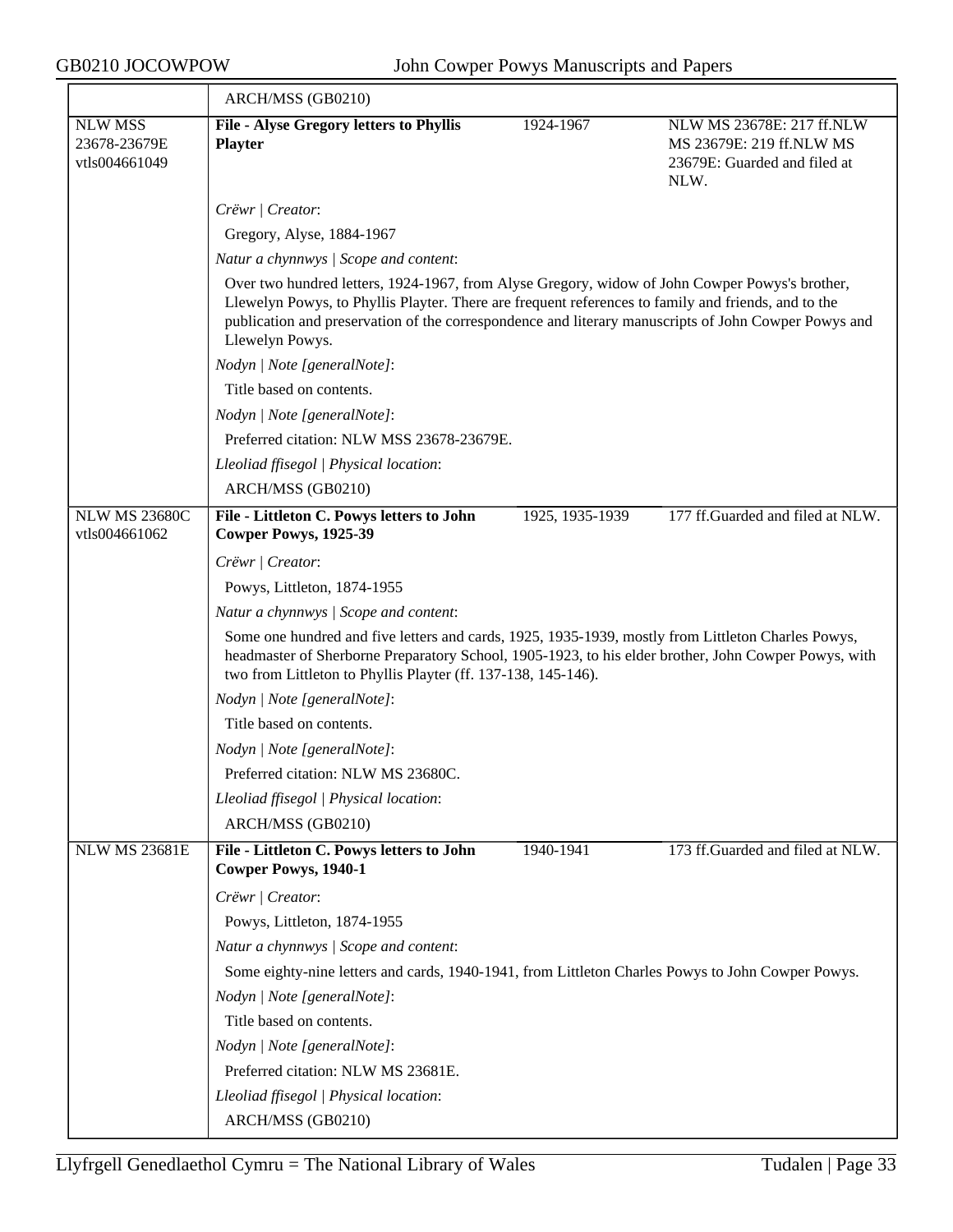ARCH/MSS (GB0210)

| | | | |
|---|---|---|---|
| NLW MSS 23678-23679E vtls004661049 | **File - Alyse Gregory letters to Phyllis Playter** | 1924-1967 | NLW MS 23678E: 217 ff.NLW MS 23679E: 219 ff.NLW MS 23679E: Guarded and filed at NLW. |

*Crëwr | Creator*:

Gregory, Alyse, 1884-1967

*Natur a chynnwys | Scope and content*:

Over two hundred letters, 1924-1967, from Alyse Gregory, widow of John Cowper Powys's brother, Llewelyn Powys, to Phyllis Playter. There are frequent references to family and friends, and to the publication and preservation of the correspondence and literary manuscripts of John Cowper Powys and Llewelyn Powys.

*Nodyn | Note [generalNote]*:

Title based on contents.

*Nodyn | Note [generalNote]*:

Preferred citation: NLW MSS 23678-23679E.

*Lleoliad ffisegol | Physical location*:

ARCH/MSS (GB0210)

| | | | |
|---|---|---|---|
| NLW MS 23680C vtls004661062 | **File - Littleton C. Powys letters to John Cowper Powys, 1925-39** | 1925, 1935-1939 | 177 ff.Guarded and filed at NLW. |

*Crëwr | Creator*:

Powys, Littleton, 1874-1955

*Natur a chynnwys | Scope and content*:

Some one hundred and five letters and cards, 1925, 1935-1939, mostly from Littleton Charles Powys, headmaster of Sherborne Preparatory School, 1905-1923, to his elder brother, John Cowper Powys, with two from Littleton to Phyllis Playter (ff. 137-138, 145-146).

*Nodyn | Note [generalNote]*:

Title based on contents.

*Nodyn | Note [generalNote]*:

Preferred citation: NLW MS 23680C.

*Lleoliad ffisegol | Physical location*:

ARCH/MSS (GB0210)

| | | | |
|---|---|---|---|
| NLW MS 23681E | **File - Littleton C. Powys letters to John Cowper Powys, 1940-1** | 1940-1941 | 173 ff.Guarded and filed at NLW. |

*Crëwr | Creator*:

Powys, Littleton, 1874-1955

*Natur a chynnwys | Scope and content*:

Some eighty-nine letters and cards, 1940-1941, from Littleton Charles Powys to John Cowper Powys.

*Nodyn | Note [generalNote]*:

Title based on contents.

*Nodyn | Note [generalNote]*:

Preferred citation: NLW MS 23681E.

*Lleoliad ffisegol | Physical location*:

ARCH/MSS (GB0210)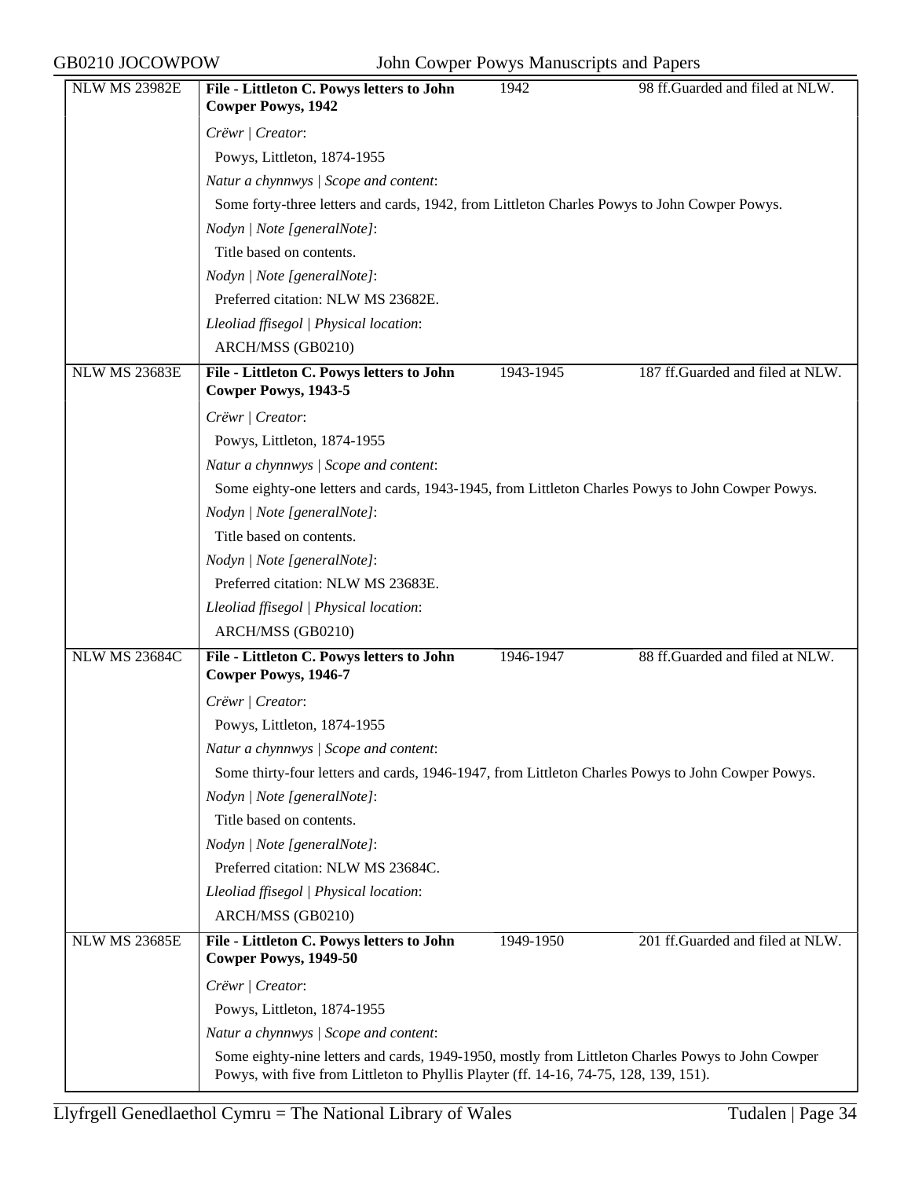| NLW MS 23982E | **File - Littleton C. Powys letters to John Cowper Powys, 1942** | 1942 | 98 ff.Guarded and filed at NLW. |
|---|---|---|---|
| | *Crëwr \| Creator*: | | |
| | Powys, Littleton, 1874-1955 | | |
| | *Natur a chynnwys \| Scope and content*: | | |
| | Some forty-three letters and cards, 1942, from Littleton Charles Powys to John Cowper Powys. | | |
| | *Nodyn \| Note [generalNote]*: | | |
| | Title based on contents. | | |
| | *Nodyn \| Note [generalNote]*: | | |
| | Preferred citation: NLW MS 23682E. | | |
| | *Lleoliad ffisegol \| Physical location*: | | |
| | ARCH/MSS (GB0210) | | |
| NLW MS 23683E | **File - Littleton C. Powys letters to John Cowper Powys, 1943-5** | 1943-1945 | 187 ff.Guarded and filed at NLW. |
| | *Crëwr \| Creator*: | | |
| | Powys, Littleton, 1874-1955 | | |
| | *Natur a chynnwys \| Scope and content*: | | |
| | Some eighty-one letters and cards, 1943-1945, from Littleton Charles Powys to John Cowper Powys. | | |
| | *Nodyn \| Note [generalNote]*: | | |
| | Title based on contents. | | |
| | *Nodyn \| Note [generalNote]*: | | |
| | Preferred citation: NLW MS 23683E. | | |
| | *Lleoliad ffisegol \| Physical location*: | | |
| | ARCH/MSS (GB0210) | | |
| NLW MS 23684C | **File - Littleton C. Powys letters to John Cowper Powys, 1946-7** | 1946-1947 | 88 ff.Guarded and filed at NLW. |
| | *Crëwr \| Creator*: | | |
| | Powys, Littleton, 1874-1955 | | |
| | *Natur a chynnwys \| Scope and content*: | | |
| | Some thirty-four letters and cards, 1946-1947, from Littleton Charles Powys to John Cowper Powys. | | |
| | *Nodyn \| Note [generalNote]*: | | |
| | Title based on contents. | | |
| | *Nodyn \| Note [generalNote]*: | | |
| | Preferred citation: NLW MS 23684C. | | |
| | *Lleoliad ffisegol \| Physical location*: | | |
| | ARCH/MSS (GB0210) | | |
| NLW MS 23685E | **File - Littleton C. Powys letters to John Cowper Powys, 1949-50** | 1949-1950 | 201 ff.Guarded and filed at NLW. |
| | *Crëwr \| Creator*: | | |
| | Powys, Littleton, 1874-1955 | | |
| | *Natur a chynnwys \| Scope and content*: | | |
| | Some eighty-nine letters and cards, 1949-1950, mostly from Littleton Charles Powys to John Cowper Powys, with five from Littleton to Phyllis Playter (ff. 14-16, 74-75, 128, 139, 151). | | |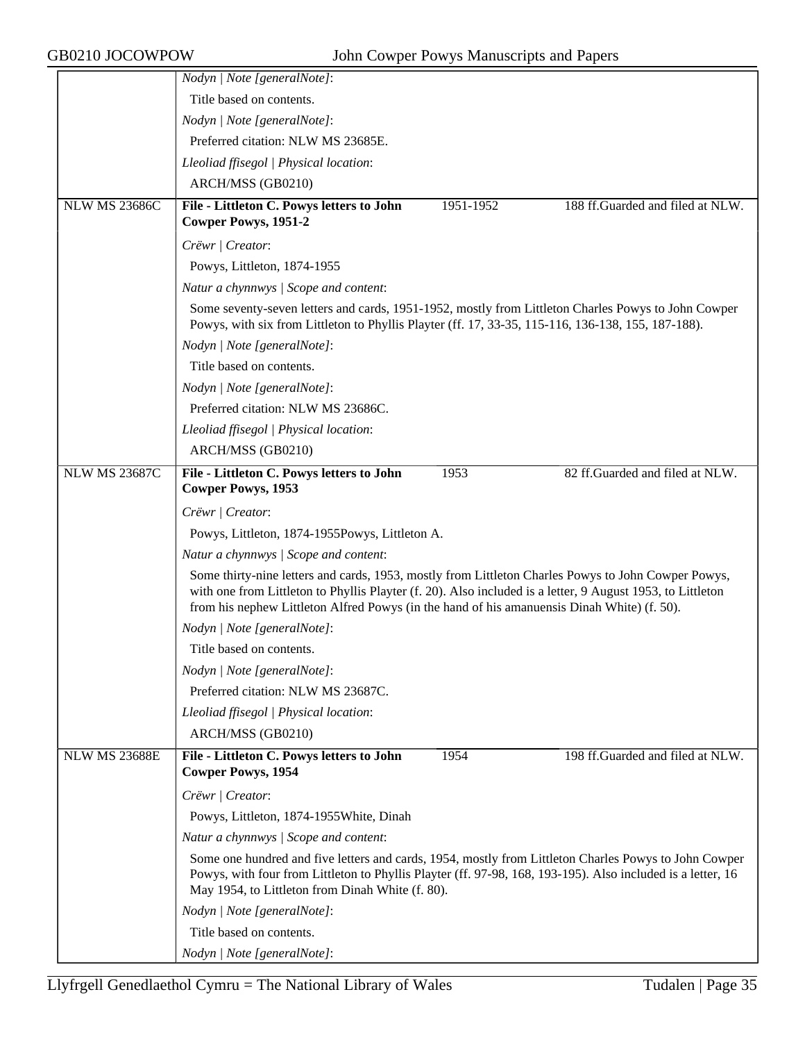*Nodyn | Note [generalNote]*:

Title based on contents.

*Nodyn | Note [generalNote]*:

Preferred citation: NLW MS 23685E.

*Lleoliad ffisegol | Physical location*:

ARCH/MSS (GB0210)

| NLW MS 23686C | **File - Littleton C. Powys letters to John Cowper Powys, 1951-2** | 1951-1952 | 188 ff.Guarded and filed at NLW. |
|---|---|---|---|

*Crëwr | Creator*:

Powys, Littleton, 1874-1955

*Natur a chynnwys | Scope and content*:

Some seventy-seven letters and cards, 1951-1952, mostly from Littleton Charles Powys to John Cowper Powys, with six from Littleton to Phyllis Playter (ff. 17, 33-35, 115-116, 136-138, 155, 187-188).

*Nodyn | Note [generalNote]*:

Title based on contents.

*Nodyn | Note [generalNote]*:

Preferred citation: NLW MS 23686C.

*Lleoliad ffisegol | Physical location*:

ARCH/MSS (GB0210)

| NLW MS 23687C | **File - Littleton C. Powys letters to John Cowper Powys, 1953** | 1953 | 82 ff.Guarded and filed at NLW. |
|---|---|---|---|

*Crëwr | Creator*:

Powys, Littleton, 1874-1955Powys, Littleton A.

*Natur a chynnwys | Scope and content*:

Some thirty-nine letters and cards, 1953, mostly from Littleton Charles Powys to John Cowper Powys, with one from Littleton to Phyllis Playter (f. 20). Also included is a letter, 9 August 1953, to Littleton from his nephew Littleton Alfred Powys (in the hand of his amanuensis Dinah White) (f. 50).

*Nodyn | Note [generalNote]*:

Title based on contents.

*Nodyn | Note [generalNote]*:

Preferred citation: NLW MS 23687C.

*Lleoliad ffisegol | Physical location*:

ARCH/MSS (GB0210)

| NLW MS 23688E | **File - Littleton C. Powys letters to John Cowper Powys, 1954** | 1954 | 198 ff.Guarded and filed at NLW. |
|---|---|---|---|

*Crëwr | Creator*:

Powys, Littleton, 1874-1955White, Dinah

*Natur a chynnwys | Scope and content*:

Some one hundred and five letters and cards, 1954, mostly from Littleton Charles Powys to John Cowper Powys, with four from Littleton to Phyllis Playter (ff. 97-98, 168, 193-195). Also included is a letter, 16 May 1954, to Littleton from Dinah White (f. 80).

*Nodyn | Note [generalNote]*:

Title based on contents.

*Nodyn | Note [generalNote]*: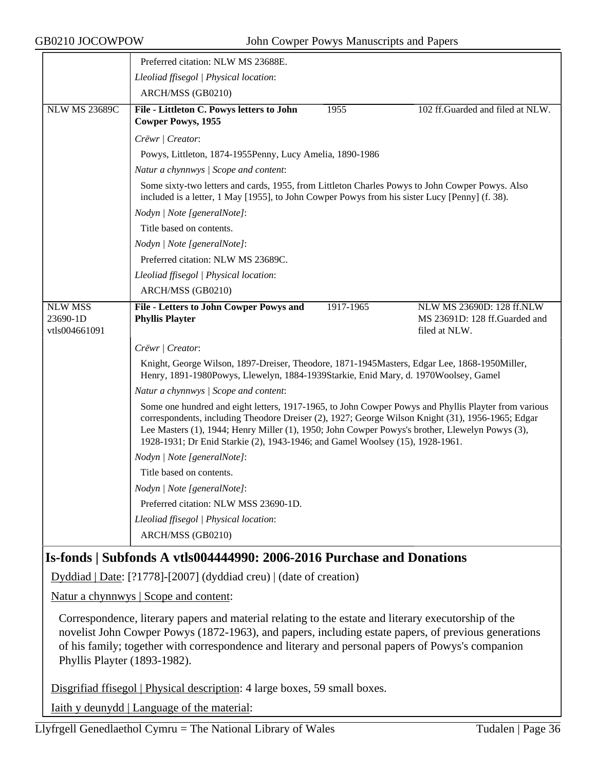| | | | |
|---|---|---|---|
| | Preferred citation: NLW MS 23688E. | | |
| | *Lleoliad ffisegol \| Physical location*: | | |
| | ARCH/MSS (GB0210) | | |
| NLW MS 23689C | **File - Littleton C. Powys letters to John Cowper Powys, 1955** | 1955 | 102 ff.Guarded and filed at NLW. |
| | *Crëwr \| Creator*: | | |
| | Powys, Littleton, 1874-1955Penny, Lucy Amelia, 1890-1986 | | |
| | *Natur a chynnwys \| Scope and content*: | | |
| | Some sixty-two letters and cards, 1955, from Littleton Charles Powys to John Cowper Powys. Also included is a letter, 1 May [1955], to John Cowper Powys from his sister Lucy [Penny] (f. 38). | | |
| | *Nodyn \| Note [generalNote]*: | | |
| | Title based on contents. | | |
| | *Nodyn \| Note [generalNote]*: | | |
| | Preferred citation: NLW MS 23689C. | | |
| | *Lleoliad ffisegol \| Physical location*: | | |
| | ARCH/MSS (GB0210) | | |
| NLW MSS 23690-1D vtls004661091 | **File - Letters to John Cowper Powys and Phyllis Playter** | 1917-1965 | NLW MS 23690D: 128 ff.NLW MS 23691D: 128 ff.Guarded and filed at NLW. |
| | *Crëwr \| Creator*: | | |
| | Knight, George Wilson, 1897-Dreiser, Theodore, 1871-1945Masters, Edgar Lee, 1868-1950Miller, Henry, 1891-1980Powys, Llewelyn, 1884-1939Starkie, Enid Mary, d. 1970Woolsey, Gamel | | |
| | *Natur a chynnwys \| Scope and content*: | | |
| | Some one hundred and eight letters, 1917-1965, to John Cowper Powys and Phyllis Playter from various correspondents, including Theodore Dreiser (2), 1927; George Wilson Knight (31), 1956-1965; Edgar Lee Masters (1), 1944; Henry Miller (1), 1950; John Cowper Powys's brother, Llewelyn Powys (3), 1928-1931; Dr Enid Starkie (2), 1943-1946; and Gamel Woolsey (15), 1928-1961. | | |
| | *Nodyn \| Note [generalNote]*: | | |
| | Title based on contents. | | |
| | *Nodyn \| Note [generalNote]*: | | |
| | Preferred citation: NLW MSS 23690-1D. | | |
| | *Lleoliad ffisegol \| Physical location*: | | |
| | ARCH/MSS (GB0210) | | |

## Is-fonds | Subfonds A vtls004444990: 2006-2016 Purchase and Donations

Dyddiad | Date: [?1778]-[2007] (dyddiad creu) | (date of creation)

Natur a chynnwys | Scope and content:

Correspondence, literary papers and material relating to the estate and literary executorship of the novelist John Cowper Powys (1872-1963), and papers, including estate papers, of previous generations of his family; together with correspondence and literary and personal papers of Powys's companion Phyllis Playter (1893-1982).

Disgrifiad ffisegol | Physical description: 4 large boxes, 59 small boxes.

Iaith y deunydd | Language of the material: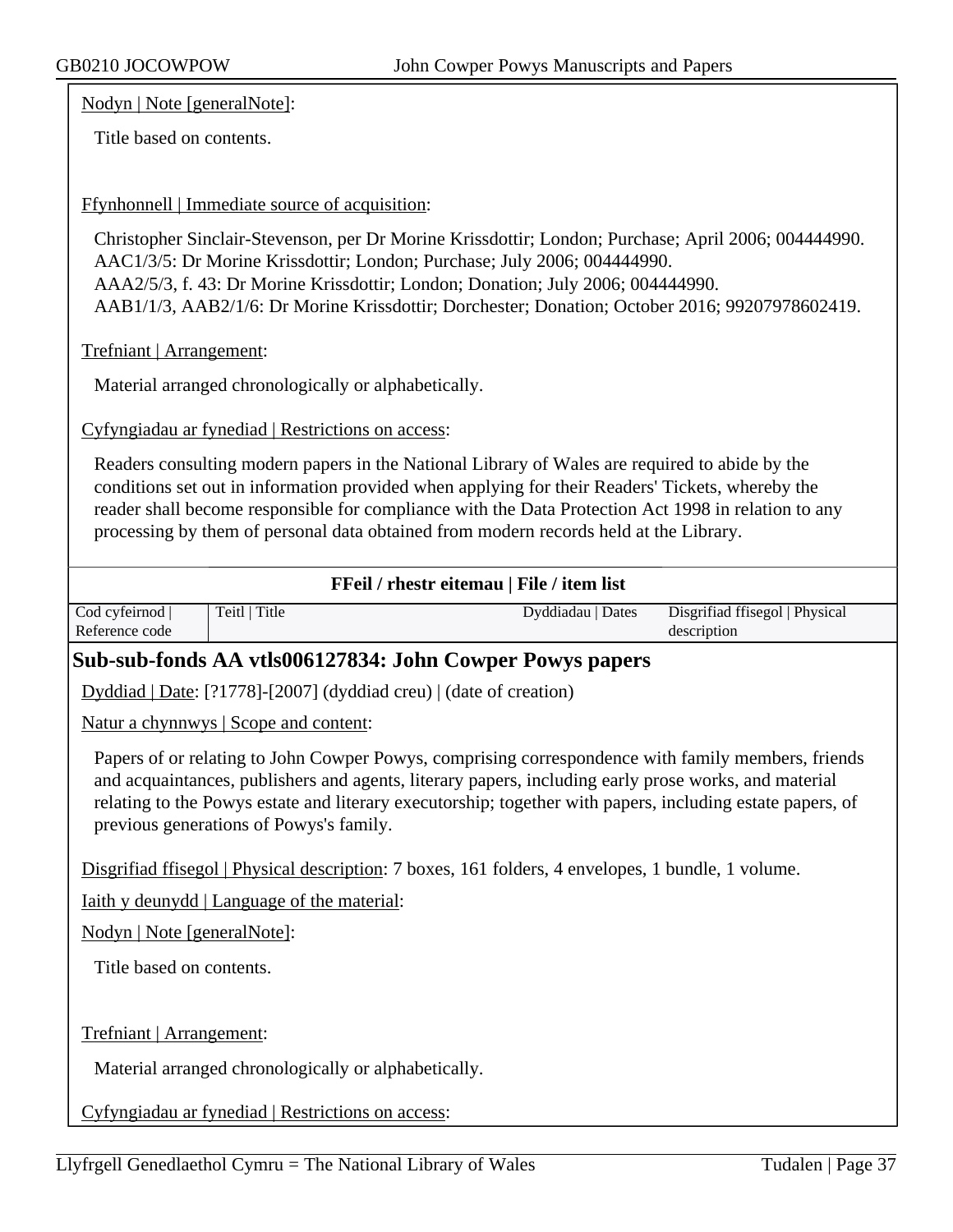Nodyn | Note [generalNote]:

Title based on contents.

Ffynhonnell | Immediate source of acquisition:

Christopher Sinclair-Stevenson, per Dr Morine Krissdottir; London; Purchase; April 2006; 004444990.
AAC1/3/5: Dr Morine Krissdottir; London; Purchase; July 2006; 004444990.
AAA2/5/3, f. 43: Dr Morine Krissdottir; London; Donation; July 2006; 004444990.
AAB1/1/3, AAB2/1/6: Dr Morine Krissdottir; Dorchester; Donation; October 2016; 99207978602419.

Trefniant | Arrangement:

Material arranged chronologically or alphabetically.

Cyfyngiadau ar fynediad | Restrictions on access:

Readers consulting modern papers in the National Library of Wales are required to abide by the conditions set out in information provided when applying for their Readers' Tickets, whereby the reader shall become responsible for compliance with the Data Protection Act 1998 in relation to any processing by them of personal data obtained from modern records held at the Library.

**FFeil / rhestr eitemau | File / item list**

| Cod cyfeirnod \| Reference code | Teitl \| Title | Dyddiadau \| Dates | Disgrifiad ffisegol \| Physical description |
|---|---|---|---|

## Sub-sub-fonds AA vtls006127834: John Cowper Powys papers

Dyddiad | Date: [?1778]-[2007] (dyddiad creu) | (date of creation)

Natur a chynnwys | Scope and content:

Papers of or relating to John Cowper Powys, comprising correspondence with family members, friends and acquaintances, publishers and agents, literary papers, including early prose works, and material relating to the Powys estate and literary executorship; together with papers, including estate papers, of previous generations of Powys's family.

Disgrifiad ffisegol | Physical description: 7 boxes, 161 folders, 4 envelopes, 1 bundle, 1 volume.

Iaith y deunydd | Language of the material:

Nodyn | Note [generalNote]:

Title based on contents.

Trefniant | Arrangement:

Material arranged chronologically or alphabetically.

Cyfyngiadau ar fynediad | Restrictions on access: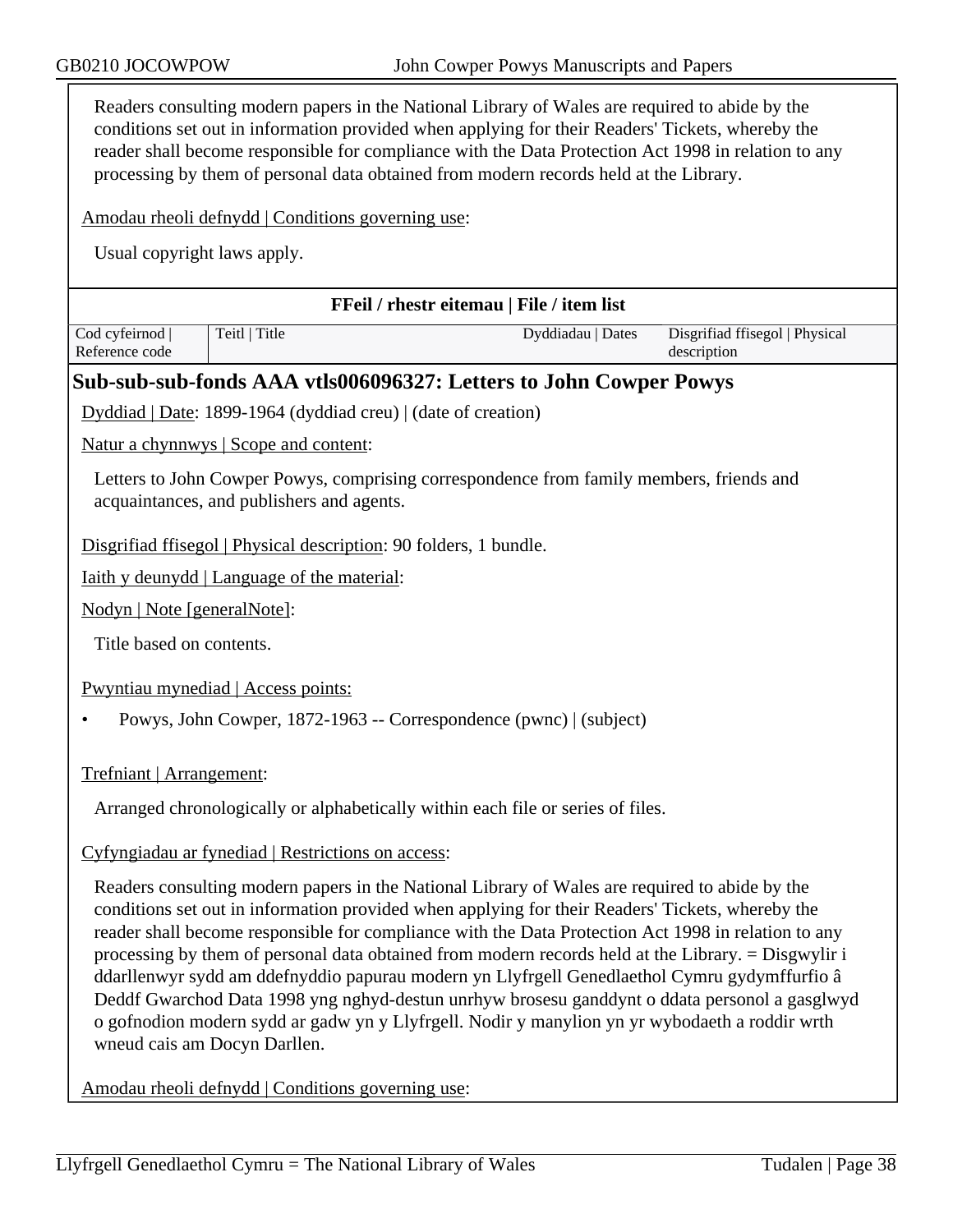Readers consulting modern papers in the National Library of Wales are required to abide by the conditions set out in information provided when applying for their Readers' Tickets, whereby the reader shall become responsible for compliance with the Data Protection Act 1998 in relation to any processing by them of personal data obtained from modern records held at the Library.

Amodau rheoli defnydd | Conditions governing use:

Usual copyright laws apply.

**FFeil / rhestr eitemau | File / item list**

| Cod cyfeirnod \| Reference code | Teitl \| Title | Dyddiadau \| Dates | Disgrifiad ffisegol \| Physical description |
|---|---|---|---|

## Sub-sub-sub-fonds AAA vtls006096327: Letters to John Cowper Powys

Dyddiad | Date: 1899-1964 (dyddiad creu) | (date of creation)

Natur a chynnwys | Scope and content:

Letters to John Cowper Powys, comprising correspondence from family members, friends and acquaintances, and publishers and agents.

Disgrifiad ffisegol | Physical description: 90 folders, 1 bundle.

Iaith y deunydd | Language of the material:

Nodyn | Note [generalNote]:

Title based on contents.

Pwyntiau mynediad | Access points:

- Powys, John Cowper, 1872-1963 -- Correspondence (pwnc) | (subject)

Trefniant | Arrangement:

Arranged chronologically or alphabetically within each file or series of files.

Cyfyngiadau ar fynediad | Restrictions on access:

Readers consulting modern papers in the National Library of Wales are required to abide by the conditions set out in information provided when applying for their Readers' Tickets, whereby the reader shall become responsible for compliance with the Data Protection Act 1998 in relation to any processing by them of personal data obtained from modern records held at the Library. = Disgwylir i ddarllenwyr sydd am ddefnyddio papurau modern yn Llyfrgell Genedlaethol Cymru gydymffurfio â Deddf Gwarchod Data 1998 yng nghyd-destun unrhyw brosesu ganddynt o ddata personol a gasglwyd o gofnodion modern sydd ar gadw yn y Llyfrgell. Nodir y manylion yn yr wybodaeth a roddir wrth wneud cais am Docyn Darllen.

Amodau rheoli defnydd | Conditions governing use: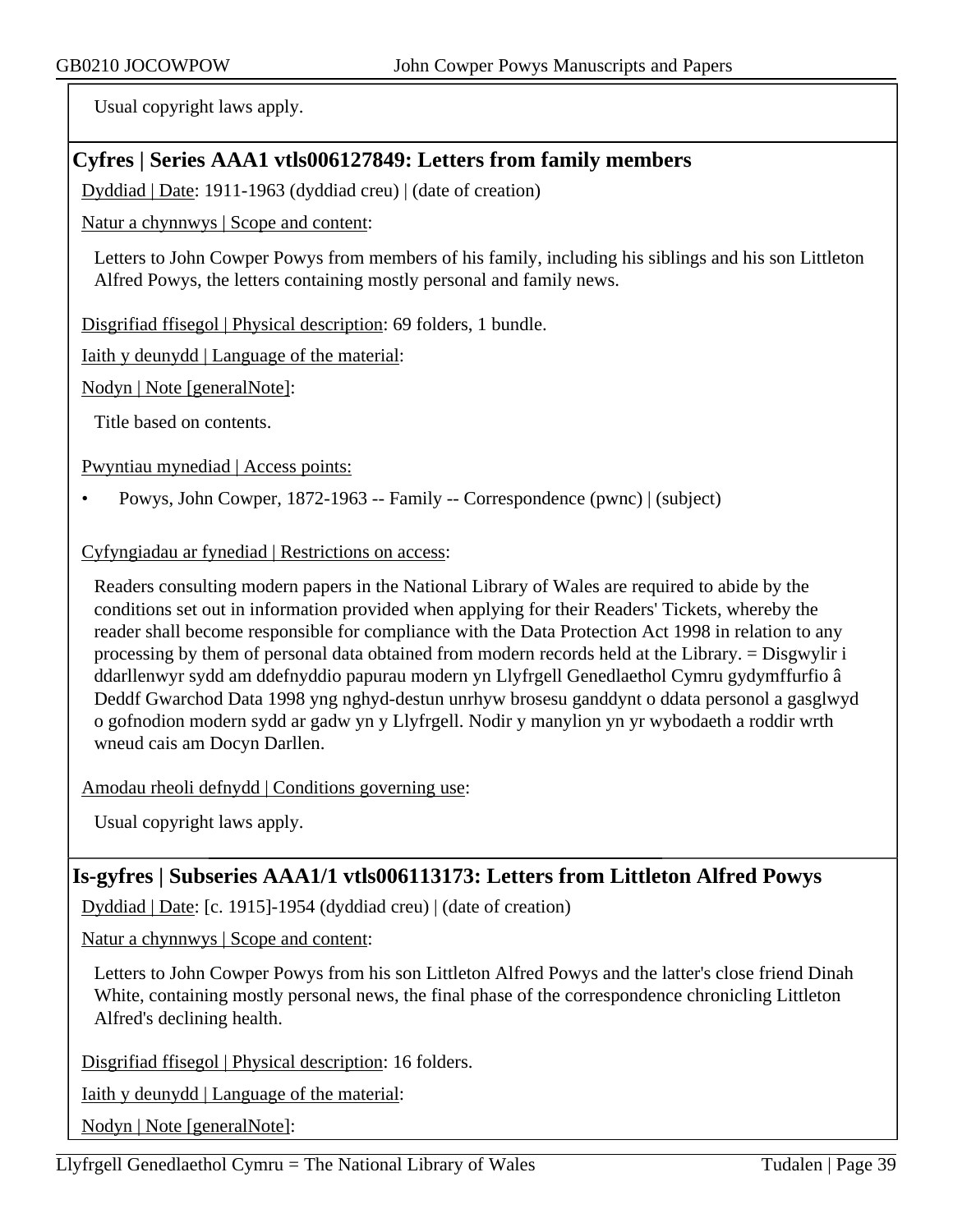Usual copyright laws apply.

## Cyfres | Series AAA1 vtls006127849: Letters from family members

Dyddiad | Date: 1911-1963 (dyddiad creu) | (date of creation)

Natur a chynnwys | Scope and content:

Letters to John Cowper Powys from members of his family, including his siblings and his son Littleton Alfred Powys, the letters containing mostly personal and family news.

Disgrifiad ffisegol | Physical description: 69 folders, 1 bundle.

Iaith y deunydd | Language of the material:

Nodyn | Note [generalNote]:

Title based on contents.

Pwyntiau mynediad | Access points:

- Powys, John Cowper, 1872-1963 -- Family -- Correspondence (pwnc) | (subject)

Cyfyngiadau ar fynediad | Restrictions on access:

Readers consulting modern papers in the National Library of Wales are required to abide by the conditions set out in information provided when applying for their Readers' Tickets, whereby the reader shall become responsible for compliance with the Data Protection Act 1998 in relation to any processing by them of personal data obtained from modern records held at the Library. = Disgwylir i ddarllenwyr sydd am ddefnyddio papurau modern yn Llyfrgell Genedlaethol Cymru gydymffurfio â Deddf Gwarchod Data 1998 yng nghyd-destun unrhyw brosesu ganddynt o ddata personol a gasglwyd o gofnodion modern sydd ar gadw yn y Llyfrgell. Nodir y manylion yn yr wybodaeth a roddir wrth wneud cais am Docyn Darllen.

Amodau rheoli defnydd | Conditions governing use:

Usual copyright laws apply.

## Is-gyfres | Subseries AAA1/1 vtls006113173: Letters from Littleton Alfred Powys

Dyddiad | Date: [c. 1915]-1954 (dyddiad creu) | (date of creation)

Natur a chynnwys | Scope and content:

Letters to John Cowper Powys from his son Littleton Alfred Powys and the latter's close friend Dinah White, containing mostly personal news, the final phase of the correspondence chronicling Littleton Alfred's declining health.

Disgrifiad ffisegol | Physical description: 16 folders.

Iaith y deunydd | Language of the material:

Nodyn | Note [generalNote]: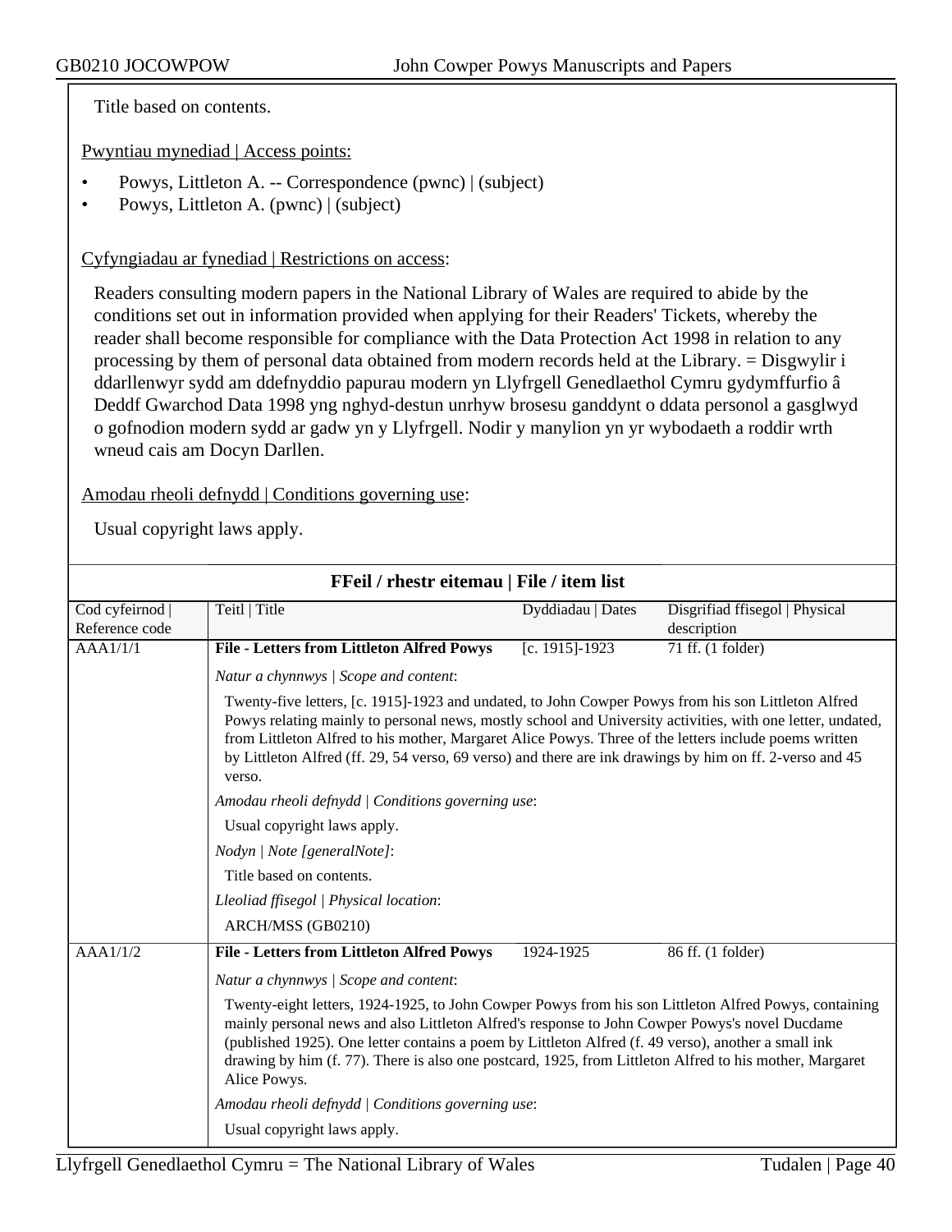Title based on contents.

Pwyntiau mynediad | Access points:

- Powys, Littleton A. -- Correspondence (pwnc) | (subject)
- Powys, Littleton A. (pwnc) | (subject)

Cyfyngiadau ar fynediad | Restrictions on access:

Readers consulting modern papers in the National Library of Wales are required to abide by the conditions set out in information provided when applying for their Readers' Tickets, whereby the reader shall become responsible for compliance with the Data Protection Act 1998 in relation to any processing by them of personal data obtained from modern records held at the Library. = Disgwylir i ddarllenwyr sydd am ddefnyddio papurau modern yn Llyfrgell Genedlaethol Cymru gydymffurfio â Deddf Gwarchod Data 1998 yng nghyd-destun unrhyw brosesu ganddynt o ddata personol a gasglwyd o gofnodion modern sydd ar gadw yn y Llyfrgell. Nodir y manylion yn yr wybodaeth a roddir wrth wneud cais am Docyn Darllen.

Amodau rheoli defnydd | Conditions governing use:

Usual copyright laws apply.

**FFeil / rhestr eitemau | File / item list**

| Cod cyfeirnod \| Reference code | Teitl \| Title | Dyddiadau \| Dates | Disgrifiad ffisegol \| Physical description |
|---|---|---|---|
| AAA1/1/1 | **File - Letters from Littleton Alfred Powys** | [c. 1915]-1923 | 71 ff. (1 folder) |

*Natur a chynnwys | Scope and content*:

Twenty-five letters, [c. 1915]-1923 and undated, to John Cowper Powys from his son Littleton Alfred Powys relating mainly to personal news, mostly school and University activities, with one letter, undated, from Littleton Alfred to his mother, Margaret Alice Powys. Three of the letters include poems written by Littleton Alfred (ff. 29, 54 verso, 69 verso) and there are ink drawings by him on ff. 2-verso and 45 verso.

*Amodau rheoli defnydd | Conditions governing use*:

Usual copyright laws apply.

*Nodyn | Note [generalNote]*:

Title based on contents.

*Lleoliad ffisegol | Physical location*:

ARCH/MSS (GB0210)

| Cod cyfeirnod \| Reference code | Teitl \| Title | Dyddiadau \| Dates | Disgrifiad ffisegol \| Physical description |
|---|---|---|---|
| AAA1/1/2 | **File - Letters from Littleton Alfred Powys** | 1924-1925 | 86 ff. (1 folder) |

*Natur a chynnwys | Scope and content*:

Twenty-eight letters, 1924-1925, to John Cowper Powys from his son Littleton Alfred Powys, containing mainly personal news and also Littleton Alfred's response to John Cowper Powys's novel Ducdame (published 1925). One letter contains a poem by Littleton Alfred (f. 49 verso), another a small ink drawing by him (f. 77). There is also one postcard, 1925, from Littleton Alfred to his mother, Margaret Alice Powys.

*Amodau rheoli defnydd | Conditions governing use*:

Usual copyright laws apply.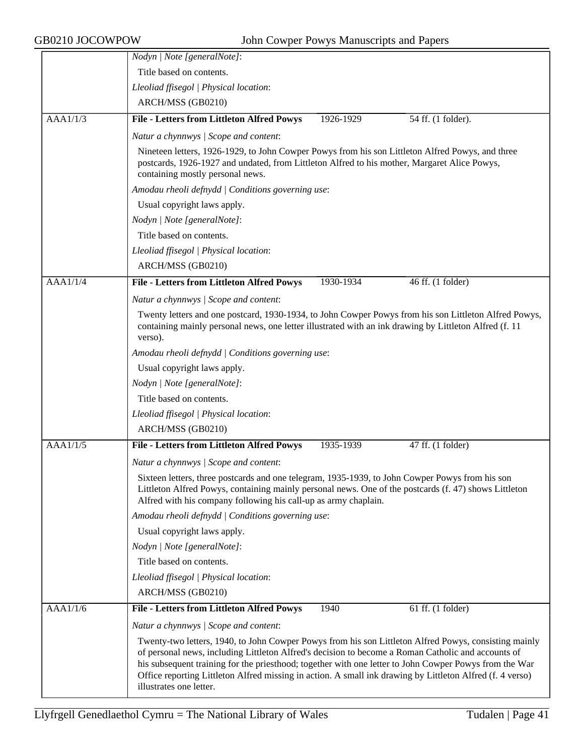*Nodyn | Note [generalNote]*:

Title based on contents.

*Lleoliad ffisegol | Physical location*:

ARCH/MSS (GB0210)

| AAA1/1/3 | **File - Letters from Littleton Alfred Powys** | 1926-1929 | 54 ff. (1 folder). |
|---|---|---|---|

*Natur a chynnwys | Scope and content*:

Nineteen letters, 1926-1929, to John Cowper Powys from his son Littleton Alfred Powys, and three postcards, 1926-1927 and undated, from Littleton Alfred to his mother, Margaret Alice Powys, containing mostly personal news.

*Amodau rheoli defnydd | Conditions governing use*:

Usual copyright laws apply.

*Nodyn | Note [generalNote]*:

Title based on contents.

*Lleoliad ffisegol | Physical location*:

ARCH/MSS (GB0210)

| AAA1/1/4 | **File - Letters from Littleton Alfred Powys** | 1930-1934 | 46 ff. (1 folder) |
|---|---|---|---|

*Natur a chynnwys | Scope and content*:

Twenty letters and one postcard, 1930-1934, to John Cowper Powys from his son Littleton Alfred Powys, containing mainly personal news, one letter illustrated with an ink drawing by Littleton Alfred (f. 11 verso).

*Amodau rheoli defnydd | Conditions governing use*:

Usual copyright laws apply.

*Nodyn | Note [generalNote]*:

Title based on contents.

*Lleoliad ffisegol | Physical location*:

ARCH/MSS (GB0210)

| AAA1/1/5 | **File - Letters from Littleton Alfred Powys** | 1935-1939 | 47 ff. (1 folder) |
|---|---|---|---|

*Natur a chynnwys | Scope and content*:

Sixteen letters, three postcards and one telegram, 1935-1939, to John Cowper Powys from his son Littleton Alfred Powys, containing mainly personal news. One of the postcards (f. 47) shows Littleton Alfred with his company following his call-up as army chaplain.

*Amodau rheoli defnydd | Conditions governing use*:

Usual copyright laws apply.

*Nodyn | Note [generalNote]*:

Title based on contents.

*Lleoliad ffisegol | Physical location*:

ARCH/MSS (GB0210)

| AAA1/1/6 | **File - Letters from Littleton Alfred Powys** | 1940 | 61 ff. (1 folder) |
|---|---|---|---|

*Natur a chynnwys | Scope and content*:

Twenty-two letters, 1940, to John Cowper Powys from his son Littleton Alfred Powys, consisting mainly of personal news, including Littleton Alfred's decision to become a Roman Catholic and accounts of his subsequent training for the priesthood; together with one letter to John Cowper Powys from the War Office reporting Littleton Alfred missing in action. A small ink drawing by Littleton Alfred (f. 4 verso) illustrates one letter.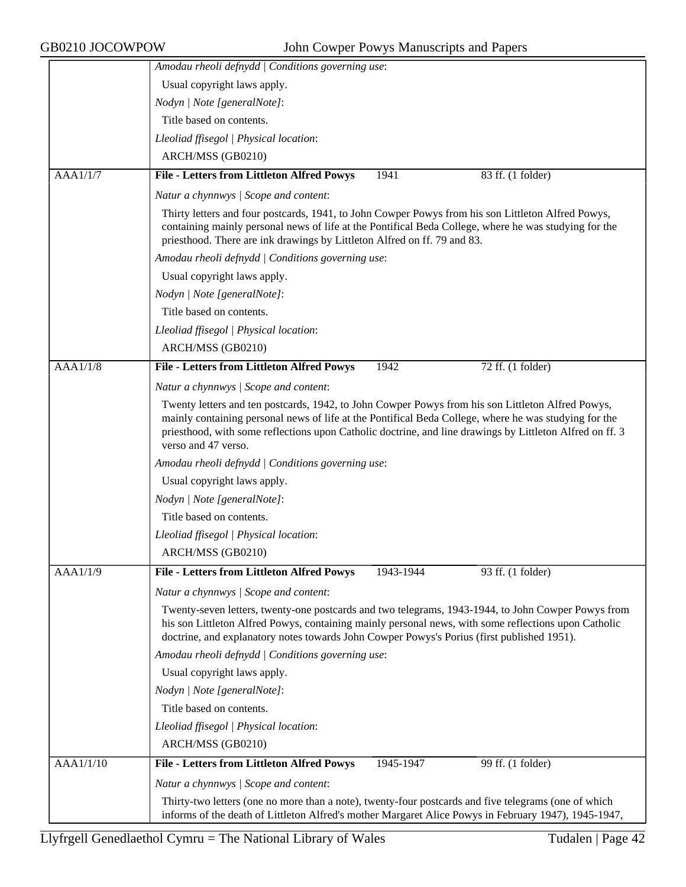| | |
|---|---|
| | *Amodau rheoli defnydd \| Conditions governing use*:<br>Usual copyright laws apply.<br>*Nodyn \| Note [generalNote]*:<br>Title based on contents.<br>*Lleoliad ffisegol \| Physical location*:<br>ARCH/MSS (GB0210) |
| AAA1/1/7 | **File - Letters from Littleton Alfred Powys** 1941 83 ff. (1 folder)<br>*Natur a chynnwys \| Scope and content*:<br>Thirty letters and four postcards, 1941, to John Cowper Powys from his son Littleton Alfred Powys, containing mainly personal news of life at the Pontifical Beda College, where he was studying for the priesthood. There are ink drawings by Littleton Alfred on ff. 79 and 83.<br>*Amodau rheoli defnydd \| Conditions governing use*:<br>Usual copyright laws apply.<br>*Nodyn \| Note [generalNote]*:<br>Title based on contents.<br>*Lleoliad ffisegol \| Physical location*:<br>ARCH/MSS (GB0210) |
| AAA1/1/8 | **File - Letters from Littleton Alfred Powys** 1942 72 ff. (1 folder)<br>*Natur a chynnwys \| Scope and content*:<br>Twenty letters and ten postcards, 1942, to John Cowper Powys from his son Littleton Alfred Powys, mainly containing personal news of life at the Pontifical Beda College, where he was studying for the priesthood, with some reflections upon Catholic doctrine, and line drawings by Littleton Alfred on ff. 3 verso and 47 verso.<br>*Amodau rheoli defnydd \| Conditions governing use*:<br>Usual copyright laws apply.<br>*Nodyn \| Note [generalNote]*:<br>Title based on contents.<br>*Lleoliad ffisegol \| Physical location*:<br>ARCH/MSS (GB0210) |
| AAA1/1/9 | **File - Letters from Littleton Alfred Powys** 1943-1944 93 ff. (1 folder)<br>*Natur a chynnwys \| Scope and content*:<br>Twenty-seven letters, twenty-one postcards and two telegrams, 1943-1944, to John Cowper Powys from his son Littleton Alfred Powys, containing mainly personal news, with some reflections upon Catholic doctrine, and explanatory notes towards John Cowper Powys's Porius (first published 1951).<br>*Amodau rheoli defnydd \| Conditions governing use*:<br>Usual copyright laws apply.<br>*Nodyn \| Note [generalNote]*:<br>Title based on contents.<br>*Lleoliad ffisegol \| Physical location*:<br>ARCH/MSS (GB0210) |
| AAA1/1/10 | **File - Letters from Littleton Alfred Powys** 1945-1947 99 ff. (1 folder)<br>*Natur a chynnwys \| Scope and content*:<br>Thirty-two letters (one no more than a note), twenty-four postcards and five telegrams (one of which informs of the death of Littleton Alfred's mother Margaret Alice Powys in February 1947), 1945-1947, |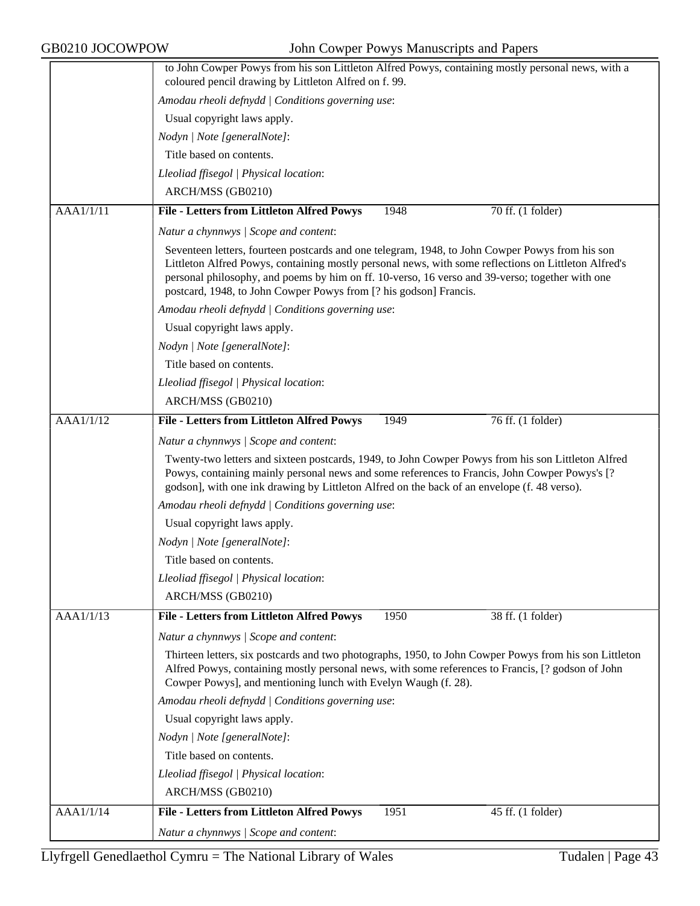to John Cowper Powys from his son Littleton Alfred Powys, containing mostly personal news, with a coloured pencil drawing by Littleton Alfred on f. 99.

*Amodau rheoli defnydd | Conditions governing use*:

Usual copyright laws apply.

*Nodyn | Note [generalNote]*:

Title based on contents.

*Lleoliad ffisegol | Physical location*:

ARCH/MSS (GB0210)

---

AAA1/1/11 — **File - Letters from Littleton Alfred Powys** — 1948 — 70 ff. (1 folder)

*Natur a chynnwys | Scope and content*:

Seventeen letters, fourteen postcards and one telegram, 1948, to John Cowper Powys from his son Littleton Alfred Powys, containing mostly personal news, with some reflections on Littleton Alfred's personal philosophy, and poems by him on ff. 10-verso, 16 verso and 39-verso; together with one postcard, 1948, to John Cowper Powys from [? his godson] Francis.

*Amodau rheoli defnydd | Conditions governing use*:

Usual copyright laws apply.

*Nodyn | Note [generalNote]*:

Title based on contents.

*Lleoliad ffisegol | Physical location*:

ARCH/MSS (GB0210)

---

AAA1/1/12 — **File - Letters from Littleton Alfred Powys** — 1949 — 76 ff. (1 folder)

*Natur a chynnwys | Scope and content*:

Twenty-two letters and sixteen postcards, 1949, to John Cowper Powys from his son Littleton Alfred Powys, containing mainly personal news and some references to Francis, John Cowper Powys's [? godson], with one ink drawing by Littleton Alfred on the back of an envelope (f. 48 verso).

*Amodau rheoli defnydd | Conditions governing use*:

Usual copyright laws apply.

*Nodyn | Note [generalNote]*:

Title based on contents.

*Lleoliad ffisegol | Physical location*:

ARCH/MSS (GB0210)

---

AAA1/1/13 — **File - Letters from Littleton Alfred Powys** — 1950 — 38 ff. (1 folder)

*Natur a chynnwys | Scope and content*:

Thirteen letters, six postcards and two photographs, 1950, to John Cowper Powys from his son Littleton Alfred Powys, containing mostly personal news, with some references to Francis, [? godson of John Cowper Powys], and mentioning lunch with Evelyn Waugh (f. 28).

*Amodau rheoli defnydd | Conditions governing use*:

Usual copyright laws apply.

*Nodyn | Note [generalNote]*:

Title based on contents.

*Lleoliad ffisegol | Physical location*:

ARCH/MSS (GB0210)

---

AAA1/1/14 — **File - Letters from Littleton Alfred Powys** — 1951 — 45 ff. (1 folder)

*Natur a chynnwys | Scope and content*: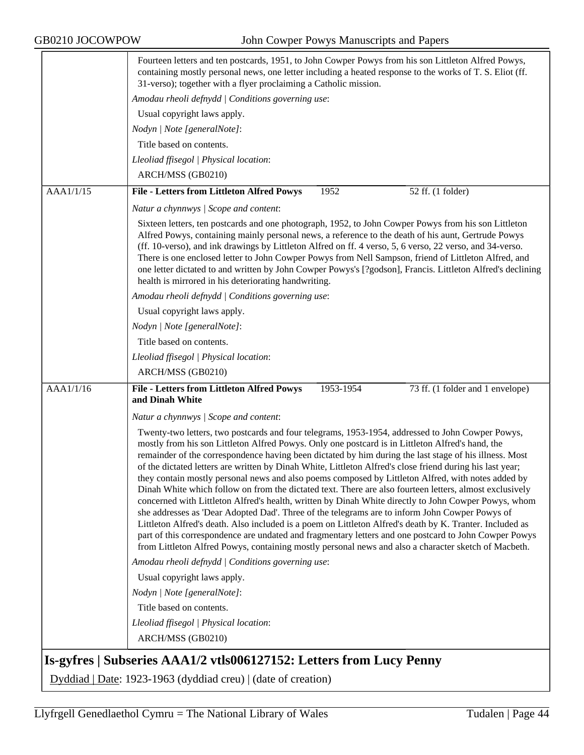Fourteen letters and ten postcards, 1951, to John Cowper Powys from his son Littleton Alfred Powys, containing mostly personal news, one letter including a heated response to the works of T. S. Eliot (ff. 31-verso); together with a flyer proclaiming a Catholic mission.

*Amodau rheoli defnydd | Conditions governing use*:

Usual copyright laws apply.

*Nodyn | Note [generalNote]*:

Title based on contents.

*Lleoliad ffisegol | Physical location*:

ARCH/MSS (GB0210)

| AAA1/1/15 | **File - Letters from Littleton Alfred Powys** | 1952 | 52 ff. (1 folder) |
|---|---|---|---|

*Natur a chynnwys | Scope and content*:

Sixteen letters, ten postcards and one photograph, 1952, to John Cowper Powys from his son Littleton Alfred Powys, containing mainly personal news, a reference to the death of his aunt, Gertrude Powys (ff. 10-verso), and ink drawings by Littleton Alfred on ff. 4 verso, 5, 6 verso, 22 verso, and 34-verso. There is one enclosed letter to John Cowper Powys from Nell Sampson, friend of Littleton Alfred, and one letter dictated to and written by John Cowper Powys's [?godson], Francis. Littleton Alfred's declining health is mirrored in his deteriorating handwriting.

*Amodau rheoli defnydd | Conditions governing use*:

Usual copyright laws apply.

*Nodyn | Note [generalNote]*:

Title based on contents.

*Lleoliad ffisegol | Physical location*:

ARCH/MSS (GB0210)

| AAA1/1/16 | **File - Letters from Littleton Alfred Powys and Dinah White** | 1953-1954 | 73 ff. (1 folder and 1 envelope) |
|---|---|---|---|

*Natur a chynnwys | Scope and content*:

Twenty-two letters, two postcards and four telegrams, 1953-1954, addressed to John Cowper Powys, mostly from his son Littleton Alfred Powys. Only one postcard is in Littleton Alfred's hand, the remainder of the correspondence having been dictated by him during the last stage of his illness. Most of the dictated letters are written by Dinah White, Littleton Alfred's close friend during his last year; they contain mostly personal news and also poems composed by Littleton Alfred, with notes added by Dinah White which follow on from the dictated text. There are also fourteen letters, almost exclusively concerned with Littleton Alfred's health, written by Dinah White directly to John Cowper Powys, whom she addresses as 'Dear Adopted Dad'. Three of the telegrams are to inform John Cowper Powys of Littleton Alfred's death. Also included is a poem on Littleton Alfred's death by K. Tranter. Included as part of this correspondence are undated and fragmentary letters and one postcard to John Cowper Powys from Littleton Alfred Powys, containing mostly personal news and also a character sketch of Macbeth.

*Amodau rheoli defnydd | Conditions governing use*:

Usual copyright laws apply.

*Nodyn | Note [generalNote]*:

Title based on contents.

*Lleoliad ffisegol | Physical location*:

ARCH/MSS (GB0210)

## Is-gyfres | Subseries AAA1/2 vtls006127152: Letters from Lucy Penny

Dyddiad | Date: 1923-1963 (dyddiad creu) | (date of creation)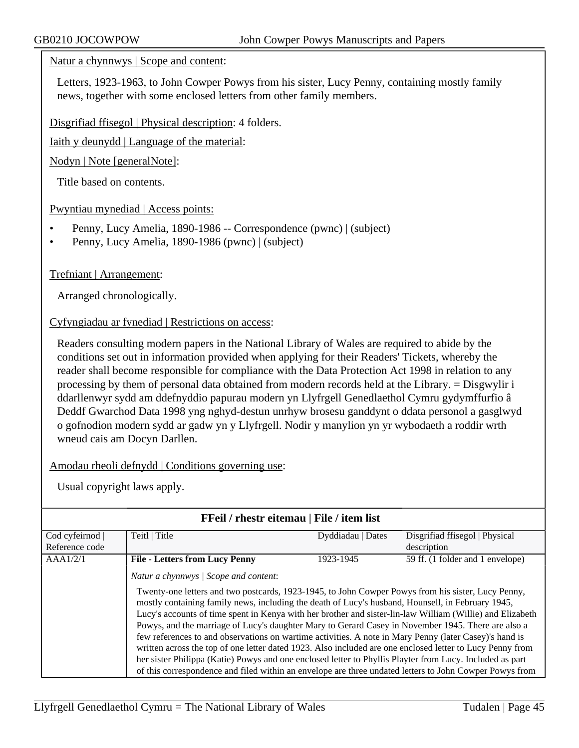Natur a chynnwys | Scope and content:

Letters, 1923-1963, to John Cowper Powys from his sister, Lucy Penny, containing mostly family news, together with some enclosed letters from other family members.

Disgrifiad ffisegol | Physical description: 4 folders.

Iaith y deunydd | Language of the material:

Nodyn | Note [generalNote]:

Title based on contents.

Pwyntiau mynediad | Access points:

- Penny, Lucy Amelia, 1890-1986 -- Correspondence (pwnc) | (subject)
- Penny, Lucy Amelia, 1890-1986 (pwnc) | (subject)

Trefniant | Arrangement:

Arranged chronologically.

Cyfyngiadau ar fynediad | Restrictions on access:

Readers consulting modern papers in the National Library of Wales are required to abide by the conditions set out in information provided when applying for their Readers' Tickets, whereby the reader shall become responsible for compliance with the Data Protection Act 1998 in relation to any processing by them of personal data obtained from modern records held at the Library. = Disgwylir i ddarllenwyr sydd am ddefnyddio papurau modern yn Llyfrgell Genedlaethol Cymru gydymffurfio â Deddf Gwarchod Data 1998 yng nghyd-destun unrhyw brosesu ganddynt o ddata personol a gasglwyd o gofnodion modern sydd ar gadw yn y Llyfrgell. Nodir y manylion yn yr wybodaeth a roddir wrth wneud cais am Docyn Darllen.

Amodau rheoli defnydd | Conditions governing use:

Usual copyright laws apply.

**FFeil / rhestr eitemau | File / item list**

| Cod cyfeirnod \| Reference code | Teitl \| Title | Dyddiadau \| Dates | Disgrifiad ffisegol \| Physical description |
|---|---|---|---|
| AAA1/2/1 | **File - Letters from Lucy Penny** | 1923-1945 | 59 ff. (1 folder and 1 envelope) |
| | *Natur a chynnwys \| Scope and content*: Twenty-one letters and two postcards, 1923-1945, to John Cowper Powys from his sister, Lucy Penny, mostly containing family news, including the death of Lucy's husband, Hounsell, in February 1945, Lucy's accounts of time spent in Kenya with her brother and sister-lin-law William (Willie) and Elizabeth Powys, and the marriage of Lucy's daughter Mary to Gerard Casey in November 1945. There are also a few references to and observations on wartime activities. A note in Mary Penny (later Casey)'s hand is written across the top of one letter dated 1923. Also included are one enclosed letter to Lucy Penny from her sister Philippa (Katie) Powys and one enclosed letter to Phyllis Playter from Lucy. Included as part of this correspondence and filed within an envelope are three undated letters to John Cowper Powys from | | |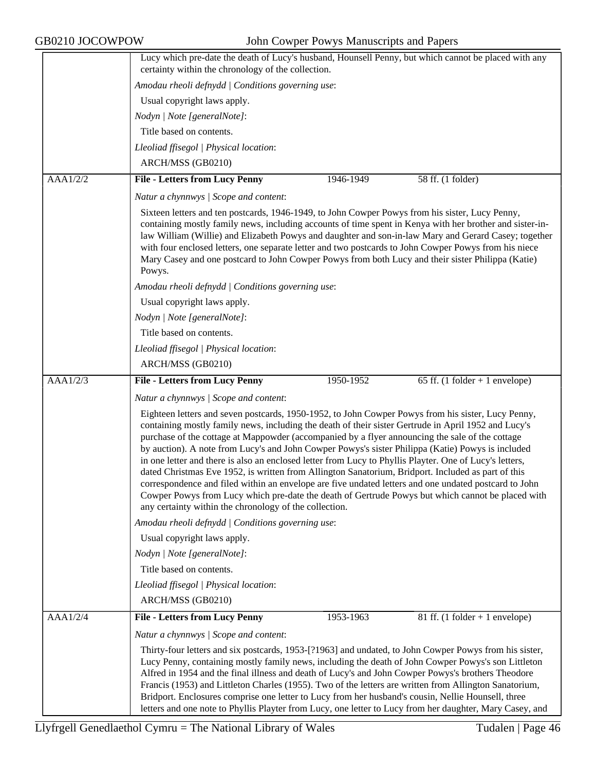Lucy which pre-date the death of Lucy's husband, Hounsell Penny, but which cannot be placed with any certainty within the chronology of the collection.

*Amodau rheoli defnydd | Conditions governing use*:

Usual copyright laws apply.

*Nodyn | Note [generalNote]*:

Title based on contents.

*Lleoliad ffisegol | Physical location*:

ARCH/MSS (GB0210)

| AAA1/2/2 | **File - Letters from Lucy Penny** | 1946-1949 | 58 ff. (1 folder) |
|---|---|---|---|

*Natur a chynnwys | Scope and content*:

Sixteen letters and ten postcards, 1946-1949, to John Cowper Powys from his sister, Lucy Penny, containing mostly family news, including accounts of time spent in Kenya with her brother and sister-in-law William (Willie) and Elizabeth Powys and daughter and son-in-law Mary and Gerard Casey; together with four enclosed letters, one separate letter and two postcards to John Cowper Powys from his niece Mary Casey and one postcard to John Cowper Powys from both Lucy and their sister Philippa (Katie) Powys.

*Amodau rheoli defnydd | Conditions governing use*:

Usual copyright laws apply.

*Nodyn | Note [generalNote]*:

Title based on contents.

*Lleoliad ffisegol | Physical location*:

ARCH/MSS (GB0210)

| AAA1/2/3 | **File - Letters from Lucy Penny** | 1950-1952 | 65 ff. (1 folder + 1 envelope) |
|---|---|---|---|

*Natur a chynnwys | Scope and content*:

Eighteen letters and seven postcards, 1950-1952, to John Cowper Powys from his sister, Lucy Penny, containing mostly family news, including the death of their sister Gertrude in April 1952 and Lucy's purchase of the cottage at Mappowder (accompanied by a flyer announcing the sale of the cottage by auction). A note from Lucy's and John Cowper Powys's sister Philippa (Katie) Powys is included in one letter and there is also an enclosed letter from Lucy to Phyllis Playter. One of Lucy's letters, dated Christmas Eve 1952, is written from Allington Sanatorium, Bridport. Included as part of this correspondence and filed within an envelope are five undated letters and one undated postcard to John Cowper Powys from Lucy which pre-date the death of Gertrude Powys but which cannot be placed with any certainty within the chronology of the collection.

*Amodau rheoli defnydd | Conditions governing use*:

Usual copyright laws apply.

*Nodyn | Note [generalNote]*:

Title based on contents.

*Lleoliad ffisegol | Physical location*:

ARCH/MSS (GB0210)

| AAA1/2/4 | **File - Letters from Lucy Penny** | 1953-1963 | 81 ff. (1 folder + 1 envelope) |
|---|---|---|---|

*Natur a chynnwys | Scope and content*:

Thirty-four letters and six postcards, 1953-[?1963] and undated, to John Cowper Powys from his sister, Lucy Penny, containing mostly family news, including the death of John Cowper Powys's son Littleton Alfred in 1954 and the final illness and death of Lucy's and John Cowper Powys's brothers Theodore Francis (1953) and Littleton Charles (1955). Two of the letters are written from Allington Sanatorium, Bridport. Enclosures comprise one letter to Lucy from her husband's cousin, Nellie Hounsell, three letters and one note to Phyllis Playter from Lucy, one letter to Lucy from her daughter, Mary Casey, and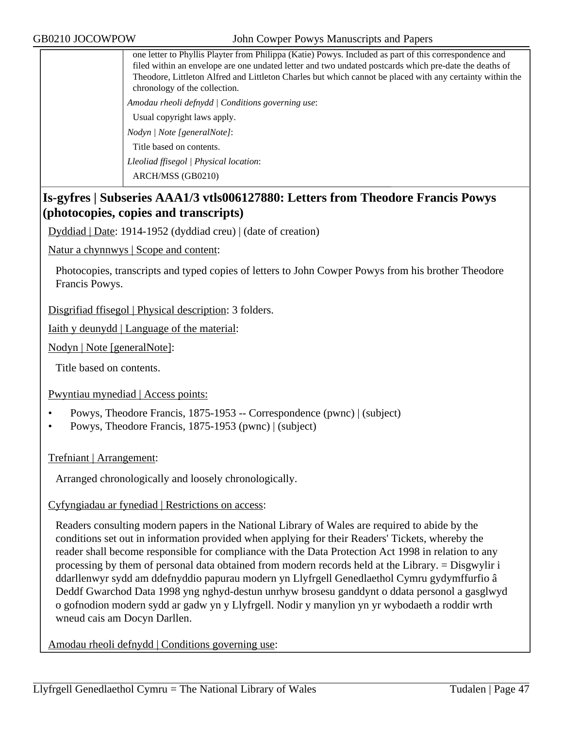one letter to Phyllis Playter from Philippa (Katie) Powys. Included as part of this correspondence and filed within an envelope are one undated letter and two undated postcards which pre-date the deaths of Theodore, Littleton Alfred and Littleton Charles but which cannot be placed with any certainty within the chronology of the collection.

*Amodau rheoli defnydd | Conditions governing use*:

Usual copyright laws apply.

*Nodyn | Note [generalNote]*:

Title based on contents.

*Lleoliad ffisegol | Physical location*:

ARCH/MSS (GB0210)

## Is-gyfres | Subseries AAA1/3 vtls006127880: Letters from Theodore Francis Powys (photocopies, copies and transcripts)

Dyddiad | Date: 1914-1952 (dyddiad creu) | (date of creation)

Natur a chynnwys | Scope and content:

Photocopies, transcripts and typed copies of letters to John Cowper Powys from his brother Theodore Francis Powys.

Disgrifiad ffisegol | Physical description: 3 folders.

Iaith y deunydd | Language of the material:

Nodyn | Note [generalNote]:

Title based on contents.

Pwyntiau mynediad | Access points:

- Powys, Theodore Francis, 1875-1953 -- Correspondence (pwnc) | (subject)
- Powys, Theodore Francis, 1875-1953 (pwnc) | (subject)

Trefniant | Arrangement:

Arranged chronologically and loosely chronologically.

Cyfyngiadau ar fynediad | Restrictions on access:

Readers consulting modern papers in the National Library of Wales are required to abide by the conditions set out in information provided when applying for their Readers' Tickets, whereby the reader shall become responsible for compliance with the Data Protection Act 1998 in relation to any processing by them of personal data obtained from modern records held at the Library. = Disgwylir i ddarllenwyr sydd am ddefnyddio papurau modern yn Llyfrgell Genedlaethol Cymru gydymffurfio â Deddf Gwarchod Data 1998 yng nghyd-destun unrhyw brosesu ganddynt o ddata personol a gasglwyd o gofnodion modern sydd ar gadw yn y Llyfrgell. Nodir y manylion yn yr wybodaeth a roddir wrth wneud cais am Docyn Darllen.

Amodau rheoli defnydd | Conditions governing use: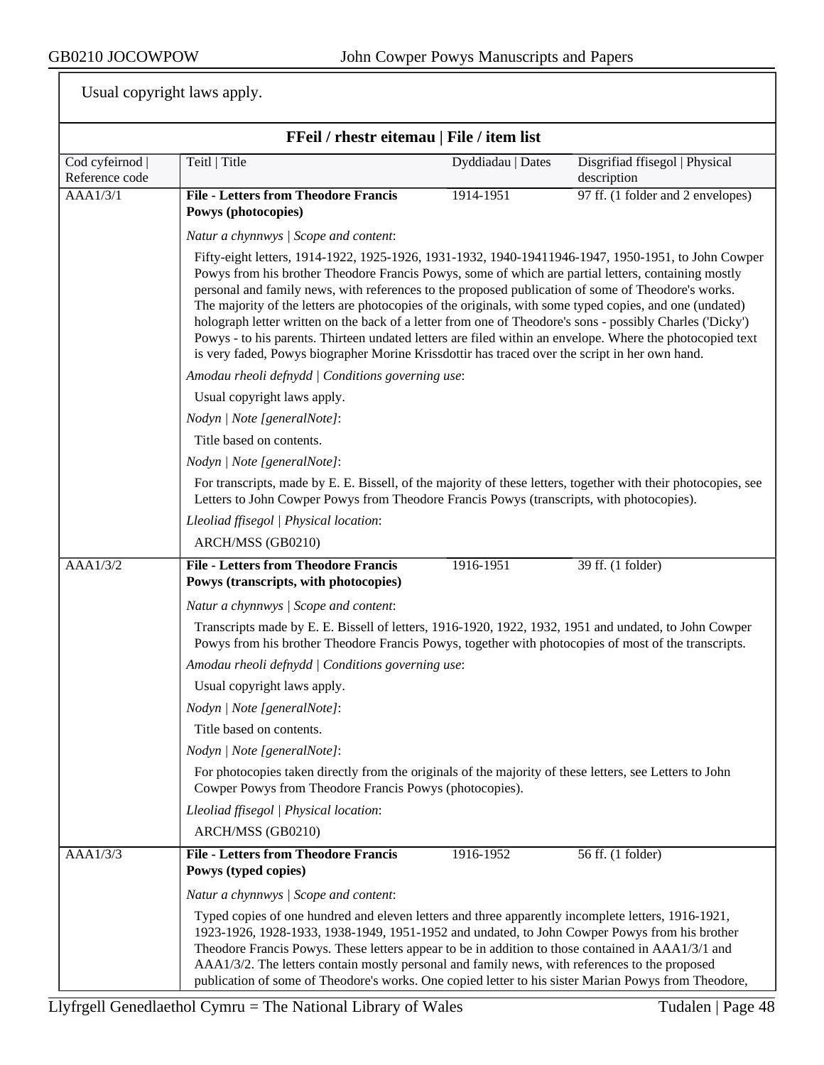Usual copyright laws apply.

## FFeil / rhestr eitemau | File / item list

| Cod cyfeirnod \| Reference code | Teitl \| Title | Dyddiadau \| Dates | Disgrifiad ffisegol \| Physical description |
|---|---|---|---|
| AAA1/3/1 | **File - Letters from Theodore Francis Powys (photocopies)** | 1914-1951 | 97 ff. (1 folder and 2 envelopes) |

*Natur a chynnwys | Scope and content*:

Fifty-eight letters, 1914-1922, 1925-1926, 1931-1932, 1940-19411946-1947, 1950-1951, to John Cowper Powys from his brother Theodore Francis Powys, some of which are partial letters, containing mostly personal and family news, with references to the proposed publication of some of Theodore's works. The majority of the letters are photocopies of the originals, with some typed copies, and one (undated) holograph letter written on the back of a letter from one of Theodore's sons - possibly Charles ('Dicky') Powys - to his parents. Thirteen undated letters are filed within an envelope. Where the photocopied text is very faded, Powys biographer Morine Krissdottir has traced over the script in her own hand.

*Amodau rheoli defnydd | Conditions governing use*:

Usual copyright laws apply.

*Nodyn | Note [generalNote]*:

Title based on contents.

*Nodyn | Note [generalNote]*:

For transcripts, made by E. E. Bissell, of the majority of these letters, together with their photocopies, see Letters to John Cowper Powys from Theodore Francis Powys (transcripts, with photocopies).

*Lleoliad ffisegol | Physical location*:

ARCH/MSS (GB0210)

| Cod cyfeirnod \| Reference code | Teitl \| Title | Dyddiadau \| Dates | Disgrifiad ffisegol \| Physical description |
|---|---|---|---|
| AAA1/3/2 | **File - Letters from Theodore Francis Powys (transcripts, with photocopies)** | 1916-1951 | 39 ff. (1 folder) |

*Natur a chynnwys | Scope and content*:

Transcripts made by E. E. Bissell of letters, 1916-1920, 1922, 1932, 1951 and undated, to John Cowper Powys from his brother Theodore Francis Powys, together with photocopies of most of the transcripts.

*Amodau rheoli defnydd | Conditions governing use*:

Usual copyright laws apply.

*Nodyn | Note [generalNote]*:

Title based on contents.

*Nodyn | Note [generalNote]*:

For photocopies taken directly from the originals of the majority of these letters, see Letters to John Cowper Powys from Theodore Francis Powys (photocopies).

*Lleoliad ffisegol | Physical location*:

ARCH/MSS (GB0210)

| Cod cyfeirnod \| Reference code | Teitl \| Title | Dyddiadau \| Dates | Disgrifiad ffisegol \| Physical description |
|---|---|---|---|
| AAA1/3/3 | **File - Letters from Theodore Francis Powys (typed copies)** | 1916-1952 | 56 ff. (1 folder) |

*Natur a chynnwys | Scope and content*:

Typed copies of one hundred and eleven letters and three apparently incomplete letters, 1916-1921, 1923-1926, 1928-1933, 1938-1949, 1951-1952 and undated, to John Cowper Powys from his brother Theodore Francis Powys. These letters appear to be in addition to those contained in AAA1/3/1 and AAA1/3/2. The letters contain mostly personal and family news, with references to the proposed publication of some of Theodore's works. One copied letter to his sister Marian Powys from Theodore,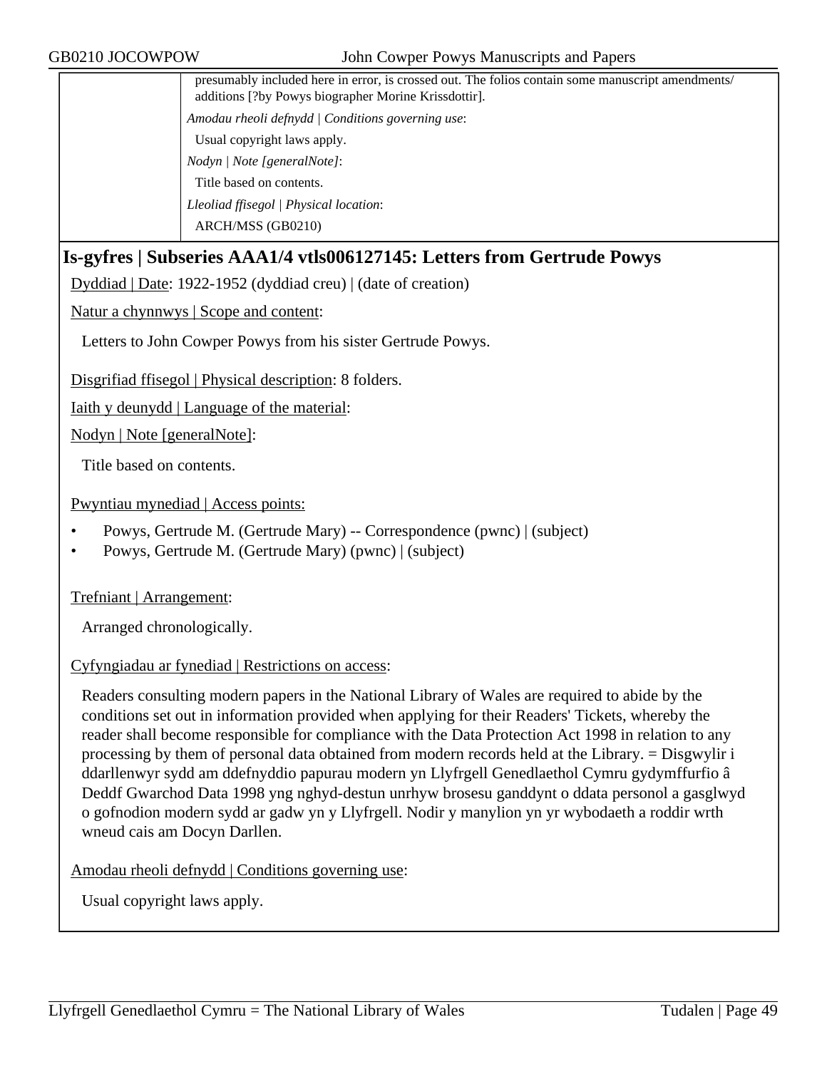presumably included here in error, is crossed out. The folios contain some manuscript amendments/ additions [?by Powys biographer Morine Krissdottir].

*Amodau rheoli defnydd | Conditions governing use*:

Usual copyright laws apply.

*Nodyn | Note [generalNote]*:

Title based on contents.

*Lleoliad ffisegol | Physical location*:

ARCH/MSS (GB0210)

## Is-gyfres | Subseries AAA1/4 vtls006127145: Letters from Gertrude Powys

Dyddiad | Date: 1922-1952 (dyddiad creu) | (date of creation)

Natur a chynnwys | Scope and content:

Letters to John Cowper Powys from his sister Gertrude Powys.

Disgrifiad ffisegol | Physical description: 8 folders.

Iaith y deunydd | Language of the material:

Nodyn | Note [generalNote]:

Title based on contents.

Pwyntiau mynediad | Access points:

- Powys, Gertrude M. (Gertrude Mary) -- Correspondence (pwnc) | (subject)
- Powys, Gertrude M. (Gertrude Mary) (pwnc) | (subject)

Trefniant | Arrangement:

Arranged chronologically.

Cyfyngiadau ar fynediad | Restrictions on access:

Readers consulting modern papers in the National Library of Wales are required to abide by the conditions set out in information provided when applying for their Readers' Tickets, whereby the reader shall become responsible for compliance with the Data Protection Act 1998 in relation to any processing by them of personal data obtained from modern records held at the Library. = Disgwylir i ddarllenwyr sydd am ddefnyddio papurau modern yn Llyfrgell Genedlaethol Cymru gydymffurfio â Deddf Gwarchod Data 1998 yng nghyd-destun unrhyw brosesu ganddynt o ddata personol a gasglwyd o gofnodion modern sydd ar gadw yn y Llyfrgell. Nodir y manylion yn yr wybodaeth a roddir wrth wneud cais am Docyn Darllen.

Amodau rheoli defnydd | Conditions governing use:

Usual copyright laws apply.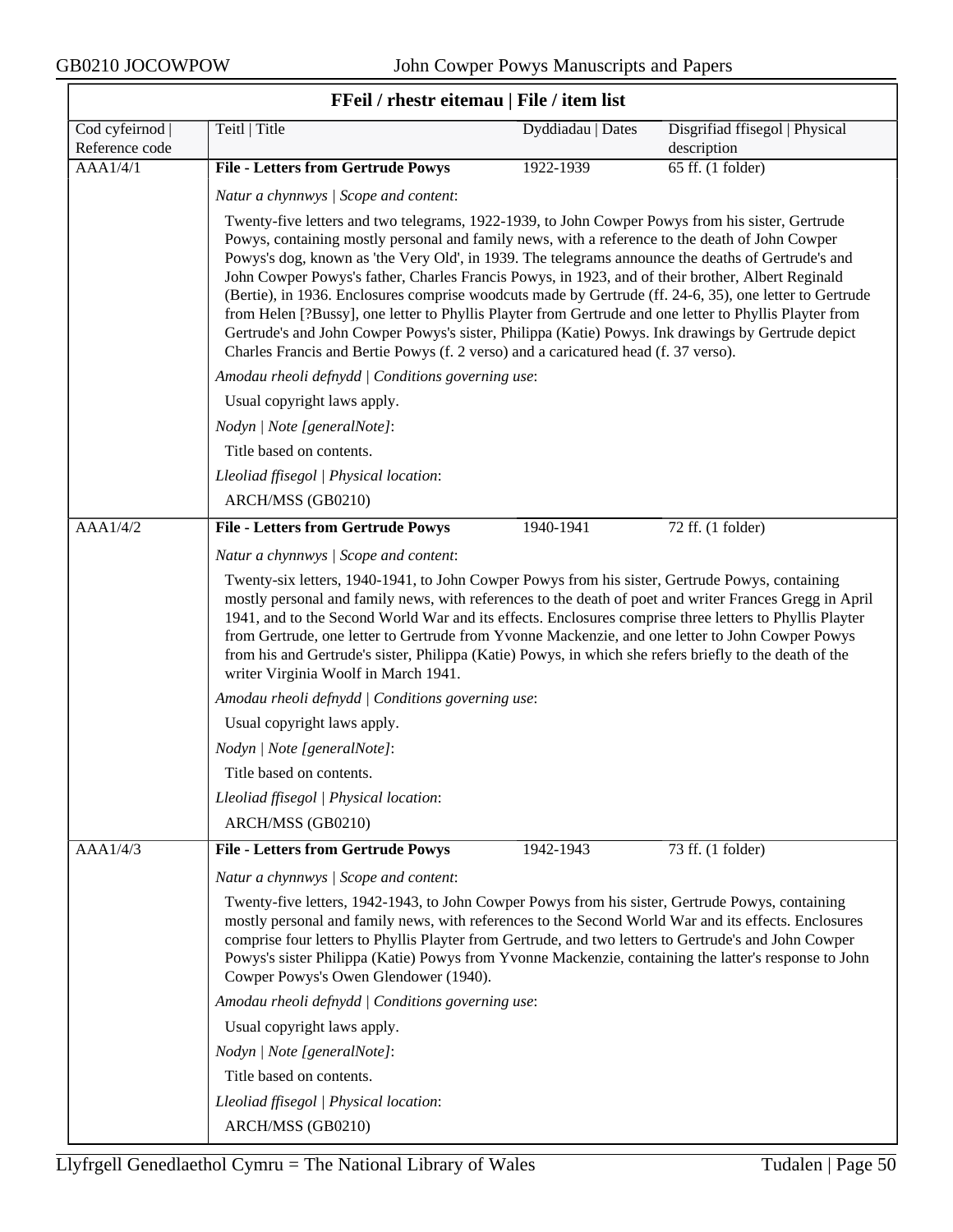## FFeil / rhestr eitemau | File / item list

| Cod cyfeirnod \| Reference code | Teitl \| Title | Dyddiadau \| Dates | Disgrifiad ffisegol \| Physical description |
|---|---|---|---|
| AAA1/4/1 | **File - Letters from Gertrude Powys** | 1922-1939 | 65 ff. (1 folder) |

*Natur a chynnwys | Scope and content*:

Twenty-five letters and two telegrams, 1922-1939, to John Cowper Powys from his sister, Gertrude Powys, containing mostly personal and family news, with a reference to the death of John Cowper Powys's dog, known as 'the Very Old', in 1939. The telegrams announce the deaths of Gertrude's and John Cowper Powys's father, Charles Francis Powys, in 1923, and of their brother, Albert Reginald (Bertie), in 1936. Enclosures comprise woodcuts made by Gertrude (ff. 24-6, 35), one letter to Gertrude from Helen [?Bussy], one letter to Phyllis Playter from Gertrude and one letter to Phyllis Playter from Gertrude's and John Cowper Powys's sister, Philippa (Katie) Powys. Ink drawings by Gertrude depict Charles Francis and Bertie Powys (f. 2 verso) and a caricatured head (f. 37 verso).

*Amodau rheoli defnydd | Conditions governing use*:

Usual copyright laws apply.

*Nodyn | Note [generalNote]*:

Title based on contents.

*Lleoliad ffisegol | Physical location*:

ARCH/MSS (GB0210)

| Cod cyfeirnod \| Reference code | Teitl \| Title | Dyddiadau \| Dates | Disgrifiad ffisegol \| Physical description |
|---|---|---|---|
| AAA1/4/2 | **File - Letters from Gertrude Powys** | 1940-1941 | 72 ff. (1 folder) |

*Natur a chynnwys | Scope and content*:

Twenty-six letters, 1940-1941, to John Cowper Powys from his sister, Gertrude Powys, containing mostly personal and family news, with references to the death of poet and writer Frances Gregg in April 1941, and to the Second World War and its effects. Enclosures comprise three letters to Phyllis Playter from Gertrude, one letter to Gertrude from Yvonne Mackenzie, and one letter to John Cowper Powys from his and Gertrude's sister, Philippa (Katie) Powys, in which she refers briefly to the death of the writer Virginia Woolf in March 1941.

*Amodau rheoli defnydd | Conditions governing use*:

Usual copyright laws apply.

*Nodyn | Note [generalNote]*:

Title based on contents.

*Lleoliad ffisegol | Physical location*:

ARCH/MSS (GB0210)

| Cod cyfeirnod \| Reference code | Teitl \| Title | Dyddiadau \| Dates | Disgrifiad ffisegol \| Physical description |
|---|---|---|---|
| AAA1/4/3 | **File - Letters from Gertrude Powys** | 1942-1943 | 73 ff. (1 folder) |

*Natur a chynnwys | Scope and content*:

Twenty-five letters, 1942-1943, to John Cowper Powys from his sister, Gertrude Powys, containing mostly personal and family news, with references to the Second World War and its effects. Enclosures comprise four letters to Phyllis Playter from Gertrude, and two letters to Gertrude's and John Cowper Powys's sister Philippa (Katie) Powys from Yvonne Mackenzie, containing the latter's response to John Cowper Powys's Owen Glendower (1940).

*Amodau rheoli defnydd | Conditions governing use*:

Usual copyright laws apply.

*Nodyn | Note [generalNote]*:

Title based on contents.

*Lleoliad ffisegol | Physical location*:

ARCH/MSS (GB0210)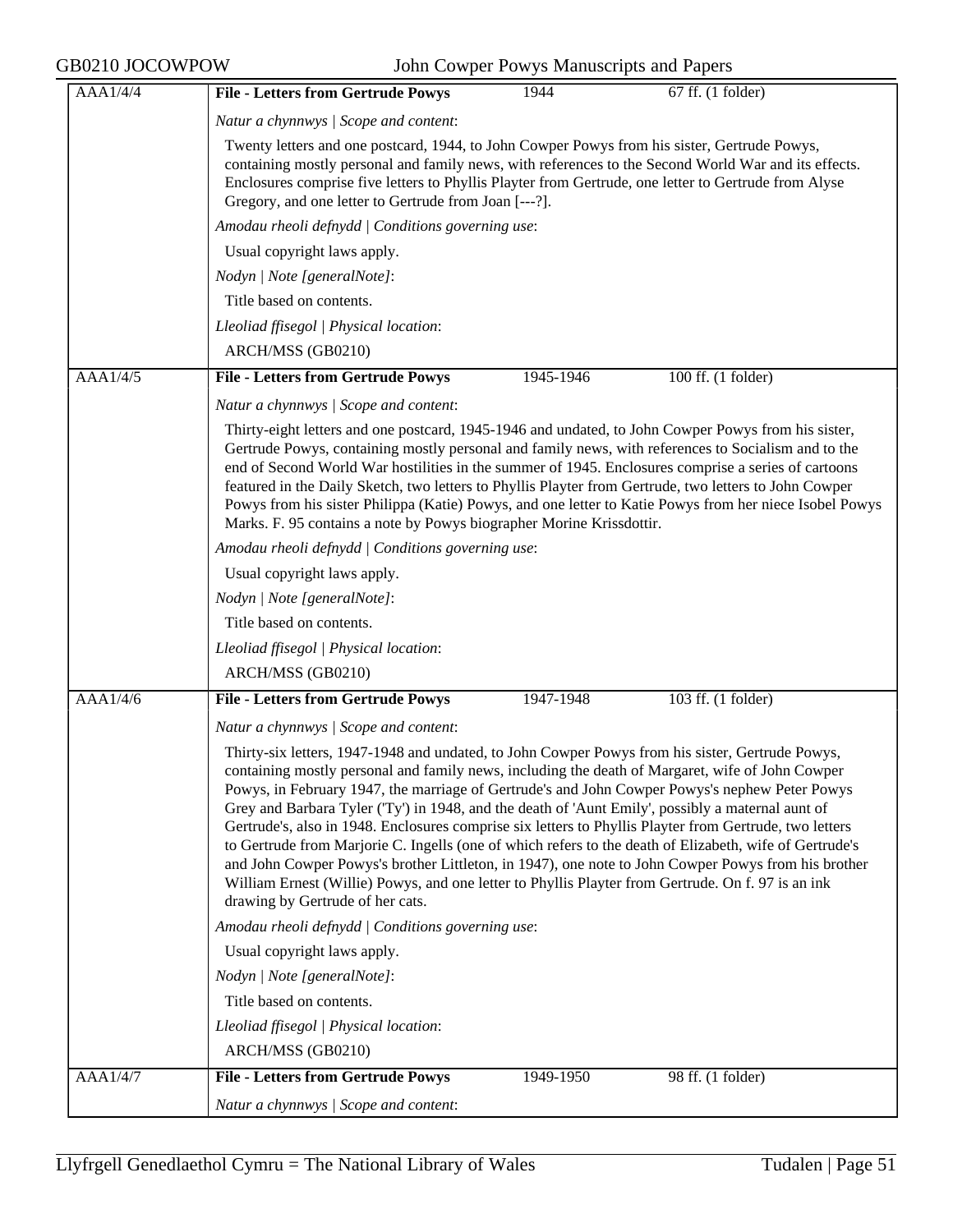| AAA1/4/4 | **File - Letters from Gertrude Powys** | 1944 | 67 ff. (1 folder) |
|---|---|---|---|

*Natur a chynnwys | Scope and content*:

Twenty letters and one postcard, 1944, to John Cowper Powys from his sister, Gertrude Powys, containing mostly personal and family news, with references to the Second World War and its effects. Enclosures comprise five letters to Phyllis Playter from Gertrude, one letter to Gertrude from Alyse Gregory, and one letter to Gertrude from Joan [---?].

*Amodau rheoli defnydd | Conditions governing use*:

Usual copyright laws apply.

*Nodyn | Note [generalNote]*:

Title based on contents.

*Lleoliad ffisegol | Physical location*:

ARCH/MSS (GB0210)

| AAA1/4/5 | **File - Letters from Gertrude Powys** | 1945-1946 | 100 ff. (1 folder) |
|---|---|---|---|

*Natur a chynnwys | Scope and content*:

Thirty-eight letters and one postcard, 1945-1946 and undated, to John Cowper Powys from his sister, Gertrude Powys, containing mostly personal and family news, with references to Socialism and to the end of Second World War hostilities in the summer of 1945. Enclosures comprise a series of cartoons featured in the Daily Sketch, two letters to Phyllis Playter from Gertrude, two letters to John Cowper Powys from his sister Philippa (Katie) Powys, and one letter to Katie Powys from her niece Isobel Powys Marks. F. 95 contains a note by Powys biographer Morine Krissdottir.

*Amodau rheoli defnydd | Conditions governing use*:

Usual copyright laws apply.

*Nodyn | Note [generalNote]*:

Title based on contents.

*Lleoliad ffisegol | Physical location*:

ARCH/MSS (GB0210)

| AAA1/4/6 | **File - Letters from Gertrude Powys** | 1947-1948 | 103 ff. (1 folder) |
|---|---|---|---|

*Natur a chynnwys | Scope and content*:

Thirty-six letters, 1947-1948 and undated, to John Cowper Powys from his sister, Gertrude Powys, containing mostly personal and family news, including the death of Margaret, wife of John Cowper Powys, in February 1947, the marriage of Gertrude's and John Cowper Powys's nephew Peter Powys Grey and Barbara Tyler ('Ty') in 1948, and the death of 'Aunt Emily', possibly a maternal aunt of Gertrude's, also in 1948. Enclosures comprise six letters to Phyllis Playter from Gertrude, two letters to Gertrude from Marjorie C. Ingells (one of which refers to the death of Elizabeth, wife of Gertrude's and John Cowper Powys's brother Littleton, in 1947), one note to John Cowper Powys from his brother William Ernest (Willie) Powys, and one letter to Phyllis Playter from Gertrude. On f. 97 is an ink drawing by Gertrude of her cats.

*Amodau rheoli defnydd | Conditions governing use*:

Usual copyright laws apply.

*Nodyn | Note [generalNote]*:

Title based on contents.

*Lleoliad ffisegol | Physical location*:

ARCH/MSS (GB0210)

| AAA1/4/7 | **File - Letters from Gertrude Powys** | 1949-1950 | 98 ff. (1 folder) |
|---|---|---|---|

*Natur a chynnwys | Scope and content*: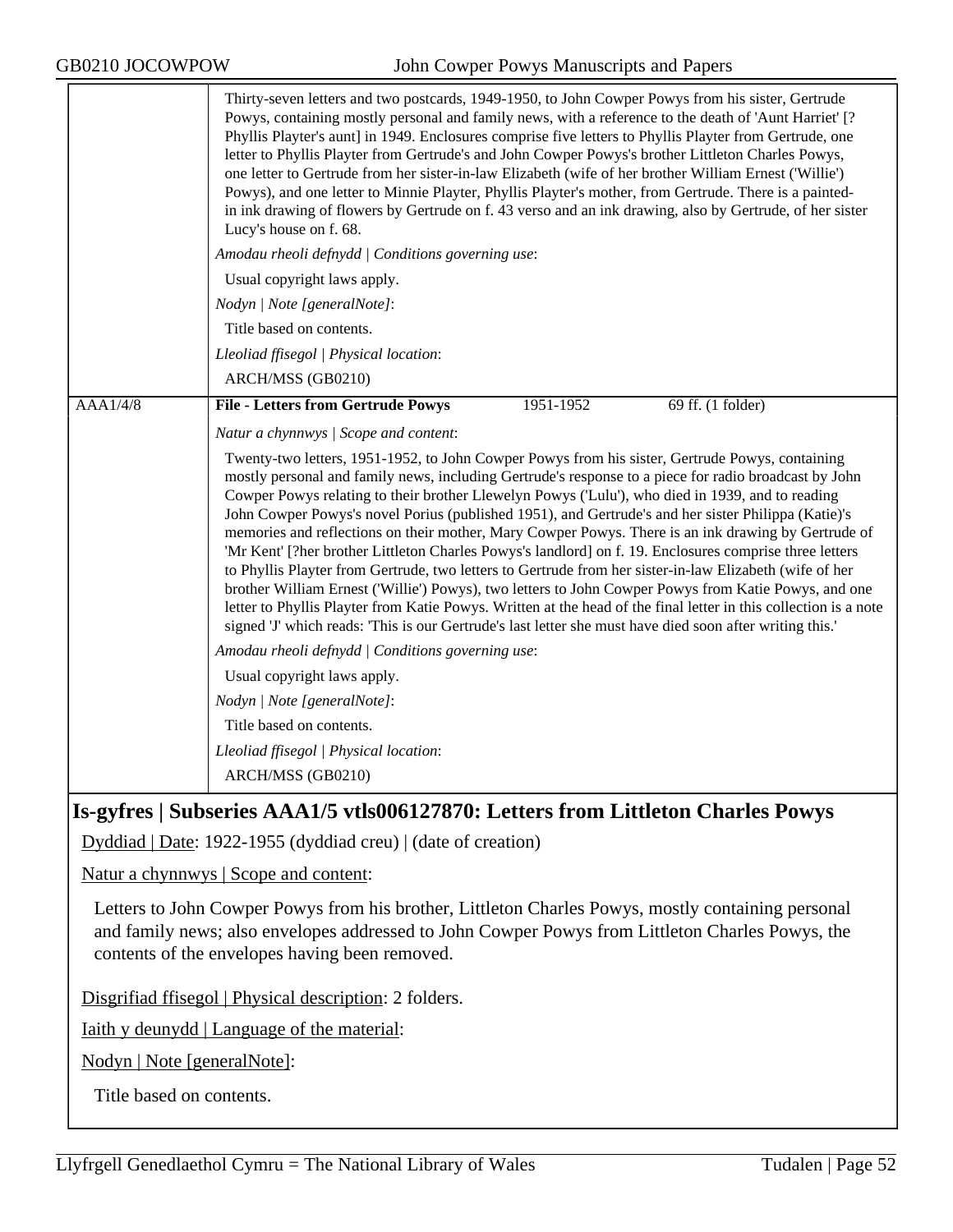Thirty-seven letters and two postcards, 1949-1950, to John Cowper Powys from his sister, Gertrude Powys, containing mostly personal and family news, with a reference to the death of 'Aunt Harriet' [?Phyllis Playter's aunt] in 1949. Enclosures comprise five letters to Phyllis Playter from Gertrude, one letter to Phyllis Playter from Gertrude's and John Cowper Powys's brother Littleton Charles Powys, one letter to Gertrude from her sister-in-law Elizabeth (wife of her brother William Ernest ('Willie') Powys), and one letter to Minnie Playter, Phyllis Playter's mother, from Gertrude. There is a painted-in ink drawing of flowers by Gertrude on f. 43 verso and an ink drawing, also by Gertrude, of her sister Lucy's house on f. 68.

*Amodau rheoli defnydd | Conditions governing use*:

Usual copyright laws apply.

*Nodyn | Note [generalNote]*:

Title based on contents.

*Lleoliad ffisegol | Physical location*:

ARCH/MSS (GB0210)

| AAA1/4/8 | **File - Letters from Gertrude Powys** | 1951-1952 | 69 ff. (1 folder) |
|---|---|---|---|

*Natur a chynnwys | Scope and content*:

Twenty-two letters, 1951-1952, to John Cowper Powys from his sister, Gertrude Powys, containing mostly personal and family news, including Gertrude's response to a piece for radio broadcast by John Cowper Powys relating to their brother Llewelyn Powys ('Lulu'), who died in 1939, and to reading John Cowper Powys's novel Porius (published 1951), and Gertrude's and her sister Philippa (Katie)'s memories and reflections on their mother, Mary Cowper Powys. There is an ink drawing by Gertrude of 'Mr Kent' [?her brother Littleton Charles Powys's landlord] on f. 19. Enclosures comprise three letters to Phyllis Playter from Gertrude, two letters to Gertrude from her sister-in-law Elizabeth (wife of her brother William Ernest ('Willie') Powys), two letters to John Cowper Powys from Katie Powys, and one letter to Phyllis Playter from Katie Powys. Written at the head of the final letter in this collection is a note signed 'J' which reads: 'This is our Gertrude's last letter she must have died soon after writing this.'

*Amodau rheoli defnydd | Conditions governing use*:

Usual copyright laws apply.

*Nodyn | Note [generalNote]*:

Title based on contents.

*Lleoliad ffisegol | Physical location*:

ARCH/MSS (GB0210)

## Is-gyfres | Subseries AAA1/5 vtls006127870: Letters from Littleton Charles Powys

Dyddiad | Date: 1922-1955 (dyddiad creu) | (date of creation)

Natur a chynnwys | Scope and content:

Letters to John Cowper Powys from his brother, Littleton Charles Powys, mostly containing personal and family news; also envelopes addressed to John Cowper Powys from Littleton Charles Powys, the contents of the envelopes having been removed.

Disgrifiad ffisegol | Physical description: 2 folders.

Iaith y deunydd | Language of the material:

Nodyn | Note [generalNote]:

Title based on contents.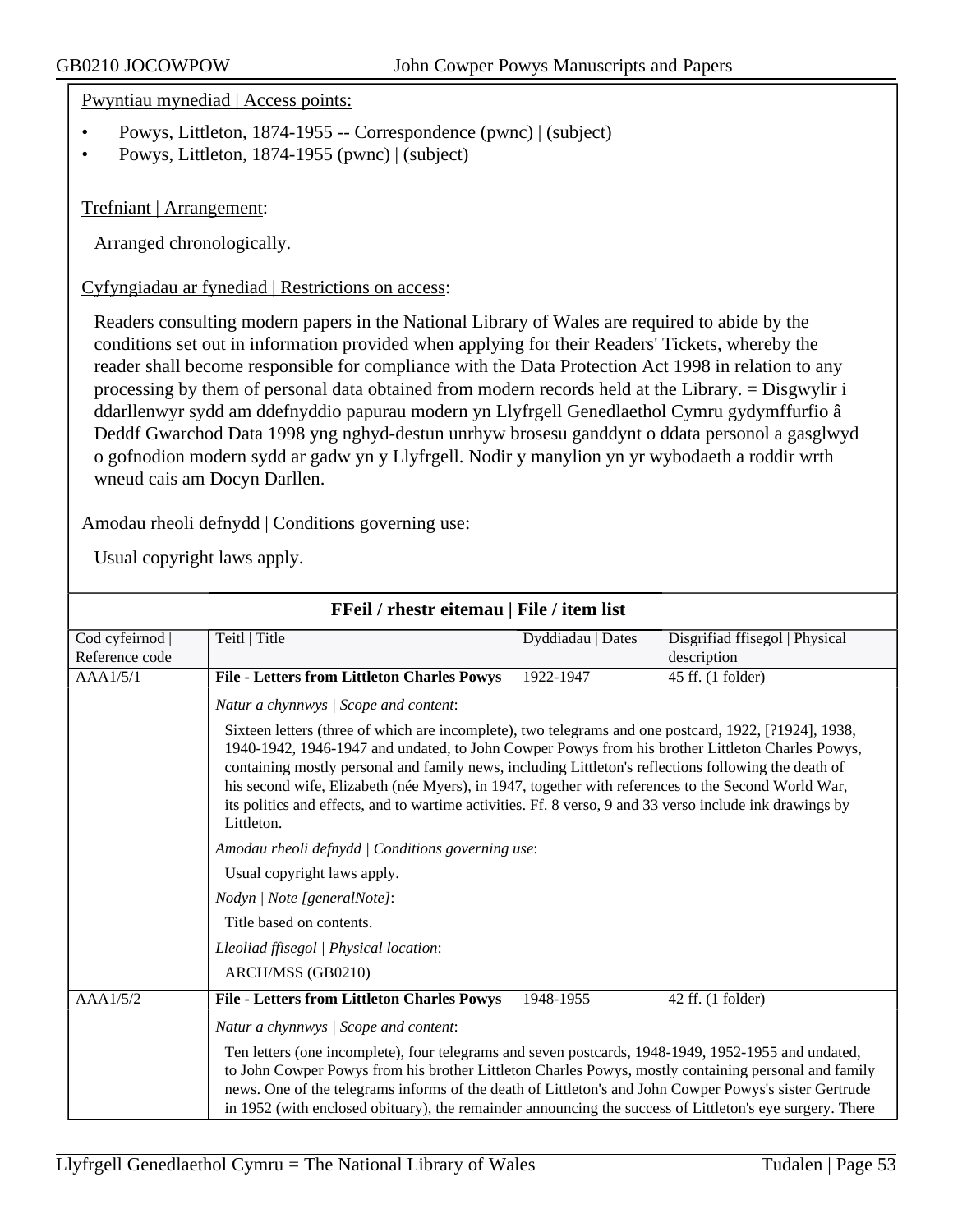Pwyntiau mynediad | Access points:

- Powys, Littleton, 1874-1955 -- Correspondence (pwnc) | (subject)
- Powys, Littleton, 1874-1955 (pwnc) | (subject)

Trefniant | Arrangement:

Arranged chronologically.

Cyfyngiadau ar fynediad | Restrictions on access:

Readers consulting modern papers in the National Library of Wales are required to abide by the conditions set out in information provided when applying for their Readers' Tickets, whereby the reader shall become responsible for compliance with the Data Protection Act 1998 in relation to any processing by them of personal data obtained from modern records held at the Library. = Disgwylir i ddarllenwyr sydd am ddefnyddio papurau modern yn Llyfrgell Genedlaethol Cymru gydymffurfio â Deddf Gwarchod Data 1998 yng nghyd-destun unrhyw brosesu ganddynt o ddata personol a gasglwyd o gofnodion modern sydd ar gadw yn y Llyfrgell. Nodir y manylion yn yr wybodaeth a roddir wrth wneud cais am Docyn Darllen.

Amodau rheoli defnydd | Conditions governing use:

Usual copyright laws apply.

## FFeil / rhestr eitemau | File / item list

| Cod cyfeirnod \| Reference code | Teitl \| Title | Dyddiadau \| Dates | Disgrifiad ffisegol \| Physical description |
|---|---|---|---|
| AAA1/5/1 | **File - Letters from Littleton Charles Powys** | 1922-1947 | 45 ff. (1 folder) |

*Natur a chynnwys | Scope and content*:

Sixteen letters (three of which are incomplete), two telegrams and one postcard, 1922, [?1924], 1938, 1940-1942, 1946-1947 and undated, to John Cowper Powys from his brother Littleton Charles Powys, containing mostly personal and family news, including Littleton's reflections following the death of his second wife, Elizabeth (née Myers), in 1947, together with references to the Second World War, its politics and effects, and to wartime activities. Ff. 8 verso, 9 and 33 verso include ink drawings by Littleton.

*Amodau rheoli defnydd | Conditions governing use*:

Usual copyright laws apply.

*Nodyn | Note [generalNote]*:

Title based on contents.

*Lleoliad ffisegol | Physical location*:

ARCH/MSS (GB0210)

| Cod cyfeirnod \| Reference code | Teitl \| Title | Dyddiadau \| Dates | Disgrifiad ffisegol \| Physical description |
|---|---|---|---|
| AAA1/5/2 | **File - Letters from Littleton Charles Powys** | 1948-1955 | 42 ff. (1 folder) |

*Natur a chynnwys | Scope and content*:

Ten letters (one incomplete), four telegrams and seven postcards, 1948-1949, 1952-1955 and undated, to John Cowper Powys from his brother Littleton Charles Powys, mostly containing personal and family news. One of the telegrams informs of the death of Littleton's and John Cowper Powys's sister Gertrude in 1952 (with enclosed obituary), the remainder announcing the success of Littleton's eye surgery. There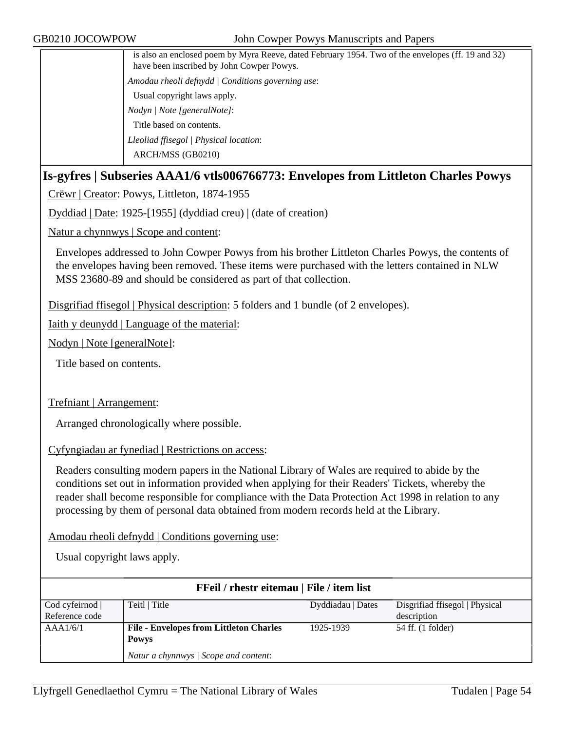is also an enclosed poem by Myra Reeve, dated February 1954. Two of the envelopes (ff. 19 and 32) have been inscribed by John Cowper Powys.

*Amodau rheoli defnydd | Conditions governing use*:

Usual copyright laws apply.

*Nodyn | Note [generalNote]*:

Title based on contents.

*Lleoliad ffisegol | Physical location*:

ARCH/MSS (GB0210)

## Is-gyfres | Subseries AAA1/6 vtls006766773: Envelopes from Littleton Charles Powys

Crëwr | Creator: Powys, Littleton, 1874-1955

Dyddiad | Date: 1925-[1955] (dyddiad creu) | (date of creation)

Natur a chynnwys | Scope and content:

Envelopes addressed to John Cowper Powys from his brother Littleton Charles Powys, the contents of the envelopes having been removed. These items were purchased with the letters contained in NLW MSS 23680-89 and should be considered as part of that collection.

Disgrifiad ffisegol | Physical description: 5 folders and 1 bundle (of 2 envelopes).

Iaith y deunydd | Language of the material:

Nodyn | Note [generalNote]:

Title based on contents.

Trefniant | Arrangement:

Arranged chronologically where possible.

Cyfyngiadau ar fynediad | Restrictions on access:

Readers consulting modern papers in the National Library of Wales are required to abide by the conditions set out in information provided when applying for their Readers' Tickets, whereby the reader shall become responsible for compliance with the Data Protection Act 1998 in relation to any processing by them of personal data obtained from modern records held at the Library.

Amodau rheoli defnydd | Conditions governing use:

Usual copyright laws apply.

**FFeil / rhestr eitemau | File / item list**

| Cod cyfeirnod \| Reference code | Teitl \| Title | Dyddiadau \| Dates | Disgrifiad ffisegol \| Physical description |
|---|---|---|---|
| AAA1/6/1 | **File - Envelopes from Littleton Charles Powys**<br>*Natur a chynnwys \| Scope and content*: | 1925-1939 | 54 ff. (1 folder) |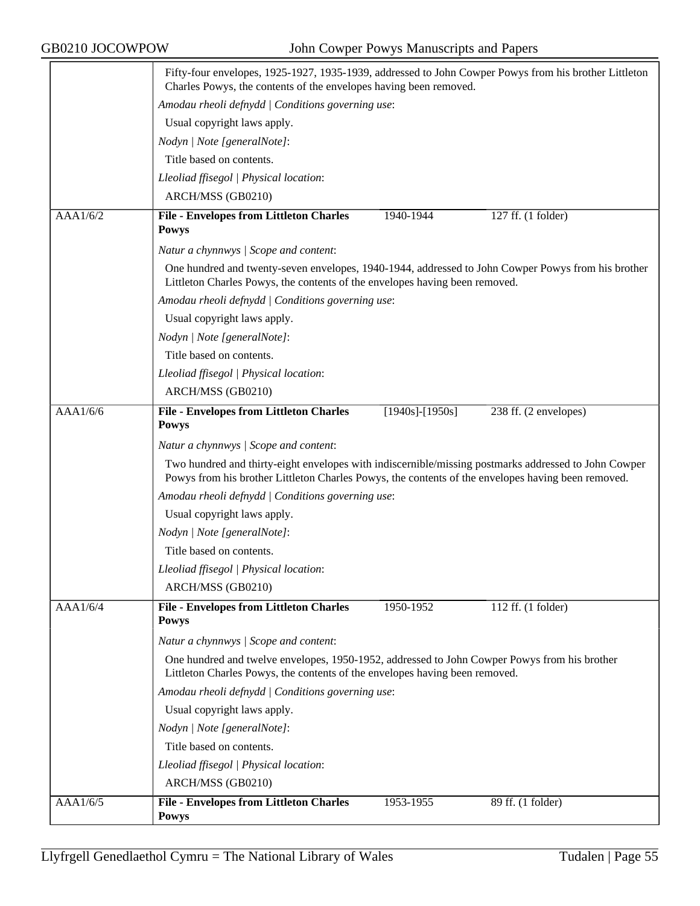Fifty-four envelopes, 1925-1927, 1935-1939, addressed to John Cowper Powys from his brother Littleton Charles Powys, the contents of the envelopes having been removed.

*Amodau rheoli defnydd | Conditions governing use*:

Usual copyright laws apply.

*Nodyn | Note [generalNote]*:

Title based on contents.

*Lleoliad ffisegol | Physical location*:

ARCH/MSS (GB0210)

| AAA1/6/2 | **File - Envelopes from Littleton Charles Powys** | 1940-1944 | 127 ff. (1 folder) |
|---|---|---|---|

*Natur a chynnwys | Scope and content*:

One hundred and twenty-seven envelopes, 1940-1944, addressed to John Cowper Powys from his brother Littleton Charles Powys, the contents of the envelopes having been removed.

*Amodau rheoli defnydd | Conditions governing use*:

Usual copyright laws apply.

*Nodyn | Note [generalNote]*:

Title based on contents.

*Lleoliad ffisegol | Physical location*:

ARCH/MSS (GB0210)

| AAA1/6/6 | **File - Envelopes from Littleton Charles Powys** | [1940s]-[1950s] | 238 ff. (2 envelopes) |
|---|---|---|---|

*Natur a chynnwys | Scope and content*:

Two hundred and thirty-eight envelopes with indiscernible/missing postmarks addressed to John Cowper Powys from his brother Littleton Charles Powys, the contents of the envelopes having been removed.

*Amodau rheoli defnydd | Conditions governing use*:

Usual copyright laws apply.

*Nodyn | Note [generalNote]*:

Title based on contents.

*Lleoliad ffisegol | Physical location*:

ARCH/MSS (GB0210)

| AAA1/6/4 | **File - Envelopes from Littleton Charles Powys** | 1950-1952 | 112 ff. (1 folder) |
|---|---|---|---|

*Natur a chynnwys | Scope and content*:

One hundred and twelve envelopes, 1950-1952, addressed to John Cowper Powys from his brother Littleton Charles Powys, the contents of the envelopes having been removed.

*Amodau rheoli defnydd | Conditions governing use*:

Usual copyright laws apply.

*Nodyn | Note [generalNote]*:

Title based on contents.

*Lleoliad ffisegol | Physical location*:

ARCH/MSS (GB0210)

| AAA1/6/5 | **File - Envelopes from Littleton Charles Powys** | 1953-1955 | 89 ff. (1 folder) |
|---|---|---|---|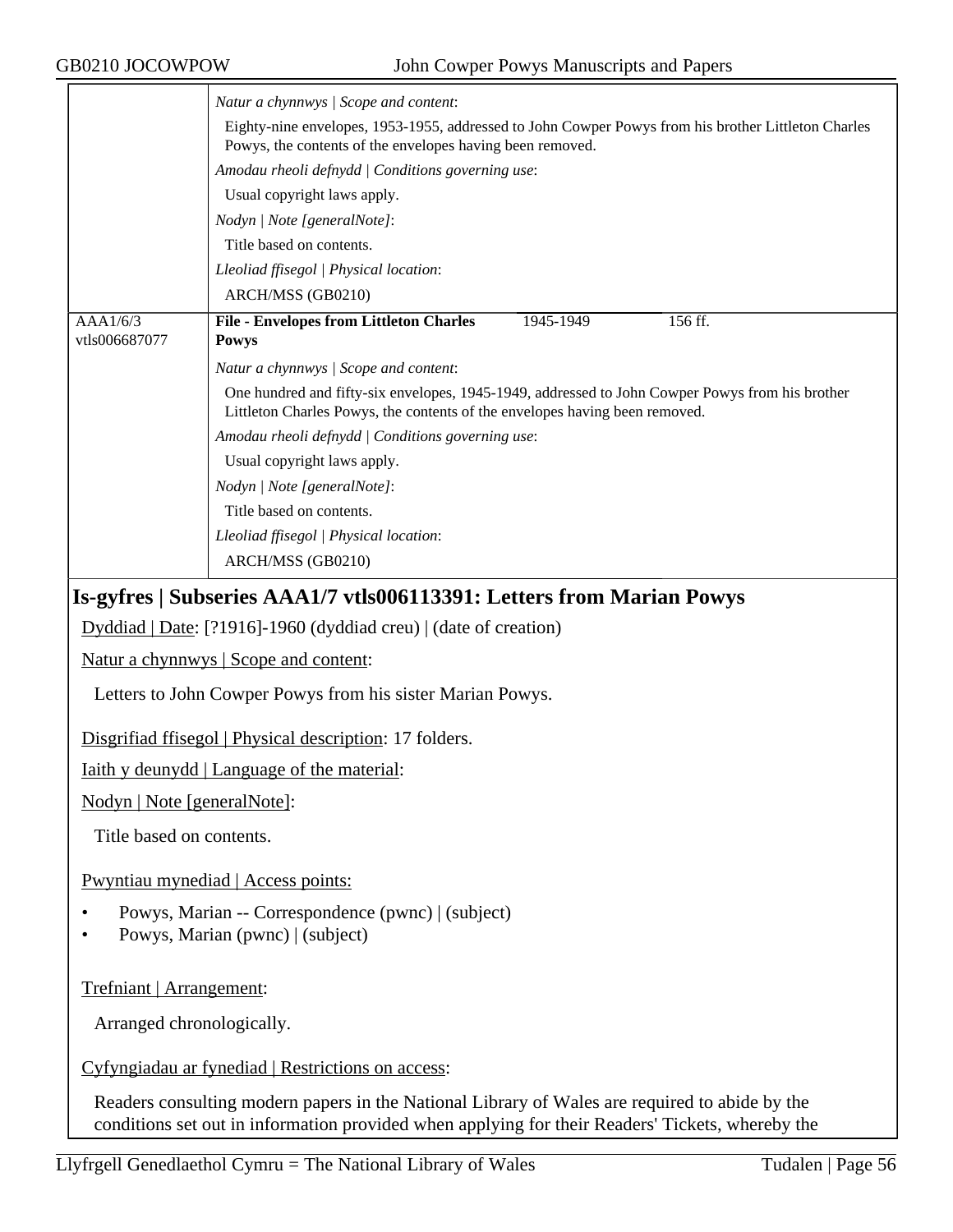| | |
|---|---|
| | *Natur a chynnwys \| Scope and content*:<br>Eighty-nine envelopes, 1953-1955, addressed to John Cowper Powys from his brother Littleton Charles Powys, the contents of the envelopes having been removed.<br>*Amodau rheoli defnydd \| Conditions governing use*:<br>Usual copyright laws apply.<br>*Nodyn \| Note [generalNote]*:<br>Title based on contents.<br>*Lleoliad ffisegol \| Physical location*:<br>ARCH/MSS (GB0210) |
| AAA1/6/3<br>vtls006687077 | **File - Envelopes from Littleton Charles Powys** 1945-1949 156 ff.<br>*Natur a chynnwys \| Scope and content*:<br>One hundred and fifty-six envelopes, 1945-1949, addressed to John Cowper Powys from his brother Littleton Charles Powys, the contents of the envelopes having been removed.<br>*Amodau rheoli defnydd \| Conditions governing use*:<br>Usual copyright laws apply.<br>*Nodyn \| Note [generalNote]*:<br>Title based on contents.<br>*Lleoliad ffisegol \| Physical location*:<br>ARCH/MSS (GB0210) |

## Is-gyfres | Subseries AAA1/7 vtls006113391: Letters from Marian Powys

Dyddiad | Date: [?1916]-1960 (dyddiad creu) | (date of creation)

Natur a chynnwys | Scope and content:

Letters to John Cowper Powys from his sister Marian Powys.

Disgrifiad ffisegol | Physical description: 17 folders.

Iaith y deunydd | Language of the material:

Nodyn | Note [generalNote]:

Title based on contents.

Pwyntiau mynediad | Access points:

- Powys, Marian -- Correspondence (pwnc) | (subject)
- Powys, Marian (pwnc) | (subject)

Trefniant | Arrangement:

Arranged chronologically.

Cyfyngiadau ar fynediad | Restrictions on access:

Readers consulting modern papers in the National Library of Wales are required to abide by the conditions set out in information provided when applying for their Readers' Tickets, whereby the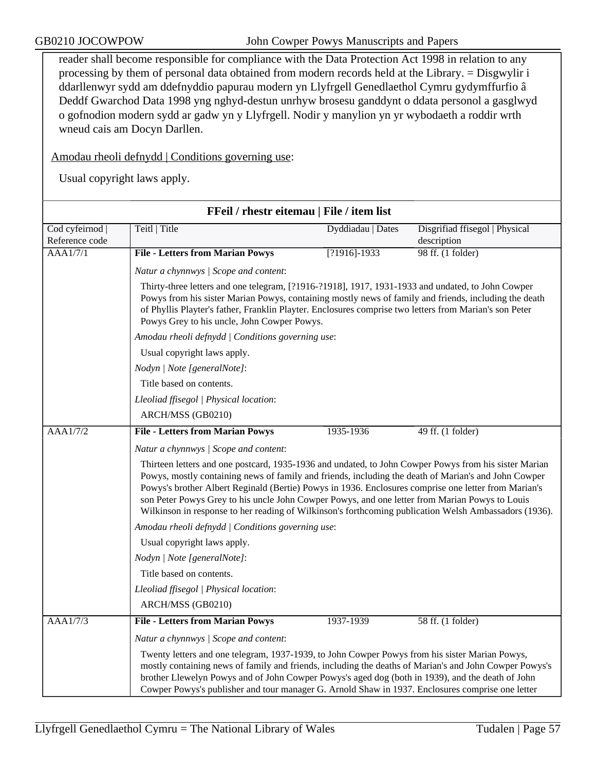reader shall become responsible for compliance with the Data Protection Act 1998 in relation to any processing by them of personal data obtained from modern records held at the Library. = Disgwylir i ddarllenwyr sydd am ddefnyddio papurau modern yn Llyfrgell Genedlaethol Cymru gydymffurfio â Deddf Gwarchod Data 1998 yng nghyd-destun unrhyw brosesu ganddynt o ddata personol a gasglwyd o gofnodion modern sydd ar gadw yn y Llyfrgell. Nodir y manylion yn yr wybodaeth a roddir wrth wneud cais am Docyn Darllen.

Amodau rheoli defnydd | Conditions governing use:

Usual copyright laws apply.

**FFeil / rhestr eitemau | File / item list**

| Cod cyfeirnod \| Reference code | Teitl \| Title | Dyddiadau \| Dates | Disgrifiad ffisegol \| Physical description |
|---|---|---|---|
| AAA1/7/1 | **File - Letters from Marian Powys** | [?1916]-1933 | 98 ff. (1 folder) |

*Natur a chynnwys | Scope and content*:

Thirty-three letters and one telegram, [?1916-?1918], 1917, 1931-1933 and undated, to John Cowper Powys from his sister Marian Powys, containing mostly news of family and friends, including the death of Phyllis Playter's father, Franklin Playter. Enclosures comprise two letters from Marian's son Peter Powys Grey to his uncle, John Cowper Powys.

*Amodau rheoli defnydd | Conditions governing use*:

Usual copyright laws apply.

*Nodyn | Note [generalNote]*:

Title based on contents.

*Lleoliad ffisegol | Physical location*:

ARCH/MSS (GB0210)

| Cod cyfeirnod \| Reference code | Teitl \| Title | Dyddiadau \| Dates | Disgrifiad ffisegol \| Physical description |
|---|---|---|---|
| AAA1/7/2 | **File - Letters from Marian Powys** | 1935-1936 | 49 ff. (1 folder) |

*Natur a chynnwys | Scope and content*:

Thirteen letters and one postcard, 1935-1936 and undated, to John Cowper Powys from his sister Marian Powys, mostly containing news of family and friends, including the death of Marian's and John Cowper Powys's brother Albert Reginald (Bertie) Powys in 1936. Enclosures comprise one letter from Marian's son Peter Powys Grey to his uncle John Cowper Powys, and one letter from Marian Powys to Louis Wilkinson in response to her reading of Wilkinson's forthcoming publication Welsh Ambassadors (1936).

*Amodau rheoli defnydd | Conditions governing use*:

Usual copyright laws apply.

*Nodyn | Note [generalNote]*:

Title based on contents.

*Lleoliad ffisegol | Physical location*:

ARCH/MSS (GB0210)

| Cod cyfeirnod \| Reference code | Teitl \| Title | Dyddiadau \| Dates | Disgrifiad ffisegol \| Physical description |
|---|---|---|---|
| AAA1/7/3 | **File - Letters from Marian Powys** | 1937-1939 | 58 ff. (1 folder) |

*Natur a chynnwys | Scope and content*:

Twenty letters and one telegram, 1937-1939, to John Cowper Powys from his sister Marian Powys, mostly containing news of family and friends, including the deaths of Marian's and John Cowper Powys's brother Llewelyn Powys and of John Cowper Powys's aged dog (both in 1939), and the death of John Cowper Powys's publisher and tour manager G. Arnold Shaw in 1937. Enclosures comprise one letter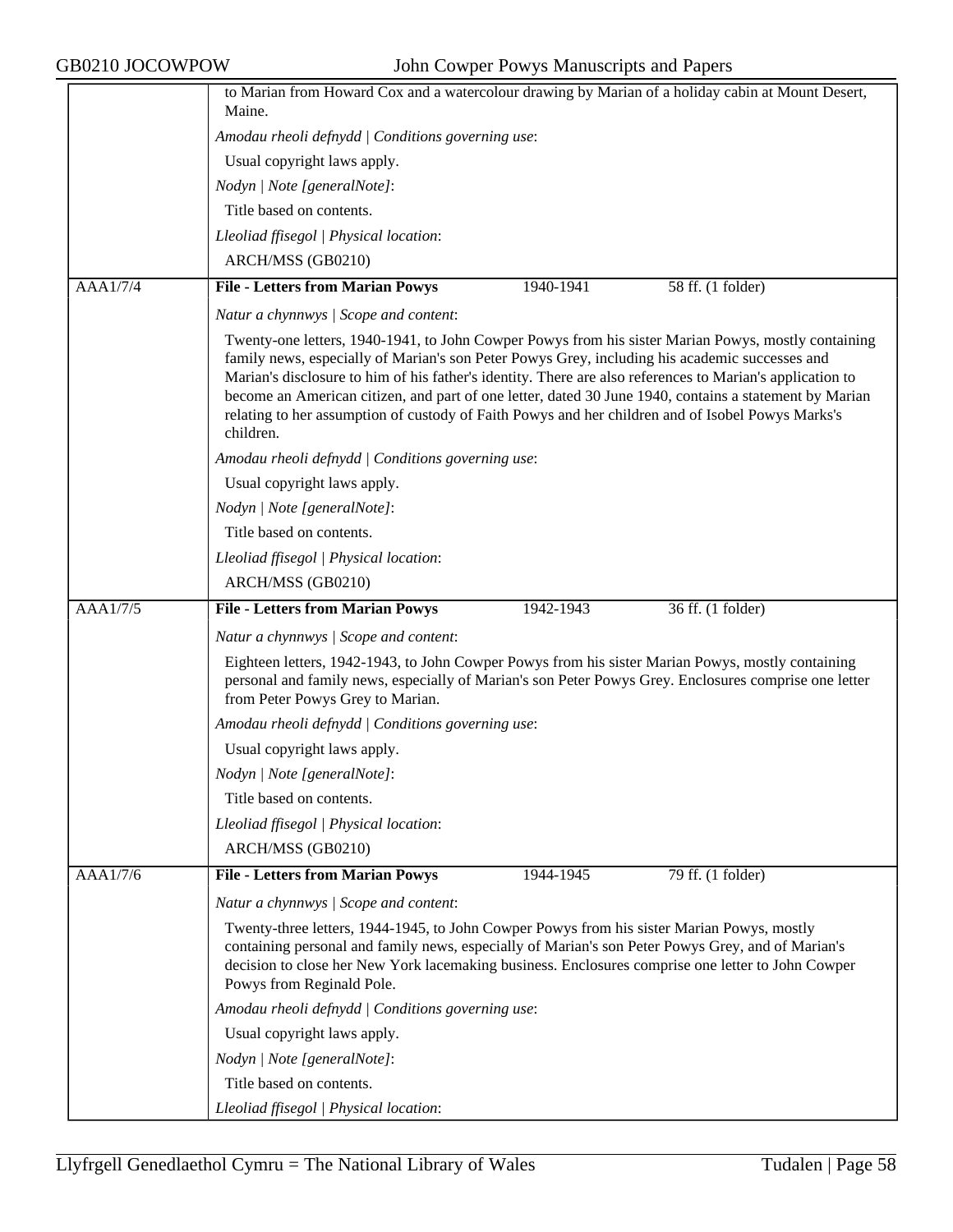to Marian from Howard Cox and a watercolour drawing by Marian of a holiday cabin at Mount Desert, Maine.

*Amodau rheoli defnydd | Conditions governing use*:

Usual copyright laws apply.

*Nodyn | Note [generalNote]*:

Title based on contents.

*Lleoliad ffisegol | Physical location*:

ARCH/MSS (GB0210)

| AAA1/7/4 | **File - Letters from Marian Powys** | 1940-1941 | 58 ff. (1 folder) |
|---|---|---|---|

*Natur a chynnwys | Scope and content*:

Twenty-one letters, 1940-1941, to John Cowper Powys from his sister Marian Powys, mostly containing family news, especially of Marian's son Peter Powys Grey, including his academic successes and Marian's disclosure to him of his father's identity. There are also references to Marian's application to become an American citizen, and part of one letter, dated 30 June 1940, contains a statement by Marian relating to her assumption of custody of Faith Powys and her children and of Isobel Powys Marks's children.

*Amodau rheoli defnydd | Conditions governing use*:

Usual copyright laws apply.

*Nodyn | Note [generalNote]*:

Title based on contents.

*Lleoliad ffisegol | Physical location*:

ARCH/MSS (GB0210)

| AAA1/7/5 | **File - Letters from Marian Powys** | 1942-1943 | 36 ff. (1 folder) |
|---|---|---|---|

*Natur a chynnwys | Scope and content*:

Eighteen letters, 1942-1943, to John Cowper Powys from his sister Marian Powys, mostly containing personal and family news, especially of Marian's son Peter Powys Grey. Enclosures comprise one letter from Peter Powys Grey to Marian.

*Amodau rheoli defnydd | Conditions governing use*:

Usual copyright laws apply.

*Nodyn | Note [generalNote]*:

Title based on contents.

*Lleoliad ffisegol | Physical location*:

ARCH/MSS (GB0210)

| AAA1/7/6 | **File - Letters from Marian Powys** | 1944-1945 | 79 ff. (1 folder) |
|---|---|---|---|

*Natur a chynnwys | Scope and content*:

Twenty-three letters, 1944-1945, to John Cowper Powys from his sister Marian Powys, mostly containing personal and family news, especially of Marian's son Peter Powys Grey, and of Marian's decision to close her New York lacemaking business. Enclosures comprise one letter to John Cowper Powys from Reginald Pole.

*Amodau rheoli defnydd | Conditions governing use*:

Usual copyright laws apply.

*Nodyn | Note [generalNote]*:

Title based on contents.

*Lleoliad ffisegol | Physical location*: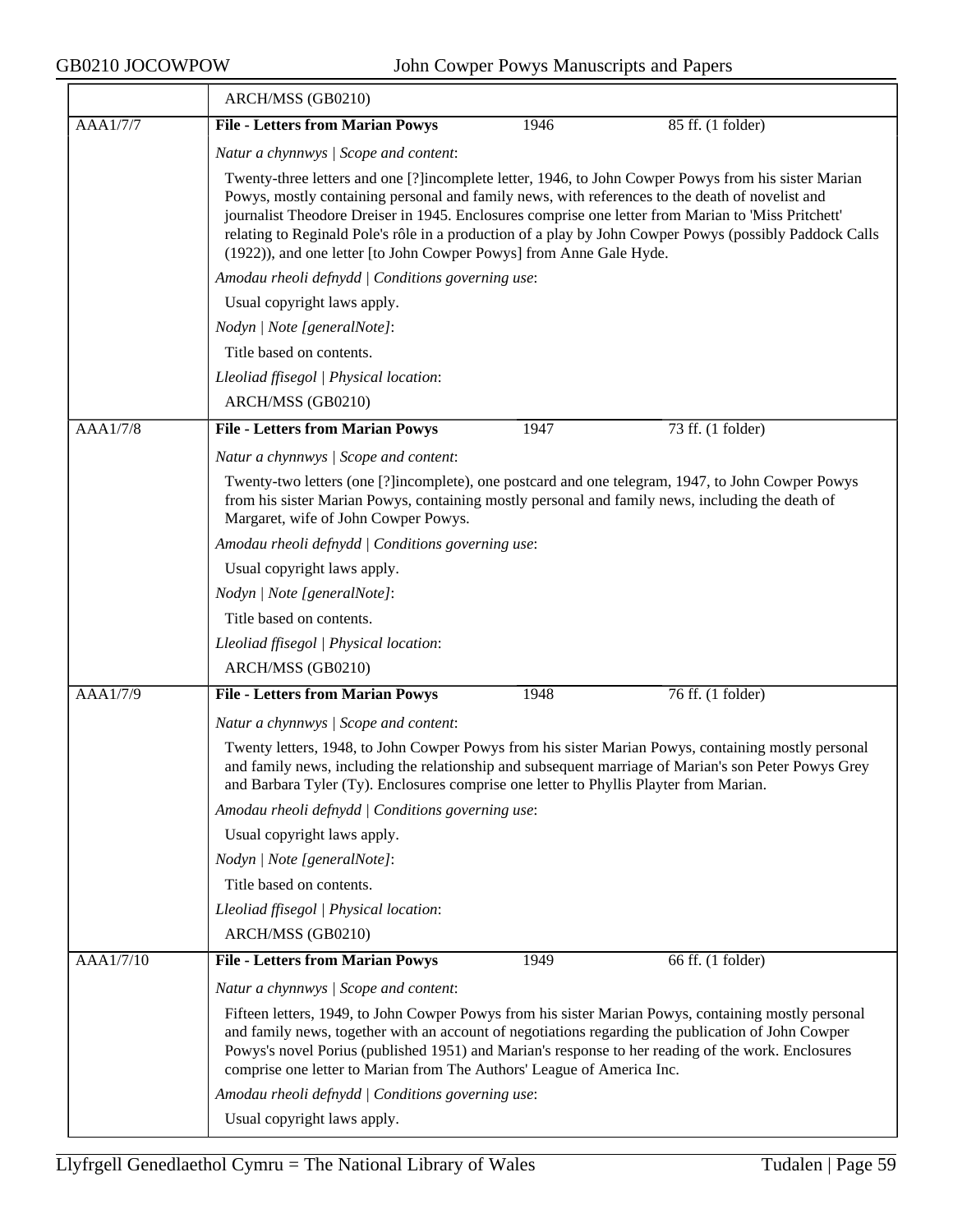| | ARCH/MSS (GB0210) | | |
|---|---|---|---|
| AAA1/7/7 | **File - Letters from Marian Powys** | 1946 | 85 ff. (1 folder) |

*Natur a chynnwys | Scope and content*:

Twenty-three letters and one [?]incomplete letter, 1946, to John Cowper Powys from his sister Marian Powys, mostly containing personal and family news, with references to the death of novelist and journalist Theodore Dreiser in 1945. Enclosures comprise one letter from Marian to 'Miss Pritchett' relating to Reginald Pole's rôle in a production of a play by John Cowper Powys (possibly Paddock Calls (1922)), and one letter [to John Cowper Powys] from Anne Gale Hyde.

*Amodau rheoli defnydd | Conditions governing use*:

Usual copyright laws apply.

*Nodyn | Note [generalNote]*:

Title based on contents.

*Lleoliad ffisegol | Physical location*:

ARCH/MSS (GB0210)

| AAA1/7/8 | **File - Letters from Marian Powys** | 1947 | 73 ff. (1 folder) |
|---|---|---|---|

*Natur a chynnwys | Scope and content*:

Twenty-two letters (one [?]incomplete), one postcard and one telegram, 1947, to John Cowper Powys from his sister Marian Powys, containing mostly personal and family news, including the death of Margaret, wife of John Cowper Powys.

*Amodau rheoli defnydd | Conditions governing use*:

Usual copyright laws apply.

*Nodyn | Note [generalNote]*:

Title based on contents.

*Lleoliad ffisegol | Physical location*:

ARCH/MSS (GB0210)

| AAA1/7/9 | **File - Letters from Marian Powys** | 1948 | 76 ff. (1 folder) |
|---|---|---|---|

*Natur a chynnwys | Scope and content*:

Twenty letters, 1948, to John Cowper Powys from his sister Marian Powys, containing mostly personal and family news, including the relationship and subsequent marriage of Marian's son Peter Powys Grey and Barbara Tyler (Ty). Enclosures comprise one letter to Phyllis Playter from Marian.

*Amodau rheoli defnydd | Conditions governing use*:

Usual copyright laws apply.

*Nodyn | Note [generalNote]*:

Title based on contents.

*Lleoliad ffisegol | Physical location*:

ARCH/MSS (GB0210)

| AAA1/7/10 | **File - Letters from Marian Powys** | 1949 | 66 ff. (1 folder) |
|---|---|---|---|

*Natur a chynnwys | Scope and content*:

Fifteen letters, 1949, to John Cowper Powys from his sister Marian Powys, containing mostly personal and family news, together with an account of negotiations regarding the publication of John Cowper Powys's novel Porius (published 1951) and Marian's response to her reading of the work. Enclosures comprise one letter to Marian from The Authors' League of America Inc.

*Amodau rheoli defnydd | Conditions governing use*:

Usual copyright laws apply.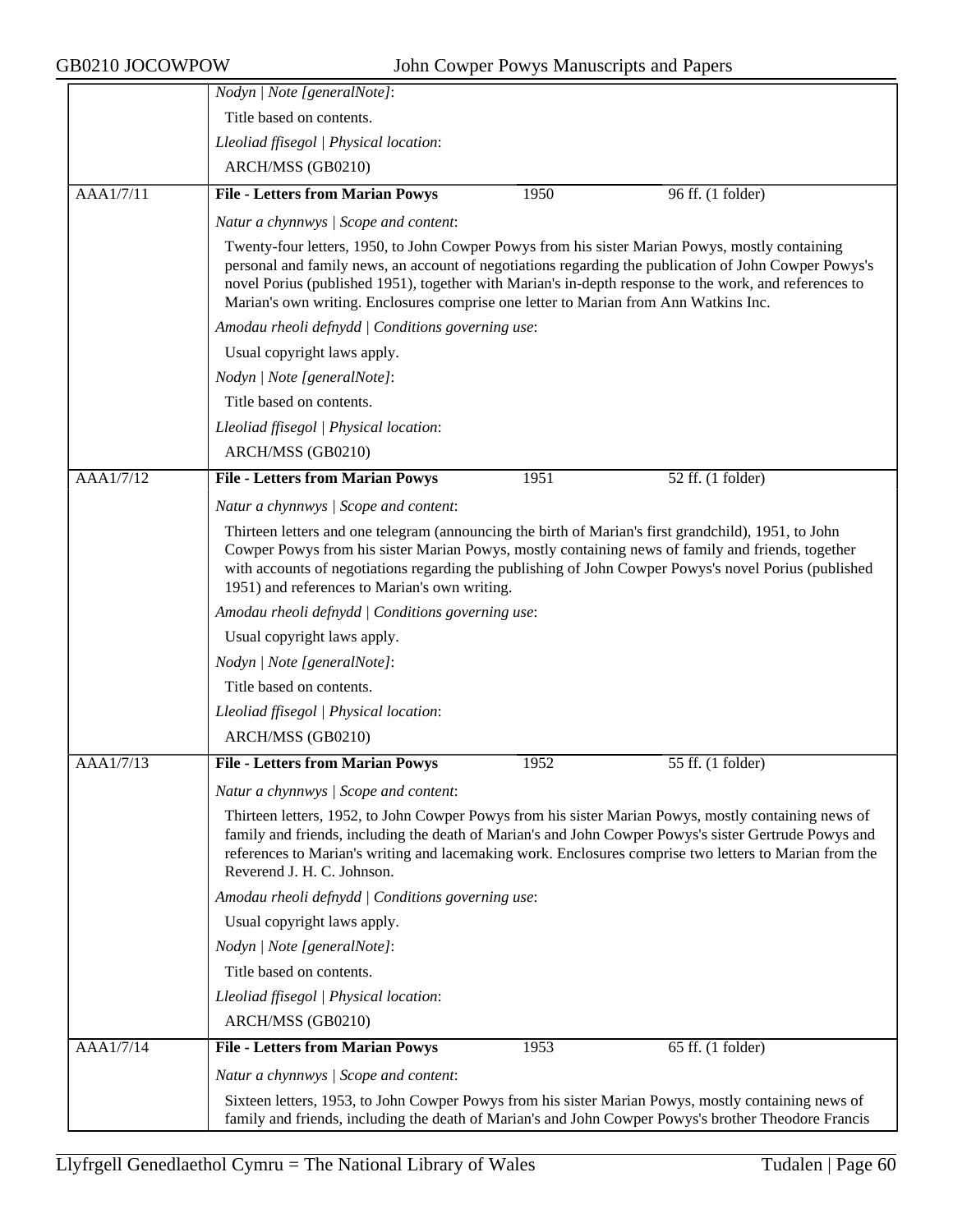| | | | |
|---|---|---|---|
| | *Nodyn \| Note [generalNote]*: | | |
| | Title based on contents. | | |
| | *Lleoliad ffisegol \| Physical location*: | | |
| | ARCH/MSS (GB0210) | | |
| AAA1/7/11 | **File - Letters from Marian Powys** | 1950 | 96 ff. (1 folder) |
| | *Natur a chynnwys \| Scope and content*: | | |
| | Twenty-four letters, 1950, to John Cowper Powys from his sister Marian Powys, mostly containing personal and family news, an account of negotiations regarding the publication of John Cowper Powys's novel Porius (published 1951), together with Marian's in-depth response to the work, and references to Marian's own writing. Enclosures comprise one letter to Marian from Ann Watkins Inc. | | |
| | *Amodau rheoli defnydd \| Conditions governing use*: | | |
| | Usual copyright laws apply. | | |
| | *Nodyn \| Note [generalNote]*: | | |
| | Title based on contents. | | |
| | *Lleoliad ffisegol \| Physical location*: | | |
| | ARCH/MSS (GB0210) | | |
| AAA1/7/12 | **File - Letters from Marian Powys** | 1951 | 52 ff. (1 folder) |
| | *Natur a chynnwys \| Scope and content*: | | |
| | Thirteen letters and one telegram (announcing the birth of Marian's first grandchild), 1951, to John Cowper Powys from his sister Marian Powys, mostly containing news of family and friends, together with accounts of negotiations regarding the publishing of John Cowper Powys's novel Porius (published 1951) and references to Marian's own writing. | | |
| | *Amodau rheoli defnydd \| Conditions governing use*: | | |
| | Usual copyright laws apply. | | |
| | *Nodyn \| Note [generalNote]*: | | |
| | Title based on contents. | | |
| | *Lleoliad ffisegol \| Physical location*: | | |
| | ARCH/MSS (GB0210) | | |
| AAA1/7/13 | **File - Letters from Marian Powys** | 1952 | 55 ff. (1 folder) |
| | *Natur a chynnwys \| Scope and content*: | | |
| | Thirteen letters, 1952, to John Cowper Powys from his sister Marian Powys, mostly containing news of family and friends, including the death of Marian's and John Cowper Powys's sister Gertrude Powys and references to Marian's writing and lacemaking work. Enclosures comprise two letters to Marian from the Reverend J. H. C. Johnson. | | |
| | *Amodau rheoli defnydd \| Conditions governing use*: | | |
| | Usual copyright laws apply. | | |
| | *Nodyn \| Note [generalNote]*: | | |
| | Title based on contents. | | |
| | *Lleoliad ffisegol \| Physical location*: | | |
| | ARCH/MSS (GB0210) | | |
| AAA1/7/14 | **File - Letters from Marian Powys** | 1953 | 65 ff. (1 folder) |
| | *Natur a chynnwys \| Scope and content*: | | |
| | Sixteen letters, 1953, to John Cowper Powys from his sister Marian Powys, mostly containing news of family and friends, including the death of Marian's and John Cowper Powys's brother Theodore Francis | | |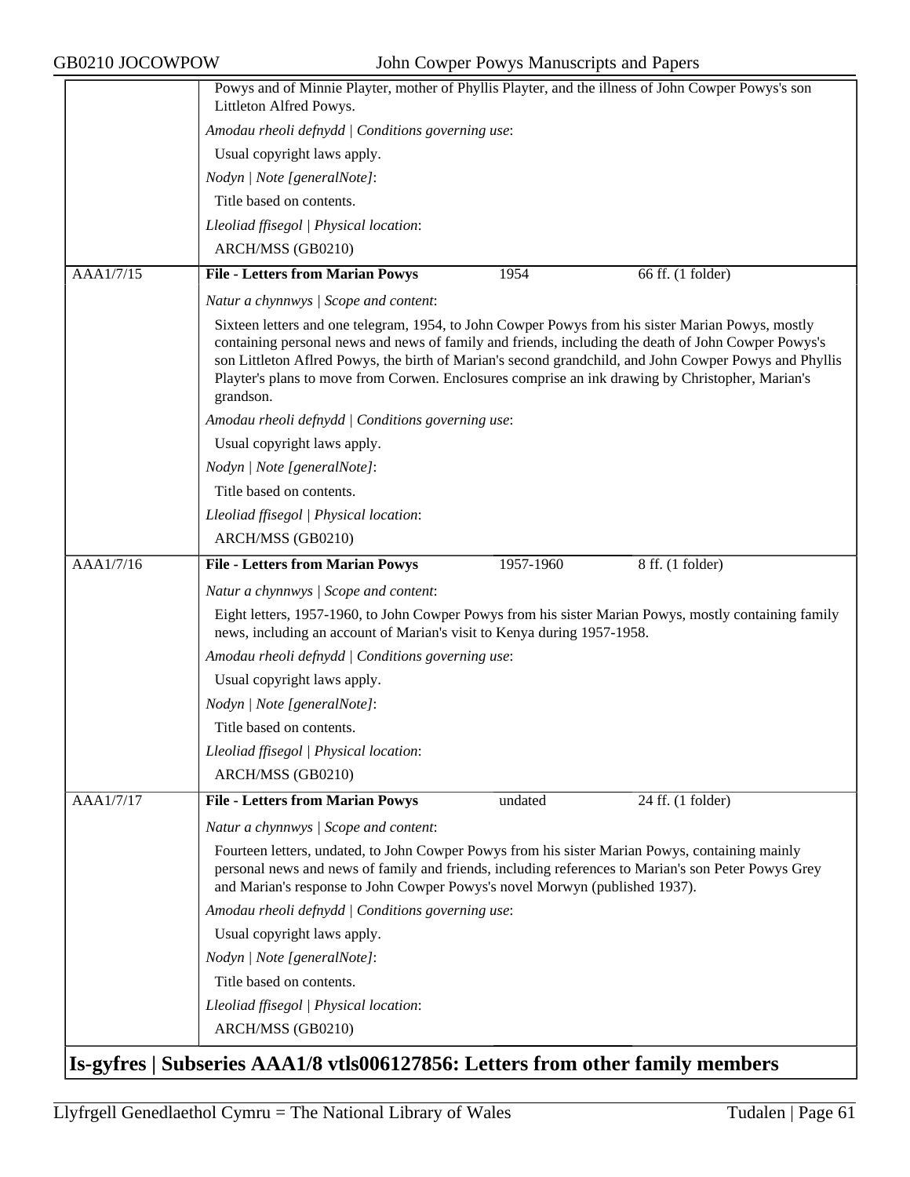Powys and of Minnie Playter, mother of Phyllis Playter, and the illness of John Cowper Powys's son Littleton Alfred Powys.

*Amodau rheoli defnydd | Conditions governing use*:

Usual copyright laws apply.

*Nodyn | Note [generalNote]*:

Title based on contents.

*Lleoliad ffisegol | Physical location*:

ARCH/MSS (GB0210)

---

AAA1/7/15 | **File - Letters from Marian Powys** | 1954 | 66 ff. (1 folder)

*Natur a chynnwys | Scope and content*:

Sixteen letters and one telegram, 1954, to John Cowper Powys from his sister Marian Powys, mostly containing personal news and news of family and friends, including the death of John Cowper Powys's son Littleton Aflred Powys, the birth of Marian's second grandchild, and John Cowper Powys and Phyllis Playter's plans to move from Corwen. Enclosures comprise an ink drawing by Christopher, Marian's grandson.

*Amodau rheoli defnydd | Conditions governing use*:

Usual copyright laws apply.

*Nodyn | Note [generalNote]*:

Title based on contents.

*Lleoliad ffisegol | Physical location*:

ARCH/MSS (GB0210)

---

AAA1/7/16 | **File - Letters from Marian Powys** | 1957-1960 | 8 ff. (1 folder)

*Natur a chynnwys | Scope and content*:

Eight letters, 1957-1960, to John Cowper Powys from his sister Marian Powys, mostly containing family news, including an account of Marian's visit to Kenya during 1957-1958.

*Amodau rheoli defnydd | Conditions governing use*:

Usual copyright laws apply.

*Nodyn | Note [generalNote]*:

Title based on contents.

*Lleoliad ffisegol | Physical location*:

ARCH/MSS (GB0210)

---

AAA1/7/17 | **File - Letters from Marian Powys** | undated | 24 ff. (1 folder)

*Natur a chynnwys | Scope and content*:

Fourteen letters, undated, to John Cowper Powys from his sister Marian Powys, containing mainly personal news and news of family and friends, including references to Marian's son Peter Powys Grey and Marian's response to John Cowper Powys's novel Morwyn (published 1937).

*Amodau rheoli defnydd | Conditions governing use*:

Usual copyright laws apply.

*Nodyn | Note [generalNote]*:

Title based on contents.

*Lleoliad ffisegol | Physical location*:

ARCH/MSS (GB0210)

## Is-gyfres | Subseries AAA1/8 vtls006127856: Letters from other family members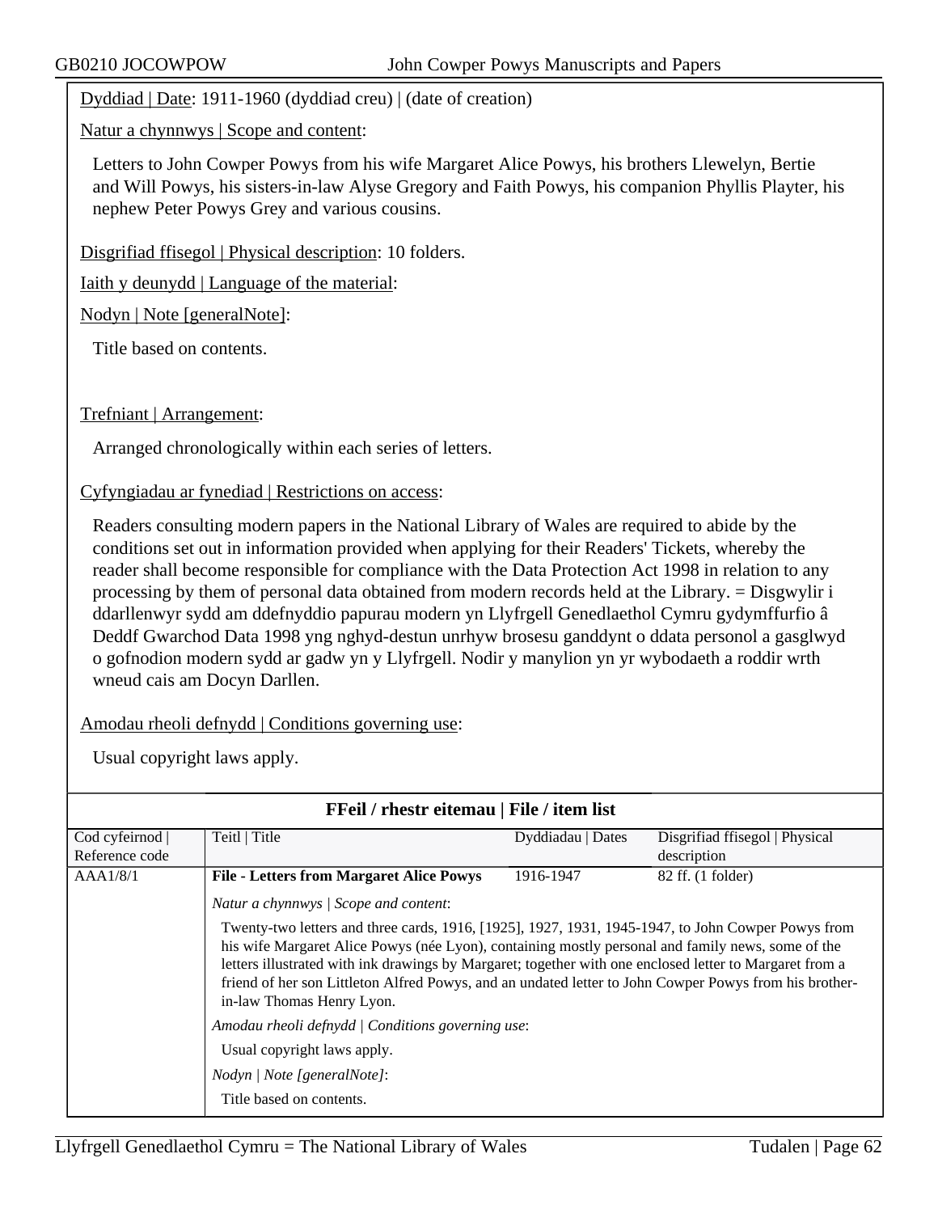Dyddiad | Date: 1911-1960 (dyddiad creu) | (date of creation)

Natur a chynnwys | Scope and content:

Letters to John Cowper Powys from his wife Margaret Alice Powys, his brothers Llewelyn, Bertie and Will Powys, his sisters-in-law Alyse Gregory and Faith Powys, his companion Phyllis Playter, his nephew Peter Powys Grey and various cousins.

Disgrifiad ffisegol | Physical description: 10 folders.

Iaith y deunydd | Language of the material:

Nodyn | Note [generalNote]:

Title based on contents.

Trefniant | Arrangement:

Arranged chronologically within each series of letters.

Cyfyngiadau ar fynediad | Restrictions on access:

Readers consulting modern papers in the National Library of Wales are required to abide by the conditions set out in information provided when applying for their Readers' Tickets, whereby the reader shall become responsible for compliance with the Data Protection Act 1998 in relation to any processing by them of personal data obtained from modern records held at the Library. = Disgwylir i ddarllenwyr sydd am ddefnyddio papurau modern yn Llyfrgell Genedlaethol Cymru gydymffurfio â Deddf Gwarchod Data 1998 yng nghyd-destun unrhyw brosesu ganddynt o ddata personol a gasglwyd o gofnodion modern sydd ar gadw yn y Llyfrgell. Nodir y manylion yn yr wybodaeth a roddir wrth wneud cais am Docyn Darllen.

Amodau rheoli defnydd | Conditions governing use:

Usual copyright laws apply.

## FFeil / rhestr eitemau | File / item list

| Cod cyfeirnod \| Reference code | Teitl \| Title | Dyddiadau \| Dates | Disgrifiad ffisegol \| Physical description |
|---|---|---|---|
| AAA1/8/1 | **File - Letters from Margaret Alice Powys** | 1916-1947 | 82 ff. (1 folder) |

*Natur a chynnwys | Scope and content*:

Twenty-two letters and three cards, 1916, [1925], 1927, 1931, 1945-1947, to John Cowper Powys from his wife Margaret Alice Powys (née Lyon), containing mostly personal and family news, some of the letters illustrated with ink drawings by Margaret; together with one enclosed letter to Margaret from a friend of her son Littleton Alfred Powys, and an undated letter to John Cowper Powys from his brother-in-law Thomas Henry Lyon.

*Amodau rheoli defnydd | Conditions governing use*:

Usual copyright laws apply.

*Nodyn | Note [generalNote]*:

Title based on contents.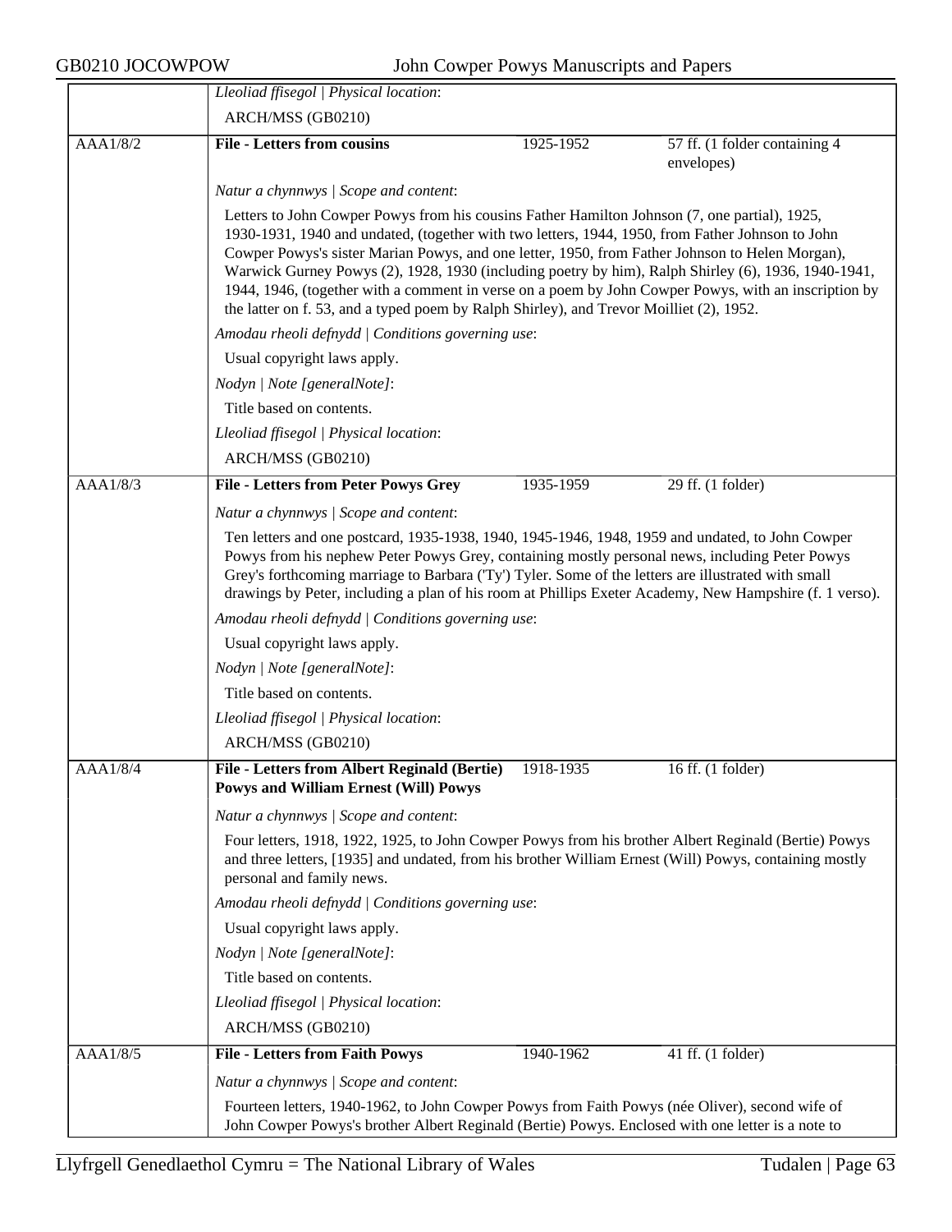*Lleoliad ffisegol | Physical location*:

ARCH/MSS (GB0210)

| AAA1/8/2 | **File - Letters from cousins** | 1925-1952 | 57 ff. (1 folder containing 4 envelopes) |
|---|---|---|---|

*Natur a chynnwys | Scope and content*:

Letters to John Cowper Powys from his cousins Father Hamilton Johnson (7, one partial), 1925, 1930-1931, 1940 and undated, (together with two letters, 1944, 1950, from Father Johnson to John Cowper Powys's sister Marian Powys, and one letter, 1950, from Father Johnson to Helen Morgan), Warwick Gurney Powys (2), 1928, 1930 (including poetry by him), Ralph Shirley (6), 1936, 1940-1941, 1944, 1946, (together with a comment in verse on a poem by John Cowper Powys, with an inscription by the latter on f. 53, and a typed poem by Ralph Shirley), and Trevor Moilliet (2), 1952.

*Amodau rheoli defnydd | Conditions governing use*:

Usual copyright laws apply.

*Nodyn | Note [generalNote]*:

Title based on contents.

*Lleoliad ffisegol | Physical location*:

ARCH/MSS (GB0210)

| AAA1/8/3 | **File - Letters from Peter Powys Grey** | 1935-1959 | 29 ff. (1 folder) |
|---|---|---|---|

*Natur a chynnwys | Scope and content*:

Ten letters and one postcard, 1935-1938, 1940, 1945-1946, 1948, 1959 and undated, to John Cowper Powys from his nephew Peter Powys Grey, containing mostly personal news, including Peter Powys Grey's forthcoming marriage to Barbara ('Ty') Tyler. Some of the letters are illustrated with small drawings by Peter, including a plan of his room at Phillips Exeter Academy, New Hampshire (f. 1 verso).

*Amodau rheoli defnydd | Conditions governing use*:

Usual copyright laws apply.

*Nodyn | Note [generalNote]*:

Title based on contents.

*Lleoliad ffisegol | Physical location*:

ARCH/MSS (GB0210)

| AAA1/8/4 | **File - Letters from Albert Reginald (Bertie) Powys and William Ernest (Will) Powys** | 1918-1935 | 16 ff. (1 folder) |
|---|---|---|---|

*Natur a chynnwys | Scope and content*:

Four letters, 1918, 1922, 1925, to John Cowper Powys from his brother Albert Reginald (Bertie) Powys and three letters, [1935] and undated, from his brother William Ernest (Will) Powys, containing mostly personal and family news.

*Amodau rheoli defnydd | Conditions governing use*:

Usual copyright laws apply.

*Nodyn | Note [generalNote]*:

Title based on contents.

*Lleoliad ffisegol | Physical location*:

ARCH/MSS (GB0210)

| AAA1/8/5 | **File - Letters from Faith Powys** | 1940-1962 | 41 ff. (1 folder) |
|---|---|---|---|

*Natur a chynnwys | Scope and content*:

Fourteen letters, 1940-1962, to John Cowper Powys from Faith Powys (née Oliver), second wife of John Cowper Powys's brother Albert Reginald (Bertie) Powys. Enclosed with one letter is a note to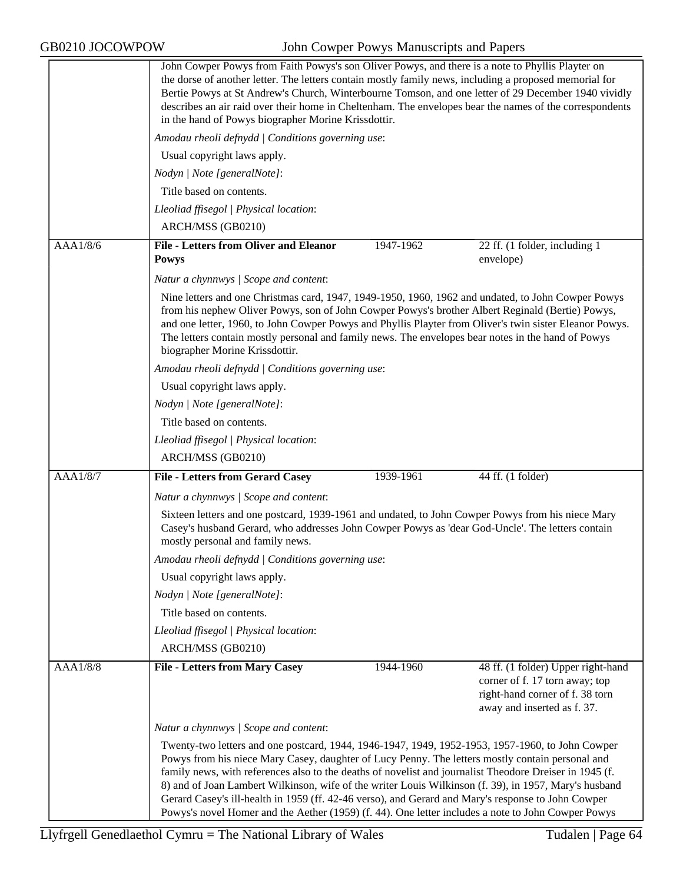John Cowper Powys from Faith Powys's son Oliver Powys, and there is a note to Phyllis Playter on the dorse of another letter. The letters contain mostly family news, including a proposed memorial for Bertie Powys at St Andrew's Church, Winterbourne Tomson, and one letter of 29 December 1940 vividly describes an air raid over their home in Cheltenham. The envelopes bear the names of the correspondents in the hand of Powys biographer Morine Krissdottir.

*Amodau rheoli defnydd | Conditions governing use*:

Usual copyright laws apply.

*Nodyn | Note [generalNote]*:

Title based on contents.

*Lleoliad ffisegol | Physical location*:

ARCH/MSS (GB0210)

| AAA1/8/6 | **File - Letters from Oliver and Eleanor Powys** | 1947-1962 | 22 ff. (1 folder, including 1 envelope) |
|---|---|---|---|

*Natur a chynnwys | Scope and content*:

Nine letters and one Christmas card, 1947, 1949-1950, 1960, 1962 and undated, to John Cowper Powys from his nephew Oliver Powys, son of John Cowper Powys's brother Albert Reginald (Bertie) Powys, and one letter, 1960, to John Cowper Powys and Phyllis Playter from Oliver's twin sister Eleanor Powys. The letters contain mostly personal and family news. The envelopes bear notes in the hand of Powys biographer Morine Krissdottir.

*Amodau rheoli defnydd | Conditions governing use*:

Usual copyright laws apply.

*Nodyn | Note [generalNote]*:

Title based on contents.

*Lleoliad ffisegol | Physical location*:

ARCH/MSS (GB0210)

| AAA1/8/7 | **File - Letters from Gerard Casey** | 1939-1961 | 44 ff. (1 folder) |
|---|---|---|---|

*Natur a chynnwys | Scope and content*:

Sixteen letters and one postcard, 1939-1961 and undated, to John Cowper Powys from his niece Mary Casey's husband Gerard, who addresses John Cowper Powys as 'dear God-Uncle'. The letters contain mostly personal and family news.

*Amodau rheoli defnydd | Conditions governing use*:

Usual copyright laws apply.

*Nodyn | Note [generalNote]*:

Title based on contents.

*Lleoliad ffisegol | Physical location*:

ARCH/MSS (GB0210)

| AAA1/8/8 | **File - Letters from Mary Casey** | 1944-1960 | 48 ff. (1 folder) Upper right-hand corner of f. 17 torn away; top right-hand corner of f. 38 torn away and inserted as f. 37. |
|---|---|---|---|

*Natur a chynnwys | Scope and content*:

Twenty-two letters and one postcard, 1944, 1946-1947, 1949, 1952-1953, 1957-1960, to John Cowper Powys from his niece Mary Casey, daughter of Lucy Penny. The letters mostly contain personal and family news, with references also to the deaths of novelist and journalist Theodore Dreiser in 1945 (f. 8) and of Joan Lambert Wilkinson, wife of the writer Louis Wilkinson (f. 39), in 1957, Mary's husband Gerard Casey's ill-health in 1959 (ff. 42-46 verso), and Gerard and Mary's response to John Cowper Powys's novel Homer and the Aether (1959) (f. 44). One letter includes a note to John Cowper Powys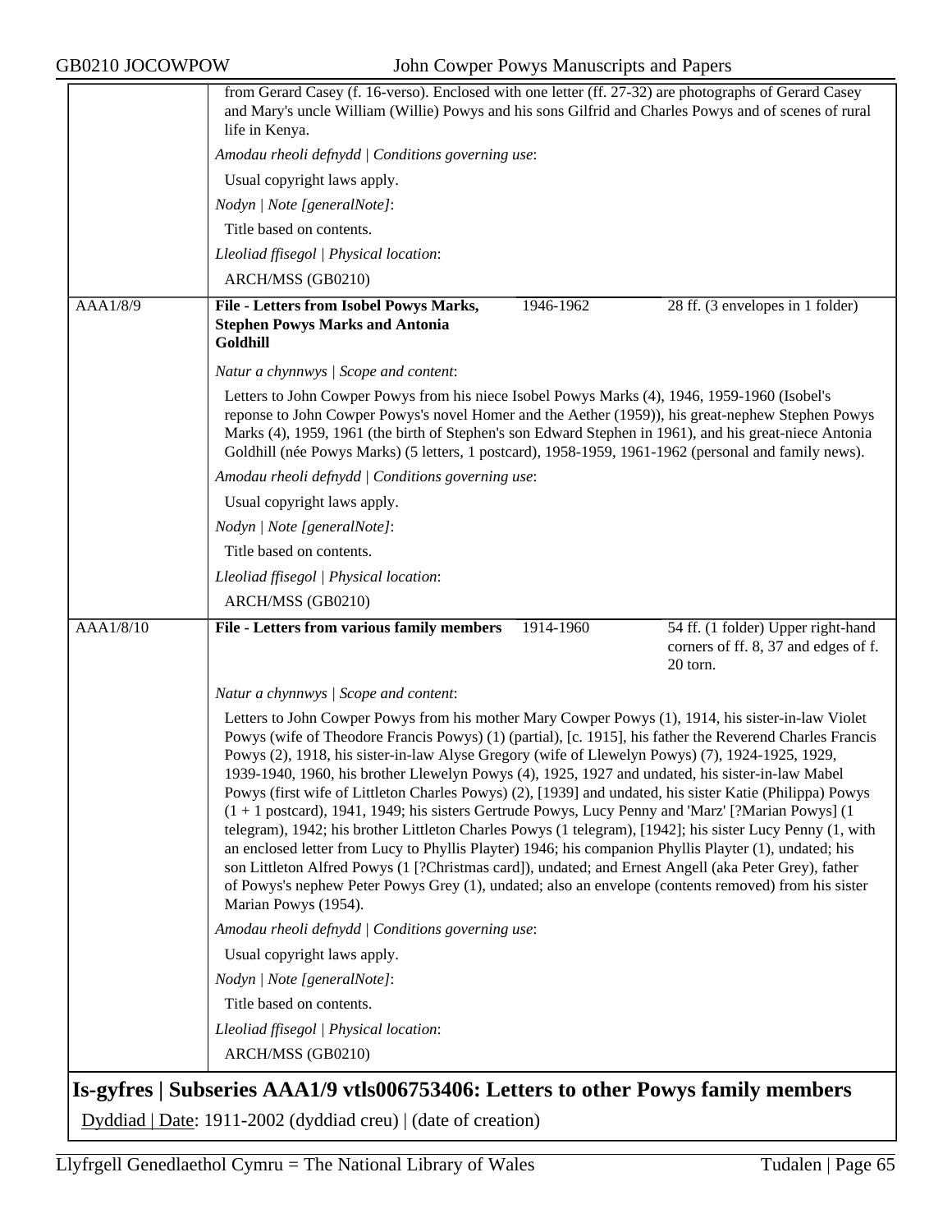from Gerard Casey (f. 16-verso). Enclosed with one letter (ff. 27-32) are photographs of Gerard Casey and Mary's uncle William (Willie) Powys and his sons Gilfrid and Charles Powys and of scenes of rural life in Kenya.

*Amodau rheoli defnydd | Conditions governing use*:

Usual copyright laws apply.

*Nodyn | Note [generalNote]*:

Title based on contents.

*Lleoliad ffisegol | Physical location*:

ARCH/MSS (GB0210)

| AAA1/8/9 | **File - Letters from Isobel Powys Marks, Stephen Powys Marks and Antonia Goldhill** | 1946-1962 | 28 ff. (3 envelopes in 1 folder) |
|---|---|---|---|

*Natur a chynnwys | Scope and content*:

Letters to John Cowper Powys from his niece Isobel Powys Marks (4), 1946, 1959-1960 (Isobel's reponse to John Cowper Powys's novel Homer and the Aether (1959)), his great-nephew Stephen Powys Marks (4), 1959, 1961 (the birth of Stephen's son Edward Stephen in 1961), and his great-niece Antonia Goldhill (née Powys Marks) (5 letters, 1 postcard), 1958-1959, 1961-1962 (personal and family news).

*Amodau rheoli defnydd | Conditions governing use*:

Usual copyright laws apply.

*Nodyn | Note [generalNote]*:

Title based on contents.

*Lleoliad ffisegol | Physical location*:

ARCH/MSS (GB0210)

| AAA1/8/10 | **File - Letters from various family members** | 1914-1960 | 54 ff. (1 folder) Upper right-hand corners of ff. 8, 37 and edges of f. 20 torn. |
|---|---|---|---|

*Natur a chynnwys | Scope and content*:

Letters to John Cowper Powys from his mother Mary Cowper Powys (1), 1914, his sister-in-law Violet Powys (wife of Theodore Francis Powys) (1) (partial), [c. 1915], his father the Reverend Charles Francis Powys (2), 1918, his sister-in-law Alyse Gregory (wife of Llewelyn Powys) (7), 1924-1925, 1929, 1939-1940, 1960, his brother Llewelyn Powys (4), 1925, 1927 and undated, his sister-in-law Mabel Powys (first wife of Littleton Charles Powys) (2), [1939] and undated, his sister Katie (Philippa) Powys (1 + 1 postcard), 1941, 1949; his sisters Gertrude Powys, Lucy Penny and 'Marz' [?Marian Powys] (1 telegram), 1942; his brother Littleton Charles Powys (1 telegram), [1942]; his sister Lucy Penny (1, with an enclosed letter from Lucy to Phyllis Playter) 1946; his companion Phyllis Playter (1), undated; his son Littleton Alfred Powys (1 [?Christmas card]), undated; and Ernest Angell (aka Peter Grey), father of Powys's nephew Peter Powys Grey (1), undated; also an envelope (contents removed) from his sister Marian Powys (1954).

*Amodau rheoli defnydd | Conditions governing use*:

Usual copyright laws apply.

*Nodyn | Note [generalNote]*:

Title based on contents.

*Lleoliad ffisegol | Physical location*:

ARCH/MSS (GB0210)

## Is-gyfres | Subseries AAA1/9 vtls006753406: Letters to other Powys family members

Dyddiad | Date: 1911-2002 (dyddiad creu) | (date of creation)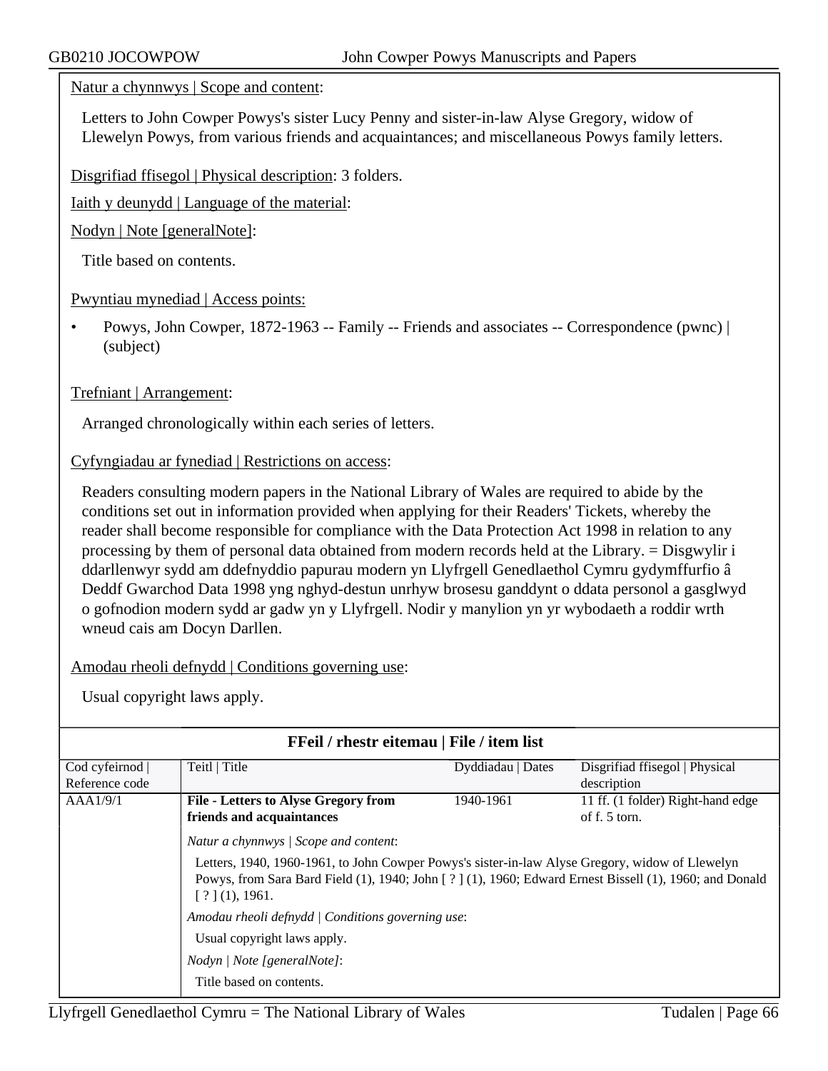Natur a chynnwys | Scope and content:

Letters to John Cowper Powys's sister Lucy Penny and sister-in-law Alyse Gregory, widow of Llewelyn Powys, from various friends and acquaintances; and miscellaneous Powys family letters.

Disgrifiad ffisegol | Physical description: 3 folders.

Iaith y deunydd | Language of the material:

Nodyn | Note [generalNote]:

Title based on contents.

Pwyntiau mynediad | Access points:

- Powys, John Cowper, 1872-1963 -- Family -- Friends and associates -- Correspondence (pwnc) | (subject)

Trefniant | Arrangement:

Arranged chronologically within each series of letters.

Cyfyngiadau ar fynediad | Restrictions on access:

Readers consulting modern papers in the National Library of Wales are required to abide by the conditions set out in information provided when applying for their Readers' Tickets, whereby the reader shall become responsible for compliance with the Data Protection Act 1998 in relation to any processing by them of personal data obtained from modern records held at the Library. = Disgwylir i ddarllenwyr sydd am ddefnyddio papurau modern yn Llyfrgell Genedlaethol Cymru gydymffurfio â Deddf Gwarchod Data 1998 yng nghyd-destun unrhyw brosesu ganddynt o ddata personol a gasglwyd o gofnodion modern sydd ar gadw yn y Llyfrgell. Nodir y manylion yn yr wybodaeth a roddir wrth wneud cais am Docyn Darllen.

Amodau rheoli defnydd | Conditions governing use:

Usual copyright laws apply.

## FFeil / rhestr eitemau | File / item list

| Cod cyfeirnod \| Reference code | Teitl \| Title | Dyddiadau \| Dates | Disgrifiad ffisegol \| Physical description |
|---|---|---|---|
| AAA1/9/1 | **File - Letters to Alyse Gregory from friends and acquaintances** | 1940-1961 | 11 ff. (1 folder) Right-hand edge of f. 5 torn. |
| | *Natur a chynnwys \| Scope and content*: Letters, 1940, 1960-1961, to John Cowper Powys's sister-in-law Alyse Gregory, widow of Llewelyn Powys, from Sara Bard Field (1), 1940; John [ ? ] (1), 1960; Edward Ernest Bissell (1), 1960; and Donald [ ? ] (1), 1961. *Amodau rheoli defnydd \| Conditions governing use*: Usual copyright laws apply. *Nodyn \| Note [generalNote]*: Title based on contents. | | |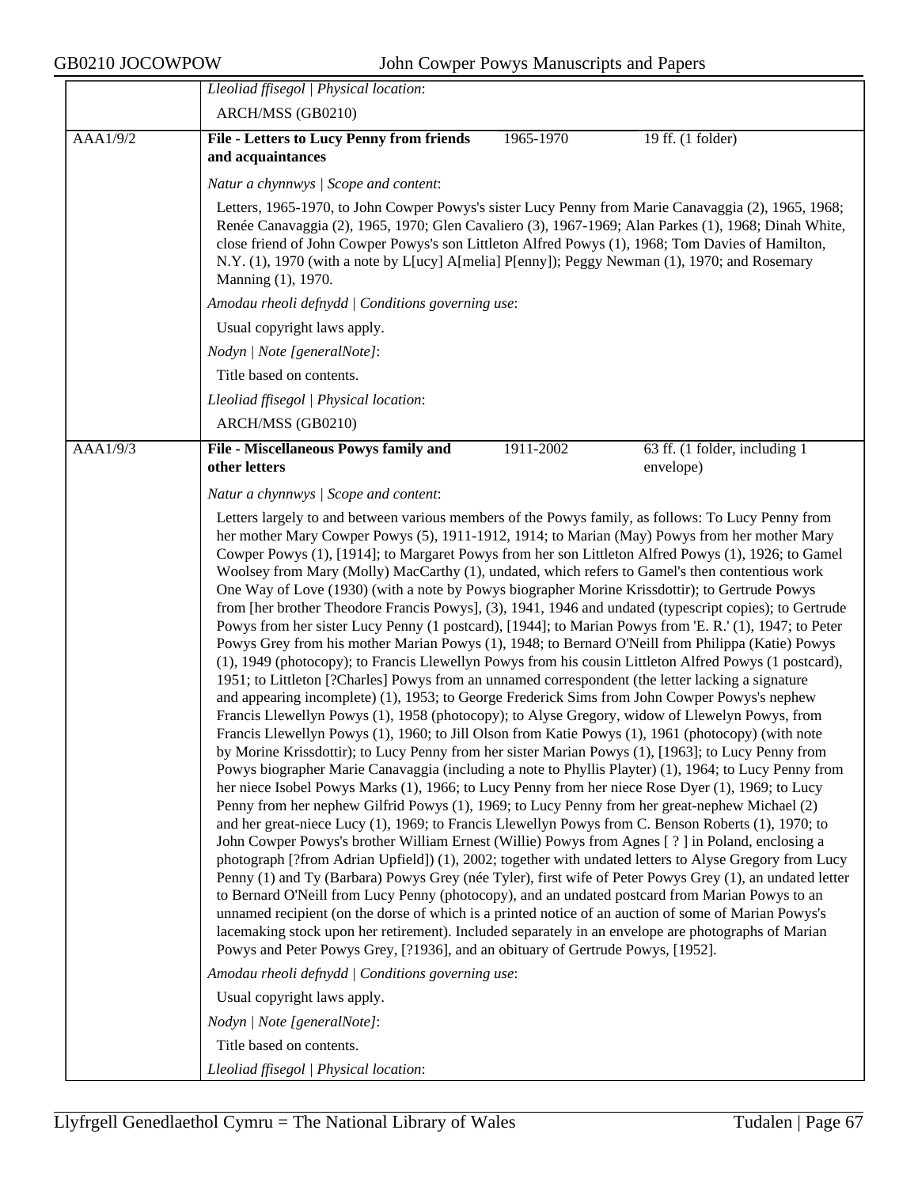*Lleoliad ffisegol | Physical location*:

ARCH/MSS (GB0210)

| AAA1/9/2 | **File - Letters to Lucy Penny from friends and acquaintances** | 1965-1970 | 19 ff. (1 folder) |
|---|---|---|---|

*Natur a chynnwys | Scope and content*:

Letters, 1965-1970, to John Cowper Powys's sister Lucy Penny from Marie Canavaggia (2), 1965, 1968; Renée Canavaggia (2), 1965, 1970; Glen Cavaliero (3), 1967-1969; Alan Parkes (1), 1968; Dinah White, close friend of John Cowper Powys's son Littleton Alfred Powys (1), 1968; Tom Davies of Hamilton, N.Y. (1), 1970 (with a note by L[ucy] A[melia] P[enny]); Peggy Newman (1), 1970; and Rosemary Manning (1), 1970.

*Amodau rheoli defnydd | Conditions governing use*:

Usual copyright laws apply.

*Nodyn | Note [generalNote]*:

Title based on contents.

*Lleoliad ffisegol | Physical location*:

ARCH/MSS (GB0210)

| AAA1/9/3 | **File - Miscellaneous Powys family and other letters** | 1911-2002 | 63 ff. (1 folder, including 1 envelope) |
|---|---|---|---|

*Natur a chynnwys | Scope and content*:

Letters largely to and between various members of the Powys family, as follows: To Lucy Penny from her mother Mary Cowper Powys (5), 1911-1912, 1914; to Marian (May) Powys from her mother Mary Cowper Powys (1), [1914]; to Margaret Powys from her son Littleton Alfred Powys (1), 1926; to Gamel Woolsey from Mary (Molly) MacCarthy (1), undated, which refers to Gamel's then contentious work One Way of Love (1930) (with a note by Powys biographer Morine Krissdottir); to Gertrude Powys from [her brother Theodore Francis Powys], (3), 1941, 1946 and undated (typescript copies); to Gertrude Powys from her sister Lucy Penny (1 postcard), [1944]; to Marian Powys from 'E. R.' (1), 1947; to Peter Powys Grey from his mother Marian Powys (1), 1948; to Bernard O'Neill from Philippa (Katie) Powys (1), 1949 (photocopy); to Francis Llewellyn Powys from his cousin Littleton Alfred Powys (1 postcard), 1951; to Littleton [?Charles] Powys from an unnamed correspondent (the letter lacking a signature and appearing incomplete) (1), 1953; to George Frederick Sims from John Cowper Powys's nephew Francis Llewellyn Powys (1), 1958 (photocopy); to Alyse Gregory, widow of Llewelyn Powys, from Francis Llewellyn Powys (1), 1960; to Jill Olson from Katie Powys (1), 1961 (photocopy) (with note by Morine Krissdottir); to Lucy Penny from her sister Marian Powys (1), [1963]; to Lucy Penny from Powys biographer Marie Canavaggia (including a note to Phyllis Playter) (1), 1964; to Lucy Penny from her niece Isobel Powys Marks (1), 1966; to Lucy Penny from her niece Rose Dyer (1), 1969; to Lucy Penny from her nephew Gilfrid Powys (1), 1969; to Lucy Penny from her great-nephew Michael (2) and her great-niece Lucy (1), 1969; to Francis Llewellyn Powys from C. Benson Roberts (1), 1970; to John Cowper Powys's brother William Ernest (Willie) Powys from Agnes [ ? ] in Poland, enclosing a photograph [?from Adrian Upfield]) (1), 2002; together with undated letters to Alyse Gregory from Lucy Penny (1) and Ty (Barbara) Powys Grey (née Tyler), first wife of Peter Powys Grey (1), an undated letter to Bernard O'Neill from Lucy Penny (photocopy), and an undated postcard from Marian Powys to an unnamed recipient (on the dorse of which is a printed notice of an auction of some of Marian Powys's lacemaking stock upon her retirement). Included separately in an envelope are photographs of Marian Powys and Peter Powys Grey, [?1936], and an obituary of Gertrude Powys, [1952].

*Amodau rheoli defnydd | Conditions governing use*:

Usual copyright laws apply.

*Nodyn | Note [generalNote]*:

Title based on contents.

*Lleoliad ffisegol | Physical location*: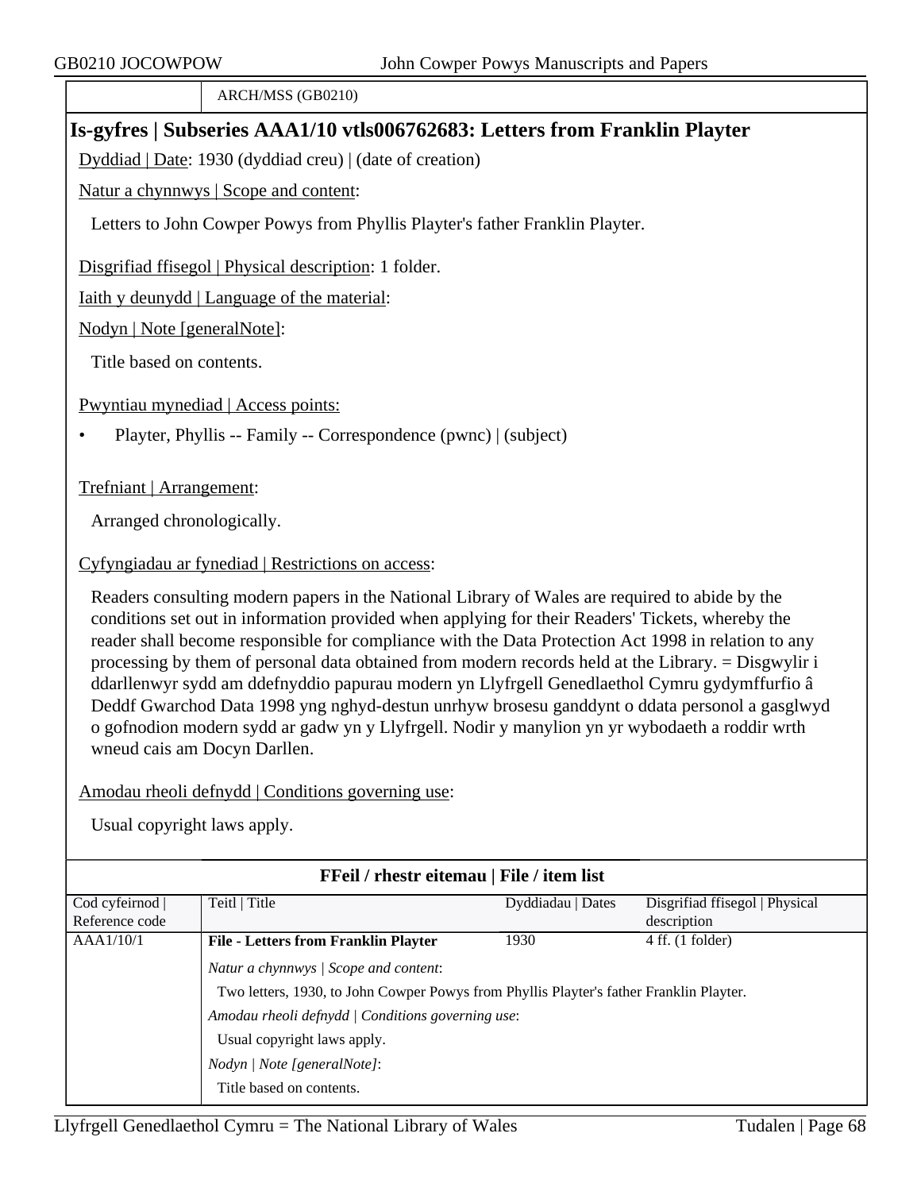| | ARCH/MSS (GB0210) |
|---|---|

## Is-gyfres | Subseries AAA1/10 vtls006762683: Letters from Franklin Playter

Dyddiad | Date: 1930 (dyddiad creu) | (date of creation)

Natur a chynnwys | Scope and content:

Letters to John Cowper Powys from Phyllis Playter's father Franklin Playter.

Disgrifiad ffisegol | Physical description: 1 folder.

Iaith y deunydd | Language of the material:

Nodyn | Note [generalNote]:

Title based on contents.

Pwyntiau mynediad | Access points:

- Playter, Phyllis -- Family -- Correspondence (pwnc) | (subject)

Trefniant | Arrangement:

Arranged chronologically.

Cyfyngiadau ar fynediad | Restrictions on access:

Readers consulting modern papers in the National Library of Wales are required to abide by the conditions set out in information provided when applying for their Readers' Tickets, whereby the reader shall become responsible for compliance with the Data Protection Act 1998 in relation to any processing by them of personal data obtained from modern records held at the Library. = Disgwylir i ddarllenwyr sydd am ddefnyddio papurau modern yn Llyfrgell Genedlaethol Cymru gydymffurfio â Deddf Gwarchod Data 1998 yng nghyd-destun unrhyw brosesu ganddynt o ddata personol a gasglwyd o gofnodion modern sydd ar gadw yn y Llyfrgell. Nodir y manylion yn yr wybodaeth a roddir wrth wneud cais am Docyn Darllen.

Amodau rheoli defnydd | Conditions governing use:

Usual copyright laws apply.

**FFeil / rhestr eitemau | File / item list**

| Cod cyfeirnod \| Reference code | Teitl \| Title | Dyddiadau \| Dates | Disgrifiad ffisegol \| Physical description |
|---|---|---|---|
| AAA1/10/1 | **File - Letters from Franklin Playter** | 1930 | 4 ff. (1 folder) |
| | *Natur a chynnwys \| Scope and content*: Two letters, 1930, to John Cowper Powys from Phyllis Playter's father Franklin Playter. *Amodau rheoli defnydd \| Conditions governing use*: Usual copyright laws apply. *Nodyn \| Note [generalNote]*: Title based on contents. | | |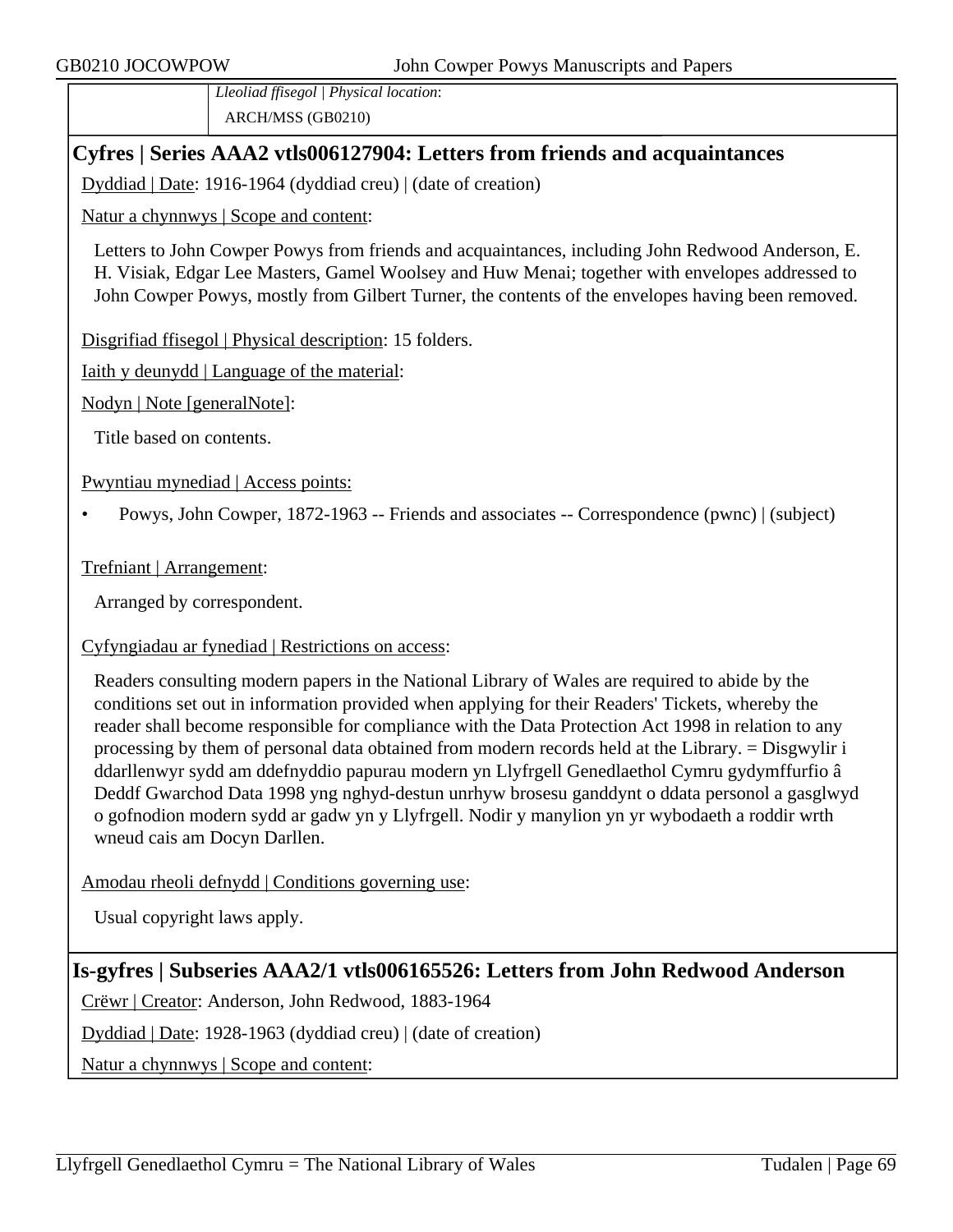*Lleoliad ffisegol | Physical location*:
ARCH/MSS (GB0210)

## Cyfres | Series AAA2 vtls006127904: Letters from friends and acquaintances

Dyddiad | Date: 1916-1964 (dyddiad creu) | (date of creation)

Natur a chynnwys | Scope and content:

Letters to John Cowper Powys from friends and acquaintances, including John Redwood Anderson, E. H. Visiak, Edgar Lee Masters, Gamel Woolsey and Huw Menai; together with envelopes addressed to John Cowper Powys, mostly from Gilbert Turner, the contents of the envelopes having been removed.

Disgrifiad ffisegol | Physical description: 15 folders.

Iaith y deunydd | Language of the material:

Nodyn | Note [generalNote]:

Title based on contents.

Pwyntiau mynediad | Access points:

- Powys, John Cowper, 1872-1963 -- Friends and associates -- Correspondence (pwnc) | (subject)

Trefniant | Arrangement:

Arranged by correspondent.

Cyfyngiadau ar fynediad | Restrictions on access:

Readers consulting modern papers in the National Library of Wales are required to abide by the conditions set out in information provided when applying for their Readers' Tickets, whereby the reader shall become responsible for compliance with the Data Protection Act 1998 in relation to any processing by them of personal data obtained from modern records held at the Library. = Disgwylir i ddarllenwyr sydd am ddefnyddio papurau modern yn Llyfrgell Genedlaethol Cymru gydymffurfio â Deddf Gwarchod Data 1998 yng nghyd-destun unrhyw brosesu ganddynt o ddata personol a gasglwyd o gofnodion modern sydd ar gadw yn y Llyfrgell. Nodir y manylion yn yr wybodaeth a roddir wrth wneud cais am Docyn Darllen.

Amodau rheoli defnydd | Conditions governing use:

Usual copyright laws apply.

## Is-gyfres | Subseries AAA2/1 vtls006165526: Letters from John Redwood Anderson

Crëwr | Creator: Anderson, John Redwood, 1883-1964

Dyddiad | Date: 1928-1963 (dyddiad creu) | (date of creation)

Natur a chynnwys | Scope and content: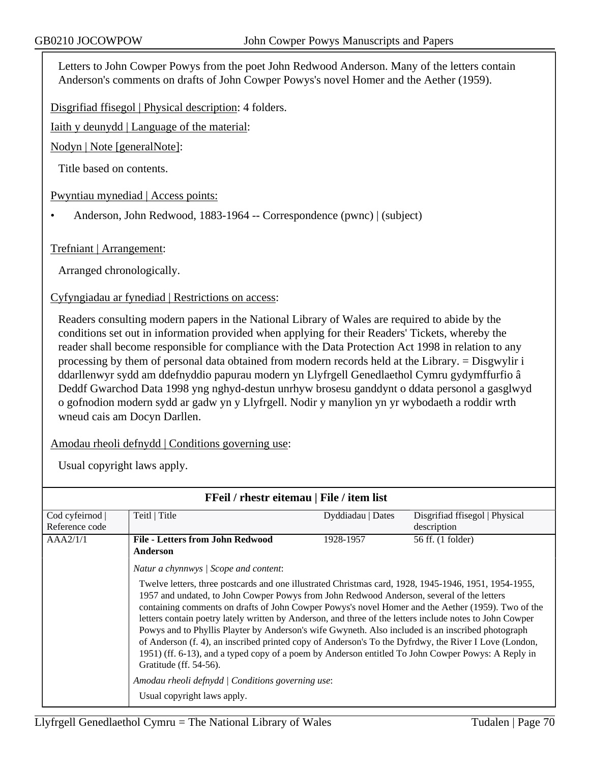Letters to John Cowper Powys from the poet John Redwood Anderson. Many of the letters contain Anderson's comments on drafts of John Cowper Powys's novel Homer and the Aether (1959).

Disgrifiad ffisegol | Physical description: 4 folders.

Iaith y deunydd | Language of the material:

Nodyn | Note [generalNote]:

Title based on contents.

Pwyntiau mynediad | Access points:

- Anderson, John Redwood, 1883-1964 -- Correspondence (pwnc) | (subject)

Trefniant | Arrangement:

Arranged chronologically.

Cyfyngiadau ar fynediad | Restrictions on access:

Readers consulting modern papers in the National Library of Wales are required to abide by the conditions set out in information provided when applying for their Readers' Tickets, whereby the reader shall become responsible for compliance with the Data Protection Act 1998 in relation to any processing by them of personal data obtained from modern records held at the Library. = Disgwylir i ddarllenwyr sydd am ddefnyddio papurau modern yn Llyfrgell Genedlaethol Cymru gydymffurfio â Deddf Gwarchod Data 1998 yng nghyd-destun unrhyw brosesu ganddynt o ddata personol a gasglwyd o gofnodion modern sydd ar gadw yn y Llyfrgell. Nodir y manylion yn yr wybodaeth a roddir wrth wneud cais am Docyn Darllen.

Amodau rheoli defnydd | Conditions governing use:

Usual copyright laws apply.

**FFeil / rhestr eitemau | File / item list**

| Cod cyfeirnod \| Reference code | Teitl \| Title | Dyddiadau \| Dates | Disgrifiad ffisegol \| Physical description |
|---|---|---|---|
| AAA2/1/1 | **File - Letters from John Redwood Anderson** | 1928-1957 | 56 ff. (1 folder) |

*Natur a chynnwys | Scope and content*:

Twelve letters, three postcards and one illustrated Christmas card, 1928, 1945-1946, 1951, 1954-1955, 1957 and undated, to John Cowper Powys from John Redwood Anderson, several of the letters containing comments on drafts of John Cowper Powys's novel Homer and the Aether (1959). Two of the letters contain poetry lately written by Anderson, and three of the letters include notes to John Cowper Powys and to Phyllis Playter by Anderson's wife Gwyneth. Also included is an inscribed photograph of Anderson (f. 4), an inscribed printed copy of Anderson's To the Dyfrdwy, the River I Love (London, 1951) (ff. 6-13), and a typed copy of a poem by Anderson entitled To John Cowper Powys: A Reply in Gratitude (ff. 54-56).

*Amodau rheoli defnydd | Conditions governing use*:

Usual copyright laws apply.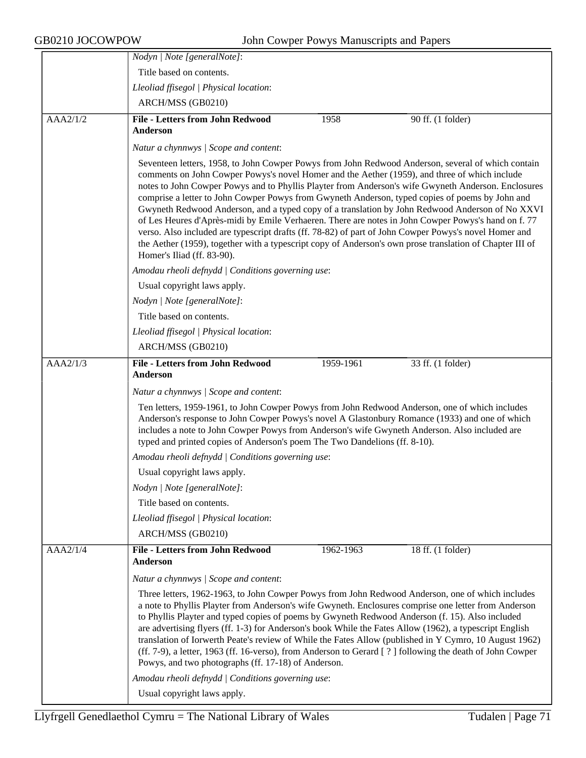*Nodyn | Note [generalNote]*:

Title based on contents.

*Lleoliad ffisegol | Physical location*:

ARCH/MSS (GB0210)

| AAA2/1/2 | **File - Letters from John Redwood Anderson** | 1958 | 90 ff. (1 folder) |
|---|---|---|---|

*Natur a chynnwys | Scope and content*:

Seventeen letters, 1958, to John Cowper Powys from John Redwood Anderson, several of which contain comments on John Cowper Powys's novel Homer and the Aether (1959), and three of which include notes to John Cowper Powys and to Phyllis Playter from Anderson's wife Gwyneth Anderson. Enclosures comprise a letter to John Cowper Powys from Gwyneth Anderson, typed copies of poems by John and Gwyneth Redwood Anderson, and a typed copy of a translation by John Redwood Anderson of No XXVI of Les Heures d'Après-midi by Emile Verhaeren. There are notes in John Cowper Powys's hand on f. 77 verso. Also included are typescript drafts (ff. 78-82) of part of John Cowper Powys's novel Homer and the Aether (1959), together with a typescript copy of Anderson's own prose translation of Chapter III of Homer's Iliad (ff. 83-90).

*Amodau rheoli defnydd | Conditions governing use*:

Usual copyright laws apply.

*Nodyn | Note [generalNote]*:

Title based on contents.

*Lleoliad ffisegol | Physical location*:

ARCH/MSS (GB0210)

| AAA2/1/3 | **File - Letters from John Redwood Anderson** | 1959-1961 | 33 ff. (1 folder) |
|---|---|---|---|

*Natur a chynnwys | Scope and content*:

Ten letters, 1959-1961, to John Cowper Powys from John Redwood Anderson, one of which includes Anderson's response to John Cowper Powys's novel A Glastonbury Romance (1933) and one of which includes a note to John Cowper Powys from Anderson's wife Gwyneth Anderson. Also included are typed and printed copies of Anderson's poem The Two Dandelions (ff. 8-10).

*Amodau rheoli defnydd | Conditions governing use*:

Usual copyright laws apply.

*Nodyn | Note [generalNote]*:

Title based on contents.

*Lleoliad ffisegol | Physical location*:

ARCH/MSS (GB0210)

| AAA2/1/4 | **File - Letters from John Redwood Anderson** | 1962-1963 | 18 ff. (1 folder) |
|---|---|---|---|

*Natur a chynnwys | Scope and content*:

Three letters, 1962-1963, to John Cowper Powys from John Redwood Anderson, one of which includes a note to Phyllis Playter from Anderson's wife Gwyneth. Enclosures comprise one letter from Anderson to Phyllis Playter and typed copies of poems by Gwyneth Redwood Anderson (f. 15). Also included are advertising flyers (ff. 1-3) for Anderson's book While the Fates Allow (1962), a typescript English translation of Iorwerth Peate's review of While the Fates Allow (published in Y Cymro, 10 August 1962) (ff. 7-9), a letter, 1963 (ff. 16-verso), from Anderson to Gerard [ ? ] following the death of John Cowper Powys, and two photographs (ff. 17-18) of Anderson.

*Amodau rheoli defnydd | Conditions governing use*:

Usual copyright laws apply.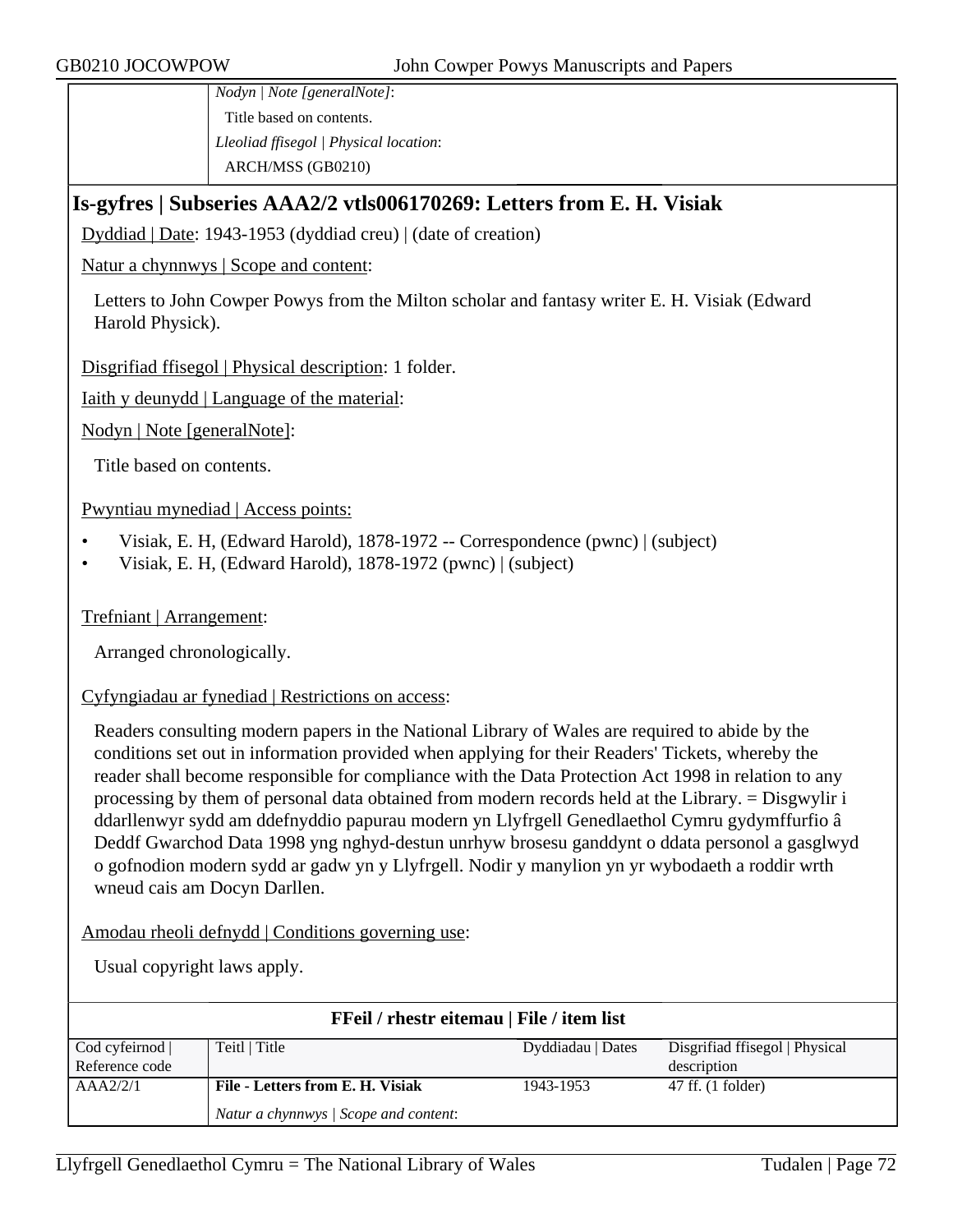| | *Nodyn \| Note [generalNote]*: |
|---|---|
| | Title based on contents. |
| | *Lleoliad ffisegol \| Physical location*: |
| | ARCH/MSS (GB0210) |

## Is-gyfres | Subseries AAA2/2 vtls006170269: Letters from E. H. Visiak

Dyddiad | Date: 1943-1953 (dyddiad creu) | (date of creation)

Natur a chynnwys | Scope and content:

Letters to John Cowper Powys from the Milton scholar and fantasy writer E. H. Visiak (Edward Harold Physick).

Disgrifiad ffisegol | Physical description: 1 folder.

Iaith y deunydd | Language of the material:

Nodyn | Note [generalNote]:

Title based on contents.

Pwyntiau mynediad | Access points:

- Visiak, E. H, (Edward Harold), 1878-1972 -- Correspondence (pwnc) | (subject)
- Visiak, E. H, (Edward Harold), 1878-1972 (pwnc) | (subject)

Trefniant | Arrangement:

Arranged chronologically.

Cyfyngiadau ar fynediad | Restrictions on access:

Readers consulting modern papers in the National Library of Wales are required to abide by the conditions set out in information provided when applying for their Readers' Tickets, whereby the reader shall become responsible for compliance with the Data Protection Act 1998 in relation to any processing by them of personal data obtained from modern records held at the Library. = Disgwylir i ddarllenwyr sydd am ddefnyddio papurau modern yn Llyfrgell Genedlaethol Cymru gydymffurfio â Deddf Gwarchod Data 1998 yng nghyd-destun unrhyw brosesu ganddynt o ddata personol a gasglwyd o gofnodion modern sydd ar gadw yn y Llyfrgell. Nodir y manylion yn yr wybodaeth a roddir wrth wneud cais am Docyn Darllen.

Amodau rheoli defnydd | Conditions governing use:

Usual copyright laws apply.

**FFeil / rhestr eitemau | File / item list**

| Cod cyfeirnod \| Reference code | Teitl \| Title | Dyddiadau \| Dates | Disgrifiad ffisegol \| Physical description |
|---|---|---|---|
| AAA2/2/1 | **File - Letters from E. H. Visiak** | 1943-1953 | 47 ff. (1 folder) |
| | *Natur a chynnwys \| Scope and content*: | | |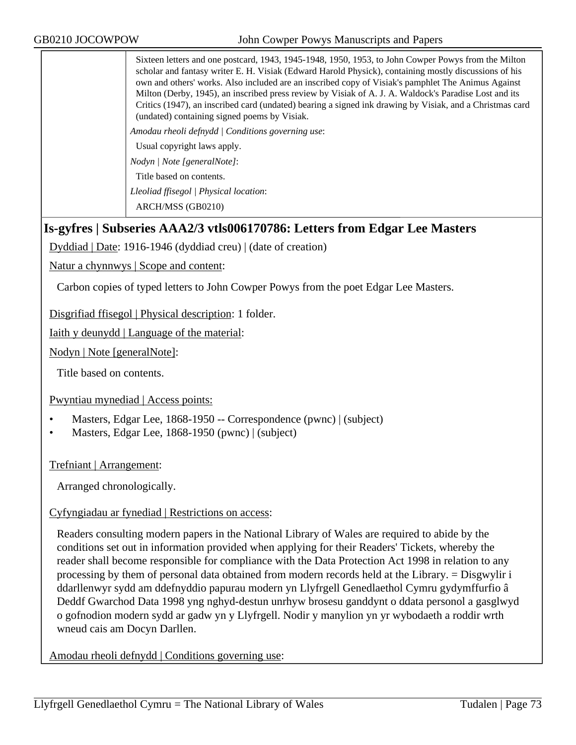Sixteen letters and one postcard, 1943, 1945-1948, 1950, 1953, to John Cowper Powys from the Milton scholar and fantasy writer E. H. Visiak (Edward Harold Physick), containing mostly discussions of his own and others' works. Also included are an inscribed copy of Visiak's pamphlet The Animus Against Milton (Derby, 1945), an inscribed press review by Visiak of A. J. A. Waldock's Paradise Lost and its Critics (1947), an inscribed card (undated) bearing a signed ink drawing by Visiak, and a Christmas card (undated) containing signed poems by Visiak.

*Amodau rheoli defnydd | Conditions governing use*:

Usual copyright laws apply.

*Nodyn | Note [generalNote]*:

Title based on contents.

*Lleoliad ffisegol | Physical location*:

ARCH/MSS (GB0210)

## Is-gyfres | Subseries AAA2/3 vtls006170786: Letters from Edgar Lee Masters

Dyddiad | Date: 1916-1946 (dyddiad creu) | (date of creation)

Natur a chynnwys | Scope and content:

Carbon copies of typed letters to John Cowper Powys from the poet Edgar Lee Masters.

Disgrifiad ffisegol | Physical description: 1 folder.

Iaith y deunydd | Language of the material:

Nodyn | Note [generalNote]:

Title based on contents.

Pwyntiau mynediad | Access points:

- Masters, Edgar Lee, 1868-1950 -- Correspondence (pwnc) | (subject)
- Masters, Edgar Lee, 1868-1950 (pwnc) | (subject)

Trefniant | Arrangement:

Arranged chronologically.

Cyfyngiadau ar fynediad | Restrictions on access:

Readers consulting modern papers in the National Library of Wales are required to abide by the conditions set out in information provided when applying for their Readers' Tickets, whereby the reader shall become responsible for compliance with the Data Protection Act 1998 in relation to any processing by them of personal data obtained from modern records held at the Library. = Disgwylir i ddarllenwyr sydd am ddefnyddio papurau modern yn Llyfrgell Genedlaethol Cymru gydymffurfio â Deddf Gwarchod Data 1998 yng nghyd-destun unrhyw brosesu ganddynt o ddata personol a gasglwyd o gofnodion modern sydd ar gadw yn y Llyfrgell. Nodir y manylion yn yr wybodaeth a roddir wrth wneud cais am Docyn Darllen.

Amodau rheoli defnydd | Conditions governing use: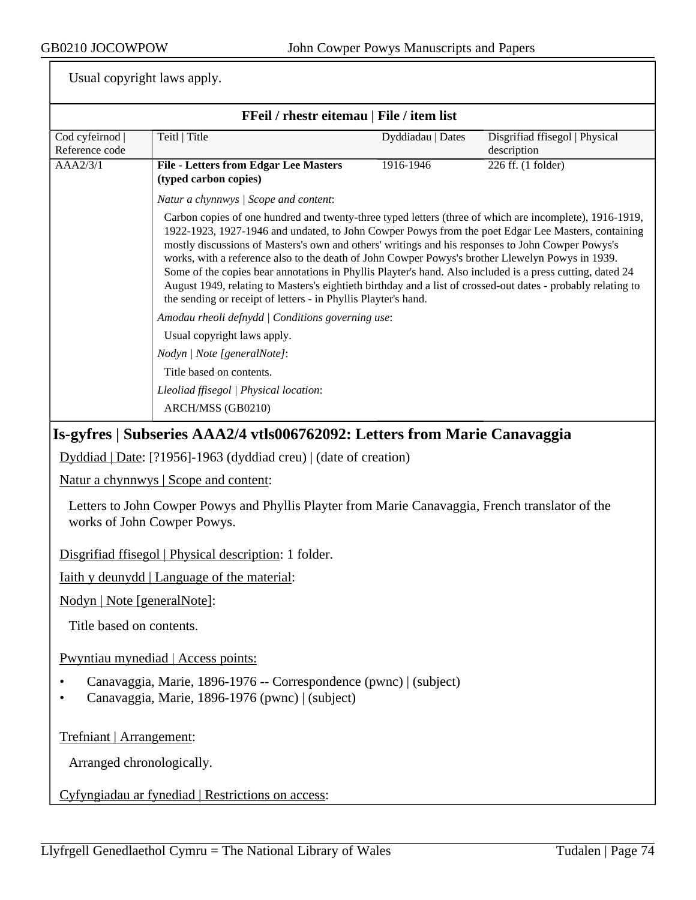Usual copyright laws apply.

**FFeil / rhestr eitemau | File / item list**

| Cod cyfeirnod \| Reference code | Teitl \| Title | Dyddiadau \| Dates | Disgrifiad ffisegol \| Physical description |
|---|---|---|---|
| AAA2/3/1 | **File - Letters from Edgar Lee Masters (typed carbon copies)** | 1916-1946 | 226 ff. (1 folder) |

*Natur a chynnwys | Scope and content*:

Carbon copies of one hundred and twenty-three typed letters (three of which are incomplete), 1916-1919, 1922-1923, 1927-1946 and undated, to John Cowper Powys from the poet Edgar Lee Masters, containing mostly discussions of Masters's own and others' writings and his responses to John Cowper Powys's works, with a reference also to the death of John Cowper Powys's brother Llewelyn Powys in 1939. Some of the copies bear annotations in Phyllis Playter's hand. Also included is a press cutting, dated 24 August 1949, relating to Masters's eightieth birthday and a list of crossed-out dates - probably relating to the sending or receipt of letters - in Phyllis Playter's hand.

*Amodau rheoli defnydd | Conditions governing use*:

Usual copyright laws apply.

*Nodyn | Note [generalNote]*:

Title based on contents.

*Lleoliad ffisegol | Physical location*:

ARCH/MSS (GB0210)

## Is-gyfres | Subseries AAA2/4 vtls006762092: Letters from Marie Canavaggia

Dyddiad | Date: [?1956]-1963 (dyddiad creu) | (date of creation)

Natur a chynnwys | Scope and content:

Letters to John Cowper Powys and Phyllis Playter from Marie Canavaggia, French translator of the works of John Cowper Powys.

Disgrifiad ffisegol | Physical description: 1 folder.

Iaith y deunydd | Language of the material:

Nodyn | Note [generalNote]:

Title based on contents.

Pwyntiau mynediad | Access points:

- Canavaggia, Marie, 1896-1976 -- Correspondence (pwnc) | (subject)
- Canavaggia, Marie, 1896-1976 (pwnc) | (subject)

Trefniant | Arrangement:

Arranged chronologically.

Cyfyngiadau ar fynediad | Restrictions on access: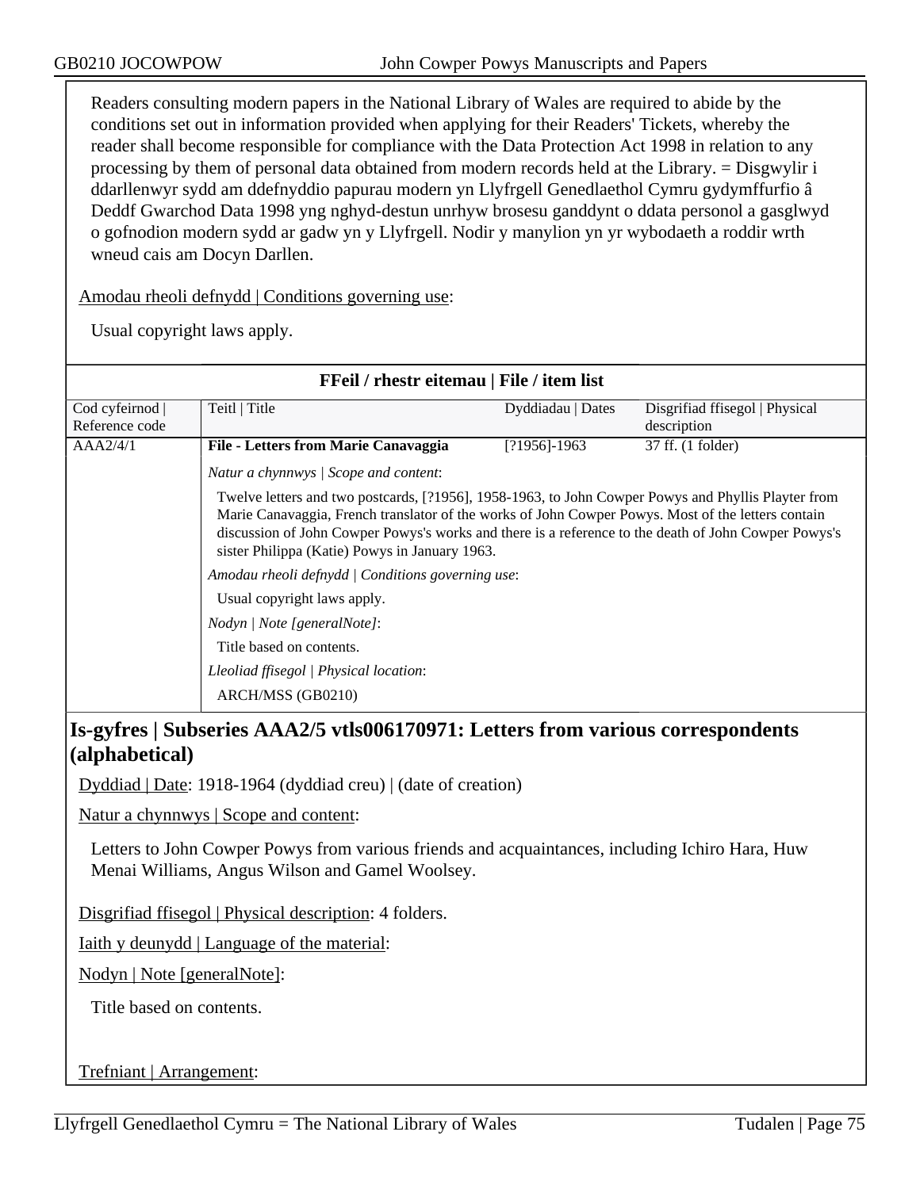Readers consulting modern papers in the National Library of Wales are required to abide by the conditions set out in information provided when applying for their Readers' Tickets, whereby the reader shall become responsible for compliance with the Data Protection Act 1998 in relation to any processing by them of personal data obtained from modern records held at the Library. = Disgwylir i ddarllenwyr sydd am ddefnyddio papurau modern yn Llyfrgell Genedlaethol Cymru gydymffurfio â Deddf Gwarchod Data 1998 yng nghyd-destun unrhyw brosesu ganddynt o ddata personol a gasglwyd o gofnodion modern sydd ar gadw yn y Llyfrgell. Nodir y manylion yn yr wybodaeth a roddir wrth wneud cais am Docyn Darllen.

Amodau rheoli defnydd | Conditions governing use:

Usual copyright laws apply.

**FFeil / rhestr eitemau | File / item list**

| Cod cyfeirnod \| Reference code | Teitl \| Title | Dyddiadau \| Dates | Disgrifiad ffisegol \| Physical description |
|---|---|---|---|
| AAA2/4/1 | **File - Letters from Marie Canavaggia** | [?1956]-1963 | 37 ff. (1 folder) |

*Natur a chynnwys | Scope and content*:

Twelve letters and two postcards, [?1956], 1958-1963, to John Cowper Powys and Phyllis Playter from Marie Canavaggia, French translator of the works of John Cowper Powys. Most of the letters contain discussion of John Cowper Powys's works and there is a reference to the death of John Cowper Powys's sister Philippa (Katie) Powys in January 1963.

*Amodau rheoli defnydd | Conditions governing use*:

Usual copyright laws apply.

*Nodyn | Note [generalNote]*:

Title based on contents.

*Lleoliad ffisegol | Physical location*:

ARCH/MSS (GB0210)

## Is-gyfres | Subseries AAA2/5 vtls006170971: Letters from various correspondents (alphabetical)

Dyddiad | Date: 1918-1964 (dyddiad creu) | (date of creation)

Natur a chynnwys | Scope and content:

Letters to John Cowper Powys from various friends and acquaintances, including Ichiro Hara, Huw Menai Williams, Angus Wilson and Gamel Woolsey.

Disgrifiad ffisegol | Physical description: 4 folders.

Iaith y deunydd | Language of the material:

Nodyn | Note [generalNote]:

Title based on contents.

Trefniant | Arrangement: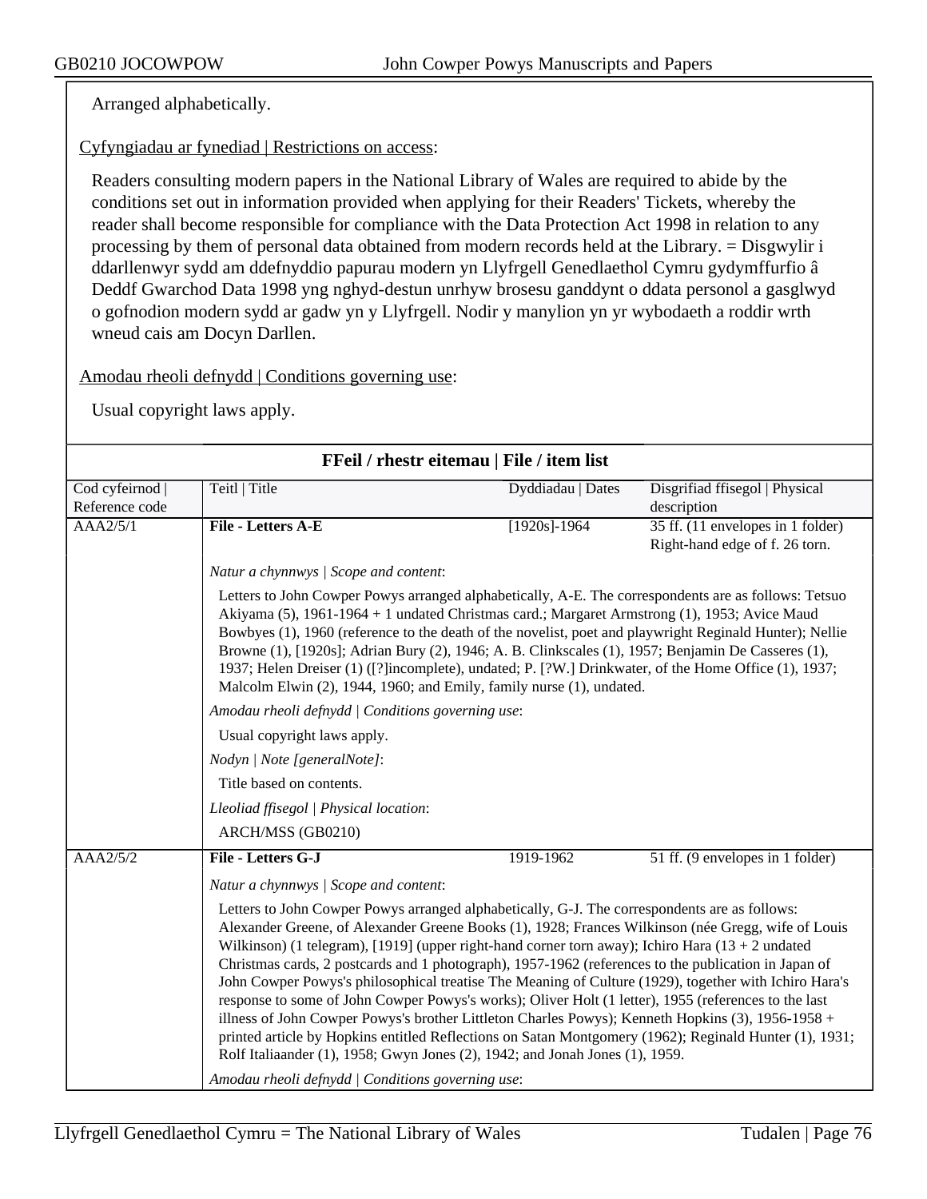Arranged alphabetically.

Cyfyngiadau ar fynediad | Restrictions on access:

Readers consulting modern papers in the National Library of Wales are required to abide by the conditions set out in information provided when applying for their Readers' Tickets, whereby the reader shall become responsible for compliance with the Data Protection Act 1998 in relation to any processing by them of personal data obtained from modern records held at the Library. = Disgwylir i ddarllenwyr sydd am ddefnyddio papurau modern yn Llyfrgell Genedlaethol Cymru gydymffurfio â Deddf Gwarchod Data 1998 yng nghyd-destun unrhyw brosesu ganddynt o ddata personol a gasglwyd o gofnodion modern sydd ar gadw yn y Llyfrgell. Nodir y manylion yn yr wybodaeth a roddir wrth wneud cais am Docyn Darllen.

Amodau rheoli defnydd | Conditions governing use:

Usual copyright laws apply.

## FFeil / rhestr eitemau | File / item list

| Cod cyfeirnod \| Reference code | Teitl \| Title | Dyddiadau \| Dates | Disgrifiad ffisegol \| Physical description |
|---|---|---|---|
| AAA2/5/1 | **File - Letters A-E** | [1920s]-1964 | 35 ff. (11 envelopes in 1 folder) Right-hand edge of f. 26 torn. |

*Natur a chynnwys | Scope and content*:

Letters to John Cowper Powys arranged alphabetically, A-E. The correspondents are as follows: Tetsuo Akiyama (5), 1961-1964 + 1 undated Christmas card.; Margaret Armstrong (1), 1953; Avice Maud Bowbyes (1), 1960 (reference to the death of the novelist, poet and playwright Reginald Hunter); Nellie Browne (1), [1920s]; Adrian Bury (2), 1946; A. B. Clinkscales (1), 1957; Benjamin De Casseres (1), 1937; Helen Dreiser (1) ([?]incomplete), undated; P. [?W.] Drinkwater, of the Home Office (1), 1937; Malcolm Elwin (2), 1944, 1960; and Emily, family nurse (1), undated.

*Amodau rheoli defnydd | Conditions governing use*:

Usual copyright laws apply.

*Nodyn | Note [generalNote]*:

Title based on contents.

*Lleoliad ffisegol | Physical location*:

ARCH/MSS (GB0210)

| Cod cyfeirnod \| Reference code | Teitl \| Title | Dyddiadau \| Dates | Disgrifiad ffisegol \| Physical description |
|---|---|---|---|
| AAA2/5/2 | **File - Letters G-J** | 1919-1962 | 51 ff. (9 envelopes in 1 folder) |

*Natur a chynnwys | Scope and content*:

Letters to John Cowper Powys arranged alphabetically, G-J. The correspondents are as follows: Alexander Greene, of Alexander Greene Books (1), 1928; Frances Wilkinson (née Gregg, wife of Louis Wilkinson) (1 telegram), [1919] (upper right-hand corner torn away); Ichiro Hara (13 + 2 undated Christmas cards, 2 postcards and 1 photograph), 1957-1962 (references to the publication in Japan of John Cowper Powys's philosophical treatise The Meaning of Culture (1929), together with Ichiro Hara's response to some of John Cowper Powys's works); Oliver Holt (1 letter), 1955 (references to the last illness of John Cowper Powys's brother Littleton Charles Powys); Kenneth Hopkins (3), 1956-1958 + printed article by Hopkins entitled Reflections on Satan Montgomery (1962); Reginald Hunter (1), 1931; Rolf Italiaander (1), 1958; Gwyn Jones (2), 1942; and Jonah Jones (1), 1959.

*Amodau rheoli defnydd | Conditions governing use*: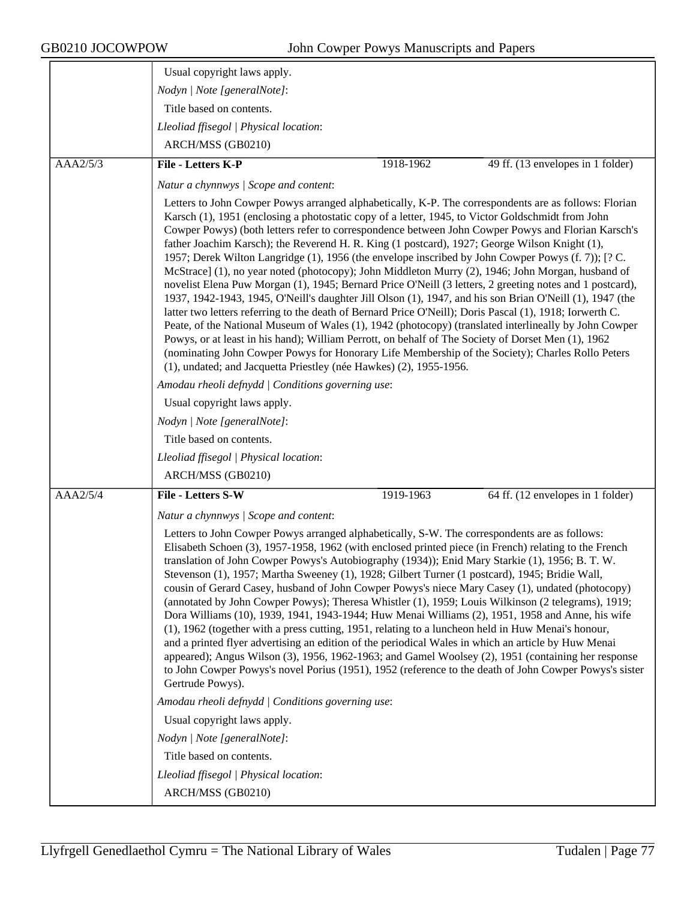Usual copyright laws apply.

*Nodyn | Note [generalNote]*:

Title based on contents.

*Lleoliad ffisegol | Physical location*:

ARCH/MSS (GB0210)

| AAA2/5/3 | **File - Letters K-P** | 1918-1962 | 49 ff. (13 envelopes in 1 folder) |
|---|---|---|---|

*Natur a chynnwys | Scope and content*:

Letters to John Cowper Powys arranged alphabetically, K-P. The correspondents are as follows: Florian Karsch (1), 1951 (enclosing a photostatic copy of a letter, 1945, to Victor Goldschmidt from John Cowper Powys) (both letters refer to correspondence between John Cowper Powys and Florian Karsch's father Joachim Karsch); the Reverend H. R. King (1 postcard), 1927; George Wilson Knight (1), 1957; Derek Wilton Langridge (1), 1956 (the envelope inscribed by John Cowper Powys (f. 7)); [? C. McStrace] (1), no year noted (photocopy); John Middleton Murry (2), 1946; John Morgan, husband of novelist Elena Puw Morgan (1), 1945; Bernard Price O'Neill (3 letters, 2 greeting notes and 1 postcard), 1937, 1942-1943, 1945, O'Neill's daughter Jill Olson (1), 1947, and his son Brian O'Neill (1), 1947 (the latter two letters referring to the death of Bernard Price O'Neill); Doris Pascal (1), 1918; Iorwerth C. Peate, of the National Museum of Wales (1), 1942 (photocopy) (translated interlineally by John Cowper Powys, or at least in his hand); William Perrott, on behalf of The Society of Dorset Men (1), 1962 (nominating John Cowper Powys for Honorary Life Membership of the Society); Charles Rollo Peters (1), undated; and Jacquetta Priestley (née Hawkes) (2), 1955-1956.

*Amodau rheoli defnydd | Conditions governing use*:

Usual copyright laws apply.

*Nodyn | Note [generalNote]*:

Title based on contents.

*Lleoliad ffisegol | Physical location*:

ARCH/MSS (GB0210)

| AAA2/5/4 | **File - Letters S-W** | 1919-1963 | 64 ff. (12 envelopes in 1 folder) |
|---|---|---|---|

*Natur a chynnwys | Scope and content*:

Letters to John Cowper Powys arranged alphabetically, S-W. The correspondents are as follows: Elisabeth Schoen (3), 1957-1958, 1962 (with enclosed printed piece (in French) relating to the French translation of John Cowper Powys's Autobiography (1934)); Enid Mary Starkie (1), 1956; B. T. W. Stevenson (1), 1957; Martha Sweeney (1), 1928; Gilbert Turner (1 postcard), 1945; Bridie Wall, cousin of Gerard Casey, husband of John Cowper Powys's niece Mary Casey (1), undated (photocopy) (annotated by John Cowper Powys); Theresa Whistler (1), 1959; Louis Wilkinson (2 telegrams), 1919; Dora Williams (10), 1939, 1941, 1943-1944; Huw Menai Williams (2), 1951, 1958 and Anne, his wife (1), 1962 (together with a press cutting, 1951, relating to a luncheon held in Huw Menai's honour, and a printed flyer advertising an edition of the periodical Wales in which an article by Huw Menai appeared); Angus Wilson (3), 1956, 1962-1963; and Gamel Woolsey (2), 1951 (containing her response to John Cowper Powys's novel Porius (1951), 1952 (reference to the death of John Cowper Powys's sister Gertrude Powys).

*Amodau rheoli defnydd | Conditions governing use*:

Usual copyright laws apply.

*Nodyn | Note [generalNote]*:

Title based on contents.

*Lleoliad ffisegol | Physical location*:

ARCH/MSS (GB0210)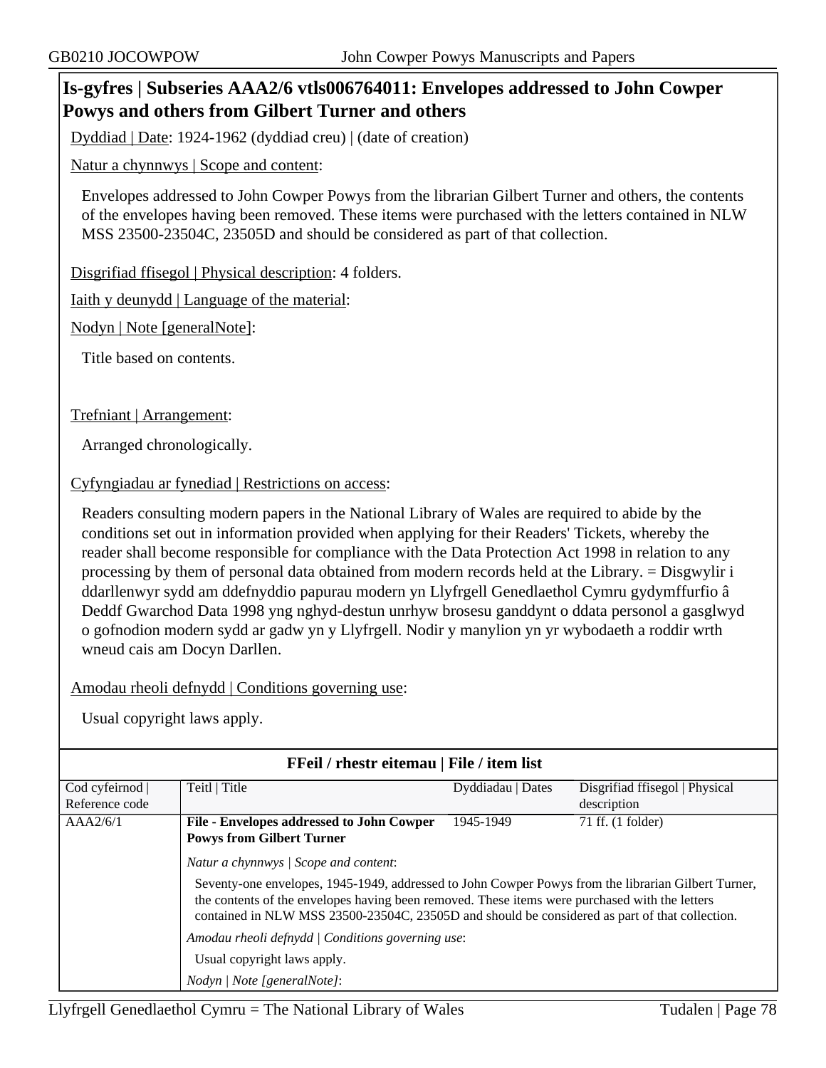## Is-gyfres | Subseries AAA2/6 vtls006764011: Envelopes addressed to John Cowper Powys and others from Gilbert Turner and others

Dyddiad | Date: 1924-1962 (dyddiad creu) | (date of creation)

Natur a chynnwys | Scope and content:

Envelopes addressed to John Cowper Powys from the librarian Gilbert Turner and others, the contents of the envelopes having been removed. These items were purchased with the letters contained in NLW MSS 23500-23504C, 23505D and should be considered as part of that collection.

Disgrifiad ffisegol | Physical description: 4 folders.

Iaith y deunydd | Language of the material:

Nodyn | Note [generalNote]:

Title based on contents.

Trefniant | Arrangement:

Arranged chronologically.

Cyfyngiadau ar fynediad | Restrictions on access:

Readers consulting modern papers in the National Library of Wales are required to abide by the conditions set out in information provided when applying for their Readers' Tickets, whereby the reader shall become responsible for compliance with the Data Protection Act 1998 in relation to any processing by them of personal data obtained from modern records held at the Library. = Disgwylir i ddarllenwyr sydd am ddefnyddio papurau modern yn Llyfrgell Genedlaethol Cymru gydymffurfio â Deddf Gwarchod Data 1998 yng nghyd-destun unrhyw brosesu ganddynt o ddata personol a gasglwyd o gofnodion modern sydd ar gadw yn y Llyfrgell. Nodir y manylion yn yr wybodaeth a roddir wrth wneud cais am Docyn Darllen.

Amodau rheoli defnydd | Conditions governing use:

Usual copyright laws apply.

### FFeil / rhestr eitemau | File / item list

| Cod cyfeirnod \| Reference code | Teitl \| Title | Dyddiadau \| Dates | Disgrifiad ffisegol \| Physical description |
|---|---|---|---|
| AAA2/6/1 | **File - Envelopes addressed to John Cowper Powys from Gilbert Turner** | 1945-1949 | 71 ff. (1 folder) |
| | *Natur a chynnwys \| Scope and content*: Seventy-one envelopes, 1945-1949, addressed to John Cowper Powys from the librarian Gilbert Turner, the contents of the envelopes having been removed. These items were purchased with the letters contained in NLW MSS 23500-23504C, 23505D and should be considered as part of that collection. *Amodau rheoli defnydd \| Conditions governing use*: Usual copyright laws apply. *Nodyn \| Note [generalNote]*: | | |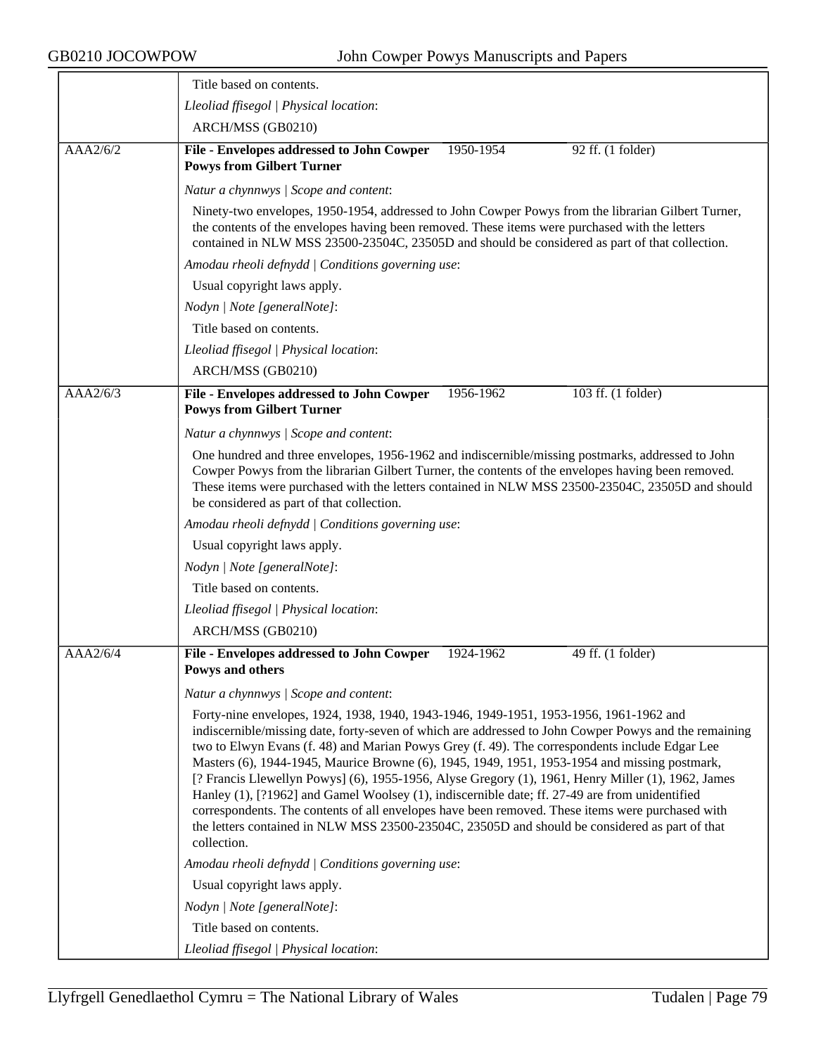Title based on contents.

*Lleoliad ffisegol | Physical location*:

ARCH/MSS (GB0210)

---

AAA2/6/2

**File - Envelopes addressed to John Cowper Powys from Gilbert Turner** — 1950-1954 — 92 ff. (1 folder)

*Natur a chynnwys | Scope and content*:

Ninety-two envelopes, 1950-1954, addressed to John Cowper Powys from the librarian Gilbert Turner, the contents of the envelopes having been removed. These items were purchased with the letters contained in NLW MSS 23500-23504C, 23505D and should be considered as part of that collection.

*Amodau rheoli defnydd | Conditions governing use*:

Usual copyright laws apply.

*Nodyn | Note [generalNote]*:

Title based on contents.

*Lleoliad ffisegol | Physical location*:

ARCH/MSS (GB0210)

---

AAA2/6/3

**File - Envelopes addressed to John Cowper Powys from Gilbert Turner** — 1956-1962 — 103 ff. (1 folder)

*Natur a chynnwys | Scope and content*:

One hundred and three envelopes, 1956-1962 and indiscernible/missing postmarks, addressed to John Cowper Powys from the librarian Gilbert Turner, the contents of the envelopes having been removed. These items were purchased with the letters contained in NLW MSS 23500-23504C, 23505D and should be considered as part of that collection.

*Amodau rheoli defnydd | Conditions governing use*:

Usual copyright laws apply.

*Nodyn | Note [generalNote]*:

Title based on contents.

*Lleoliad ffisegol | Physical location*:

ARCH/MSS (GB0210)

---

AAA2/6/4

**File - Envelopes addressed to John Cowper Powys and others** — 1924-1962 — 49 ff. (1 folder)

*Natur a chynnwys | Scope and content*:

Forty-nine envelopes, 1924, 1938, 1940, 1943-1946, 1949-1951, 1953-1956, 1961-1962 and indiscernible/missing date, forty-seven of which are addressed to John Cowper Powys and the remaining two to Elwyn Evans (f. 48) and Marian Powys Grey (f. 49). The correspondents include Edgar Lee Masters (6), 1944-1945, Maurice Browne (6), 1945, 1949, 1951, 1953-1954 and missing postmark, [? Francis Llewellyn Powys] (6), 1955-1956, Alyse Gregory (1), 1961, Henry Miller (1), 1962, James Hanley (1), [?1962] and Gamel Woolsey (1), indiscernible date; ff. 27-49 are from unidentified correspondents. The contents of all envelopes have been removed. These items were purchased with the letters contained in NLW MSS 23500-23504C, 23505D and should be considered as part of that collection.

*Amodau rheoli defnydd | Conditions governing use*:

Usual copyright laws apply.

*Nodyn | Note [generalNote]*:

Title based on contents.

*Lleoliad ffisegol | Physical location*: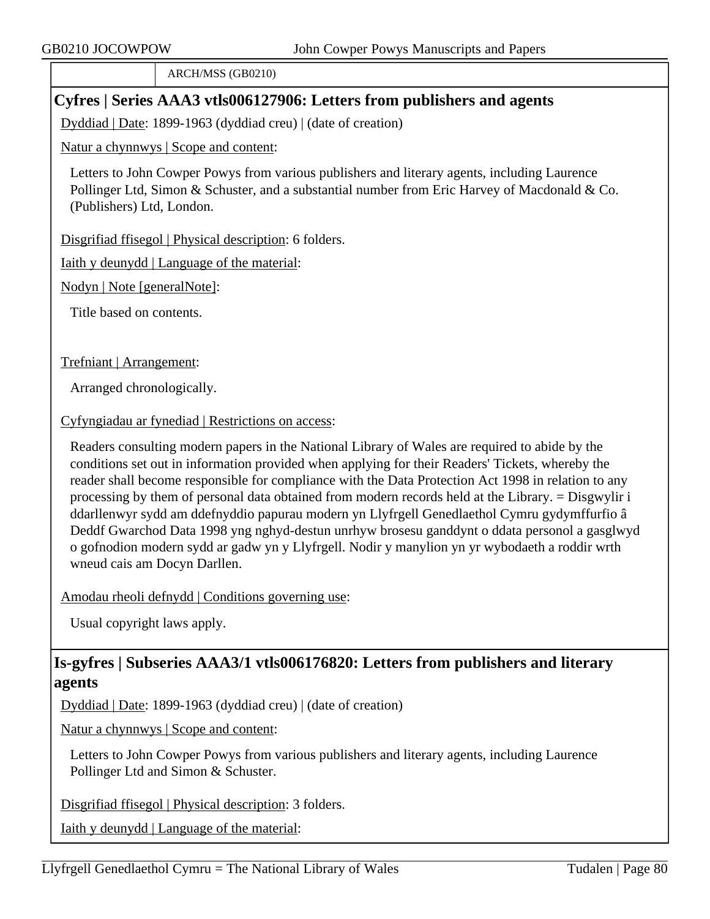| | ARCH/MSS (GB0210) |
|---|---|

## Cyfres | Series AAA3 vtls006127906: Letters from publishers and agents

Dyddiad | Date: 1899-1963 (dyddiad creu) | (date of creation)

Natur a chynnwys | Scope and content:

Letters to John Cowper Powys from various publishers and literary agents, including Laurence Pollinger Ltd, Simon & Schuster, and a substantial number from Eric Harvey of Macdonald & Co. (Publishers) Ltd, London.

Disgrifiad ffisegol | Physical description: 6 folders.

Iaith y deunydd | Language of the material:

Nodyn | Note [generalNote]:

Title based on contents.

Trefniant | Arrangement:

Arranged chronologically.

Cyfyngiadau ar fynediad | Restrictions on access:

Readers consulting modern papers in the National Library of Wales are required to abide by the conditions set out in information provided when applying for their Readers' Tickets, whereby the reader shall become responsible for compliance with the Data Protection Act 1998 in relation to any processing by them of personal data obtained from modern records held at the Library. = Disgwylir i ddarllenwyr sydd am ddefnyddio papurau modern yn Llyfrgell Genedlaethol Cymru gydymffurfio â Deddf Gwarchod Data 1998 yng nghyd-destun unrhyw brosesu ganddynt o ddata personol a gasglwyd o gofnodion modern sydd ar gadw yn y Llyfrgell. Nodir y manylion yn yr wybodaeth a roddir wrth wneud cais am Docyn Darllen.

Amodau rheoli defnydd | Conditions governing use:

Usual copyright laws apply.

## Is-gyfres | Subseries AAA3/1 vtls006176820: Letters from publishers and literary agents

Dyddiad | Date: 1899-1963 (dyddiad creu) | (date of creation)

Natur a chynnwys | Scope and content:

Letters to John Cowper Powys from various publishers and literary agents, including Laurence Pollinger Ltd and Simon & Schuster.

Disgrifiad ffisegol | Physical description: 3 folders.

Iaith y deunydd | Language of the material: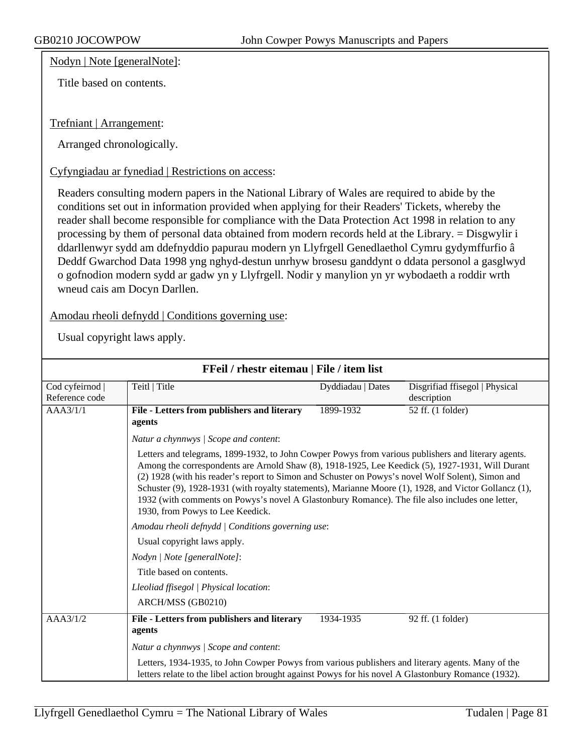Nodyn | Note [generalNote]:

Title based on contents.

Trefniant | Arrangement:

Arranged chronologically.

Cyfyngiadau ar fynediad | Restrictions on access:

Readers consulting modern papers in the National Library of Wales are required to abide by the conditions set out in information provided when applying for their Readers' Tickets, whereby the reader shall become responsible for compliance with the Data Protection Act 1998 in relation to any processing by them of personal data obtained from modern records held at the Library. = Disgwylir i ddarllenwyr sydd am ddefnyddio papurau modern yn Llyfrgell Genedlaethol Cymru gydymffurfio â Deddf Gwarchod Data 1998 yng nghyd-destun unrhyw brosesu ganddynt o ddata personol a gasglwyd o gofnodion modern sydd ar gadw yn y Llyfrgell. Nodir y manylion yn yr wybodaeth a roddir wrth wneud cais am Docyn Darllen.

Amodau rheoli defnydd | Conditions governing use:

Usual copyright laws apply.

## FFeil / rhestr eitemau | File / item list

| Cod cyfeirnod \| Reference code | Teitl \| Title | Dyddiadau \| Dates | Disgrifiad ffisegol \| Physical description |
|---|---|---|---|
| AAA3/1/1 | **File - Letters from publishers and literary agents** | 1899-1932 | 52 ff. (1 folder) |
| | *Natur a chynnwys \| Scope and content*: Letters and telegrams, 1899-1932, to John Cowper Powys from various publishers and literary agents. Among the correspondents are Arnold Shaw (8), 1918-1925, Lee Keedick (5), 1927-1931, Will Durant (2) 1928 (with his reader's report to Simon and Schuster on Powys's novel Wolf Solent), Simon and Schuster (9), 1928-1931 (with royalty statements), Marianne Moore (1), 1928, and Victor Gollancz (1), 1932 (with comments on Powys's novel A Glastonbury Romance). The file also includes one letter, 1930, from Powys to Lee Keedick. | | |
| | *Amodau rheoli defnydd \| Conditions governing use*: Usual copyright laws apply. | | |
| | *Nodyn \| Note [generalNote]*: Title based on contents. | | |
| | *Lleoliad ffisegol \| Physical location*: ARCH/MSS (GB0210) | | |
| AAA3/1/2 | **File - Letters from publishers and literary agents** | 1934-1935 | 92 ff. (1 folder) |
| | *Natur a chynnwys \| Scope and content*: Letters, 1934-1935, to John Cowper Powys from various publishers and literary agents. Many of the letters relate to the libel action brought against Powys for his novel A Glastonbury Romance (1932). | | |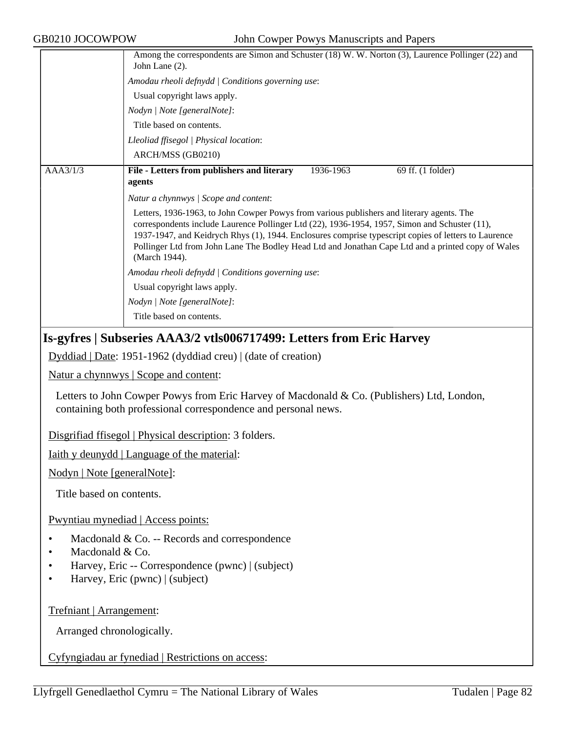Among the correspondents are Simon and Schuster (18) W. W. Norton (3), Laurence Pollinger (22) and John Lane (2).

*Amodau rheoli defnydd | Conditions governing use*:

Usual copyright laws apply.

*Nodyn | Note [generalNote]*:

Title based on contents.

*Lleoliad ffisegol | Physical location*:

ARCH/MSS (GB0210)

| AAA3/1/3 | **File - Letters from publishers and literary agents** | 1936-1963 | 69 ff. (1 folder) |
|---|---|---|---|

*Natur a chynnwys | Scope and content*:

Letters, 1936-1963, to John Cowper Powys from various publishers and literary agents. The correspondents include Laurence Pollinger Ltd (22), 1936-1954, 1957, Simon and Schuster (11), 1937-1947, and Keidrych Rhys (1), 1944. Enclosures comprise typescript copies of letters to Laurence Pollinger Ltd from John Lane The Bodley Head Ltd and Jonathan Cape Ltd and a printed copy of Wales (March 1944).

*Amodau rheoli defnydd | Conditions governing use*:

Usual copyright laws apply.

*Nodyn | Note [generalNote]*:

Title based on contents.

## Is-gyfres | Subseries AAA3/2 vtls006717499: Letters from Eric Harvey

Dyddiad | Date: 1951-1962 (dyddiad creu) | (date of creation)

Natur a chynnwys | Scope and content:

Letters to John Cowper Powys from Eric Harvey of Macdonald & Co. (Publishers) Ltd, London, containing both professional correspondence and personal news.

Disgrifiad ffisegol | Physical description: 3 folders.

Iaith y deunydd | Language of the material:

Nodyn | Note [generalNote]:

Title based on contents.

Pwyntiau mynediad | Access points:

- Macdonald & Co. -- Records and correspondence
- Macdonald & Co.
- Harvey, Eric -- Correspondence (pwnc) | (subject)
- Harvey, Eric (pwnc) | (subject)

Trefniant | Arrangement:

Arranged chronologically.

Cyfyngiadau ar fynediad | Restrictions on access: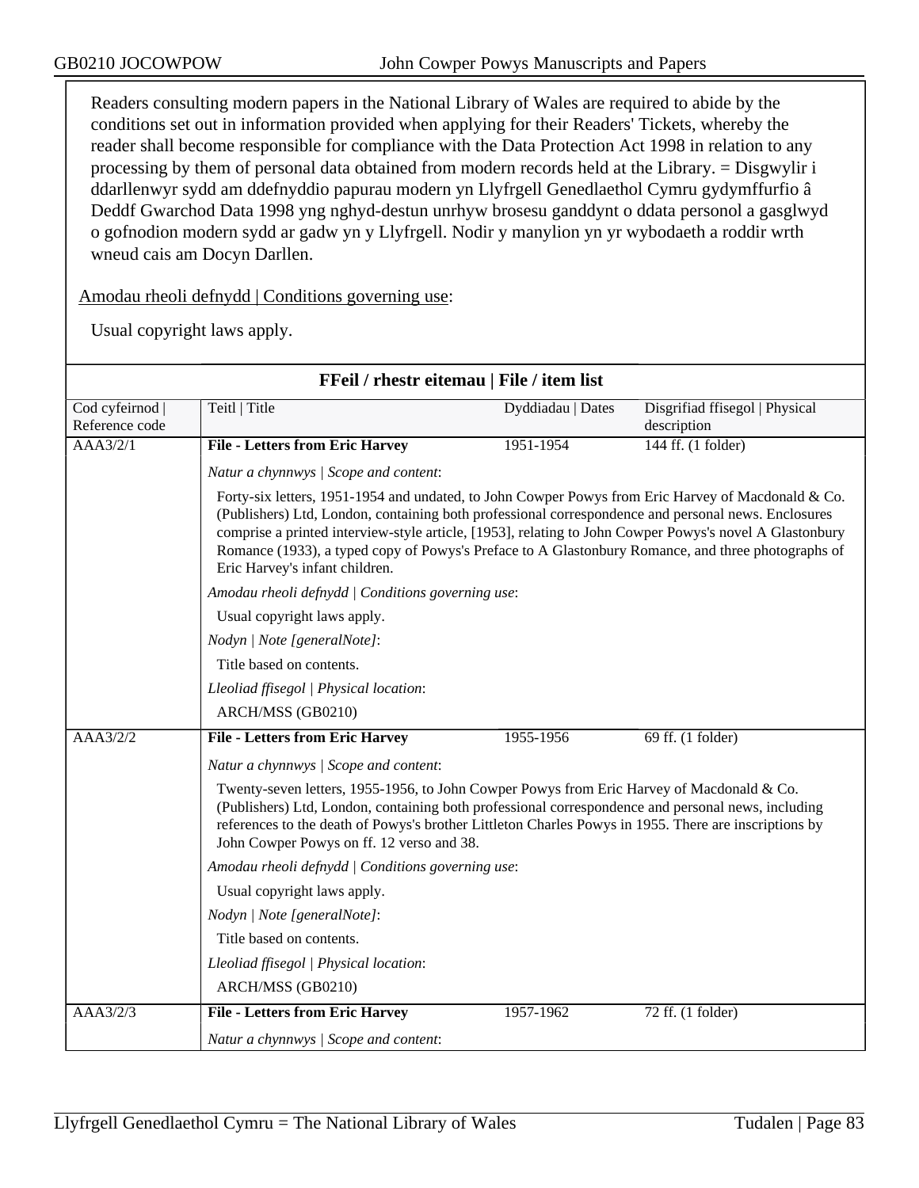Readers consulting modern papers in the National Library of Wales are required to abide by the conditions set out in information provided when applying for their Readers' Tickets, whereby the reader shall become responsible for compliance with the Data Protection Act 1998 in relation to any processing by them of personal data obtained from modern records held at the Library. = Disgwylir i ddarllenwyr sydd am ddefnyddio papurau modern yn Llyfrgell Genedlaethol Cymru gydymffurfio â Deddf Gwarchod Data 1998 yng nghyd-destun unrhyw brosesu ganddynt o ddata personol a gasglwyd o gofnodion modern sydd ar gadw yn y Llyfrgell. Nodir y manylion yn yr wybodaeth a roddir wrth wneud cais am Docyn Darllen.

Amodau rheoli defnydd | Conditions governing use:

Usual copyright laws apply.

## FFeil / rhestr eitemau | File / item list

| Cod cyfeirnod \| Reference code | Teitl \| Title | Dyddiadau \| Dates | Disgrifiad ffisegol \| Physical description |
|---|---|---|---|
| AAA3/2/1 | **File - Letters from Eric Harvey** | 1951-1954 | 144 ff. (1 folder) |

*Natur a chynnwys | Scope and content*:

Forty-six letters, 1951-1954 and undated, to John Cowper Powys from Eric Harvey of Macdonald & Co. (Publishers) Ltd, London, containing both professional correspondence and personal news. Enclosures comprise a printed interview-style article, [1953], relating to John Cowper Powys's novel A Glastonbury Romance (1933), a typed copy of Powys's Preface to A Glastonbury Romance, and three photographs of Eric Harvey's infant children.

*Amodau rheoli defnydd | Conditions governing use*:

Usual copyright laws apply.

*Nodyn | Note [generalNote]*:

Title based on contents.

*Lleoliad ffisegol | Physical location*:

ARCH/MSS (GB0210)

| Cod cyfeirnod \| Reference code | Teitl \| Title | Dyddiadau \| Dates | Disgrifiad ffisegol \| Physical description |
|---|---|---|---|
| AAA3/2/2 | **File - Letters from Eric Harvey** | 1955-1956 | 69 ff. (1 folder) |

*Natur a chynnwys | Scope and content*:

Twenty-seven letters, 1955-1956, to John Cowper Powys from Eric Harvey of Macdonald & Co. (Publishers) Ltd, London, containing both professional correspondence and personal news, including references to the death of Powys's brother Littleton Charles Powys in 1955. There are inscriptions by John Cowper Powys on ff. 12 verso and 38.

*Amodau rheoli defnydd | Conditions governing use*:

Usual copyright laws apply.

*Nodyn | Note [generalNote]*:

Title based on contents.

*Lleoliad ffisegol | Physical location*:

ARCH/MSS (GB0210)

| Cod cyfeirnod \| Reference code | Teitl \| Title | Dyddiadau \| Dates | Disgrifiad ffisegol \| Physical description |
|---|---|---|---|
| AAA3/2/3 | **File - Letters from Eric Harvey** | 1957-1962 | 72 ff. (1 folder) |

*Natur a chynnwys | Scope and content*: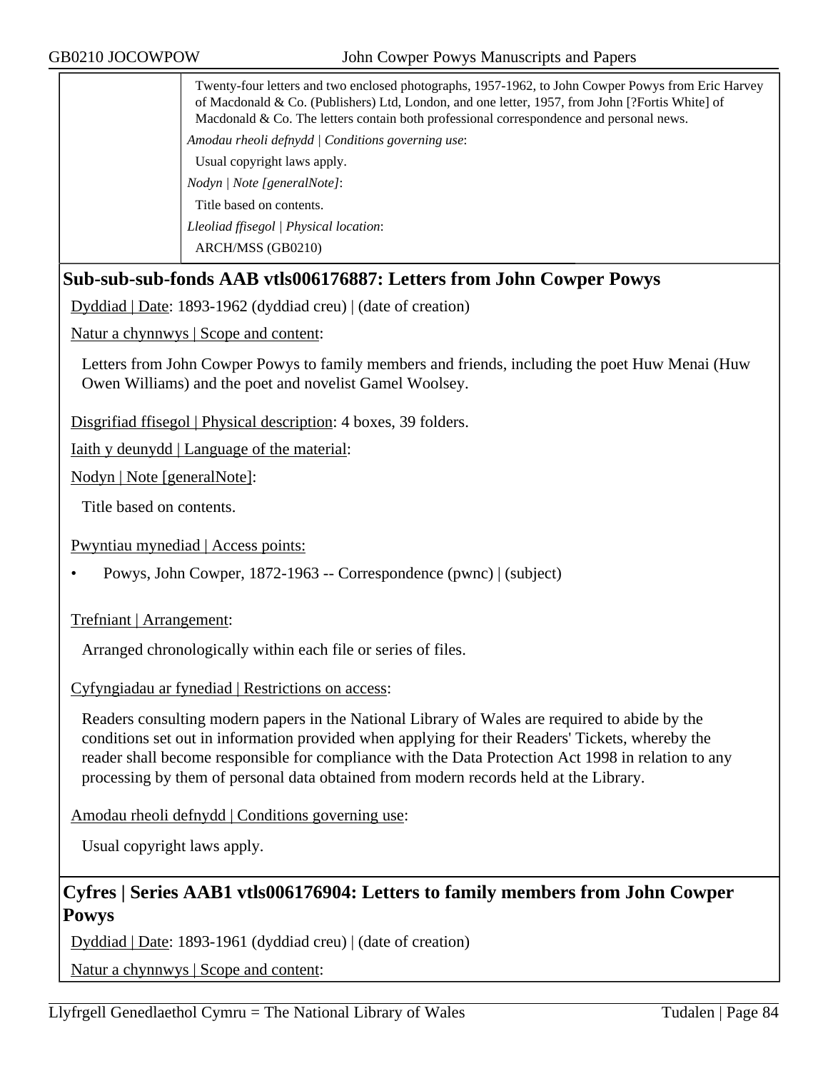Twenty-four letters and two enclosed photographs, 1957-1962, to John Cowper Powys from Eric Harvey of Macdonald & Co. (Publishers) Ltd, London, and one letter, 1957, from John [?Fortis White] of Macdonald & Co. The letters contain both professional correspondence and personal news.

*Amodau rheoli defnydd | Conditions governing use*:

Usual copyright laws apply.

*Nodyn | Note [generalNote]*:

Title based on contents.

*Lleoliad ffisegol | Physical location*:

ARCH/MSS (GB0210)

## Sub-sub-sub-fonds AAB vtls006176887: Letters from John Cowper Powys

Dyddiad | Date: 1893-1962 (dyddiad creu) | (date of creation)

Natur a chynnwys | Scope and content:

Letters from John Cowper Powys to family members and friends, including the poet Huw Menai (Huw Owen Williams) and the poet and novelist Gamel Woolsey.

Disgrifiad ffisegol | Physical description: 4 boxes, 39 folders.

Iaith y deunydd | Language of the material:

Nodyn | Note [generalNote]:

Title based on contents.

Pwyntiau mynediad | Access points:

- Powys, John Cowper, 1872-1963 -- Correspondence (pwnc) | (subject)

Trefniant | Arrangement:

Arranged chronologically within each file or series of files.

Cyfyngiadau ar fynediad | Restrictions on access:

Readers consulting modern papers in the National Library of Wales are required to abide by the conditions set out in information provided when applying for their Readers' Tickets, whereby the reader shall become responsible for compliance with the Data Protection Act 1998 in relation to any processing by them of personal data obtained from modern records held at the Library.

Amodau rheoli defnydd | Conditions governing use:

Usual copyright laws apply.

## Cyfres | Series AAB1 vtls006176904: Letters to family members from John Cowper Powys

Dyddiad | Date: 1893-1961 (dyddiad creu) | (date of creation)

Natur a chynnwys | Scope and content: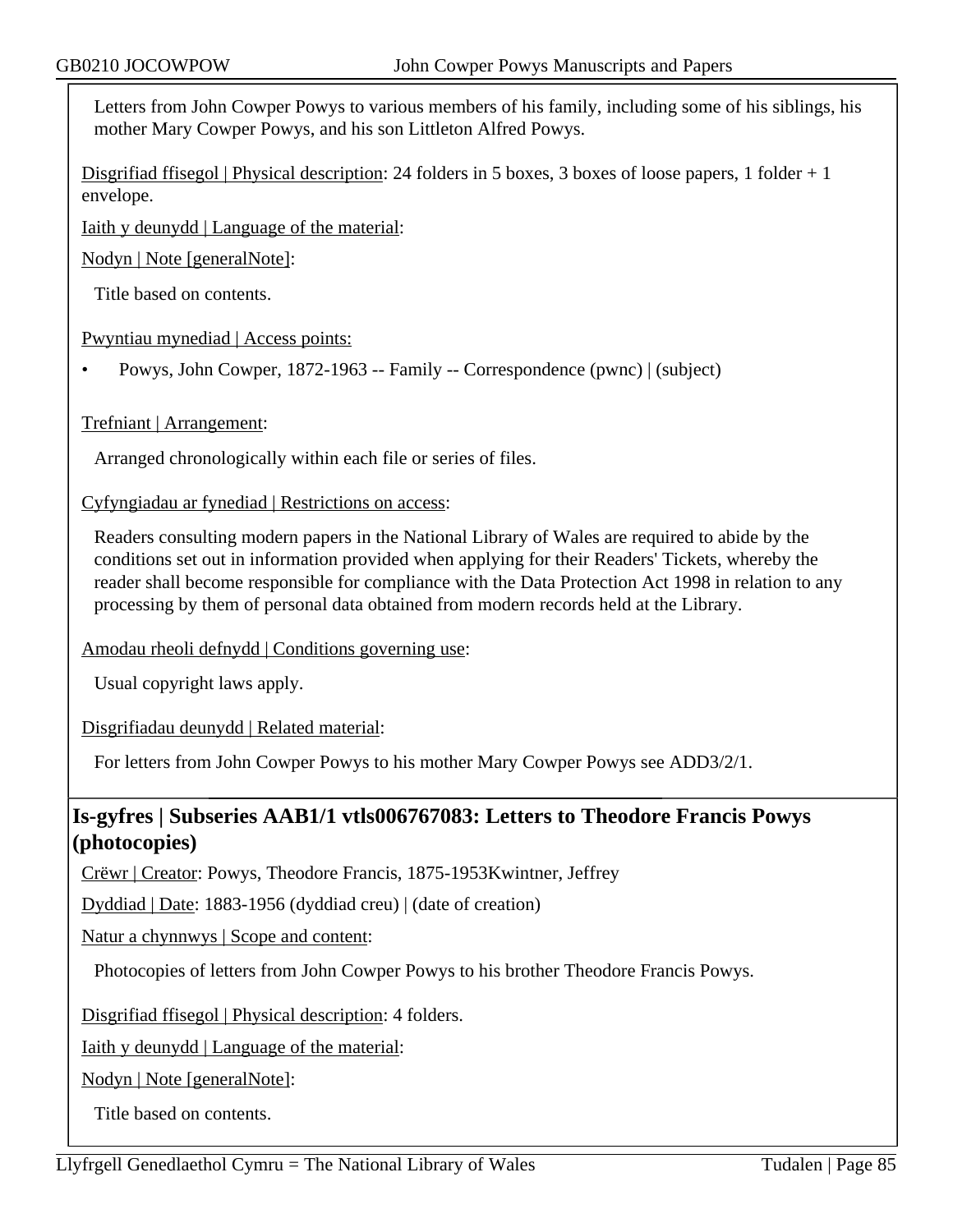Letters from John Cowper Powys to various members of his family, including some of his siblings, his mother Mary Cowper Powys, and his son Littleton Alfred Powys.

Disgrifiad ffisegol | Physical description: 24 folders in 5 boxes, 3 boxes of loose papers, 1 folder + 1 envelope.

Iaith y deunydd | Language of the material:

Nodyn | Note [generalNote]:

Title based on contents.

Pwyntiau mynediad | Access points:

- Powys, John Cowper, 1872-1963 -- Family -- Correspondence (pwnc) | (subject)

Trefniant | Arrangement:

Arranged chronologically within each file or series of files.

Cyfyngiadau ar fynediad | Restrictions on access:

Readers consulting modern papers in the National Library of Wales are required to abide by the conditions set out in information provided when applying for their Readers' Tickets, whereby the reader shall become responsible for compliance with the Data Protection Act 1998 in relation to any processing by them of personal data obtained from modern records held at the Library.

Amodau rheoli defnydd | Conditions governing use:

Usual copyright laws apply.

Disgrifiadau deunydd | Related material:

For letters from John Cowper Powys to his mother Mary Cowper Powys see ADD3/2/1.

## Is-gyfres | Subseries AAB1/1 vtls006767083: Letters to Theodore Francis Powys (photocopies)

Crëwr | Creator: Powys, Theodore Francis, 1875-1953Kwintner, Jeffrey

Dyddiad | Date: 1883-1956 (dyddiad creu) | (date of creation)

Natur a chynnwys | Scope and content:

Photocopies of letters from John Cowper Powys to his brother Theodore Francis Powys.

Disgrifiad ffisegol | Physical description: 4 folders.

Iaith y deunydd | Language of the material:

Nodyn | Note [generalNote]:

Title based on contents.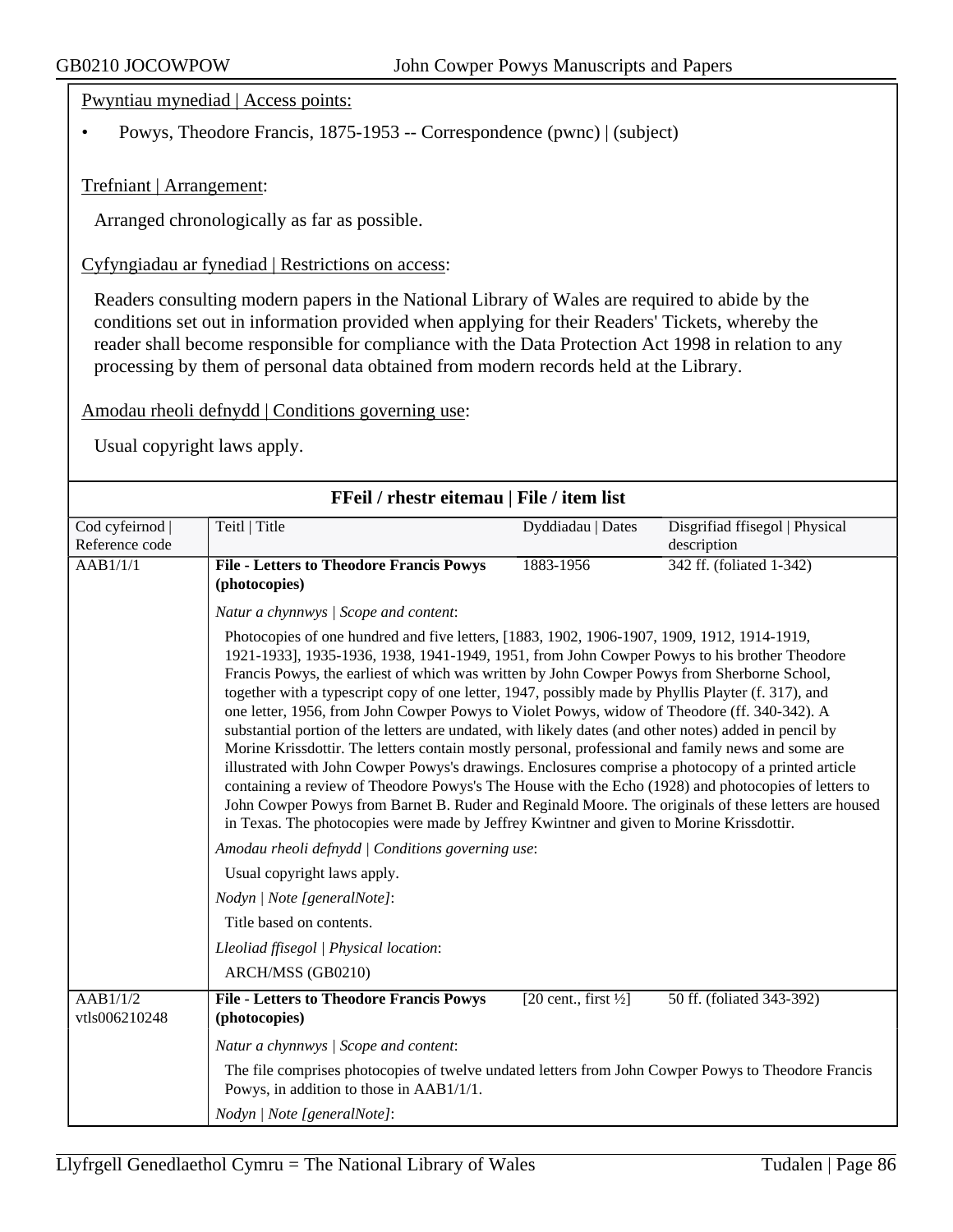Pwyntiau mynediad | Access points:

- Powys, Theodore Francis, 1875-1953 -- Correspondence (pwnc) | (subject)

Trefniant | Arrangement:

Arranged chronologically as far as possible.

Cyfyngiadau ar fynediad | Restrictions on access:

Readers consulting modern papers in the National Library of Wales are required to abide by the conditions set out in information provided when applying for their Readers' Tickets, whereby the reader shall become responsible for compliance with the Data Protection Act 1998 in relation to any processing by them of personal data obtained from modern records held at the Library.

Amodau rheoli defnydd | Conditions governing use:

Usual copyright laws apply.

## FFeil / rhestr eitemau | File / item list

| Cod cyfeirnod \| Reference code | Teitl \| Title | Dyddiadau \| Dates | Disgrifiad ffisegol \| Physical description |
|---|---|---|---|
| AAB1/1/1 | **File - Letters to Theodore Francis Powys (photocopies)** | 1883-1956 | 342 ff. (foliated 1-342) |
| | *Natur a chynnwys \| Scope and content*: Photocopies of one hundred and five letters, [1883, 1902, 1906-1907, 1909, 1912, 1914-1919, 1921-1933], 1935-1936, 1938, 1941-1949, 1951, from John Cowper Powys to his brother Theodore Francis Powys, the earliest of which was written by John Cowper Powys from Sherborne School, together with a typescript copy of one letter, 1947, possibly made by Phyllis Playter (f. 317), and one letter, 1956, from John Cowper Powys to Violet Powys, widow of Theodore (ff. 340-342). A substantial portion of the letters are undated, with likely dates (and other notes) added in pencil by Morine Krissdottir. The letters contain mostly personal, professional and family news and some are illustrated with John Cowper Powys's drawings. Enclosures comprise a photocopy of a printed article containing a review of Theodore Powys's The House with the Echo (1928) and photocopies of letters to John Cowper Powys from Barnet B. Ruder and Reginald Moore. The originals of these letters are housed in Texas. The photocopies were made by Jeffrey Kwintner and given to Morine Krissdottir. | | |
| | *Amodau rheoli defnydd \| Conditions governing use*: Usual copyright laws apply. | | |
| | *Nodyn \| Note [generalNote]*: Title based on contents. | | |
| | *Lleoliad ffisegol \| Physical location*: ARCH/MSS (GB0210) | | |
| AAB1/1/2 vtls006210248 | **File - Letters to Theodore Francis Powys (photocopies)** | [20 cent., first ½] | 50 ff. (foliated 343-392) |
| | *Natur a chynnwys \| Scope and content*: The file comprises photocopies of twelve undated letters from John Cowper Powys to Theodore Francis Powys, in addition to those in AAB1/1/1. | | |
| | *Nodyn \| Note [generalNote]*: | | |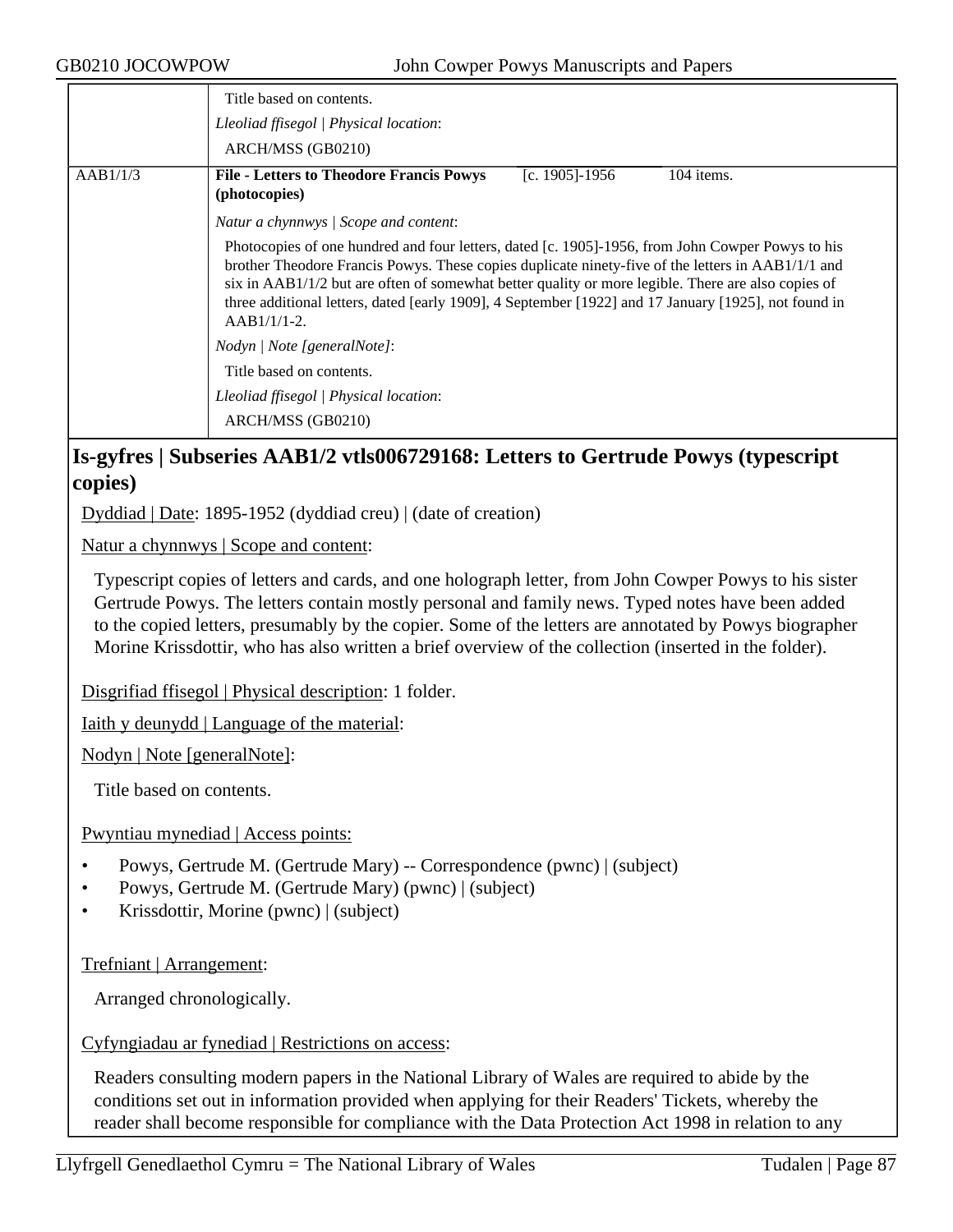| | |
|---|---|
| | Title based on contents.<br>*Lleoliad ffisegol \| Physical location*:<br>ARCH/MSS (GB0210) |
| AAB1/1/3 | **File - Letters to Theodore Francis Powys (photocopies)** [c. 1905]-1956 104 items.<br>*Natur a chynnwys \| Scope and content*:<br>Photocopies of one hundred and four letters, dated [c. 1905]-1956, from John Cowper Powys to his brother Theodore Francis Powys. These copies duplicate ninety-five of the letters in AAB1/1/1 and six in AAB1/1/2 but are often of somewhat better quality or more legible. There are also copies of three additional letters, dated [early 1909], 4 September [1922] and 17 January [1925], not found in AAB1/1/1-2.<br>*Nodyn \| Note [generalNote]*:<br>Title based on contents.<br>*Lleoliad ffisegol \| Physical location*:<br>ARCH/MSS (GB0210) |

## Is-gyfres | Subseries AAB1/2 vtls006729168: Letters to Gertrude Powys (typescript copies)

Dyddiad | Date: 1895-1952 (dyddiad creu) | (date of creation)

Natur a chynnwys | Scope and content:

Typescript copies of letters and cards, and one holograph letter, from John Cowper Powys to his sister Gertrude Powys. The letters contain mostly personal and family news. Typed notes have been added to the copied letters, presumably by the copier. Some of the letters are annotated by Powys biographer Morine Krissdottir, who has also written a brief overview of the collection (inserted in the folder).

Disgrifiad ffisegol | Physical description: 1 folder.

Iaith y deunydd | Language of the material:

Nodyn | Note [generalNote]:

Title based on contents.

Pwyntiau mynediad | Access points:

- Powys, Gertrude M. (Gertrude Mary) -- Correspondence (pwnc) | (subject)
- Powys, Gertrude M. (Gertrude Mary) (pwnc) | (subject)
- Krissdottir, Morine (pwnc) | (subject)

Trefniant | Arrangement:

Arranged chronologically.

Cyfyngiadau ar fynediad | Restrictions on access:

Readers consulting modern papers in the National Library of Wales are required to abide by the conditions set out in information provided when applying for their Readers' Tickets, whereby the reader shall become responsible for compliance with the Data Protection Act 1998 in relation to any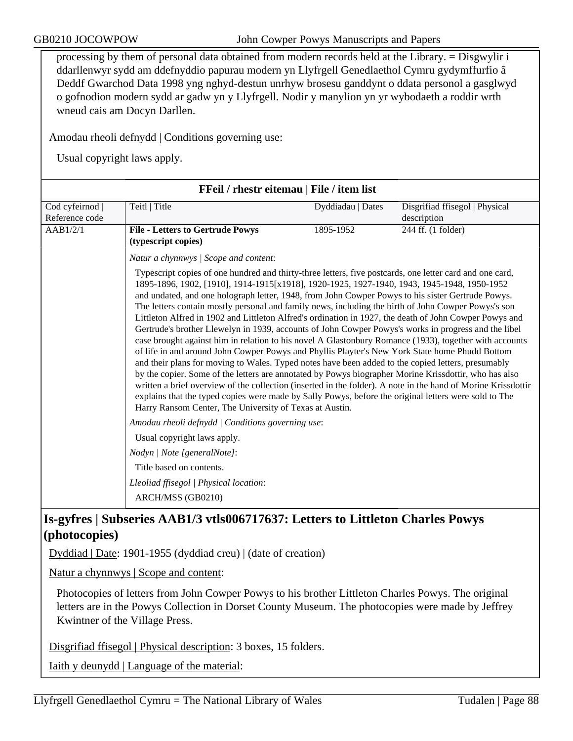processing by them of personal data obtained from modern records held at the Library. = Disgwylir i ddarllenwyr sydd am ddefnyddio papurau modern yn Llyfrgell Genedlaethol Cymru gydymffurfio â Deddf Gwarchod Data 1998 yng nghyd-destun unrhyw brosesu ganddynt o ddata personol a gasglwyd o gofnodion modern sydd ar gadw yn y Llyfrgell. Nodir y manylion yn yr wybodaeth a roddir wrth wneud cais am Docyn Darllen.

Amodau rheoli defnydd | Conditions governing use:

Usual copyright laws apply.

**FFeil / rhestr eitemau | File / item list**

| Cod cyfeirnod \| Reference code | Teitl \| Title | Dyddiadau \| Dates | Disgrifiad ffisegol \| Physical description |
|---|---|---|---|
| AAB1/2/1 | **File - Letters to Gertrude Powys (typescript copies)** | 1895-1952 | 244 ff. (1 folder) |

*Natur a chynnwys | Scope and content*:

Typescript copies of one hundred and thirty-three letters, five postcards, one letter card and one card, 1895-1896, 1902, [1910], 1914-1915[x1918], 1920-1925, 1927-1940, 1943, 1945-1948, 1950-1952 and undated, and one holograph letter, 1948, from John Cowper Powys to his sister Gertrude Powys. The letters contain mostly personal and family news, including the birth of John Cowper Powys's son Littleton Alfred in 1902 and Littleton Alfred's ordination in 1927, the death of John Cowper Powys and Gertrude's brother Llewelyn in 1939, accounts of John Cowper Powys's works in progress and the libel case brought against him in relation to his novel A Glastonbury Romance (1933), together with accounts of life in and around John Cowper Powys and Phyllis Playter's New York State home Phudd Bottom and their plans for moving to Wales. Typed notes have been added to the copied letters, presumably by the copier. Some of the letters are annotated by Powys biographer Morine Krissdottir, who has also written a brief overview of the collection (inserted in the folder). A note in the hand of Morine Krissdottir explains that the typed copies were made by Sally Powys, before the original letters were sold to The Harry Ransom Center, The University of Texas at Austin.

*Amodau rheoli defnydd | Conditions governing use*:

Usual copyright laws apply.

*Nodyn | Note [generalNote]*:

Title based on contents.

*Lleoliad ffisegol | Physical location*:

ARCH/MSS (GB0210)

## Is-gyfres | Subseries AAB1/3 vtls006717637: Letters to Littleton Charles Powys (photocopies)

Dyddiad | Date: 1901-1955 (dyddiad creu) | (date of creation)

Natur a chynnwys | Scope and content:

Photocopies of letters from John Cowper Powys to his brother Littleton Charles Powys. The original letters are in the Powys Collection in Dorset County Museum. The photocopies were made by Jeffrey Kwintner of the Village Press.

Disgrifiad ffisegol | Physical description: 3 boxes, 15 folders.

Iaith y deunydd | Language of the material: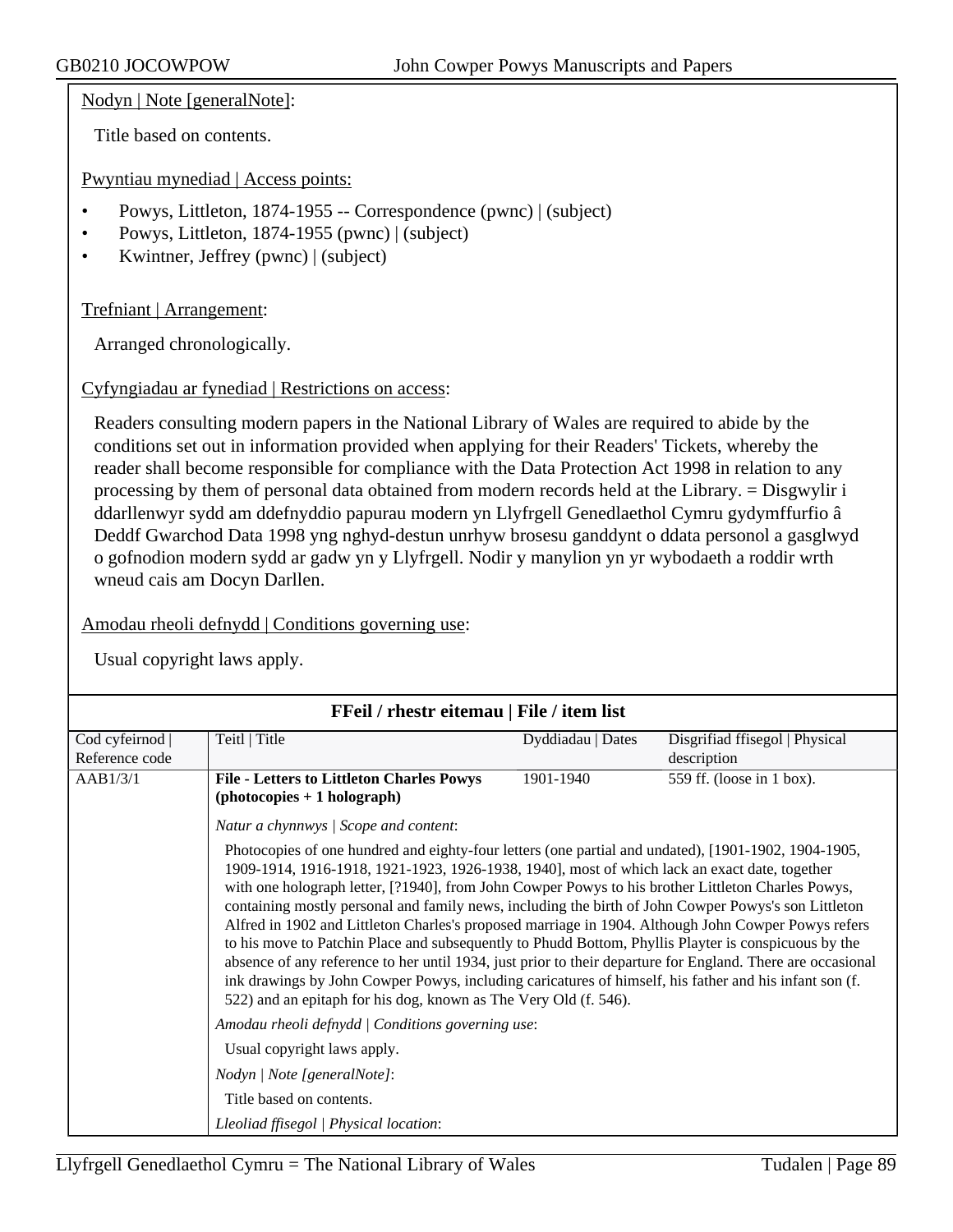Nodyn | Note [generalNote]:

Title based on contents.

Pwyntiau mynediad | Access points:

- Powys, Littleton, 1874-1955 -- Correspondence (pwnc) | (subject)
- Powys, Littleton, 1874-1955 (pwnc) | (subject)
- Kwintner, Jeffrey (pwnc) | (subject)

Trefniant | Arrangement:

Arranged chronologically.

Cyfyngiadau ar fynediad | Restrictions on access:

Readers consulting modern papers in the National Library of Wales are required to abide by the conditions set out in information provided when applying for their Readers' Tickets, whereby the reader shall become responsible for compliance with the Data Protection Act 1998 in relation to any processing by them of personal data obtained from modern records held at the Library. = Disgwylir i ddarllenwyr sydd am ddefnyddio papurau modern yn Llyfrgell Genedlaethol Cymru gydymffurfio â Deddf Gwarchod Data 1998 yng nghyd-destun unrhyw brosesu ganddynt o ddata personol a gasglwyd o gofnodion modern sydd ar gadw yn y Llyfrgell. Nodir y manylion yn yr wybodaeth a roddir wrth wneud cais am Docyn Darllen.

Amodau rheoli defnydd | Conditions governing use:

Usual copyright laws apply.

## FFeil / rhestr eitemau | File / item list

| Cod cyfeirnod \| Reference code | Teitl \| Title | Dyddiadau \| Dates | Disgrifiad ffisegol \| Physical description |
|---|---|---|---|
| AAB1/3/1 | **File - Letters to Littleton Charles Powys (photocopies + 1 holograph)** | 1901-1940 | 559 ff. (loose in 1 box). |

*Natur a chynnwys | Scope and content*:

Photocopies of one hundred and eighty-four letters (one partial and undated), [1901-1902, 1904-1905, 1909-1914, 1916-1918, 1921-1923, 1926-1938, 1940], most of which lack an exact date, together with one holograph letter, [?1940], from John Cowper Powys to his brother Littleton Charles Powys, containing mostly personal and family news, including the birth of John Cowper Powys's son Littleton Alfred in 1902 and Littleton Charles's proposed marriage in 1904. Although John Cowper Powys refers to his move to Patchin Place and subsequently to Phudd Bottom, Phyllis Playter is conspicuous by the absence of any reference to her until 1934, just prior to their departure for England. There are occasional ink drawings by John Cowper Powys, including caricatures of himself, his father and his infant son (f. 522) and an epitaph for his dog, known as The Very Old (f. 546).

*Amodau rheoli defnydd | Conditions governing use*:

Usual copyright laws apply.

*Nodyn | Note [generalNote]*:

Title based on contents.

*Lleoliad ffisegol | Physical location*: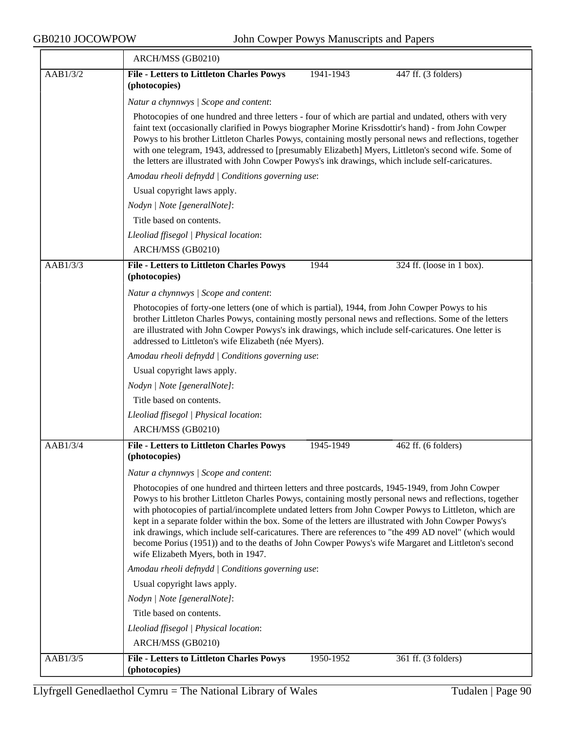| | ARCH/MSS (GB0210) | | |
|---|---|---|---|
| AAB1/3/2 | **File - Letters to Littleton Charles Powys (photocopies)** | 1941-1943 | 447 ff. (3 folders) |

*Natur a chynnwys | Scope and content*:

Photocopies of one hundred and three letters - four of which are partial and undated, others with very faint text (occasionally clarified in Powys biographer Morine Krissdottir's hand) - from John Cowper Powys to his brother Littleton Charles Powys, containing mostly personal news and reflections, together with one telegram, 1943, addressed to [presumably Elizabeth] Myers, Littleton's second wife. Some of the letters are illustrated with John Cowper Powys's ink drawings, which include self-caricatures.

*Amodau rheoli defnydd | Conditions governing use*:

Usual copyright laws apply.

*Nodyn | Note [generalNote]*:

Title based on contents.

*Lleoliad ffisegol | Physical location*:

ARCH/MSS (GB0210)

| AAB1/3/3 | **File - Letters to Littleton Charles Powys (photocopies)** | 1944 | 324 ff. (loose in 1 box). |
|---|---|---|---|

*Natur a chynnwys | Scope and content*:

Photocopies of forty-one letters (one of which is partial), 1944, from John Cowper Powys to his brother Littleton Charles Powys, containing mostly personal news and reflections. Some of the letters are illustrated with John Cowper Powys's ink drawings, which include self-caricatures. One letter is addressed to Littleton's wife Elizabeth (née Myers).

*Amodau rheoli defnydd | Conditions governing use*:

Usual copyright laws apply.

*Nodyn | Note [generalNote]*:

Title based on contents.

*Lleoliad ffisegol | Physical location*:

ARCH/MSS (GB0210)

| AAB1/3/4 | **File - Letters to Littleton Charles Powys (photocopies)** | 1945-1949 | 462 ff. (6 folders) |
|---|---|---|---|

*Natur a chynnwys | Scope and content*:

Photocopies of one hundred and thirteen letters and three postcards, 1945-1949, from John Cowper Powys to his brother Littleton Charles Powys, containing mostly personal news and reflections, together with photocopies of partial/incomplete undated letters from John Cowper Powys to Littleton, which are kept in a separate folder within the box. Some of the letters are illustrated with John Cowper Powys's ink drawings, which include self-caricatures. There are references to "the 499 AD novel" (which would become Porius (1951)) and to the deaths of John Cowper Powys's wife Margaret and Littleton's second wife Elizabeth Myers, both in 1947.

*Amodau rheoli defnydd | Conditions governing use*:

Usual copyright laws apply.

*Nodyn | Note [generalNote]*:

Title based on contents.

*Lleoliad ffisegol | Physical location*:

ARCH/MSS (GB0210)

| AAB1/3/5 | **File - Letters to Littleton Charles Powys (photocopies)** | 1950-1952 | 361 ff. (3 folders) |
|---|---|---|---|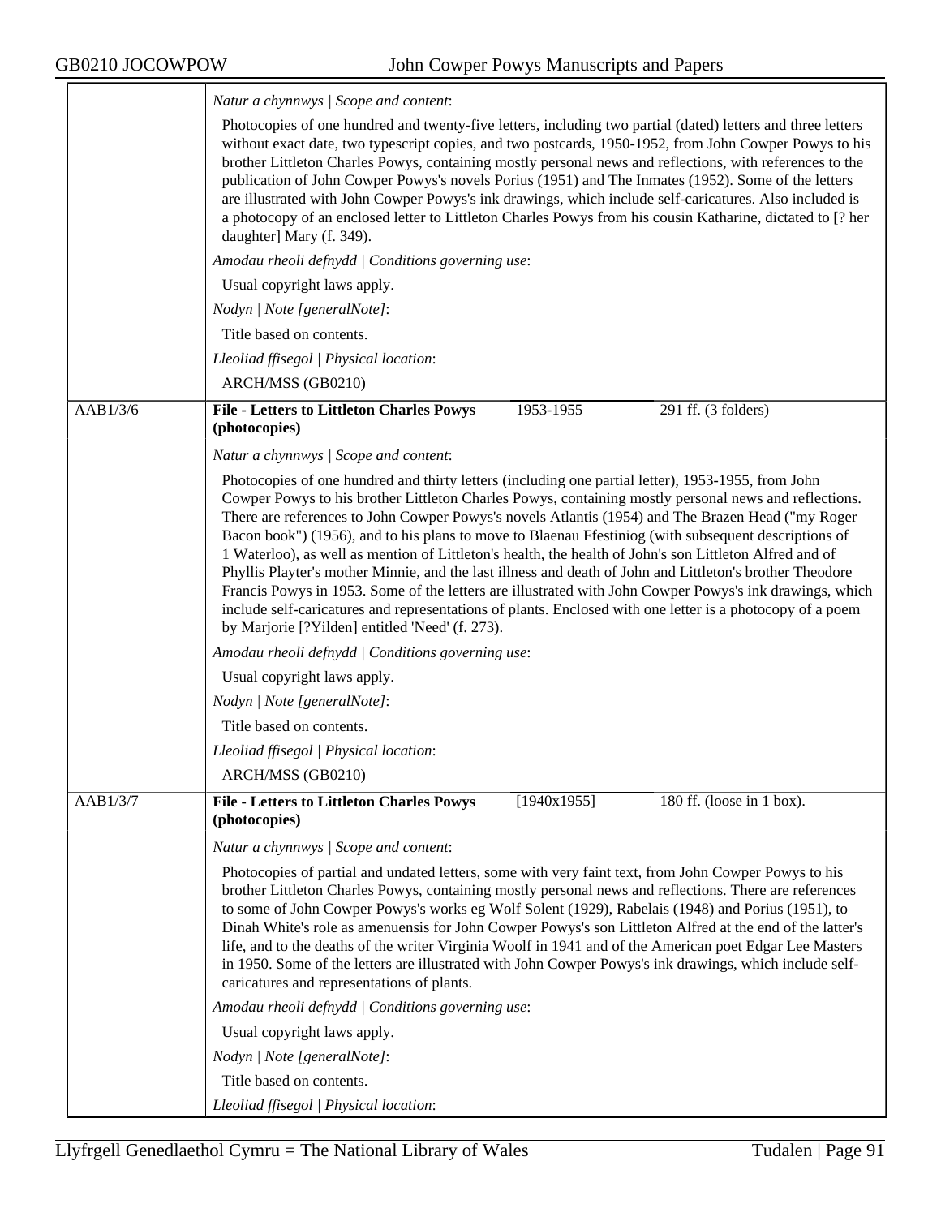*Natur a chynnwys | Scope and content*:

Photocopies of one hundred and twenty-five letters, including two partial (dated) letters and three letters without exact date, two typescript copies, and two postcards, 1950-1952, from John Cowper Powys to his brother Littleton Charles Powys, containing mostly personal news and reflections, with references to the publication of John Cowper Powys's novels Porius (1951) and The Inmates (1952). Some of the letters are illustrated with John Cowper Powys's ink drawings, which include self-caricatures. Also included is a photocopy of an enclosed letter to Littleton Charles Powys from his cousin Katharine, dictated to [? her daughter] Mary (f. 349).

*Amodau rheoli defnydd | Conditions governing use*:

Usual copyright laws apply.

*Nodyn | Note [generalNote]*:

Title based on contents.

*Lleoliad ffisegol | Physical location*:

ARCH/MSS (GB0210)

---

AAB1/3/6 | **File - Letters to Littleton Charles Powys (photocopies)** | 1953-1955 | 291 ff. (3 folders)

*Natur a chynnwys | Scope and content*:

Photocopies of one hundred and thirty letters (including one partial letter), 1953-1955, from John Cowper Powys to his brother Littleton Charles Powys, containing mostly personal news and reflections. There are references to John Cowper Powys's novels Atlantis (1954) and The Brazen Head ("my Roger Bacon book") (1956), and to his plans to move to Blaenau Ffestiniog (with subsequent descriptions of 1 Waterloo), as well as mention of Littleton's health, the health of John's son Littleton Alfred and of Phyllis Playter's mother Minnie, and the last illness and death of John and Littleton's brother Theodore Francis Powys in 1953. Some of the letters are illustrated with John Cowper Powys's ink drawings, which include self-caricatures and representations of plants. Enclosed with one letter is a photocopy of a poem by Marjorie [?Yilden] entitled 'Need' (f. 273).

*Amodau rheoli defnydd | Conditions governing use*:

Usual copyright laws apply.

*Nodyn | Note [generalNote]*:

Title based on contents.

*Lleoliad ffisegol | Physical location*:

ARCH/MSS (GB0210)

---

AAB1/3/7 | **File - Letters to Littleton Charles Powys (photocopies)** | [1940x1955] | 180 ff. (loose in 1 box).

*Natur a chynnwys | Scope and content*:

Photocopies of partial and undated letters, some with very faint text, from John Cowper Powys to his brother Littleton Charles Powys, containing mostly personal news and reflections. There are references to some of John Cowper Powys's works eg Wolf Solent (1929), Rabelais (1948) and Porius (1951), to Dinah White's role as amenuensis for John Cowper Powys's son Littleton Alfred at the end of the latter's life, and to the deaths of the writer Virginia Woolf in 1941 and of the American poet Edgar Lee Masters in 1950. Some of the letters are illustrated with John Cowper Powys's ink drawings, which include self-caricatures and representations of plants.

*Amodau rheoli defnydd | Conditions governing use*:

Usual copyright laws apply.

*Nodyn | Note [generalNote]*:

Title based on contents.

*Lleoliad ffisegol | Physical location*: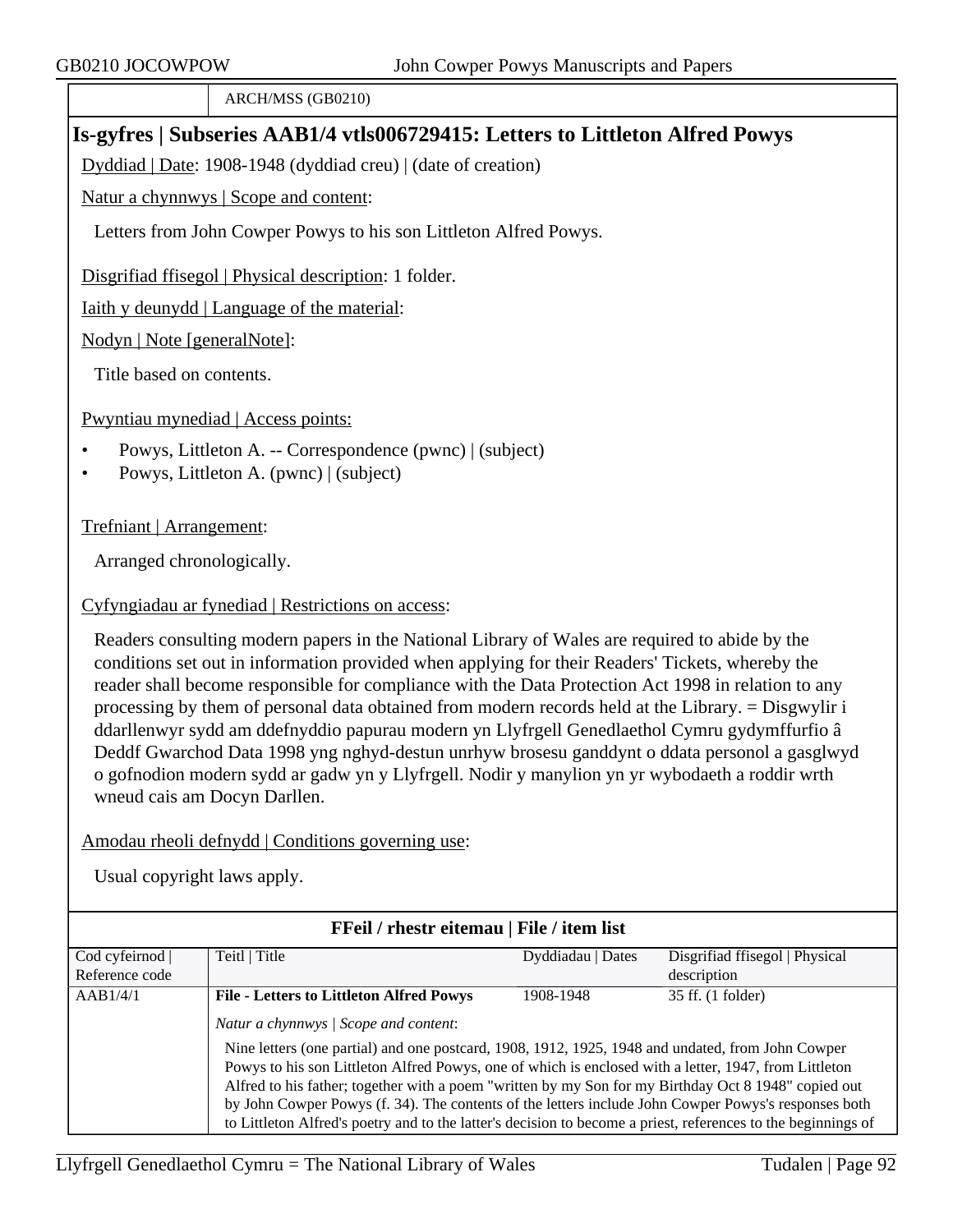| | ARCH/MSS (GB0210) |
|---|---|

## Is-gyfres | Subseries AAB1/4 vtls006729415: Letters to Littleton Alfred Powys

Dyddiad | Date: 1908-1948 (dyddiad creu) | (date of creation)

Natur a chynnwys | Scope and content:

Letters from John Cowper Powys to his son Littleton Alfred Powys.

Disgrifiad ffisegol | Physical description: 1 folder.

Iaith y deunydd | Language of the material:

Nodyn | Note [generalNote]:

Title based on contents.

Pwyntiau mynediad | Access points:

- Powys, Littleton A. -- Correspondence (pwnc) | (subject)
- Powys, Littleton A. (pwnc) | (subject)

Trefniant | Arrangement:

Arranged chronologically.

Cyfyngiadau ar fynediad | Restrictions on access:

Readers consulting modern papers in the National Library of Wales are required to abide by the conditions set out in information provided when applying for their Readers' Tickets, whereby the reader shall become responsible for compliance with the Data Protection Act 1998 in relation to any processing by them of personal data obtained from modern records held at the Library. = Disgwylir i ddarllenwyr sydd am ddefnyddio papurau modern yn Llyfrgell Genedlaethol Cymru gydymffurfio â Deddf Gwarchod Data 1998 yng nghyd-destun unrhyw brosesu ganddynt o ddata personol a gasglwyd o gofnodion modern sydd ar gadw yn y Llyfrgell. Nodir y manylion yn yr wybodaeth a roddir wrth wneud cais am Docyn Darllen.

Amodau rheoli defnydd | Conditions governing use:

Usual copyright laws apply.

### FFeil / rhestr eitemau | File / item list

| Cod cyfeirnod \| Reference code | Teitl \| Title | Dyddiadau \| Dates | Disgrifiad ffisegol \| Physical description |
|---|---|---|---|
| AAB1/4/1 | **File - Letters to Littleton Alfred Powys** | 1908-1948 | 35 ff. (1 folder) |
| | *Natur a chynnwys \| Scope and content:* Nine letters (one partial) and one postcard, 1908, 1912, 1925, 1948 and undated, from John Cowper Powys to his son Littleton Alfred Powys, one of which is enclosed with a letter, 1947, from Littleton Alfred to his father; together with a poem "written by my Son for my Birthday Oct 8 1948" copied out by John Cowper Powys (f. 34). The contents of the letters include John Cowper Powys's responses both to Littleton Alfred's poetry and to the latter's decision to become a priest, references to the beginnings of | | |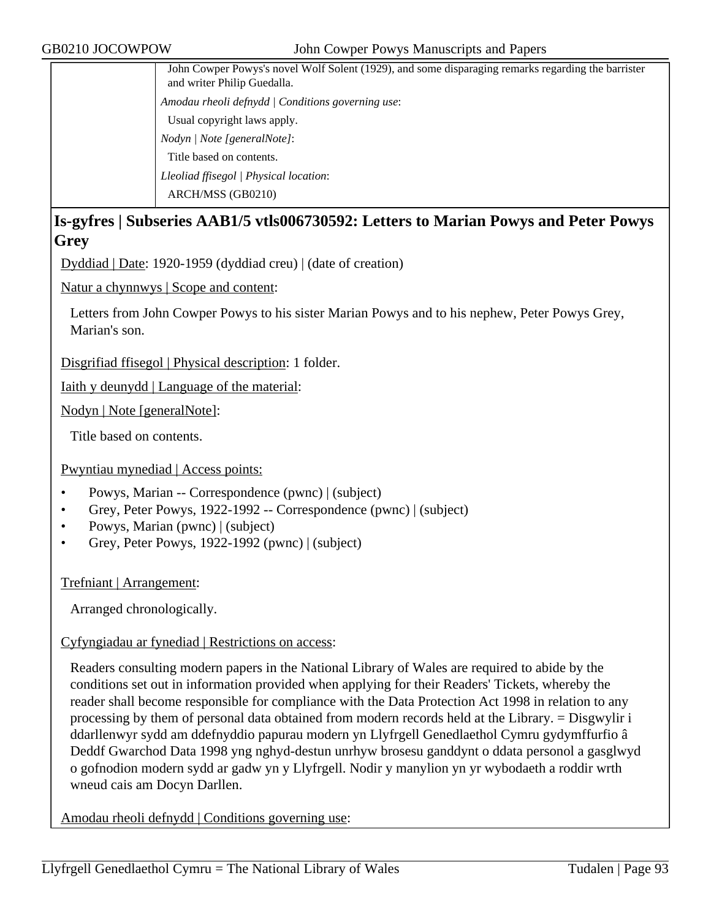John Cowper Powys's novel Wolf Solent (1929), and some disparaging remarks regarding the barrister and writer Philip Guedalla.

*Amodau rheoli defnydd | Conditions governing use*:

Usual copyright laws apply.

*Nodyn | Note [generalNote]*:

Title based on contents.

*Lleoliad ffisegol | Physical location*:

ARCH/MSS (GB0210)

## Is-gyfres | Subseries AAB1/5 vtls006730592: Letters to Marian Powys and Peter Powys Grey

Dyddiad | Date: 1920-1959 (dyddiad creu) | (date of creation)

Natur a chynnwys | Scope and content:

Letters from John Cowper Powys to his sister Marian Powys and to his nephew, Peter Powys Grey, Marian's son.

Disgrifiad ffisegol | Physical description: 1 folder.

Iaith y deunydd | Language of the material:

Nodyn | Note [generalNote]:

Title based on contents.

Pwyntiau mynediad | Access points:

- Powys, Marian -- Correspondence (pwnc) | (subject)
- Grey, Peter Powys, 1922-1992 -- Correspondence (pwnc) | (subject)
- Powys, Marian (pwnc) | (subject)
- Grey, Peter Powys, 1922-1992 (pwnc) | (subject)

Trefniant | Arrangement:

Arranged chronologically.

Cyfyngiadau ar fynediad | Restrictions on access:

Readers consulting modern papers in the National Library of Wales are required to abide by the conditions set out in information provided when applying for their Readers' Tickets, whereby the reader shall become responsible for compliance with the Data Protection Act 1998 in relation to any processing by them of personal data obtained from modern records held at the Library. = Disgwylir i ddarllenwyr sydd am ddefnyddio papurau modern yn Llyfrgell Genedlaethol Cymru gydymffurfio â Deddf Gwarchod Data 1998 yng nghyd-destun unrhyw brosesu ganddynt o ddata personol a gasglwyd o gofnodion modern sydd ar gadw yn y Llyfrgell. Nodir y manylion yn yr wybodaeth a roddir wrth wneud cais am Docyn Darllen.

Amodau rheoli defnydd | Conditions governing use: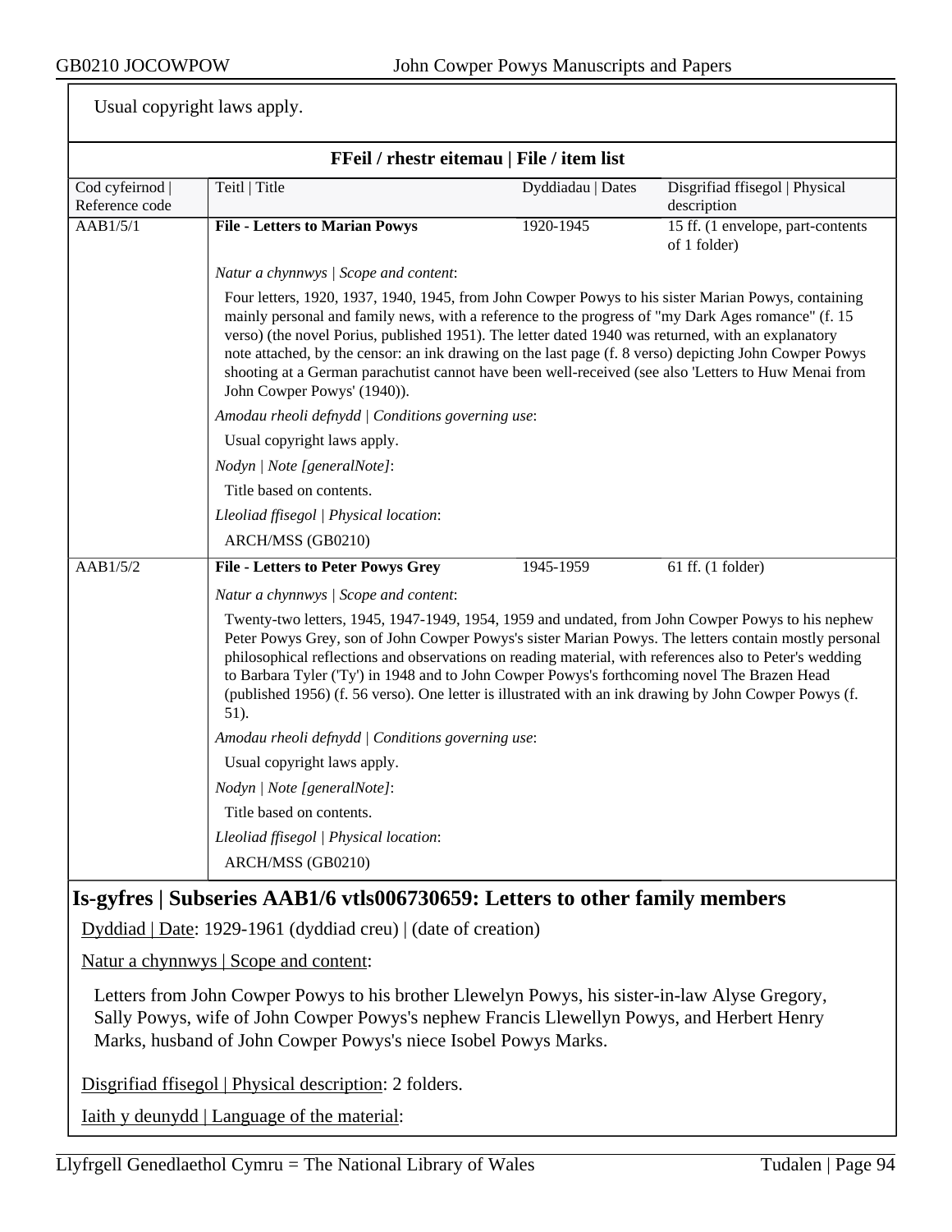Usual copyright laws apply.

**FFeil / rhestr eitemau | File / item list**

| Cod cyfeirnod \| Reference code | Teitl \| Title | Dyddiadau \| Dates | Disgrifiad ffisegol \| Physical description |
|---|---|---|---|
| AAB1/5/1 | **File - Letters to Marian Powys** | 1920-1945 | 15 ff. (1 envelope, part-contents of 1 folder) |

*Natur a chynnwys | Scope and content*:

Four letters, 1920, 1937, 1940, 1945, from John Cowper Powys to his sister Marian Powys, containing mainly personal and family news, with a reference to the progress of "my Dark Ages romance" (f. 15 verso) (the novel Porius, published 1951). The letter dated 1940 was returned, with an explanatory note attached, by the censor: an ink drawing on the last page (f. 8 verso) depicting John Cowper Powys shooting at a German parachutist cannot have been well-received (see also 'Letters to Huw Menai from John Cowper Powys' (1940)).

*Amodau rheoli defnydd | Conditions governing use*:

Usual copyright laws apply.

*Nodyn | Note [generalNote]*:

Title based on contents.

*Lleoliad ffisegol | Physical location*:

ARCH/MSS (GB0210)

| Cod cyfeirnod \| Reference code | Teitl \| Title | Dyddiadau \| Dates | Disgrifiad ffisegol \| Physical description |
|---|---|---|---|
| AAB1/5/2 | **File - Letters to Peter Powys Grey** | 1945-1959 | 61 ff. (1 folder) |

*Natur a chynnwys | Scope and content*:

Twenty-two letters, 1945, 1947-1949, 1954, 1959 and undated, from John Cowper Powys to his nephew Peter Powys Grey, son of John Cowper Powys's sister Marian Powys. The letters contain mostly personal philosophical reflections and observations on reading material, with references also to Peter's wedding to Barbara Tyler ('Ty') in 1948 and to John Cowper Powys's forthcoming novel The Brazen Head (published 1956) (f. 56 verso). One letter is illustrated with an ink drawing by John Cowper Powys (f. 51).

*Amodau rheoli defnydd | Conditions governing use*:

Usual copyright laws apply.

*Nodyn | Note [generalNote]*:

Title based on contents.

*Lleoliad ffisegol | Physical location*:

ARCH/MSS (GB0210)

## Is-gyfres | Subseries AAB1/6 vtls006730659: Letters to other family members

Dyddiad | Date: 1929-1961 (dyddiad creu) | (date of creation)

Natur a chynnwys | Scope and content:

Letters from John Cowper Powys to his brother Llewelyn Powys, his sister-in-law Alyse Gregory, Sally Powys, wife of John Cowper Powys's nephew Francis Llewellyn Powys, and Herbert Henry Marks, husband of John Cowper Powys's niece Isobel Powys Marks.

Disgrifiad ffisegol | Physical description: 2 folders.

Iaith y deunydd | Language of the material: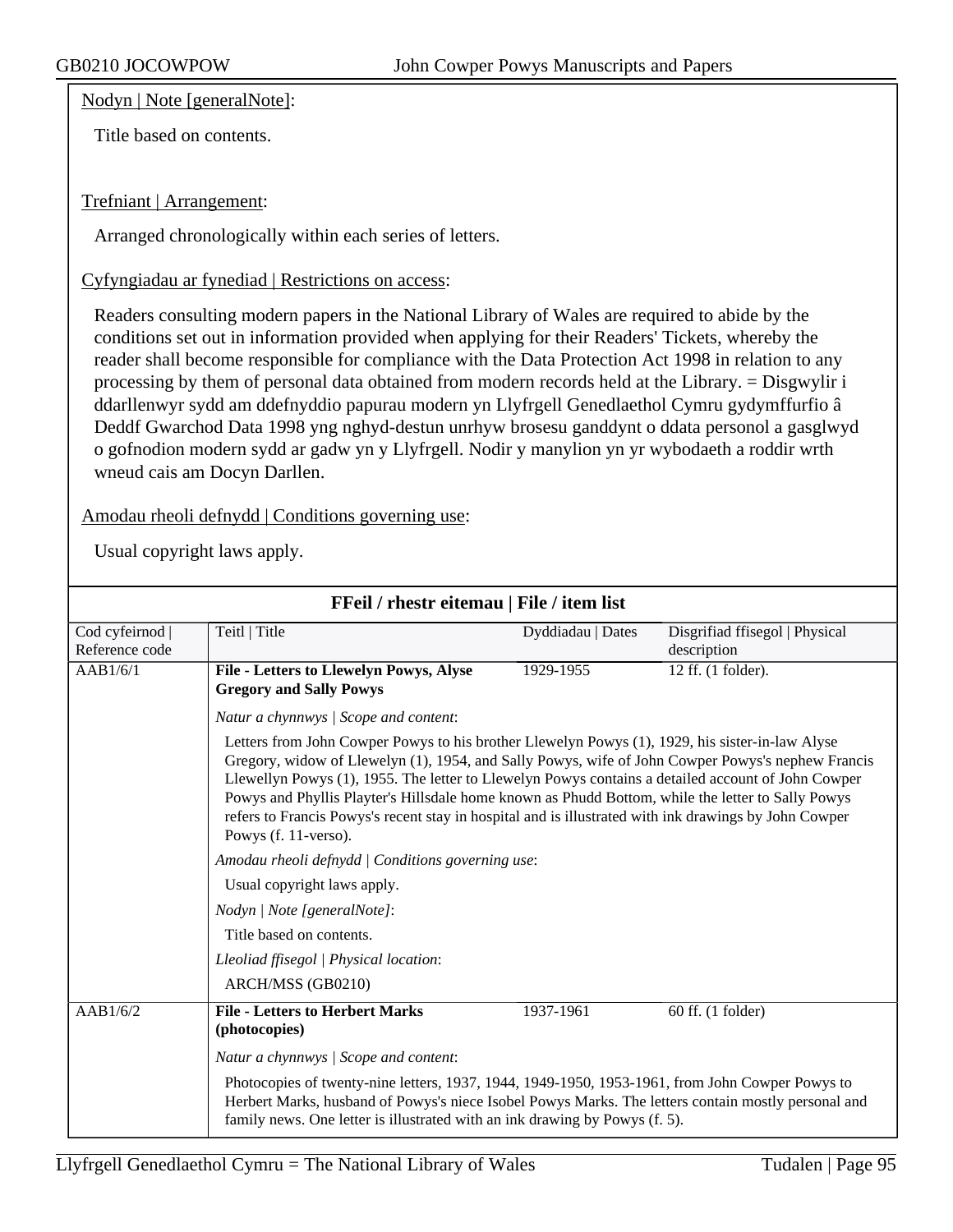Nodyn | Note [generalNote]:

Title based on contents.

Trefniant | Arrangement:

Arranged chronologically within each series of letters.

Cyfyngiadau ar fynediad | Restrictions on access:

Readers consulting modern papers in the National Library of Wales are required to abide by the conditions set out in information provided when applying for their Readers' Tickets, whereby the reader shall become responsible for compliance with the Data Protection Act 1998 in relation to any processing by them of personal data obtained from modern records held at the Library. = Disgwylir i ddarllenwyr sydd am ddefnyddio papurau modern yn Llyfrgell Genedlaethol Cymru gydymffurfio â Deddf Gwarchod Data 1998 yng nghyd-destun unrhyw brosesu ganddynt o ddata personol a gasglwyd o gofnodion modern sydd ar gadw yn y Llyfrgell. Nodir y manylion yn yr wybodaeth a roddir wrth wneud cais am Docyn Darllen.

Amodau rheoli defnydd | Conditions governing use:

Usual copyright laws apply.

## FFeil / rhestr eitemau | File / item list

| Cod cyfeirnod \| Reference code | Teitl \| Title | Dyddiadau \| Dates | Disgrifiad ffisegol \| Physical description |
|---|---|---|---|
| AAB1/6/1 | **File - Letters to Llewelyn Powys, Alyse Gregory and Sally Powys** | 1929-1955 | 12 ff. (1 folder). |

*Natur a chynnwys | Scope and content*:

Letters from John Cowper Powys to his brother Llewelyn Powys (1), 1929, his sister-in-law Alyse Gregory, widow of Llewelyn (1), 1954, and Sally Powys, wife of John Cowper Powys's nephew Francis Llewellyn Powys (1), 1955. The letter to Llewelyn Powys contains a detailed account of John Cowper Powys and Phyllis Playter's Hillsdale home known as Phudd Bottom, while the letter to Sally Powys refers to Francis Powys's recent stay in hospital and is illustrated with ink drawings by John Cowper Powys (f. 11-verso).

*Amodau rheoli defnydd | Conditions governing use*:

Usual copyright laws apply.

*Nodyn | Note [generalNote]*:

Title based on contents.

*Lleoliad ffisegol | Physical location*:

ARCH/MSS (GB0210)

| Cod cyfeirnod \| Reference code | Teitl \| Title | Dyddiadau \| Dates | Disgrifiad ffisegol \| Physical description |
|---|---|---|---|
| AAB1/6/2 | **File - Letters to Herbert Marks (photocopies)** | 1937-1961 | 60 ff. (1 folder) |

*Natur a chynnwys | Scope and content*:

Photocopies of twenty-nine letters, 1937, 1944, 1949-1950, 1953-1961, from John Cowper Powys to Herbert Marks, husband of Powys's niece Isobel Powys Marks. The letters contain mostly personal and family news. One letter is illustrated with an ink drawing by Powys (f. 5).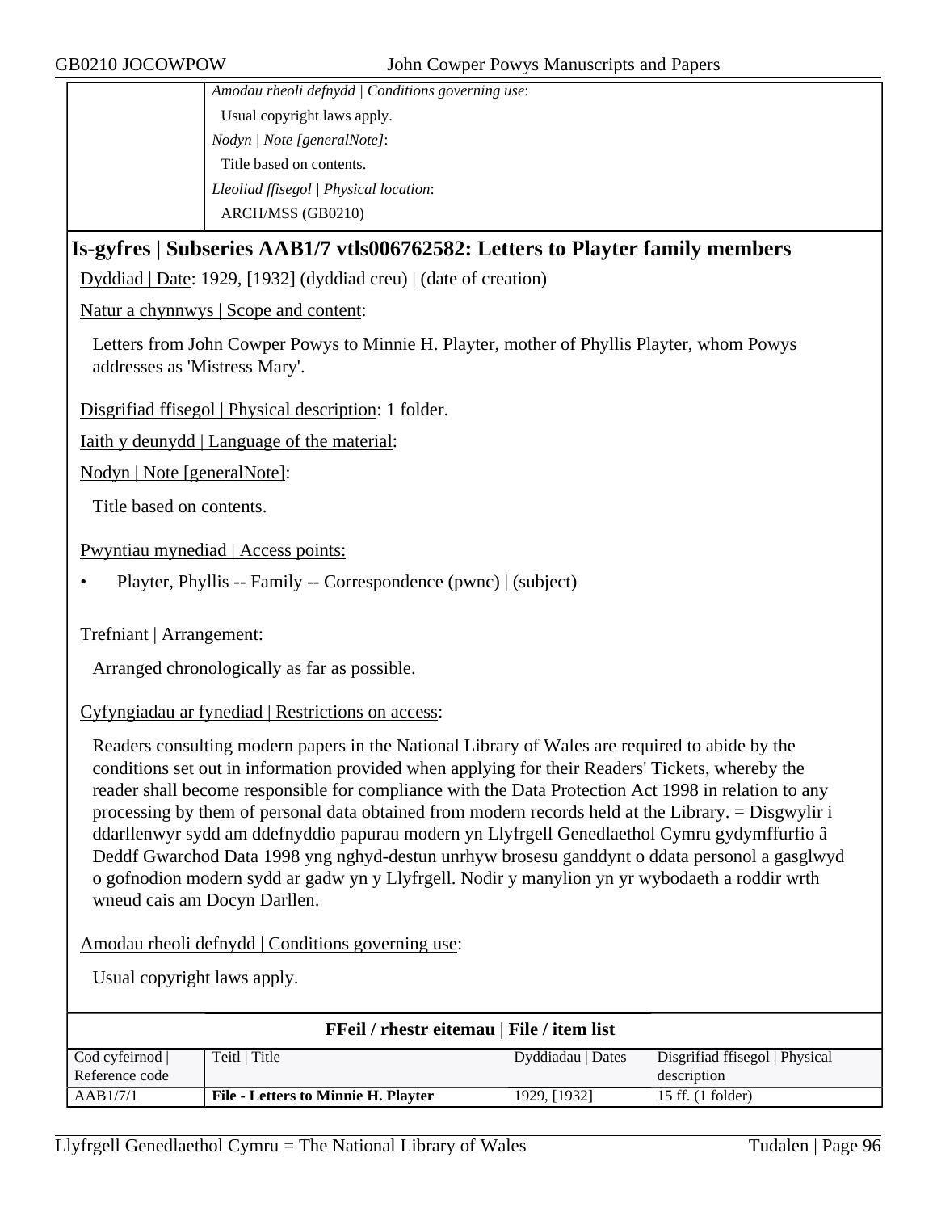*Amodau rheoli defnydd | Conditions governing use*:

Usual copyright laws apply.

*Nodyn | Note [generalNote]*:

Title based on contents.

*Lleoliad ffisegol | Physical location*:

ARCH/MSS (GB0210)

## Is-gyfres | Subseries AAB1/7 vtls006762582: Letters to Playter family members

Dyddiad | Date: 1929, [1932] (dyddiad creu) | (date of creation)

Natur a chynnwys | Scope and content:

Letters from John Cowper Powys to Minnie H. Playter, mother of Phyllis Playter, whom Powys addresses as 'Mistress Mary'.

Disgrifiad ffisegol | Physical description: 1 folder.

Iaith y deunydd | Language of the material:

Nodyn | Note [generalNote]:

Title based on contents.

Pwyntiau mynediad | Access points:

- Playter, Phyllis -- Family -- Correspondence (pwnc) | (subject)

Trefniant | Arrangement:

Arranged chronologically as far as possible.

Cyfyngiadau ar fynediad | Restrictions on access:

Readers consulting modern papers in the National Library of Wales are required to abide by the conditions set out in information provided when applying for their Readers' Tickets, whereby the reader shall become responsible for compliance with the Data Protection Act 1998 in relation to any processing by them of personal data obtained from modern records held at the Library. = Disgwylir i ddarllenwyr sydd am ddefnyddio papurau modern yn Llyfrgell Genedlaethol Cymru gydymffurfio â Deddf Gwarchod Data 1998 yng nghyd-destun unrhyw brosesu ganddynt o ddata personol a gasglwyd o gofnodion modern sydd ar gadw yn y Llyfrgell. Nodir y manylion yn yr wybodaeth a roddir wrth wneud cais am Docyn Darllen.

Amodau rheoli defnydd | Conditions governing use:

Usual copyright laws apply.

**FFeil / rhestr eitemau | File / item list**

| Cod cyfeirnod \| Reference code | Teitl \| Title | Dyddiadau \| Dates | Disgrifiad ffisegol \| Physical description |
|---|---|---|---|
| AAB1/7/1 | **File - Letters to Minnie H. Playter** | 1929, [1932] | 15 ff. (1 folder) |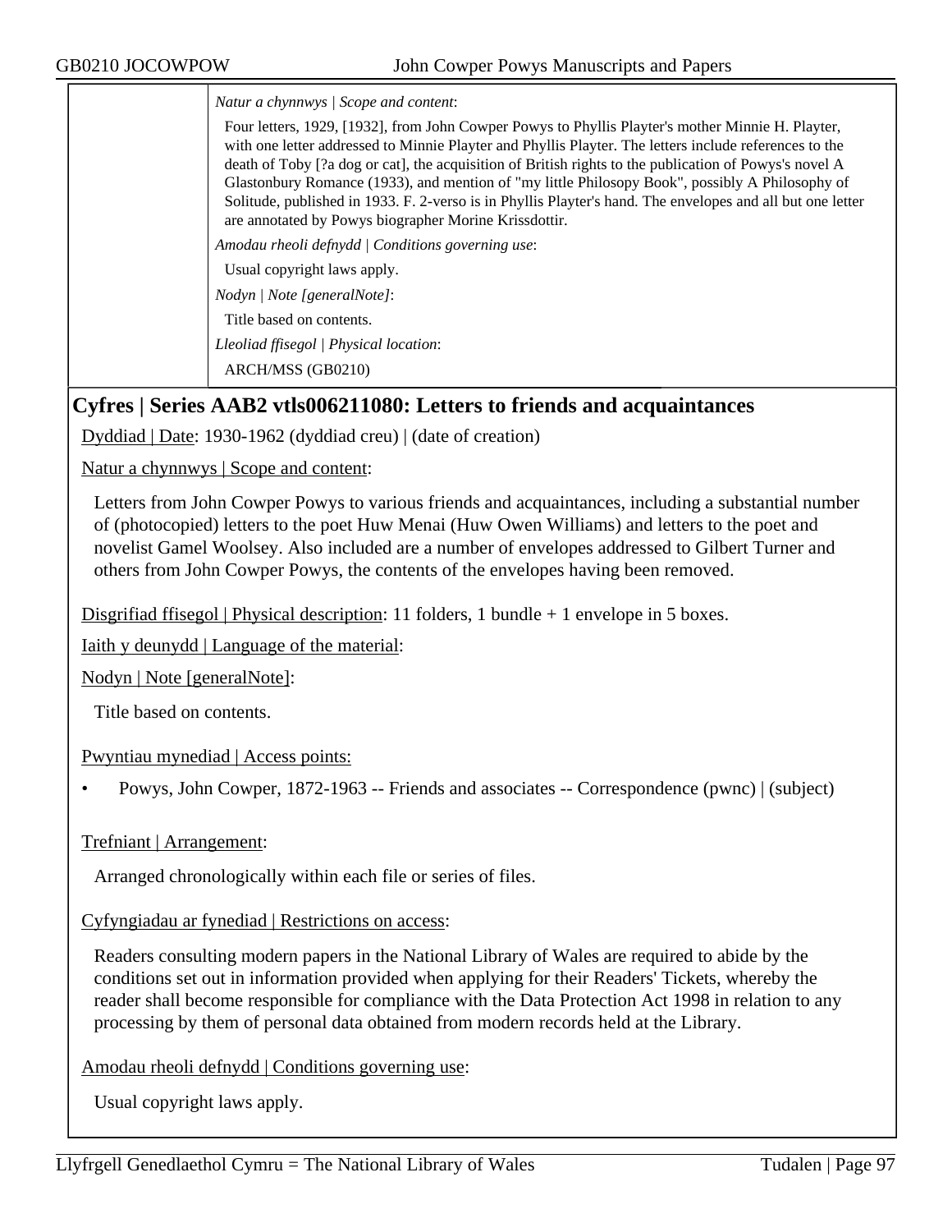*Natur a chynnwys | Scope and content*:

Four letters, 1929, [1932], from John Cowper Powys to Phyllis Playter's mother Minnie H. Playter, with one letter addressed to Minnie Playter and Phyllis Playter. The letters include references to the death of Toby [?a dog or cat], the acquisition of British rights to the publication of Powys's novel A Glastonbury Romance (1933), and mention of "my little Philosopy Book", possibly A Philosophy of Solitude, published in 1933. F. 2-verso is in Phyllis Playter's hand. The envelopes and all but one letter are annotated by Powys biographer Morine Krissdottir.

*Amodau rheoli defnydd | Conditions governing use*:

Usual copyright laws apply.

*Nodyn | Note [generalNote]*:

Title based on contents.

*Lleoliad ffisegol | Physical location*:

ARCH/MSS (GB0210)

## Cyfres | Series AAB2 vtls006211080: Letters to friends and acquaintances

Dyddiad | Date: 1930-1962 (dyddiad creu) | (date of creation)

Natur a chynnwys | Scope and content:

Letters from John Cowper Powys to various friends and acquaintances, including a substantial number of (photocopied) letters to the poet Huw Menai (Huw Owen Williams) and letters to the poet and novelist Gamel Woolsey. Also included are a number of envelopes addressed to Gilbert Turner and others from John Cowper Powys, the contents of the envelopes having been removed.

Disgrifiad ffisegol | Physical description: 11 folders, 1 bundle + 1 envelope in 5 boxes.

Iaith y deunydd | Language of the material:

Nodyn | Note [generalNote]:

Title based on contents.

Pwyntiau mynediad | Access points:

- Powys, John Cowper, 1872-1963 -- Friends and associates -- Correspondence (pwnc) | (subject)

Trefniant | Arrangement:

Arranged chronologically within each file or series of files.

Cyfyngiadau ar fynediad | Restrictions on access:

Readers consulting modern papers in the National Library of Wales are required to abide by the conditions set out in information provided when applying for their Readers' Tickets, whereby the reader shall become responsible for compliance with the Data Protection Act 1998 in relation to any processing by them of personal data obtained from modern records held at the Library.

Amodau rheoli defnydd | Conditions governing use:

Usual copyright laws apply.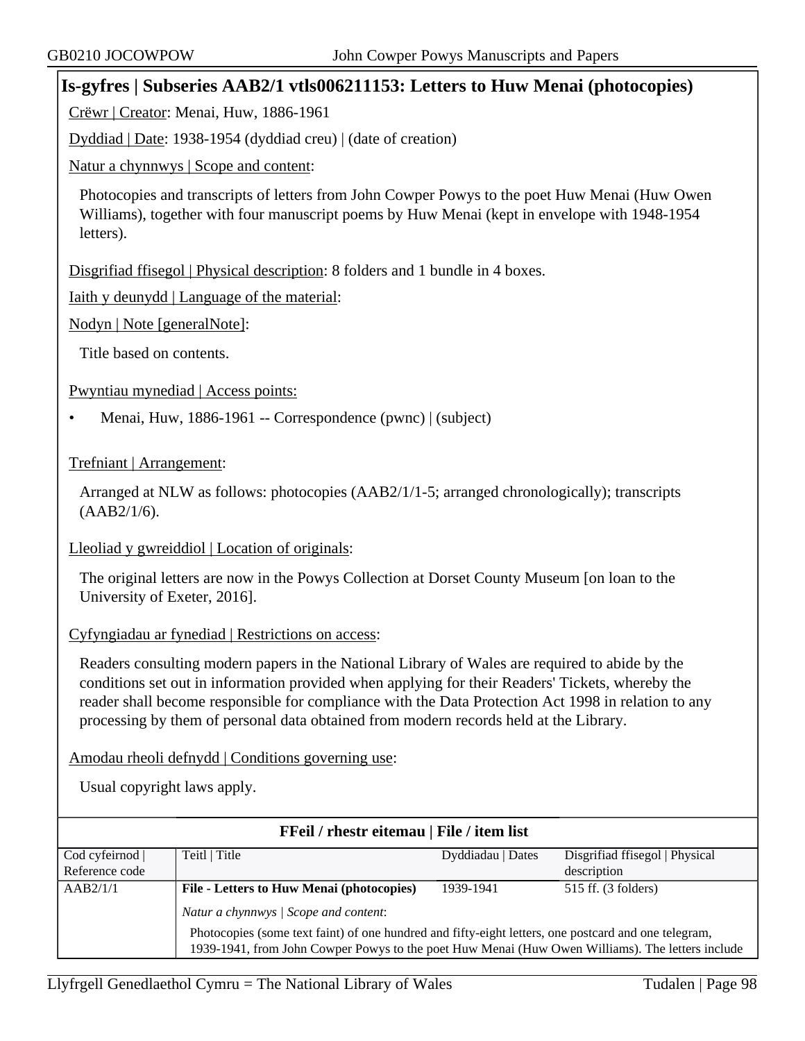## Is-gyfres | Subseries AAB2/1 vtls006211153: Letters to Huw Menai (photocopies)

Crëwr | Creator: Menai, Huw, 1886-1961

Dyddiad | Date: 1938-1954 (dyddiad creu) | (date of creation)

Natur a chynnwys | Scope and content:

Photocopies and transcripts of letters from John Cowper Powys to the poet Huw Menai (Huw Owen Williams), together with four manuscript poems by Huw Menai (kept in envelope with 1948-1954 letters).

Disgrifiad ffisegol | Physical description: 8 folders and 1 bundle in 4 boxes.

Iaith y deunydd | Language of the material:

Nodyn | Note [generalNote]:

Title based on contents.

Pwyntiau mynediad | Access points:

- Menai, Huw, 1886-1961 -- Correspondence (pwnc) | (subject)

Trefniant | Arrangement:

Arranged at NLW as follows: photocopies (AAB2/1/1-5; arranged chronologically); transcripts (AAB2/1/6).

Lleoliad y gwreiddiol | Location of originals:

The original letters are now in the Powys Collection at Dorset County Museum [on loan to the University of Exeter, 2016].

Cyfyngiadau ar fynediad | Restrictions on access:

Readers consulting modern papers in the National Library of Wales are required to abide by the conditions set out in information provided when applying for their Readers' Tickets, whereby the reader shall become responsible for compliance with the Data Protection Act 1998 in relation to any processing by them of personal data obtained from modern records held at the Library.

Amodau rheoli defnydd | Conditions governing use:

Usual copyright laws apply.

**FFeil / rhestr eitemau | File / item list**

| Cod cyfeirnod \| Reference code | Teitl \| Title | Dyddiadau \| Dates | Disgrifiad ffisegol \| Physical description |
|---|---|---|---|
| AAB2/1/1 | **File - Letters to Huw Menai (photocopies)** | 1939-1941 | 515 ff. (3 folders) |
| | *Natur a chynnwys \| Scope and content*: Photocopies (some text faint) of one hundred and fifty-eight letters, one postcard and one telegram, 1939-1941, from John Cowper Powys to the poet Huw Menai (Huw Owen Williams). The letters include | | |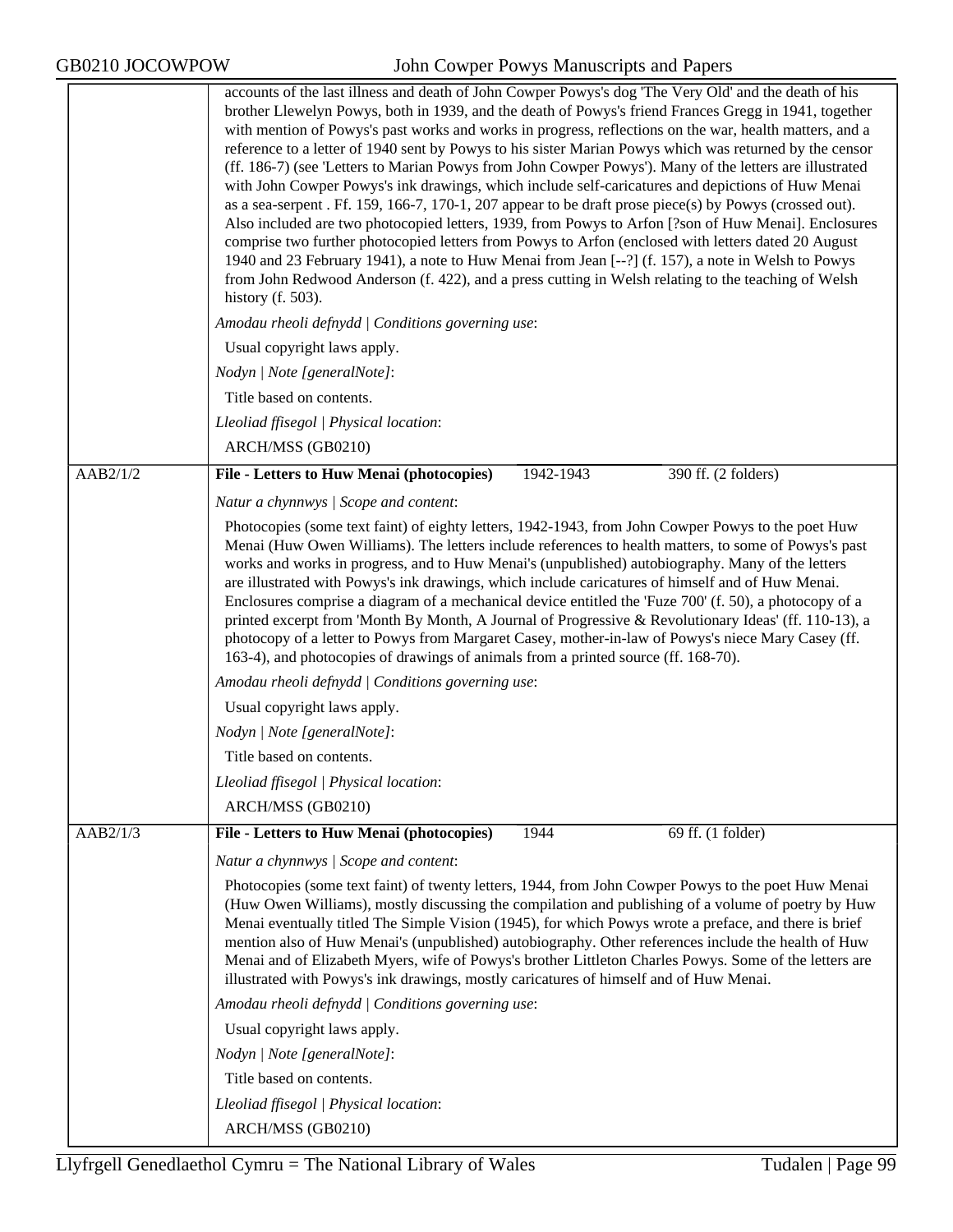| | |
|---|---|
| | accounts of the last illness and death of John Cowper Powys's dog 'The Very Old' and the death of his brother Llewelyn Powys, both in 1939, and the death of Powys's friend Frances Gregg in 1941, together with mention of Powys's past works and works in progress, reflections on the war, health matters, and a reference to a letter of 1940 sent by Powys to his sister Marian Powys which was returned by the censor (ff. 186-7) (see 'Letters to Marian Powys from John Cowper Powys'). Many of the letters are illustrated with John Cowper Powys's ink drawings, which include self-caricatures and depictions of Huw Menai as a sea-serpent . Ff. 159, 166-7, 170-1, 207 appear to be draft prose piece(s) by Powys (crossed out). Also included are two photocopied letters, 1939, from Powys to Arfon [?son of Huw Menai]. Enclosures comprise two further photocopied letters from Powys to Arfon (enclosed with letters dated 20 August 1940 and 23 February 1941), a note to Huw Menai from Jean [--?] (f. 157), a note in Welsh to Powys from John Redwood Anderson (f. 422), and a press cutting in Welsh relating to the teaching of Welsh history (f. 503).<br>*Amodau rheoli defnydd \| Conditions governing use*:<br>Usual copyright laws apply.<br>*Nodyn \| Note [generalNote]*:<br>Title based on contents.<br>*Lleoliad ffisegol \| Physical location*:<br>ARCH/MSS (GB0210) |
| AAB2/1/2 | **File - Letters to Huw Menai (photocopies)** 1942-1943 390 ff. (2 folders)<br>*Natur a chynnwys \| Scope and content*:<br>Photocopies (some text faint) of eighty letters, 1942-1943, from John Cowper Powys to the poet Huw Menai (Huw Owen Williams). The letters include references to health matters, to some of Powys's past works and works in progress, and to Huw Menai's (unpublished) autobiography. Many of the letters are illustrated with Powys's ink drawings, which include caricatures of himself and of Huw Menai. Enclosures comprise a diagram of a mechanical device entitled the 'Fuze 700' (f. 50), a photocopy of a printed excerpt from 'Month By Month, A Journal of Progressive & Revolutionary Ideas' (ff. 110-13), a photocopy of a letter to Powys from Margaret Casey, mother-in-law of Powys's niece Mary Casey (ff. 163-4), and photocopies of drawings of animals from a printed source (ff. 168-70).<br>*Amodau rheoli defnydd \| Conditions governing use*:<br>Usual copyright laws apply.<br>*Nodyn \| Note [generalNote]*:<br>Title based on contents.<br>*Lleoliad ffisegol \| Physical location*:<br>ARCH/MSS (GB0210) |
| AAB2/1/3 | **File - Letters to Huw Menai (photocopies)** 1944 69 ff. (1 folder)<br>*Natur a chynnwys \| Scope and content*:<br>Photocopies (some text faint) of twenty letters, 1944, from John Cowper Powys to the poet Huw Menai (Huw Owen Williams), mostly discussing the compilation and publishing of a volume of poetry by Huw Menai eventually titled The Simple Vision (1945), for which Powys wrote a preface, and there is brief mention also of Huw Menai's (unpublished) autobiography. Other references include the health of Huw Menai and of Elizabeth Myers, wife of Powys's brother Littleton Charles Powys. Some of the letters are illustrated with Powys's ink drawings, mostly caricatures of himself and of Huw Menai.<br>*Amodau rheoli defnydd \| Conditions governing use*:<br>Usual copyright laws apply.<br>*Nodyn \| Note [generalNote]*:<br>Title based on contents.<br>*Lleoliad ffisegol \| Physical location*:<br>ARCH/MSS (GB0210) |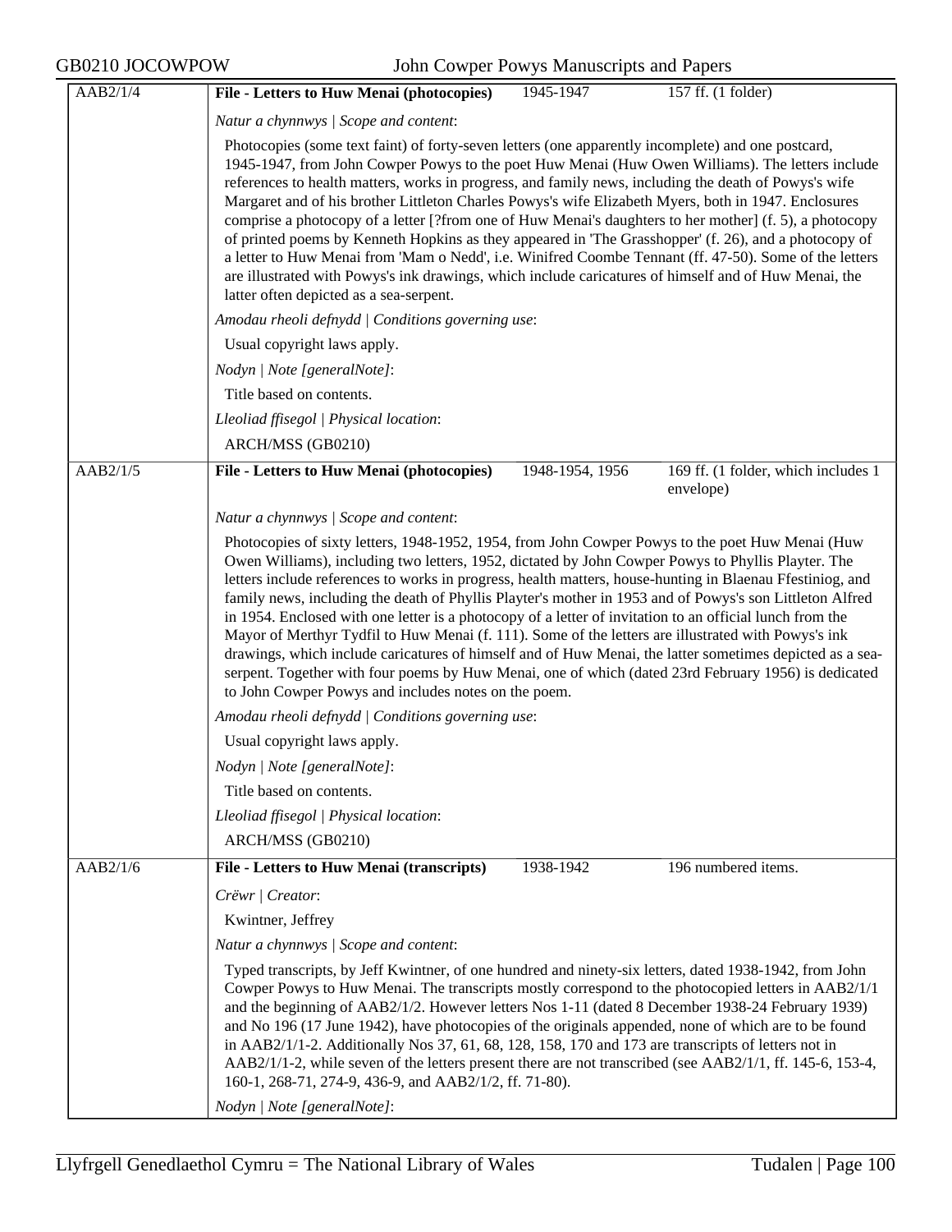| AAB2/1/4 | **File - Letters to Huw Menai (photocopies)** | 1945-1947 | 157 ff. (1 folder) |
|---|---|---|---|

*Natur a chynnwys | Scope and content*:

Photocopies (some text faint) of forty-seven letters (one apparently incomplete) and one postcard, 1945-1947, from John Cowper Powys to the poet Huw Menai (Huw Owen Williams). The letters include references to health matters, works in progress, and family news, including the death of Powys's wife Margaret and of his brother Littleton Charles Powys's wife Elizabeth Myers, both in 1947. Enclosures comprise a photocopy of a letter [?from one of Huw Menai's daughters to her mother] (f. 5), a photocopy of printed poems by Kenneth Hopkins as they appeared in 'The Grasshopper' (f. 26), and a photocopy of a letter to Huw Menai from 'Mam o Nedd', i.e. Winifred Coombe Tennant (ff. 47-50). Some of the letters are illustrated with Powys's ink drawings, which include caricatures of himself and of Huw Menai, the latter often depicted as a sea-serpent.

*Amodau rheoli defnydd | Conditions governing use*:

Usual copyright laws apply.

*Nodyn | Note [generalNote]*:

Title based on contents.

*Lleoliad ffisegol | Physical location*:

ARCH/MSS (GB0210)

| AAB2/1/5 | **File - Letters to Huw Menai (photocopies)** | 1948-1954, 1956 | 169 ff. (1 folder, which includes 1 envelope) |
|---|---|---|---|

*Natur a chynnwys | Scope and content*:

Photocopies of sixty letters, 1948-1952, 1954, from John Cowper Powys to the poet Huw Menai (Huw Owen Williams), including two letters, 1952, dictated by John Cowper Powys to Phyllis Playter. The letters include references to works in progress, health matters, house-hunting in Blaenau Ffestiniog, and family news, including the death of Phyllis Playter's mother in 1953 and of Powys's son Littleton Alfred in 1954. Enclosed with one letter is a photocopy of a letter of invitation to an official lunch from the Mayor of Merthyr Tydfil to Huw Menai (f. 111). Some of the letters are illustrated with Powys's ink drawings, which include caricatures of himself and of Huw Menai, the latter sometimes depicted as a sea-serpent. Together with four poems by Huw Menai, one of which (dated 23rd February 1956) is dedicated to John Cowper Powys and includes notes on the poem.

*Amodau rheoli defnydd | Conditions governing use*:

Usual copyright laws apply.

*Nodyn | Note [generalNote]*:

Title based on contents.

*Lleoliad ffisegol | Physical location*:

ARCH/MSS (GB0210)

| AAB2/1/6 | **File - Letters to Huw Menai (transcripts)** | 1938-1942 | 196 numbered items. |
|---|---|---|---|

*Crëwr | Creator*:

Kwintner, Jeffrey

*Natur a chynnwys | Scope and content*:

Typed transcripts, by Jeff Kwintner, of one hundred and ninety-six letters, dated 1938-1942, from John Cowper Powys to Huw Menai. The transcripts mostly correspond to the photocopied letters in AAB2/1/1 and the beginning of AAB2/1/2. However letters Nos 1-11 (dated 8 December 1938-24 February 1939) and No 196 (17 June 1942), have photocopies of the originals appended, none of which are to be found in AAB2/1/1-2. Additionally Nos 37, 61, 68, 128, 158, 170 and 173 are transcripts of letters not in AAB2/1/1-2, while seven of the letters present there are not transcribed (see AAB2/1/1, ff. 145-6, 153-4, 160-1, 268-71, 274-9, 436-9, and AAB2/1/2, ff. 71-80).

*Nodyn | Note [generalNote]*: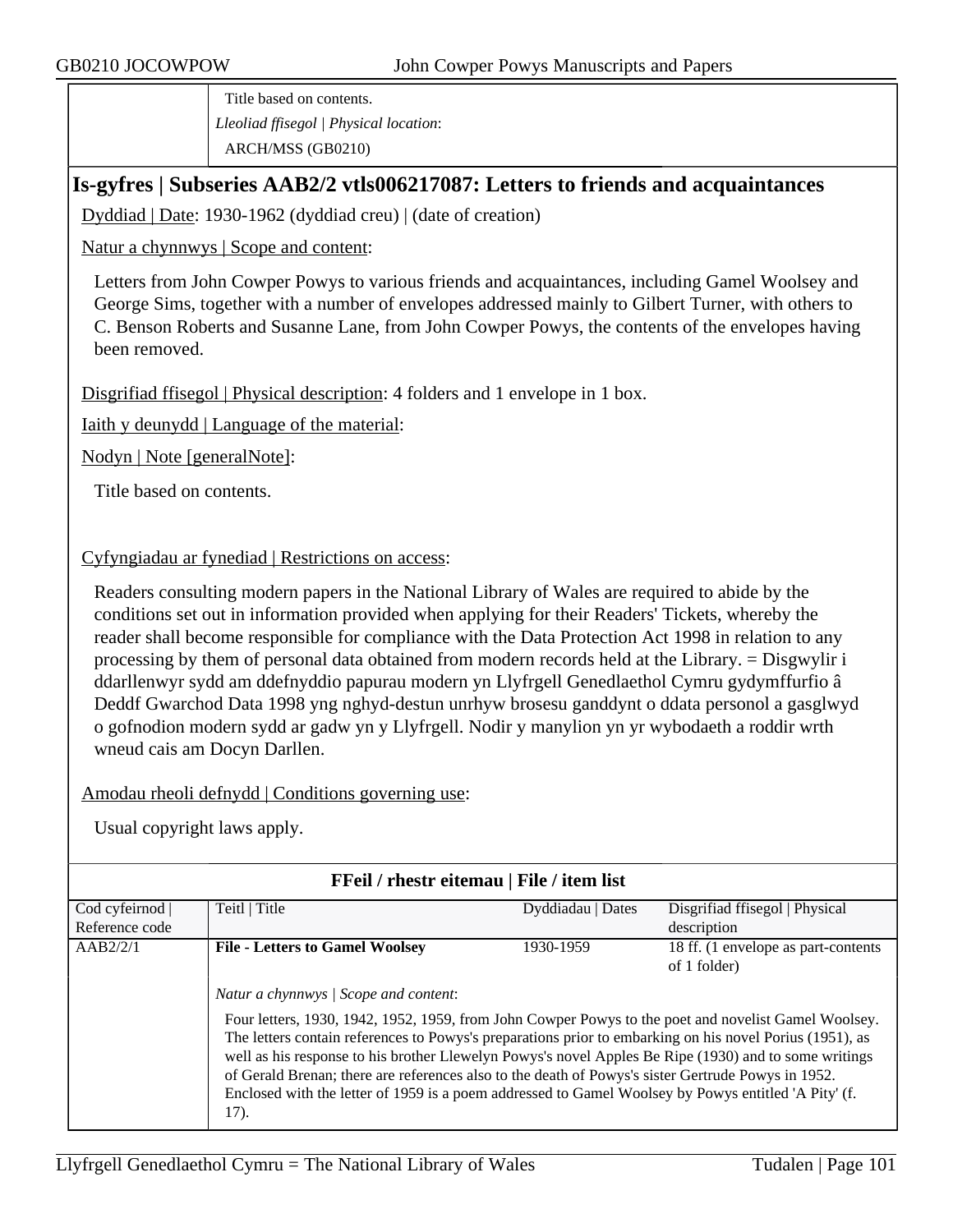Title based on contents.

*Lleoliad ffisegol | Physical location*:

ARCH/MSS (GB0210)

## Is-gyfres | Subseries AAB2/2 vtls006217087: Letters to friends and acquaintances

Dyddiad | Date: 1930-1962 (dyddiad creu) | (date of creation)

Natur a chynnwys | Scope and content:

Letters from John Cowper Powys to various friends and acquaintances, including Gamel Woolsey and George Sims, together with a number of envelopes addressed mainly to Gilbert Turner, with others to C. Benson Roberts and Susanne Lane, from John Cowper Powys, the contents of the envelopes having been removed.

Disgrifiad ffisegol | Physical description: 4 folders and 1 envelope in 1 box.

Iaith y deunydd | Language of the material:

Nodyn | Note [generalNote]:

Title based on contents.

Cyfyngiadau ar fynediad | Restrictions on access:

Readers consulting modern papers in the National Library of Wales are required to abide by the conditions set out in information provided when applying for their Readers' Tickets, whereby the reader shall become responsible for compliance with the Data Protection Act 1998 in relation to any processing by them of personal data obtained from modern records held at the Library. = Disgwylir i ddarllenwyr sydd am ddefnyddio papurau modern yn Llyfrgell Genedlaethol Cymru gydymffurfio â Deddf Gwarchod Data 1998 yng nghyd-destun unrhyw brosesu ganddynt o ddata personol a gasglwyd o gofnodion modern sydd ar gadw yn y Llyfrgell. Nodir y manylion yn yr wybodaeth a roddir wrth wneud cais am Docyn Darllen.

Amodau rheoli defnydd | Conditions governing use:

Usual copyright laws apply.

**FFeil / rhestr eitemau | File / item list**

| Cod cyfeirnod \| Reference code | Teitl \| Title | Dyddiadau \| Dates | Disgrifiad ffisegol \| Physical description |
|---|---|---|---|
| AAB2/2/1 | **File - Letters to Gamel Woolsey** | 1930-1959 | 18 ff. (1 envelope as part-contents of 1 folder) |
| | *Natur a chynnwys \| Scope and content*: Four letters, 1930, 1942, 1952, 1959, from John Cowper Powys to the poet and novelist Gamel Woolsey. The letters contain references to Powys's preparations prior to embarking on his novel Porius (1951), as well as his response to his brother Llewelyn Powys's novel Apples Be Ripe (1930) and to some writings of Gerald Brenan; there are references also to the death of Powys's sister Gertrude Powys in 1952. Enclosed with the letter of 1959 is a poem addressed to Gamel Woolsey by Powys entitled 'A Pity' (f. 17). | | |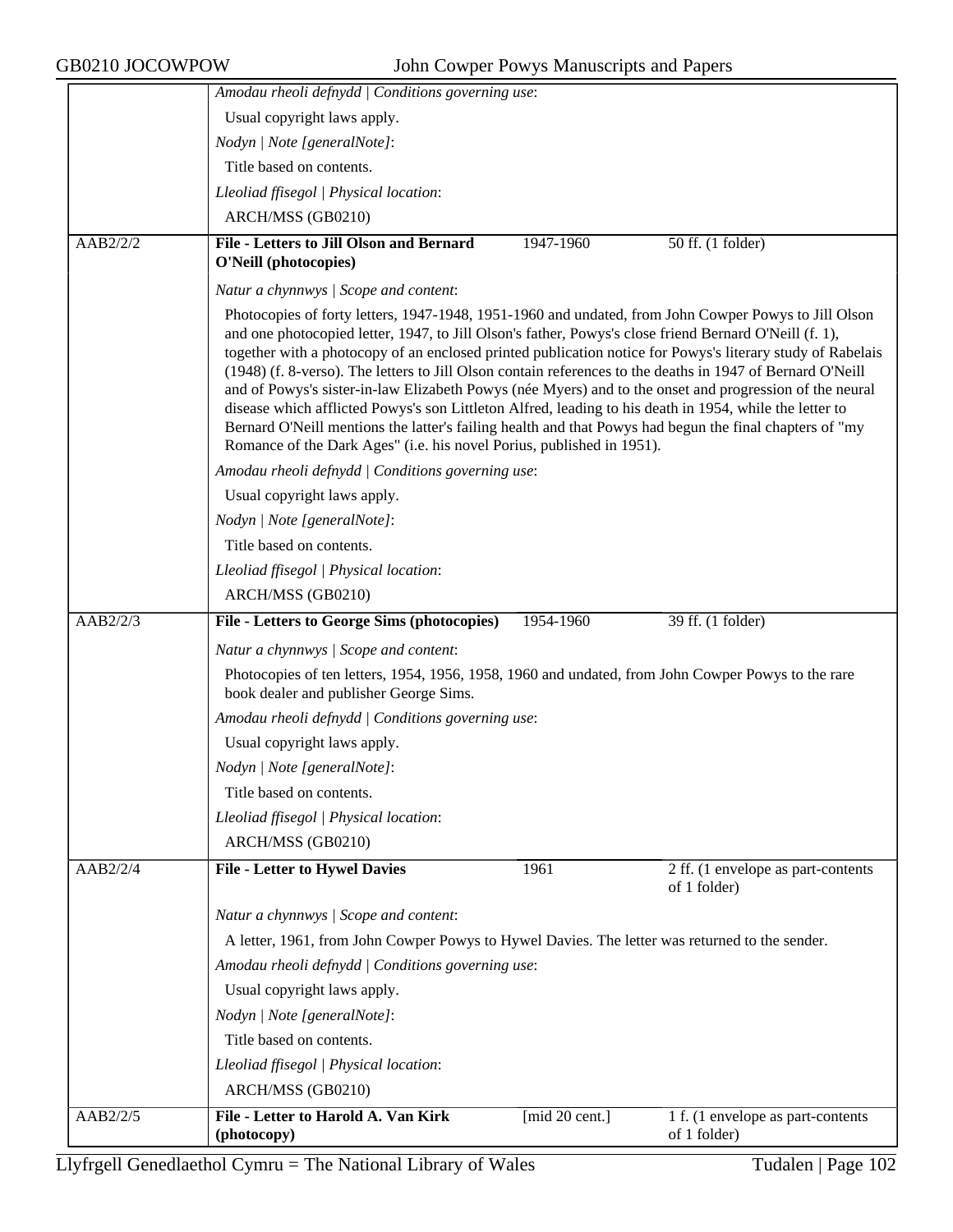*Amodau rheoli defnydd | Conditions governing use*:

Usual copyright laws apply.

*Nodyn | Note [generalNote]*:

Title based on contents.

*Lleoliad ffisegol | Physical location*:

ARCH/MSS (GB0210)

| AAB2/2/2 | **File - Letters to Jill Olson and Bernard O'Neill (photocopies)** | 1947-1960 | 50 ff. (1 folder) |
|---|---|---|---|

*Natur a chynnwys | Scope and content*:

Photocopies of forty letters, 1947-1948, 1951-1960 and undated, from John Cowper Powys to Jill Olson and one photocopied letter, 1947, to Jill Olson's father, Powys's close friend Bernard O'Neill (f. 1), together with a photocopy of an enclosed printed publication notice for Powys's literary study of Rabelais (1948) (f. 8-verso). The letters to Jill Olson contain references to the deaths in 1947 of Bernard O'Neill and of Powys's sister-in-law Elizabeth Powys (née Myers) and to the onset and progression of the neural disease which afflicted Powys's son Littleton Alfred, leading to his death in 1954, while the letter to Bernard O'Neill mentions the latter's failing health and that Powys had begun the final chapters of "my Romance of the Dark Ages" (i.e. his novel Porius, published in 1951).

*Amodau rheoli defnydd | Conditions governing use*:

Usual copyright laws apply.

*Nodyn | Note [generalNote]*:

Title based on contents.

*Lleoliad ffisegol | Physical location*:

ARCH/MSS (GB0210)

| AAB2/2/3 | **File - Letters to George Sims (photocopies)** | 1954-1960 | 39 ff. (1 folder) |
|---|---|---|---|

*Natur a chynnwys | Scope and content*:

Photocopies of ten letters, 1954, 1956, 1958, 1960 and undated, from John Cowper Powys to the rare book dealer and publisher George Sims.

*Amodau rheoli defnydd | Conditions governing use*:

Usual copyright laws apply.

*Nodyn | Note [generalNote]*:

Title based on contents.

*Lleoliad ffisegol | Physical location*:

ARCH/MSS (GB0210)

| AAB2/2/4 | **File - Letter to Hywel Davies** | 1961 | 2 ff. (1 envelope as part-contents of 1 folder) |
|---|---|---|---|

*Natur a chynnwys | Scope and content*:

A letter, 1961, from John Cowper Powys to Hywel Davies. The letter was returned to the sender.

*Amodau rheoli defnydd | Conditions governing use*:

Usual copyright laws apply.

*Nodyn | Note [generalNote]*:

Title based on contents.

*Lleoliad ffisegol | Physical location*:

ARCH/MSS (GB0210)

| AAB2/2/5 | **File - Letter to Harold A. Van Kirk (photocopy)** | [mid 20 cent.] | 1 f. (1 envelope as part-contents of 1 folder) |
|---|---|---|---|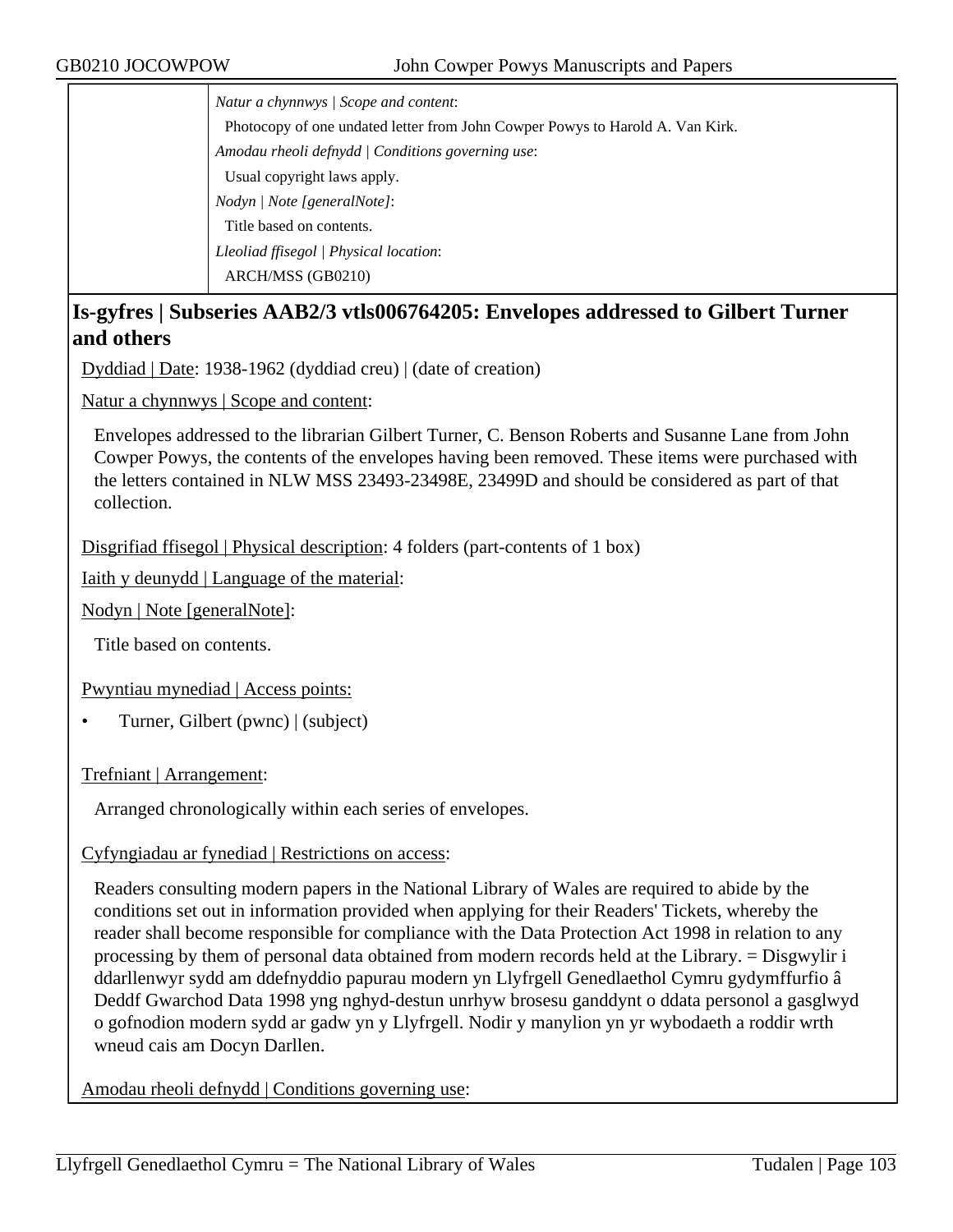*Natur a chynnwys | Scope and content*:

Photocopy of one undated letter from John Cowper Powys to Harold A. Van Kirk.

*Amodau rheoli defnydd | Conditions governing use*:

Usual copyright laws apply.

*Nodyn | Note [generalNote]*:

Title based on contents.

*Lleoliad ffisegol | Physical location*:

ARCH/MSS (GB0210)

## Is-gyfres | Subseries AAB2/3 vtls006764205: Envelopes addressed to Gilbert Turner and others

Dyddiad | Date: 1938-1962 (dyddiad creu) | (date of creation)

Natur a chynnwys | Scope and content:

Envelopes addressed to the librarian Gilbert Turner, C. Benson Roberts and Susanne Lane from John Cowper Powys, the contents of the envelopes having been removed. These items were purchased with the letters contained in NLW MSS 23493-23498E, 23499D and should be considered as part of that collection.

Disgrifiad ffisegol | Physical description: 4 folders (part-contents of 1 box)

Iaith y deunydd | Language of the material:

Nodyn | Note [generalNote]:

Title based on contents.

Pwyntiau mynediad | Access points:

- Turner, Gilbert (pwnc) | (subject)

Trefniant | Arrangement:

Arranged chronologically within each series of envelopes.

Cyfyngiadau ar fynediad | Restrictions on access:

Readers consulting modern papers in the National Library of Wales are required to abide by the conditions set out in information provided when applying for their Readers' Tickets, whereby the reader shall become responsible for compliance with the Data Protection Act 1998 in relation to any processing by them of personal data obtained from modern records held at the Library. = Disgwylir i ddarllenwyr sydd am ddefnyddio papurau modern yn Llyfrgell Genedlaethol Cymru gydymffurfio â Deddf Gwarchod Data 1998 yng nghyd-destun unrhyw brosesu ganddynt o ddata personol a gasglwyd o gofnodion modern sydd ar gadw yn y Llyfrgell. Nodir y manylion yn yr wybodaeth a roddir wrth wneud cais am Docyn Darllen.

Amodau rheoli defnydd | Conditions governing use: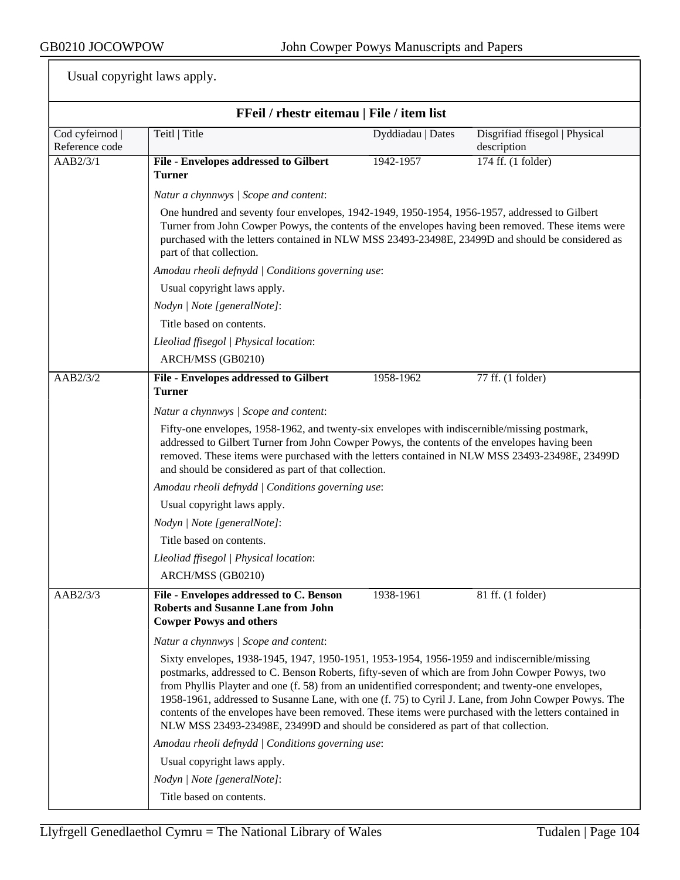Usual copyright laws apply.

## FFeil / rhestr eitemau | File / item list

| Cod cyfeirnod \| Reference code | Teitl \| Title | Dyddiadau \| Dates | Disgrifiad ffisegol \| Physical description |
|---|---|---|---|
| AAB2/3/1 | **File - Envelopes addressed to Gilbert Turner** | 1942-1957 | 174 ff. (1 folder) |

*Natur a chynnwys | Scope and content*:

One hundred and seventy four envelopes, 1942-1949, 1950-1954, 1956-1957, addressed to Gilbert Turner from John Cowper Powys, the contents of the envelopes having been removed. These items were purchased with the letters contained in NLW MSS 23493-23498E, 23499D and should be considered as part of that collection.

*Amodau rheoli defnydd | Conditions governing use*:

Usual copyright laws apply.

*Nodyn | Note [generalNote]*:

Title based on contents.

*Lleoliad ffisegol | Physical location*:

ARCH/MSS (GB0210)

| Cod cyfeirnod \| Reference code | Teitl \| Title | Dyddiadau \| Dates | Disgrifiad ffisegol \| Physical description |
|---|---|---|---|
| AAB2/3/2 | **File - Envelopes addressed to Gilbert Turner** | 1958-1962 | 77 ff. (1 folder) |

*Natur a chynnwys | Scope and content*:

Fifty-one envelopes, 1958-1962, and twenty-six envelopes with indiscernible/missing postmark, addressed to Gilbert Turner from John Cowper Powys, the contents of the envelopes having been removed. These items were purchased with the letters contained in NLW MSS 23493-23498E, 23499D and should be considered as part of that collection.

*Amodau rheoli defnydd | Conditions governing use*:

Usual copyright laws apply.

*Nodyn | Note [generalNote]*:

Title based on contents.

*Lleoliad ffisegol | Physical location*:

ARCH/MSS (GB0210)

| Cod cyfeirnod \| Reference code | Teitl \| Title | Dyddiadau \| Dates | Disgrifiad ffisegol \| Physical description |
|---|---|---|---|
| AAB2/3/3 | **File - Envelopes addressed to C. Benson Roberts and Susanne Lane from John Cowper Powys and others** | 1938-1961 | 81 ff. (1 folder) |

*Natur a chynnwys | Scope and content*:

Sixty envelopes, 1938-1945, 1947, 1950-1951, 1953-1954, 1956-1959 and indiscernible/missing postmarks, addressed to C. Benson Roberts, fifty-seven of which are from John Cowper Powys, two from Phyllis Playter and one (f. 58) from an unidentified correspondent; and twenty-one envelopes, 1958-1961, addressed to Susanne Lane, with one (f. 75) to Cyril J. Lane, from John Cowper Powys. The contents of the envelopes have been removed. These items were purchased with the letters contained in NLW MSS 23493-23498E, 23499D and should be considered as part of that collection.

*Amodau rheoli defnydd | Conditions governing use*:

Usual copyright laws apply.

*Nodyn | Note [generalNote]*:

Title based on contents.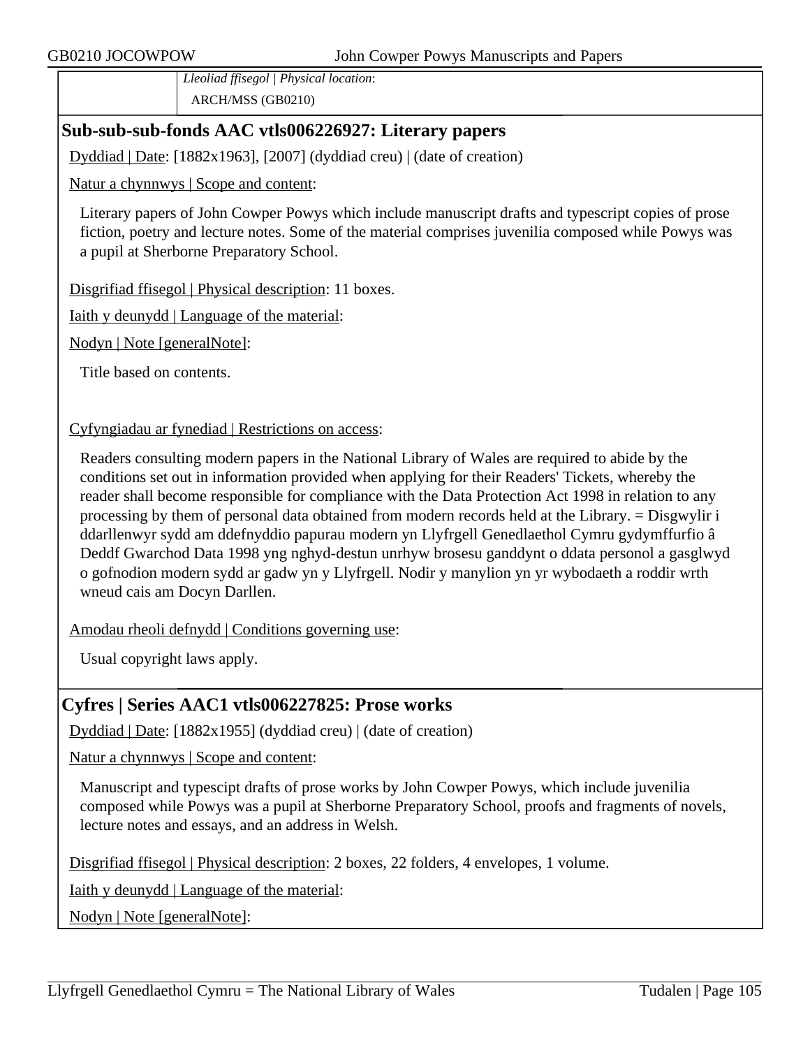*Lleoliad ffisegol | Physical location*:

ARCH/MSS (GB0210)

## Sub-sub-sub-fonds AAC vtls006226927: Literary papers

Dyddiad | Date: [1882x1963], [2007] (dyddiad creu) | (date of creation)

Natur a chynnwys | Scope and content:

Literary papers of John Cowper Powys which include manuscript drafts and typescript copies of prose fiction, poetry and lecture notes. Some of the material comprises juvenilia composed while Powys was a pupil at Sherborne Preparatory School.

Disgrifiad ffisegol | Physical description: 11 boxes.

Iaith y deunydd | Language of the material:

Nodyn | Note [generalNote]:

Title based on contents.

Cyfyngiadau ar fynediad | Restrictions on access:

Readers consulting modern papers in the National Library of Wales are required to abide by the conditions set out in information provided when applying for their Readers' Tickets, whereby the reader shall become responsible for compliance with the Data Protection Act 1998 in relation to any processing by them of personal data obtained from modern records held at the Library. = Disgwylir i ddarllenwyr sydd am ddefnyddio papurau modern yn Llyfrgell Genedlaethol Cymru gydymffurfio â Deddf Gwarchod Data 1998 yng nghyd-destun unrhyw brosesu ganddynt o ddata personol a gasglwyd o gofnodion modern sydd ar gadw yn y Llyfrgell. Nodir y manylion yn yr wybodaeth a roddir wrth wneud cais am Docyn Darllen.

Amodau rheoli defnydd | Conditions governing use:

Usual copyright laws apply.

## Cyfres | Series AAC1 vtls006227825: Prose works

Dyddiad | Date: [1882x1955] (dyddiad creu) | (date of creation)

Natur a chynnwys | Scope and content:

Manuscript and typescipt drafts of prose works by John Cowper Powys, which include juvenilia composed while Powys was a pupil at Sherborne Preparatory School, proofs and fragments of novels, lecture notes and essays, and an address in Welsh.

Disgrifiad ffisegol | Physical description: 2 boxes, 22 folders, 4 envelopes, 1 volume.

Iaith y deunydd | Language of the material:

Nodyn | Note [generalNote]: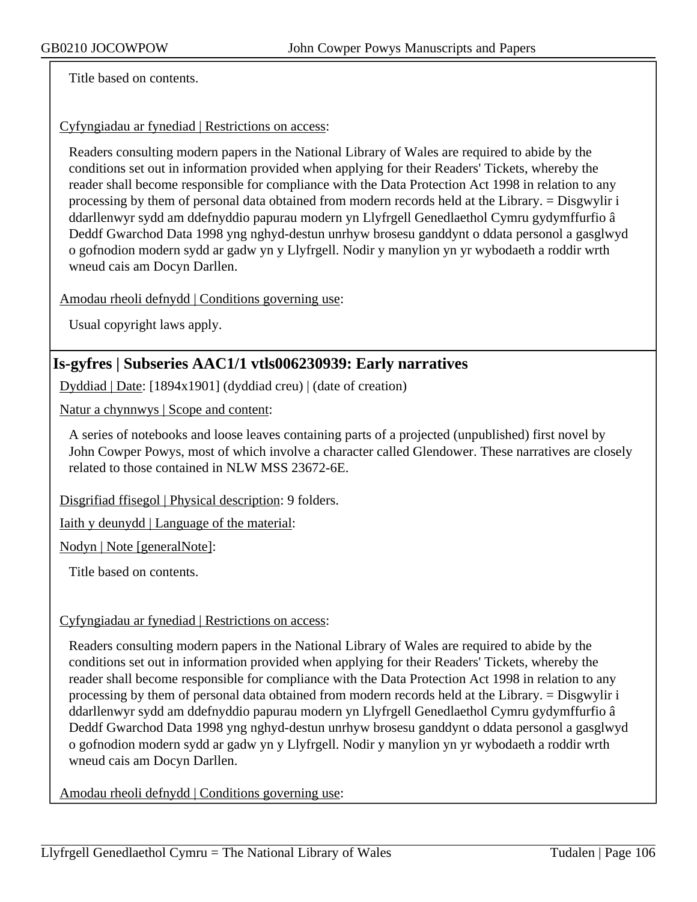Title based on contents.

Cyfyngiadau ar fynediad | Restrictions on access:

Readers consulting modern papers in the National Library of Wales are required to abide by the conditions set out in information provided when applying for their Readers' Tickets, whereby the reader shall become responsible for compliance with the Data Protection Act 1998 in relation to any processing by them of personal data obtained from modern records held at the Library. = Disgwylir i ddarllenwyr sydd am ddefnyddio papurau modern yn Llyfrgell Genedlaethol Cymru gydymffurfio â Deddf Gwarchod Data 1998 yng nghyd-destun unrhyw brosesu ganddynt o ddata personol a gasglwyd o gofnodion modern sydd ar gadw yn y Llyfrgell. Nodir y manylion yn yr wybodaeth a roddir wrth wneud cais am Docyn Darllen.

Amodau rheoli defnydd | Conditions governing use:

Usual copyright laws apply.

## Is-gyfres | Subseries AAC1/1 vtls006230939: Early narratives

Dyddiad | Date: [1894x1901] (dyddiad creu) | (date of creation)

Natur a chynnwys | Scope and content:

A series of notebooks and loose leaves containing parts of a projected (unpublished) first novel by John Cowper Powys, most of which involve a character called Glendower. These narratives are closely related to those contained in NLW MSS 23672-6E.

Disgrifiad ffisegol | Physical description: 9 folders.

Iaith y deunydd | Language of the material:

Nodyn | Note [generalNote]:

Title based on contents.

Cyfyngiadau ar fynediad | Restrictions on access:

Readers consulting modern papers in the National Library of Wales are required to abide by the conditions set out in information provided when applying for their Readers' Tickets, whereby the reader shall become responsible for compliance with the Data Protection Act 1998 in relation to any processing by them of personal data obtained from modern records held at the Library. = Disgwylir i ddarllenwyr sydd am ddefnyddio papurau modern yn Llyfrgell Genedlaethol Cymru gydymffurfio â Deddf Gwarchod Data 1998 yng nghyd-destun unrhyw brosesu ganddynt o ddata personol a gasglwyd o gofnodion modern sydd ar gadw yn y Llyfrgell. Nodir y manylion yn yr wybodaeth a roddir wrth wneud cais am Docyn Darllen.

Amodau rheoli defnydd | Conditions governing use: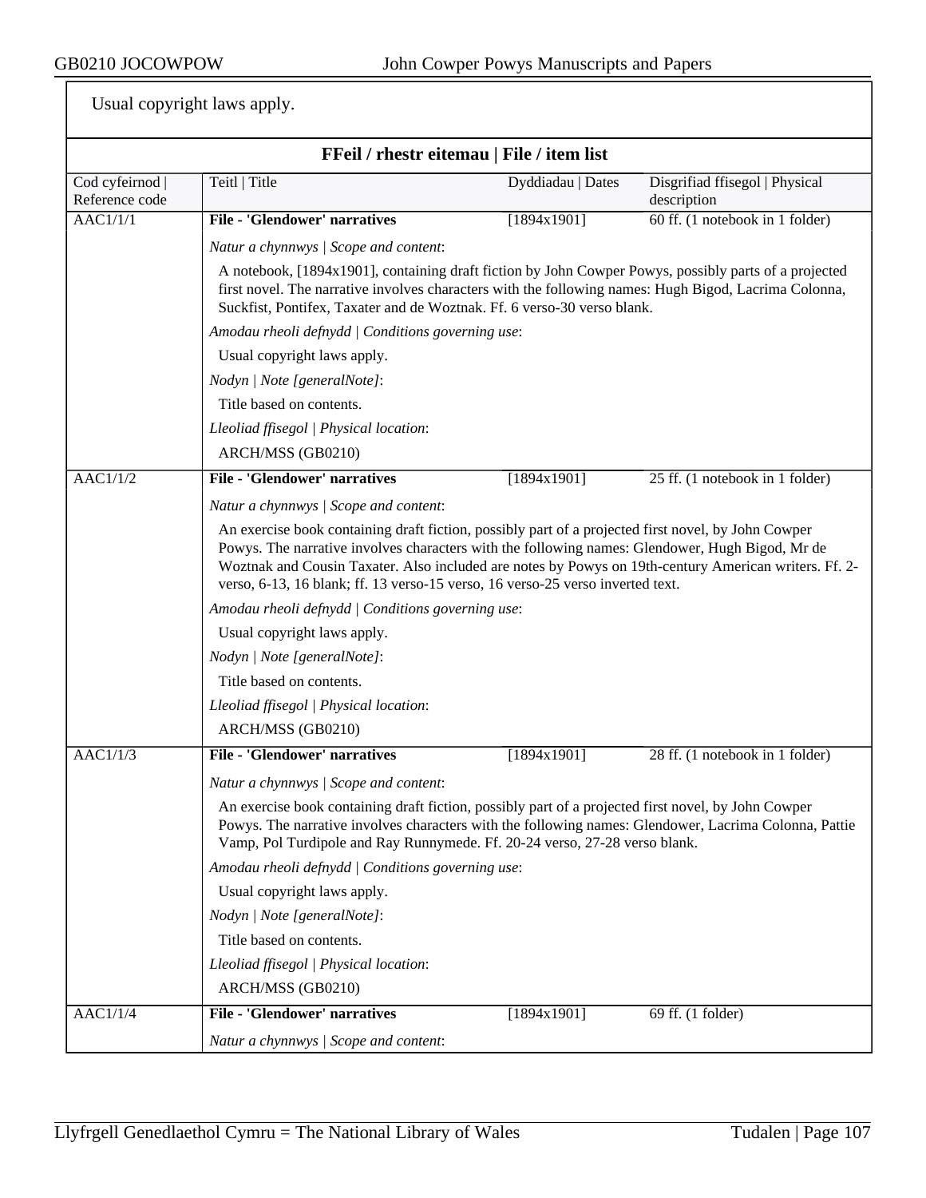Usual copyright laws apply.

## FFeil / rhestr eitemau | File / item list

| Cod cyfeirnod \| Reference code | Teitl \| Title | Dyddiadau \| Dates | Disgrifiad ffisegol \| Physical description |
|---|---|---|---|
| AAC1/1/1 | **File - 'Glendower' narratives** | [1894x1901] | 60 ff. (1 notebook in 1 folder) |

*Natur a chynnwys | Scope and content*:

A notebook, [1894x1901], containing draft fiction by John Cowper Powys, possibly parts of a projected first novel. The narrative involves characters with the following names: Hugh Bigod, Lacrima Colonna, Suckfist, Pontifex, Taxater and de Woztnak. Ff. 6 verso-30 verso blank.

*Amodau rheoli defnydd | Conditions governing use*:

Usual copyright laws apply.

*Nodyn | Note [generalNote]*:

Title based on contents.

*Lleoliad ffisegol | Physical location*:

ARCH/MSS (GB0210)

| Cod cyfeirnod \| Reference code | Teitl \| Title | Dyddiadau \| Dates | Disgrifiad ffisegol \| Physical description |
|---|---|---|---|
| AAC1/1/2 | **File - 'Glendower' narratives** | [1894x1901] | 25 ff. (1 notebook in 1 folder) |

*Natur a chynnwys | Scope and content*:

An exercise book containing draft fiction, possibly part of a projected first novel, by John Cowper Powys. The narrative involves characters with the following names: Glendower, Hugh Bigod, Mr de Woztnak and Cousin Taxater. Also included are notes by Powys on 19th-century American writers. Ff. 2-verso, 6-13, 16 blank; ff. 13 verso-15 verso, 16 verso-25 verso inverted text.

*Amodau rheoli defnydd | Conditions governing use*:

Usual copyright laws apply.

*Nodyn | Note [generalNote]*:

Title based on contents.

*Lleoliad ffisegol | Physical location*:

ARCH/MSS (GB0210)

| Cod cyfeirnod \| Reference code | Teitl \| Title | Dyddiadau \| Dates | Disgrifiad ffisegol \| Physical description |
|---|---|---|---|
| AAC1/1/3 | **File - 'Glendower' narratives** | [1894x1901] | 28 ff. (1 notebook in 1 folder) |

*Natur a chynnwys | Scope and content*:

An exercise book containing draft fiction, possibly part of a projected first novel, by John Cowper Powys. The narrative involves characters with the following names: Glendower, Lacrima Colonna, Pattie Vamp, Pol Turdipole and Ray Runnymede. Ff. 20-24 verso, 27-28 verso blank.

*Amodau rheoli defnydd | Conditions governing use*:

Usual copyright laws apply.

*Nodyn | Note [generalNote]*:

Title based on contents.

*Lleoliad ffisegol | Physical location*:

ARCH/MSS (GB0210)

| Cod cyfeirnod \| Reference code | Teitl \| Title | Dyddiadau \| Dates | Disgrifiad ffisegol \| Physical description |
|---|---|---|---|
| AAC1/1/4 | **File - 'Glendower' narratives** | [1894x1901] | 69 ff. (1 folder) |

*Natur a chynnwys | Scope and content*: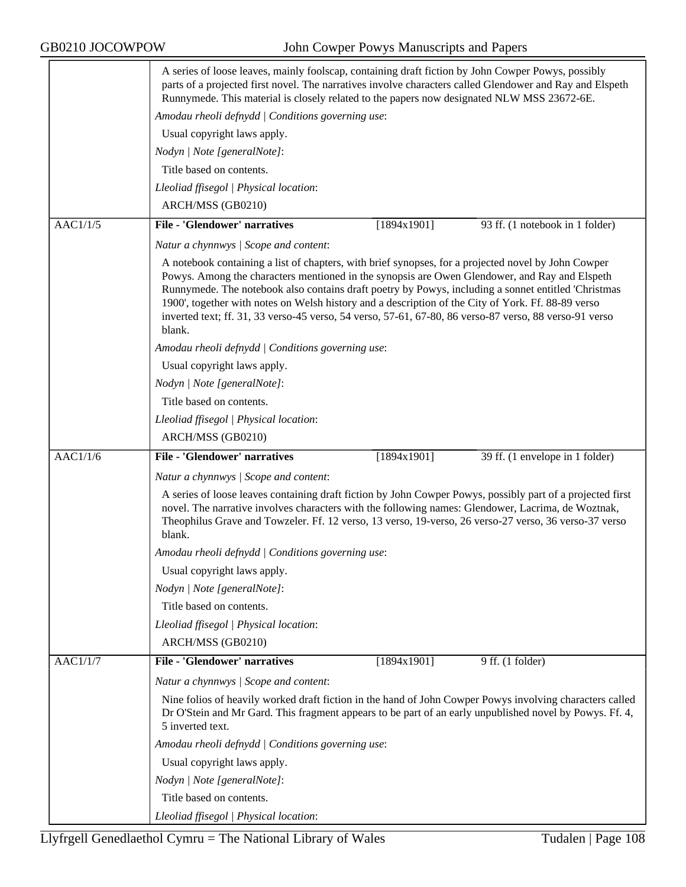A series of loose leaves, mainly foolscap, containing draft fiction by John Cowper Powys, possibly parts of a projected first novel. The narratives involve characters called Glendower and Ray and Elspeth Runnymede. This material is closely related to the papers now designated NLW MSS 23672-6E.

*Amodau rheoli defnydd | Conditions governing use*:

Usual copyright laws apply.

*Nodyn | Note [generalNote]*:

Title based on contents.

*Lleoliad ffisegol | Physical location*:

ARCH/MSS (GB0210)

| AAC1/1/5 | **File - 'Glendower' narratives** | [1894x1901] | 93 ff. (1 notebook in 1 folder) |
|---|---|---|---|

*Natur a chynnwys | Scope and content*:

A notebook containing a list of chapters, with brief synopses, for a projected novel by John Cowper Powys. Among the characters mentioned in the synopsis are Owen Glendower, and Ray and Elspeth Runnymede. The notebook also contains draft poetry by Powys, including a sonnet entitled 'Christmas 1900', together with notes on Welsh history and a description of the City of York. Ff. 88-89 verso inverted text; ff. 31, 33 verso-45 verso, 54 verso, 57-61, 67-80, 86 verso-87 verso, 88 verso-91 verso blank.

*Amodau rheoli defnydd | Conditions governing use*:

Usual copyright laws apply.

*Nodyn | Note [generalNote]*:

Title based on contents.

*Lleoliad ffisegol | Physical location*:

ARCH/MSS (GB0210)

| AAC1/1/6 | **File - 'Glendower' narratives** | [1894x1901] | 39 ff. (1 envelope in 1 folder) |
|---|---|---|---|

*Natur a chynnwys | Scope and content*:

A series of loose leaves containing draft fiction by John Cowper Powys, possibly part of a projected first novel. The narrative involves characters with the following names: Glendower, Lacrima, de Woztnak, Theophilus Grave and Towzeler. Ff. 12 verso, 13 verso, 19-verso, 26 verso-27 verso, 36 verso-37 verso blank.

*Amodau rheoli defnydd | Conditions governing use*:

Usual copyright laws apply.

*Nodyn | Note [generalNote]*:

Title based on contents.

*Lleoliad ffisegol | Physical location*:

ARCH/MSS (GB0210)

| AAC1/1/7 | **File - 'Glendower' narratives** | [1894x1901] | 9 ff. (1 folder) |
|---|---|---|---|

*Natur a chynnwys | Scope and content*:

Nine folios of heavily worked draft fiction in the hand of John Cowper Powys involving characters called Dr O'Stein and Mr Gard. This fragment appears to be part of an early unpublished novel by Powys. Ff. 4, 5 inverted text.

*Amodau rheoli defnydd | Conditions governing use*:

Usual copyright laws apply.

*Nodyn | Note [generalNote]*:

Title based on contents.

*Lleoliad ffisegol | Physical location*: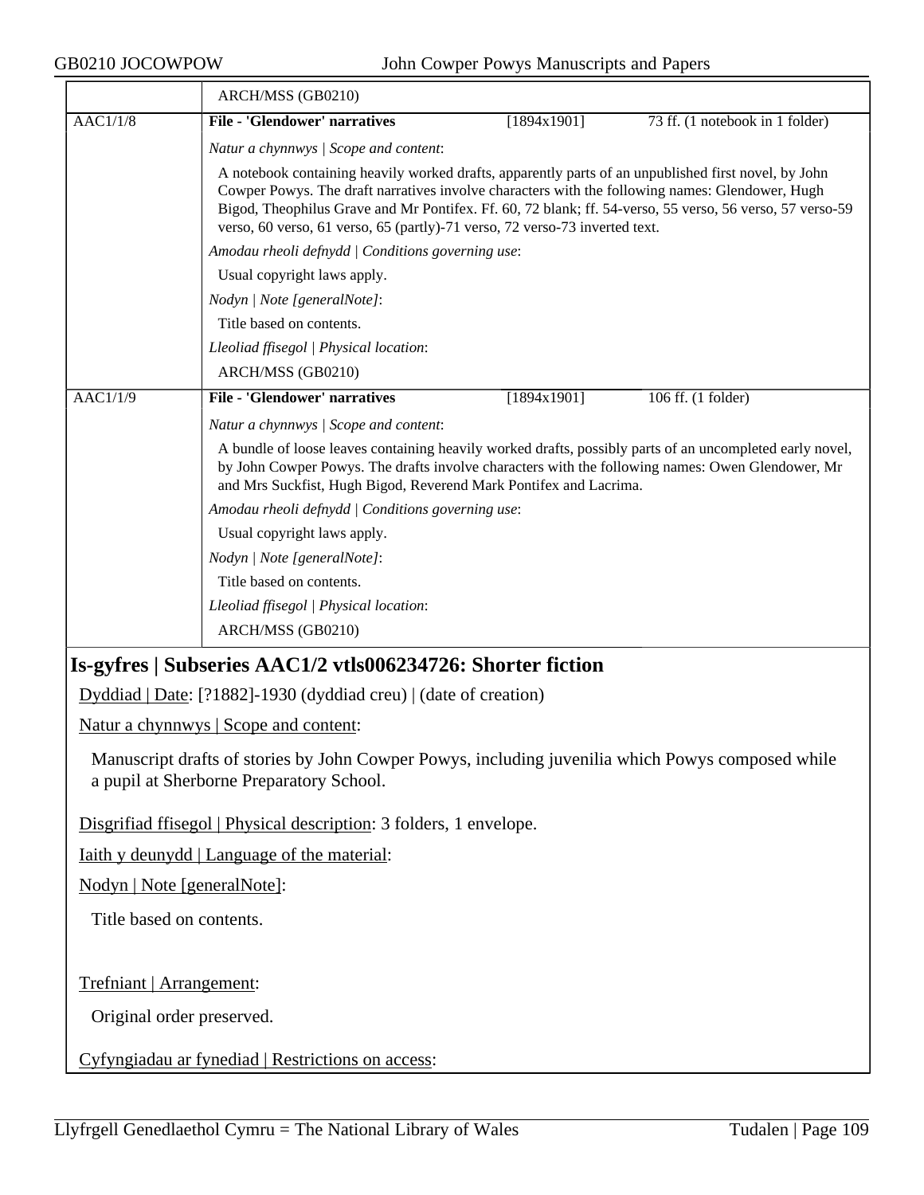ARCH/MSS (GB0210)

**AAC1/1/8** | **File - 'Glendower' narratives** | [1894x1901] | 73 ff. (1 notebook in 1 folder)

*Natur a chynnwys | Scope and content*:

A notebook containing heavily worked drafts, apparently parts of an unpublished first novel, by John Cowper Powys. The draft narratives involve characters with the following names: Glendower, Hugh Bigod, Theophilus Grave and Mr Pontifex. Ff. 60, 72 blank; ff. 54-verso, 55 verso, 56 verso, 57 verso-59 verso, 60 verso, 61 verso, 65 (partly)-71 verso, 72 verso-73 inverted text.

*Amodau rheoli defnydd | Conditions governing use*:

Usual copyright laws apply.

*Nodyn | Note [generalNote]*:

Title based on contents.

*Lleoliad ffisegol | Physical location*:

ARCH/MSS (GB0210)

**AAC1/1/9** | **File - 'Glendower' narratives** | [1894x1901] | 106 ff. (1 folder)

*Natur a chynnwys | Scope and content*:

A bundle of loose leaves containing heavily worked drafts, possibly parts of an uncompleted early novel, by John Cowper Powys. The drafts involve characters with the following names: Owen Glendower, Mr and Mrs Suckfist, Hugh Bigod, Reverend Mark Pontifex and Lacrima.

*Amodau rheoli defnydd | Conditions governing use*:

Usual copyright laws apply.

*Nodyn | Note [generalNote]*:

Title based on contents.

*Lleoliad ffisegol | Physical location*:

ARCH/MSS (GB0210)

## Is-gyfres | Subseries AAC1/2 vtls006234726: Shorter fiction

Dyddiad | Date: [?1882]-1930 (dyddiad creu) | (date of creation)

Natur a chynnwys | Scope and content:

Manuscript drafts of stories by John Cowper Powys, including juvenilia which Powys composed while a pupil at Sherborne Preparatory School.

Disgrifiad ffisegol | Physical description: 3 folders, 1 envelope.

Iaith y deunydd | Language of the material:

Nodyn | Note [generalNote]:

Title based on contents.

Trefniant | Arrangement:

Original order preserved.

Cyfyngiadau ar fynediad | Restrictions on access: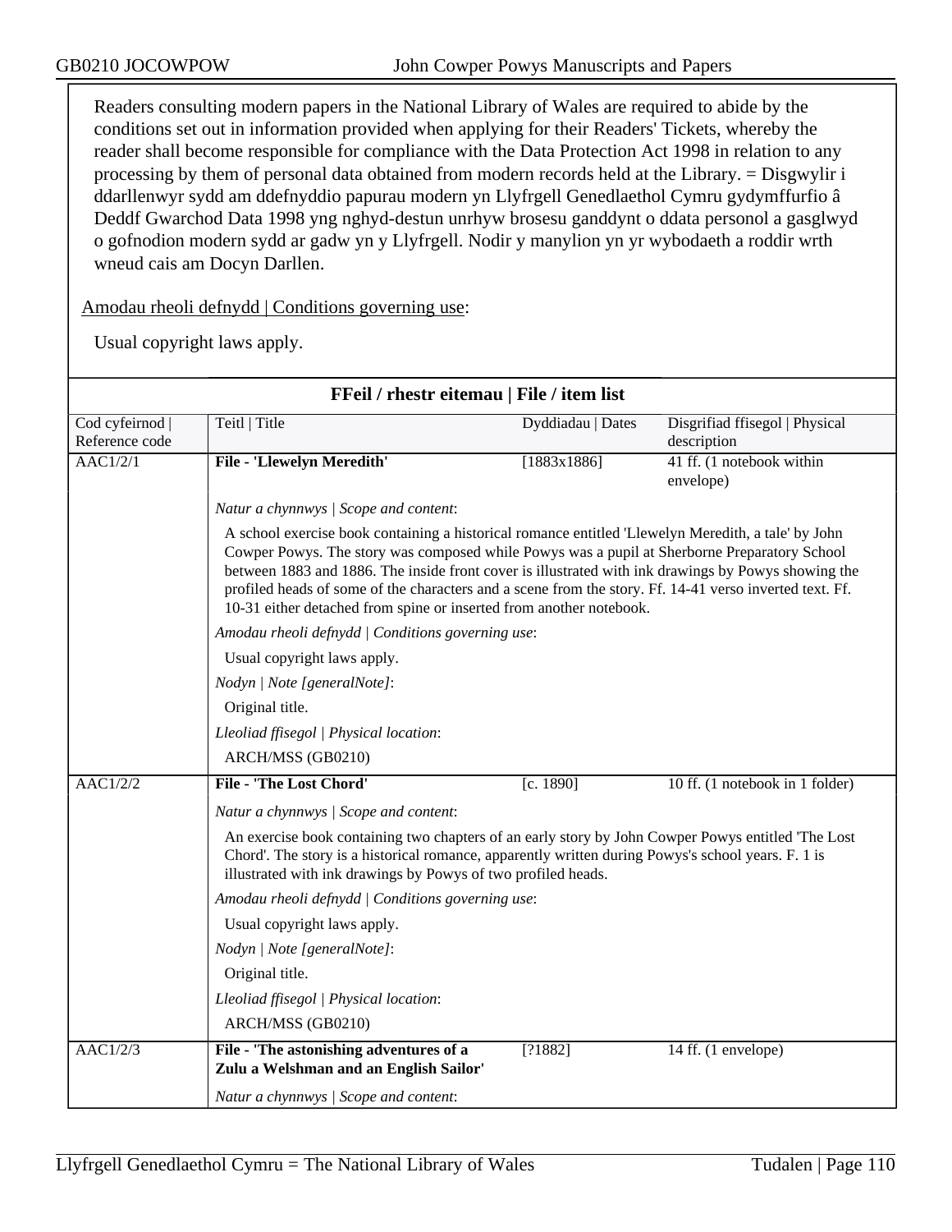Readers consulting modern papers in the National Library of Wales are required to abide by the conditions set out in information provided when applying for their Readers' Tickets, whereby the reader shall become responsible for compliance with the Data Protection Act 1998 in relation to any processing by them of personal data obtained from modern records held at the Library. = Disgwylir i ddarllenwyr sydd am ddefnyddio papurau modern yn Llyfrgell Genedlaethol Cymru gydymffurfio â Deddf Gwarchod Data 1998 yng nghyd-destun unrhyw brosesu ganddynt o ddata personol a gasglwyd o gofnodion modern sydd ar gadw yn y Llyfrgell. Nodir y manylion yn yr wybodaeth a roddir wrth wneud cais am Docyn Darllen.

Amodau rheoli defnydd | Conditions governing use:

Usual copyright laws apply.

## FFeil / rhestr eitemau | File / item list

| Cod cyfeirnod \| Reference code | Teitl \| Title | Dyddiadau \| Dates | Disgrifiad ffisegol \| Physical description |
|---|---|---|---|
| AAC1/2/1 | **File - 'Llewelyn Meredith'** | [1883x1886] | 41 ff. (1 notebook within envelope) |

*Natur a chynnwys | Scope and content*:

A school exercise book containing a historical romance entitled 'Llewelyn Meredith, a tale' by John Cowper Powys. The story was composed while Powys was a pupil at Sherborne Preparatory School between 1883 and 1886. The inside front cover is illustrated with ink drawings by Powys showing the profiled heads of some of the characters and a scene from the story. Ff. 14-41 verso inverted text. Ff. 10-31 either detached from spine or inserted from another notebook.

*Amodau rheoli defnydd | Conditions governing use*:

Usual copyright laws apply.

*Nodyn | Note [generalNote]*:

Original title.

*Lleoliad ffisegol | Physical location*:

ARCH/MSS (GB0210)

| Cod cyfeirnod \| Reference code | Teitl \| Title | Dyddiadau \| Dates | Disgrifiad ffisegol \| Physical description |
|---|---|---|---|
| AAC1/2/2 | **File - 'The Lost Chord'** | [c. 1890] | 10 ff. (1 notebook in 1 folder) |

*Natur a chynnwys | Scope and content*:

An exercise book containing two chapters of an early story by John Cowper Powys entitled 'The Lost Chord'. The story is a historical romance, apparently written during Powys's school years. F. 1 is illustrated with ink drawings by Powys of two profiled heads.

*Amodau rheoli defnydd | Conditions governing use*:

Usual copyright laws apply.

*Nodyn | Note [generalNote]*:

Original title.

*Lleoliad ffisegol | Physical location*:

ARCH/MSS (GB0210)

| Cod cyfeirnod \| Reference code | Teitl \| Title | Dyddiadau \| Dates | Disgrifiad ffisegol \| Physical description |
|---|---|---|---|
| AAC1/2/3 | **File - 'The astonishing adventures of a Zulu a Welshman and an English Sailor'** | [?1882] | 14 ff. (1 envelope) |

*Natur a chynnwys | Scope and content*: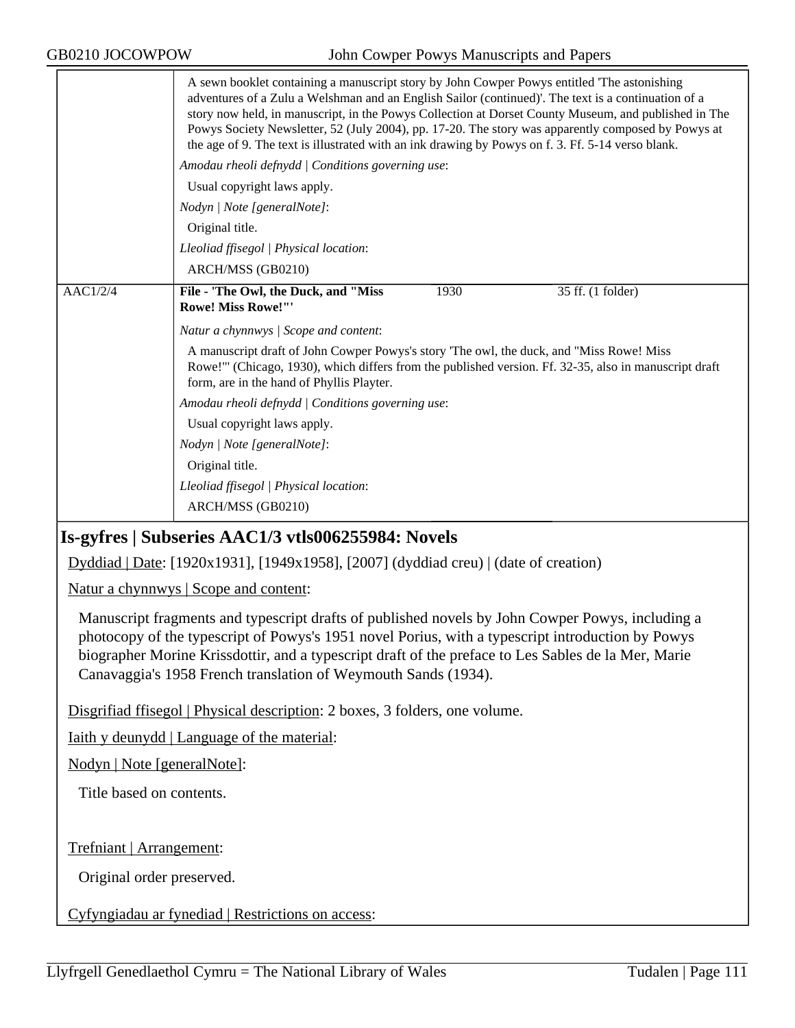A sewn booklet containing a manuscript story by John Cowper Powys entitled 'The astonishing adventures of a Zulu a Welshman and an English Sailor (continued)'. The text is a continuation of a story now held, in manuscript, in the Powys Collection at Dorset County Museum, and published in The Powys Society Newsletter, 52 (July 2004), pp. 17-20. The story was apparently composed by Powys at the age of 9. The text is illustrated with an ink drawing by Powys on f. 3. Ff. 5-14 verso blank.

*Amodau rheoli defnydd | Conditions governing use*:

Usual copyright laws apply.

*Nodyn | Note [generalNote]*:

Original title.

*Lleoliad ffisegol | Physical location*:

ARCH/MSS (GB0210)

| AAC1/2/4 | **File - 'The Owl, the Duck, and "Miss Rowe! Miss Rowe!"'** | 1930 | 35 ff. (1 folder) |
|---|---|---|---|

*Natur a chynnwys | Scope and content*:

A manuscript draft of John Cowper Powys's story 'The owl, the duck, and "Miss Rowe! Miss Rowe!"' (Chicago, 1930), which differs from the published version. Ff. 32-35, also in manuscript draft form, are in the hand of Phyllis Playter.

*Amodau rheoli defnydd | Conditions governing use*:

Usual copyright laws apply.

*Nodyn | Note [generalNote]*:

Original title.

*Lleoliad ffisegol | Physical location*:

ARCH/MSS (GB0210)

## Is-gyfres | Subseries AAC1/3 vtls006255984: Novels

Dyddiad | Date: [1920x1931], [1949x1958], [2007] (dyddiad creu) | (date of creation)

Natur a chynnwys | Scope and content:

Manuscript fragments and typescript drafts of published novels by John Cowper Powys, including a photocopy of the typescript of Powys's 1951 novel Porius, with a typescript introduction by Powys biographer Morine Krissdottir, and a typescript draft of the preface to Les Sables de la Mer, Marie Canavaggia's 1958 French translation of Weymouth Sands (1934).

Disgrifiad ffisegol | Physical description: 2 boxes, 3 folders, one volume.

Iaith y deunydd | Language of the material:

Nodyn | Note [generalNote]:

Title based on contents.

Trefniant | Arrangement:

Original order preserved.

Cyfyngiadau ar fynediad | Restrictions on access: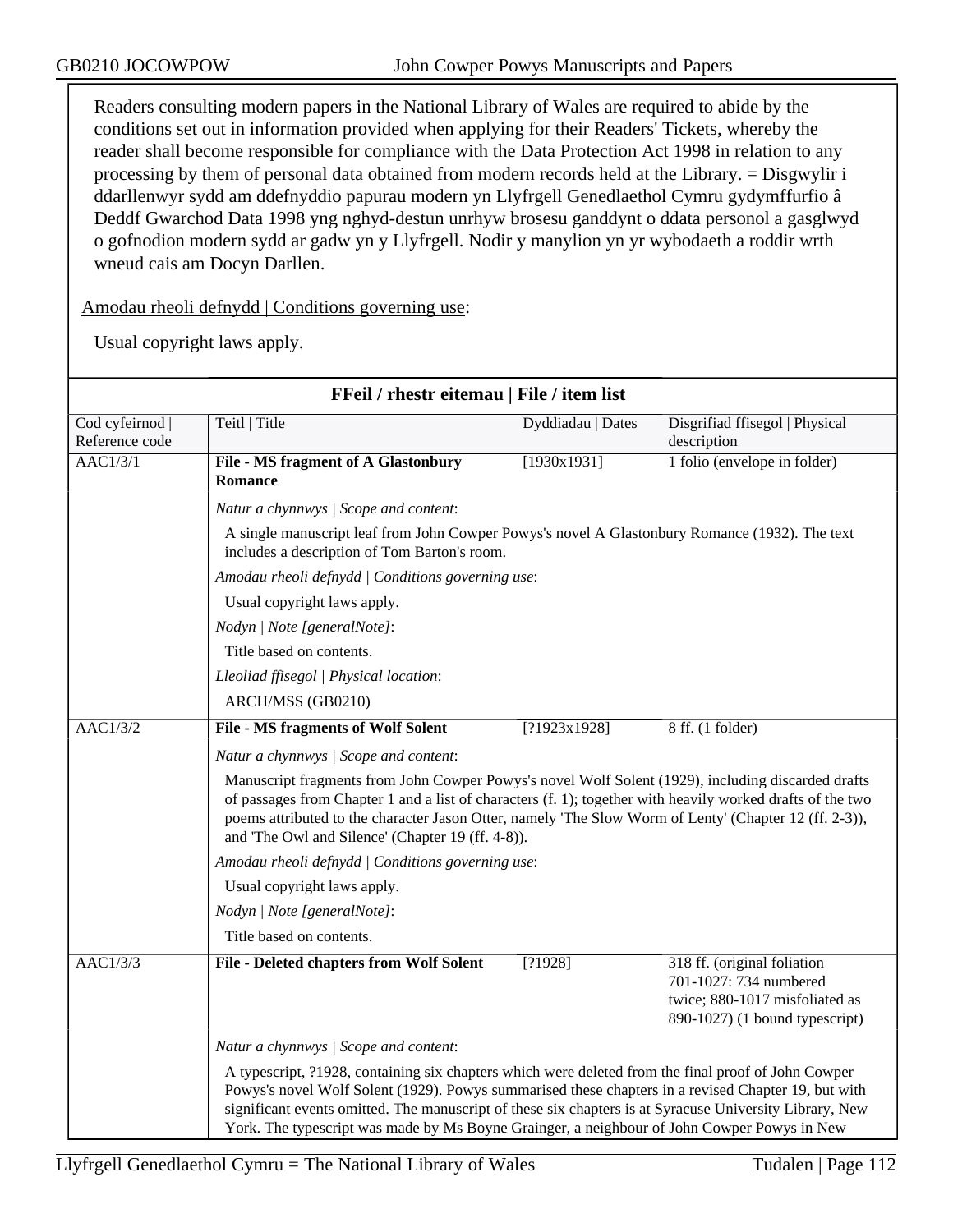Readers consulting modern papers in the National Library of Wales are required to abide by the conditions set out in information provided when applying for their Readers' Tickets, whereby the reader shall become responsible for compliance with the Data Protection Act 1998 in relation to any processing by them of personal data obtained from modern records held at the Library. = Disgwylir i ddarllenwyr sydd am ddefnyddio papurau modern yn Llyfrgell Genedlaethol Cymru gydymffurfio â Deddf Gwarchod Data 1998 yng nghyd-destun unrhyw brosesu ganddynt o ddata personol a gasglwyd o gofnodion modern sydd ar gadw yn y Llyfrgell. Nodir y manylion yn yr wybodaeth a roddir wrth wneud cais am Docyn Darllen.

Amodau rheoli defnydd | Conditions governing use:

Usual copyright laws apply.

## FFeil / rhestr eitemau | File / item list

| Cod cyfeirnod \| Reference code | Teitl \| Title | Dyddiadau \| Dates | Disgrifiad ffisegol \| Physical description |
|---|---|---|---|
| AAC1/3/1 | **File - MS fragment of A Glastonbury Romance** | [1930x1931] | 1 folio (envelope in folder) |

*Natur a chynnwys | Scope and content*:

A single manuscript leaf from John Cowper Powys's novel A Glastonbury Romance (1932). The text includes a description of Tom Barton's room.

*Amodau rheoli defnydd | Conditions governing use*:

Usual copyright laws apply.

*Nodyn | Note [generalNote]*:

Title based on contents.

*Lleoliad ffisegol | Physical location*:

ARCH/MSS (GB0210)

| Cod cyfeirnod \| Reference code | Teitl \| Title | Dyddiadau \| Dates | Disgrifiad ffisegol \| Physical description |
|---|---|---|---|
| AAC1/3/2 | **File - MS fragments of Wolf Solent** | [?1923x1928] | 8 ff. (1 folder) |

*Natur a chynnwys | Scope and content*:

Manuscript fragments from John Cowper Powys's novel Wolf Solent (1929), including discarded drafts of passages from Chapter 1 and a list of characters (f. 1); together with heavily worked drafts of the two poems attributed to the character Jason Otter, namely 'The Slow Worm of Lenty' (Chapter 12 (ff. 2-3)), and 'The Owl and Silence' (Chapter 19 (ff. 4-8)).

*Amodau rheoli defnydd | Conditions governing use*:

Usual copyright laws apply.

*Nodyn | Note [generalNote]*:

Title based on contents.

| Cod cyfeirnod \| Reference code | Teitl \| Title | Dyddiadau \| Dates | Disgrifiad ffisegol \| Physical description |
|---|---|---|---|
| AAC1/3/3 | **File - Deleted chapters from Wolf Solent** | [?1928] | 318 ff. (original foliation 701-1027: 734 numbered twice; 880-1017 misfoliated as 890-1027) (1 bound typescript) |

*Natur a chynnwys | Scope and content*:

A typescript, ?1928, containing six chapters which were deleted from the final proof of John Cowper Powys's novel Wolf Solent (1929). Powys summarised these chapters in a revised Chapter 19, but with significant events omitted. The manuscript of these six chapters is at Syracuse University Library, New York. The typescript was made by Ms Boyne Grainger, a neighbour of John Cowper Powys in New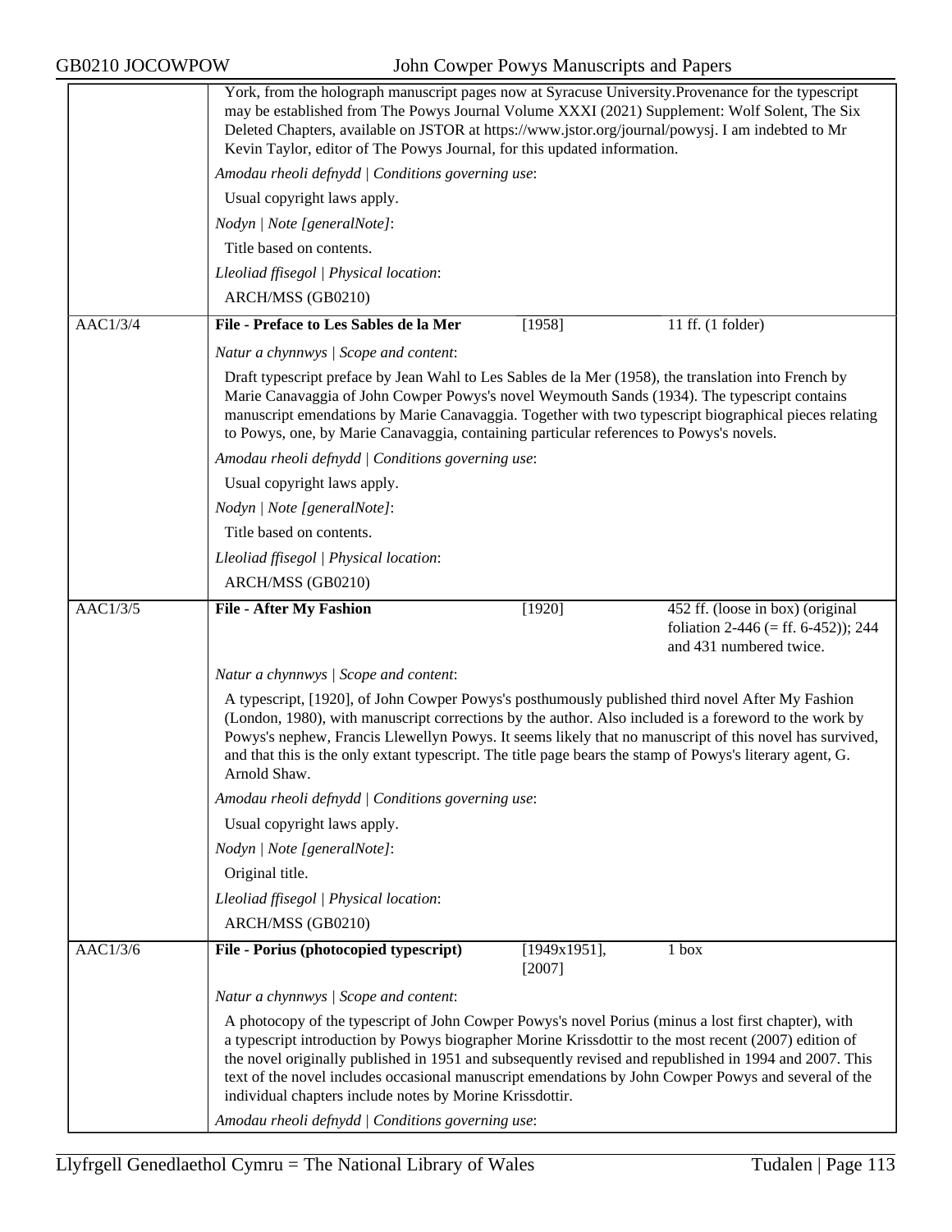York, from the holograph manuscript pages now at Syracuse University.Provenance for the typescript may be established from The Powys Journal Volume XXXI (2021) Supplement: Wolf Solent, The Six Deleted Chapters, available on JSTOR at https://www.jstor.org/journal/powysj. I am indebted to Mr Kevin Taylor, editor of The Powys Journal, for this updated information.

*Amodau rheoli defnydd | Conditions governing use*:

Usual copyright laws apply.

*Nodyn | Note [generalNote]*:

Title based on contents.

*Lleoliad ffisegol | Physical location*:

ARCH/MSS (GB0210)

---

AAC1/3/4 | **File - Preface to Les Sables de la Mer** | [1958] | 11 ff. (1 folder)

*Natur a chynnwys | Scope and content*:

Draft typescript preface by Jean Wahl to Les Sables de la Mer (1958), the translation into French by Marie Canavaggia of John Cowper Powys's novel Weymouth Sands (1934). The typescript contains manuscript emendations by Marie Canavaggia. Together with two typescript biographical pieces relating to Powys, one, by Marie Canavaggia, containing particular references to Powys's novels.

*Amodau rheoli defnydd | Conditions governing use*:

Usual copyright laws apply.

*Nodyn | Note [generalNote]*:

Title based on contents.

*Lleoliad ffisegol | Physical location*:

ARCH/MSS (GB0210)

---

AAC1/3/5 | **File - After My Fashion** | [1920] | 452 ff. (loose in box) (original foliation 2-446 (= ff. 6-452)); 244 and 431 numbered twice.

*Natur a chynnwys | Scope and content*:

A typescript, [1920], of John Cowper Powys's posthumously published third novel After My Fashion (London, 1980), with manuscript corrections by the author. Also included is a foreword to the work by Powys's nephew, Francis Llewellyn Powys. It seems likely that no manuscript of this novel has survived, and that this is the only extant typescript. The title page bears the stamp of Powys's literary agent, G. Arnold Shaw.

*Amodau rheoli defnydd | Conditions governing use*:

Usual copyright laws apply.

*Nodyn | Note [generalNote]*:

Original title.

*Lleoliad ffisegol | Physical location*:

ARCH/MSS (GB0210)

---

AAC1/3/6 | **File - Porius (photocopied typescript)** | [1949x1951], [2007] | 1 box

*Natur a chynnwys | Scope and content*:

A photocopy of the typescript of John Cowper Powys's novel Porius (minus a lost first chapter), with a typescript introduction by Powys biographer Morine Krissdottir to the most recent (2007) edition of the novel originally published in 1951 and subsequently revised and republished in 1994 and 2007. This text of the novel includes occasional manuscript emendations by John Cowper Powys and several of the individual chapters include notes by Morine Krissdottir.

*Amodau rheoli defnydd | Conditions governing use*: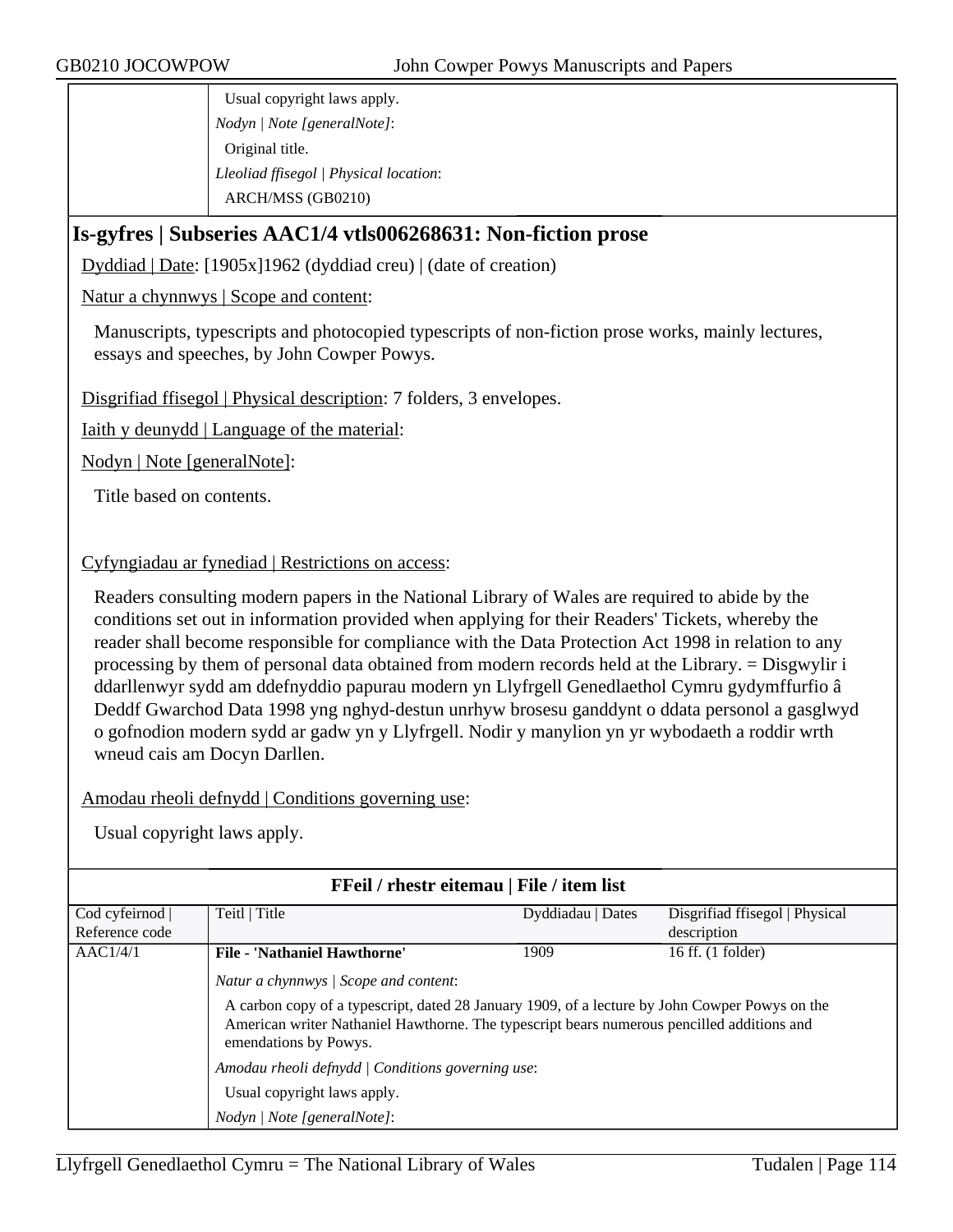| | Usual copyright laws apply. |
|---|---|
| | *Nodyn \| Note [generalNote]*: |
| | Original title. |
| | *Lleoliad ffisegol \| Physical location*: |
| | ARCH/MSS (GB0210) |

## Is-gyfres | Subseries AAC1/4 vtls006268631: Non-fiction prose

Dyddiad | Date: [1905x]1962 (dyddiad creu) | (date of creation)

Natur a chynnwys | Scope and content:

Manuscripts, typescripts and photocopied typescripts of non-fiction prose works, mainly lectures, essays and speeches, by John Cowper Powys.

Disgrifiad ffisegol | Physical description: 7 folders, 3 envelopes.

Iaith y deunydd | Language of the material:

Nodyn | Note [generalNote]:

Title based on contents.

Cyfyngiadau ar fynediad | Restrictions on access:

Readers consulting modern papers in the National Library of Wales are required to abide by the conditions set out in information provided when applying for their Readers' Tickets, whereby the reader shall become responsible for compliance with the Data Protection Act 1998 in relation to any processing by them of personal data obtained from modern records held at the Library. = Disgwylir i ddarllenwyr sydd am ddefnyddio papurau modern yn Llyfrgell Genedlaethol Cymru gydymffurfio â Deddf Gwarchod Data 1998 yng nghyd-destun unrhyw brosesu ganddynt o ddata personol a gasglwyd o gofnodion modern sydd ar gadw yn y Llyfrgell. Nodir y manylion yn yr wybodaeth a roddir wrth wneud cais am Docyn Darllen.

Amodau rheoli defnydd | Conditions governing use:

Usual copyright laws apply.

**FFeil / rhestr eitemau | File / item list**

| Cod cyfeirnod \| Reference code | Teitl \| Title | Dyddiadau \| Dates | Disgrifiad ffisegol \| Physical description |
|---|---|---|---|
| AAC1/4/1 | **File - 'Nathaniel Hawthorne'** | 1909 | 16 ff. (1 folder) |
| | *Natur a chynnwys \| Scope and content*: | | |
| | A carbon copy of a typescript, dated 28 January 1909, of a lecture by John Cowper Powys on the American writer Nathaniel Hawthorne. The typescript bears numerous pencilled additions and emendations by Powys. | | |
| | *Amodau rheoli defnydd \| Conditions governing use*: | | |
| | Usual copyright laws apply. | | |
| | *Nodyn \| Note [generalNote]*: | | |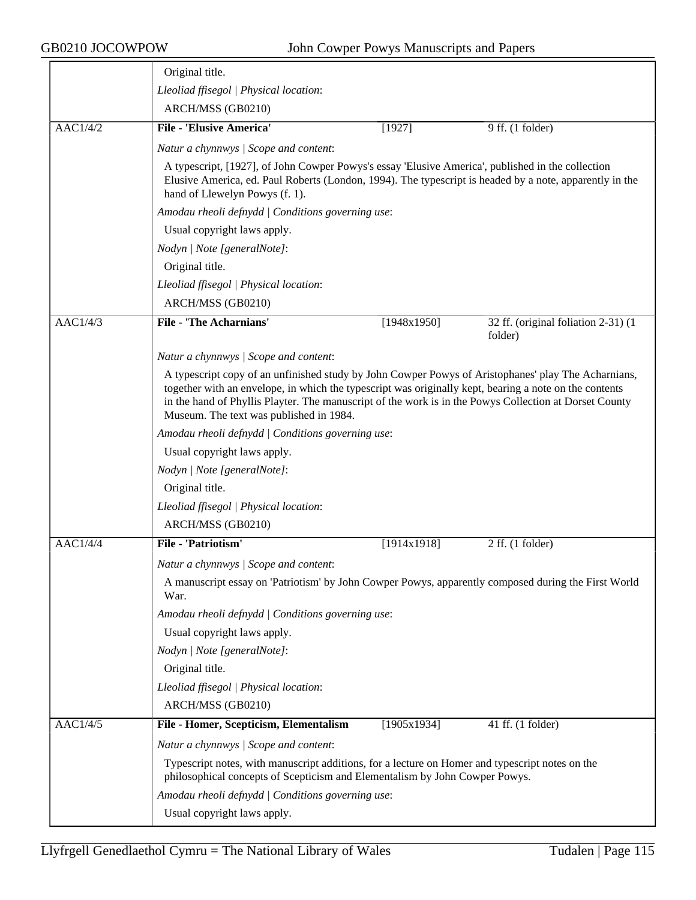Original title.

*Lleoliad ffisegol | Physical location*:

ARCH/MSS (GB0210)

| AAC1/4/2 | File - 'Elusive America' | [1927] | 9 ff. (1 folder) |
|---|---|---|---|

*Natur a chynnwys | Scope and content*:

A typescript, [1927], of John Cowper Powys's essay 'Elusive America', published in the collection Elusive America, ed. Paul Roberts (London, 1994). The typescript is headed by a note, apparently in the hand of Llewelyn Powys (f. 1).

*Amodau rheoli defnydd | Conditions governing use*:

Usual copyright laws apply.

*Nodyn | Note [generalNote]*:

Original title.

*Lleoliad ffisegol | Physical location*:

ARCH/MSS (GB0210)

| AAC1/4/3 | File - 'The Acharnians' | [1948x1950] | 32 ff. (original foliation 2-31) (1 folder) |
|---|---|---|---|

*Natur a chynnwys | Scope and content*:

A typescript copy of an unfinished study by John Cowper Powys of Aristophanes' play The Acharnians, together with an envelope, in which the typescript was originally kept, bearing a note on the contents in the hand of Phyllis Playter. The manuscript of the work is in the Powys Collection at Dorset County Museum. The text was published in 1984.

*Amodau rheoli defnydd | Conditions governing use*:

Usual copyright laws apply.

*Nodyn | Note [generalNote]*:

Original title.

*Lleoliad ffisegol | Physical location*:

ARCH/MSS (GB0210)

| AAC1/4/4 | File - 'Patriotism' | [1914x1918] | 2 ff. (1 folder) |
|---|---|---|---|

*Natur a chynnwys | Scope and content*:

A manuscript essay on 'Patriotism' by John Cowper Powys, apparently composed during the First World War.

*Amodau rheoli defnydd | Conditions governing use*:

Usual copyright laws apply.

*Nodyn | Note [generalNote]*:

Original title.

*Lleoliad ffisegol | Physical location*:

ARCH/MSS (GB0210)

| AAC1/4/5 | File - Homer, Scepticism, Elementalism | [1905x1934] | 41 ff. (1 folder) |
|---|---|---|---|

*Natur a chynnwys | Scope and content*:

Typescript notes, with manuscript additions, for a lecture on Homer and typescript notes on the philosophical concepts of Scepticism and Elementalism by John Cowper Powys.

*Amodau rheoli defnydd | Conditions governing use*:

Usual copyright laws apply.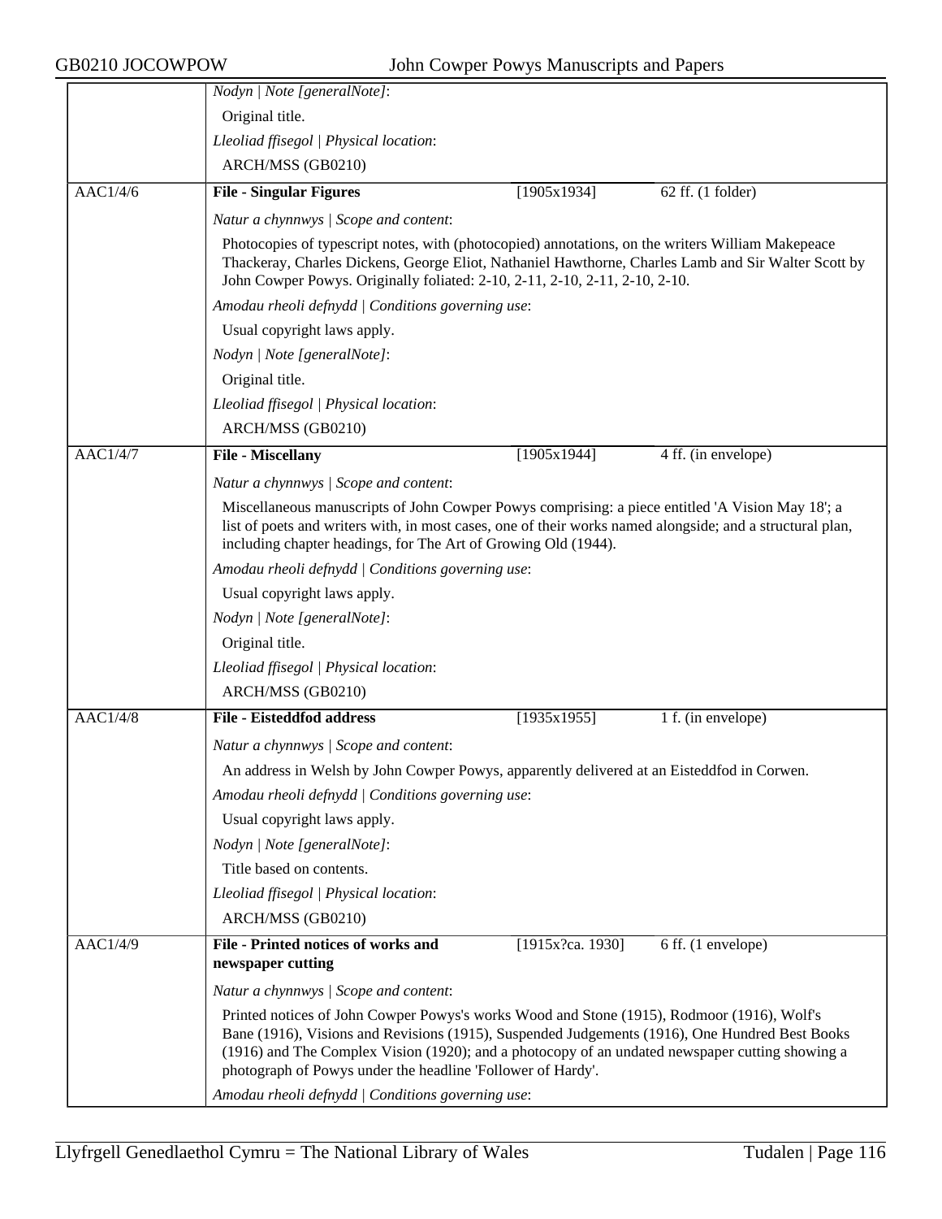*Nodyn | Note [generalNote]*:

Original title.

*Lleoliad ffisegol | Physical location*:

ARCH/MSS (GB0210)

| AAC1/4/6 | **File - Singular Figures** | [1905x1934] | 62 ff. (1 folder) |
|---|---|---|---|

*Natur a chynnwys | Scope and content*:

Photocopies of typescript notes, with (photocopied) annotations, on the writers William Makepeace Thackeray, Charles Dickens, George Eliot, Nathaniel Hawthorne, Charles Lamb and Sir Walter Scott by John Cowper Powys. Originally foliated: 2-10, 2-11, 2-10, 2-11, 2-10, 2-10.

*Amodau rheoli defnydd | Conditions governing use*:

Usual copyright laws apply.

*Nodyn | Note [generalNote]*:

Original title.

*Lleoliad ffisegol | Physical location*:

ARCH/MSS (GB0210)

| AAC1/4/7 | **File - Miscellany** | [1905x1944] | 4 ff. (in envelope) |
|---|---|---|---|

*Natur a chynnwys | Scope and content*:

Miscellaneous manuscripts of John Cowper Powys comprising: a piece entitled 'A Vision May 18'; a list of poets and writers with, in most cases, one of their works named alongside; and a structural plan, including chapter headings, for The Art of Growing Old (1944).

*Amodau rheoli defnydd | Conditions governing use*:

Usual copyright laws apply.

*Nodyn | Note [generalNote]*:

Original title.

*Lleoliad ffisegol | Physical location*:

ARCH/MSS (GB0210)

| AAC1/4/8 | **File - Eisteddfod address** | [1935x1955] | 1 f. (in envelope) |
|---|---|---|---|

*Natur a chynnwys | Scope and content*:

An address in Welsh by John Cowper Powys, apparently delivered at an Eisteddfod in Corwen.

*Amodau rheoli defnydd | Conditions governing use*:

Usual copyright laws apply.

*Nodyn | Note [generalNote]*:

Title based on contents.

*Lleoliad ffisegol | Physical location*:

ARCH/MSS (GB0210)

| AAC1/4/9 | **File - Printed notices of works and newspaper cutting** | [1915x?ca. 1930] | 6 ff. (1 envelope) |
|---|---|---|---|

*Natur a chynnwys | Scope and content*:

Printed notices of John Cowper Powys's works Wood and Stone (1915), Rodmoor (1916), Wolf's Bane (1916), Visions and Revisions (1915), Suspended Judgements (1916), One Hundred Best Books (1916) and The Complex Vision (1920); and a photocopy of an undated newspaper cutting showing a photograph of Powys under the headline 'Follower of Hardy'.

*Amodau rheoli defnydd | Conditions governing use*: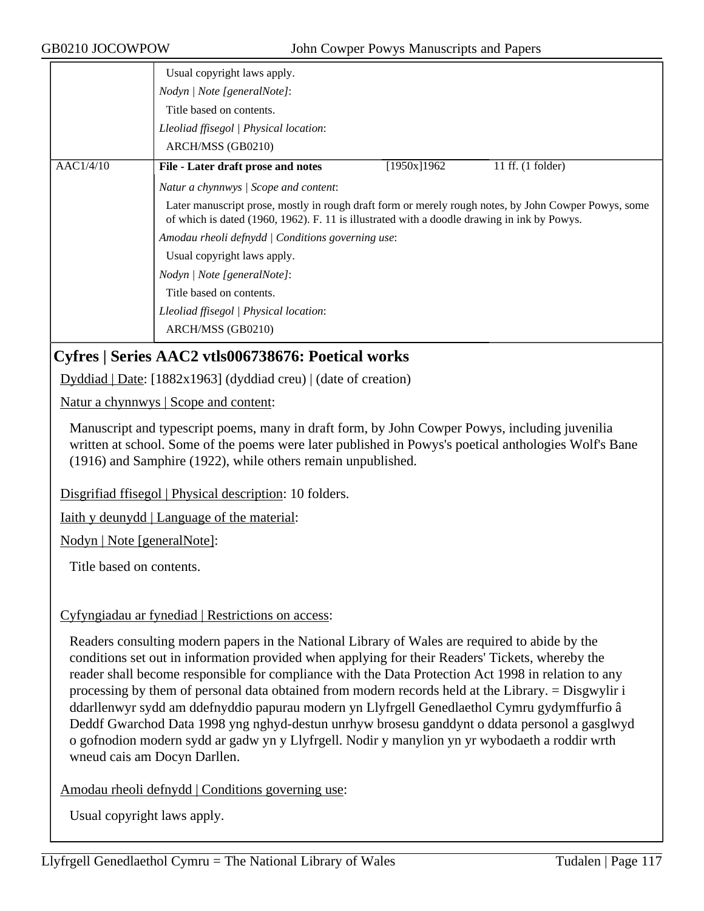Usual copyright laws apply.

*Nodyn | Note [generalNote]*:

Title based on contents.

*Lleoliad ffisegol | Physical location*:

ARCH/MSS (GB0210)

| AAC1/4/10 | **File - Later draft prose and notes** | [1950x]1962 | 11 ff. (1 folder) |
|---|---|---|---|

*Natur a chynnwys | Scope and content*:

Later manuscript prose, mostly in rough draft form or merely rough notes, by John Cowper Powys, some of which is dated (1960, 1962). F. 11 is illustrated with a doodle drawing in ink by Powys.

*Amodau rheoli defnydd | Conditions governing use*:

Usual copyright laws apply.

*Nodyn | Note [generalNote]*:

Title based on contents.

*Lleoliad ffisegol | Physical location*:

ARCH/MSS (GB0210)

## Cyfres | Series AAC2 vtls006738676: Poetical works

Dyddiad | Date: [1882x1963] (dyddiad creu) | (date of creation)

Natur a chynnwys | Scope and content:

Manuscript and typescript poems, many in draft form, by John Cowper Powys, including juvenilia written at school. Some of the poems were later published in Powys's poetical anthologies Wolf's Bane (1916) and Samphire (1922), while others remain unpublished.

Disgrifiad ffisegol | Physical description: 10 folders.

Iaith y deunydd | Language of the material:

Nodyn | Note [generalNote]:

Title based on contents.

Cyfyngiadau ar fynediad | Restrictions on access:

Readers consulting modern papers in the National Library of Wales are required to abide by the conditions set out in information provided when applying for their Readers' Tickets, whereby the reader shall become responsible for compliance with the Data Protection Act 1998 in relation to any processing by them of personal data obtained from modern records held at the Library. = Disgwylir i ddarllenwyr sydd am ddefnyddio papurau modern yn Llyfrgell Genedlaethol Cymru gydymffurfio â Deddf Gwarchod Data 1998 yng nghyd-destun unrhyw brosesu ganddynt o ddata personol a gasglwyd o gofnodion modern sydd ar gadw yn y Llyfrgell. Nodir y manylion yn yr wybodaeth a roddir wrth wneud cais am Docyn Darllen.

Amodau rheoli defnydd | Conditions governing use:

Usual copyright laws apply.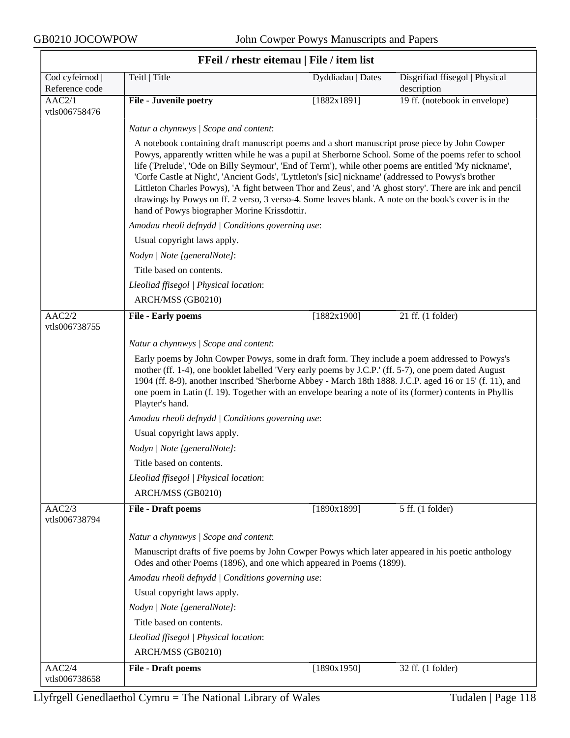## FFeil / rhestr eitemau | File / item list

| Cod cyfeirnod \| Reference code | Teitl \| Title | Dyddiadau \| Dates | Disgrifiad ffisegol \| Physical description |
|---|---|---|---|
| AAC2/1 vtls006758476 | **File - Juvenile poetry** | [1882x1891] | 19 ff. (notebook in envelope) |

*Natur a chynnwys | Scope and content*:

A notebook containing draft manuscript poems and a short manuscript prose piece by John Cowper Powys, apparently written while he was a pupil at Sherborne School. Some of the poems refer to school life ('Prelude', 'Ode on Billy Seymour', 'End of Term'), while other poems are entitled 'My nickname', 'Corfe Castle at Night', 'Ancient Gods', 'Lyttleton's [sic] nickname' (addressed to Powys's brother Littleton Charles Powys), 'A fight between Thor and Zeus', and 'A ghost story'. There are ink and pencil drawings by Powys on ff. 2 verso, 3 verso-4. Some leaves blank. A note on the book's cover is in the hand of Powys biographer Morine Krissdottir.

*Amodau rheoli defnydd | Conditions governing use*:

Usual copyright laws apply.

*Nodyn | Note [generalNote]*:

Title based on contents.

*Lleoliad ffisegol | Physical location*:

ARCH/MSS (GB0210)

| Cod cyfeirnod \| Reference code | Teitl \| Title | Dyddiadau \| Dates | Disgrifiad ffisegol \| Physical description |
|---|---|---|---|
| AAC2/2 vtls006738755 | **File - Early poems** | [1882x1900] | 21 ff. (1 folder) |

*Natur a chynnwys | Scope and content*:

Early poems by John Cowper Powys, some in draft form. They include a poem addressed to Powys's mother (ff. 1-4), one booklet labelled 'Very early poems by J.C.P.' (ff. 5-7), one poem dated August 1904 (ff. 8-9), another inscribed 'Sherborne Abbey - March 18th 1888. J.C.P. aged 16 or 15' (f. 11), and one poem in Latin (f. 19). Together with an envelope bearing a note of its (former) contents in Phyllis Playter's hand.

*Amodau rheoli defnydd | Conditions governing use*:

Usual copyright laws apply.

*Nodyn | Note [generalNote]*:

Title based on contents.

*Lleoliad ffisegol | Physical location*:

ARCH/MSS (GB0210)

| Cod cyfeirnod \| Reference code | Teitl \| Title | Dyddiadau \| Dates | Disgrifiad ffisegol \| Physical description |
|---|---|---|---|
| AAC2/3 vtls006738794 | **File - Draft poems** | [1890x1899] | 5 ff. (1 folder) |

*Natur a chynnwys | Scope and content*:

Manuscript drafts of five poems by John Cowper Powys which later appeared in his poetic anthology Odes and other Poems (1896), and one which appeared in Poems (1899).

*Amodau rheoli defnydd | Conditions governing use*:

Usual copyright laws apply.

*Nodyn | Note [generalNote]*:

Title based on contents.

*Lleoliad ffisegol | Physical location*:

ARCH/MSS (GB0210)

| Cod cyfeirnod \| Reference code | Teitl \| Title | Dyddiadau \| Dates | Disgrifiad ffisegol \| Physical description |
|---|---|---|---|
| AAC2/4 vtls006738658 | **File - Draft poems** | [1890x1950] | 32 ff. (1 folder) |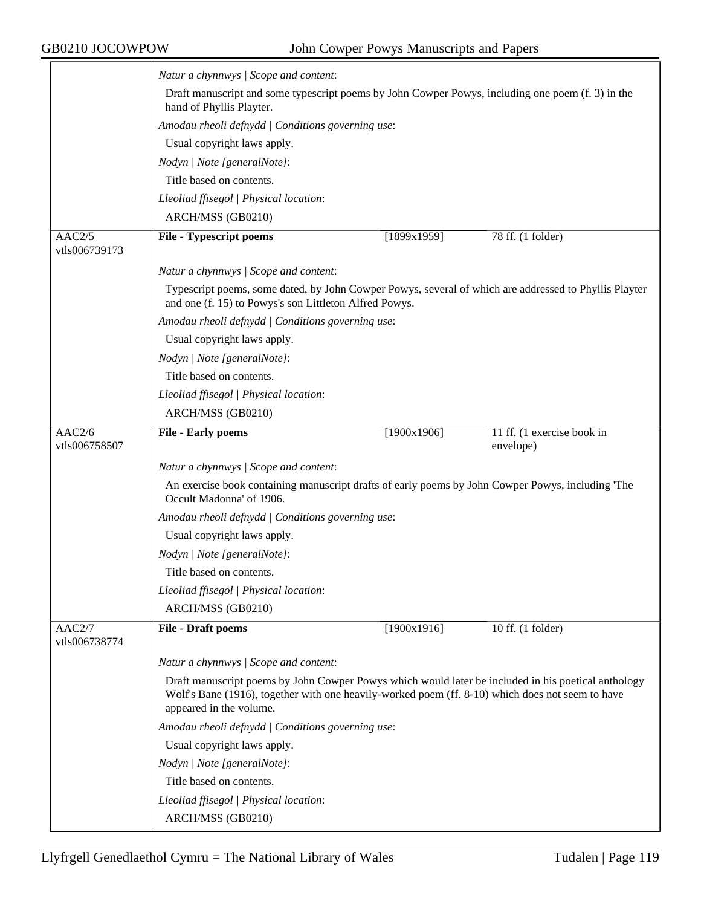*Natur a chynnwys | Scope and content*:

Draft manuscript and some typescript poems by John Cowper Powys, including one poem (f. 3) in the hand of Phyllis Playter.

*Amodau rheoli defnydd | Conditions governing use*:

Usual copyright laws apply.

*Nodyn | Note [generalNote]*:

Title based on contents.

*Lleoliad ffisegol | Physical location*:

ARCH/MSS (GB0210)

---

AAC2/5
vtls006739173

**File - Typescript poems** | [1899x1959] | 78 ff. (1 folder)

*Natur a chynnwys | Scope and content*:

Typescript poems, some dated, by John Cowper Powys, several of which are addressed to Phyllis Playter and one (f. 15) to Powys's son Littleton Alfred Powys.

*Amodau rheoli defnydd | Conditions governing use*:

Usual copyright laws apply.

*Nodyn | Note [generalNote]*:

Title based on contents.

*Lleoliad ffisegol | Physical location*:

ARCH/MSS (GB0210)

---

AAC2/6
vtls006758507

**File - Early poems** | [1900x1906] | 11 ff. (1 exercise book in envelope)

*Natur a chynnwys | Scope and content*:

An exercise book containing manuscript drafts of early poems by John Cowper Powys, including 'The Occult Madonna' of 1906.

*Amodau rheoli defnydd | Conditions governing use*:

Usual copyright laws apply.

*Nodyn | Note [generalNote]*:

Title based on contents.

*Lleoliad ffisegol | Physical location*:

ARCH/MSS (GB0210)

---

AAC2/7
vtls006738774

**File - Draft poems** | [1900x1916] | 10 ff. (1 folder)

*Natur a chynnwys | Scope and content*:

Draft manuscript poems by John Cowper Powys which would later be included in his poetical anthology Wolf's Bane (1916), together with one heavily-worked poem (ff. 8-10) which does not seem to have appeared in the volume.

*Amodau rheoli defnydd | Conditions governing use*:

Usual copyright laws apply.

*Nodyn | Note [generalNote]*:

Title based on contents.

*Lleoliad ffisegol | Physical location*:

ARCH/MSS (GB0210)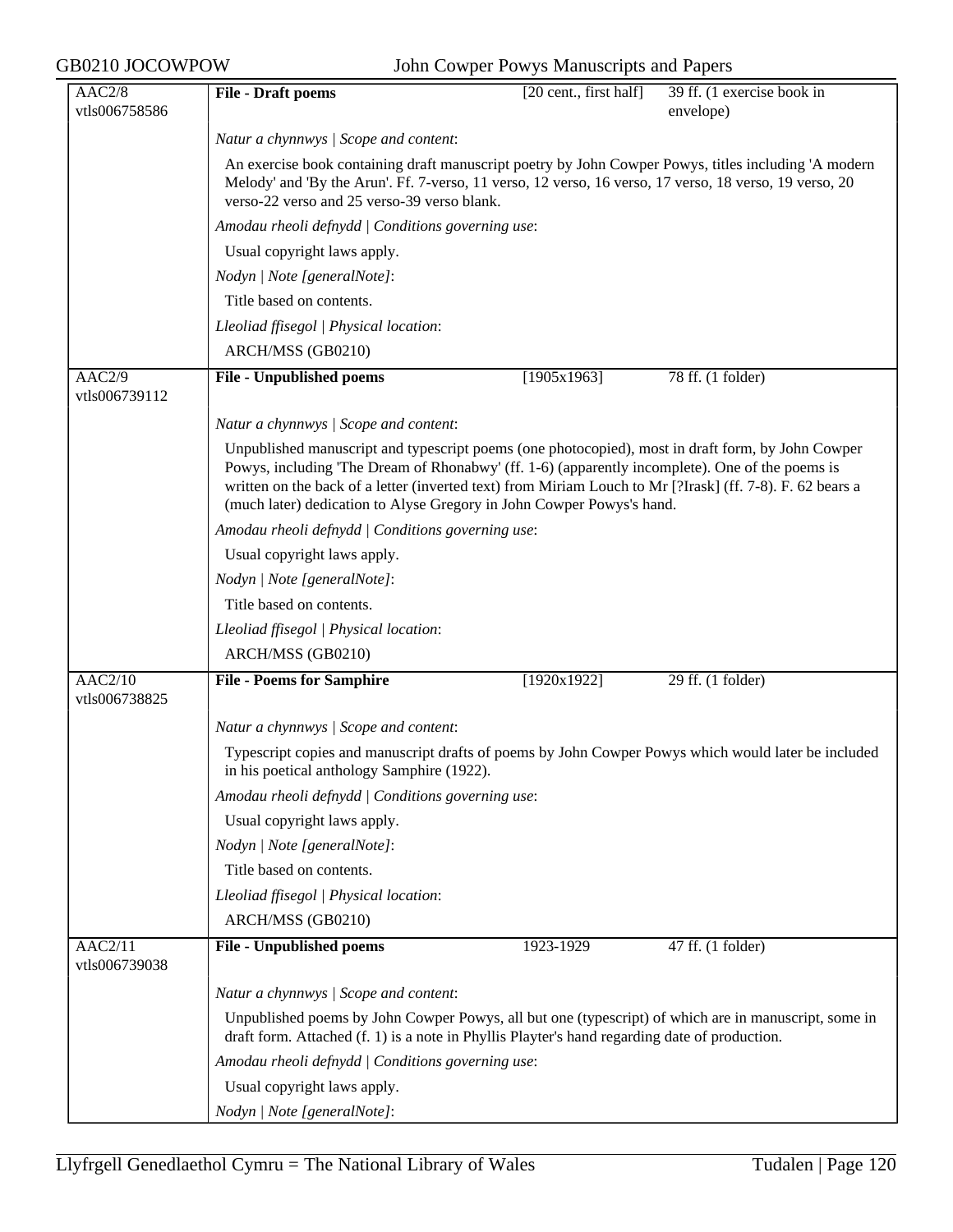| AAC2/8 vtls006758586 | **File - Draft poems** | [20 cent., first half] | 39 ff. (1 exercise book in envelope) |
|---|---|---|---|

*Natur a chynnwys | Scope and content*:

An exercise book containing draft manuscript poetry by John Cowper Powys, titles including 'A modern Melody' and 'By the Arun'. Ff. 7-verso, 11 verso, 12 verso, 16 verso, 17 verso, 18 verso, 19 verso, 20 verso-22 verso and 25 verso-39 verso blank.

*Amodau rheoli defnydd | Conditions governing use*:

Usual copyright laws apply.

*Nodyn | Note [generalNote]*:

Title based on contents.

*Lleoliad ffisegol | Physical location*:

ARCH/MSS (GB0210)

| AAC2/9 vtls006739112 | **File - Unpublished poems** | [1905x1963] | 78 ff. (1 folder) |
|---|---|---|---|

*Natur a chynnwys | Scope and content*:

Unpublished manuscript and typescript poems (one photocopied), most in draft form, by John Cowper Powys, including 'The Dream of Rhonabwy' (ff. 1-6) (apparently incomplete). One of the poems is written on the back of a letter (inverted text) from Miriam Louch to Mr [?Irask] (ff. 7-8). F. 62 bears a (much later) dedication to Alyse Gregory in John Cowper Powys's hand.

*Amodau rheoli defnydd | Conditions governing use*:

Usual copyright laws apply.

*Nodyn | Note [generalNote]*:

Title based on contents.

*Lleoliad ffisegol | Physical location*:

ARCH/MSS (GB0210)

| AAC2/10 vtls006738825 | **File - Poems for Samphire** | [1920x1922] | 29 ff. (1 folder) |
|---|---|---|---|

*Natur a chynnwys | Scope and content*:

Typescript copies and manuscript drafts of poems by John Cowper Powys which would later be included in his poetical anthology Samphire (1922).

*Amodau rheoli defnydd | Conditions governing use*:

Usual copyright laws apply.

*Nodyn | Note [generalNote]*:

Title based on contents.

*Lleoliad ffisegol | Physical location*:

ARCH/MSS (GB0210)

| AAC2/11 vtls006739038 | **File - Unpublished poems** | 1923-1929 | 47 ff. (1 folder) |
|---|---|---|---|

*Natur a chynnwys | Scope and content*:

Unpublished poems by John Cowper Powys, all but one (typescript) of which are in manuscript, some in draft form. Attached (f. 1) is a note in Phyllis Playter's hand regarding date of production.

*Amodau rheoli defnydd | Conditions governing use*:

Usual copyright laws apply.

*Nodyn | Note [generalNote]*: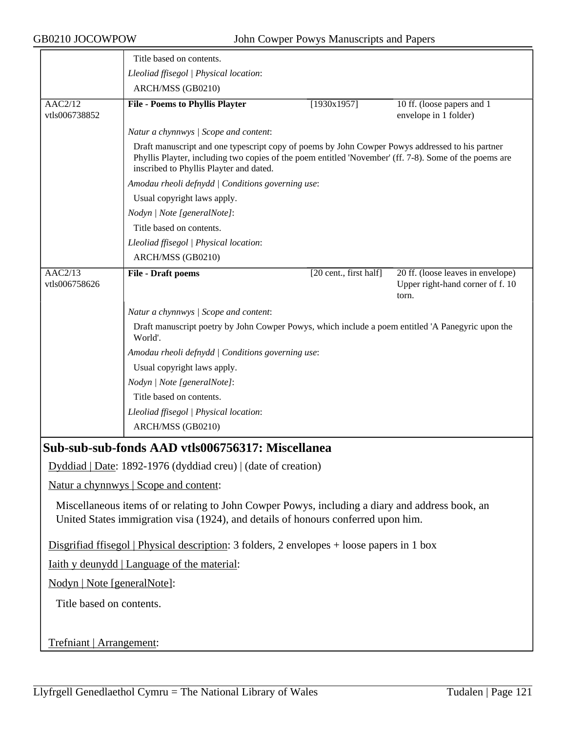Title based on contents.

*Lleoliad ffisegol | Physical location*:

ARCH/MSS (GB0210)

| | | | |
|---|---|---|---|
| AAC2/12 vtls006738852 | **File - Poems to Phyllis Playter** | [1930x1957] | 10 ff. (loose papers and 1 envelope in 1 folder) |

*Natur a chynnwys | Scope and content*:

Draft manuscript and one typescript copy of poems by John Cowper Powys addressed to his partner Phyllis Playter, including two copies of the poem entitled 'November' (ff. 7-8). Some of the poems are inscribed to Phyllis Playter and dated.

*Amodau rheoli defnydd | Conditions governing use*:

Usual copyright laws apply.

*Nodyn | Note [generalNote]*:

Title based on contents.

*Lleoliad ffisegol | Physical location*:

ARCH/MSS (GB0210)

| | | | |
|---|---|---|---|
| AAC2/13 vtls006758626 | **File - Draft poems** | [20 cent., first half] | 20 ff. (loose leaves in envelope) Upper right-hand corner of f. 10 torn. |

*Natur a chynnwys | Scope and content*:

Draft manuscript poetry by John Cowper Powys, which include a poem entitled 'A Panegyric upon the World'.

*Amodau rheoli defnydd | Conditions governing use*:

Usual copyright laws apply.

*Nodyn | Note [generalNote]*:

Title based on contents.

*Lleoliad ffisegol | Physical location*:

ARCH/MSS (GB0210)

## Sub-sub-sub-fonds AAD vtls006756317: Miscellanea

Dyddiad | Date: 1892-1976 (dyddiad creu) | (date of creation)

Natur a chynnwys | Scope and content:

Miscellaneous items of or relating to John Cowper Powys, including a diary and address book, an United States immigration visa (1924), and details of honours conferred upon him.

Disgrifiad ffisegol | Physical description: 3 folders, 2 envelopes + loose papers in 1 box

Iaith y deunydd | Language of the material:

Nodyn | Note [generalNote]:

Title based on contents.

Trefniant | Arrangement: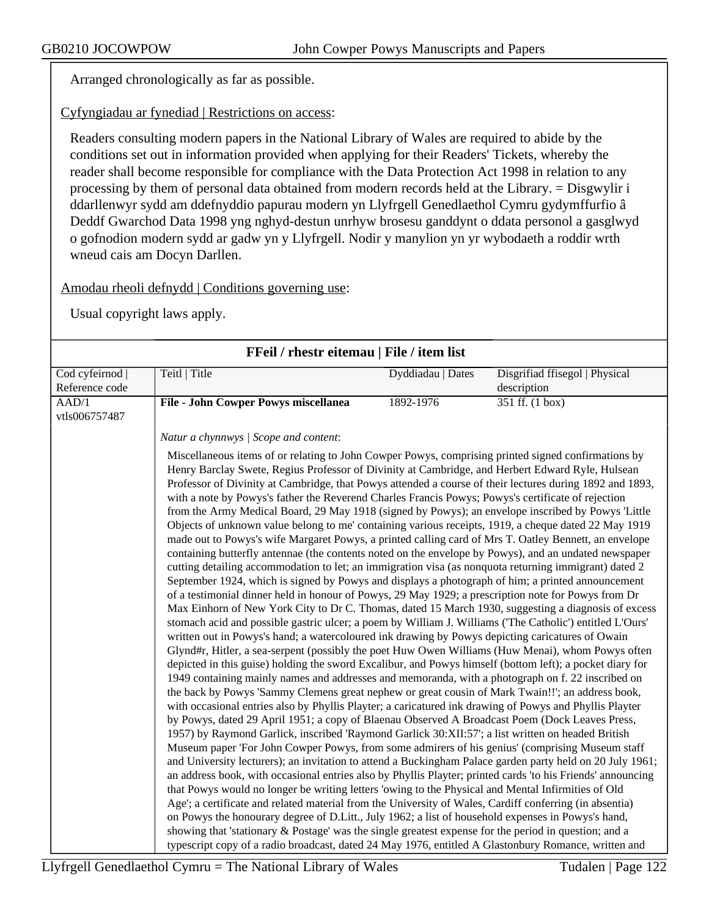Arranged chronologically as far as possible.

Cyfyngiadau ar fynediad | Restrictions on access:

Readers consulting modern papers in the National Library of Wales are required to abide by the conditions set out in information provided when applying for their Readers' Tickets, whereby the reader shall become responsible for compliance with the Data Protection Act 1998 in relation to any processing by them of personal data obtained from modern records held at the Library. = Disgwylir i ddarllenwyr sydd am ddefnyddio papurau modern yn Llyfrgell Genedlaethol Cymru gydymffurfio â Deddf Gwarchod Data 1998 yng nghyd-destun unrhyw brosesu ganddynt o ddata personol a gasglwyd o gofnodion modern sydd ar gadw yn y Llyfrgell. Nodir y manylion yn yr wybodaeth a roddir wrth wneud cais am Docyn Darllen.

Amodau rheoli defnydd | Conditions governing use:

Usual copyright laws apply.

**FFeil / rhestr eitemau | File / item list**

| Cod cyfeirnod \| Reference code | Teitl \| Title | Dyddiadau \| Dates | Disgrifiad ffisegol \| Physical description |
|---|---|---|---|
| AAD/1 vtls006757487 | **File - John Cowper Powys miscellanea** | 1892-1976 | 351 ff. (1 box) |

*Natur a chynnwys | Scope and content*:

Miscellaneous items of or relating to John Cowper Powys, comprising printed signed confirmations by Henry Barclay Swete, Regius Professor of Divinity at Cambridge, and Herbert Edward Ryle, Hulsean Professor of Divinity at Cambridge, that Powys attended a course of their lectures during 1892 and 1893, with a note by Powys's father the Reverend Charles Francis Powys; Powys's certificate of rejection from the Army Medical Board, 29 May 1918 (signed by Powys); an envelope inscribed by Powys 'Little Objects of unknown value belong to me' containing various receipts, 1919, a cheque dated 22 May 1919 made out to Powys's wife Margaret Powys, a printed calling card of Mrs T. Oatley Bennett, an envelope containing butterfly antennae (the contents noted on the envelope by Powys), and an undated newspaper cutting detailing accommodation to let; an immigration visa (as nonquota returning immigrant) dated 2 September 1924, which is signed by Powys and displays a photograph of him; a printed announcement of a testimonial dinner held in honour of Powys, 29 May 1929; a prescription note for Powys from Dr Max Einhorn of New York City to Dr C. Thomas, dated 15 March 1930, suggesting a diagnosis of excess stomach acid and possible gastric ulcer; a poem by William J. Williams ('The Catholic') entitled L'Ours' written out in Powys's hand; a watercoloured ink drawing by Powys depicting caricatures of Owain Glynd#r, Hitler, a sea-serpent (possibly the poet Huw Owen Williams (Huw Menai), whom Powys often depicted in this guise) holding the sword Excalibur, and Powys himself (bottom left); a pocket diary for 1949 containing mainly names and addresses and memoranda, with a photograph on f. 22 inscribed on the back by Powys 'Sammy Clemens great nephew or great cousin of Mark Twain!!'; an address book, with occasional entries also by Phyllis Playter; a caricatured ink drawing of Powys and Phyllis Playter by Powys, dated 29 April 1951; a copy of Blaenau Observed A Broadcast Poem (Dock Leaves Press, 1957) by Raymond Garlick, inscribed 'Raymond Garlick 30:XII:57'; a list written on headed British Museum paper 'For John Cowper Powys, from some admirers of his genius' (comprising Museum staff and University lecturers); an invitation to attend a Buckingham Palace garden party held on 20 July 1961; an address book, with occasional entries also by Phyllis Playter; printed cards 'to his Friends' announcing that Powys would no longer be writing letters 'owing to the Physical and Mental Infirmities of Old Age'; a certificate and related material from the University of Wales, Cardiff conferring (in absentia) on Powys the honourary degree of D.Litt., July 1962; a list of household expenses in Powys's hand, showing that 'stationary & Postage' was the single greatest expense for the period in question; and a typescript copy of a radio broadcast, dated 24 May 1976, entitled A Glastonbury Romance, written and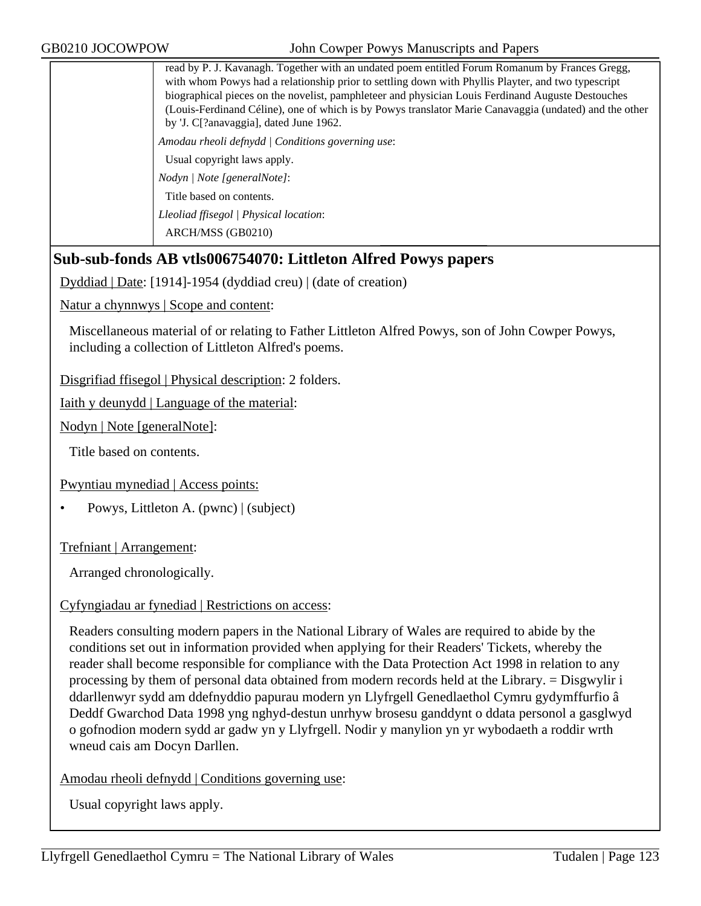read by P. J. Kavanagh. Together with an undated poem entitled Forum Romanum by Frances Gregg, with whom Powys had a relationship prior to settling down with Phyllis Playter, and two typescript biographical pieces on the novelist, pamphleteer and physician Louis Ferdinand Auguste Destouches (Louis-Ferdinand Céline), one of which is by Powys translator Marie Canavaggia (undated) and the other by 'J. C[?anavaggia], dated June 1962.

*Amodau rheoli defnydd | Conditions governing use*:

Usual copyright laws apply.

*Nodyn | Note [generalNote]*:

Title based on contents.

*Lleoliad ffisegol | Physical location*:

ARCH/MSS (GB0210)

## Sub-sub-fonds AB vtls006754070: Littleton Alfred Powys papers

Dyddiad | Date: [1914]-1954 (dyddiad creu) | (date of creation)

Natur a chynnwys | Scope and content:

Miscellaneous material of or relating to Father Littleton Alfred Powys, son of John Cowper Powys, including a collection of Littleton Alfred's poems.

Disgrifiad ffisegol | Physical description: 2 folders.

Iaith y deunydd | Language of the material:

Nodyn | Note [generalNote]:

Title based on contents.

Pwyntiau mynediad | Access points:

- Powys, Littleton A. (pwnc) | (subject)

Trefniant | Arrangement:

Arranged chronologically.

Cyfyngiadau ar fynediad | Restrictions on access:

Readers consulting modern papers in the National Library of Wales are required to abide by the conditions set out in information provided when applying for their Readers' Tickets, whereby the reader shall become responsible for compliance with the Data Protection Act 1998 in relation to any processing by them of personal data obtained from modern records held at the Library. = Disgwylir i ddarllenwyr sydd am ddefnyddio papurau modern yn Llyfrgell Genedlaethol Cymru gydymffurfio â Deddf Gwarchod Data 1998 yng nghyd-destun unrhyw brosesu ganddynt o ddata personol a gasglwyd o gofnodion modern sydd ar gadw yn y Llyfrgell. Nodir y manylion yn yr wybodaeth a roddir wrth wneud cais am Docyn Darllen.

Amodau rheoli defnydd | Conditions governing use:

Usual copyright laws apply.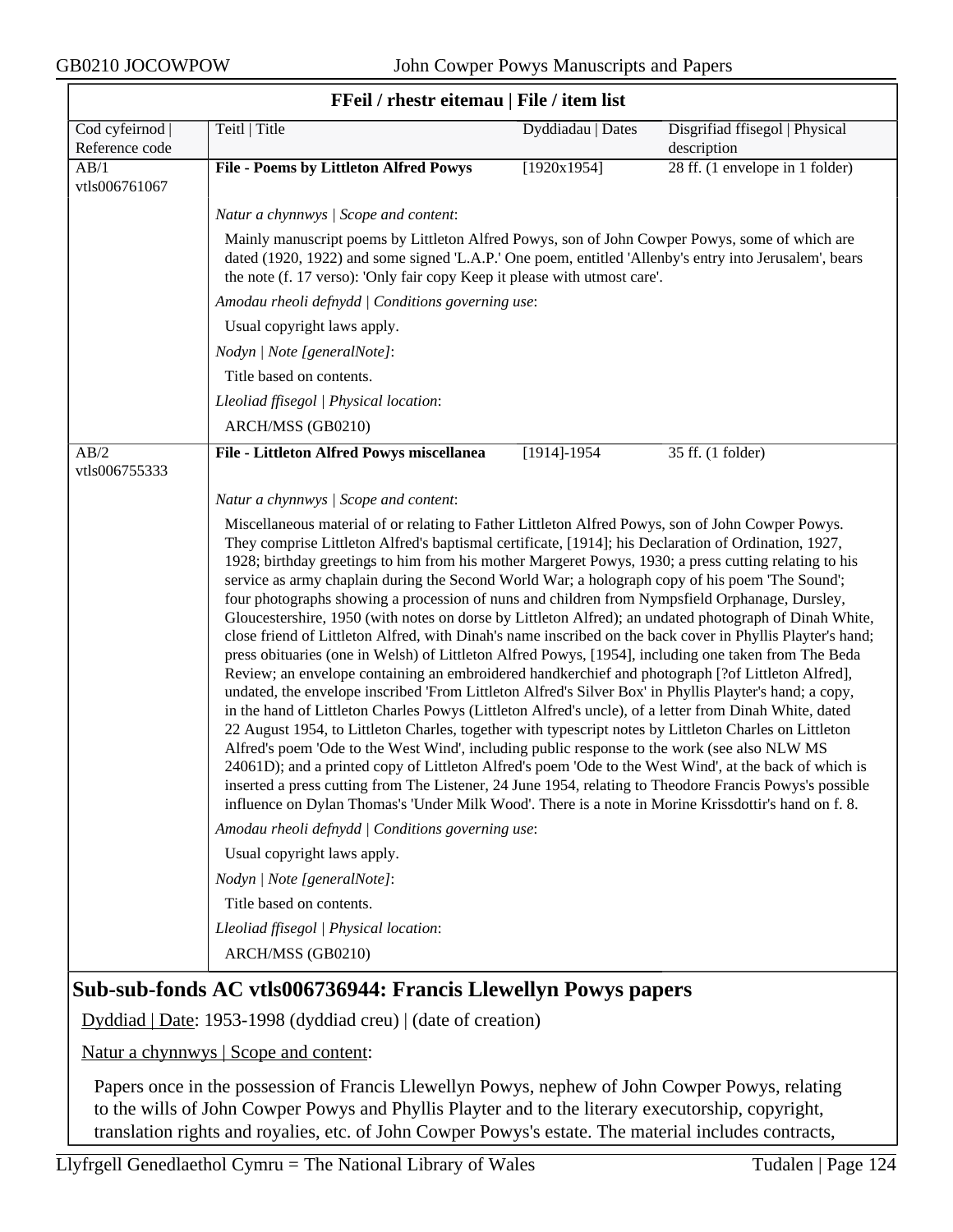**FFeil / rhestr eitemau | File / item list**

| Cod cyfeirnod \| Reference code | Teitl \| Title | Dyddiadau \| Dates | Disgrifiad ffisegol \| Physical description |
|---|---|---|---|
| AB/1 vtls006761067 | **File - Poems by Littleton Alfred Powys** | [1920x1954] | 28 ff. (1 envelope in 1 folder) |

*Natur a chynnwys | Scope and content*:

Mainly manuscript poems by Littleton Alfred Powys, son of John Cowper Powys, some of which are dated (1920, 1922) and some signed 'L.A.P.' One poem, entitled 'Allenby's entry into Jerusalem', bears the note (f. 17 verso): 'Only fair copy Keep it please with utmost care'.

*Amodau rheoli defnydd | Conditions governing use*:

Usual copyright laws apply.

*Nodyn | Note [generalNote]*:

Title based on contents.

*Lleoliad ffisegol | Physical location*:

ARCH/MSS (GB0210)

| Cod cyfeirnod \| Reference code | Teitl \| Title | Dyddiadau \| Dates | Disgrifiad ffisegol \| Physical description |
|---|---|---|---|
| AB/2 vtls006755333 | **File - Littleton Alfred Powys miscellanea** | [1914]-1954 | 35 ff. (1 folder) |

*Natur a chynnwys | Scope and content*:

Miscellaneous material of or relating to Father Littleton Alfred Powys, son of John Cowper Powys. They comprise Littleton Alfred's baptismal certificate, [1914]; his Declaration of Ordination, 1927, 1928; birthday greetings to him from his mother Margeret Powys, 1930; a press cutting relating to his service as army chaplain during the Second World War; a holograph copy of his poem 'The Sound'; four photographs showing a procession of nuns and children from Nympsfield Orphanage, Dursley, Gloucestershire, 1950 (with notes on dorse by Littleton Alfred); an undated photograph of Dinah White, close friend of Littleton Alfred, with Dinah's name inscribed on the back cover in Phyllis Playter's hand; press obituaries (one in Welsh) of Littleton Alfred Powys, [1954], including one taken from The Beda Review; an envelope containing an embroidered handkerchief and photograph [?of Littleton Alfred], undated, the envelope inscribed 'From Littleton Alfred's Silver Box' in Phyllis Playter's hand; a copy, in the hand of Littleton Charles Powys (Littleton Alfred's uncle), of a letter from Dinah White, dated 22 August 1954, to Littleton Charles, together with typescript notes by Littleton Charles on Littleton Alfred's poem 'Ode to the West Wind', including public response to the work (see also NLW MS 24061D); and a printed copy of Littleton Alfred's poem 'Ode to the West Wind', at the back of which is inserted a press cutting from The Listener, 24 June 1954, relating to Theodore Francis Powys's possible influence on Dylan Thomas's 'Under Milk Wood'. There is a note in Morine Krissdottir's hand on f. 8.

*Amodau rheoli defnydd | Conditions governing use*:

Usual copyright laws apply.

*Nodyn | Note [generalNote]*:

Title based on contents.

*Lleoliad ffisegol | Physical location*:

ARCH/MSS (GB0210)

## Sub-sub-fonds AC vtls006736944: Francis Llewellyn Powys papers

Dyddiad | Date: 1953-1998 (dyddiad creu) | (date of creation)

Natur a chynnwys | Scope and content:

Papers once in the possession of Francis Llewellyn Powys, nephew of John Cowper Powys, relating to the wills of John Cowper Powys and Phyllis Playter and to the literary executorship, copyright, translation rights and royalies, etc. of John Cowper Powys's estate. The material includes contracts,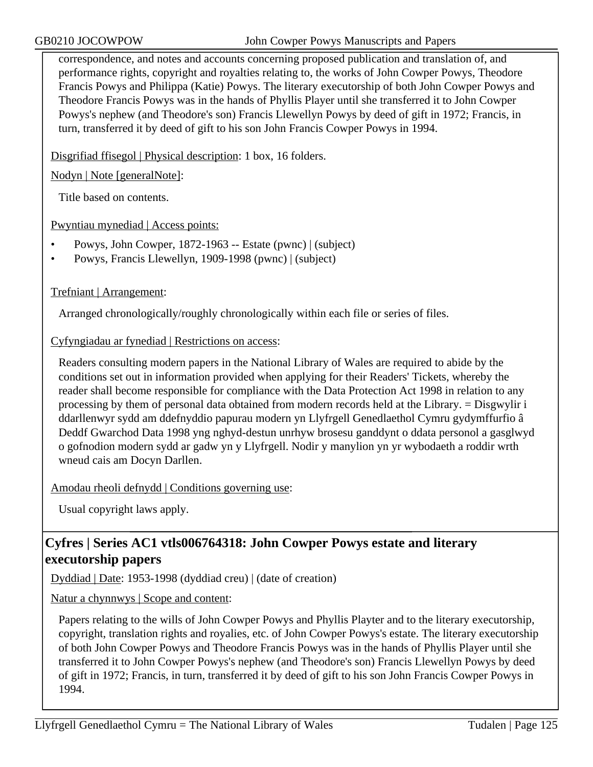correspondence, and notes and accounts concerning proposed publication and translation of, and performance rights, copyright and royalties relating to, the works of John Cowper Powys, Theodore Francis Powys and Philippa (Katie) Powys. The literary executorship of both John Cowper Powys and Theodore Francis Powys was in the hands of Phyllis Player until she transferred it to John Cowper Powys's nephew (and Theodore's son) Francis Llewellyn Powys by deed of gift in 1972; Francis, in turn, transferred it by deed of gift to his son John Francis Cowper Powys in 1994.

Disgrifiad ffisegol | Physical description: 1 box, 16 folders.

Nodyn | Note [generalNote]:

Title based on contents.

Pwyntiau mynediad | Access points:

- Powys, John Cowper, 1872-1963 -- Estate (pwnc) | (subject)
- Powys, Francis Llewellyn, 1909-1998 (pwnc) | (subject)

Trefniant | Arrangement:

Arranged chronologically/roughly chronologically within each file or series of files.

Cyfyngiadau ar fynediad | Restrictions on access:

Readers consulting modern papers in the National Library of Wales are required to abide by the conditions set out in information provided when applying for their Readers' Tickets, whereby the reader shall become responsible for compliance with the Data Protection Act 1998 in relation to any processing by them of personal data obtained from modern records held at the Library. = Disgwylir i ddarllenwyr sydd am ddefnyddio papurau modern yn Llyfrgell Genedlaethol Cymru gydymffurfio â Deddf Gwarchod Data 1998 yng nghyd-destun unrhyw brosesu ganddynt o ddata personol a gasglwyd o gofnodion modern sydd ar gadw yn y Llyfrgell. Nodir y manylion yn yr wybodaeth a roddir wrth wneud cais am Docyn Darllen.

Amodau rheoli defnydd | Conditions governing use:

Usual copyright laws apply.

## Cyfres | Series AC1 vtls006764318: John Cowper Powys estate and literary executorship papers

Dyddiad | Date: 1953-1998 (dyddiad creu) | (date of creation)

Natur a chynnwys | Scope and content:

Papers relating to the wills of John Cowper Powys and Phyllis Playter and to the literary executorship, copyright, translation rights and royalies, etc. of John Cowper Powys's estate. The literary executorship of both John Cowper Powys and Theodore Francis Powys was in the hands of Phyllis Player until she transferred it to John Cowper Powys's nephew (and Theodore's son) Francis Llewellyn Powys by deed of gift in 1972; Francis, in turn, transferred it by deed of gift to his son John Francis Cowper Powys in 1994.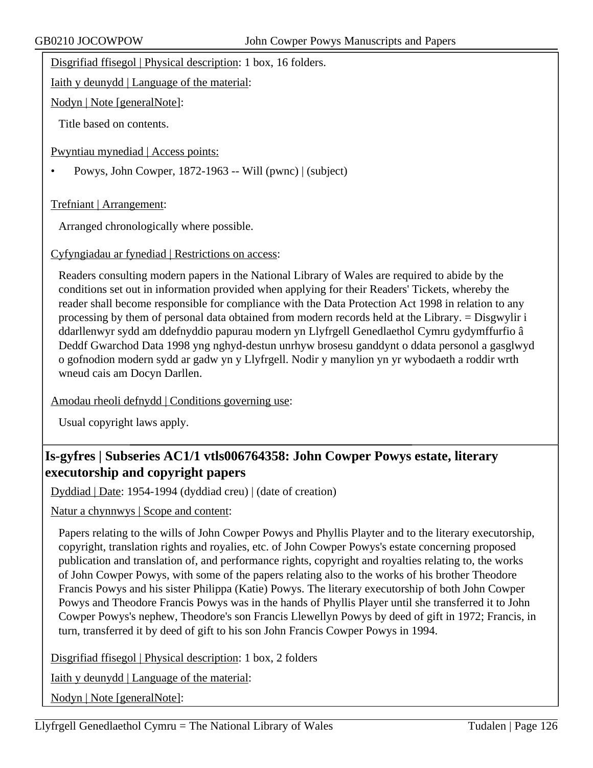Disgrifiad ffisegol | Physical description: 1 box, 16 folders.

Iaith y deunydd | Language of the material:

Nodyn | Note [generalNote]:

Title based on contents.

Pwyntiau mynediad | Access points:

- Powys, John Cowper, 1872-1963 -- Will (pwnc) | (subject)

Trefniant | Arrangement:

Arranged chronologically where possible.

Cyfyngiadau ar fynediad | Restrictions on access:

Readers consulting modern papers in the National Library of Wales are required to abide by the conditions set out in information provided when applying for their Readers' Tickets, whereby the reader shall become responsible for compliance with the Data Protection Act 1998 in relation to any processing by them of personal data obtained from modern records held at the Library. = Disgwylir i ddarllenwyr sydd am ddefnyddio papurau modern yn Llyfrgell Genedlaethol Cymru gydymffurfio â Deddf Gwarchod Data 1998 yng nghyd-destun unrhyw brosesu ganddynt o ddata personol a gasglwyd o gofnodion modern sydd ar gadw yn y Llyfrgell. Nodir y manylion yn yr wybodaeth a roddir wrth wneud cais am Docyn Darllen.

Amodau rheoli defnydd | Conditions governing use:

Usual copyright laws apply.

## Is-gyfres | Subseries AC1/1 vtls006764358: John Cowper Powys estate, literary executorship and copyright papers

Dyddiad | Date: 1954-1994 (dyddiad creu) | (date of creation)

Natur a chynnwys | Scope and content:

Papers relating to the wills of John Cowper Powys and Phyllis Playter and to the literary executorship, copyright, translation rights and royalies, etc. of John Cowper Powys's estate concerning proposed publication and translation of, and performance rights, copyright and royalties relating to, the works of John Cowper Powys, with some of the papers relating also to the works of his brother Theodore Francis Powys and his sister Philippa (Katie) Powys. The literary executorship of both John Cowper Powys and Theodore Francis Powys was in the hands of Phyllis Player until she transferred it to John Cowper Powys's nephew, Theodore's son Francis Llewellyn Powys by deed of gift in 1972; Francis, in turn, transferred it by deed of gift to his son John Francis Cowper Powys in 1994.

Disgrifiad ffisegol | Physical description: 1 box, 2 folders

Iaith y deunydd | Language of the material:

Nodyn | Note [generalNote]: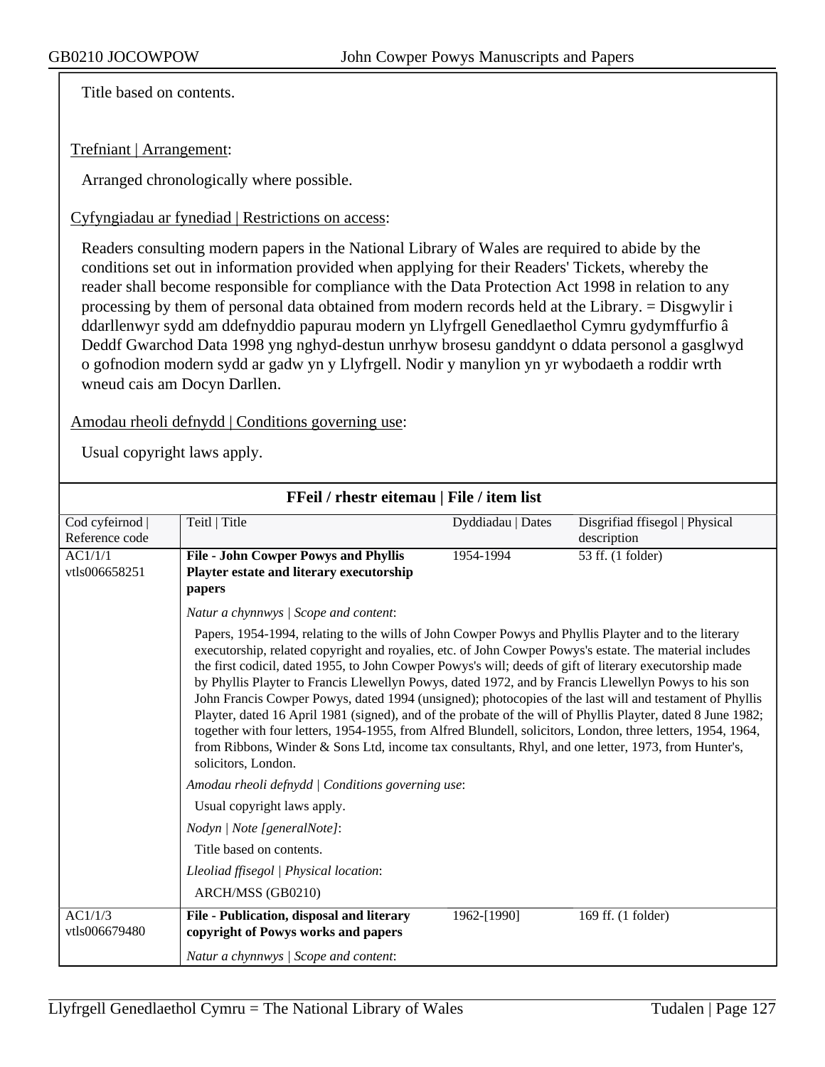Title based on contents.

Trefniant | Arrangement:

Arranged chronologically where possible.

Cyfyngiadau ar fynediad | Restrictions on access:

Readers consulting modern papers in the National Library of Wales are required to abide by the conditions set out in information provided when applying for their Readers' Tickets, whereby the reader shall become responsible for compliance with the Data Protection Act 1998 in relation to any processing by them of personal data obtained from modern records held at the Library. = Disgwylir i ddarllenwyr sydd am ddefnyddio papurau modern yn Llyfrgell Genedlaethol Cymru gydymffurfio â Deddf Gwarchod Data 1998 yng nghyd-destun unrhyw brosesu ganddynt o ddata personol a gasglwyd o gofnodion modern sydd ar gadw yn y Llyfrgell. Nodir y manylion yn yr wybodaeth a roddir wrth wneud cais am Docyn Darllen.

Amodau rheoli defnydd | Conditions governing use:

Usual copyright laws apply.

**FFeil / rhestr eitemau | File / item list**

| Cod cyfeirnod \| Reference code | Teitl \| Title | Dyddiadau \| Dates | Disgrifiad ffisegol \| Physical description |
|---|---|---|---|
| AC1/1/1 vtls006658251 | **File - John Cowper Powys and Phyllis Playter estate and literary executorship papers** | 1954-1994 | 53 ff. (1 folder) |
| | *Natur a chynnwys \| Scope and content*: Papers, 1954-1994, relating to the wills of John Cowper Powys and Phyllis Playter and to the literary executorship, related copyright and royalies, etc. of John Cowper Powys's estate. The material includes the first codicil, dated 1955, to John Cowper Powys's will; deeds of gift of literary executorship made by Phyllis Playter to Francis Llewellyn Powys, dated 1972, and by Francis Llewellyn Powys to his son John Francis Cowper Powys, dated 1994 (unsigned); photocopies of the last will and testament of Phyllis Playter, dated 16 April 1981 (signed), and of the probate of the will of Phyllis Playter, dated 8 June 1982; together with four letters, 1954-1955, from Alfred Blundell, solicitors, London, three letters, 1954, 1964, from Ribbons, Winder & Sons Ltd, income tax consultants, Rhyl, and one letter, 1973, from Hunter's, solicitors, London. | | |
| | *Amodau rheoli defnydd \| Conditions governing use*: Usual copyright laws apply. | | |
| | *Nodyn \| Note [generalNote]*: Title based on contents. | | |
| | *Lleoliad ffisegol \| Physical location*: ARCH/MSS (GB0210) | | |
| AC1/1/3 vtls006679480 | **File - Publication, disposal and literary copyright of Powys works and papers** | 1962-[1990] | 169 ff. (1 folder) |
| | *Natur a chynnwys \| Scope and content*: | | |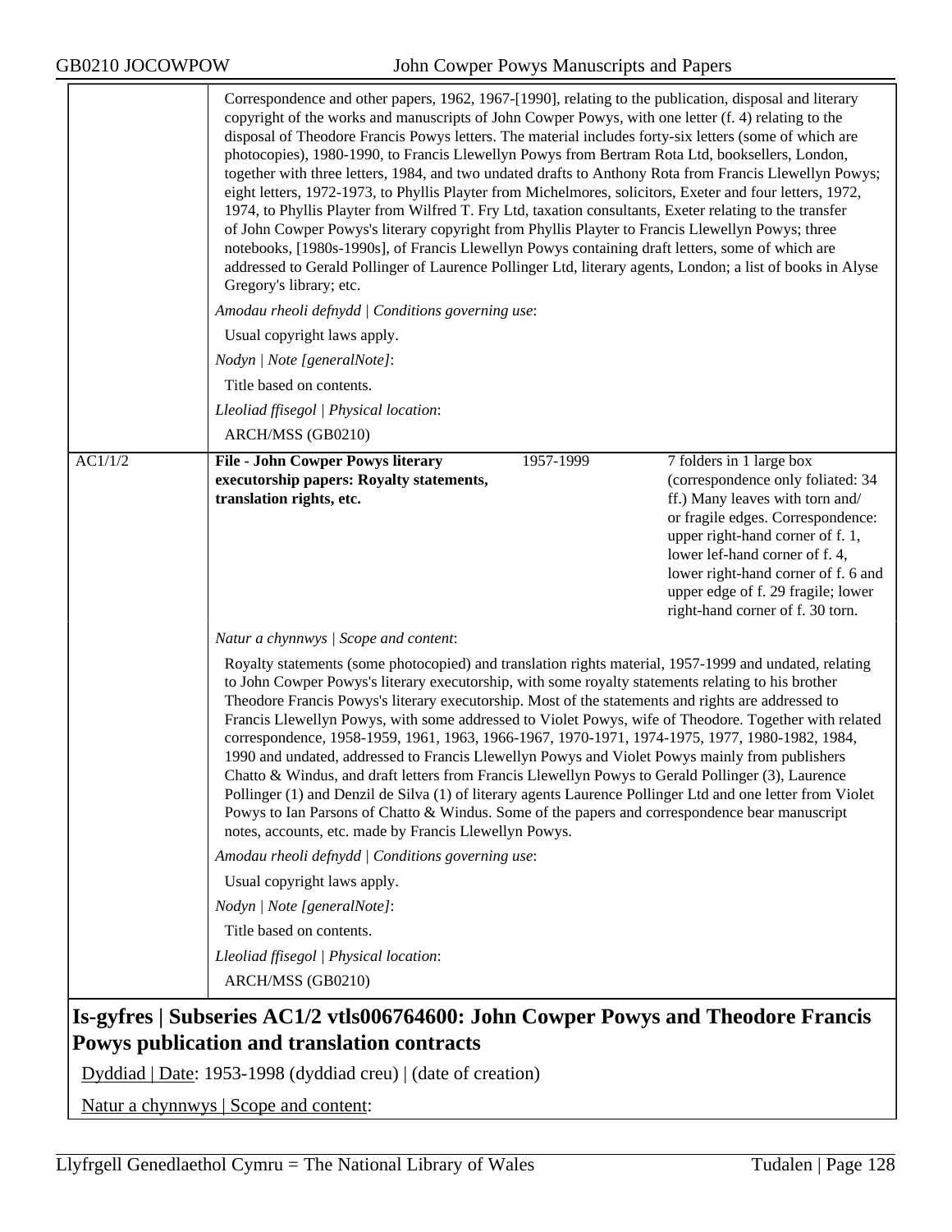Correspondence and other papers, 1962, 1967-[1990], relating to the publication, disposal and literary copyright of the works and manuscripts of John Cowper Powys, with one letter (f. 4) relating to the disposal of Theodore Francis Powys letters. The material includes forty-six letters (some of which are photocopies), 1980-1990, to Francis Llewellyn Powys from Bertram Rota Ltd, booksellers, London, together with three letters, 1984, and two undated drafts to Anthony Rota from Francis Llewellyn Powys; eight letters, 1972-1973, to Phyllis Playter from Michelmores, solicitors, Exeter and four letters, 1972, 1974, to Phyllis Playter from Wilfred T. Fry Ltd, taxation consultants, Exeter relating to the transfer of John Cowper Powys's literary copyright from Phyllis Playter to Francis Llewellyn Powys; three notebooks, [1980s-1990s], of Francis Llewellyn Powys containing draft letters, some of which are addressed to Gerald Pollinger of Laurence Pollinger Ltd, literary agents, London; a list of books in Alyse Gregory's library; etc.

*Amodau rheoli defnydd | Conditions governing use*:

Usual copyright laws apply.

*Nodyn | Note [generalNote]*:

Title based on contents.

*Lleoliad ffisegol | Physical location*:

ARCH/MSS (GB0210)

| AC1/1/2 | **File - John Cowper Powys literary executorship papers: Royalty statements, translation rights, etc.** | 1957-1999 | 7 folders in 1 large box (correspondence only foliated: 34 ff.) Many leaves with torn and/or fragile edges. Correspondence: upper right-hand corner of f. 1, lower lef-hand corner of f. 4, lower right-hand corner of f. 6 and upper edge of f. 29 fragile; lower right-hand corner of f. 30 torn. |
|---|---|---|---|

*Natur a chynnwys | Scope and content*:

Royalty statements (some photocopied) and translation rights material, 1957-1999 and undated, relating to John Cowper Powys's literary executorship, with some royalty statements relating to his brother Theodore Francis Powys's literary executorship. Most of the statements and rights are addressed to Francis Llewellyn Powys, with some addressed to Violet Powys, wife of Theodore. Together with related correspondence, 1958-1959, 1961, 1963, 1966-1967, 1970-1971, 1974-1975, 1977, 1980-1982, 1984, 1990 and undated, addressed to Francis Llewellyn Powys and Violet Powys mainly from publishers Chatto & Windus, and draft letters from Francis Llewellyn Powys to Gerald Pollinger (3), Laurence Pollinger (1) and Denzil de Silva (1) of literary agents Laurence Pollinger Ltd and one letter from Violet Powys to Ian Parsons of Chatto & Windus. Some of the papers and correspondence bear manuscript notes, accounts, etc. made by Francis Llewellyn Powys.

*Amodau rheoli defnydd | Conditions governing use*:

Usual copyright laws apply.

*Nodyn | Note [generalNote]*:

Title based on contents.

*Lleoliad ffisegol | Physical location*:

ARCH/MSS (GB0210)

## Is-gyfres | Subseries AC1/2 vtls006764600: John Cowper Powys and Theodore Francis Powys publication and translation contracts

Dyddiad | Date: 1953-1998 (dyddiad creu) | (date of creation)

Natur a chynnwys | Scope and content: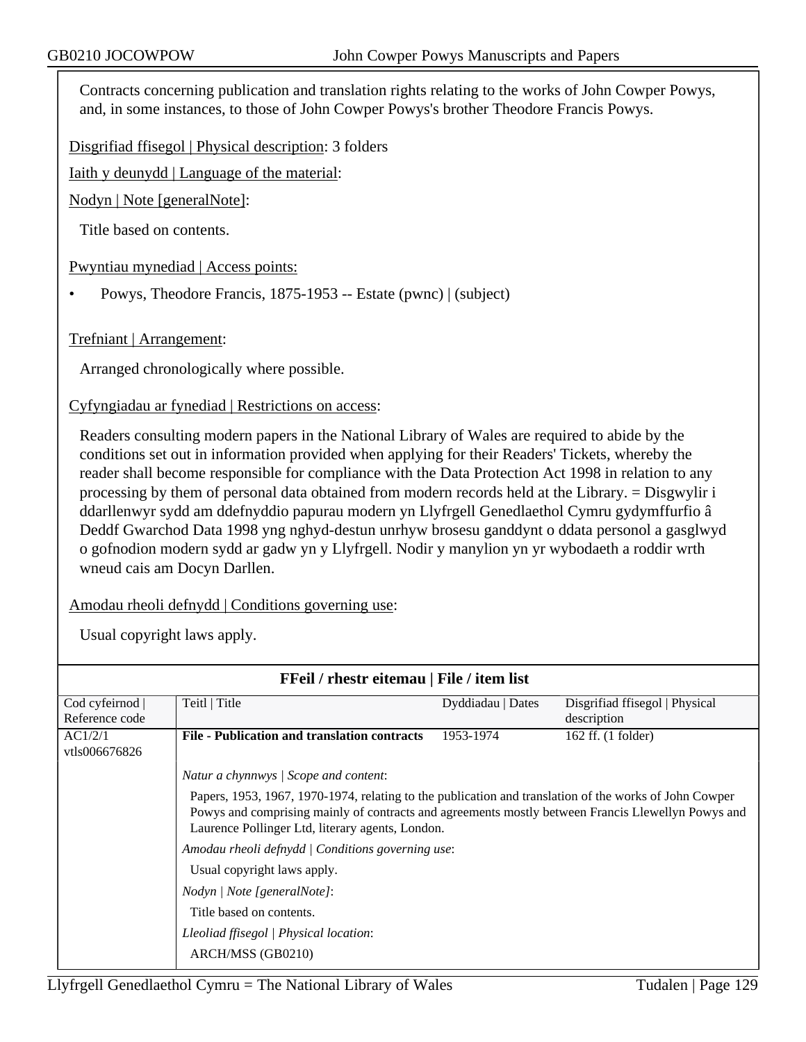Contracts concerning publication and translation rights relating to the works of John Cowper Powys, and, in some instances, to those of John Cowper Powys's brother Theodore Francis Powys.

Disgrifiad ffisegol | Physical description: 3 folders

Iaith y deunydd | Language of the material:

Nodyn | Note [generalNote]:

Title based on contents.

Pwyntiau mynediad | Access points:

- Powys, Theodore Francis, 1875-1953 -- Estate (pwnc) | (subject)

Trefniant | Arrangement:

Arranged chronologically where possible.

Cyfyngiadau ar fynediad | Restrictions on access:

Readers consulting modern papers in the National Library of Wales are required to abide by the conditions set out in information provided when applying for their Readers' Tickets, whereby the reader shall become responsible for compliance with the Data Protection Act 1998 in relation to any processing by them of personal data obtained from modern records held at the Library. = Disgwylir i ddarllenwyr sydd am ddefnyddio papurau modern yn Llyfrgell Genedlaethol Cymru gydymffurfio â Deddf Gwarchod Data 1998 yng nghyd-destun unrhyw brosesu ganddynt o ddata personol a gasglwyd o gofnodion modern sydd ar gadw yn y Llyfrgell. Nodir y manylion yn yr wybodaeth a roddir wrth wneud cais am Docyn Darllen.

Amodau rheoli defnydd | Conditions governing use:

Usual copyright laws apply.

**FFeil / rhestr eitemau | File / item list**

| Cod cyfeirnod \| Reference code | Teitl \| Title | Dyddiadau \| Dates | Disgrifiad ffisegol \| Physical description |
|---|---|---|---|
| AC1/2/1 vtls006676826 | **File - Publication and translation contracts** | 1953-1974 | 162 ff. (1 folder) |

*Natur a chynnwys | Scope and content*:

Papers, 1953, 1967, 1970-1974, relating to the publication and translation of the works of John Cowper Powys and comprising mainly of contracts and agreements mostly between Francis Llewellyn Powys and Laurence Pollinger Ltd, literary agents, London.

*Amodau rheoli defnydd | Conditions governing use*:

Usual copyright laws apply.

*Nodyn | Note [generalNote]*:

Title based on contents.

*Lleoliad ffisegol | Physical location*:

ARCH/MSS (GB0210)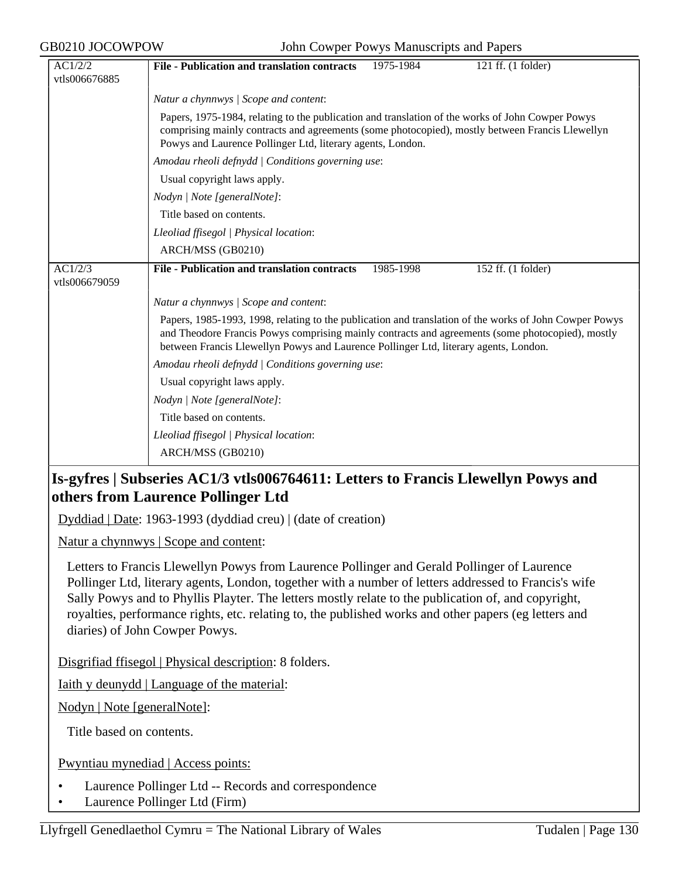| AC1/2/2 vtls006676885 | **File - Publication and translation contracts** | 1975-1984 | 121 ff. (1 folder) |
|---|---|---|---|
| | *Natur a chynnwys \| Scope and content*: | | |
| | Papers, 1975-1984, relating to the publication and translation of the works of John Cowper Powys comprising mainly contracts and agreements (some photocopied), mostly between Francis Llewellyn Powys and Laurence Pollinger Ltd, literary agents, London. | | |
| | *Amodau rheoli defnydd \| Conditions governing use*: | | |
| | Usual copyright laws apply. | | |
| | *Nodyn \| Note [generalNote]*: | | |
| | Title based on contents. | | |
| | *Lleoliad ffisegol \| Physical location*: | | |
| | ARCH/MSS (GB0210) | | |
| AC1/2/3 vtls006679059 | **File - Publication and translation contracts** | 1985-1998 | 152 ff. (1 folder) |
| | *Natur a chynnwys \| Scope and content*: | | |
| | Papers, 1985-1993, 1998, relating to the publication and translation of the works of John Cowper Powys and Theodore Francis Powys comprising mainly contracts and agreements (some photocopied), mostly between Francis Llewellyn Powys and Laurence Pollinger Ltd, literary agents, London. | | |
| | *Amodau rheoli defnydd \| Conditions governing use*: | | |
| | Usual copyright laws apply. | | |
| | *Nodyn \| Note [generalNote]*: | | |
| | Title based on contents. | | |
| | *Lleoliad ffisegol \| Physical location*: | | |
| | ARCH/MSS (GB0210) | | |

## Is-gyfres | Subseries AC1/3 vtls006764611: Letters to Francis Llewellyn Powys and others from Laurence Pollinger Ltd

Dyddiad | Date: 1963-1993 (dyddiad creu) | (date of creation)

Natur a chynnwys | Scope and content:

Letters to Francis Llewellyn Powys from Laurence Pollinger and Gerald Pollinger of Laurence Pollinger Ltd, literary agents, London, together with a number of letters addressed to Francis's wife Sally Powys and to Phyllis Playter. The letters mostly relate to the publication of, and copyright, royalties, performance rights, etc. relating to, the published works and other papers (eg letters and diaries) of John Cowper Powys.

Disgrifiad ffisegol | Physical description: 8 folders.

Iaith y deunydd | Language of the material:

Nodyn | Note [generalNote]:

Title based on contents.

Pwyntiau mynediad | Access points:

- Laurence Pollinger Ltd -- Records and correspondence
- Laurence Pollinger Ltd (Firm)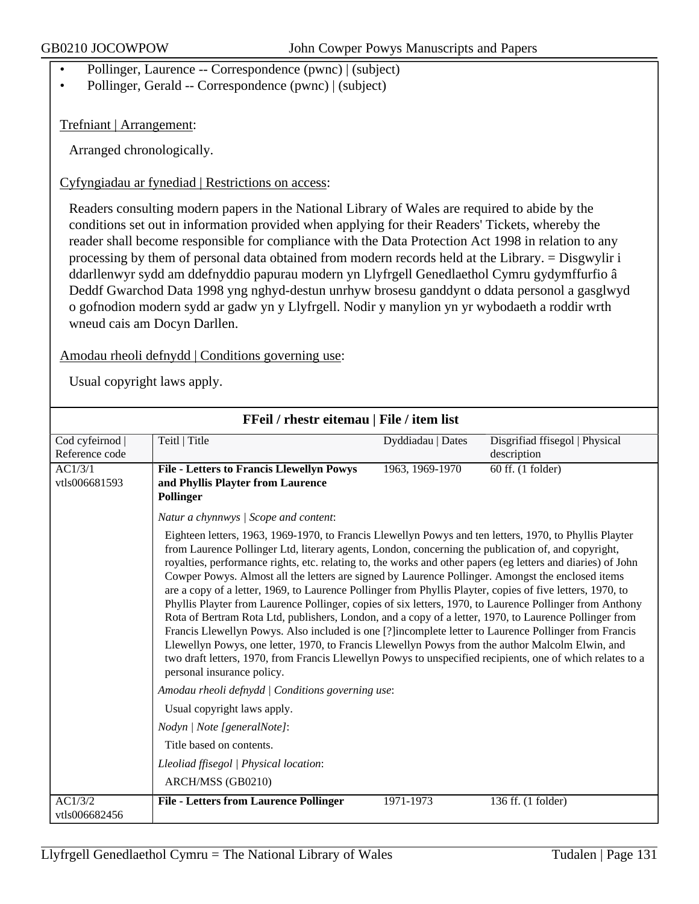- Pollinger, Laurence -- Correspondence (pwnc) | (subject)
- Pollinger, Gerald -- Correspondence (pwnc) | (subject)

Trefniant | Arrangement:

Arranged chronologically.

Cyfyngiadau ar fynediad | Restrictions on access:

Readers consulting modern papers in the National Library of Wales are required to abide by the conditions set out in information provided when applying for their Readers' Tickets, whereby the reader shall become responsible for compliance with the Data Protection Act 1998 in relation to any processing by them of personal data obtained from modern records held at the Library. = Disgwylir i ddarllenwyr sydd am ddefnyddio papurau modern yn Llyfrgell Genedlaethol Cymru gydymffurfio â Deddf Gwarchod Data 1998 yng nghyd-destun unrhyw brosesu ganddynt o ddata personol a gasglwyd o gofnodion modern sydd ar gadw yn y Llyfrgell. Nodir y manylion yn yr wybodaeth a roddir wrth wneud cais am Docyn Darllen.

Amodau rheoli defnydd | Conditions governing use:

Usual copyright laws apply.

## FFeil / rhestr eitemau | File / item list

| Cod cyfeirnod \| Reference code | Teitl \| Title | Dyddiadau \| Dates | Disgrifiad ffisegol \| Physical description |
|---|---|---|---|
| AC1/3/1 vtls006681593 | **File - Letters to Francis Llewellyn Powys and Phyllis Playter from Laurence Pollinger** | 1963, 1969-1970 | 60 ff. (1 folder) |

*Natur a chynnwys | Scope and content*:

Eighteen letters, 1963, 1969-1970, to Francis Llewellyn Powys and ten letters, 1970, to Phyllis Playter from Laurence Pollinger Ltd, literary agents, London, concerning the publication of, and copyright, royalties, performance rights, etc. relating to, the works and other papers (eg letters and diaries) of John Cowper Powys. Almost all the letters are signed by Laurence Pollinger. Amongst the enclosed items are a copy of a letter, 1969, to Laurence Pollinger from Phyllis Playter, copies of five letters, 1970, to Phyllis Playter from Laurence Pollinger, copies of six letters, 1970, to Laurence Pollinger from Anthony Rota of Bertram Rota Ltd, publishers, London, and a copy of a letter, 1970, to Laurence Pollinger from Francis Llewellyn Powys. Also included is one [?]incomplete letter to Laurence Pollinger from Francis Llewellyn Powys, one letter, 1970, to Francis Llewellyn Powys from the author Malcolm Elwin, and two draft letters, 1970, from Francis Llewellyn Powys to unspecified recipients, one of which relates to a personal insurance policy.

*Amodau rheoli defnydd | Conditions governing use*:

Usual copyright laws apply.

*Nodyn | Note [generalNote]*:

Title based on contents.

*Lleoliad ffisegol | Physical location*:

ARCH/MSS (GB0210)

| Cod cyfeirnod \| Reference code | Teitl \| Title | Dyddiadau \| Dates | Disgrifiad ffisegol \| Physical description |
|---|---|---|---|
| AC1/3/2 vtls006682456 | **File - Letters from Laurence Pollinger** | 1971-1973 | 136 ff. (1 folder) |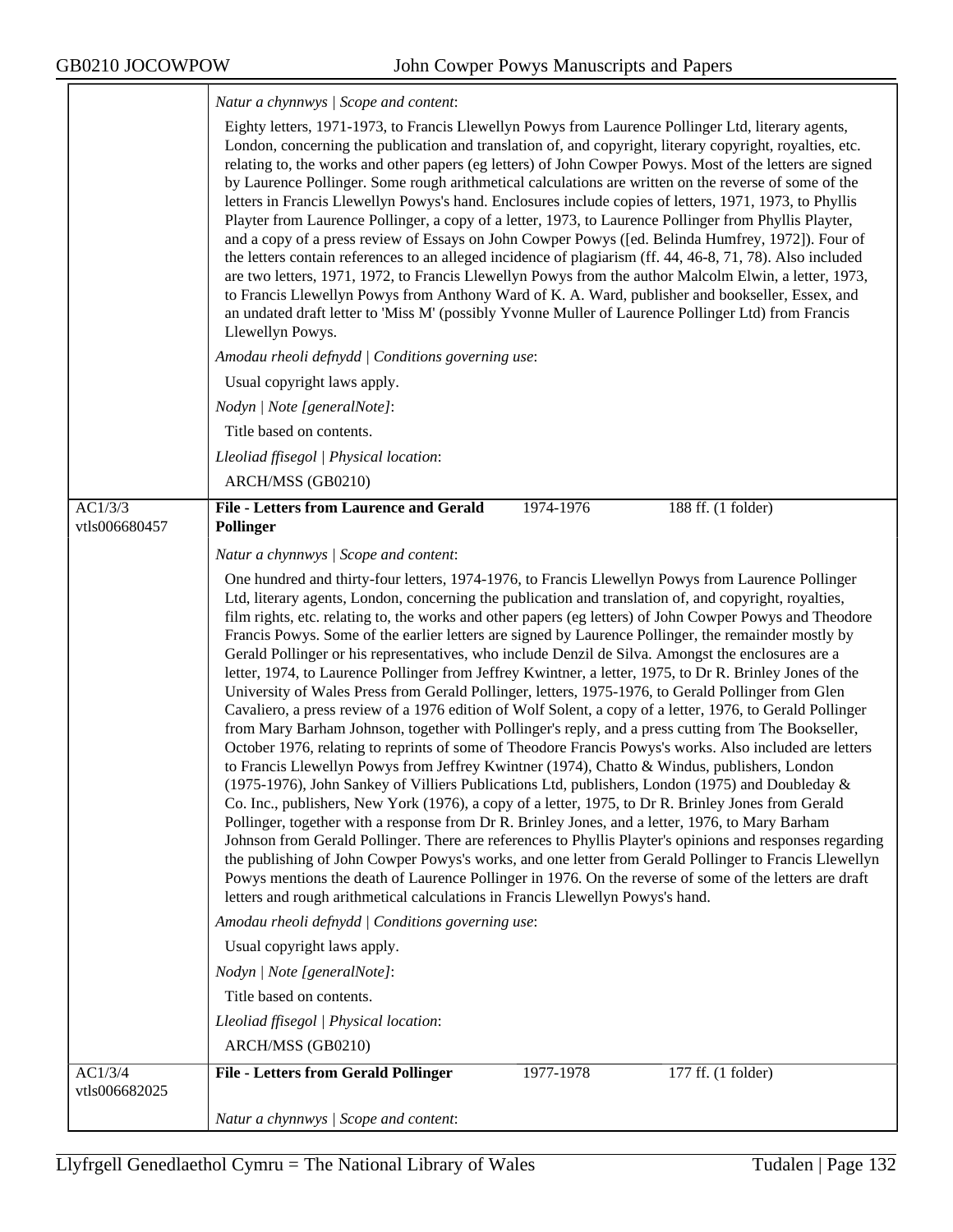*Natur a chynnwys | Scope and content*:

Eighty letters, 1971-1973, to Francis Llewellyn Powys from Laurence Pollinger Ltd, literary agents, London, concerning the publication and translation of, and copyright, literary copyright, royalties, etc. relating to, the works and other papers (eg letters) of John Cowper Powys. Most of the letters are signed by Laurence Pollinger. Some rough arithmetical calculations are written on the reverse of some of the letters in Francis Llewellyn Powys's hand. Enclosures include copies of letters, 1971, 1973, to Phyllis Playter from Laurence Pollinger, a copy of a letter, 1973, to Laurence Pollinger from Phyllis Playter, and a copy of a press review of Essays on John Cowper Powys ([ed. Belinda Humfrey, 1972]). Four of the letters contain references to an alleged incidence of plagiarism (ff. 44, 46-8, 71, 78). Also included are two letters, 1971, 1972, to Francis Llewellyn Powys from the author Malcolm Elwin, a letter, 1973, to Francis Llewellyn Powys from Anthony Ward of K. A. Ward, publisher and bookseller, Essex, and an undated draft letter to 'Miss M' (possibly Yvonne Muller of Laurence Pollinger Ltd) from Francis Llewellyn Powys.

*Amodau rheoli defnydd | Conditions governing use*:

Usual copyright laws apply.

*Nodyn | Note [generalNote]*:

Title based on contents.

*Lleoliad ffisegol | Physical location*:

ARCH/MSS (GB0210)

| AC1/3/3 vtls006680457 | **File - Letters from Laurence and Gerald Pollinger** | 1974-1976 | 188 ff. (1 folder) |
|---|---|---|---|

*Natur a chynnwys | Scope and content*:

One hundred and thirty-four letters, 1974-1976, to Francis Llewellyn Powys from Laurence Pollinger Ltd, literary agents, London, concerning the publication and translation of, and copyright, royalties, film rights, etc. relating to, the works and other papers (eg letters) of John Cowper Powys and Theodore Francis Powys. Some of the earlier letters are signed by Laurence Pollinger, the remainder mostly by Gerald Pollinger or his representatives, who include Denzil de Silva. Amongst the enclosures are a letter, 1974, to Laurence Pollinger from Jeffrey Kwintner, a letter, 1975, to Dr R. Brinley Jones of the University of Wales Press from Gerald Pollinger, letters, 1975-1976, to Gerald Pollinger from Glen Cavaliero, a press review of a 1976 edition of Wolf Solent, a copy of a letter, 1976, to Gerald Pollinger from Mary Barham Johnson, together with Pollinger's reply, and a press cutting from The Bookseller, October 1976, relating to reprints of some of Theodore Francis Powys's works. Also included are letters to Francis Llewellyn Powys from Jeffrey Kwintner (1974), Chatto & Windus, publishers, London (1975-1976), John Sankey of Villiers Publications Ltd, publishers, London (1975) and Doubleday & Co. Inc., publishers, New York (1976), a copy of a letter, 1975, to Dr R. Brinley Jones from Gerald Pollinger, together with a response from Dr R. Brinley Jones, and a letter, 1976, to Mary Barham Johnson from Gerald Pollinger. There are references to Phyllis Playter's opinions and responses regarding the publishing of John Cowper Powys's works, and one letter from Gerald Pollinger to Francis Llewellyn Powys mentions the death of Laurence Pollinger in 1976. On the reverse of some of the letters are draft letters and rough arithmetical calculations in Francis Llewellyn Powys's hand.

*Amodau rheoli defnydd | Conditions governing use*:

Usual copyright laws apply.

*Nodyn | Note [generalNote]*:

Title based on contents.

*Lleoliad ffisegol | Physical location*:

ARCH/MSS (GB0210)

| AC1/3/4 vtls006682025 | **File - Letters from Gerald Pollinger** | 1977-1978 | 177 ff. (1 folder) |
|---|---|---|---|

*Natur a chynnwys | Scope and content*: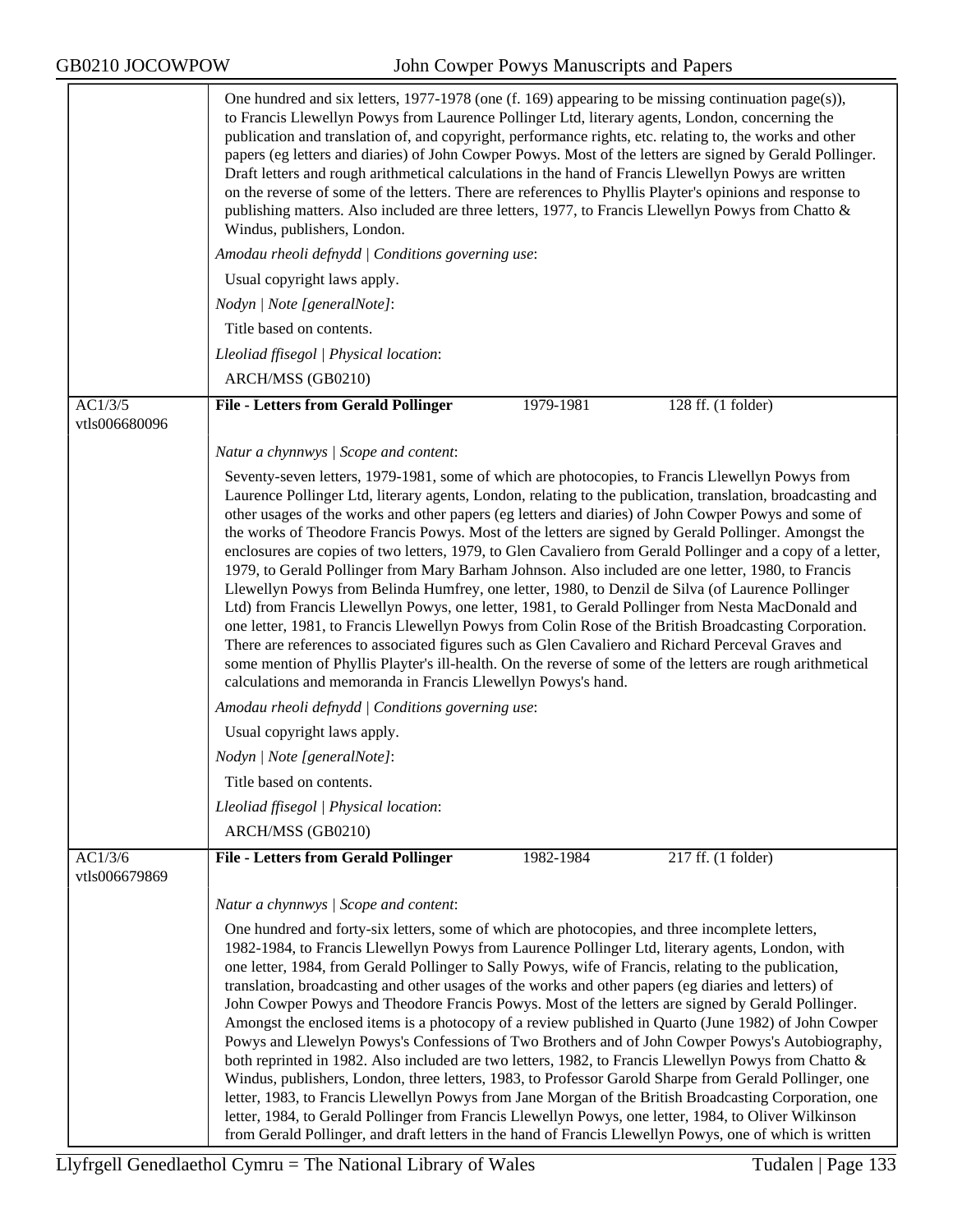One hundred and six letters, 1977-1978 (one (f. 169) appearing to be missing continuation page(s)), to Francis Llewellyn Powys from Laurence Pollinger Ltd, literary agents, London, concerning the publication and translation of, and copyright, performance rights, etc. relating to, the works and other papers (eg letters and diaries) of John Cowper Powys. Most of the letters are signed by Gerald Pollinger. Draft letters and rough arithmetical calculations in the hand of Francis Llewellyn Powys are written on the reverse of some of the letters. There are references to Phyllis Playter's opinions and response to publishing matters. Also included are three letters, 1977, to Francis Llewellyn Powys from Chatto & Windus, publishers, London.

*Amodau rheoli defnydd | Conditions governing use*:

Usual copyright laws apply.

*Nodyn | Note [generalNote]*:

Title based on contents.

*Lleoliad ffisegol | Physical location*:

ARCH/MSS (GB0210)

---

AC1/3/5
vtls006680096

**File - Letters from Gerald Pollinger** | 1979-1981 | 128 ff. (1 folder)

*Natur a chynnwys | Scope and content*:

Seventy-seven letters, 1979-1981, some of which are photocopies, to Francis Llewellyn Powys from Laurence Pollinger Ltd, literary agents, London, relating to the publication, translation, broadcasting and other usages of the works and other papers (eg letters and diaries) of John Cowper Powys and some of the works of Theodore Francis Powys. Most of the letters are signed by Gerald Pollinger. Amongst the enclosures are copies of two letters, 1979, to Glen Cavaliero from Gerald Pollinger and a copy of a letter, 1979, to Gerald Pollinger from Mary Barham Johnson. Also included are one letter, 1980, to Francis Llewellyn Powys from Belinda Humfrey, one letter, 1980, to Denzil de Silva (of Laurence Pollinger Ltd) from Francis Llewellyn Powys, one letter, 1981, to Gerald Pollinger from Nesta MacDonald and one letter, 1981, to Francis Llewellyn Powys from Colin Rose of the British Broadcasting Corporation. There are references to associated figures such as Glen Cavaliero and Richard Perceval Graves and some mention of Phyllis Playter's ill-health. On the reverse of some of the letters are rough arithmetical calculations and memoranda in Francis Llewellyn Powys's hand.

*Amodau rheoli defnydd | Conditions governing use*:

Usual copyright laws apply.

*Nodyn | Note [generalNote]*:

Title based on contents.

*Lleoliad ffisegol | Physical location*:

ARCH/MSS (GB0210)

---

AC1/3/6
vtls006679869

**File - Letters from Gerald Pollinger** | 1982-1984 | 217 ff. (1 folder)

*Natur a chynnwys | Scope and content*:

One hundred and forty-six letters, some of which are photocopies, and three incomplete letters, 1982-1984, to Francis Llewellyn Powys from Laurence Pollinger Ltd, literary agents, London, with one letter, 1984, from Gerald Pollinger to Sally Powys, wife of Francis, relating to the publication, translation, broadcasting and other usages of the works and other papers (eg diaries and letters) of John Cowper Powys and Theodore Francis Powys. Most of the letters are signed by Gerald Pollinger. Amongst the enclosed items is a photocopy of a review published in Quarto (June 1982) of John Cowper Powys and Llewelyn Powys's Confessions of Two Brothers and of John Cowper Powys's Autobiography, both reprinted in 1982. Also included are two letters, 1982, to Francis Llewellyn Powys from Chatto & Windus, publishers, London, three letters, 1983, to Professor Garold Sharpe from Gerald Pollinger, one letter, 1983, to Francis Llewellyn Powys from Jane Morgan of the British Broadcasting Corporation, one letter, 1984, to Gerald Pollinger from Francis Llewellyn Powys, one letter, 1984, to Oliver Wilkinson from Gerald Pollinger, and draft letters in the hand of Francis Llewellyn Powys, one of which is written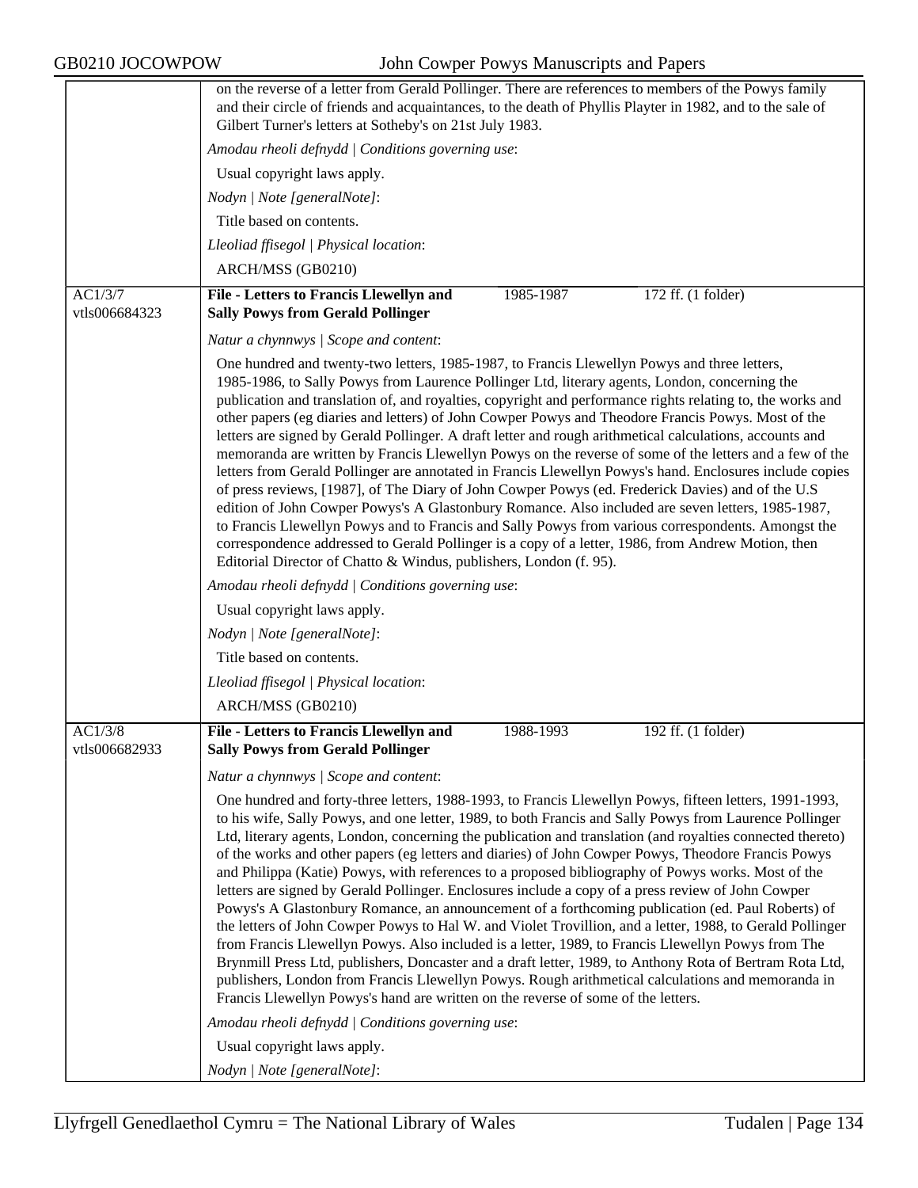on the reverse of a letter from Gerald Pollinger. There are references to members of the Powys family and their circle of friends and acquaintances, to the death of Phyllis Playter in 1982, and to the sale of Gilbert Turner's letters at Sotheby's on 21st July 1983.

*Amodau rheoli defnydd | Conditions governing use*:

Usual copyright laws apply.

*Nodyn | Note [generalNote]*:

Title based on contents.

*Lleoliad ffisegol | Physical location*:

ARCH/MSS (GB0210)

---

AC1/3/7
vtls006684323

**File - Letters to Francis Llewellyn and Sally Powys from Gerald Pollinger** | 1985-1987 | 172 ff. (1 folder)

*Natur a chynnwys | Scope and content*:

One hundred and twenty-two letters, 1985-1987, to Francis Llewellyn Powys and three letters, 1985-1986, to Sally Powys from Laurence Pollinger Ltd, literary agents, London, concerning the publication and translation of, and royalties, copyright and performance rights relating to, the works and other papers (eg diaries and letters) of John Cowper Powys and Theodore Francis Powys. Most of the letters are signed by Gerald Pollinger. A draft letter and rough arithmetical calculations, accounts and memoranda are written by Francis Llewellyn Powys on the reverse of some of the letters and a few of the letters from Gerald Pollinger are annotated in Francis Llewellyn Powys's hand. Enclosures include copies of press reviews, [1987], of The Diary of John Cowper Powys (ed. Frederick Davies) and of the U.S edition of John Cowper Powys's A Glastonbury Romance. Also included are seven letters, 1985-1987, to Francis Llewellyn Powys and to Francis and Sally Powys from various correspondents. Amongst the correspondence addressed to Gerald Pollinger is a copy of a letter, 1986, from Andrew Motion, then Editorial Director of Chatto & Windus, publishers, London (f. 95).

*Amodau rheoli defnydd | Conditions governing use*:

Usual copyright laws apply.

*Nodyn | Note [generalNote]*:

Title based on contents.

*Lleoliad ffisegol | Physical location*:

ARCH/MSS (GB0210)

---

AC1/3/8
vtls006682933

**File - Letters to Francis Llewellyn and Sally Powys from Gerald Pollinger** | 1988-1993 | 192 ff. (1 folder)

*Natur a chynnwys | Scope and content*:

One hundred and forty-three letters, 1988-1993, to Francis Llewellyn Powys, fifteen letters, 1991-1993, to his wife, Sally Powys, and one letter, 1989, to both Francis and Sally Powys from Laurence Pollinger Ltd, literary agents, London, concerning the publication and translation (and royalties connected thereto) of the works and other papers (eg letters and diaries) of John Cowper Powys, Theodore Francis Powys and Philippa (Katie) Powys, with references to a proposed bibliography of Powys works. Most of the letters are signed by Gerald Pollinger. Enclosures include a copy of a press review of John Cowper Powys's A Glastonbury Romance, an announcement of a forthcoming publication (ed. Paul Roberts) of the letters of John Cowper Powys to Hal W. and Violet Trovillion, and a letter, 1988, to Gerald Pollinger from Francis Llewellyn Powys. Also included is a letter, 1989, to Francis Llewellyn Powys from The Brynmill Press Ltd, publishers, Doncaster and a draft letter, 1989, to Anthony Rota of Bertram Rota Ltd, publishers, London from Francis Llewellyn Powys. Rough arithmetical calculations and memoranda in Francis Llewellyn Powys's hand are written on the reverse of some of the letters.

*Amodau rheoli defnydd | Conditions governing use*:

Usual copyright laws apply.

*Nodyn | Note [generalNote]*: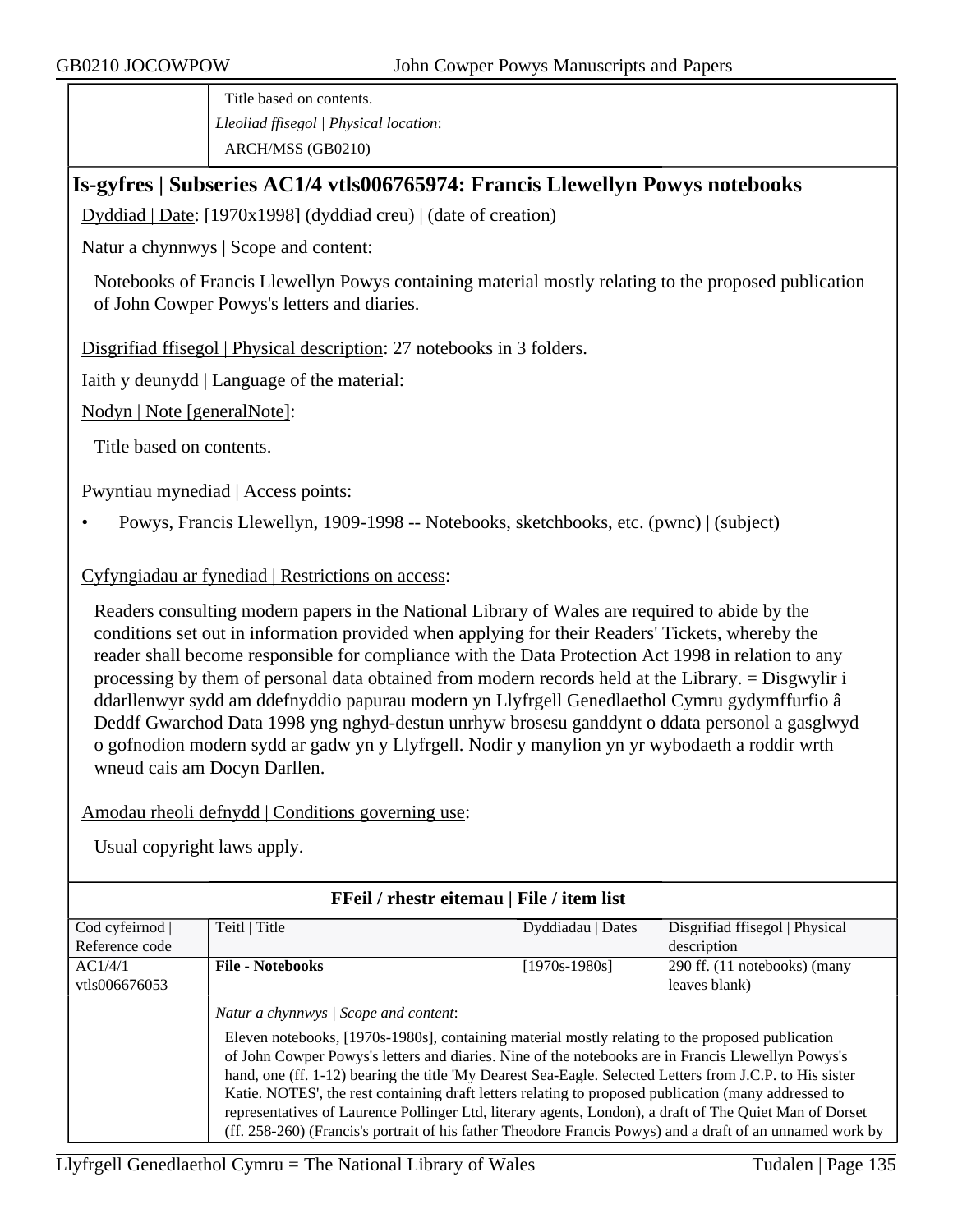| | Title based on contents. |
|---|---|
| | *Lleoliad ffisegol \| Physical location*: |
| | ARCH/MSS (GB0210) |

## Is-gyfres | Subseries AC1/4 vtls006765974: Francis Llewellyn Powys notebooks

Dyddiad | Date: [1970x1998] (dyddiad creu) | (date of creation)

Natur a chynnwys | Scope and content:

Notebooks of Francis Llewellyn Powys containing material mostly relating to the proposed publication of John Cowper Powys's letters and diaries.

Disgrifiad ffisegol | Physical description: 27 notebooks in 3 folders.

Iaith y deunydd | Language of the material:

Nodyn | Note [generalNote]:

Title based on contents.

Pwyntiau mynediad | Access points:

- Powys, Francis Llewellyn, 1909-1998 -- Notebooks, sketchbooks, etc. (pwnc) | (subject)

Cyfyngiadau ar fynediad | Restrictions on access:

Readers consulting modern papers in the National Library of Wales are required to abide by the conditions set out in information provided when applying for their Readers' Tickets, whereby the reader shall become responsible for compliance with the Data Protection Act 1998 in relation to any processing by them of personal data obtained from modern records held at the Library. = Disgwylir i ddarllenwyr sydd am ddefnyddio papurau modern yn Llyfrgell Genedlaethol Cymru gydymffurfio â Deddf Gwarchod Data 1998 yng nghyd-destun unrhyw brosesu ganddynt o ddata personol a gasglwyd o gofnodion modern sydd ar gadw yn y Llyfrgell. Nodir y manylion yn yr wybodaeth a roddir wrth wneud cais am Docyn Darllen.

Amodau rheoli defnydd | Conditions governing use:

Usual copyright laws apply.

### FFeil / rhestr eitemau | File / item list

| Cod cyfeirnod \| Reference code | Teitl \| Title | Dyddiadau \| Dates | Disgrifiad ffisegol \| Physical description |
|---|---|---|---|
| AC1/4/1 vtls006676053 | **File - Notebooks** | [1970s-1980s] | 290 ff. (11 notebooks) (many leaves blank) |

*Natur a chynnwys | Scope and content*:

Eleven notebooks, [1970s-1980s], containing material mostly relating to the proposed publication of John Cowper Powys's letters and diaries. Nine of the notebooks are in Francis Llewellyn Powys's hand, one (ff. 1-12) bearing the title 'My Dearest Sea-Eagle. Selected Letters from J.C.P. to His sister Katie. NOTES', the rest containing draft letters relating to proposed publication (many addressed to representatives of Laurence Pollinger Ltd, literary agents, London), a draft of The Quiet Man of Dorset (ff. 258-260) (Francis's portrait of his father Theodore Francis Powys) and a draft of an unnamed work by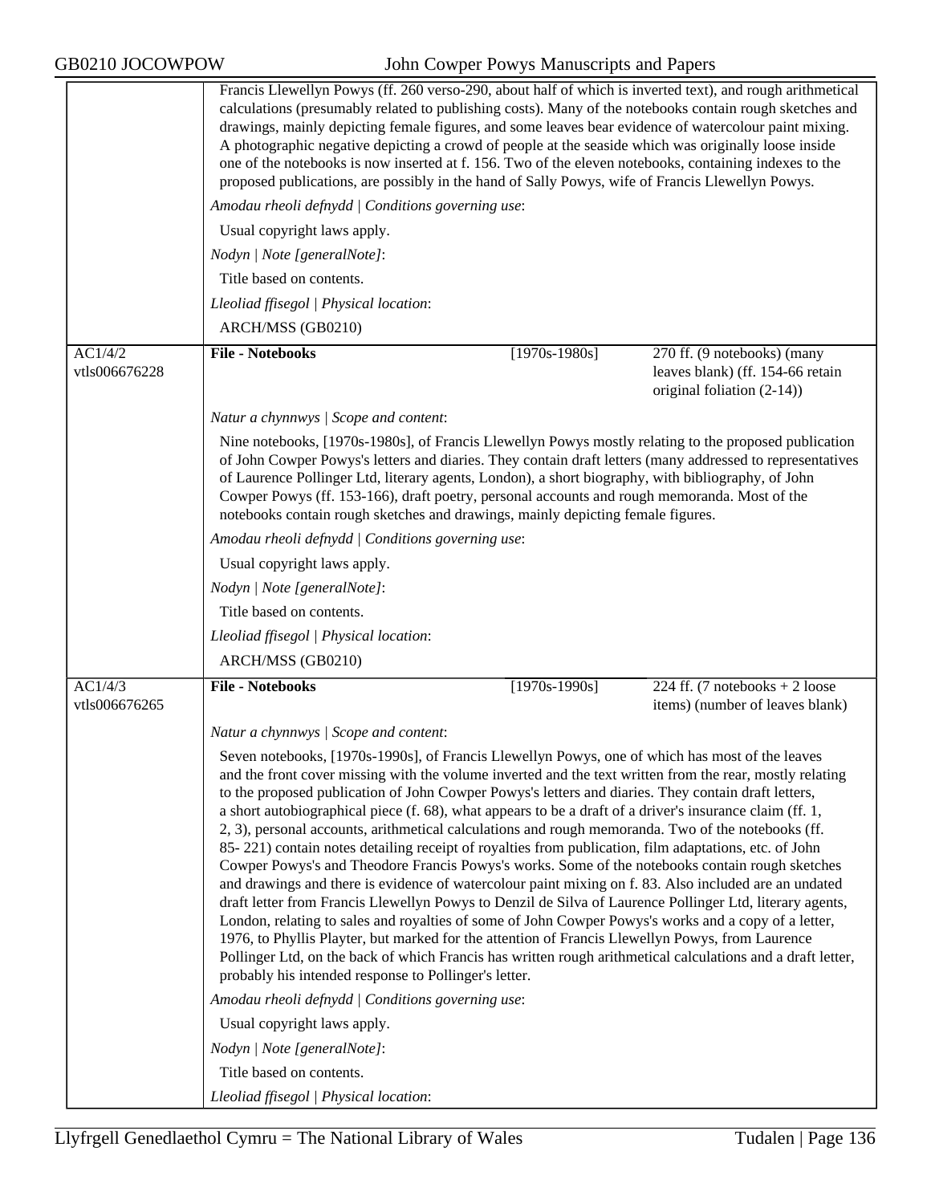Francis Llewellyn Powys (ff. 260 verso-290, about half of which is inverted text), and rough arithmetical calculations (presumably related to publishing costs). Many of the notebooks contain rough sketches and drawings, mainly depicting female figures, and some leaves bear evidence of watercolour paint mixing. A photographic negative depicting a crowd of people at the seaside which was originally loose inside one of the notebooks is now inserted at f. 156. Two of the eleven notebooks, containing indexes to the proposed publications, are possibly in the hand of Sally Powys, wife of Francis Llewellyn Powys.

*Amodau rheoli defnydd | Conditions governing use*:

Usual copyright laws apply.

*Nodyn | Note [generalNote]*:

Title based on contents.

*Lleoliad ffisegol | Physical location*:

ARCH/MSS (GB0210)

| AC1/4/2 vtls006676228 | **File - Notebooks** | [1970s-1980s] | 270 ff. (9 notebooks) (many leaves blank) (ff. 154-66 retain original foliation (2-14)) |
|---|---|---|---|

*Natur a chynnwys | Scope and content*:

Nine notebooks, [1970s-1980s], of Francis Llewellyn Powys mostly relating to the proposed publication of John Cowper Powys's letters and diaries. They contain draft letters (many addressed to representatives of Laurence Pollinger Ltd, literary agents, London), a short biography, with bibliography, of John Cowper Powys (ff. 153-166), draft poetry, personal accounts and rough memoranda. Most of the notebooks contain rough sketches and drawings, mainly depicting female figures.

*Amodau rheoli defnydd | Conditions governing use*:

Usual copyright laws apply.

*Nodyn | Note [generalNote]*:

Title based on contents.

*Lleoliad ffisegol | Physical location*:

ARCH/MSS (GB0210)

| AC1/4/3 vtls006676265 | **File - Notebooks** | [1970s-1990s] | 224 ff. (7 notebooks + 2 loose items) (number of leaves blank) |
|---|---|---|---|

*Natur a chynnwys | Scope and content*:

Seven notebooks, [1970s-1990s], of Francis Llewellyn Powys, one of which has most of the leaves and the front cover missing with the volume inverted and the text written from the rear, mostly relating to the proposed publication of John Cowper Powys's letters and diaries. They contain draft letters, a short autobiographical piece (f. 68), what appears to be a draft of a driver's insurance claim (ff. 1, 2, 3), personal accounts, arithmetical calculations and rough memoranda. Two of the notebooks (ff. 85- 221) contain notes detailing receipt of royalties from publication, film adaptations, etc. of John Cowper Powys's and Theodore Francis Powys's works. Some of the notebooks contain rough sketches and drawings and there is evidence of watercolour paint mixing on f. 83. Also included are an undated draft letter from Francis Llewellyn Powys to Denzil de Silva of Laurence Pollinger Ltd, literary agents, London, relating to sales and royalties of some of John Cowper Powys's works and a copy of a letter, 1976, to Phyllis Playter, but marked for the attention of Francis Llewellyn Powys, from Laurence Pollinger Ltd, on the back of which Francis has written rough arithmetical calculations and a draft letter, probably his intended response to Pollinger's letter.

*Amodau rheoli defnydd | Conditions governing use*:

Usual copyright laws apply.

*Nodyn | Note [generalNote]*:

Title based on contents.

*Lleoliad ffisegol | Physical location*: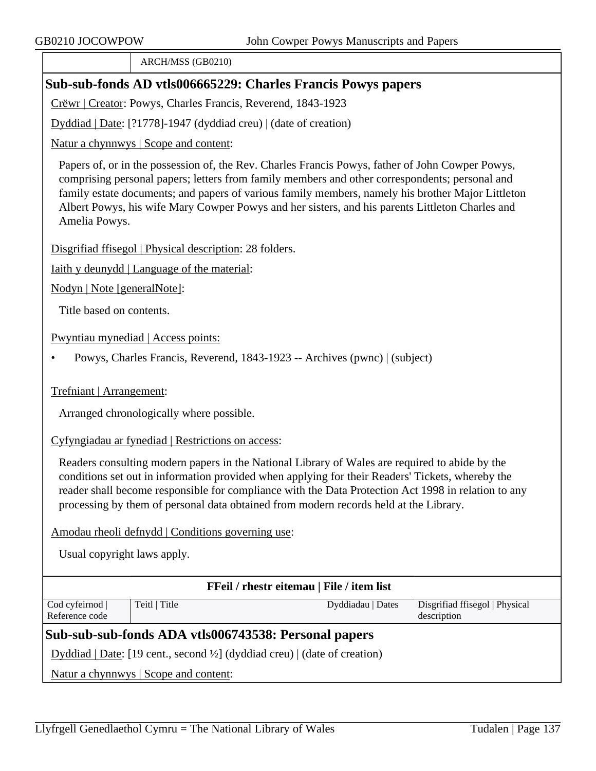| | ARCH/MSS (GB0210) |
|---|---|

## Sub-sub-fonds AD vtls006665229: Charles Francis Powys papers

Crëwr | Creator: Powys, Charles Francis, Reverend, 1843-1923

Dyddiad | Date: [?1778]-1947 (dyddiad creu) | (date of creation)

Natur a chynnwys | Scope and content:

Papers of, or in the possession of, the Rev. Charles Francis Powys, father of John Cowper Powys, comprising personal papers; letters from family members and other correspondents; personal and family estate documents; and papers of various family members, namely his brother Major Littleton Albert Powys, his wife Mary Cowper Powys and her sisters, and his parents Littleton Charles and Amelia Powys.

Disgrifiad ffisegol | Physical description: 28 folders.

Iaith y deunydd | Language of the material:

Nodyn | Note [generalNote]:

Title based on contents.

Pwyntiau mynediad | Access points:

- Powys, Charles Francis, Reverend, 1843-1923 -- Archives (pwnc) | (subject)

Trefniant | Arrangement:

Arranged chronologically where possible.

Cyfyngiadau ar fynediad | Restrictions on access:

Readers consulting modern papers in the National Library of Wales are required to abide by the conditions set out in information provided when applying for their Readers' Tickets, whereby the reader shall become responsible for compliance with the Data Protection Act 1998 in relation to any processing by them of personal data obtained from modern records held at the Library.

Amodau rheoli defnydd | Conditions governing use:

Usual copyright laws apply.

**FFeil / rhestr eitemau | File / item list**

| Cod cyfeirnod \| Reference code | Teitl \| Title | Dyddiadau \| Dates | Disgrifiad ffisegol \| Physical description |
|---|---|---|---|

## Sub-sub-sub-fonds ADA vtls006743538: Personal papers

Dyddiad | Date: [19 cent., second ½] (dyddiad creu) | (date of creation)

Natur a chynnwys | Scope and content: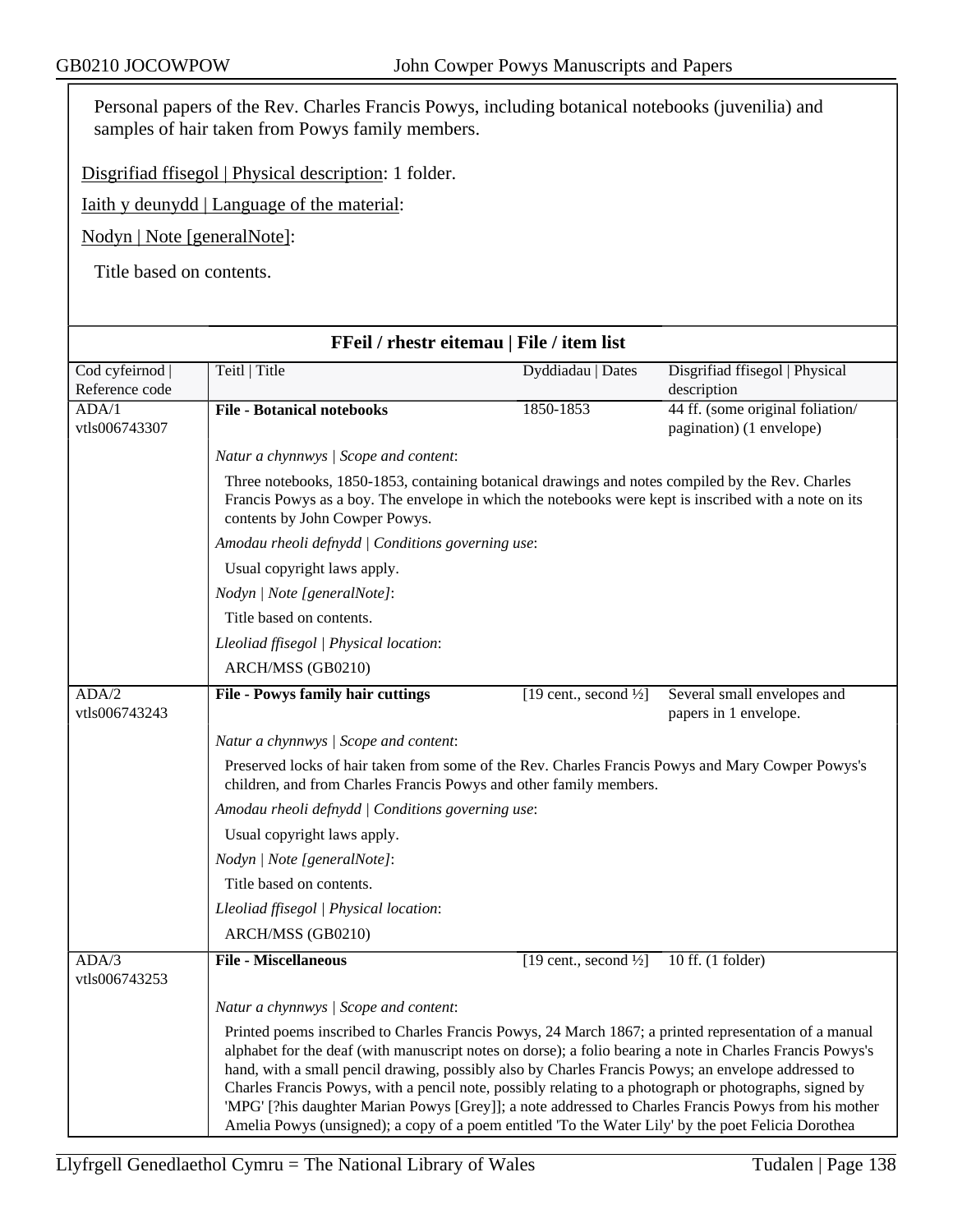Personal papers of the Rev. Charles Francis Powys, including botanical notebooks (juvenilia) and samples of hair taken from Powys family members.

Disgrifiad ffisegol | Physical description: 1 folder.

Iaith y deunydd | Language of the material:

Nodyn | Note [generalNote]:

Title based on contents.

## FFeil / rhestr eitemau | File / item list

| Cod cyfeirnod \| Reference code | Teitl \| Title | Dyddiadau \| Dates | Disgrifiad ffisegol \| Physical description |
|---|---|---|---|
| ADA/1 vtls006743307 | **File - Botanical notebooks** | 1850-1853 | 44 ff. (some original foliation/ pagination) (1 envelope) |

*Natur a chynnwys | Scope and content*:

Three notebooks, 1850-1853, containing botanical drawings and notes compiled by the Rev. Charles Francis Powys as a boy. The envelope in which the notebooks were kept is inscribed with a note on its contents by John Cowper Powys.

*Amodau rheoli defnydd | Conditions governing use*:

Usual copyright laws apply.

*Nodyn | Note [generalNote]*:

Title based on contents.

*Lleoliad ffisegol | Physical location*:

ARCH/MSS (GB0210)

| Cod cyfeirnod \| Reference code | Teitl \| Title | Dyddiadau \| Dates | Disgrifiad ffisegol \| Physical description |
|---|---|---|---|
| ADA/2 vtls006743243 | **File - Powys family hair cuttings** | [19 cent., second ½] | Several small envelopes and papers in 1 envelope. |

*Natur a chynnwys | Scope and content*:

Preserved locks of hair taken from some of the Rev. Charles Francis Powys and Mary Cowper Powys's children, and from Charles Francis Powys and other family members.

*Amodau rheoli defnydd | Conditions governing use*:

Usual copyright laws apply.

*Nodyn | Note [generalNote]*:

Title based on contents.

*Lleoliad ffisegol | Physical location*:

ARCH/MSS (GB0210)

| Cod cyfeirnod \| Reference code | Teitl \| Title | Dyddiadau \| Dates | Disgrifiad ffisegol \| Physical description |
|---|---|---|---|
| ADA/3 vtls006743253 | **File - Miscellaneous** | [19 cent., second ½] | 10 ff. (1 folder) |

*Natur a chynnwys | Scope and content*:

Printed poems inscribed to Charles Francis Powys, 24 March 1867; a printed representation of a manual alphabet for the deaf (with manuscript notes on dorse); a folio bearing a note in Charles Francis Powys's hand, with a small pencil drawing, possibly also by Charles Francis Powys; an envelope addressed to Charles Francis Powys, with a pencil note, possibly relating to a photograph or photographs, signed by 'MPG' [?his daughter Marian Powys [Grey]]; a note addressed to Charles Francis Powys from his mother Amelia Powys (unsigned); a copy of a poem entitled 'To the Water Lily' by the poet Felicia Dorothea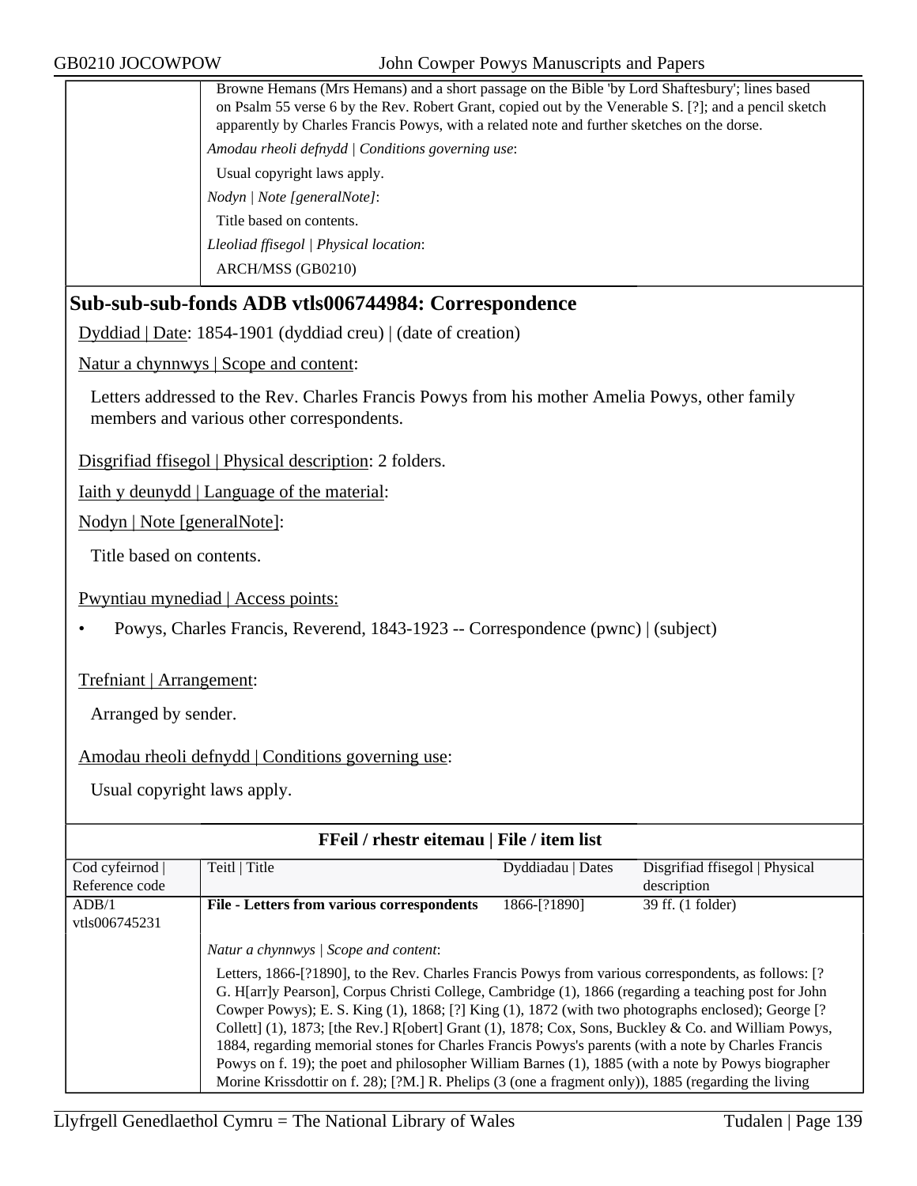Browne Hemans (Mrs Hemans) and a short passage on the Bible 'by Lord Shaftesbury'; lines based on Psalm 55 verse 6 by the Rev. Robert Grant, copied out by the Venerable S. [?]; and a pencil sketch apparently by Charles Francis Powys, with a related note and further sketches on the dorse.

*Amodau rheoli defnydd | Conditions governing use*:

Usual copyright laws apply.

*Nodyn | Note [generalNote]*:

Title based on contents.

*Lleoliad ffisegol | Physical location*:

ARCH/MSS (GB0210)

## Sub-sub-sub-fonds ADB vtls006744984: Correspondence

Dyddiad | Date: 1854-1901 (dyddiad creu) | (date of creation)

Natur a chynnwys | Scope and content:

Letters addressed to the Rev. Charles Francis Powys from his mother Amelia Powys, other family members and various other correspondents.

Disgrifiad ffisegol | Physical description: 2 folders.

Iaith y deunydd | Language of the material:

Nodyn | Note [generalNote]:

Title based on contents.

Pwyntiau mynediad | Access points:

- Powys, Charles Francis, Reverend, 1843-1923 -- Correspondence (pwnc) | (subject)

Trefniant | Arrangement:

Arranged by sender.

Amodau rheoli defnydd | Conditions governing use:

Usual copyright laws apply.

### FFeil / rhestr eitemau | File / item list

| Cod cyfeirnod \| Reference code | Teitl \| Title | Dyddiadau \| Dates | Disgrifiad ffisegol \| Physical description |
|---|---|---|---|
| ADB/1 vtls006745231 | **File - Letters from various correspondents** | 1866-[?1890] | 39 ff. (1 folder) |

*Natur a chynnwys | Scope and content*:

Letters, 1866-[?1890], to the Rev. Charles Francis Powys from various correspondents, as follows: [?G. H[arr]y Pearson], Corpus Christi College, Cambridge (1), 1866 (regarding a teaching post for John Cowper Powys); E. S. King (1), 1868; [?] King (1), 1872 (with two photographs enclosed); George [?Collett] (1), 1873; [the Rev.] R[obert] Grant (1), 1878; Cox, Sons, Buckley & Co. and William Powys, 1884, regarding memorial stones for Charles Francis Powys's parents (with a note by Charles Francis Powys on f. 19); the poet and philosopher William Barnes (1), 1885 (with a note by Powys biographer Morine Krissdottir on f. 28); [?M.] R. Phelips (3 (one a fragment only)), 1885 (regarding the living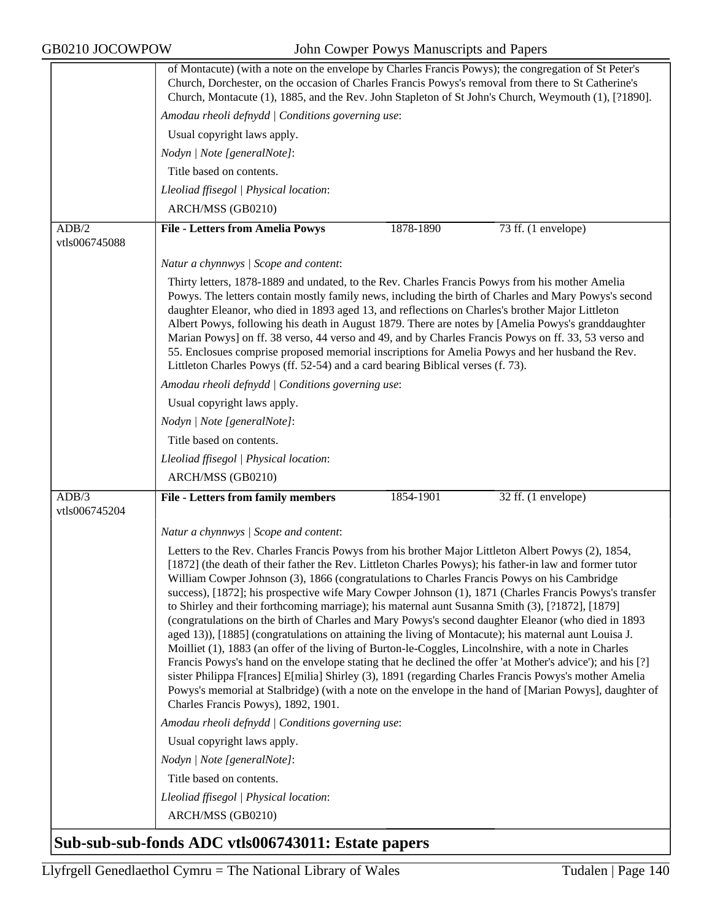of Montacute) (with a note on the envelope by Charles Francis Powys); the congregation of St Peter's Church, Dorchester, on the occasion of Charles Francis Powys's removal from there to St Catherine's Church, Montacute (1), 1885, and the Rev. John Stapleton of St John's Church, Weymouth (1), [?1890].

*Amodau rheoli defnydd | Conditions governing use*:

Usual copyright laws apply.

*Nodyn | Note [generalNote]*:

Title based on contents.

*Lleoliad ffisegol | Physical location*:

ARCH/MSS (GB0210)

---

ADB/2
vtls006745088

**File - Letters from Amelia Powys** | 1878-1890 | 73 ff. (1 envelope)

*Natur a chynnwys | Scope and content*:

Thirty letters, 1878-1889 and undated, to the Rev. Charles Francis Powys from his mother Amelia Powys. The letters contain mostly family news, including the birth of Charles and Mary Powys's second daughter Eleanor, who died in 1893 aged 13, and reflections on Charles's brother Major Littleton Albert Powys, following his death in August 1879. There are notes by [Amelia Powys's granddaughter Marian Powys] on ff. 38 verso, 44 verso and 49, and by Charles Francis Powys on ff. 33, 53 verso and 55. Enclosues comprise proposed memorial inscriptions for Amelia Powys and her husband the Rev. Littleton Charles Powys (ff. 52-54) and a card bearing Biblical verses (f. 73).

*Amodau rheoli defnydd | Conditions governing use*:

Usual copyright laws apply.

*Nodyn | Note [generalNote]*:

Title based on contents.

*Lleoliad ffisegol | Physical location*:

ARCH/MSS (GB0210)

---

ADB/3
vtls006745204

**File - Letters from family members** | 1854-1901 | 32 ff. (1 envelope)

*Natur a chynnwys | Scope and content*:

Letters to the Rev. Charles Francis Powys from his brother Major Littleton Albert Powys (2), 1854, [1872] (the death of their father the Rev. Littleton Charles Powys); his father-in law and former tutor William Cowper Johnson (3), 1866 (congratulations to Charles Francis Powys on his Cambridge success), [1872]; his prospective wife Mary Cowper Johnson (1), 1871 (Charles Francis Powys's transfer to Shirley and their forthcoming marriage); his maternal aunt Susanna Smith (3), [?1872], [1879] (congratulations on the birth of Charles and Mary Powys's second daughter Eleanor (who died in 1893 aged 13)), [1885] (congratulations on attaining the living of Montacute); his maternal aunt Louisa J. Moilliet (1), 1883 (an offer of the living of Burton-le-Coggles, Lincolnshire, with a note in Charles Francis Powys's hand on the envelope stating that he declined the offer 'at Mother's advice'); and his [?] sister Philippa F[rances] E[milia] Shirley (3), 1891 (regarding Charles Francis Powys's mother Amelia Powys's memorial at Stalbridge) (with a note on the envelope in the hand of [Marian Powys], daughter of Charles Francis Powys), 1892, 1901.

*Amodau rheoli defnydd | Conditions governing use*:

Usual copyright laws apply.

*Nodyn | Note [generalNote]*:

Title based on contents.

*Lleoliad ffisegol | Physical location*:

ARCH/MSS (GB0210)

## Sub-sub-sub-fonds ADC vtls006743011: Estate papers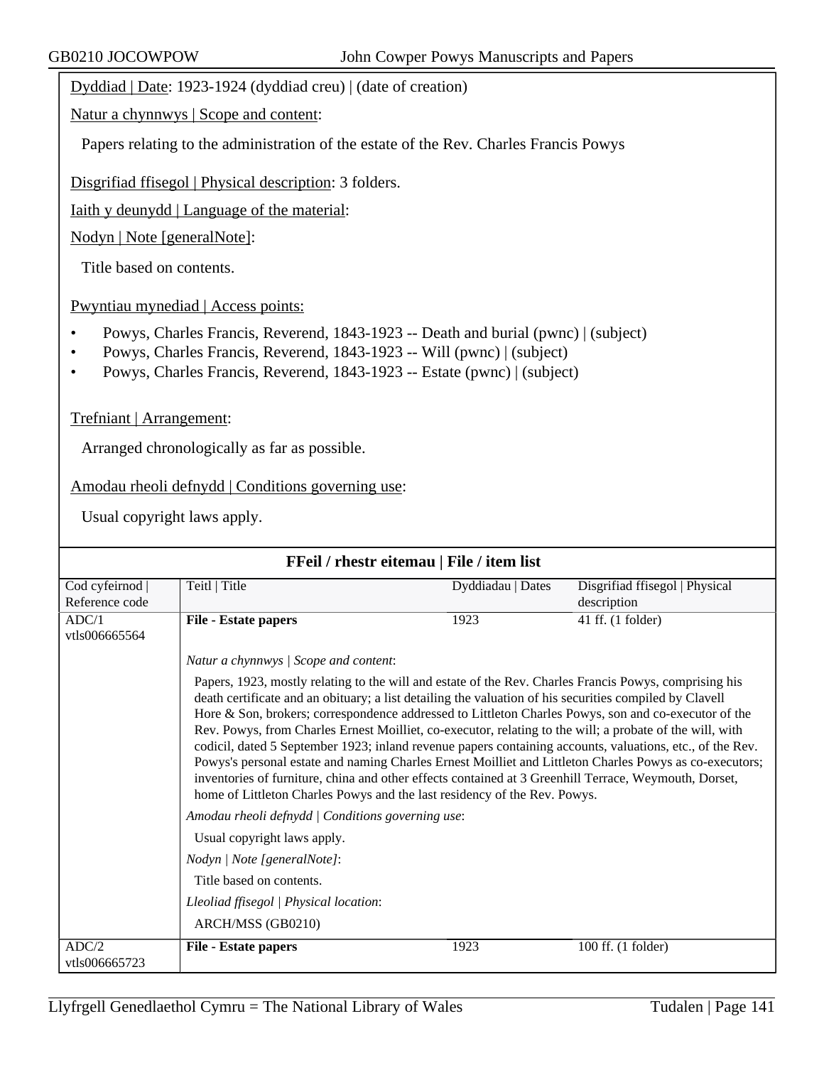Dyddiad | Date: 1923-1924 (dyddiad creu) | (date of creation)

Natur a chynnwys | Scope and content:

Papers relating to the administration of the estate of the Rev. Charles Francis Powys

Disgrifiad ffisegol | Physical description: 3 folders.

Iaith y deunydd | Language of the material:

Nodyn | Note [generalNote]:

Title based on contents.

Pwyntiau mynediad | Access points:

- Powys, Charles Francis, Reverend, 1843-1923 -- Death and burial (pwnc) | (subject)
- Powys, Charles Francis, Reverend, 1843-1923 -- Will (pwnc) | (subject)
- Powys, Charles Francis, Reverend, 1843-1923 -- Estate (pwnc) | (subject)

Trefniant | Arrangement:

Arranged chronologically as far as possible.

Amodau rheoli defnydd | Conditions governing use:

Usual copyright laws apply.

**FFeil / rhestr eitemau | File / item list**

| Cod cyfeirnod \| Reference code | Teitl \| Title | Dyddiadau \| Dates | Disgrifiad ffisegol \| Physical description |
|---|---|---|---|
| ADC/1 vtls006665564 | **File - Estate papers** | 1923 | 41 ff. (1 folder) |
| | *Natur a chynnwys \| Scope and content*: Papers, 1923, mostly relating to the will and estate of the Rev. Charles Francis Powys, comprising his death certificate and an obituary; a list detailing the valuation of his securities compiled by Clavell Hore & Son, brokers; correspondence addressed to Littleton Charles Powys, son and co-executor of the Rev. Powys, from Charles Ernest Moilliet, co-executor, relating to the will; a probate of the will, with codicil, dated 5 September 1923; inland revenue papers containing accounts, valuations, etc., of the Rev. Powys's personal estate and naming Charles Ernest Moilliet and Littleton Charles Powys as co-executors; inventories of furniture, china and other effects contained at 3 Greenhill Terrace, Weymouth, Dorset, home of Littleton Charles Powys and the last residency of the Rev. Powys. *Amodau rheoli defnydd \| Conditions governing use*: Usual copyright laws apply. *Nodyn \| Note [generalNote]*: Title based on contents. *Lleoliad ffisegol \| Physical location*: ARCH/MSS (GB0210) | | |
| ADC/2 vtls006665723 | **File - Estate papers** | 1923 | 100 ff. (1 folder) |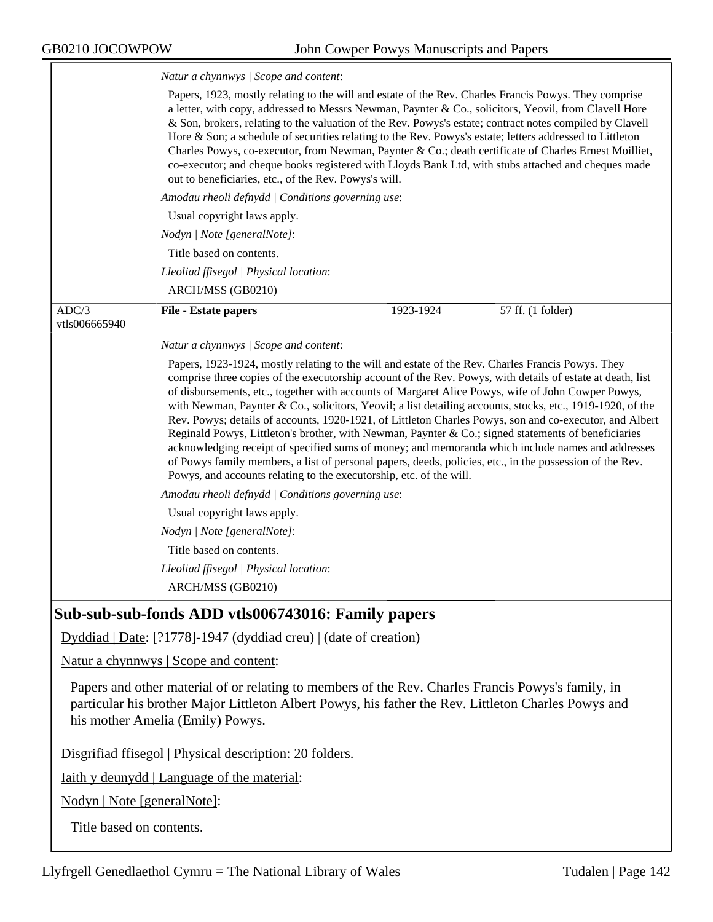*Natur a chynnwys | Scope and content*:

Papers, 1923, mostly relating to the will and estate of the Rev. Charles Francis Powys. They comprise a letter, with copy, addressed to Messrs Newman, Paynter & Co., solicitors, Yeovil, from Clavell Hore & Son, brokers, relating to the valuation of the Rev. Powys's estate; contract notes compiled by Clavell Hore & Son; a schedule of securities relating to the Rev. Powys's estate; letters addressed to Littleton Charles Powys, co-executor, from Newman, Paynter & Co.; death certificate of Charles Ernest Moilliet, co-executor; and cheque books registered with Lloyds Bank Ltd, with stubs attached and cheques made out to beneficiaries, etc., of the Rev. Powys's will.

*Amodau rheoli defnydd | Conditions governing use*:

Usual copyright laws apply.

*Nodyn | Note [generalNote]*:

Title based on contents.

*Lleoliad ffisegol | Physical location*:

ARCH/MSS (GB0210)

| ADC/3 vtls006665940 | **File - Estate papers** | 1923-1924 | 57 ff. (1 folder) |
|---|---|---|---|

*Natur a chynnwys | Scope and content*:

Papers, 1923-1924, mostly relating to the will and estate of the Rev. Charles Francis Powys. They comprise three copies of the executorship account of the Rev. Powys, with details of estate at death, list of disbursements, etc., together with accounts of Margaret Alice Powys, wife of John Cowper Powys, with Newman, Paynter & Co., solicitors, Yeovil; a list detailing accounts, stocks, etc., 1919-1920, of the Rev. Powys; details of accounts, 1920-1921, of Littleton Charles Powys, son and co-executor, and Albert Reginald Powys, Littleton's brother, with Newman, Paynter & Co.; signed statements of beneficiaries acknowledging receipt of specified sums of money; and memoranda which include names and addresses of Powys family members, a list of personal papers, deeds, policies, etc., in the possession of the Rev. Powys, and accounts relating to the executorship, etc. of the will.

*Amodau rheoli defnydd | Conditions governing use*:

Usual copyright laws apply.

*Nodyn | Note [generalNote]*:

Title based on contents.

*Lleoliad ffisegol | Physical location*:

ARCH/MSS (GB0210)

## Sub-sub-sub-fonds ADD vtls006743016: Family papers

Dyddiad | Date: [?1778]-1947 (dyddiad creu) | (date of creation)

Natur a chynnwys | Scope and content:

Papers and other material of or relating to members of the Rev. Charles Francis Powys's family, in particular his brother Major Littleton Albert Powys, his father the Rev. Littleton Charles Powys and his mother Amelia (Emily) Powys.

Disgrifiad ffisegol | Physical description: 20 folders.

Iaith y deunydd | Language of the material:

Nodyn | Note [generalNote]:

Title based on contents.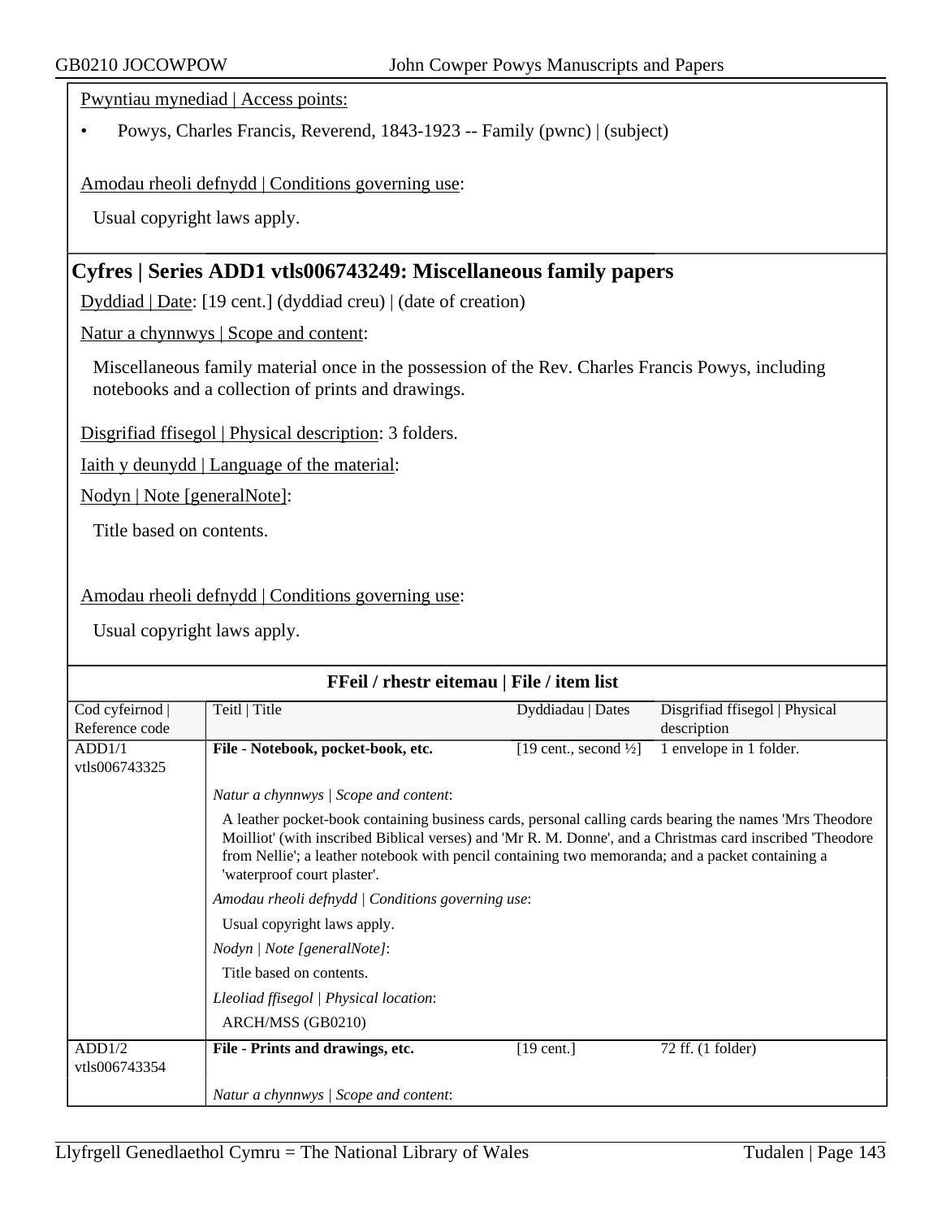Pwyntiau mynediad | Access points:

- Powys, Charles Francis, Reverend, 1843-1923 -- Family (pwnc) | (subject)

Amodau rheoli defnydd | Conditions governing use:

Usual copyright laws apply.

## Cyfres | Series ADD1 vtls006743249: Miscellaneous family papers

Dyddiad | Date: [19 cent.] (dyddiad creu) | (date of creation)

Natur a chynnwys | Scope and content:

Miscellaneous family material once in the possession of the Rev. Charles Francis Powys, including notebooks and a collection of prints and drawings.

Disgrifiad ffisegol | Physical description: 3 folders.

Iaith y deunydd | Language of the material:

Nodyn | Note [generalNote]:

Title based on contents.

Amodau rheoli defnydd | Conditions governing use:

Usual copyright laws apply.

**FFeil / rhestr eitemau | File / item list**

| Cod cyfeirnod \| Reference code | Teitl \| Title | Dyddiadau \| Dates | Disgrifiad ffisegol \| Physical description |
|---|---|---|---|
| ADD1/1 vtls006743325 | **File - Notebook, pocket-book, etc.** | [19 cent., second ½] | 1 envelope in 1 folder. |
| | *Natur a chynnwys \| Scope and content*: A leather pocket-book containing business cards, personal calling cards bearing the names 'Mrs Theodore Moilliot' (with inscribed Biblical verses) and 'Mr R. M. Donne', and a Christmas card inscribed 'Theodore from Nellie'; a leather notebook with pencil containing two memoranda; and a packet containing a 'waterproof court plaster'. *Amodau rheoli defnydd \| Conditions governing use*: Usual copyright laws apply. *Nodyn \| Note [generalNote]*: Title based on contents. *Lleoliad ffisegol \| Physical location*: ARCH/MSS (GB0210) | | |
| ADD1/2 vtls006743354 | **File - Prints and drawings, etc.** | [19 cent.] | 72 ff. (1 folder) |
| | *Natur a chynnwys \| Scope and content*: | | |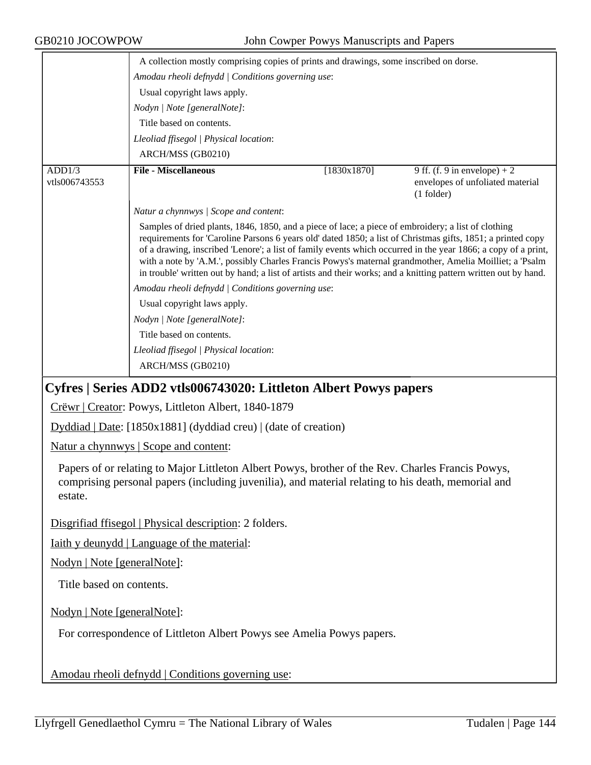| | A collection mostly comprising copies of prints and drawings, some inscribed on dorse. | | |
|---|---|---|---|
| | *Amodau rheoli defnydd \| Conditions governing use*: | | |
| | Usual copyright laws apply. | | |
| | *Nodyn \| Note [generalNote]*: | | |
| | Title based on contents. | | |
| | *Lleoliad ffisegol \| Physical location*: | | |
| | ARCH/MSS (GB0210) | | |
| ADD1/3 vtls006743553 | **File - Miscellaneous** | [1830x1870] | 9 ff. (f. 9 in envelope) + 2 envelopes of unfoliated material (1 folder) |
| | *Natur a chynnwys \| Scope and content*: | | |
| | Samples of dried plants, 1846, 1850, and a piece of lace; a piece of embroidery; a list of clothing requirements for 'Caroline Parsons 6 years old' dated 1850; a list of Christmas gifts, 1851; a printed copy of a drawing, inscribed 'Lenore'; a list of family events which occurred in the year 1866; a copy of a print, with a note by 'A.M.', possibly Charles Francis Powys's maternal grandmother, Amelia Moilliet; a 'Psalm in trouble' written out by hand; a list of artists and their works; and a knitting pattern written out by hand. | | |
| | *Amodau rheoli defnydd \| Conditions governing use*: | | |
| | Usual copyright laws apply. | | |
| | *Nodyn \| Note [generalNote]*: | | |
| | Title based on contents. | | |
| | *Lleoliad ffisegol \| Physical location*: | | |
| | ARCH/MSS (GB0210) | | |

## Cyfres | Series ADD2 vtls006743020: Littleton Albert Powys papers

Crëwr | Creator: Powys, Littleton Albert, 1840-1879

Dyddiad | Date: [1850x1881] (dyddiad creu) | (date of creation)

Natur a chynnwys | Scope and content:

Papers of or relating to Major Littleton Albert Powys, brother of the Rev. Charles Francis Powys, comprising personal papers (including juvenilia), and material relating to his death, memorial and estate.

Disgrifiad ffisegol | Physical description: 2 folders.

Iaith y deunydd | Language of the material:

Nodyn | Note [generalNote]:

Title based on contents.

Nodyn | Note [generalNote]:

For correspondence of Littleton Albert Powys see Amelia Powys papers.

Amodau rheoli defnydd | Conditions governing use: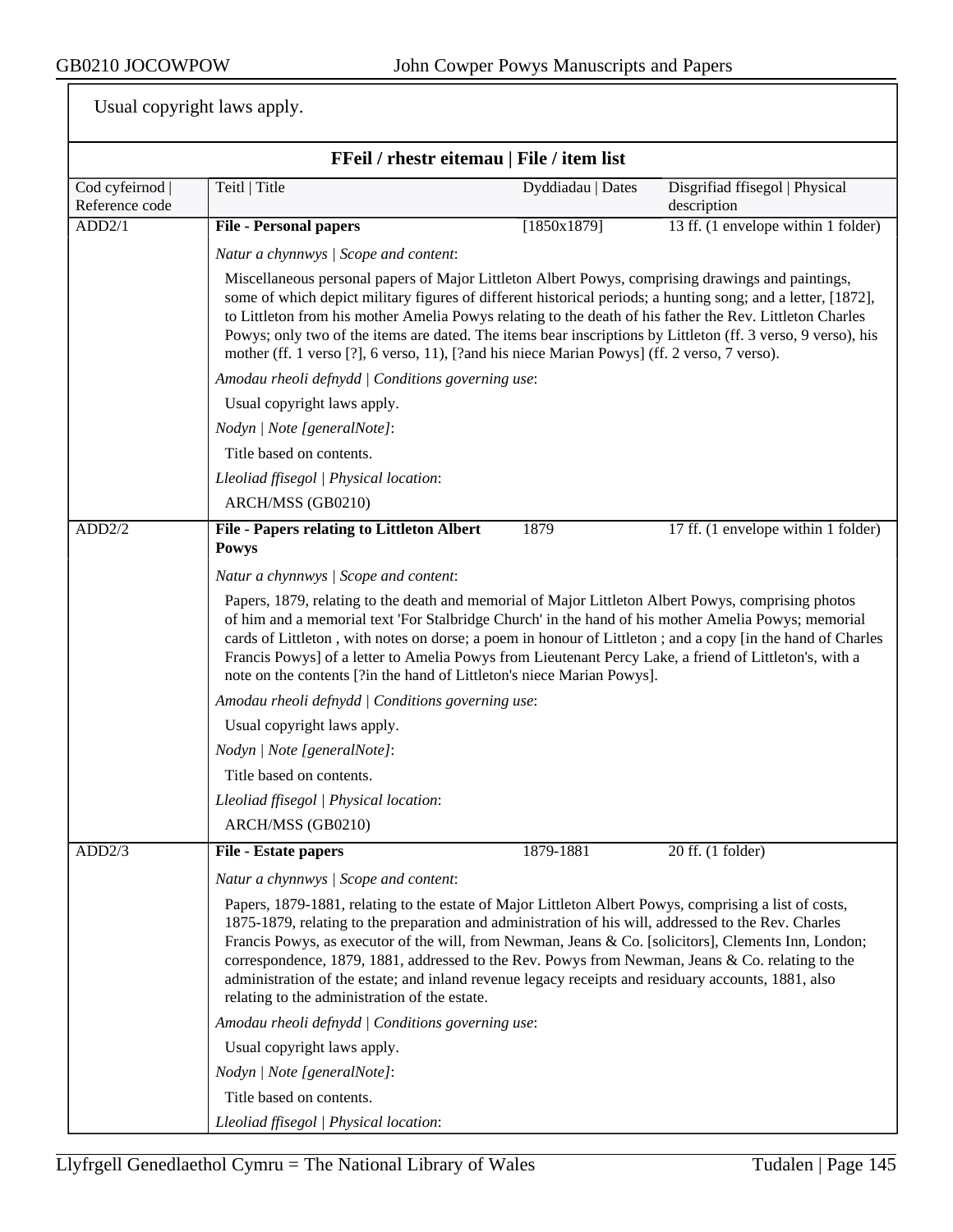Usual copyright laws apply.

### FFeil / rhestr eitemau | File / item list

| Cod cyfeirnod \| Reference code | Teitl \| Title | Dyddiadau \| Dates | Disgrifiad ffisegol \| Physical description |
|---|---|---|---|
| ADD2/1 | **File - Personal papers** | [1850x1879] | 13 ff. (1 envelope within 1 folder) |

*Natur a chynnwys | Scope and content*:

Miscellaneous personal papers of Major Littleton Albert Powys, comprising drawings and paintings, some of which depict military figures of different historical periods; a hunting song; and a letter, [1872], to Littleton from his mother Amelia Powys relating to the death of his father the Rev. Littleton Charles Powys; only two of the items are dated. The items bear inscriptions by Littleton (ff. 3 verso, 9 verso), his mother (ff. 1 verso [?], 6 verso, 11), [?and his niece Marian Powys] (ff. 2 verso, 7 verso).

*Amodau rheoli defnydd | Conditions governing use*:

Usual copyright laws apply.

*Nodyn | Note [generalNote]*:

Title based on contents.

*Lleoliad ffisegol | Physical location*:

ARCH/MSS (GB0210)

| Cod cyfeirnod \| Reference code | Teitl \| Title | Dyddiadau \| Dates | Disgrifiad ffisegol \| Physical description |
|---|---|---|---|
| ADD2/2 | **File - Papers relating to Littleton Albert Powys** | 1879 | 17 ff. (1 envelope within 1 folder) |

*Natur a chynnwys | Scope and content*:

Papers, 1879, relating to the death and memorial of Major Littleton Albert Powys, comprising photos of him and a memorial text 'For Stalbridge Church' in the hand of his mother Amelia Powys; memorial cards of Littleton , with notes on dorse; a poem in honour of Littleton ; and a copy [in the hand of Charles Francis Powys] of a letter to Amelia Powys from Lieutenant Percy Lake, a friend of Littleton's, with a note on the contents [?in the hand of Littleton's niece Marian Powys].

*Amodau rheoli defnydd | Conditions governing use*:

Usual copyright laws apply.

*Nodyn | Note [generalNote]*:

Title based on contents.

*Lleoliad ffisegol | Physical location*:

ARCH/MSS (GB0210)

| Cod cyfeirnod \| Reference code | Teitl \| Title | Dyddiadau \| Dates | Disgrifiad ffisegol \| Physical description |
|---|---|---|---|
| ADD2/3 | **File - Estate papers** | 1879-1881 | 20 ff. (1 folder) |

*Natur a chynnwys | Scope and content*:

Papers, 1879-1881, relating to the estate of Major Littleton Albert Powys, comprising a list of costs, 1875-1879, relating to the preparation and administration of his will, addressed to the Rev. Charles Francis Powys, as executor of the will, from Newman, Jeans & Co. [solicitors], Clements Inn, London; correspondence, 1879, 1881, addressed to the Rev. Powys from Newman, Jeans & Co. relating to the administration of the estate; and inland revenue legacy receipts and residuary accounts, 1881, also relating to the administration of the estate.

*Amodau rheoli defnydd | Conditions governing use*:

Usual copyright laws apply.

*Nodyn | Note [generalNote]*:

Title based on contents.

*Lleoliad ffisegol | Physical location*: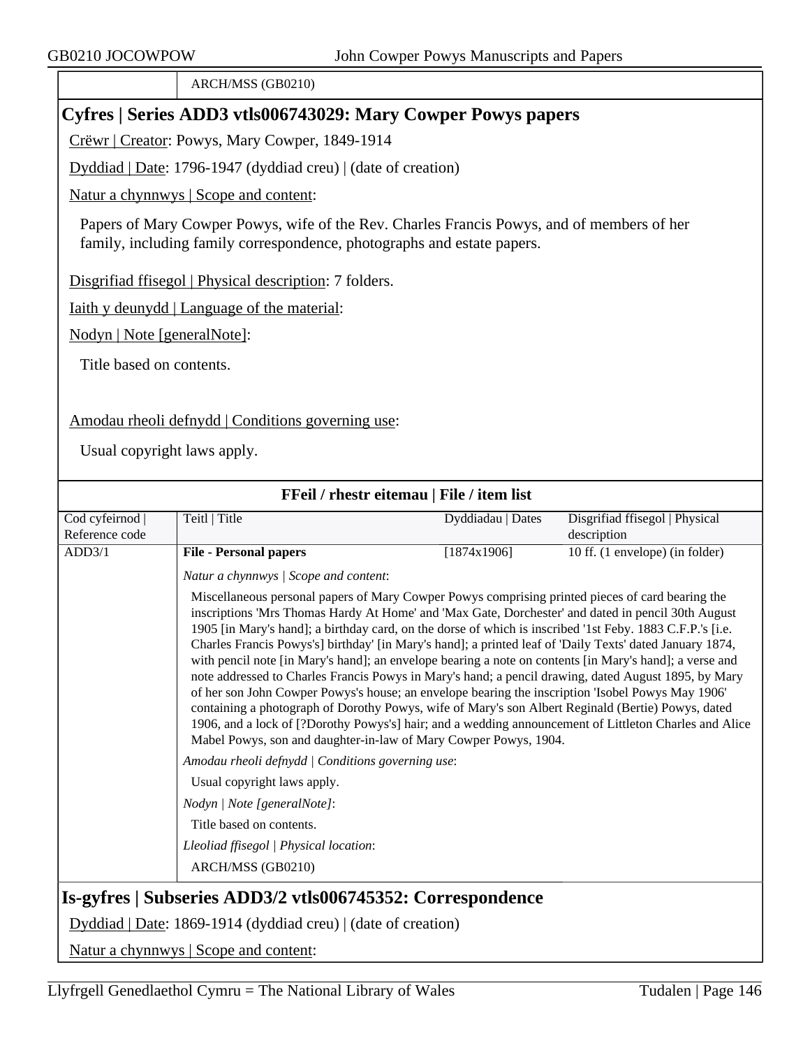ARCH/MSS (GB0210)

## Cyfres | Series ADD3 vtls006743029: Mary Cowper Powys papers

Crëwr | Creator: Powys, Mary Cowper, 1849-1914

Dyddiad | Date: 1796-1947 (dyddiad creu) | (date of creation)

Natur a chynnwys | Scope and content:

Papers of Mary Cowper Powys, wife of the Rev. Charles Francis Powys, and of members of her family, including family correspondence, photographs and estate papers.

Disgrifiad ffisegol | Physical description: 7 folders.

Iaith y deunydd | Language of the material:

Nodyn | Note [generalNote]:

Title based on contents.

Amodau rheoli defnydd | Conditions governing use:

Usual copyright laws apply.

### FFeil / rhestr eitemau | File / item list

| Cod cyfeirnod \| Reference code | Teitl \| Title | Dyddiadau \| Dates | Disgrifiad ffisegol \| Physical description |
|---|---|---|---|
| ADD3/1 | **File - Personal papers** | [1874x1906] | 10 ff. (1 envelope) (in folder) |

*Natur a chynnwys | Scope and content*:

Miscellaneous personal papers of Mary Cowper Powys comprising printed pieces of card bearing the inscriptions 'Mrs Thomas Hardy At Home' and 'Max Gate, Dorchester' and dated in pencil 30th August 1905 [in Mary's hand]; a birthday card, on the dorse of which is inscribed '1st Feby. 1883 C.F.P.'s [i.e. Charles Francis Powys's] birthday' [in Mary's hand]; a printed leaf of 'Daily Texts' dated January 1874, with pencil note [in Mary's hand]; an envelope bearing a note on contents [in Mary's hand]; a verse and note addressed to Charles Francis Powys in Mary's hand; a pencil drawing, dated August 1895, by Mary of her son John Cowper Powys's house; an envelope bearing the inscription 'Isobel Powys May 1906' containing a photograph of Dorothy Powys, wife of Mary's son Albert Reginald (Bertie) Powys, dated 1906, and a lock of [?Dorothy Powys's] hair; and a wedding announcement of Littleton Charles and Alice Mabel Powys, son and daughter-in-law of Mary Cowper Powys, 1904.

*Amodau rheoli defnydd | Conditions governing use*:

Usual copyright laws apply.

*Nodyn | Note [generalNote]*:

Title based on contents.

*Lleoliad ffisegol | Physical location*:

ARCH/MSS (GB0210)

## Is-gyfres | Subseries ADD3/2 vtls006745352: Correspondence

Dyddiad | Date: 1869-1914 (dyddiad creu) | (date of creation)

Natur a chynnwys | Scope and content: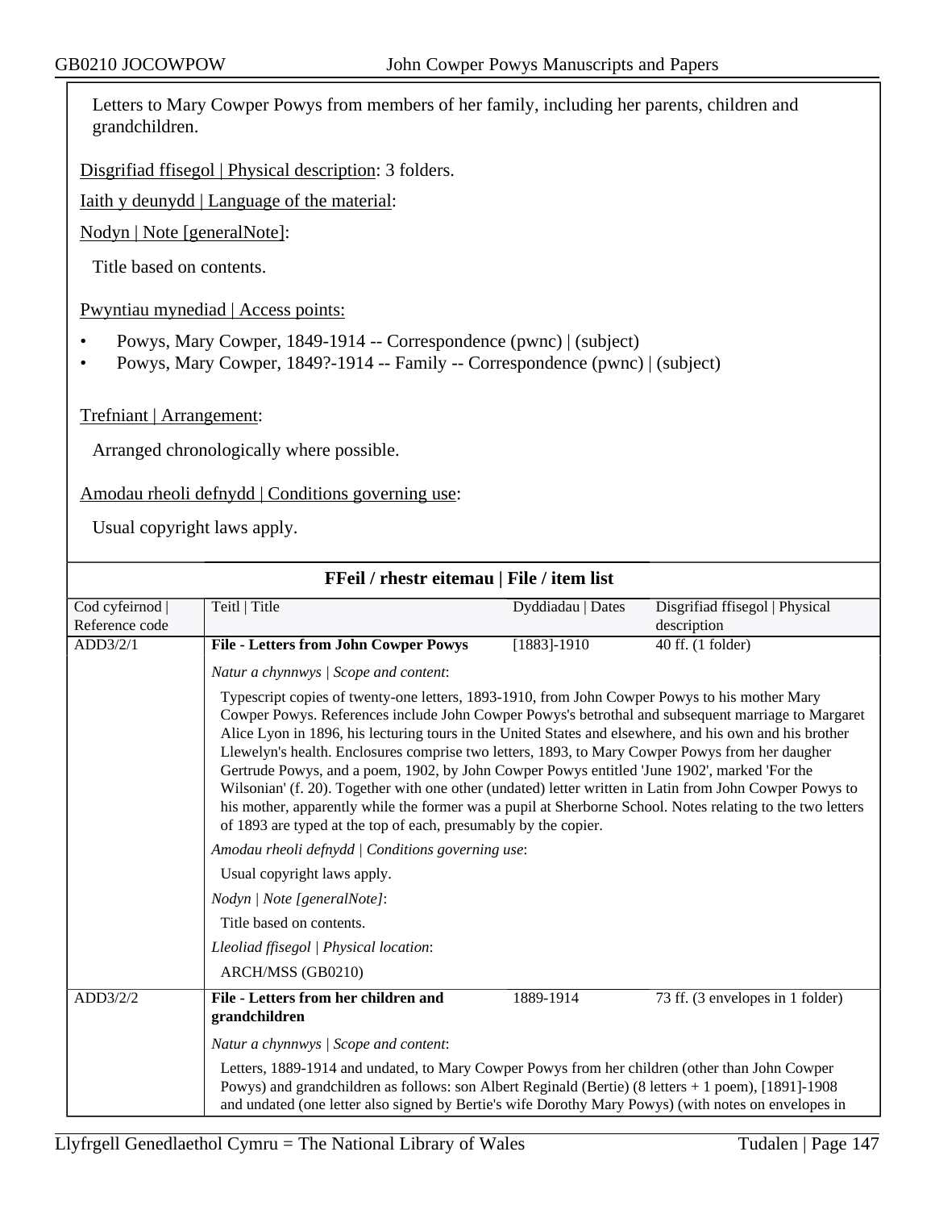Letters to Mary Cowper Powys from members of her family, including her parents, children and grandchildren.

Disgrifiad ffisegol | Physical description: 3 folders.

Iaith y deunydd | Language of the material:

Nodyn | Note [generalNote]:

Title based on contents.

Pwyntiau mynediad | Access points:

- Powys, Mary Cowper, 1849-1914 -- Correspondence (pwnc) | (subject)
- Powys, Mary Cowper, 1849?-1914 -- Family -- Correspondence (pwnc) | (subject)

Trefniant | Arrangement:

Arranged chronologically where possible.

Amodau rheoli defnydd | Conditions governing use:

Usual copyright laws apply.

**FFeil / rhestr eitemau | File / item list**

| Cod cyfeirnod \| Reference code | Teitl \| Title | Dyddiadau \| Dates | Disgrifiad ffisegol \| Physical description |
|---|---|---|---|
| ADD3/2/1 | **File - Letters from John Cowper Powys** | [1883]-1910 | 40 ff. (1 folder) |
| | *Natur a chynnwys \| Scope and content*:<br>Typescript copies of twenty-one letters, 1893-1910, from John Cowper Powys to his mother Mary Cowper Powys. References include John Cowper Powys's betrothal and subsequent marriage to Margaret Alice Lyon in 1896, his lecturing tours in the United States and elsewhere, and his own and his brother Llewelyn's health. Enclosures comprise two letters, 1893, to Mary Cowper Powys from her daugher Gertrude Powys, and a poem, 1902, by John Cowper Powys entitled 'June 1902', marked 'For the Wilsonian' (f. 20). Together with one other (undated) letter written in Latin from John Cowper Powys to his mother, apparently while the former was a pupil at Sherborne School. Notes relating to the two letters of 1893 are typed at the top of each, presumably by the copier.<br>*Amodau rheoli defnydd \| Conditions governing use*:<br>Usual copyright laws apply.<br>*Nodyn \| Note [generalNote]*:<br>Title based on contents.<br>*Lleoliad ffisegol \| Physical location*:<br>ARCH/MSS (GB0210) | | |
| ADD3/2/2 | **File - Letters from her children and grandchildren** | 1889-1914 | 73 ff. (3 envelopes in 1 folder) |
| | *Natur a chynnwys \| Scope and content*:<br>Letters, 1889-1914 and undated, to Mary Cowper Powys from her children (other than John Cowper Powys) and grandchildren as follows: son Albert Reginald (Bertie) (8 letters + 1 poem), [1891]-1908 and undated (one letter also signed by Bertie's wife Dorothy Mary Powys) (with notes on envelopes in | | |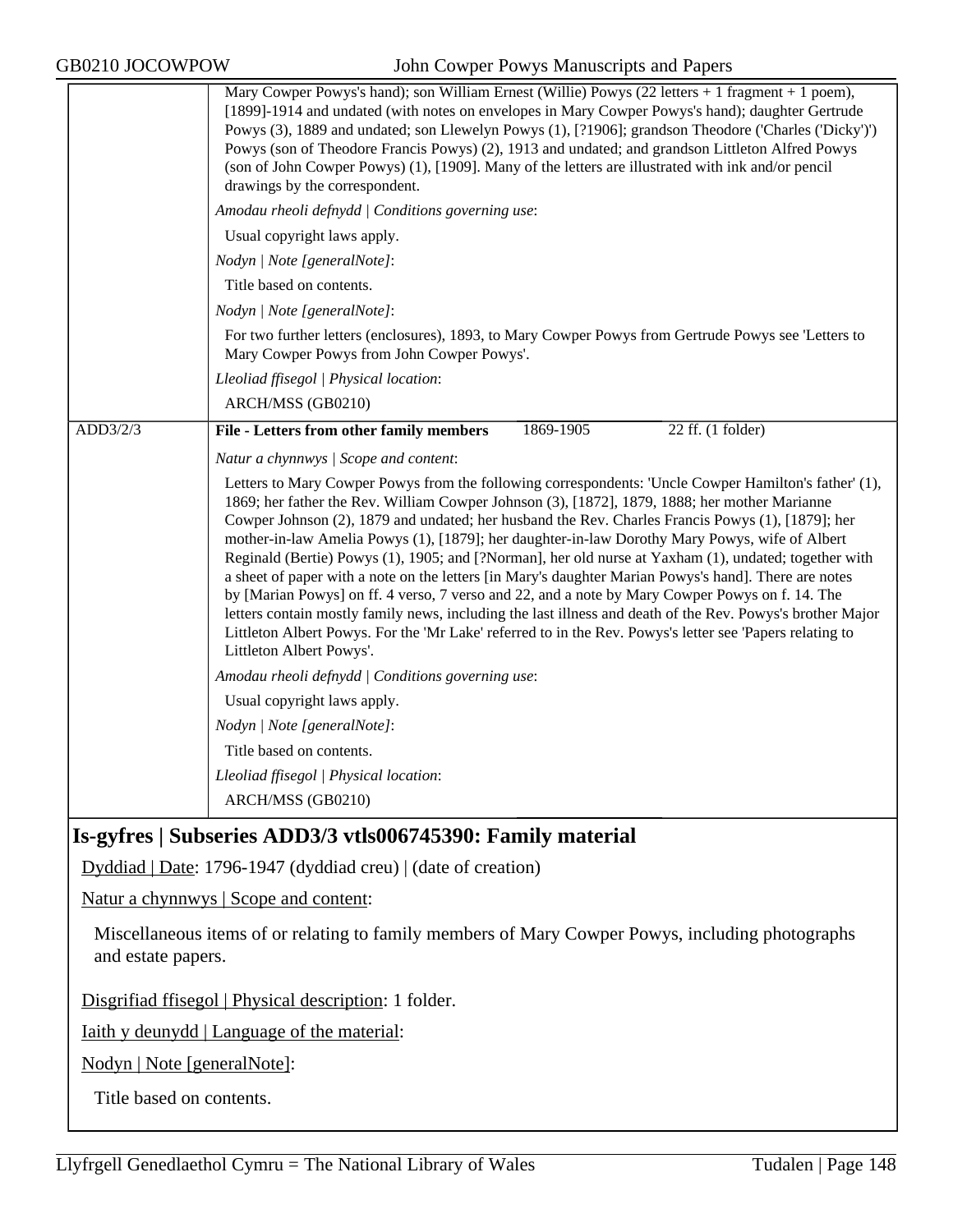Mary Cowper Powys's hand); son William Ernest (Willie) Powys (22 letters + 1 fragment + 1 poem), [1899]-1914 and undated (with notes on envelopes in Mary Cowper Powys's hand); daughter Gertrude Powys (3), 1889 and undated; son Llewelyn Powys (1), [?1906]; grandson Theodore ('Charles ('Dicky')') Powys (son of Theodore Francis Powys) (2), 1913 and undated; and grandson Littleton Alfred Powys (son of John Cowper Powys) (1), [1909]. Many of the letters are illustrated with ink and/or pencil drawings by the correspondent.

*Amodau rheoli defnydd | Conditions governing use*:

Usual copyright laws apply.

*Nodyn | Note [generalNote]*:

Title based on contents.

*Nodyn | Note [generalNote]*:

For two further letters (enclosures), 1893, to Mary Cowper Powys from Gertrude Powys see 'Letters to Mary Cowper Powys from John Cowper Powys'.

*Lleoliad ffisegol | Physical location*:

ARCH/MSS (GB0210)

ADD3/2/3 — **File - Letters from other family members** — 1869-1905 — 22 ff. (1 folder)

*Natur a chynnwys | Scope and content*:

Letters to Mary Cowper Powys from the following correspondents: 'Uncle Cowper Hamilton's father' (1), 1869; her father the Rev. William Cowper Johnson (3), [1872], 1879, 1888; her mother Marianne Cowper Johnson (2), 1879 and undated; her husband the Rev. Charles Francis Powys (1), [1879]; her mother-in-law Amelia Powys (1), [1879]; her daughter-in-law Dorothy Mary Powys, wife of Albert Reginald (Bertie) Powys (1), 1905; and [?Norman], her old nurse at Yaxham (1), undated; together with a sheet of paper with a note on the letters [in Mary's daughter Marian Powys's hand]. There are notes by [Marian Powys] on ff. 4 verso, 7 verso and 22, and a note by Mary Cowper Powys on f. 14. The letters contain mostly family news, including the last illness and death of the Rev. Powys's brother Major Littleton Albert Powys. For the 'Mr Lake' referred to in the Rev. Powys's letter see 'Papers relating to Littleton Albert Powys'.

*Amodau rheoli defnydd | Conditions governing use*:

Usual copyright laws apply.

*Nodyn | Note [generalNote]*:

Title based on contents.

*Lleoliad ffisegol | Physical location*:

ARCH/MSS (GB0210)

## Is-gyfres | Subseries ADD3/3 vtls006745390: Family material

Dyddiad | Date: 1796-1947 (dyddiad creu) | (date of creation)

Natur a chynnwys | Scope and content:

Miscellaneous items of or relating to family members of Mary Cowper Powys, including photographs and estate papers.

Disgrifiad ffisegol | Physical description: 1 folder.

Iaith y deunydd | Language of the material:

Nodyn | Note [generalNote]:

Title based on contents.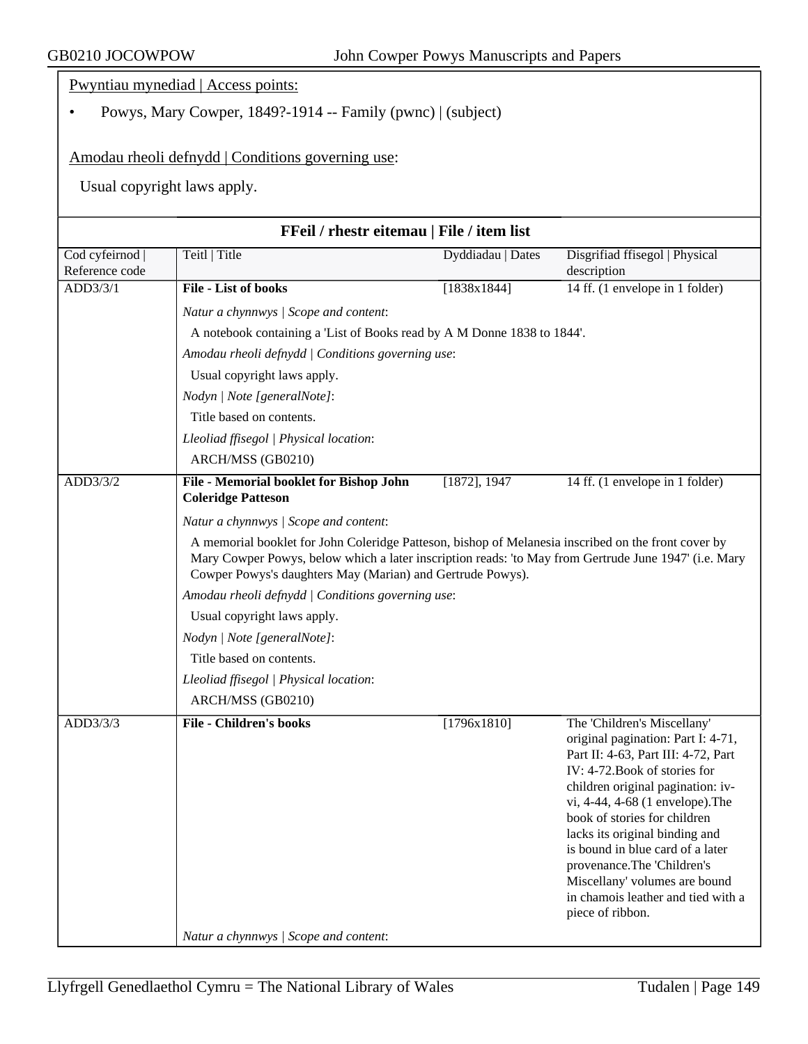Pwyntiau mynediad | Access points:

- Powys, Mary Cowper, 1849?-1914 -- Family (pwnc) | (subject)

Amodau rheoli defnydd | Conditions governing use:

Usual copyright laws apply.

### FFeil / rhestr eitemau | File / item list

| Cod cyfeirnod \| Reference code | Teitl \| Title | Dyddiadau \| Dates | Disgrifiad ffisegol \| Physical description |
|---|---|---|---|
| ADD3/3/1 | **File - List of books** | [1838x1844] | 14 ff. (1 envelope in 1 folder) |
| ADD3/3/2 | **File - Memorial booklet for Bishop John Coleridge Patteson** | [1872], 1947 | 14 ff. (1 envelope in 1 folder) |
| ADD3/3/3 | **File - Children's books** | [1796x1810] | The 'Children's Miscellany' original pagination: Part I: 4-71, Part II: 4-63, Part III: 4-72, Part IV: 4-72.Book of stories for children original pagination: iv-vi, 4-44, 4-68 (1 envelope).The book of stories for children lacks its original binding and is bound in blue card of a later provenance.The 'Children's Miscellany' volumes are bound in chamois leather and tied with a piece of ribbon. |

**ADD3/3/1**

*Natur a chynnwys | Scope and content*:

A notebook containing a 'List of Books read by A M Donne 1838 to 1844'.

*Amodau rheoli defnydd | Conditions governing use*:

Usual copyright laws apply.

*Nodyn | Note [generalNote]*:

Title based on contents.

*Lleoliad ffisegol | Physical location*:

ARCH/MSS (GB0210)

**ADD3/3/2**

*Natur a chynnwys | Scope and content*:

A memorial booklet for John Coleridge Patteson, bishop of Melanesia inscribed on the front cover by Mary Cowper Powys, below which a later inscription reads: 'to May from Gertrude June 1947' (i.e. Mary Cowper Powys's daughters May (Marian) and Gertrude Powys).

*Amodau rheoli defnydd | Conditions governing use*:

Usual copyright laws apply.

*Nodyn | Note [generalNote]*:

Title based on contents.

*Lleoliad ffisegol | Physical location*:

ARCH/MSS (GB0210)

**ADD3/3/3**

*Natur a chynnwys | Scope and content*: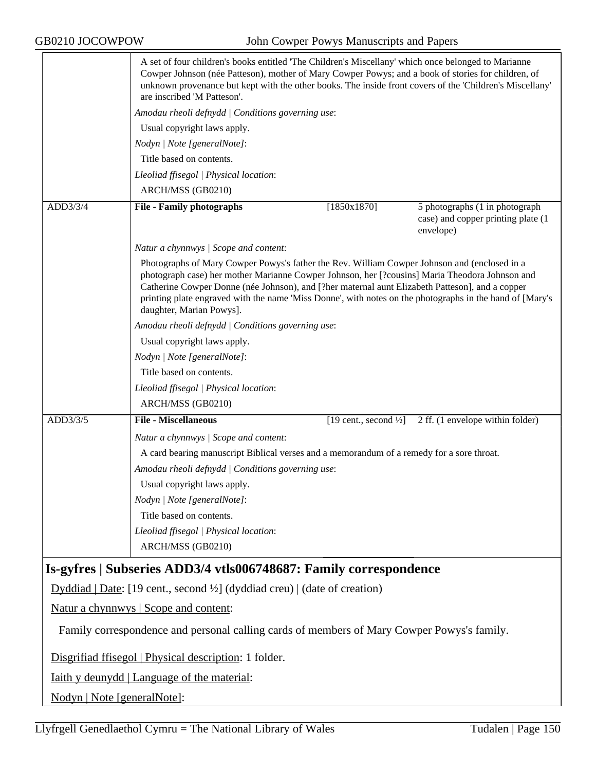A set of four children's books entitled 'The Children's Miscellany' which once belonged to Marianne Cowper Johnson (née Patteson), mother of Mary Cowper Powys; and a book of stories for children, of unknown provenance but kept with the other books. The inside front covers of the 'Children's Miscellany' are inscribed 'M Patteson'.

*Amodau rheoli defnydd | Conditions governing use*:

Usual copyright laws apply.

*Nodyn | Note [generalNote]*:

Title based on contents.

*Lleoliad ffisegol | Physical location*:

ARCH/MSS (GB0210)

| ADD3/3/4 | **File - Family photographs** | [1850x1870] | 5 photographs (1 in photograph case) and copper printing plate (1 envelope) |
|---|---|---|---|

*Natur a chynnwys | Scope and content*:

Photographs of Mary Cowper Powys's father the Rev. William Cowper Johnson and (enclosed in a photograph case) her mother Marianne Cowper Johnson, her [?cousins] Maria Theodora Johnson and Catherine Cowper Donne (née Johnson), and [?her maternal aunt Elizabeth Patteson], and a copper printing plate engraved with the name 'Miss Donne', with notes on the photographs in the hand of [Mary's daughter, Marian Powys].

*Amodau rheoli defnydd | Conditions governing use*:

Usual copyright laws apply.

*Nodyn | Note [generalNote]*:

Title based on contents.

*Lleoliad ffisegol | Physical location*:

ARCH/MSS (GB0210)

| ADD3/3/5 | **File - Miscellaneous** | [19 cent., second ½] | 2 ff. (1 envelope within folder) |
|---|---|---|---|

*Natur a chynnwys | Scope and content*:

A card bearing manuscript Biblical verses and a memorandum of a remedy for a sore throat.

*Amodau rheoli defnydd | Conditions governing use*:

Usual copyright laws apply.

*Nodyn | Note [generalNote]*:

Title based on contents.

*Lleoliad ffisegol | Physical location*:

ARCH/MSS (GB0210)

## Is-gyfres | Subseries ADD3/4 vtls006748687: Family correspondence

Dyddiad | Date: [19 cent., second ½] (dyddiad creu) | (date of creation)

Natur a chynnwys | Scope and content:

Family correspondence and personal calling cards of members of Mary Cowper Powys's family.

Disgrifiad ffisegol | Physical description: 1 folder.

Iaith y deunydd | Language of the material:

Nodyn | Note [generalNote]: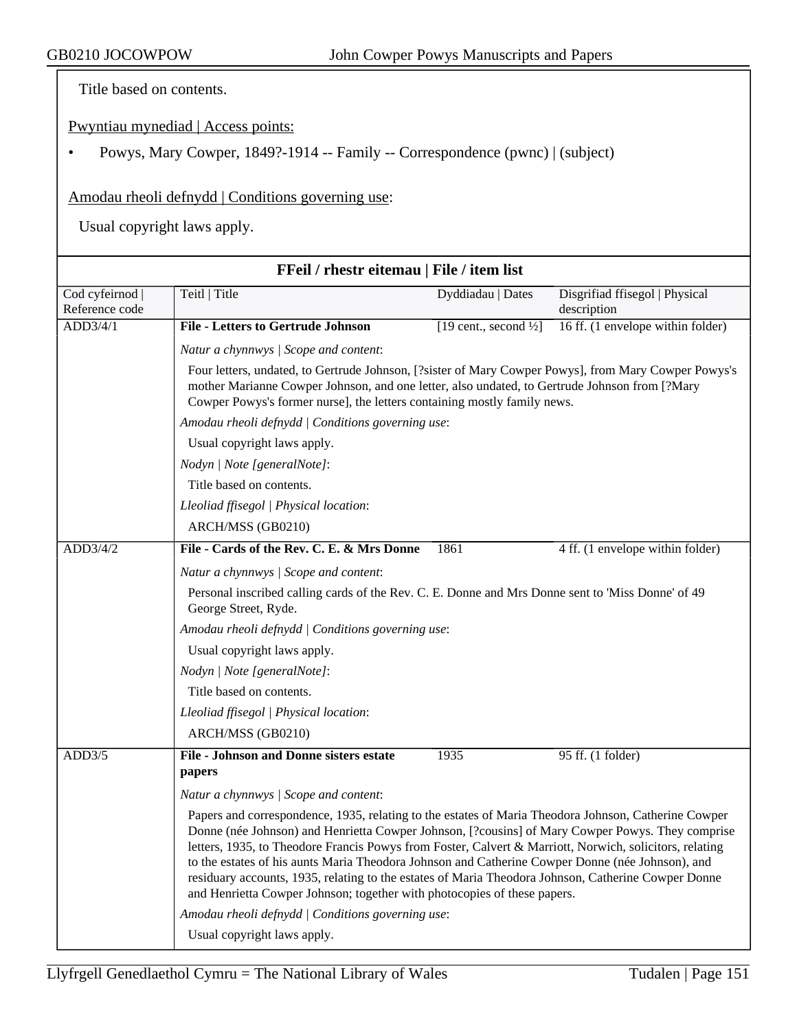Title based on contents.

Pwyntiau mynediad | Access points:

- Powys, Mary Cowper, 1849?-1914 -- Family -- Correspondence (pwnc) | (subject)

Amodau rheoli defnydd | Conditions governing use:

Usual copyright laws apply.

## FFeil / rhestr eitemau | File / item list

| Cod cyfeirnod \| Reference code | Teitl \| Title | Dyddiadau \| Dates | Disgrifiad ffisegol \| Physical description |
|---|---|---|---|
| ADD3/4/1 | **File - Letters to Gertrude Johnson** | [19 cent., second ½] | 16 ff. (1 envelope within folder) |
| | *Natur a chynnwys \| Scope and content*: Four letters, undated, to Gertrude Johnson, [?sister of Mary Cowper Powys], from Mary Cowper Powys's mother Marianne Cowper Johnson, and one letter, also undated, to Gertrude Johnson from [?Mary Cowper Powys's former nurse], the letters containing mostly family news. *Amodau rheoli defnydd \| Conditions governing use*: Usual copyright laws apply. *Nodyn \| Note [generalNote]*: Title based on contents. *Lleoliad ffisegol \| Physical location*: ARCH/MSS (GB0210) | | |
| ADD3/4/2 | **File - Cards of the Rev. C. E. & Mrs Donne** | 1861 | 4 ff. (1 envelope within folder) |
| | *Natur a chynnwys \| Scope and content*: Personal inscribed calling cards of the Rev. C. E. Donne and Mrs Donne sent to 'Miss Donne' of 49 George Street, Ryde. *Amodau rheoli defnydd \| Conditions governing use*: Usual copyright laws apply. *Nodyn \| Note [generalNote]*: Title based on contents. *Lleoliad ffisegol \| Physical location*: ARCH/MSS (GB0210) | | |
| ADD3/5 | **File - Johnson and Donne sisters estate papers** | 1935 | 95 ff. (1 folder) |
| | *Natur a chynnwys \| Scope and content*: Papers and correspondence, 1935, relating to the estates of Maria Theodora Johnson, Catherine Cowper Donne (née Johnson) and Henrietta Cowper Johnson, [?cousins] of Mary Cowper Powys. They comprise letters, 1935, to Theodore Francis Powys from Foster, Calvert & Marriott, Norwich, solicitors, relating to the estates of his aunts Maria Theodora Johnson and Catherine Cowper Donne (née Johnson), and residuary accounts, 1935, relating to the estates of Maria Theodora Johnson, Catherine Cowper Donne and Henrietta Cowper Johnson; together with photocopies of these papers. *Amodau rheoli defnydd \| Conditions governing use*: Usual copyright laws apply. | | |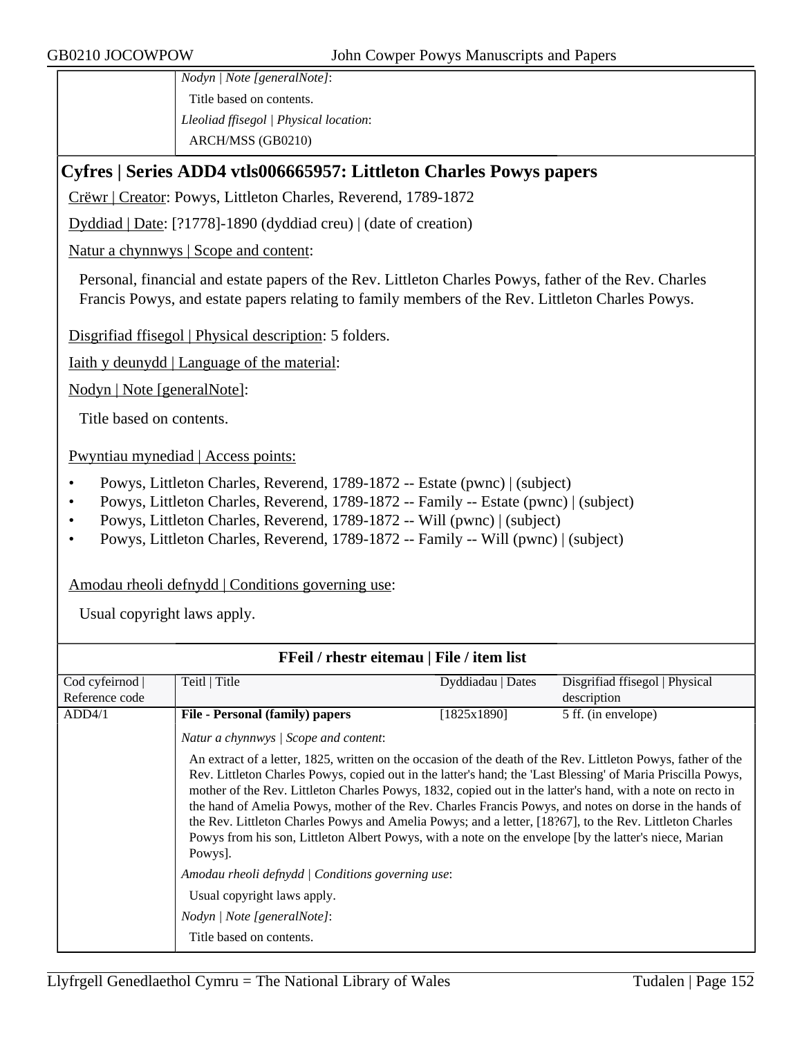| | *Nodyn \| Note [generalNote]*: |
|---|---|
| | Title based on contents. |
| | *Lleoliad ffisegol \| Physical location*: |
| | ARCH/MSS (GB0210) |

## Cyfres | Series ADD4 vtls006665957: Littleton Charles Powys papers

Crëwr | Creator: Powys, Littleton Charles, Reverend, 1789-1872

Dyddiad | Date: [?1778]-1890 (dyddiad creu) | (date of creation)

Natur a chynnwys | Scope and content:

Personal, financial and estate papers of the Rev. Littleton Charles Powys, father of the Rev. Charles Francis Powys, and estate papers relating to family members of the Rev. Littleton Charles Powys.

Disgrifiad ffisegol | Physical description: 5 folders.

Iaith y deunydd | Language of the material:

Nodyn | Note [generalNote]:

Title based on contents.

Pwyntiau mynediad | Access points:

- Powys, Littleton Charles, Reverend, 1789-1872 -- Estate (pwnc) | (subject)
- Powys, Littleton Charles, Reverend, 1789-1872 -- Family -- Estate (pwnc) | (subject)
- Powys, Littleton Charles, Reverend, 1789-1872 -- Will (pwnc) | (subject)
- Powys, Littleton Charles, Reverend, 1789-1872 -- Family -- Will (pwnc) | (subject)

Amodau rheoli defnydd | Conditions governing use:

Usual copyright laws apply.

**FFeil / rhestr eitemau | File / item list**

| Cod cyfeirnod \| Reference code | Teitl \| Title | Dyddiadau \| Dates | Disgrifiad ffisegol \| Physical description |
|---|---|---|---|
| ADD4/1 | **File - Personal (family) papers** | [1825x1890] | 5 ff. (in envelope) |
| | *Natur a chynnwys \| Scope and content*: An extract of a letter, 1825, written on the occasion of the death of the Rev. Littleton Powys, father of the Rev. Littleton Charles Powys, copied out in the latter's hand; the 'Last Blessing' of Maria Priscilla Powys, mother of the Rev. Littleton Charles Powys, 1832, copied out in the latter's hand, with a note on recto in the hand of Amelia Powys, mother of the Rev. Charles Francis Powys, and notes on dorse in the hands of the Rev. Littleton Charles Powys and Amelia Powys; and a letter, [18?67], to the Rev. Littleton Charles Powys from his son, Littleton Albert Powys, with a note on the envelope [by the latter's niece, Marian Powys]. | | |
| | *Amodau rheoli defnydd \| Conditions governing use*: Usual copyright laws apply. | | |
| | *Nodyn \| Note [generalNote]*: Title based on contents. | | |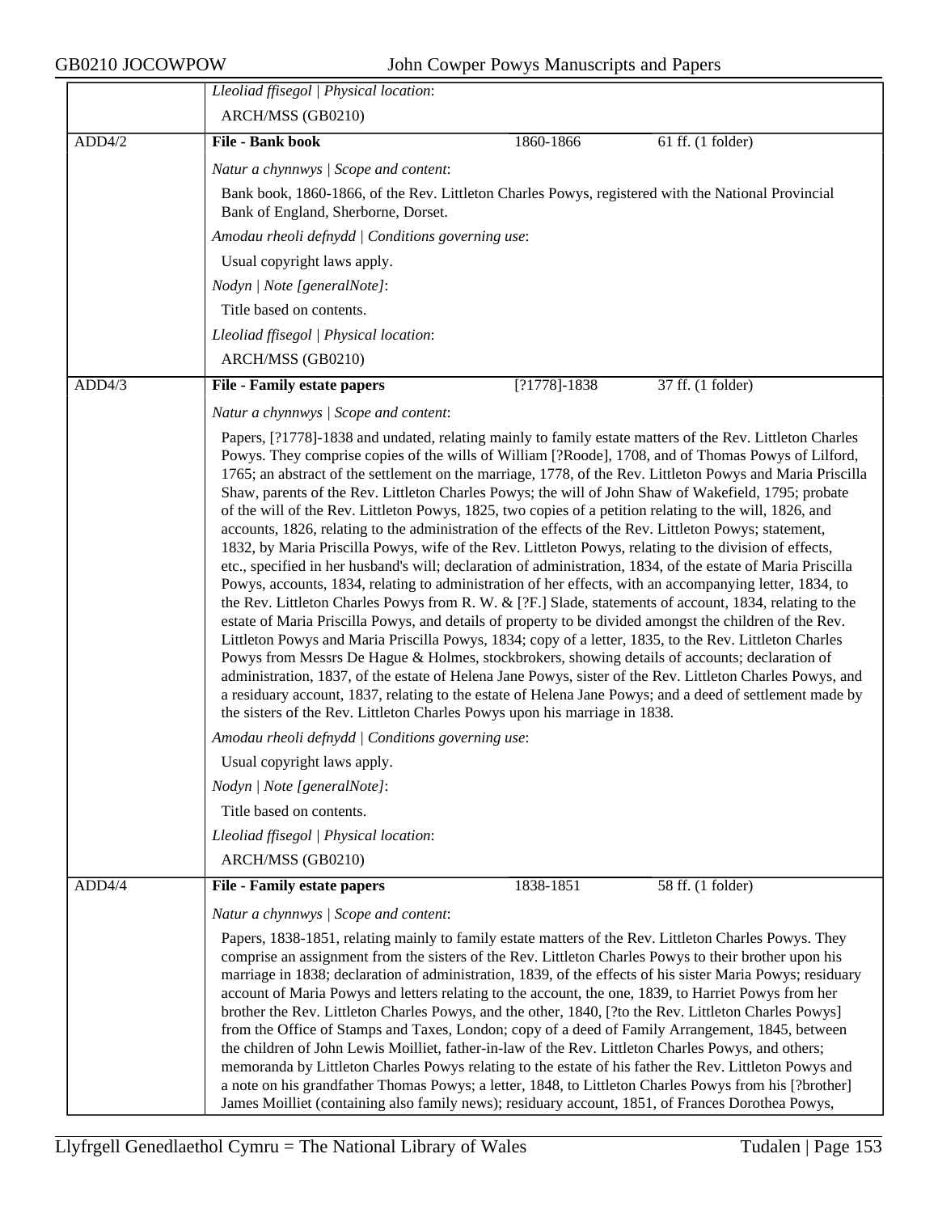*Lleoliad ffisegol | Physical location*:

ARCH/MSS (GB0210)

| ADD4/2 | **File - Bank book** | 1860-1866 | 61 ff. (1 folder) |
|---|---|---|---|

*Natur a chynnwys | Scope and content*:

Bank book, 1860-1866, of the Rev. Littleton Charles Powys, registered with the National Provincial Bank of England, Sherborne, Dorset.

*Amodau rheoli defnydd | Conditions governing use*:

Usual copyright laws apply.

*Nodyn | Note [generalNote]*:

Title based on contents.

*Lleoliad ffisegol | Physical location*:

ARCH/MSS (GB0210)

| ADD4/3 | **File - Family estate papers** | [?1778]-1838 | 37 ff. (1 folder) |
|---|---|---|---|

*Natur a chynnwys | Scope and content*:

Papers, [?1778]-1838 and undated, relating mainly to family estate matters of the Rev. Littleton Charles Powys. They comprise copies of the wills of William [?Roode], 1708, and of Thomas Powys of Lilford, 1765; an abstract of the settlement on the marriage, 1778, of the Rev. Littleton Powys and Maria Priscilla Shaw, parents of the Rev. Littleton Charles Powys; the will of John Shaw of Wakefield, 1795; probate of the will of the Rev. Littleton Powys, 1825, two copies of a petition relating to the will, 1826, and accounts, 1826, relating to the administration of the effects of the Rev. Littleton Powys; statement, 1832, by Maria Priscilla Powys, wife of the Rev. Littleton Powys, relating to the division of effects, etc., specified in her husband's will; declaration of administration, 1834, of the estate of Maria Priscilla Powys, accounts, 1834, relating to administration of her effects, with an accompanying letter, 1834, to the Rev. Littleton Charles Powys from R. W. & [?F.] Slade, statements of account, 1834, relating to the estate of Maria Priscilla Powys, and details of property to be divided amongst the children of the Rev. Littleton Powys and Maria Priscilla Powys, 1834; copy of a letter, 1835, to the Rev. Littleton Charles Powys from Messrs De Hague & Holmes, stockbrokers, showing details of accounts; declaration of administration, 1837, of the estate of Helena Jane Powys, sister of the Rev. Littleton Charles Powys, and a residuary account, 1837, relating to the estate of Helena Jane Powys; and a deed of settlement made by the sisters of the Rev. Littleton Charles Powys upon his marriage in 1838.

*Amodau rheoli defnydd | Conditions governing use*:

Usual copyright laws apply.

*Nodyn | Note [generalNote]*:

Title based on contents.

*Lleoliad ffisegol | Physical location*:

ARCH/MSS (GB0210)

| ADD4/4 | **File - Family estate papers** | 1838-1851 | 58 ff. (1 folder) |
|---|---|---|---|

*Natur a chynnwys | Scope and content*:

Papers, 1838-1851, relating mainly to family estate matters of the Rev. Littleton Charles Powys. They comprise an assignment from the sisters of the Rev. Littleton Charles Powys to their brother upon his marriage in 1838; declaration of administration, 1839, of the effects of his sister Maria Powys; residuary account of Maria Powys and letters relating to the account, the one, 1839, to Harriet Powys from her brother the Rev. Littleton Charles Powys, and the other, 1840, [?to the Rev. Littleton Charles Powys] from the Office of Stamps and Taxes, London; copy of a deed of Family Arrangement, 1845, between the children of John Lewis Moilliet, father-in-law of the Rev. Littleton Charles Powys, and others; memoranda by Littleton Charles Powys relating to the estate of his father the Rev. Littleton Powys and a note on his grandfather Thomas Powys; a letter, 1848, to Littleton Charles Powys from his [?brother] James Moilliet (containing also family news); residuary account, 1851, of Frances Dorothea Powys,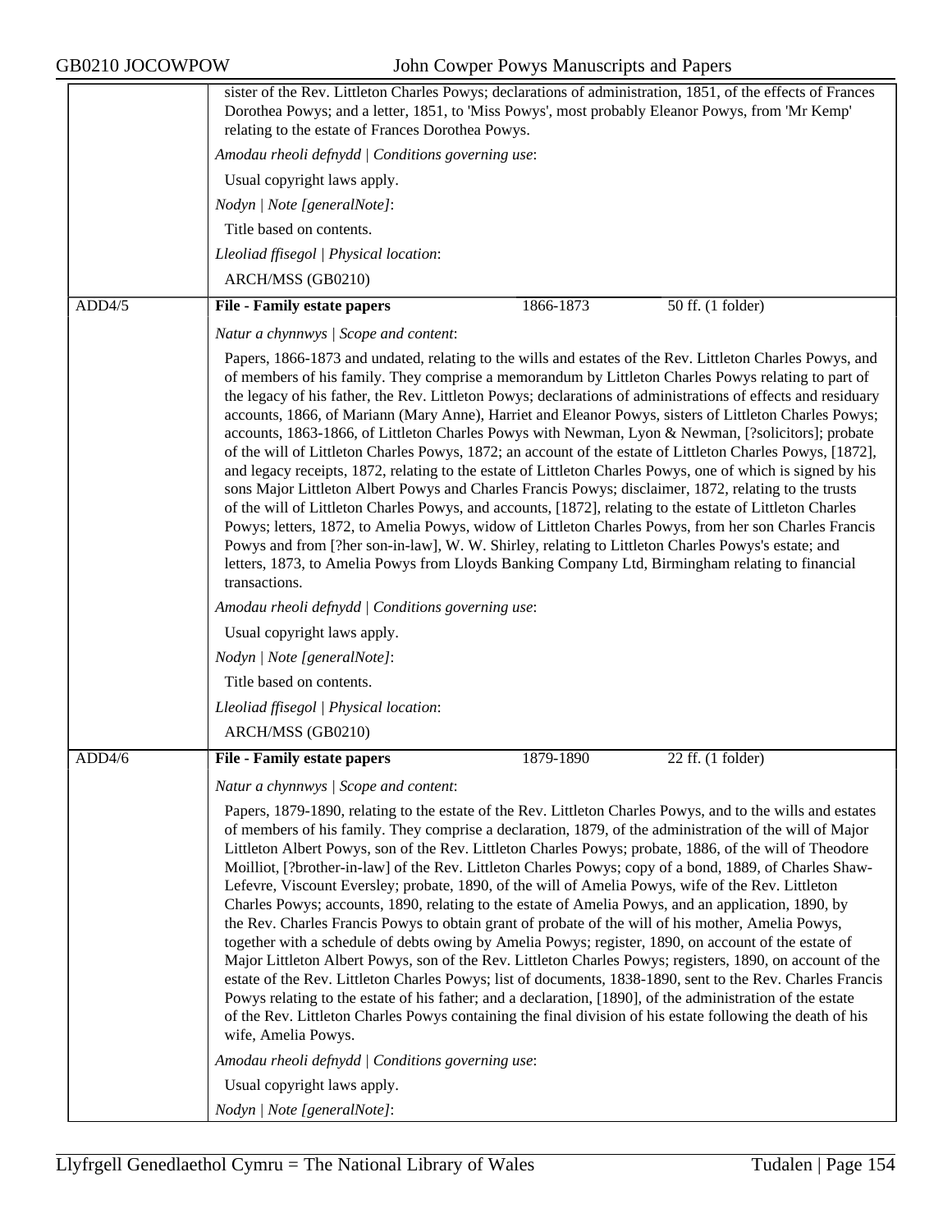sister of the Rev. Littleton Charles Powys; declarations of administration, 1851, of the effects of Frances Dorothea Powys; and a letter, 1851, to 'Miss Powys', most probably Eleanor Powys, from 'Mr Kemp' relating to the estate of Frances Dorothea Powys.

*Amodau rheoli defnydd | Conditions governing use*:

Usual copyright laws apply.

*Nodyn | Note [generalNote]*:

Title based on contents.

*Lleoliad ffisegol | Physical location*:

ARCH/MSS (GB0210)

| ADD4/5 | **File - Family estate papers** | 1866-1873 | 50 ff. (1 folder) |
|---|---|---|---|

*Natur a chynnwys | Scope and content*:

Papers, 1866-1873 and undated, relating to the wills and estates of the Rev. Littleton Charles Powys, and of members of his family. They comprise a memorandum by Littleton Charles Powys relating to part of the legacy of his father, the Rev. Littleton Powys; declarations of administrations of effects and residuary accounts, 1866, of Mariann (Mary Anne), Harriet and Eleanor Powys, sisters of Littleton Charles Powys; accounts, 1863-1866, of Littleton Charles Powys with Newman, Lyon & Newman, [?solicitors]; probate of the will of Littleton Charles Powys, 1872; an account of the estate of Littleton Charles Powys, [1872], and legacy receipts, 1872, relating to the estate of Littleton Charles Powys, one of which is signed by his sons Major Littleton Albert Powys and Charles Francis Powys; disclaimer, 1872, relating to the trusts of the will of Littleton Charles Powys, and accounts, [1872], relating to the estate of Littleton Charles Powys; letters, 1872, to Amelia Powys, widow of Littleton Charles Powys, from her son Charles Francis Powys and from [?her son-in-law], W. W. Shirley, relating to Littleton Charles Powys's estate; and letters, 1873, to Amelia Powys from Lloyds Banking Company Ltd, Birmingham relating to financial transactions.

*Amodau rheoli defnydd | Conditions governing use*:

Usual copyright laws apply.

*Nodyn | Note [generalNote]*:

Title based on contents.

*Lleoliad ffisegol | Physical location*:

ARCH/MSS (GB0210)

| ADD4/6 | **File - Family estate papers** | 1879-1890 | 22 ff. (1 folder) |
|---|---|---|---|

*Natur a chynnwys | Scope and content*:

Papers, 1879-1890, relating to the estate of the Rev. Littleton Charles Powys, and to the wills and estates of members of his family. They comprise a declaration, 1879, of the administration of the will of Major Littleton Albert Powys, son of the Rev. Littleton Charles Powys; probate, 1886, of the will of Theodore Moilliot, [?brother-in-law] of the Rev. Littleton Charles Powys; copy of a bond, 1889, of Charles Shaw-Lefevre, Viscount Eversley; probate, 1890, of the will of Amelia Powys, wife of the Rev. Littleton Charles Powys; accounts, 1890, relating to the estate of Amelia Powys, and an application, 1890, by the Rev. Charles Francis Powys to obtain grant of probate of the will of his mother, Amelia Powys, together with a schedule of debts owing by Amelia Powys; register, 1890, on account of the estate of Major Littleton Albert Powys, son of the Rev. Littleton Charles Powys; registers, 1890, on account of the estate of the Rev. Littleton Charles Powys; list of documents, 1838-1890, sent to the Rev. Charles Francis Powys relating to the estate of his father; and a declaration, [1890], of the administration of the estate of the Rev. Littleton Charles Powys containing the final division of his estate following the death of his wife, Amelia Powys.

*Amodau rheoli defnydd | Conditions governing use*:

Usual copyright laws apply.

*Nodyn | Note [generalNote]*: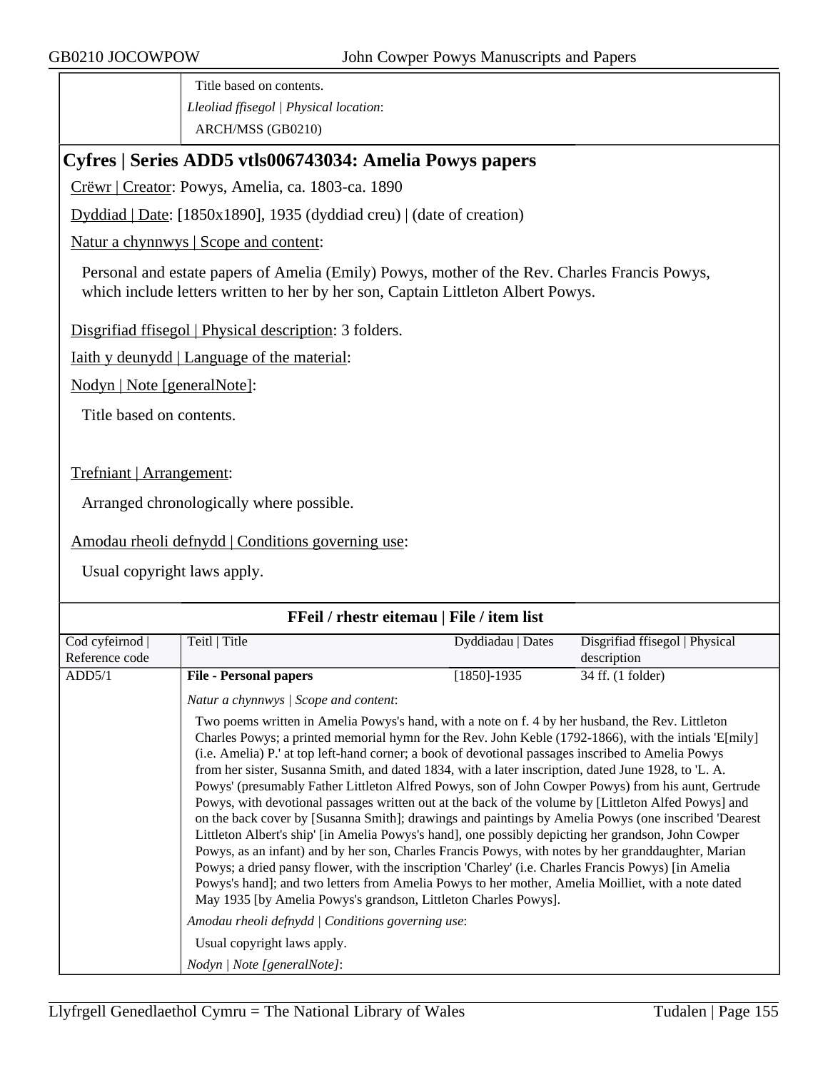Title based on contents.

*Lleoliad ffisegol | Physical location*:

ARCH/MSS (GB0210)

## Cyfres | Series ADD5 vtls006743034: Amelia Powys papers

Crëwr | Creator: Powys, Amelia, ca. 1803-ca. 1890

Dyddiad | Date: [1850x1890], 1935 (dyddiad creu) | (date of creation)

Natur a chynnwys | Scope and content:

Personal and estate papers of Amelia (Emily) Powys, mother of the Rev. Charles Francis Powys, which include letters written to her by her son, Captain Littleton Albert Powys.

Disgrifiad ffisegol | Physical description: 3 folders.

Iaith y deunydd | Language of the material:

Nodyn | Note [generalNote]:

Title based on contents.

Trefniant | Arrangement:

Arranged chronologically where possible.

Amodau rheoli defnydd | Conditions governing use:

Usual copyright laws apply.

### FFeil / rhestr eitemau | File / item list

| Cod cyfeirnod \| Reference code | Teitl \| Title | Dyddiadau \| Dates | Disgrifiad ffisegol \| Physical description |
|---|---|---|---|
| ADD5/1 | **File - Personal papers** | [1850]-1935 | 34 ff. (1 folder) |

*Natur a chynnwys | Scope and content*:

Two poems written in Amelia Powys's hand, with a note on f. 4 by her husband, the Rev. Littleton Charles Powys; a printed memorial hymn for the Rev. John Keble (1792-1866), with the intials 'E[mily] (i.e. Amelia) P.' at top left-hand corner; a book of devotional passages inscribed to Amelia Powys from her sister, Susanna Smith, and dated 1834, with a later inscription, dated June 1928, to 'L. A. Powys' (presumably Father Littleton Alfred Powys, son of John Cowper Powys) from his aunt, Gertrude Powys, with devotional passages written out at the back of the volume by [Littleton Alfed Powys] and on the back cover by [Susanna Smith]; drawings and paintings by Amelia Powys (one inscribed 'Dearest Littleton Albert's ship' [in Amelia Powys's hand], one possibly depicting her grandson, John Cowper Powys, as an infant) and by her son, Charles Francis Powys, with notes by her granddaughter, Marian Powys; a dried pansy flower, with the inscription 'Charley' (i.e. Charles Francis Powys) [in Amelia Powys's hand]; and two letters from Amelia Powys to her mother, Amelia Moilliet, with a note dated May 1935 [by Amelia Powys's grandson, Littleton Charles Powys].

*Amodau rheoli defnydd | Conditions governing use*:

Usual copyright laws apply.

*Nodyn | Note [generalNote]*: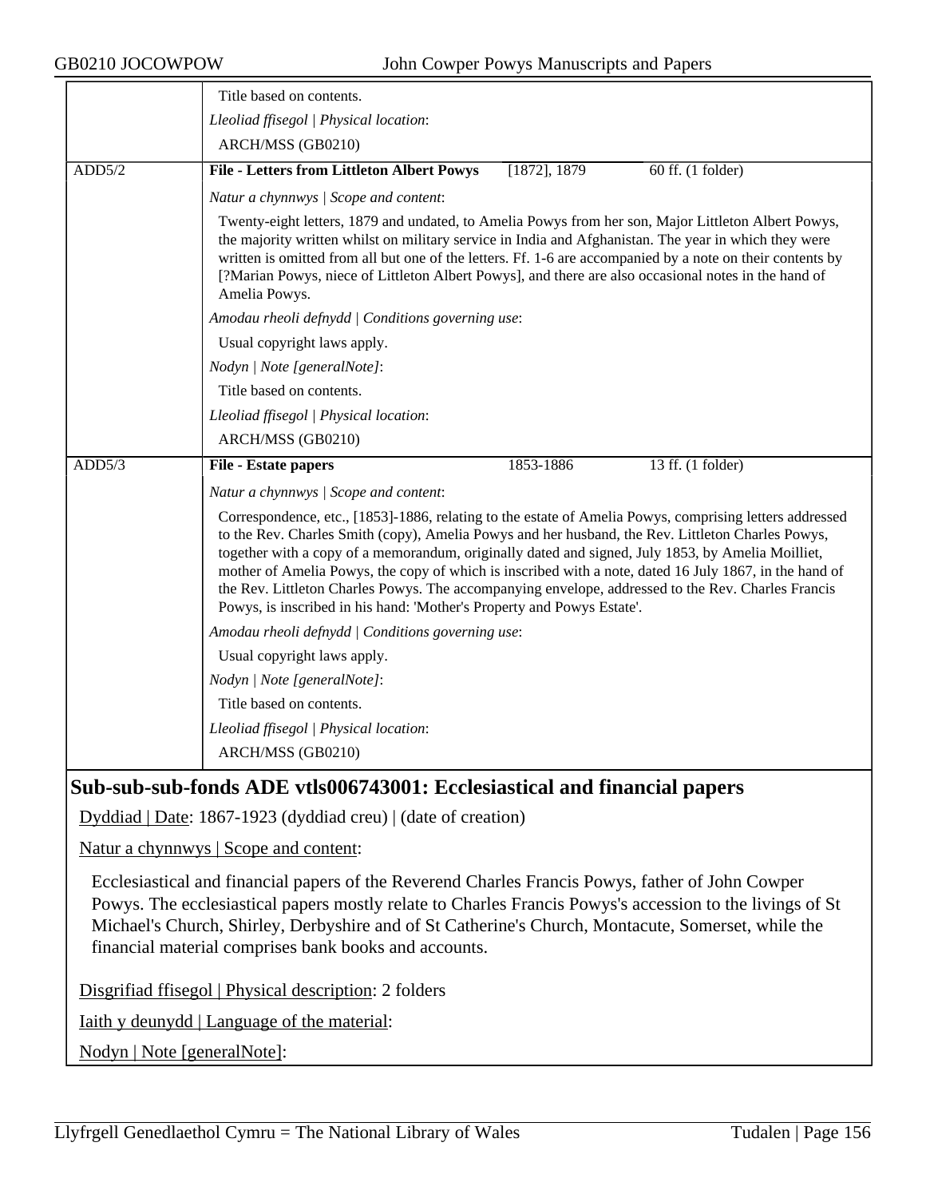Title based on contents.

*Lleoliad ffisegol | Physical location*:

ARCH/MSS (GB0210)

| ADD5/2 | **File - Letters from Littleton Albert Powys** | [1872], 1879 | 60 ff. (1 folder) |
|---|---|---|---|

*Natur a chynnwys | Scope and content*:

Twenty-eight letters, 1879 and undated, to Amelia Powys from her son, Major Littleton Albert Powys, the majority written whilst on military service in India and Afghanistan. The year in which they were written is omitted from all but one of the letters. Ff. 1-6 are accompanied by a note on their contents by [?Marian Powys, niece of Littleton Albert Powys], and there are also occasional notes in the hand of Amelia Powys.

*Amodau rheoli defnydd | Conditions governing use*:

Usual copyright laws apply.

*Nodyn | Note [generalNote]*:

Title based on contents.

*Lleoliad ffisegol | Physical location*:

ARCH/MSS (GB0210)

| ADD5/3 | **File - Estate papers** | 1853-1886 | 13 ff. (1 folder) |
|---|---|---|---|

*Natur a chynnwys | Scope and content*:

Correspondence, etc., [1853]-1886, relating to the estate of Amelia Powys, comprising letters addressed to the Rev. Charles Smith (copy), Amelia Powys and her husband, the Rev. Littleton Charles Powys, together with a copy of a memorandum, originally dated and signed, July 1853, by Amelia Moilliet, mother of Amelia Powys, the copy of which is inscribed with a note, dated 16 July 1867, in the hand of the Rev. Littleton Charles Powys. The accompanying envelope, addressed to the Rev. Charles Francis Powys, is inscribed in his hand: 'Mother's Property and Powys Estate'.

*Amodau rheoli defnydd | Conditions governing use*:

Usual copyright laws apply.

*Nodyn | Note [generalNote]*:

Title based on contents.

*Lleoliad ffisegol | Physical location*:

ARCH/MSS (GB0210)

## Sub-sub-sub-fonds ADE vtls006743001: Ecclesiastical and financial papers

Dyddiad | Date: 1867-1923 (dyddiad creu) | (date of creation)

Natur a chynnwys | Scope and content:

Ecclesiastical and financial papers of the Reverend Charles Francis Powys, father of John Cowper Powys. The ecclesiastical papers mostly relate to Charles Francis Powys's accession to the livings of St Michael's Church, Shirley, Derbyshire and of St Catherine's Church, Montacute, Somerset, while the financial material comprises bank books and accounts.

Disgrifiad ffisegol | Physical description: 2 folders

Iaith y deunydd | Language of the material:

Nodyn | Note [generalNote]: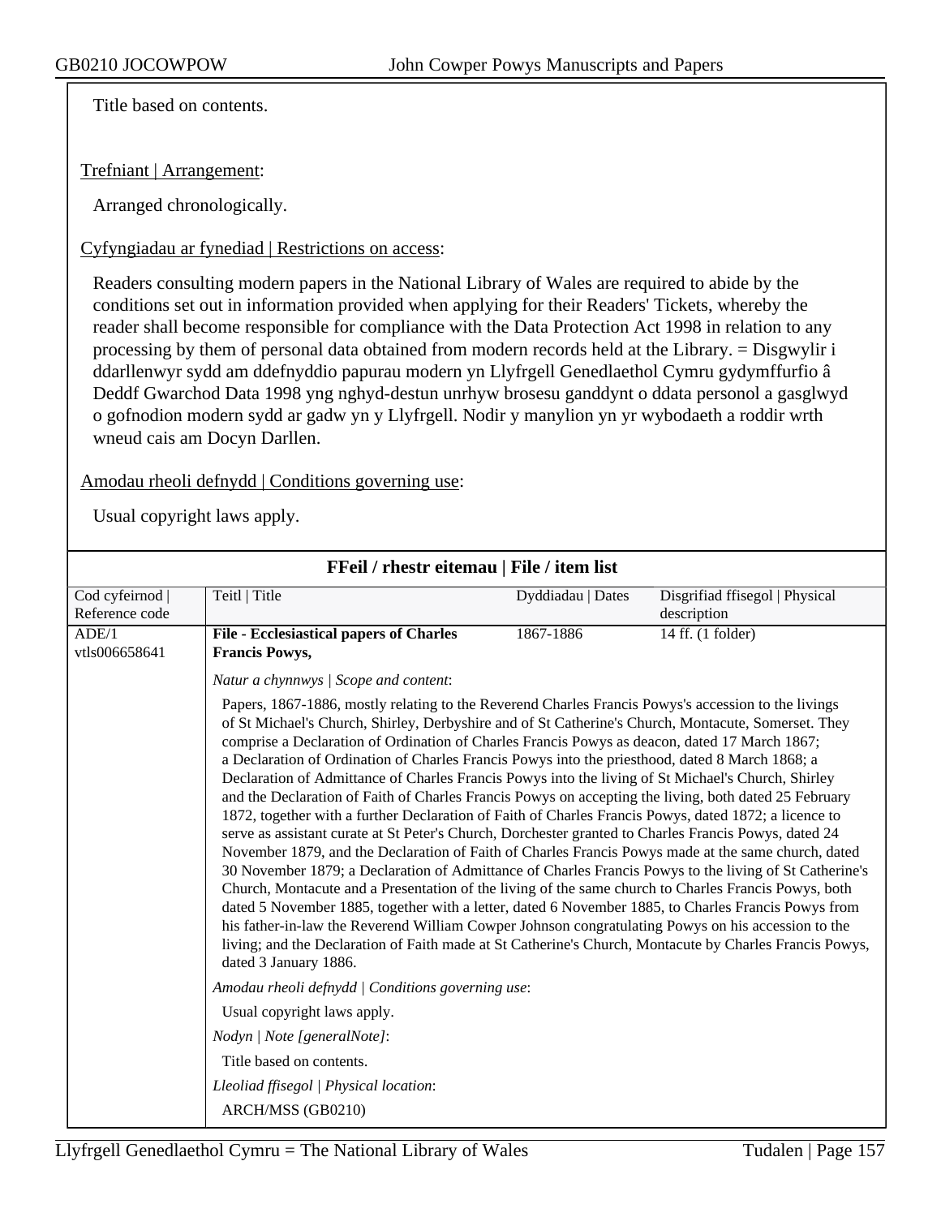Title based on contents.

Trefniant | Arrangement:

Arranged chronologically.

Cyfyngiadau ar fynediad | Restrictions on access:

Readers consulting modern papers in the National Library of Wales are required to abide by the conditions set out in information provided when applying for their Readers' Tickets, whereby the reader shall become responsible for compliance with the Data Protection Act 1998 in relation to any processing by them of personal data obtained from modern records held at the Library. = Disgwylir i ddarllenwyr sydd am ddefnyddio papurau modern yn Llyfrgell Genedlaethol Cymru gydymffurfio â Deddf Gwarchod Data 1998 yng nghyd-destun unrhyw brosesu ganddynt o ddata personol a gasglwyd o gofnodion modern sydd ar gadw yn y Llyfrgell. Nodir y manylion yn yr wybodaeth a roddir wrth wneud cais am Docyn Darllen.

Amodau rheoli defnydd | Conditions governing use:

Usual copyright laws apply.

**FFeil / rhestr eitemau | File / item list**

| Cod cyfeirnod \| Reference code | Teitl \| Title | Dyddiadau \| Dates | Disgrifiad ffisegol \| Physical description |
|---|---|---|---|
| ADE/1 vtls006658641 | **File - Ecclesiastical papers of Charles Francis Powys,** | 1867-1886 | 14 ff. (1 folder) |

*Natur a chynnwys | Scope and content*:

Papers, 1867-1886, mostly relating to the Reverend Charles Francis Powys's accession to the livings of St Michael's Church, Shirley, Derbyshire and of St Catherine's Church, Montacute, Somerset. They comprise a Declaration of Ordination of Charles Francis Powys as deacon, dated 17 March 1867; a Declaration of Ordination of Charles Francis Powys into the priesthood, dated 8 March 1868; a Declaration of Admittance of Charles Francis Powys into the living of St Michael's Church, Shirley and the Declaration of Faith of Charles Francis Powys on accepting the living, both dated 25 February 1872, together with a further Declaration of Faith of Charles Francis Powys, dated 1872; a licence to serve as assistant curate at St Peter's Church, Dorchester granted to Charles Francis Powys, dated 24 November 1879, and the Declaration of Faith of Charles Francis Powys made at the same church, dated 30 November 1879; a Declaration of Admittance of Charles Francis Powys to the living of St Catherine's Church, Montacute and a Presentation of the living of the same church to Charles Francis Powys, both dated 5 November 1885, together with a letter, dated 6 November 1885, to Charles Francis Powys from his father-in-law the Reverend William Cowper Johnson congratulating Powys on his accession to the living; and the Declaration of Faith made at St Catherine's Church, Montacute by Charles Francis Powys, dated 3 January 1886.

*Amodau rheoli defnydd | Conditions governing use*:

Usual copyright laws apply.

*Nodyn | Note [generalNote]*:

Title based on contents.

*Lleoliad ffisegol | Physical location*:

ARCH/MSS (GB0210)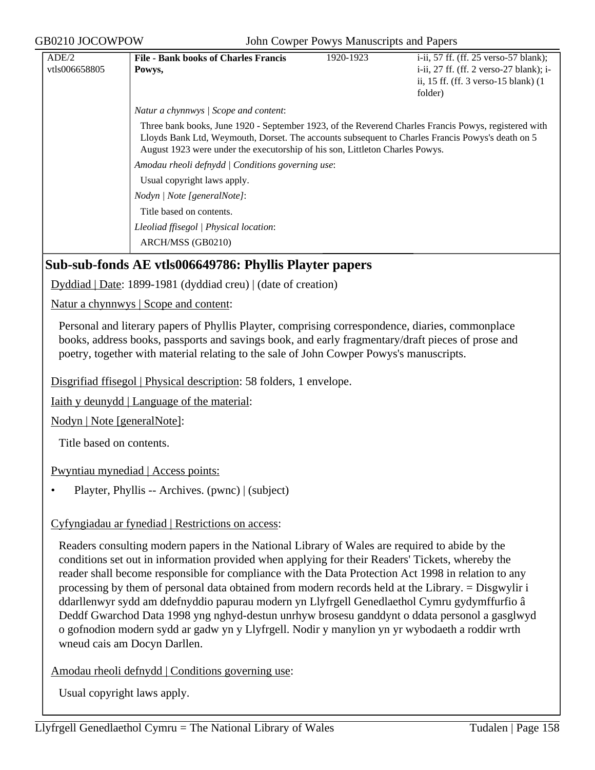| ADE/2 vtls006658805 | **File - Bank books of Charles Francis Powys,** | 1920-1923 | i-ii, 57 ff. (ff. 25 verso-57 blank); i-ii, 27 ff. (ff. 2 verso-27 blank); i-ii, 15 ff. (ff. 3 verso-15 blank) (1 folder) |
|---|---|---|---|

*Natur a chynnwys | Scope and content*:

Three bank books, June 1920 - September 1923, of the Reverend Charles Francis Powys, registered with Lloyds Bank Ltd, Weymouth, Dorset. The accounts subsequent to Charles Francis Powys's death on 5 August 1923 were under the executorship of his son, Littleton Charles Powys.

*Amodau rheoli defnydd | Conditions governing use*:

Usual copyright laws apply.

*Nodyn | Note [generalNote]*:

Title based on contents.

*Lleoliad ffisegol | Physical location*:

ARCH/MSS (GB0210)

## Sub-sub-fonds AE vtls006649786: Phyllis Playter papers

Dyddiad | Date: 1899-1981 (dyddiad creu) | (date of creation)

Natur a chynnwys | Scope and content:

Personal and literary papers of Phyllis Playter, comprising correspondence, diaries, commonplace books, address books, passports and savings book, and early fragmentary/draft pieces of prose and poetry, together with material relating to the sale of John Cowper Powys's manuscripts.

Disgrifiad ffisegol | Physical description: 58 folders, 1 envelope.

Iaith y deunydd | Language of the material:

Nodyn | Note [generalNote]:

Title based on contents.

Pwyntiau mynediad | Access points:

- Playter, Phyllis -- Archives. (pwnc) | (subject)

Cyfyngiadau ar fynediad | Restrictions on access:

Readers consulting modern papers in the National Library of Wales are required to abide by the conditions set out in information provided when applying for their Readers' Tickets, whereby the reader shall become responsible for compliance with the Data Protection Act 1998 in relation to any processing by them of personal data obtained from modern records held at the Library. = Disgwylir i ddarllenwyr sydd am ddefnyddio papurau modern yn Llyfrgell Genedlaethol Cymru gydymffurfio â Deddf Gwarchod Data 1998 yng nghyd-destun unrhyw brosesu ganddynt o ddata personol a gasglwyd o gofnodion modern sydd ar gadw yn y Llyfrgell. Nodir y manylion yn yr wybodaeth a roddir wrth wneud cais am Docyn Darllen.

Amodau rheoli defnydd | Conditions governing use:

Usual copyright laws apply.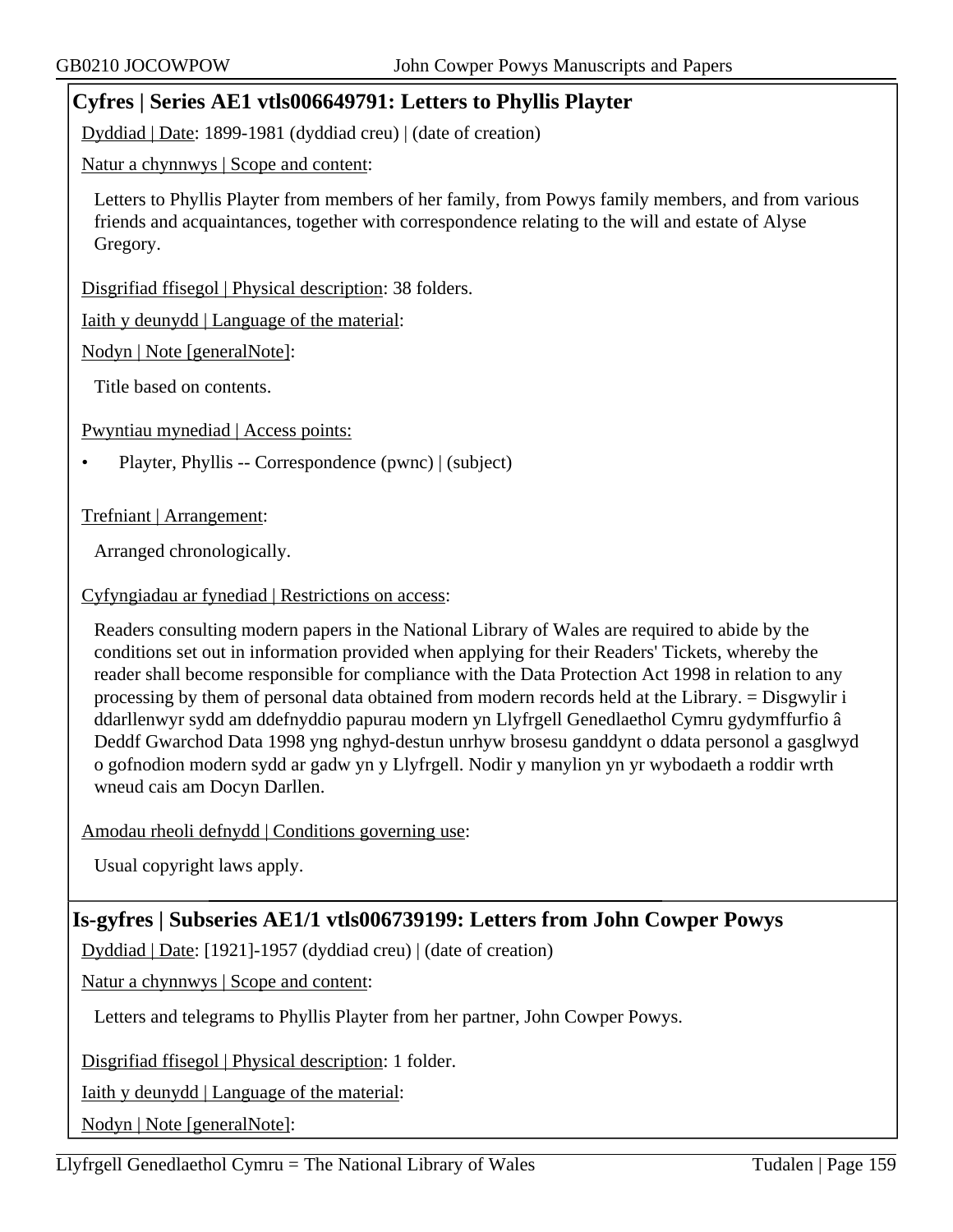## Cyfres | Series AE1 vtls006649791: Letters to Phyllis Playter

Dyddiad | Date: 1899-1981 (dyddiad creu) | (date of creation)

Natur a chynnwys | Scope and content:

Letters to Phyllis Playter from members of her family, from Powys family members, and from various friends and acquaintances, together with correspondence relating to the will and estate of Alyse Gregory.

Disgrifiad ffisegol | Physical description: 38 folders.

Iaith y deunydd | Language of the material:

Nodyn | Note [generalNote]:

Title based on contents.

Pwyntiau mynediad | Access points:

- Playter, Phyllis -- Correspondence (pwnc) | (subject)

Trefniant | Arrangement:

Arranged chronologically.

Cyfyngiadau ar fynediad | Restrictions on access:

Readers consulting modern papers in the National Library of Wales are required to abide by the conditions set out in information provided when applying for their Readers' Tickets, whereby the reader shall become responsible for compliance with the Data Protection Act 1998 in relation to any processing by them of personal data obtained from modern records held at the Library. = Disgwylir i ddarllenwyr sydd am ddefnyddio papurau modern yn Llyfrgell Genedlaethol Cymru gydymffurfio â Deddf Gwarchod Data 1998 yng nghyd-destun unrhyw brosesu ganddynt o ddata personol a gasglwyd o gofnodion modern sydd ar gadw yn y Llyfrgell. Nodir y manylion yn yr wybodaeth a roddir wrth wneud cais am Docyn Darllen.

Amodau rheoli defnydd | Conditions governing use:

Usual copyright laws apply.

## Is-gyfres | Subseries AE1/1 vtls006739199: Letters from John Cowper Powys

Dyddiad | Date: [1921]-1957 (dyddiad creu) | (date of creation)

Natur a chynnwys | Scope and content:

Letters and telegrams to Phyllis Playter from her partner, John Cowper Powys.

Disgrifiad ffisegol | Physical description: 1 folder.

Iaith y deunydd | Language of the material:

Nodyn | Note [generalNote]: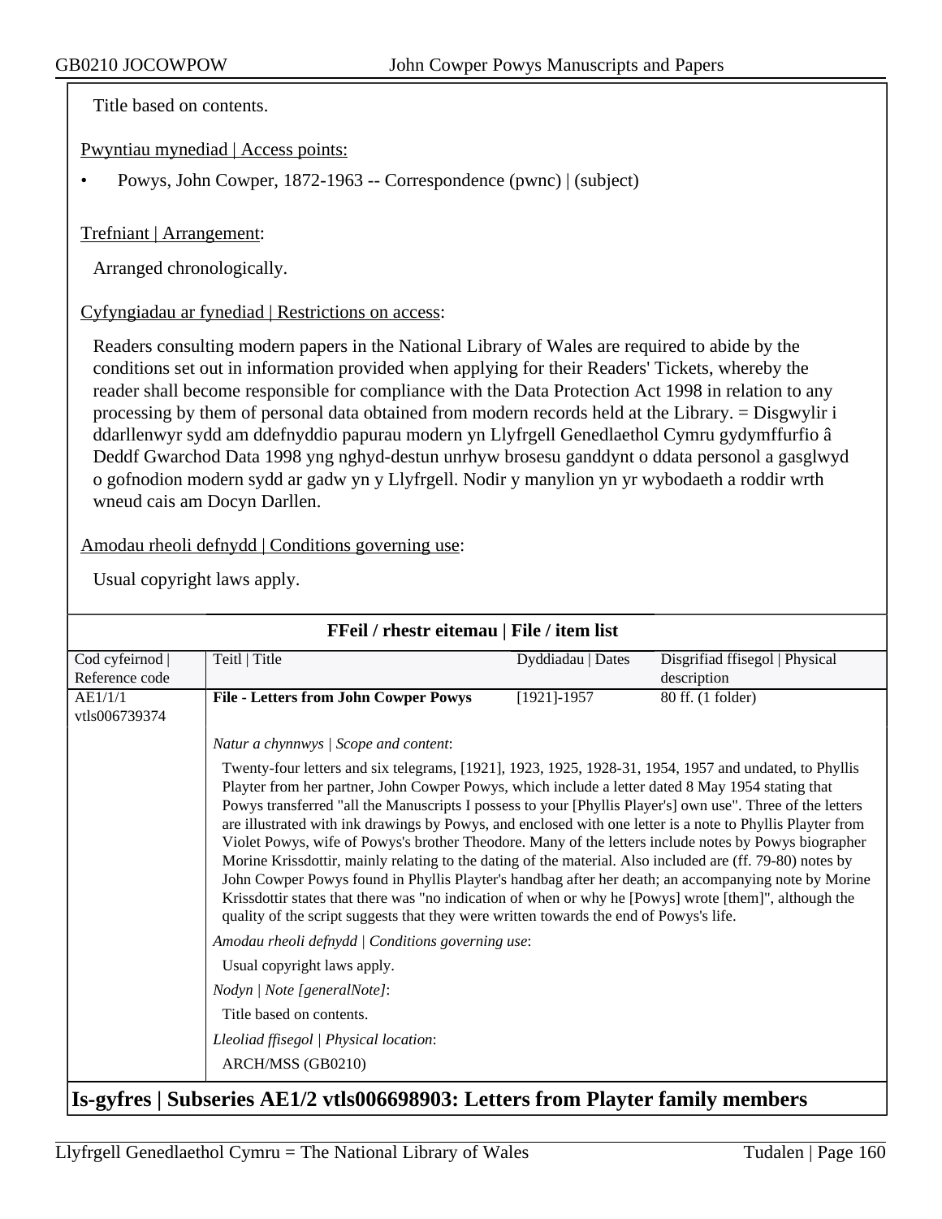Title based on contents.

Pwyntiau mynediad | Access points:

- Powys, John Cowper, 1872-1963 -- Correspondence (pwnc) | (subject)

Trefniant | Arrangement:

Arranged chronologically.

Cyfyngiadau ar fynediad | Restrictions on access:

Readers consulting modern papers in the National Library of Wales are required to abide by the conditions set out in information provided when applying for their Readers' Tickets, whereby the reader shall become responsible for compliance with the Data Protection Act 1998 in relation to any processing by them of personal data obtained from modern records held at the Library. = Disgwylir i ddarllenwyr sydd am ddefnyddio papurau modern yn Llyfrgell Genedlaethol Cymru gydymffurfio â Deddf Gwarchod Data 1998 yng nghyd-destun unrhyw brosesu ganddynt o ddata personol a gasglwyd o gofnodion modern sydd ar gadw yn y Llyfrgell. Nodir y manylion yn yr wybodaeth a roddir wrth wneud cais am Docyn Darllen.

Amodau rheoli defnydd | Conditions governing use:

Usual copyright laws apply.

**FFeil / rhestr eitemau | File / item list**

| Cod cyfeirnod \| Reference code | Teitl \| Title | Dyddiadau \| Dates | Disgrifiad ffisegol \| Physical description |
|---|---|---|---|
| AE1/1/1 vtls006739374 | **File - Letters from John Cowper Powys** | [1921]-1957 | 80 ff. (1 folder) |

*Natur a chynnwys | Scope and content*:

Twenty-four letters and six telegrams, [1921], 1923, 1925, 1928-31, 1954, 1957 and undated, to Phyllis Playter from her partner, John Cowper Powys, which include a letter dated 8 May 1954 stating that Powys transferred "all the Manuscripts I possess to your [Phyllis Player's] own use". Three of the letters are illustrated with ink drawings by Powys, and enclosed with one letter is a note to Phyllis Playter from Violet Powys, wife of Powys's brother Theodore. Many of the letters include notes by Powys biographer Morine Krissdottir, mainly relating to the dating of the material. Also included are (ff. 79-80) notes by John Cowper Powys found in Phyllis Playter's handbag after her death; an accompanying note by Morine Krissdottir states that there was "no indication of when or why he [Powys] wrote [them]", although the quality of the script suggests that they were written towards the end of Powys's life.

*Amodau rheoli defnydd | Conditions governing use*:

Usual copyright laws apply.

*Nodyn | Note [generalNote]*:

Title based on contents.

*Lleoliad ffisegol | Physical location*:

ARCH/MSS (GB0210)

## Is-gyfres | Subseries AE1/2 vtls006698903: Letters from Playter family members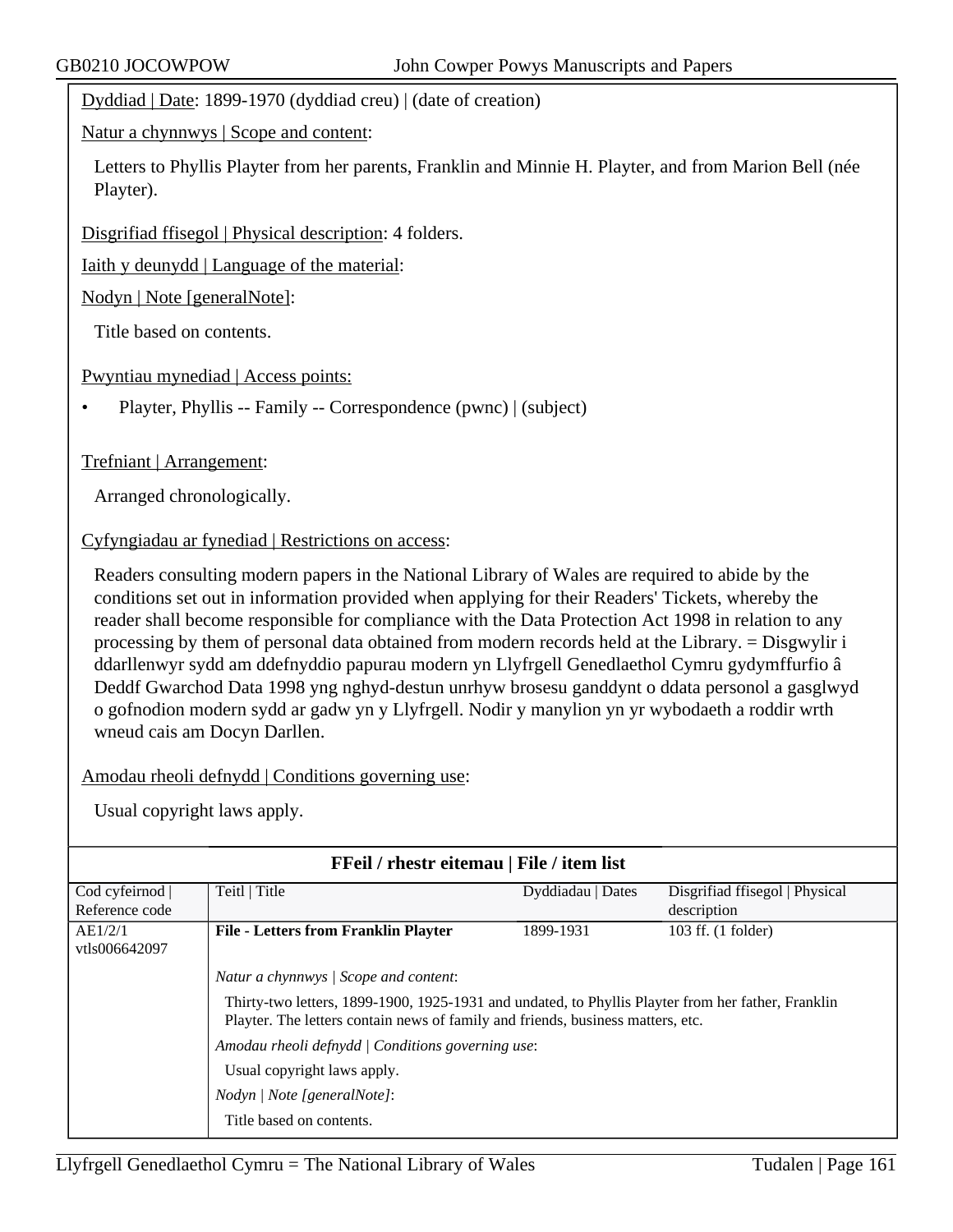Dyddiad | Date: 1899-1970 (dyddiad creu) | (date of creation)

Natur a chynnwys | Scope and content:

Letters to Phyllis Playter from her parents, Franklin and Minnie H. Playter, and from Marion Bell (née Playter).

Disgrifiad ffisegol | Physical description: 4 folders.

Iaith y deunydd | Language of the material:

Nodyn | Note [generalNote]:

Title based on contents.

Pwyntiau mynediad | Access points:

- Playter, Phyllis -- Family -- Correspondence (pwnc) | (subject)

Trefniant | Arrangement:

Arranged chronologically.

Cyfyngiadau ar fynediad | Restrictions on access:

Readers consulting modern papers in the National Library of Wales are required to abide by the conditions set out in information provided when applying for their Readers' Tickets, whereby the reader shall become responsible for compliance with the Data Protection Act 1998 in relation to any processing by them of personal data obtained from modern records held at the Library. = Disgwylir i ddarllenwyr sydd am ddefnyddio papurau modern yn Llyfrgell Genedlaethol Cymru gydymffurfio â Deddf Gwarchod Data 1998 yng nghyd-destun unrhyw brosesu ganddynt o ddata personol a gasglwyd o gofnodion modern sydd ar gadw yn y Llyfrgell. Nodir y manylion yn yr wybodaeth a roddir wrth wneud cais am Docyn Darllen.

Amodau rheoli defnydd | Conditions governing use:

Usual copyright laws apply.

**FFeil / rhestr eitemau | File / item list**

| Cod cyfeirnod \| Reference code | Teitl \| Title | Dyddiadau \| Dates | Disgrifiad ffisegol \| Physical description |
|---|---|---|---|
| AE1/2/1 vtls006642097 | **File - Letters from Franklin Playter** | 1899-1931 | 103 ff. (1 folder) |
| | *Natur a chynnwys \| Scope and content*: Thirty-two letters, 1899-1900, 1925-1931 and undated, to Phyllis Playter from her father, Franklin Playter. The letters contain news of family and friends, business matters, etc. *Amodau rheoli defnydd \| Conditions governing use*: Usual copyright laws apply. *Nodyn \| Note [generalNote]*: Title based on contents. | | |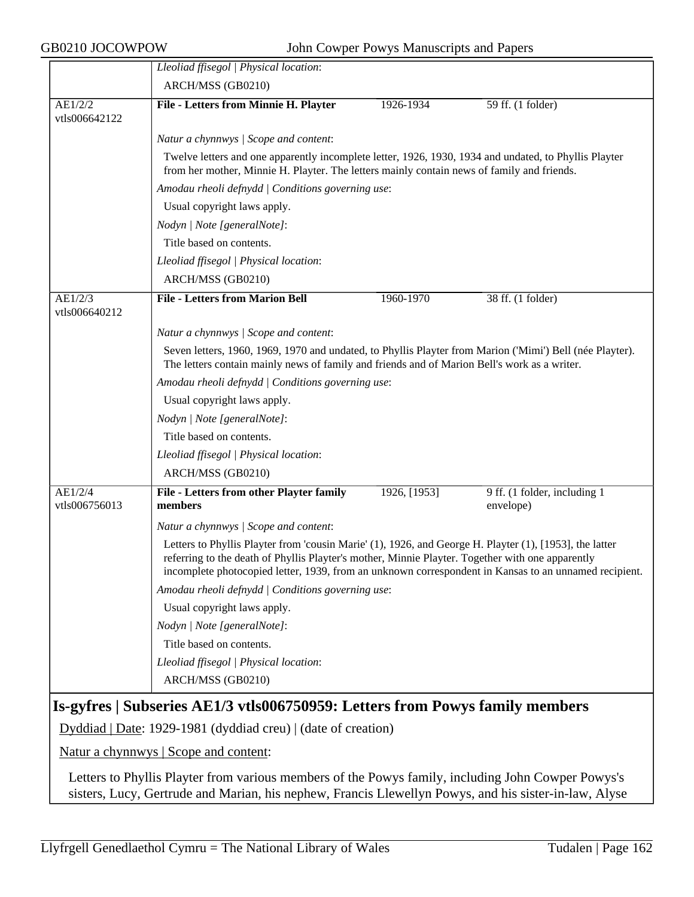*Lleoliad ffisegol | Physical location*:

ARCH/MSS (GB0210)

**AE1/2/2 vtls006642122 — File - Letters from Minnie H. Playter** — 1926-1934 — 59 ff. (1 folder)

*Natur a chynnwys | Scope and content*:

Twelve letters and one apparently incomplete letter, 1926, 1930, 1934 and undated, to Phyllis Playter from her mother, Minnie H. Playter. The letters mainly contain news of family and friends.

*Amodau rheoli defnydd | Conditions governing use*:

Usual copyright laws apply.

*Nodyn | Note [generalNote]*:

Title based on contents.

*Lleoliad ffisegol | Physical location*:

ARCH/MSS (GB0210)

**AE1/2/3 vtls006640212 — File - Letters from Marion Bell** — 1960-1970 — 38 ff. (1 folder)

*Natur a chynnwys | Scope and content*:

Seven letters, 1960, 1969, 1970 and undated, to Phyllis Playter from Marion ('Mimi') Bell (née Playter). The letters contain mainly news of family and friends and of Marion Bell's work as a writer.

*Amodau rheoli defnydd | Conditions governing use*:

Usual copyright laws apply.

*Nodyn | Note [generalNote]*:

Title based on contents.

*Lleoliad ffisegol | Physical location*:

ARCH/MSS (GB0210)

**AE1/2/4 vtls006756013 — File - Letters from other Playter family members** — 1926, [1953] — 9 ff. (1 folder, including 1 envelope)

*Natur a chynnwys | Scope and content*:

Letters to Phyllis Playter from 'cousin Marie' (1), 1926, and George H. Playter (1), [1953], the latter referring to the death of Phyllis Playter's mother, Minnie Playter. Together with one apparently incomplete photocopied letter, 1939, from an unknown correspondent in Kansas to an unnamed recipient.

*Amodau rheoli defnydd | Conditions governing use*:

Usual copyright laws apply.

*Nodyn | Note [generalNote]*:

Title based on contents.

*Lleoliad ffisegol | Physical location*:

ARCH/MSS (GB0210)

## Is-gyfres | Subseries AE1/3 vtls006750959: Letters from Powys family members

Dyddiad | Date: 1929-1981 (dyddiad creu) | (date of creation)

Natur a chynnwys | Scope and content:

Letters to Phyllis Playter from various members of the Powys family, including John Cowper Powys's sisters, Lucy, Gertrude and Marian, his nephew, Francis Llewellyn Powys, and his sister-in-law, Alyse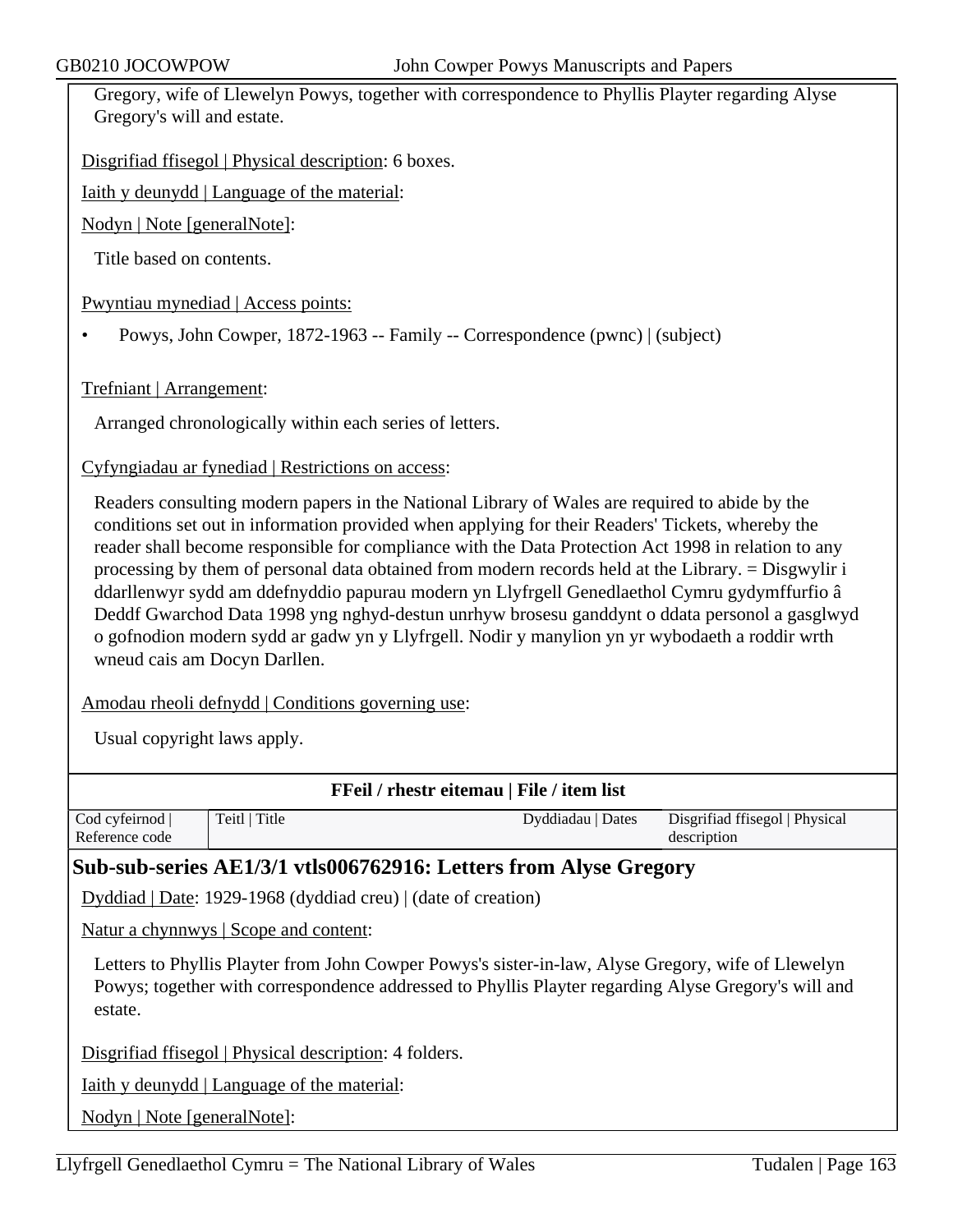Gregory, wife of Llewelyn Powys, together with correspondence to Phyllis Playter regarding Alyse Gregory's will and estate.

Disgrifiad ffisegol | Physical description: 6 boxes.

Iaith y deunydd | Language of the material:

Nodyn | Note [generalNote]:

Title based on contents.

Pwyntiau mynediad | Access points:

- Powys, John Cowper, 1872-1963 -- Family -- Correspondence (pwnc) | (subject)

Trefniant | Arrangement:

Arranged chronologically within each series of letters.

Cyfyngiadau ar fynediad | Restrictions on access:

Readers consulting modern papers in the National Library of Wales are required to abide by the conditions set out in information provided when applying for their Readers' Tickets, whereby the reader shall become responsible for compliance with the Data Protection Act 1998 in relation to any processing by them of personal data obtained from modern records held at the Library. = Disgwylir i ddarllenwyr sydd am ddefnyddio papurau modern yn Llyfrgell Genedlaethol Cymru gydymffurfio â Deddf Gwarchod Data 1998 yng nghyd-destun unrhyw brosesu ganddynt o ddata personol a gasglwyd o gofnodion modern sydd ar gadw yn y Llyfrgell. Nodir y manylion yn yr wybodaeth a roddir wrth wneud cais am Docyn Darllen.

Amodau rheoli defnydd | Conditions governing use:

Usual copyright laws apply.

**FFeil / rhestr eitemau | File / item list**

| Cod cyfeirnod \| Reference code | Teitl \| Title | Dyddiadau \| Dates | Disgrifiad ffisegol \| Physical description |
|---|---|---|---|

## Sub-sub-series AE1/3/1 vtls006762916: Letters from Alyse Gregory

Dyddiad | Date: 1929-1968 (dyddiad creu) | (date of creation)

Natur a chynnwys | Scope and content:

Letters to Phyllis Playter from John Cowper Powys's sister-in-law, Alyse Gregory, wife of Llewelyn Powys; together with correspondence addressed to Phyllis Playter regarding Alyse Gregory's will and estate.

Disgrifiad ffisegol | Physical description: 4 folders.

Iaith y deunydd | Language of the material:

Nodyn | Note [generalNote]: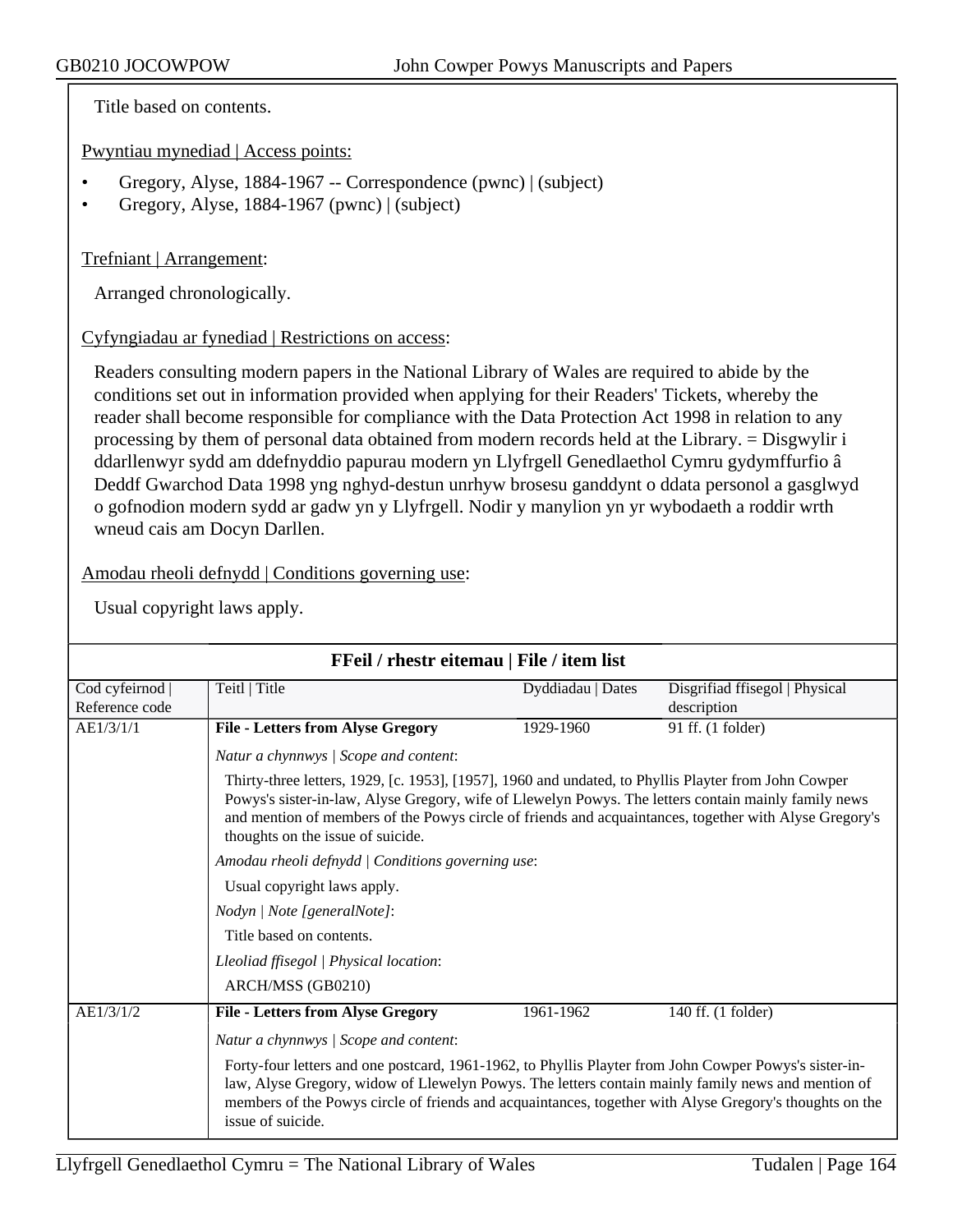Title based on contents.

Pwyntiau mynediad | Access points:

- Gregory, Alyse, 1884-1967 -- Correspondence (pwnc) | (subject)
- Gregory, Alyse, 1884-1967 (pwnc) | (subject)

Trefniant | Arrangement:

Arranged chronologically.

Cyfyngiadau ar fynediad | Restrictions on access:

Readers consulting modern papers in the National Library of Wales are required to abide by the conditions set out in information provided when applying for their Readers' Tickets, whereby the reader shall become responsible for compliance with the Data Protection Act 1998 in relation to any processing by them of personal data obtained from modern records held at the Library. = Disgwylir i ddarllenwyr sydd am ddefnyddio papurau modern yn Llyfrgell Genedlaethol Cymru gydymffurfio â Deddf Gwarchod Data 1998 yng nghyd-destun unrhyw brosesu ganddynt o ddata personol a gasglwyd o gofnodion modern sydd ar gadw yn y Llyfrgell. Nodir y manylion yn yr wybodaeth a roddir wrth wneud cais am Docyn Darllen.

Amodau rheoli defnydd | Conditions governing use:

Usual copyright laws apply.

**FFeil / rhestr eitemau | File / item list**

| Cod cyfeirnod \| Reference code | Teitl \| Title | Dyddiadau \| Dates | Disgrifiad ffisegol \| Physical description |
|---|---|---|---|
| AE1/3/1/1 | **File - Letters from Alyse Gregory** | 1929-1960 | 91 ff. (1 folder) |
| | *Natur a chynnwys \| Scope and content*: Thirty-three letters, 1929, [c. 1953], [1957], 1960 and undated, to Phyllis Playter from John Cowper Powys's sister-in-law, Alyse Gregory, wife of Llewelyn Powys. The letters contain mainly family news and mention of members of the Powys circle of friends and acquaintances, together with Alyse Gregory's thoughts on the issue of suicide. *Amodau rheoli defnydd \| Conditions governing use*: Usual copyright laws apply. *Nodyn \| Note [generalNote]*: Title based on contents. *Lleoliad ffisegol \| Physical location*: ARCH/MSS (GB0210) | | |
| AE1/3/1/2 | **File - Letters from Alyse Gregory** | 1961-1962 | 140 ff. (1 folder) |
| | *Natur a chynnwys \| Scope and content*: Forty-four letters and one postcard, 1961-1962, to Phyllis Playter from John Cowper Powys's sister-in-law, Alyse Gregory, widow of Llewelyn Powys. The letters contain mainly family news and mention of members of the Powys circle of friends and acquaintances, together with Alyse Gregory's thoughts on the issue of suicide. | | |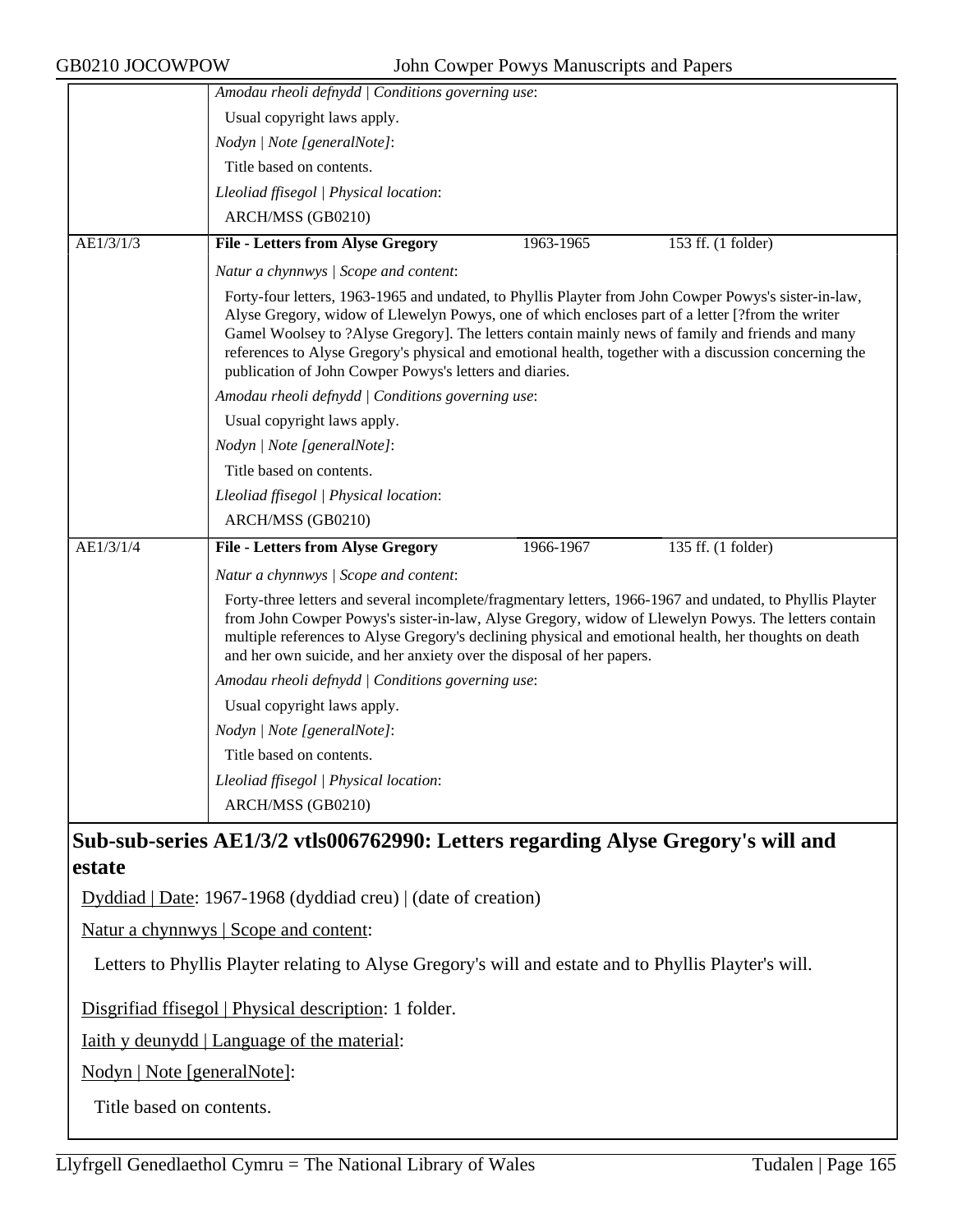*Amodau rheoli defnydd | Conditions governing use*:

Usual copyright laws apply.

*Nodyn | Note [generalNote]*:

Title based on contents.

*Lleoliad ffisegol | Physical location*:

ARCH/MSS (GB0210)

| AE1/3/1/3 | **File - Letters from Alyse Gregory** | 1963-1965 | 153 ff. (1 folder) |
|---|---|---|---|

*Natur a chynnwys | Scope and content*:

Forty-four letters, 1963-1965 and undated, to Phyllis Playter from John Cowper Powys's sister-in-law, Alyse Gregory, widow of Llewelyn Powys, one of which encloses part of a letter [?from the writer Gamel Woolsey to ?Alyse Gregory]. The letters contain mainly news of family and friends and many references to Alyse Gregory's physical and emotional health, together with a discussion concerning the publication of John Cowper Powys's letters and diaries.

*Amodau rheoli defnydd | Conditions governing use*:

Usual copyright laws apply.

*Nodyn | Note [generalNote]*:

Title based on contents.

*Lleoliad ffisegol | Physical location*:

ARCH/MSS (GB0210)

| AE1/3/1/4 | **File - Letters from Alyse Gregory** | 1966-1967 | 135 ff. (1 folder) |
|---|---|---|---|

*Natur a chynnwys | Scope and content*:

Forty-three letters and several incomplete/fragmentary letters, 1966-1967 and undated, to Phyllis Playter from John Cowper Powys's sister-in-law, Alyse Gregory, widow of Llewelyn Powys. The letters contain multiple references to Alyse Gregory's declining physical and emotional health, her thoughts on death and her own suicide, and her anxiety over the disposal of her papers.

*Amodau rheoli defnydd | Conditions governing use*:

Usual copyright laws apply.

*Nodyn | Note [generalNote]*:

Title based on contents.

*Lleoliad ffisegol | Physical location*:

ARCH/MSS (GB0210)

## Sub-sub-series AE1/3/2 vtls006762990: Letters regarding Alyse Gregory's will and estate

Dyddiad | Date: 1967-1968 (dyddiad creu) | (date of creation)

Natur a chynnwys | Scope and content:

Letters to Phyllis Playter relating to Alyse Gregory's will and estate and to Phyllis Playter's will.

Disgrifiad ffisegol | Physical description: 1 folder.

Iaith y deunydd | Language of the material:

Nodyn | Note [generalNote]:

Title based on contents.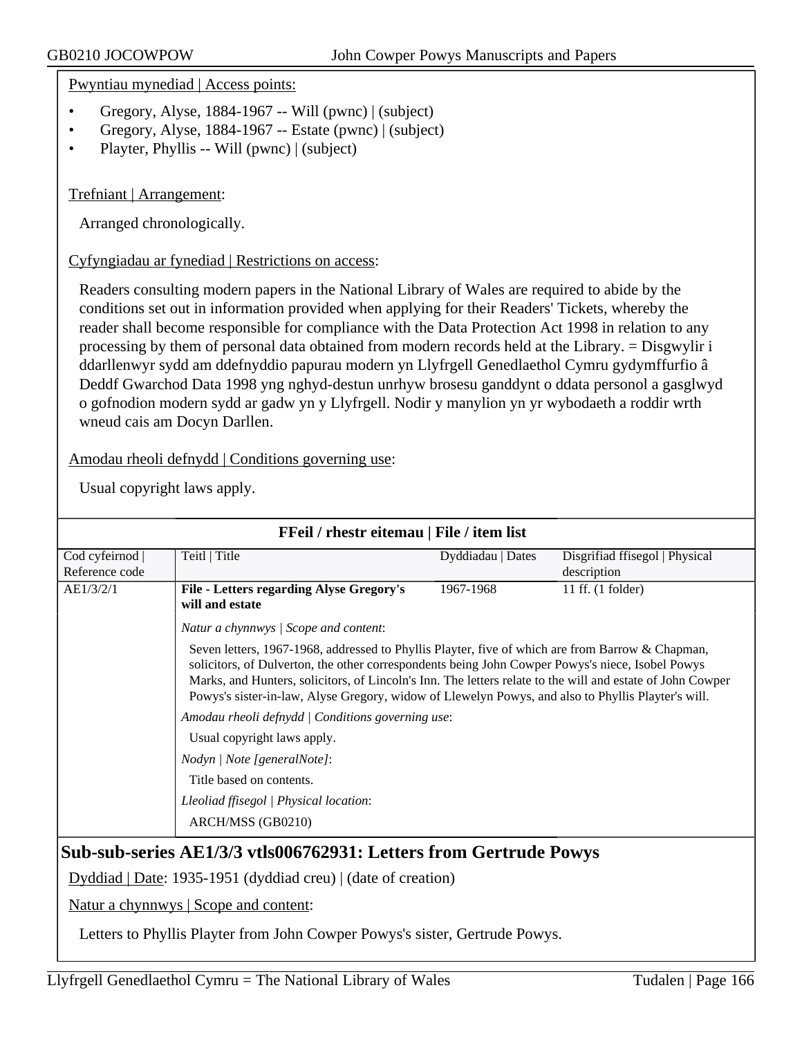Pwyntiau mynediad | Access points:

- Gregory, Alyse, 1884-1967 -- Will (pwnc) | (subject)
- Gregory, Alyse, 1884-1967 -- Estate (pwnc) | (subject)
- Playter, Phyllis -- Will (pwnc) | (subject)

Trefniant | Arrangement:

Arranged chronologically.

Cyfyngiadau ar fynediad | Restrictions on access:

Readers consulting modern papers in the National Library of Wales are required to abide by the conditions set out in information provided when applying for their Readers' Tickets, whereby the reader shall become responsible for compliance with the Data Protection Act 1998 in relation to any processing by them of personal data obtained from modern records held at the Library. = Disgwylir i ddarllenwyr sydd am ddefnyddio papurau modern yn Llyfrgell Genedlaethol Cymru gydymffurfio â Deddf Gwarchod Data 1998 yng nghyd-destun unrhyw brosesu ganddynt o ddata personol a gasglwyd o gofnodion modern sydd ar gadw yn y Llyfrgell. Nodir y manylion yn yr wybodaeth a roddir wrth wneud cais am Docyn Darllen.

Amodau rheoli defnydd | Conditions governing use:

Usual copyright laws apply.

**FFeil / rhestr eitemau | File / item list**

| Cod cyfeirnod \| Reference code | Teitl \| Title | Dyddiadau \| Dates | Disgrifiad ffisegol \| Physical description |
|---|---|---|---|
| AE1/3/2/1 | **File - Letters regarding Alyse Gregory's will and estate** | 1967-1968 | 11 ff. (1 folder) |

*Natur a chynnwys | Scope and content*:

Seven letters, 1967-1968, addressed to Phyllis Playter, five of which are from Barrow & Chapman, solicitors, of Dulverton, the other correspondents being John Cowper Powys's niece, Isobel Powys Marks, and Hunters, solicitors, of Lincoln's Inn. The letters relate to the will and estate of John Cowper Powys's sister-in-law, Alyse Gregory, widow of Llewelyn Powys, and also to Phyllis Playter's will.

*Amodau rheoli defnydd | Conditions governing use*:

Usual copyright laws apply.

*Nodyn | Note [generalNote]*:

Title based on contents.

*Lleoliad ffisegol | Physical location*:

ARCH/MSS (GB0210)

## Sub-sub-series AE1/3/3 vtls006762931: Letters from Gertrude Powys

Dyddiad | Date: 1935-1951 (dyddiad creu) | (date of creation)

Natur a chynnwys | Scope and content:

Letters to Phyllis Playter from John Cowper Powys's sister, Gertrude Powys.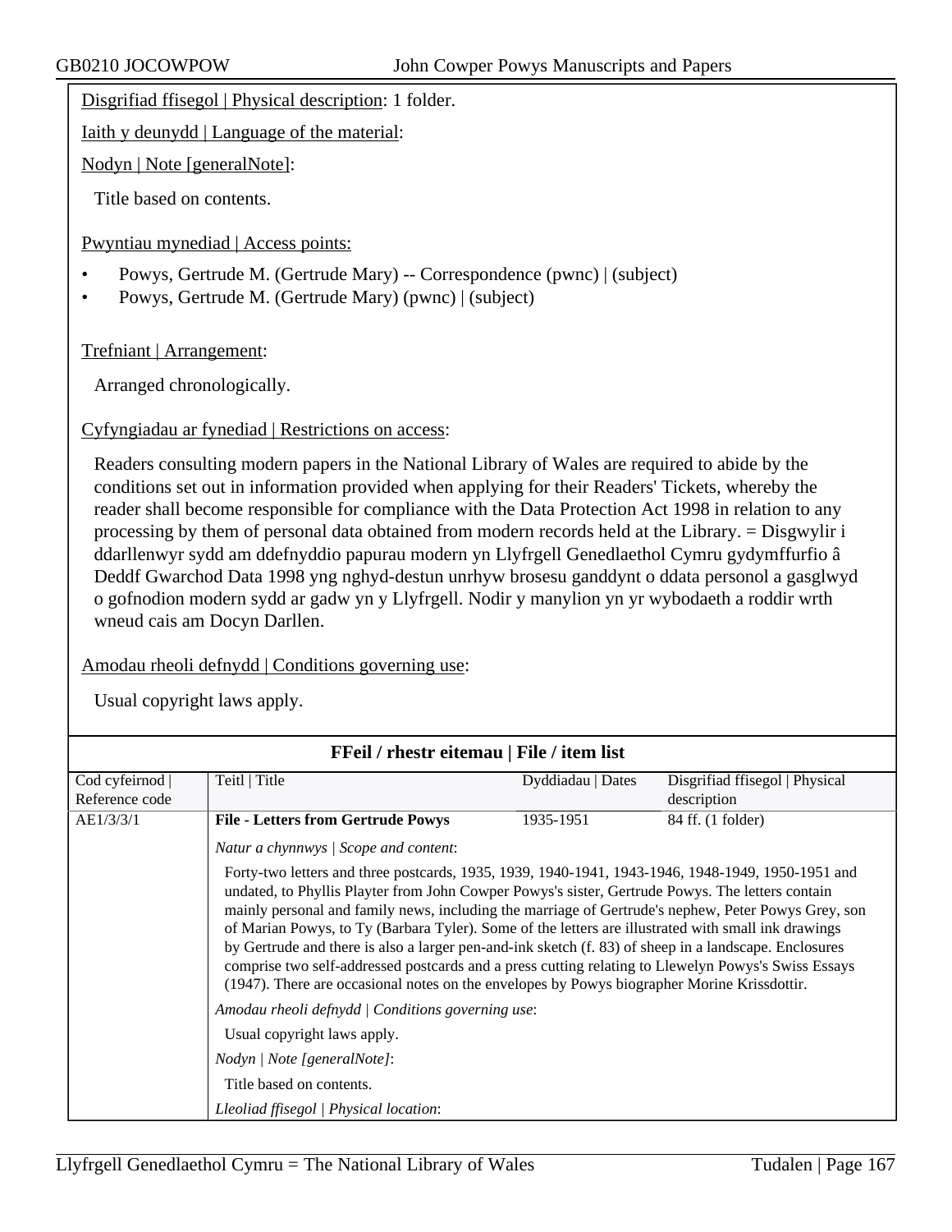Disgrifiad ffisegol | Physical description: 1 folder.

Iaith y deunydd | Language of the material:

Nodyn | Note [generalNote]:

Title based on contents.

Pwyntiau mynediad | Access points:

- Powys, Gertrude M. (Gertrude Mary) -- Correspondence (pwnc) | (subject)
- Powys, Gertrude M. (Gertrude Mary) (pwnc) | (subject)

Trefniant | Arrangement:

Arranged chronologically.

Cyfyngiadau ar fynediad | Restrictions on access:

Readers consulting modern papers in the National Library of Wales are required to abide by the conditions set out in information provided when applying for their Readers' Tickets, whereby the reader shall become responsible for compliance with the Data Protection Act 1998 in relation to any processing by them of personal data obtained from modern records held at the Library. = Disgwylir i ddarllenwyr sydd am ddefnyddio papurau modern yn Llyfrgell Genedlaethol Cymru gydymffurfio â Deddf Gwarchod Data 1998 yng nghyd-destun unrhyw brosesu ganddynt o ddata personol a gasglwyd o gofnodion modern sydd ar gadw yn y Llyfrgell. Nodir y manylion yn yr wybodaeth a roddir wrth wneud cais am Docyn Darllen.

Amodau rheoli defnydd | Conditions governing use:

Usual copyright laws apply.

**FFeil / rhestr eitemau | File / item list**

| Cod cyfeirnod \| Reference code | Teitl \| Title | Dyddiadau \| Dates | Disgrifiad ffisegol \| Physical description |
|---|---|---|---|
| AE1/3/3/1 | **File - Letters from Gertrude Powys** | 1935-1951 | 84 ff. (1 folder) |

*Natur a chynnwys | Scope and content*:

Forty-two letters and three postcards, 1935, 1939, 1940-1941, 1943-1946, 1948-1949, 1950-1951 and undated, to Phyllis Playter from John Cowper Powys's sister, Gertrude Powys. The letters contain mainly personal and family news, including the marriage of Gertrude's nephew, Peter Powys Grey, son of Marian Powys, to Ty (Barbara Tyler). Some of the letters are illustrated with small ink drawings by Gertrude and there is also a larger pen-and-ink sketch (f. 83) of sheep in a landscape. Enclosures comprise two self-addressed postcards and a press cutting relating to Llewelyn Powys's Swiss Essays (1947). There are occasional notes on the envelopes by Powys biographer Morine Krissdottir.

*Amodau rheoli defnydd | Conditions governing use*:

Usual copyright laws apply.

*Nodyn | Note [generalNote]*:

Title based on contents.

*Lleoliad ffisegol | Physical location*: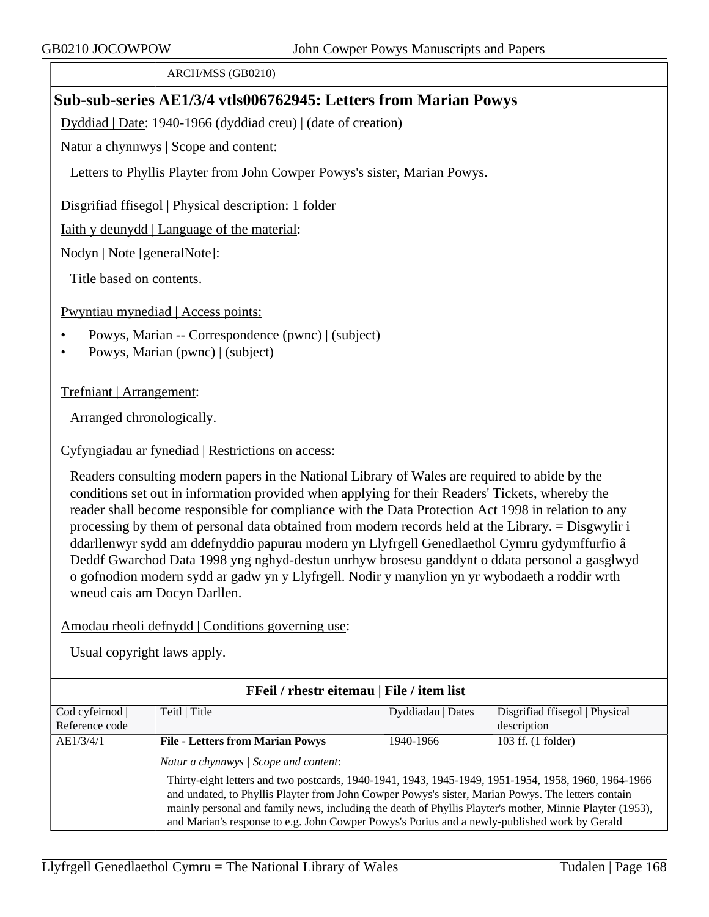| | ARCH/MSS (GB0210) |
|---|---|

## Sub-sub-series AE1/3/4 vtls006762945: Letters from Marian Powys

Dyddiad | Date: 1940-1966 (dyddiad creu) | (date of creation)

Natur a chynnwys | Scope and content:

Letters to Phyllis Playter from John Cowper Powys's sister, Marian Powys.

Disgrifiad ffisegol | Physical description: 1 folder

Iaith y deunydd | Language of the material:

Nodyn | Note [generalNote]:

Title based on contents.

Pwyntiau mynediad | Access points:

- Powys, Marian -- Correspondence (pwnc) | (subject)
- Powys, Marian (pwnc) | (subject)

Trefniant | Arrangement:

Arranged chronologically.

Cyfyngiadau ar fynediad | Restrictions on access:

Readers consulting modern papers in the National Library of Wales are required to abide by the conditions set out in information provided when applying for their Readers' Tickets, whereby the reader shall become responsible for compliance with the Data Protection Act 1998 in relation to any processing by them of personal data obtained from modern records held at the Library. = Disgwylir i ddarllenwyr sydd am ddefnyddio papurau modern yn Llyfrgell Genedlaethol Cymru gydymffurfio â Deddf Gwarchod Data 1998 yng nghyd-destun unrhyw brosesu ganddynt o ddata personol a gasglwyd o gofnodion modern sydd ar gadw yn y Llyfrgell. Nodir y manylion yn yr wybodaeth a roddir wrth wneud cais am Docyn Darllen.

Amodau rheoli defnydd | Conditions governing use:

Usual copyright laws apply.

### FFeil / rhestr eitemau | File / item list

| Cod cyfeirnod \| Reference code | Teitl \| Title | Dyddiadau \| Dates | Disgrifiad ffisegol \| Physical description |
|---|---|---|---|
| AE1/3/4/1 | **File - Letters from Marian Powys** | 1940-1966 | 103 ff. (1 folder) |
| | *Natur a chynnwys \| Scope and content:* Thirty-eight letters and two postcards, 1940-1941, 1943, 1945-1949, 1951-1954, 1958, 1960, 1964-1966 and undated, to Phyllis Playter from John Cowper Powys's sister, Marian Powys. The letters contain mainly personal and family news, including the death of Phyllis Playter's mother, Minnie Playter (1953), and Marian's response to e.g. John Cowper Powys's Porius and a newly-published work by Gerald | | |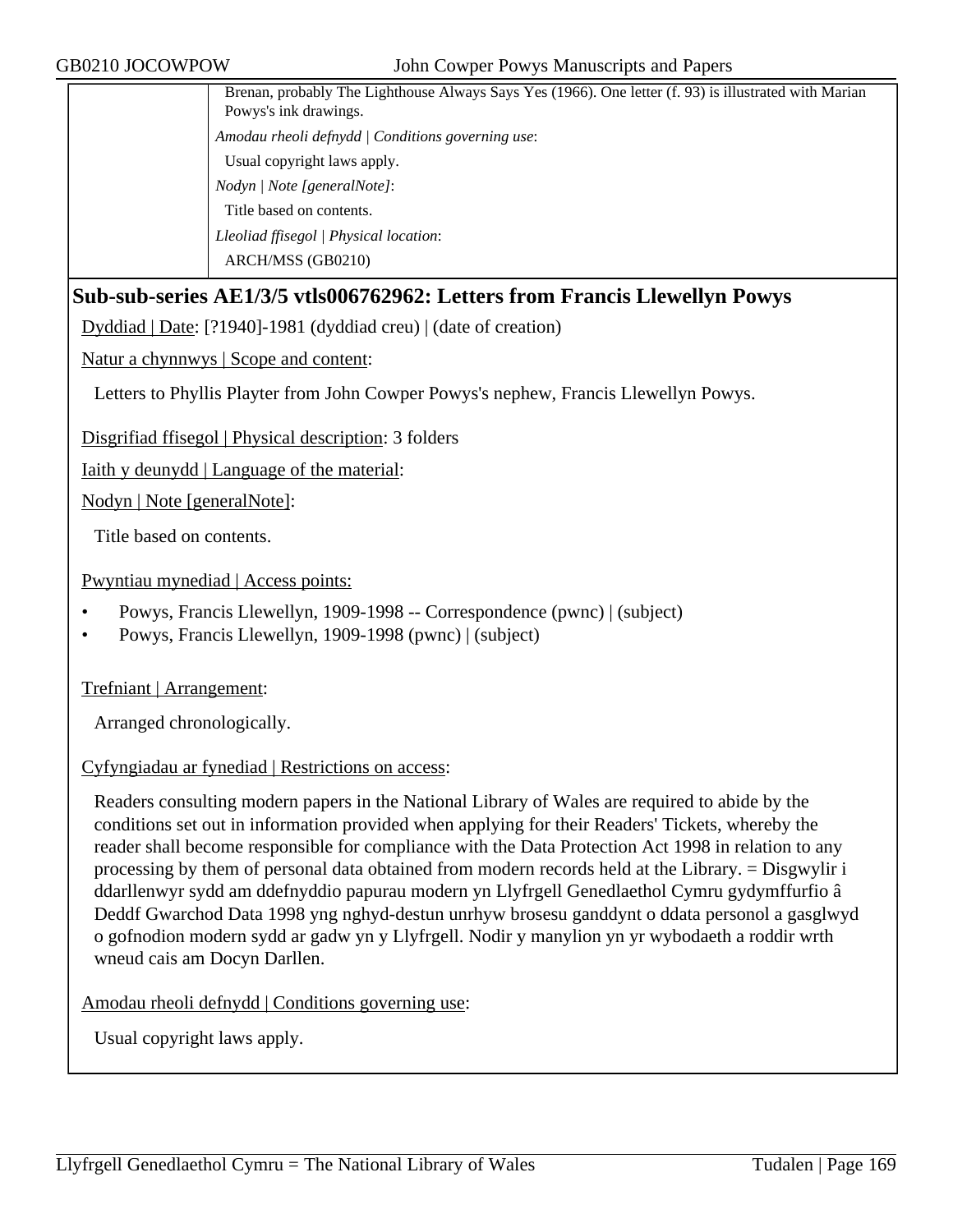Brenan, probably The Lighthouse Always Says Yes (1966). One letter (f. 93) is illustrated with Marian Powys's ink drawings.

*Amodau rheoli defnydd | Conditions governing use*:

Usual copyright laws apply.

*Nodyn | Note [generalNote]*:

Title based on contents.

*Lleoliad ffisegol | Physical location*:

ARCH/MSS (GB0210)

## Sub-sub-series AE1/3/5 vtls006762962: Letters from Francis Llewellyn Powys

Dyddiad | Date: [?1940]-1981 (dyddiad creu) | (date of creation)

Natur a chynnwys | Scope and content:

Letters to Phyllis Playter from John Cowper Powys's nephew, Francis Llewellyn Powys.

Disgrifiad ffisegol | Physical description: 3 folders

Iaith y deunydd | Language of the material:

Nodyn | Note [generalNote]:

Title based on contents.

Pwyntiau mynediad | Access points:

- Powys, Francis Llewellyn, 1909-1998 -- Correspondence (pwnc) | (subject)
- Powys, Francis Llewellyn, 1909-1998 (pwnc) | (subject)

Trefniant | Arrangement:

Arranged chronologically.

Cyfyngiadau ar fynediad | Restrictions on access:

Readers consulting modern papers in the National Library of Wales are required to abide by the conditions set out in information provided when applying for their Readers' Tickets, whereby the reader shall become responsible for compliance with the Data Protection Act 1998 in relation to any processing by them of personal data obtained from modern records held at the Library. = Disgwylir i ddarllenwyr sydd am ddefnyddio papurau modern yn Llyfrgell Genedlaethol Cymru gydymffurfio â Deddf Gwarchod Data 1998 yng nghyd-destun unrhyw brosesu ganddynt o ddata personol a gasglwyd o gofnodion modern sydd ar gadw yn y Llyfrgell. Nodir y manylion yn yr wybodaeth a roddir wrth wneud cais am Docyn Darllen.

Amodau rheoli defnydd | Conditions governing use:

Usual copyright laws apply.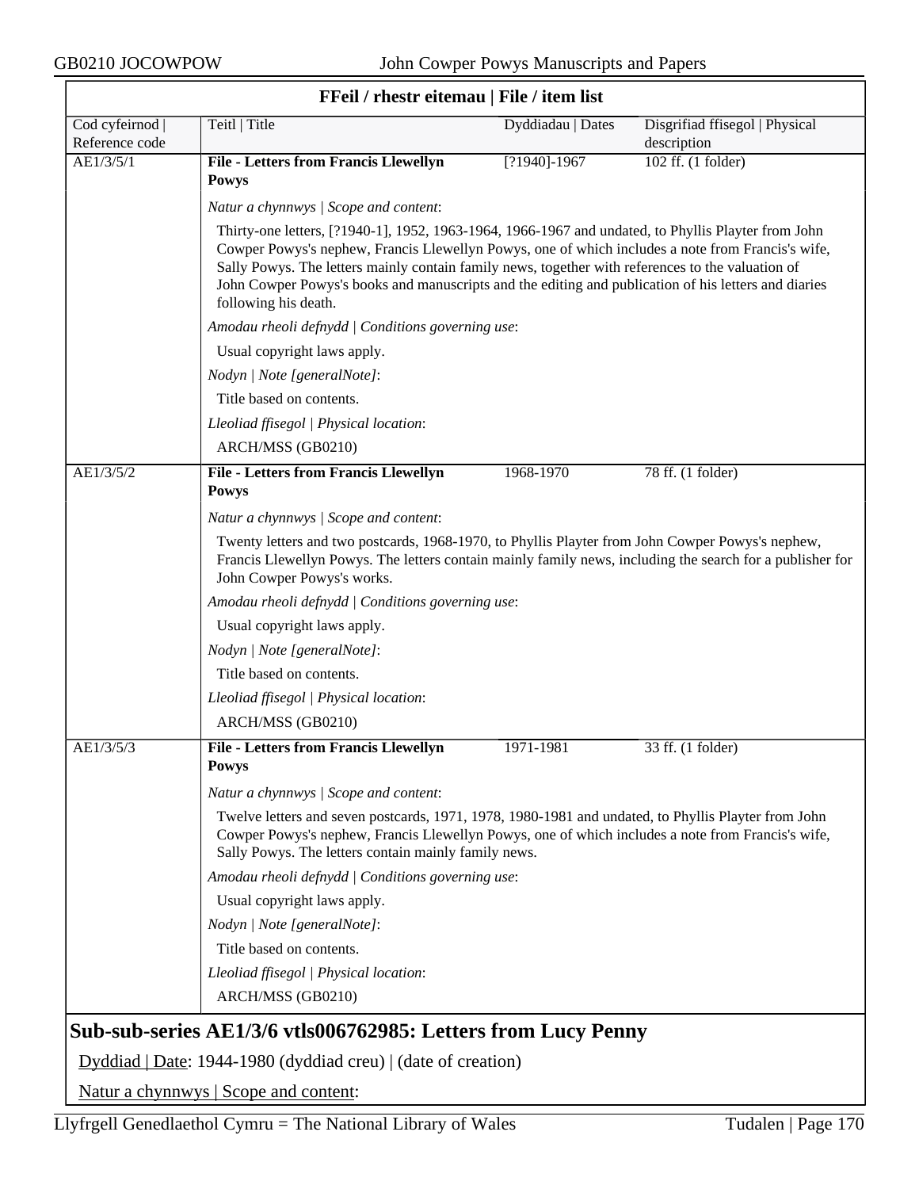**FFeil / rhestr eitemau | File / item list**

| Cod cyfeirnod \| Reference code | Teitl \| Title | Dyddiadau \| Dates | Disgrifiad ffisegol \| Physical description |
|---|---|---|---|
| AE1/3/5/1 | **File - Letters from Francis Llewellyn Powys** | [?1940]-1967 | 102 ff. (1 folder) |

*Natur a chynnwys | Scope and content*:

Thirty-one letters, [?1940-1], 1952, 1963-1964, 1966-1967 and undated, to Phyllis Playter from John Cowper Powys's nephew, Francis Llewellyn Powys, one of which includes a note from Francis's wife, Sally Powys. The letters mainly contain family news, together with references to the valuation of John Cowper Powys's books and manuscripts and the editing and publication of his letters and diaries following his death.

*Amodau rheoli defnydd | Conditions governing use*:

Usual copyright laws apply.

*Nodyn | Note [generalNote]*:

Title based on contents.

*Lleoliad ffisegol | Physical location*:

ARCH/MSS (GB0210)

| Cod cyfeirnod \| Reference code | Teitl \| Title | Dyddiadau \| Dates | Disgrifiad ffisegol \| Physical description |
|---|---|---|---|
| AE1/3/5/2 | **File - Letters from Francis Llewellyn Powys** | 1968-1970 | 78 ff. (1 folder) |

*Natur a chynnwys | Scope and content*:

Twenty letters and two postcards, 1968-1970, to Phyllis Playter from John Cowper Powys's nephew, Francis Llewellyn Powys. The letters contain mainly family news, including the search for a publisher for John Cowper Powys's works.

*Amodau rheoli defnydd | Conditions governing use*:

Usual copyright laws apply.

*Nodyn | Note [generalNote]*:

Title based on contents.

*Lleoliad ffisegol | Physical location*:

ARCH/MSS (GB0210)

| Cod cyfeirnod \| Reference code | Teitl \| Title | Dyddiadau \| Dates | Disgrifiad ffisegol \| Physical description |
|---|---|---|---|
| AE1/3/5/3 | **File - Letters from Francis Llewellyn Powys** | 1971-1981 | 33 ff. (1 folder) |

*Natur a chynnwys | Scope and content*:

Twelve letters and seven postcards, 1971, 1978, 1980-1981 and undated, to Phyllis Playter from John Cowper Powys's nephew, Francis Llewellyn Powys, one of which includes a note from Francis's wife, Sally Powys. The letters contain mainly family news.

*Amodau rheoli defnydd | Conditions governing use*:

Usual copyright laws apply.

*Nodyn | Note [generalNote]*:

Title based on contents.

*Lleoliad ffisegol | Physical location*:

ARCH/MSS (GB0210)

## Sub-sub-series AE1/3/6 vtls006762985: Letters from Lucy Penny

Dyddiad | Date: 1944-1980 (dyddiad creu) | (date of creation)

Natur a chynnwys | Scope and content: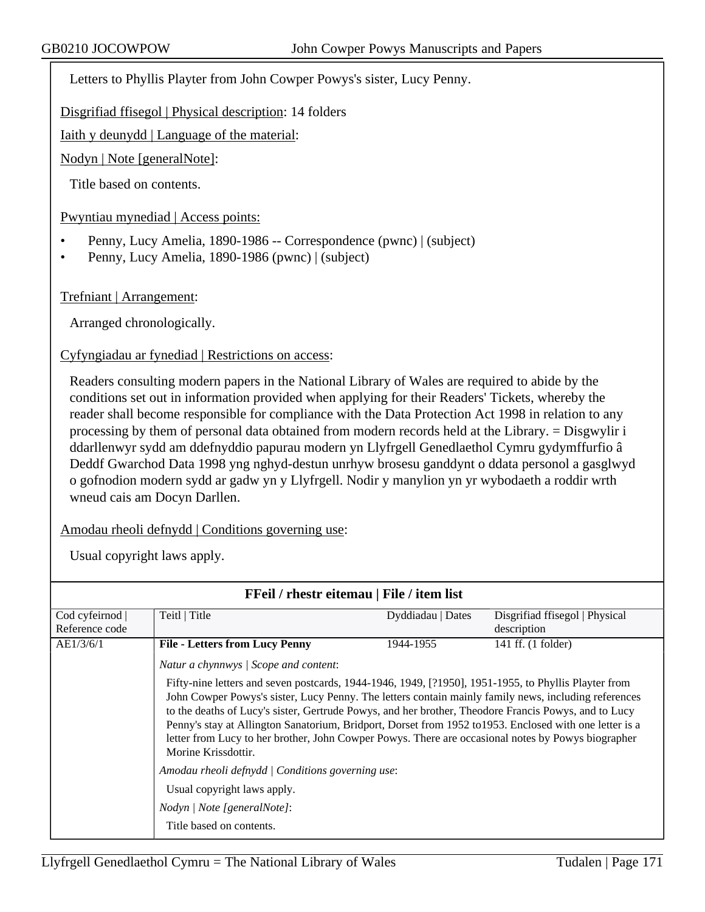Letters to Phyllis Playter from John Cowper Powys's sister, Lucy Penny.

Disgrifiad ffisegol | Physical description: 14 folders

Iaith y deunydd | Language of the material:

Nodyn | Note [generalNote]:

Title based on contents.

Pwyntiau mynediad | Access points:

- Penny, Lucy Amelia, 1890-1986 -- Correspondence (pwnc) | (subject)
- Penny, Lucy Amelia, 1890-1986 (pwnc) | (subject)

Trefniant | Arrangement:

Arranged chronologically.

Cyfyngiadau ar fynediad | Restrictions on access:

Readers consulting modern papers in the National Library of Wales are required to abide by the conditions set out in information provided when applying for their Readers' Tickets, whereby the reader shall become responsible for compliance with the Data Protection Act 1998 in relation to any processing by them of personal data obtained from modern records held at the Library. = Disgwylir i ddarllenwyr sydd am ddefnyddio papurau modern yn Llyfrgell Genedlaethol Cymru gydymffurfio â Deddf Gwarchod Data 1998 yng nghyd-destun unrhyw brosesu ganddynt o ddata personol a gasglwyd o gofnodion modern sydd ar gadw yn y Llyfrgell. Nodir y manylion yn yr wybodaeth a roddir wrth wneud cais am Docyn Darllen.

Amodau rheoli defnydd | Conditions governing use:

Usual copyright laws apply.

**FFeil / rhestr eitemau | File / item list**

| Cod cyfeirnod \| Reference code | Teitl \| Title | Dyddiadau \| Dates | Disgrifiad ffisegol \| Physical description |
|---|---|---|---|
| AE1/3/6/1 | **File - Letters from Lucy Penny** | 1944-1955 | 141 ff. (1 folder) |

*Natur a chynnwys | Scope and content*:

Fifty-nine letters and seven postcards, 1944-1946, 1949, [?1950], 1951-1955, to Phyllis Playter from John Cowper Powys's sister, Lucy Penny. The letters contain mainly family news, including references to the deaths of Lucy's sister, Gertrude Powys, and her brother, Theodore Francis Powys, and to Lucy Penny's stay at Allington Sanatorium, Bridport, Dorset from 1952 to1953. Enclosed with one letter is a letter from Lucy to her brother, John Cowper Powys. There are occasional notes by Powys biographer Morine Krissdottir.

*Amodau rheoli defnydd | Conditions governing use*:

Usual copyright laws apply.

*Nodyn | Note [generalNote]*:

Title based on contents.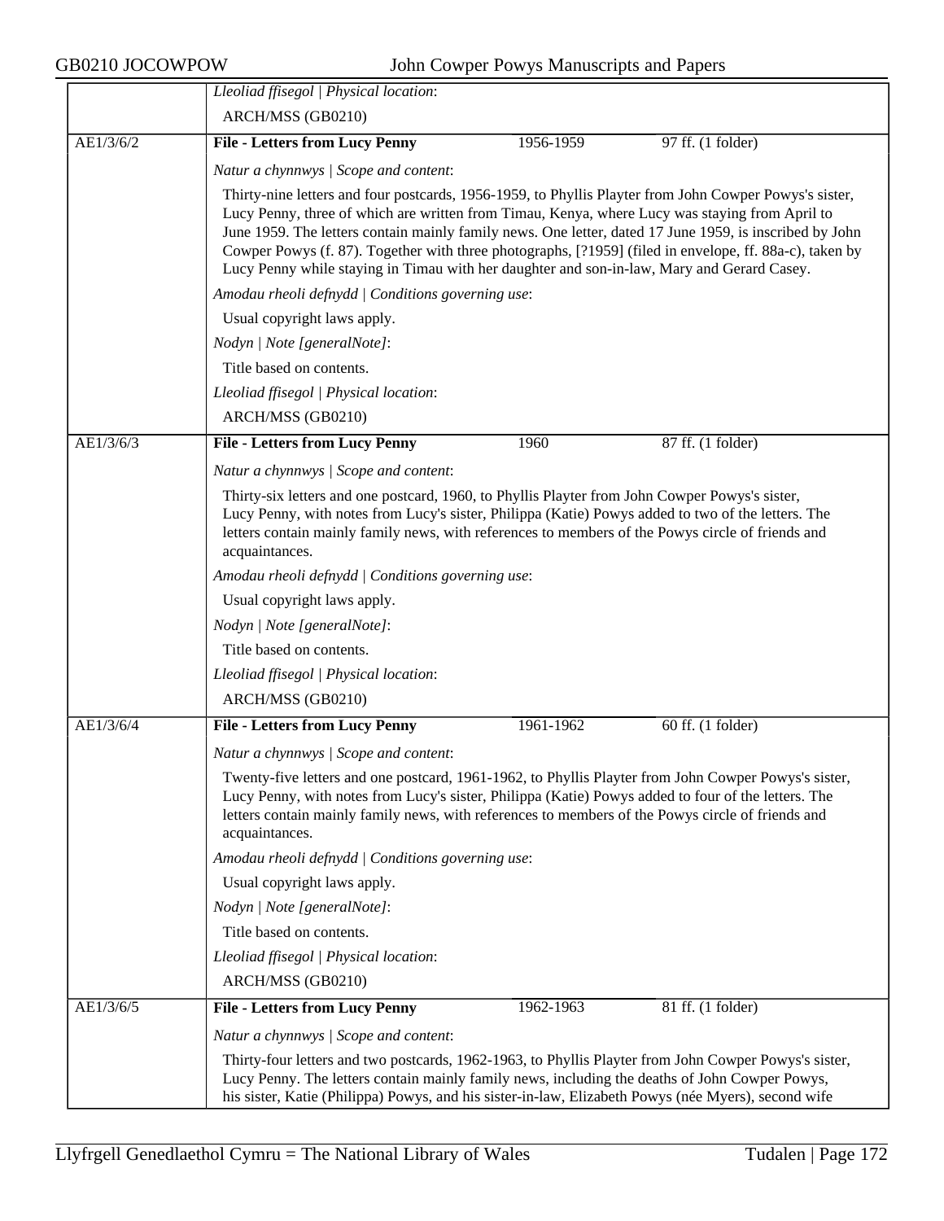*Lleoliad ffisegol | Physical location*:

ARCH/MSS (GB0210)

| AE1/3/6/2 | **File - Letters from Lucy Penny** | 1956-1959 | 97 ff. (1 folder) |
|---|---|---|---|

*Natur a chynnwys | Scope and content*:

Thirty-nine letters and four postcards, 1956-1959, to Phyllis Playter from John Cowper Powys's sister, Lucy Penny, three of which are written from Timau, Kenya, where Lucy was staying from April to June 1959. The letters contain mainly family news. One letter, dated 17 June 1959, is inscribed by John Cowper Powys (f. 87). Together with three photographs, [?1959] (filed in envelope, ff. 88a-c), taken by Lucy Penny while staying in Timau with her daughter and son-in-law, Mary and Gerard Casey.

*Amodau rheoli defnydd | Conditions governing use*:

Usual copyright laws apply.

*Nodyn | Note [generalNote]*:

Title based on contents.

*Lleoliad ffisegol | Physical location*:

ARCH/MSS (GB0210)

| AE1/3/6/3 | **File - Letters from Lucy Penny** | 1960 | 87 ff. (1 folder) |
|---|---|---|---|

*Natur a chynnwys | Scope and content*:

Thirty-six letters and one postcard, 1960, to Phyllis Playter from John Cowper Powys's sister, Lucy Penny, with notes from Lucy's sister, Philippa (Katie) Powys added to two of the letters. The letters contain mainly family news, with references to members of the Powys circle of friends and acquaintances.

*Amodau rheoli defnydd | Conditions governing use*:

Usual copyright laws apply.

*Nodyn | Note [generalNote]*:

Title based on contents.

*Lleoliad ffisegol | Physical location*:

ARCH/MSS (GB0210)

| AE1/3/6/4 | **File - Letters from Lucy Penny** | 1961-1962 | 60 ff. (1 folder) |
|---|---|---|---|

*Natur a chynnwys | Scope and content*:

Twenty-five letters and one postcard, 1961-1962, to Phyllis Playter from John Cowper Powys's sister, Lucy Penny, with notes from Lucy's sister, Philippa (Katie) Powys added to four of the letters. The letters contain mainly family news, with references to members of the Powys circle of friends and acquaintances.

*Amodau rheoli defnydd | Conditions governing use*:

Usual copyright laws apply.

*Nodyn | Note [generalNote]*:

Title based on contents.

*Lleoliad ffisegol | Physical location*:

ARCH/MSS (GB0210)

| AE1/3/6/5 | **File - Letters from Lucy Penny** | 1962-1963 | 81 ff. (1 folder) |
|---|---|---|---|

*Natur a chynnwys | Scope and content*:

Thirty-four letters and two postcards, 1962-1963, to Phyllis Playter from John Cowper Powys's sister, Lucy Penny. The letters contain mainly family news, including the deaths of John Cowper Powys, his sister, Katie (Philippa) Powys, and his sister-in-law, Elizabeth Powys (née Myers), second wife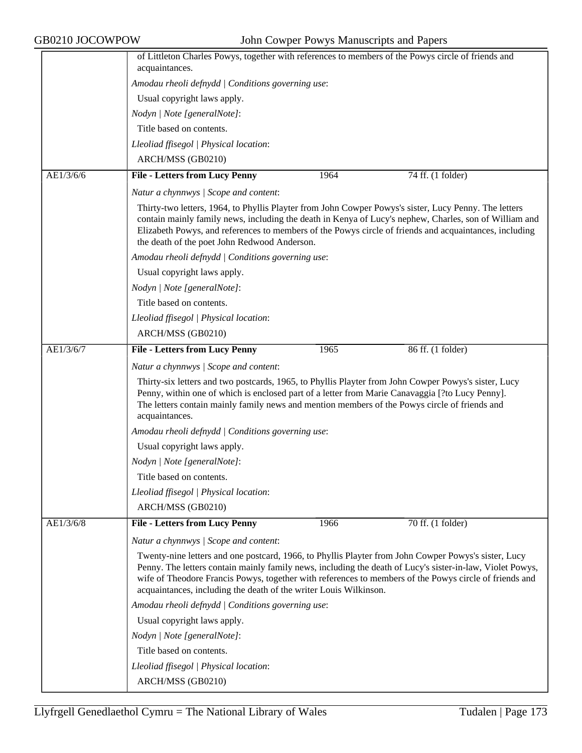of Littleton Charles Powys, together with references to members of the Powys circle of friends and acquaintances.

*Amodau rheoli defnydd | Conditions governing use*:

Usual copyright laws apply.

*Nodyn | Note [generalNote]*:

Title based on contents.

*Lleoliad ffisegol | Physical location*:

ARCH/MSS (GB0210)

| AE1/3/6/6 | **File - Letters from Lucy Penny** | 1964 | 74 ff. (1 folder) |
|---|---|---|---|

*Natur a chynnwys | Scope and content*:

Thirty-two letters, 1964, to Phyllis Playter from John Cowper Powys's sister, Lucy Penny. The letters contain mainly family news, including the death in Kenya of Lucy's nephew, Charles, son of William and Elizabeth Powys, and references to members of the Powys circle of friends and acquaintances, including the death of the poet John Redwood Anderson.

*Amodau rheoli defnydd | Conditions governing use*:

Usual copyright laws apply.

*Nodyn | Note [generalNote]*:

Title based on contents.

*Lleoliad ffisegol | Physical location*:

ARCH/MSS (GB0210)

| AE1/3/6/7 | **File - Letters from Lucy Penny** | 1965 | 86 ff. (1 folder) |
|---|---|---|---|

*Natur a chynnwys | Scope and content*:

Thirty-six letters and two postcards, 1965, to Phyllis Playter from John Cowper Powys's sister, Lucy Penny, within one of which is enclosed part of a letter from Marie Canavaggia [?to Lucy Penny]. The letters contain mainly family news and mention members of the Powys circle of friends and acquaintances.

*Amodau rheoli defnydd | Conditions governing use*:

Usual copyright laws apply.

*Nodyn | Note [generalNote]*:

Title based on contents.

*Lleoliad ffisegol | Physical location*:

ARCH/MSS (GB0210)

| AE1/3/6/8 | **File - Letters from Lucy Penny** | 1966 | 70 ff. (1 folder) |
|---|---|---|---|

*Natur a chynnwys | Scope and content*:

Twenty-nine letters and one postcard, 1966, to Phyllis Playter from John Cowper Powys's sister, Lucy Penny. The letters contain mainly family news, including the death of Lucy's sister-in-law, Violet Powys, wife of Theodore Francis Powys, together with references to members of the Powys circle of friends and acquaintances, including the death of the writer Louis Wilkinson.

*Amodau rheoli defnydd | Conditions governing use*:

Usual copyright laws apply.

*Nodyn | Note [generalNote]*:

Title based on contents.

*Lleoliad ffisegol | Physical location*:

ARCH/MSS (GB0210)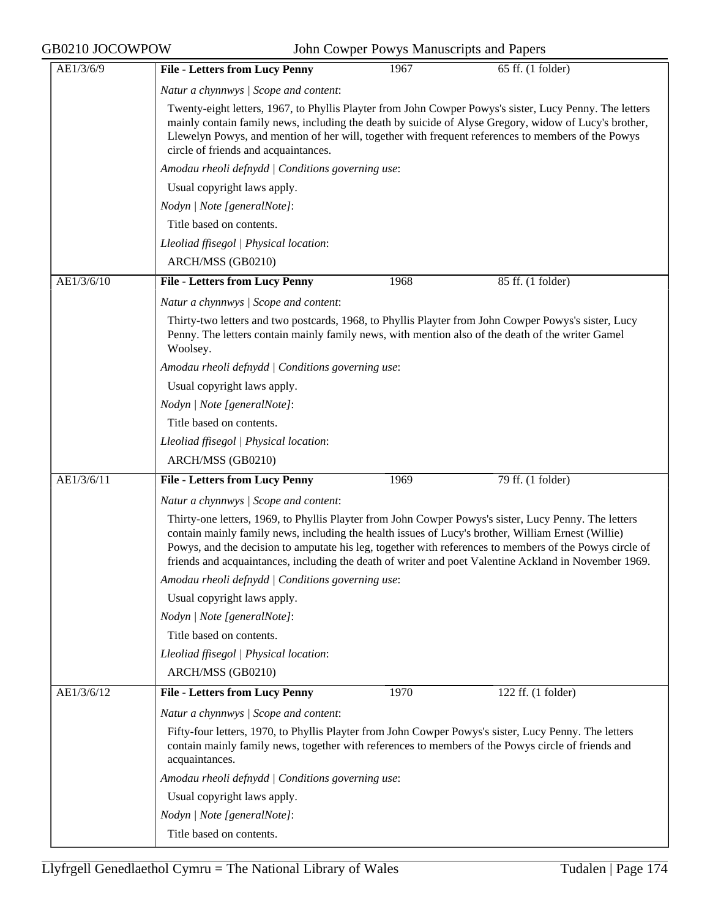| AE1/3/6/9 | **File - Letters from Lucy Penny** | 1967 | 65 ff. (1 folder) |
|---|---|---|---|

*Natur a chynnwys | Scope and content*:

Twenty-eight letters, 1967, to Phyllis Playter from John Cowper Powys's sister, Lucy Penny. The letters mainly contain family news, including the death by suicide of Alyse Gregory, widow of Lucy's brother, Llewelyn Powys, and mention of her will, together with frequent references to members of the Powys circle of friends and acquaintances.

*Amodau rheoli defnydd | Conditions governing use*:

Usual copyright laws apply.

*Nodyn | Note [generalNote]*:

Title based on contents.

*Lleoliad ffisegol | Physical location*:

ARCH/MSS (GB0210)

| AE1/3/6/10 | **File - Letters from Lucy Penny** | 1968 | 85 ff. (1 folder) |
|---|---|---|---|

*Natur a chynnwys | Scope and content*:

Thirty-two letters and two postcards, 1968, to Phyllis Playter from John Cowper Powys's sister, Lucy Penny. The letters contain mainly family news, with mention also of the death of the writer Gamel Woolsey.

*Amodau rheoli defnydd | Conditions governing use*:

Usual copyright laws apply.

*Nodyn | Note [generalNote]*:

Title based on contents.

*Lleoliad ffisegol | Physical location*:

ARCH/MSS (GB0210)

| AE1/3/6/11 | **File - Letters from Lucy Penny** | 1969 | 79 ff. (1 folder) |
|---|---|---|---|

*Natur a chynnwys | Scope and content*:

Thirty-one letters, 1969, to Phyllis Playter from John Cowper Powys's sister, Lucy Penny. The letters contain mainly family news, including the health issues of Lucy's brother, William Ernest (Willie) Powys, and the decision to amputate his leg, together with references to members of the Powys circle of friends and acquaintances, including the death of writer and poet Valentine Ackland in November 1969.

*Amodau rheoli defnydd | Conditions governing use*:

Usual copyright laws apply.

*Nodyn | Note [generalNote]*:

Title based on contents.

*Lleoliad ffisegol | Physical location*:

ARCH/MSS (GB0210)

| AE1/3/6/12 | **File - Letters from Lucy Penny** | 1970 | 122 ff. (1 folder) |
|---|---|---|---|

*Natur a chynnwys | Scope and content*:

Fifty-four letters, 1970, to Phyllis Playter from John Cowper Powys's sister, Lucy Penny. The letters contain mainly family news, together with references to members of the Powys circle of friends and acquaintances.

*Amodau rheoli defnydd | Conditions governing use*:

Usual copyright laws apply.

*Nodyn | Note [generalNote]*:

Title based on contents.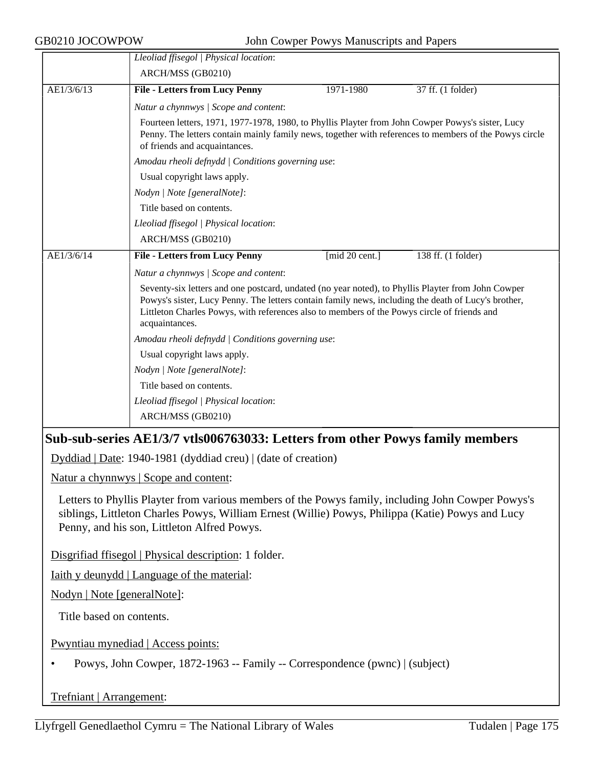| | *Lleoliad ffisegol \| Physical location*: | | |
|---|---|---|---|
| | ARCH/MSS (GB0210) | | |
| AE1/3/6/13 | **File - Letters from Lucy Penny** | 1971-1980 | 37 ff. (1 folder) |
| | *Natur a chynnwys \| Scope and content*: | | |
| | Fourteen letters, 1971, 1977-1978, 1980, to Phyllis Playter from John Cowper Powys's sister, Lucy Penny. The letters contain mainly family news, together with references to members of the Powys circle of friends and acquaintances. | | |
| | *Amodau rheoli defnydd \| Conditions governing use*: | | |
| | Usual copyright laws apply. | | |
| | *Nodyn \| Note [generalNote]*: | | |
| | Title based on contents. | | |
| | *Lleoliad ffisegol \| Physical location*: | | |
| | ARCH/MSS (GB0210) | | |
| AE1/3/6/14 | **File - Letters from Lucy Penny** | [mid 20 cent.] | 138 ff. (1 folder) |
| | *Natur a chynnwys \| Scope and content*: | | |
| | Seventy-six letters and one postcard, undated (no year noted), to Phyllis Playter from John Cowper Powys's sister, Lucy Penny. The letters contain family news, including the death of Lucy's brother, Littleton Charles Powys, with references also to members of the Powys circle of friends and acquaintances. | | |
| | *Amodau rheoli defnydd \| Conditions governing use*: | | |
| | Usual copyright laws apply. | | |
| | *Nodyn \| Note [generalNote]*: | | |
| | Title based on contents. | | |
| | *Lleoliad ffisegol \| Physical location*: | | |
| | ARCH/MSS (GB0210) | | |

## Sub-sub-series AE1/3/7 vtls006763033: Letters from other Powys family members

Dyddiad | Date: 1940-1981 (dyddiad creu) | (date of creation)

Natur a chynnwys | Scope and content:

Letters to Phyllis Playter from various members of the Powys family, including John Cowper Powys's siblings, Littleton Charles Powys, William Ernest (Willie) Powys, Philippa (Katie) Powys and Lucy Penny, and his son, Littleton Alfred Powys.

Disgrifiad ffisegol | Physical description: 1 folder.

Iaith y deunydd | Language of the material:

Nodyn | Note [generalNote]:

Title based on contents.

Pwyntiau mynediad | Access points:

- Powys, John Cowper, 1872-1963 -- Family -- Correspondence (pwnc) | (subject)

Trefniant | Arrangement: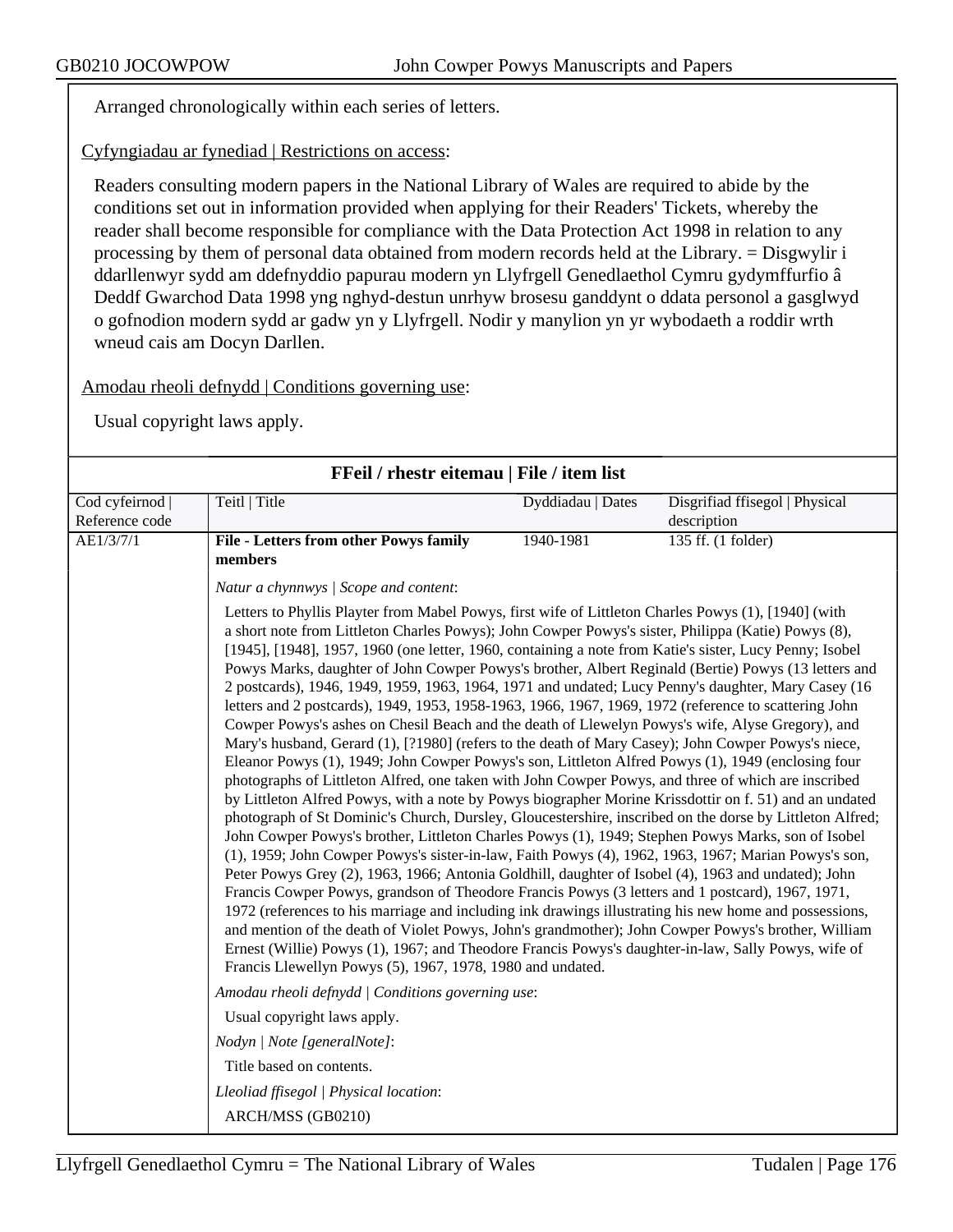Arranged chronologically within each series of letters.

Cyfyngiadau ar fynediad | Restrictions on access:

Readers consulting modern papers in the National Library of Wales are required to abide by the conditions set out in information provided when applying for their Readers' Tickets, whereby the reader shall become responsible for compliance with the Data Protection Act 1998 in relation to any processing by them of personal data obtained from modern records held at the Library. = Disgwylir i ddarllenwyr sydd am ddefnyddio papurau modern yn Llyfrgell Genedlaethol Cymru gydymffurfio â Deddf Gwarchod Data 1998 yng nghyd-destun unrhyw brosesu ganddynt o ddata personol a gasglwyd o gofnodion modern sydd ar gadw yn y Llyfrgell. Nodir y manylion yn yr wybodaeth a roddir wrth wneud cais am Docyn Darllen.

Amodau rheoli defnydd | Conditions governing use:

Usual copyright laws apply.

## FFeil / rhestr eitemau | File / item list

| Cod cyfeirnod \| Reference code | Teitl \| Title | Dyddiadau \| Dates | Disgrifiad ffisegol \| Physical description |
|---|---|---|---|
| AE1/3/7/1 | **File - Letters from other Powys family members** | 1940-1981 | 135 ff. (1 folder) |

*Natur a chynnwys | Scope and content*:

Letters to Phyllis Playter from Mabel Powys, first wife of Littleton Charles Powys (1), [1940] (with a short note from Littleton Charles Powys); John Cowper Powys's sister, Philippa (Katie) Powys (8), [1945], [1948], 1957, 1960 (one letter, 1960, containing a note from Katie's sister, Lucy Penny; Isobel Powys Marks, daughter of John Cowper Powys's brother, Albert Reginald (Bertie) Powys (13 letters and 2 postcards), 1946, 1949, 1959, 1963, 1964, 1971 and undated; Lucy Penny's daughter, Mary Casey (16 letters and 2 postcards), 1949, 1953, 1958-1963, 1966, 1967, 1969, 1972 (reference to scattering John Cowper Powys's ashes on Chesil Beach and the death of Llewelyn Powys's wife, Alyse Gregory), and Mary's husband, Gerard (1), [?1980] (refers to the death of Mary Casey); John Cowper Powys's niece, Eleanor Powys (1), 1949; John Cowper Powys's son, Littleton Alfred Powys (1), 1949 (enclosing four photographs of Littleton Alfred, one taken with John Cowper Powys, and three of which are inscribed by Littleton Alfred Powys, with a note by Powys biographer Morine Krissdottir on f. 51) and an undated photograph of St Dominic's Church, Dursley, Gloucestershire, inscribed on the dorse by Littleton Alfred; John Cowper Powys's brother, Littleton Charles Powys (1), 1949; Stephen Powys Marks, son of Isobel (1), 1959; John Cowper Powys's sister-in-law, Faith Powys (4), 1962, 1963, 1967; Marian Powys's son, Peter Powys Grey (2), 1963, 1966; Antonia Goldhill, daughter of Isobel (4), 1963 and undated); John Francis Cowper Powys, grandson of Theodore Francis Powys (3 letters and 1 postcard), 1967, 1971, 1972 (references to his marriage and including ink drawings illustrating his new home and possessions, and mention of the death of Violet Powys, John's grandmother); John Cowper Powys's brother, William Ernest (Willie) Powys (1), 1967; and Theodore Francis Powys's daughter-in-law, Sally Powys, wife of Francis Llewellyn Powys (5), 1967, 1978, 1980 and undated.

*Amodau rheoli defnydd | Conditions governing use*:

Usual copyright laws apply.

*Nodyn | Note [generalNote]*:

Title based on contents.

*Lleoliad ffisegol | Physical location*:

ARCH/MSS (GB0210)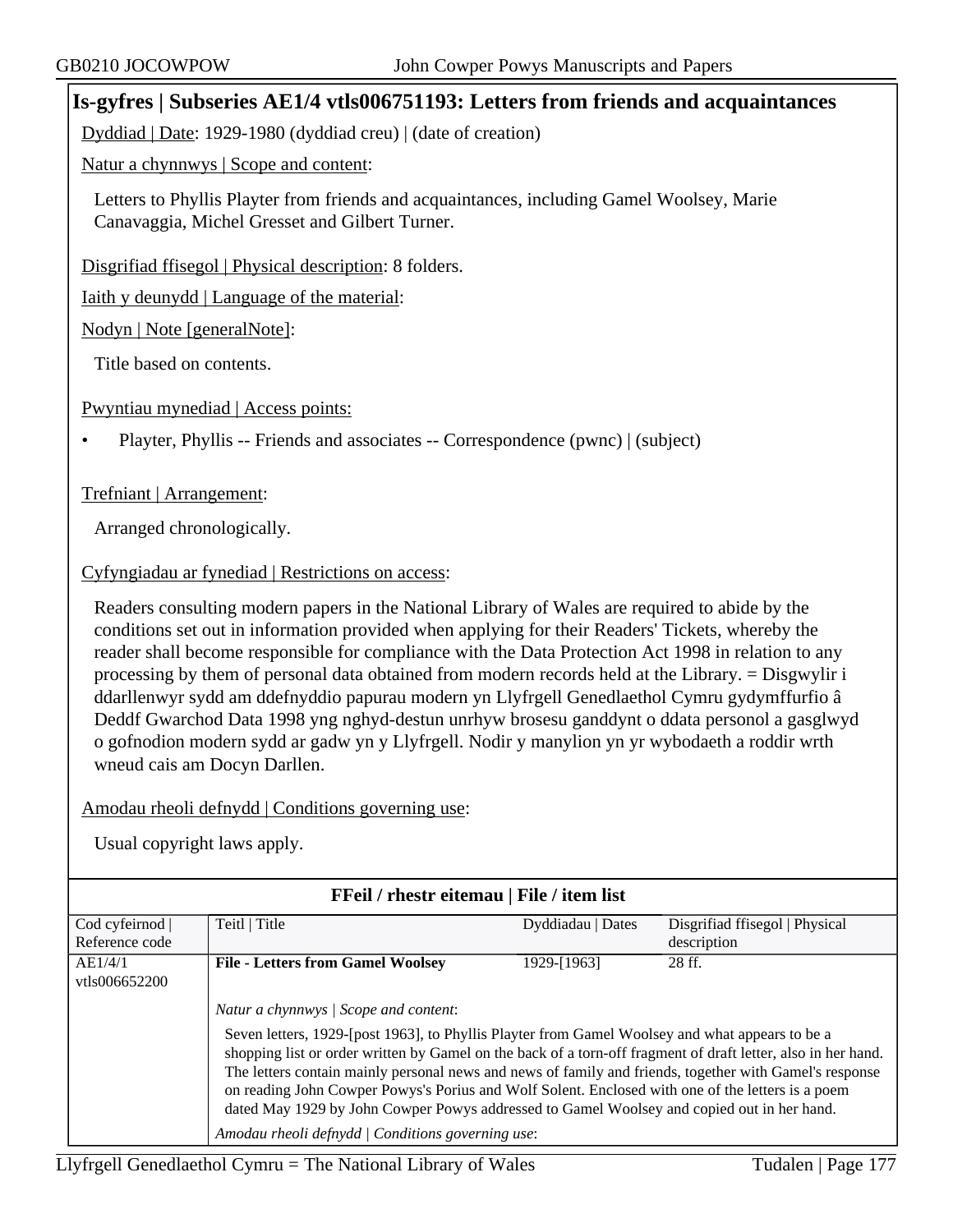## Is-gyfres | Subseries AE1/4 vtls006751193: Letters from friends and acquaintances

Dyddiad | Date: 1929-1980 (dyddiad creu) | (date of creation)

Natur a chynnwys | Scope and content:

Letters to Phyllis Playter from friends and acquaintances, including Gamel Woolsey, Marie Canavaggia, Michel Gresset and Gilbert Turner.

Disgrifiad ffisegol | Physical description: 8 folders.

Iaith y deunydd | Language of the material:

Nodyn | Note [generalNote]:

Title based on contents.

Pwyntiau mynediad | Access points:

- Playter, Phyllis -- Friends and associates -- Correspondence (pwnc) | (subject)

Trefniant | Arrangement:

Arranged chronologically.

Cyfyngiadau ar fynediad | Restrictions on access:

Readers consulting modern papers in the National Library of Wales are required to abide by the conditions set out in information provided when applying for their Readers' Tickets, whereby the reader shall become responsible for compliance with the Data Protection Act 1998 in relation to any processing by them of personal data obtained from modern records held at the Library. = Disgwylir i ddarllenwyr sydd am ddefnyddio papurau modern yn Llyfrgell Genedlaethol Cymru gydymffurfio â Deddf Gwarchod Data 1998 yng nghyd-destun unrhyw brosesu ganddynt o ddata personol a gasglwyd o gofnodion modern sydd ar gadw yn y Llyfrgell. Nodir y manylion yn yr wybodaeth a roddir wrth wneud cais am Docyn Darllen.

Amodau rheoli defnydd | Conditions governing use:

Usual copyright laws apply.

### FFeil / rhestr eitemau | File / item list

| Cod cyfeirnod \| Reference code | Teitl \| Title | Dyddiadau \| Dates | Disgrifiad ffisegol \| Physical description |
|---|---|---|---|
| AE1/4/1 vtls006652200 | **File - Letters from Gamel Woolsey** | 1929-[1963] | 28 ff. |

*Natur a chynnwys | Scope and content*:

Seven letters, 1929-[post 1963], to Phyllis Playter from Gamel Woolsey and what appears to be a shopping list or order written by Gamel on the back of a torn-off fragment of draft letter, also in her hand. The letters contain mainly personal news and news of family and friends, together with Gamel's response on reading John Cowper Powys's Porius and Wolf Solent. Enclosed with one of the letters is a poem dated May 1929 by John Cowper Powys addressed to Gamel Woolsey and copied out in her hand.

*Amodau rheoli defnydd | Conditions governing use*: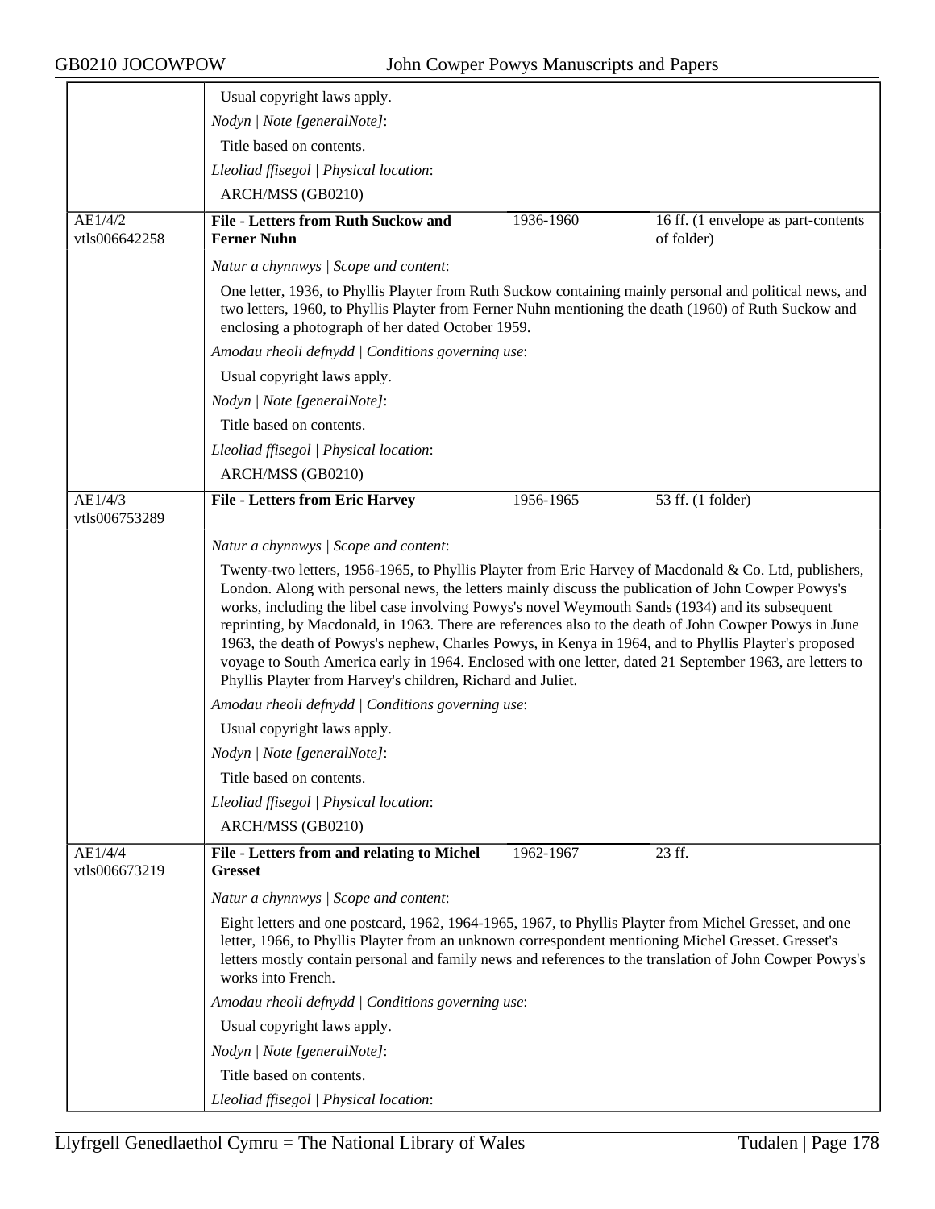Usual copyright laws apply.

*Nodyn | Note [generalNote]*:

Title based on contents.

*Lleoliad ffisegol | Physical location*:

ARCH/MSS (GB0210)

| AE1/4/2 vtls006642258 | **File - Letters from Ruth Suckow and Ferner Nuhn** | 1936-1960 | 16 ff. (1 envelope as part-contents of folder) |
|---|---|---|---|

*Natur a chynnwys | Scope and content*:

One letter, 1936, to Phyllis Playter from Ruth Suckow containing mainly personal and political news, and two letters, 1960, to Phyllis Playter from Ferner Nuhn mentioning the death (1960) of Ruth Suckow and enclosing a photograph of her dated October 1959.

*Amodau rheoli defnydd | Conditions governing use*:

Usual copyright laws apply.

*Nodyn | Note [generalNote]*:

Title based on contents.

*Lleoliad ffisegol | Physical location*:

ARCH/MSS (GB0210)

| AE1/4/3 vtls006753289 | **File - Letters from Eric Harvey** | 1956-1965 | 53 ff. (1 folder) |
|---|---|---|---|

*Natur a chynnwys | Scope and content*:

Twenty-two letters, 1956-1965, to Phyllis Playter from Eric Harvey of Macdonald & Co. Ltd, publishers, London. Along with personal news, the letters mainly discuss the publication of John Cowper Powys's works, including the libel case involving Powys's novel Weymouth Sands (1934) and its subsequent reprinting, by Macdonald, in 1963. There are references also to the death of John Cowper Powys in June 1963, the death of Powys's nephew, Charles Powys, in Kenya in 1964, and to Phyllis Playter's proposed voyage to South America early in 1964. Enclosed with one letter, dated 21 September 1963, are letters to Phyllis Playter from Harvey's children, Richard and Juliet.

*Amodau rheoli defnydd | Conditions governing use*:

Usual copyright laws apply.

*Nodyn | Note [generalNote]*:

Title based on contents.

*Lleoliad ffisegol | Physical location*:

ARCH/MSS (GB0210)

| AE1/4/4 vtls006673219 | **File - Letters from and relating to Michel Gresset** | 1962-1967 | 23 ff. |
|---|---|---|---|

*Natur a chynnwys | Scope and content*:

Eight letters and one postcard, 1962, 1964-1965, 1967, to Phyllis Playter from Michel Gresset, and one letter, 1966, to Phyllis Playter from an unknown correspondent mentioning Michel Gresset. Gresset's letters mostly contain personal and family news and references to the translation of John Cowper Powys's works into French.

*Amodau rheoli defnydd | Conditions governing use*:

Usual copyright laws apply.

*Nodyn | Note [generalNote]*:

Title based on contents.

*Lleoliad ffisegol | Physical location*: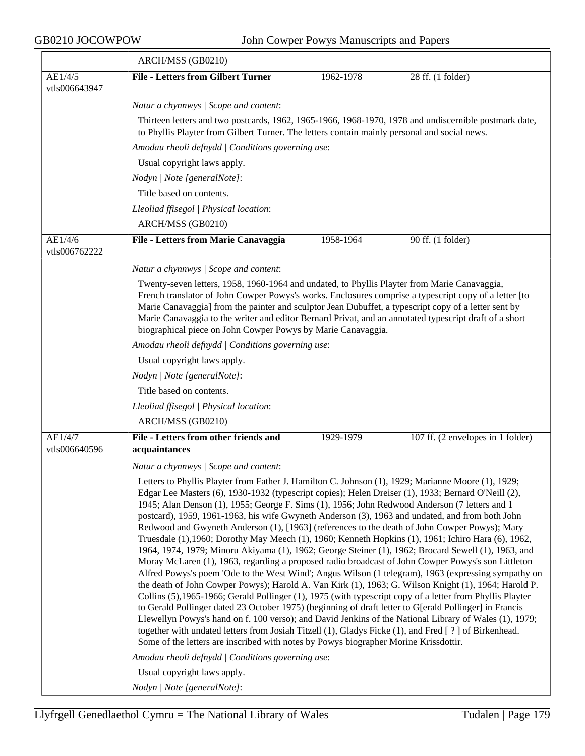| | ARCH/MSS (GB0210) | | |
|---|---|---|---|
| AE1/4/5 vtls006643947 | **File - Letters from Gilbert Turner** | 1962-1978 | 28 ff. (1 folder) |

*Natur a chynnwys | Scope and content*:

Thirteen letters and two postcards, 1962, 1965-1966, 1968-1970, 1978 and undiscernible postmark date, to Phyllis Playter from Gilbert Turner. The letters contain mainly personal and social news.

*Amodau rheoli defnydd | Conditions governing use*:

Usual copyright laws apply.

*Nodyn | Note [generalNote]*:

Title based on contents.

*Lleoliad ffisegol | Physical location*:

ARCH/MSS (GB0210)

| AE1/4/6 vtls006762222 | **File - Letters from Marie Canavaggia** | 1958-1964 | 90 ff. (1 folder) |
|---|---|---|---|

*Natur a chynnwys | Scope and content*:

Twenty-seven letters, 1958, 1960-1964 and undated, to Phyllis Playter from Marie Canavaggia, French translator of John Cowper Powys's works. Enclosures comprise a typescript copy of a letter [to Marie Canavaggia] from the painter and sculptor Jean Dubuffet, a typescript copy of a letter sent by Marie Canavaggia to the writer and editor Bernard Privat, and an annotated typescript draft of a short biographical piece on John Cowper Powys by Marie Canavaggia.

*Amodau rheoli defnydd | Conditions governing use*:

Usual copyright laws apply.

*Nodyn | Note [generalNote]*:

Title based on contents.

*Lleoliad ffisegol | Physical location*:

ARCH/MSS (GB0210)

| AE1/4/7 vtls006640596 | **File - Letters from other friends and acquaintances** | 1929-1979 | 107 ff. (2 envelopes in 1 folder) |
|---|---|---|---|

*Natur a chynnwys | Scope and content*:

Letters to Phyllis Playter from Father J. Hamilton C. Johnson (1), 1929; Marianne Moore (1), 1929; Edgar Lee Masters (6), 1930-1932 (typescript copies); Helen Dreiser (1), 1933; Bernard O'Neill (2), 1945; Alan Denson (1), 1955; George F. Sims (1), 1956; John Redwood Anderson (7 letters and 1 postcard), 1959, 1961-1963, his wife Gwyneth Anderson (3), 1963 and undated, and from both John Redwood and Gwyneth Anderson (1), [1963] (references to the death of John Cowper Powys); Mary Truesdale (1),1960; Dorothy May Meech (1), 1960; Kenneth Hopkins (1), 1961; Ichiro Hara (6), 1962, 1964, 1974, 1979; Minoru Akiyama (1), 1962; George Steiner (1), 1962; Brocard Sewell (1), 1963, and Moray McLaren (1), 1963, regarding a proposed radio broadcast of John Cowper Powys's son Littleton Alfred Powys's poem 'Ode to the West Wind'; Angus Wilson (1 telegram), 1963 (expressing sympathy on the death of John Cowper Powys); Harold A. Van Kirk (1), 1963; G. Wilson Knight (1), 1964; Harold P. Collins (5),1965-1966; Gerald Pollinger (1), 1975 (with typescript copy of a letter from Phyllis Playter to Gerald Pollinger dated 23 October 1975) (beginning of draft letter to G[erald Pollinger] in Francis Llewellyn Powys's hand on f. 100 verso); and David Jenkins of the National Library of Wales (1), 1979; together with undated letters from Josiah Titzell (1), Gladys Ficke (1), and Fred [ ? ] of Birkenhead. Some of the letters are inscribed with notes by Powys biographer Morine Krissdottir.

*Amodau rheoli defnydd | Conditions governing use*:

Usual copyright laws apply.

*Nodyn | Note [generalNote]*: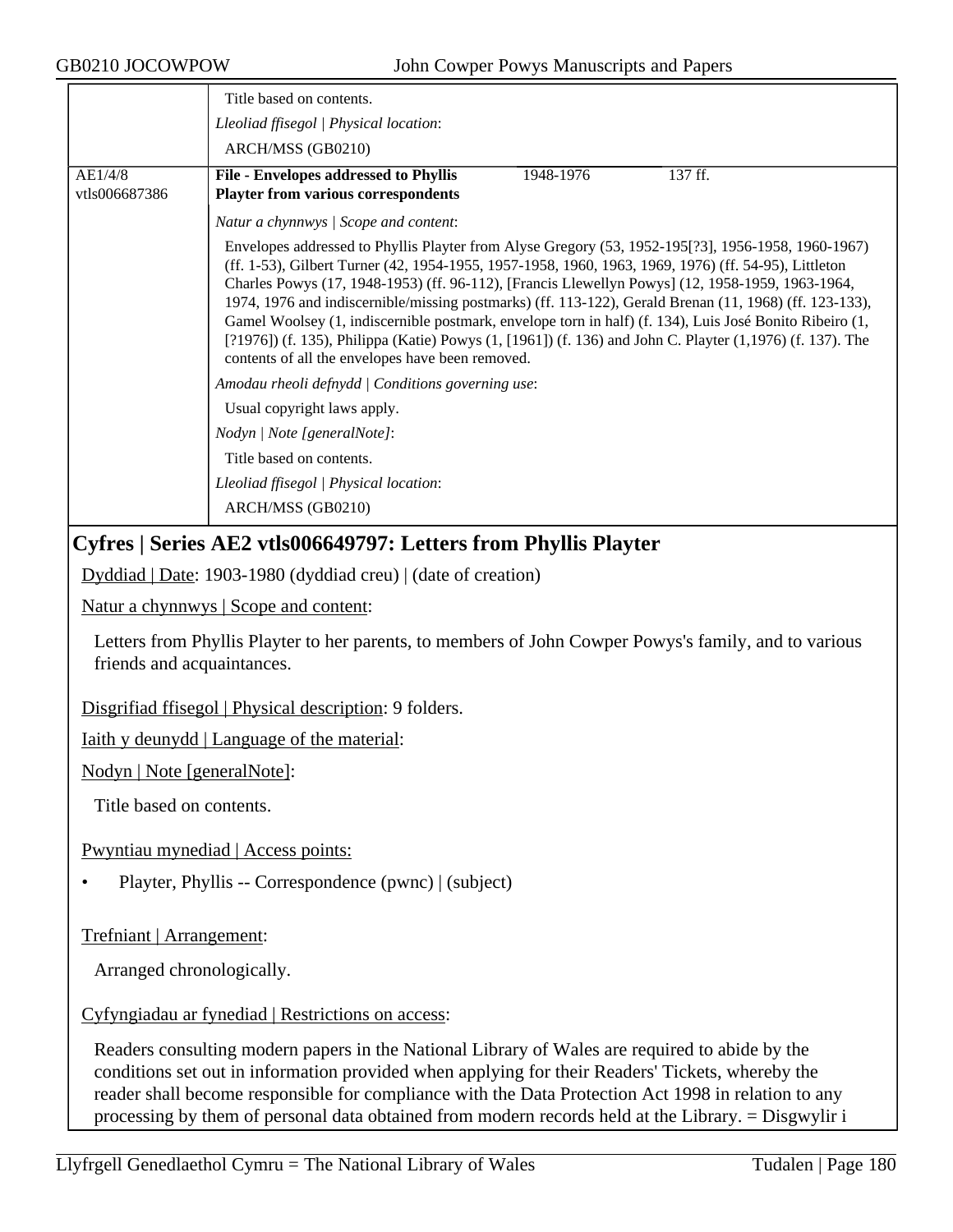| | |
|---|---|
| | Title based on contents.<br>*Lleoliad ffisegol \| Physical location*:<br>ARCH/MSS (GB0210) |
| AE1/4/8<br>vtls006687386 | **File - Envelopes addressed to Phyllis Playter from various correspondents** 1948-1976 137 ff.<br>*Natur a chynnwys \| Scope and content*:<br>Envelopes addressed to Phyllis Playter from Alyse Gregory (53, 1952-195[?3], 1956-1958, 1960-1967) (ff. 1-53), Gilbert Turner (42, 1954-1955, 1957-1958, 1960, 1963, 1969, 1976) (ff. 54-95), Littleton Charles Powys (17, 1948-1953) (ff. 96-112), [Francis Llewellyn Powys] (12, 1958-1959, 1963-1964, 1974, 1976 and indiscernible/missing postmarks) (ff. 113-122), Gerald Brenan (11, 1968) (ff. 123-133), Gamel Woolsey (1, indiscernible postmark, envelope torn in half) (f. 134), Luis José Bonito Ribeiro (1, [?1976]) (f. 135), Philippa (Katie) Powys (1, [1961]) (f. 136) and John C. Playter (1,1976) (f. 137). The contents of all the envelopes have been removed.<br>*Amodau rheoli defnydd \| Conditions governing use*:<br>Usual copyright laws apply.<br>*Nodyn \| Note [generalNote]*:<br>Title based on contents.<br>*Lleoliad ffisegol \| Physical location*:<br>ARCH/MSS (GB0210) |

## Cyfres | Series AE2 vtls006649797: Letters from Phyllis Playter

Dyddiad | Date: 1903-1980 (dyddiad creu) | (date of creation)

Natur a chynnwys | Scope and content:

Letters from Phyllis Playter to her parents, to members of John Cowper Powys's family, and to various friends and acquaintances.

Disgrifiad ffisegol | Physical description: 9 folders.

Iaith y deunydd | Language of the material:

Nodyn | Note [generalNote]:

Title based on contents.

Pwyntiau mynediad | Access points:

- Playter, Phyllis -- Correspondence (pwnc) | (subject)

Trefniant | Arrangement:

Arranged chronologically.

Cyfyngiadau ar fynediad | Restrictions on access:

Readers consulting modern papers in the National Library of Wales are required to abide by the conditions set out in information provided when applying for their Readers' Tickets, whereby the reader shall become responsible for compliance with the Data Protection Act 1998 in relation to any processing by them of personal data obtained from modern records held at the Library. = Disgwylir i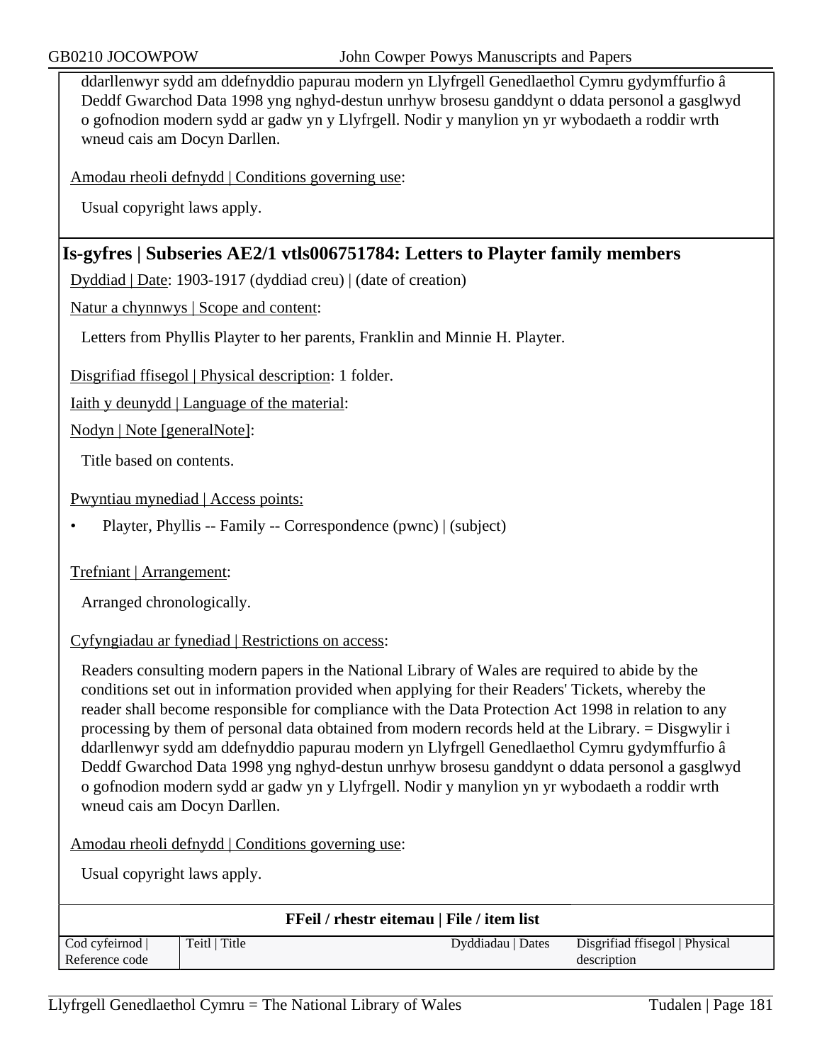ddarllenwyr sydd am ddefnyddio papurau modern yn Llyfrgell Genedlaethol Cymru gydymffurfio â Deddf Gwarchod Data 1998 yng nghyd-destun unrhyw brosesu ganddynt o ddata personol a gasglwyd o gofnodion modern sydd ar gadw yn y Llyfrgell. Nodir y manylion yn yr wybodaeth a roddir wrth wneud cais am Docyn Darllen.

Amodau rheoli defnydd | Conditions governing use:

Usual copyright laws apply.

## Is-gyfres | Subseries AE2/1 vtls006751784: Letters to Playter family members

Dyddiad | Date: 1903-1917 (dyddiad creu) | (date of creation)

Natur a chynnwys | Scope and content:

Letters from Phyllis Playter to her parents, Franklin and Minnie H. Playter.

Disgrifiad ffisegol | Physical description: 1 folder.

Iaith y deunydd | Language of the material:

Nodyn | Note [generalNote]:

Title based on contents.

Pwyntiau mynediad | Access points:

- Playter, Phyllis -- Family -- Correspondence (pwnc) | (subject)

Trefniant | Arrangement:

Arranged chronologically.

Cyfyngiadau ar fynediad | Restrictions on access:

Readers consulting modern papers in the National Library of Wales are required to abide by the conditions set out in information provided when applying for their Readers' Tickets, whereby the reader shall become responsible for compliance with the Data Protection Act 1998 in relation to any processing by them of personal data obtained from modern records held at the Library. = Disgwylir i ddarllenwyr sydd am ddefnyddio papurau modern yn Llyfrgell Genedlaethol Cymru gydymffurfio â Deddf Gwarchod Data 1998 yng nghyd-destun unrhyw brosesu ganddynt o ddata personol a gasglwyd o gofnodion modern sydd ar gadw yn y Llyfrgell. Nodir y manylion yn yr wybodaeth a roddir wrth wneud cais am Docyn Darllen.

Amodau rheoli defnydd | Conditions governing use:

Usual copyright laws apply.

**FFeil / rhestr eitemau | File / item list**

| Cod cyfeirnod \| Reference code | Teitl \| Title | Dyddiadau \| Dates | Disgrifiad ffisegol \| Physical description |
|---|---|---|---|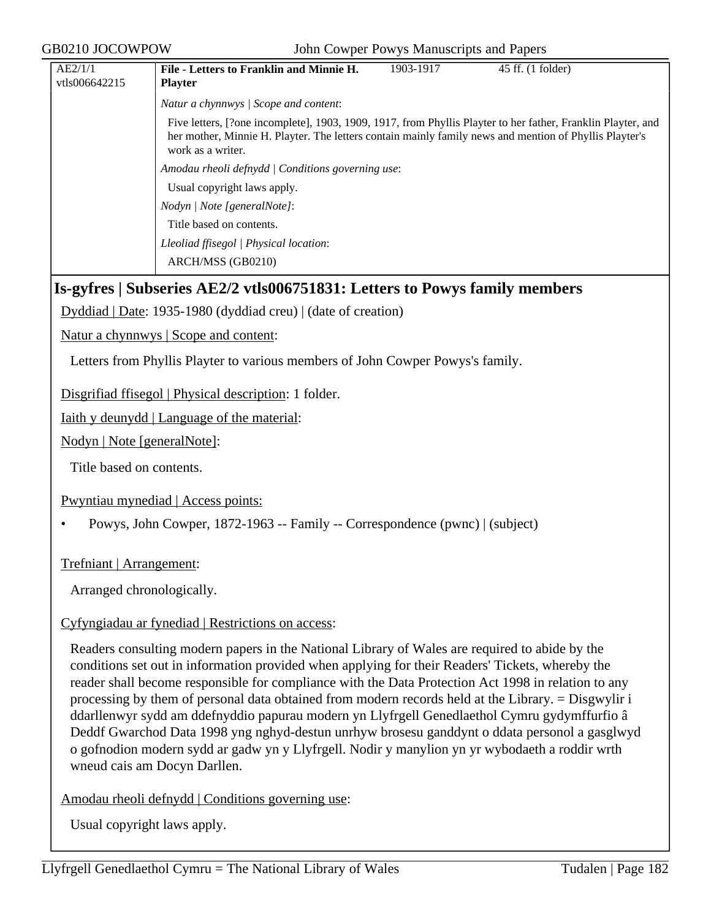| AE2/1/1 vtls006642215 | **File - Letters to Franklin and Minnie H. Playter** | 1903-1917 | 45 ff. (1 folder) |
|---|---|---|---|
| | *Natur a chynnwys \| Scope and content*: | | |
| | Five letters, [?one incomplete], 1903, 1909, 1917, from Phyllis Playter to her father, Franklin Playter, and her mother, Minnie H. Playter. The letters contain mainly family news and mention of Phyllis Playter's work as a writer. | | |
| | *Amodau rheoli defnydd \| Conditions governing use*: | | |
| | Usual copyright laws apply. | | |
| | *Nodyn \| Note [generalNote]*: | | |
| | Title based on contents. | | |
| | *Lleoliad ffisegol \| Physical location*: | | |
| | ARCH/MSS (GB0210) | | |

## Is-gyfres | Subseries AE2/2 vtls006751831: Letters to Powys family members

Dyddiad | Date: 1935-1980 (dyddiad creu) | (date of creation)

Natur a chynnwys | Scope and content:

Letters from Phyllis Playter to various members of John Cowper Powys's family.

Disgrifiad ffisegol | Physical description: 1 folder.

Iaith y deunydd | Language of the material:

Nodyn | Note [generalNote]:

Title based on contents.

Pwyntiau mynediad | Access points:

- Powys, John Cowper, 1872-1963 -- Family -- Correspondence (pwnc) | (subject)

Trefniant | Arrangement:

Arranged chronologically.

Cyfyngiadau ar fynediad | Restrictions on access:

Readers consulting modern papers in the National Library of Wales are required to abide by the conditions set out in information provided when applying for their Readers' Tickets, whereby the reader shall become responsible for compliance with the Data Protection Act 1998 in relation to any processing by them of personal data obtained from modern records held at the Library. = Disgwylir i ddarllenwyr sydd am ddefnyddio papurau modern yn Llyfrgell Genedlaethol Cymru gydymffurfio â Deddf Gwarchod Data 1998 yng nghyd-destun unrhyw brosesu ganddynt o ddata personol a gasglwyd o gofnodion modern sydd ar gadw yn y Llyfrgell. Nodir y manylion yn yr wybodaeth a roddir wrth wneud cais am Docyn Darllen.

Amodau rheoli defnydd | Conditions governing use:

Usual copyright laws apply.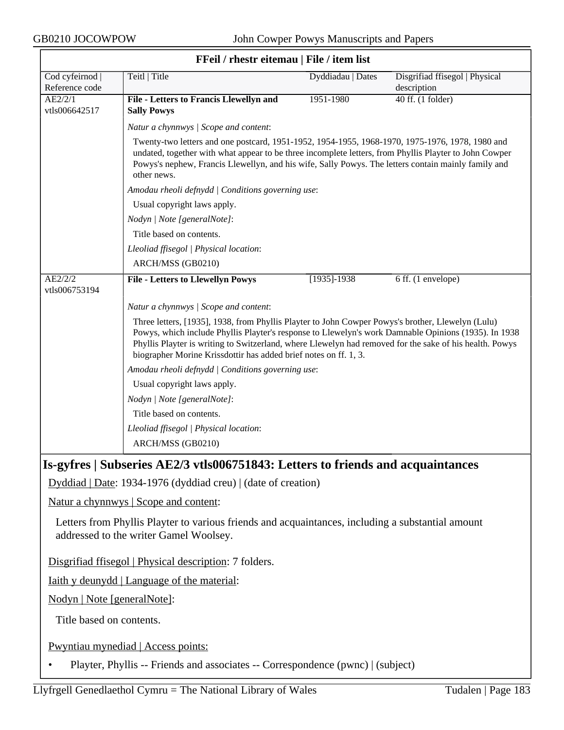**FFeil / rhestr eitemau | File / item list**

| Cod cyfeirnod \| Reference code | Teitl \| Title | Dyddiadau \| Dates | Disgrifiad ffisegol \| Physical description |
|---|---|---|---|
| AE2/2/1 vtls006642517 | **File - Letters to Francis Llewellyn and Sally Powys** | 1951-1980 | 40 ff. (1 folder) |

*Natur a chynnwys | Scope and content*:

Twenty-two letters and one postcard, 1951-1952, 1954-1955, 1968-1970, 1975-1976, 1978, 1980 and undated, together with what appear to be three incomplete letters, from Phyllis Playter to John Cowper Powys's nephew, Francis Llewellyn, and his wife, Sally Powys. The letters contain mainly family and other news.

*Amodau rheoli defnydd | Conditions governing use*:

Usual copyright laws apply.

*Nodyn | Note [generalNote]*:

Title based on contents.

*Lleoliad ffisegol | Physical location*:

ARCH/MSS (GB0210)

| Cod cyfeirnod \| Reference code | Teitl \| Title | Dyddiadau \| Dates | Disgrifiad ffisegol \| Physical description |
|---|---|---|---|
| AE2/2/2 vtls006753194 | **File - Letters to Llewellyn Powys** | [1935]-1938 | 6 ff. (1 envelope) |

*Natur a chynnwys | Scope and content*:

Three letters, [1935], 1938, from Phyllis Playter to John Cowper Powys's brother, Llewelyn (Lulu) Powys, which include Phyllis Playter's response to Llewelyn's work Damnable Opinions (1935). In 1938 Phyllis Playter is writing to Switzerland, where Llewelyn had removed for the sake of his health. Powys biographer Morine Krissdottir has added brief notes on ff. 1, 3.

*Amodau rheoli defnydd | Conditions governing use*:

Usual copyright laws apply.

*Nodyn | Note [generalNote]*:

Title based on contents.

*Lleoliad ffisegol | Physical location*:

ARCH/MSS (GB0210)

## Is-gyfres | Subseries AE2/3 vtls006751843: Letters to friends and acquaintances

Dyddiad | Date: 1934-1976 (dyddiad creu) | (date of creation)

Natur a chynnwys | Scope and content:

Letters from Phyllis Playter to various friends and acquaintances, including a substantial amount addressed to the writer Gamel Woolsey.

Disgrifiad ffisegol | Physical description: 7 folders.

Iaith y deunydd | Language of the material:

Nodyn | Note [generalNote]:

Title based on contents.

Pwyntiau mynediad | Access points:

- Playter, Phyllis -- Friends and associates -- Correspondence (pwnc) | (subject)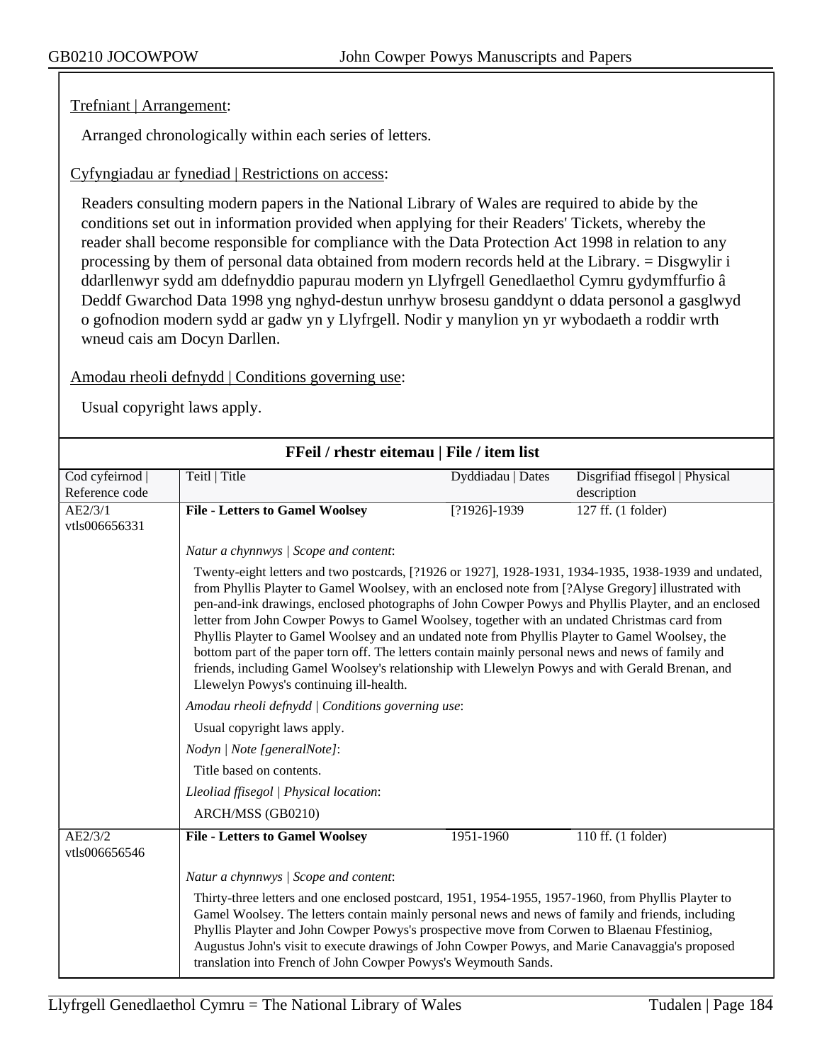Trefniant | Arrangement:

Arranged chronologically within each series of letters.

Cyfyngiadau ar fynediad | Restrictions on access:

Readers consulting modern papers in the National Library of Wales are required to abide by the conditions set out in information provided when applying for their Readers' Tickets, whereby the reader shall become responsible for compliance with the Data Protection Act 1998 in relation to any processing by them of personal data obtained from modern records held at the Library. = Disgwylir i ddarllenwyr sydd am ddefnyddio papurau modern yn Llyfrgell Genedlaethol Cymru gydymffurfio â Deddf Gwarchod Data 1998 yng nghyd-destun unrhyw brosesu ganddynt o ddata personol a gasglwyd o gofnodion modern sydd ar gadw yn y Llyfrgell. Nodir y manylion yn yr wybodaeth a roddir wrth wneud cais am Docyn Darllen.

Amodau rheoli defnydd | Conditions governing use:

Usual copyright laws apply.

**FFeil / rhestr eitemau | File / item list**

| Cod cyfeirnod \| Reference code | Teitl \| Title | Dyddiadau \| Dates | Disgrifiad ffisegol \| Physical description |
|---|---|---|---|
| AE2/3/1 vtls006656331 | **File - Letters to Gamel Woolsey** | [?1926]-1939 | 127 ff. (1 folder) |
| | *Natur a chynnwys \| Scope and content*: Twenty-eight letters and two postcards, [?1926 or 1927], 1928-1931, 1934-1935, 1938-1939 and undated, from Phyllis Playter to Gamel Woolsey, with an enclosed note from [?Alyse Gregory] illustrated with pen-and-ink drawings, enclosed photographs of John Cowper Powys and Phyllis Playter, and an enclosed letter from John Cowper Powys to Gamel Woolsey, together with an undated Christmas card from Phyllis Playter to Gamel Woolsey and an undated note from Phyllis Playter to Gamel Woolsey, the bottom part of the paper torn off. The letters contain mainly personal news and news of family and friends, including Gamel Woolsey's relationship with Llewelyn Powys and with Gerald Brenan, and Llewelyn Powys's continuing ill-health. *Amodau rheoli defnydd \| Conditions governing use*: Usual copyright laws apply. *Nodyn \| Note [generalNote]*: Title based on contents. *Lleoliad ffisegol \| Physical location*: ARCH/MSS (GB0210) | | |
| AE2/3/2 vtls006656546 | **File - Letters to Gamel Woolsey** | 1951-1960 | 110 ff. (1 folder) |
| | *Natur a chynnwys \| Scope and content*: Thirty-three letters and one enclosed postcard, 1951, 1954-1955, 1957-1960, from Phyllis Playter to Gamel Woolsey. The letters contain mainly personal news and news of family and friends, including Phyllis Playter and John Cowper Powys's prospective move from Corwen to Blaenau Ffestiniog, Augustus John's visit to execute drawings of John Cowper Powys, and Marie Canavaggia's proposed translation into French of John Cowper Powys's Weymouth Sands. | | |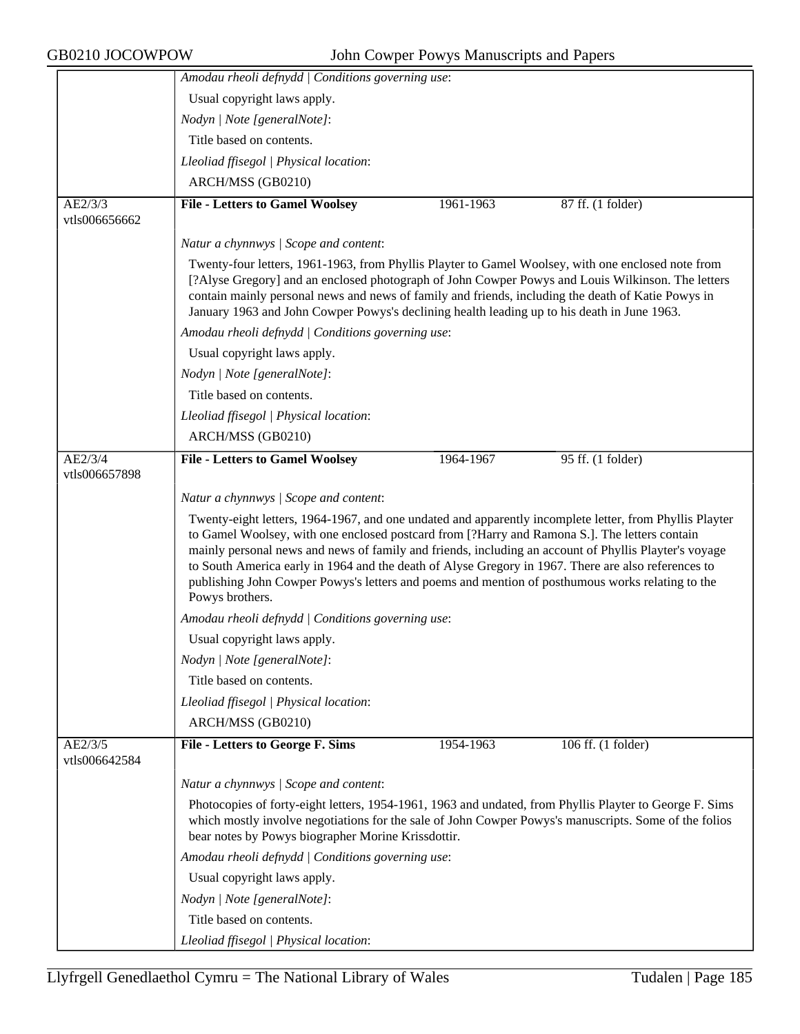*Amodau rheoli defnydd | Conditions governing use*:

Usual copyright laws apply.

*Nodyn | Note [generalNote]*:

Title based on contents.

*Lleoliad ffisegol | Physical location*:

ARCH/MSS (GB0210)

---

AE2/3/3 vtls006656662

**File - Letters to Gamel Woolsey** | 1961-1963 | 87 ff. (1 folder)

*Natur a chynnwys | Scope and content*:

Twenty-four letters, 1961-1963, from Phyllis Playter to Gamel Woolsey, with one enclosed note from [?Alyse Gregory] and an enclosed photograph of John Cowper Powys and Louis Wilkinson. The letters contain mainly personal news and news of family and friends, including the death of Katie Powys in January 1963 and John Cowper Powys's declining health leading up to his death in June 1963.

*Amodau rheoli defnydd | Conditions governing use*:

Usual copyright laws apply.

*Nodyn | Note [generalNote]*:

Title based on contents.

*Lleoliad ffisegol | Physical location*:

ARCH/MSS (GB0210)

---

AE2/3/4 vtls006657898

**File - Letters to Gamel Woolsey** | 1964-1967 | 95 ff. (1 folder)

*Natur a chynnwys | Scope and content*:

Twenty-eight letters, 1964-1967, and one undated and apparently incomplete letter, from Phyllis Playter to Gamel Woolsey, with one enclosed postcard from [?Harry and Ramona S.]. The letters contain mainly personal news and news of family and friends, including an account of Phyllis Playter's voyage to South America early in 1964 and the death of Alyse Gregory in 1967. There are also references to publishing John Cowper Powys's letters and poems and mention of posthumous works relating to the Powys brothers.

*Amodau rheoli defnydd | Conditions governing use*:

Usual copyright laws apply.

*Nodyn | Note [generalNote]*:

Title based on contents.

*Lleoliad ffisegol | Physical location*:

ARCH/MSS (GB0210)

---

AE2/3/5 vtls006642584

**File - Letters to George F. Sims** | 1954-1963 | 106 ff. (1 folder)

*Natur a chynnwys | Scope and content*:

Photocopies of forty-eight letters, 1954-1961, 1963 and undated, from Phyllis Playter to George F. Sims which mostly involve negotiations for the sale of John Cowper Powys's manuscripts. Some of the folios bear notes by Powys biographer Morine Krissdottir.

*Amodau rheoli defnydd | Conditions governing use*:

Usual copyright laws apply.

*Nodyn | Note [generalNote]*:

Title based on contents.

*Lleoliad ffisegol | Physical location*: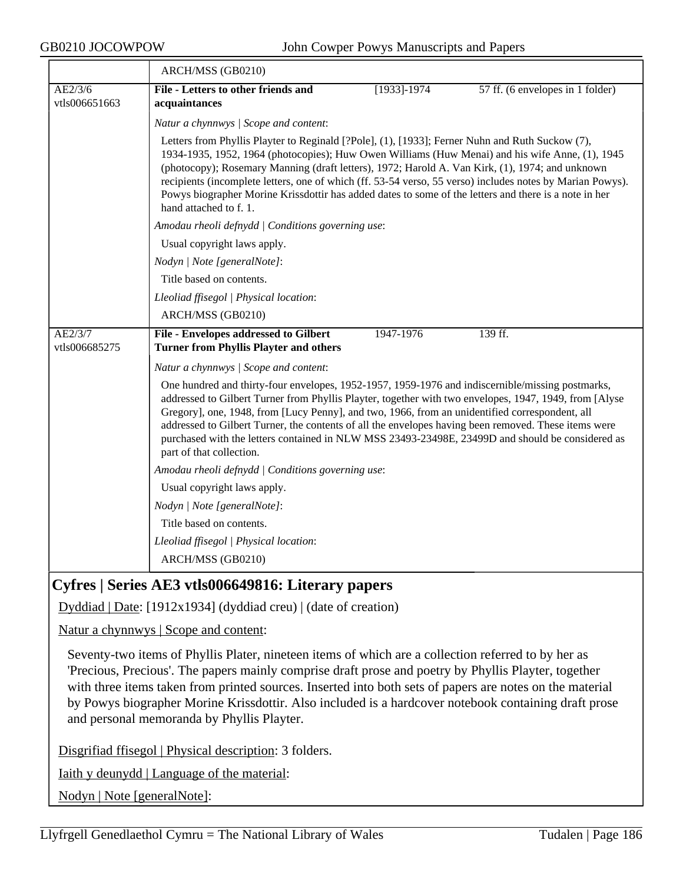| | ARCH/MSS (GB0210) | | |
|---|---|---|---|
| AE2/3/6 vtls006651663 | **File - Letters to other friends and acquaintances** | [1933]-1974 | 57 ff. (6 envelopes in 1 folder) |
| | *Natur a chynnwys \| Scope and content*:<br>Letters from Phyllis Playter to Reginald [?Pole], (1), [1933]; Ferner Nuhn and Ruth Suckow (7), 1934-1935, 1952, 1964 (photocopies); Huw Owen Williams (Huw Menai) and his wife Anne, (1), 1945 (photocopy); Rosemary Manning (draft letters), 1972; Harold A. Van Kirk, (1), 1974; and unknown recipients (incomplete letters, one of which (ff. 53-54 verso, 55 verso) includes notes by Marian Powys). Powys biographer Morine Krissdottir has added dates to some of the letters and there is a note in her hand attached to f. 1.<br>*Amodau rheoli defnydd \| Conditions governing use*:<br>Usual copyright laws apply.<br>*Nodyn \| Note [generalNote]*:<br>Title based on contents.<br>*Lleoliad ffisegol \| Physical location*:<br>ARCH/MSS (GB0210) | | |
| AE2/3/7 vtls006685275 | **File - Envelopes addressed to Gilbert Turner from Phyllis Playter and others** | 1947-1976 | 139 ff. |
| | *Natur a chynnwys \| Scope and content*:<br>One hundred and thirty-four envelopes, 1952-1957, 1959-1976 and indiscernible/missing postmarks, addressed to Gilbert Turner from Phyllis Playter, together with two envelopes, 1947, 1949, from [Alyse Gregory], one, 1948, from [Lucy Penny], and two, 1966, from an unidentified correspondent, all addressed to Gilbert Turner, the contents of all the envelopes having been removed. These items were purchased with the letters contained in NLW MSS 23493-23498E, 23499D and should be considered as part of that collection.<br>*Amodau rheoli defnydd \| Conditions governing use*:<br>Usual copyright laws apply.<br>*Nodyn \| Note [generalNote]*:<br>Title based on contents.<br>*Lleoliad ffisegol \| Physical location*:<br>ARCH/MSS (GB0210) | | |

## Cyfres | Series AE3 vtls006649816: Literary papers

Dyddiad | Date: [1912x1934] (dyddiad creu) | (date of creation)

Natur a chynnwys | Scope and content:

Seventy-two items of Phyllis Plater, nineteen items of which are a collection referred to by her as 'Precious, Precious'. The papers mainly comprise draft prose and poetry by Phyllis Playter, together with three items taken from printed sources. Inserted into both sets of papers are notes on the material by Powys biographer Morine Krissdottir. Also included is a hardcover notebook containing draft prose and personal memoranda by Phyllis Playter.

Disgrifiad ffisegol | Physical description: 3 folders.

Iaith y deunydd | Language of the material:

Nodyn | Note [generalNote]: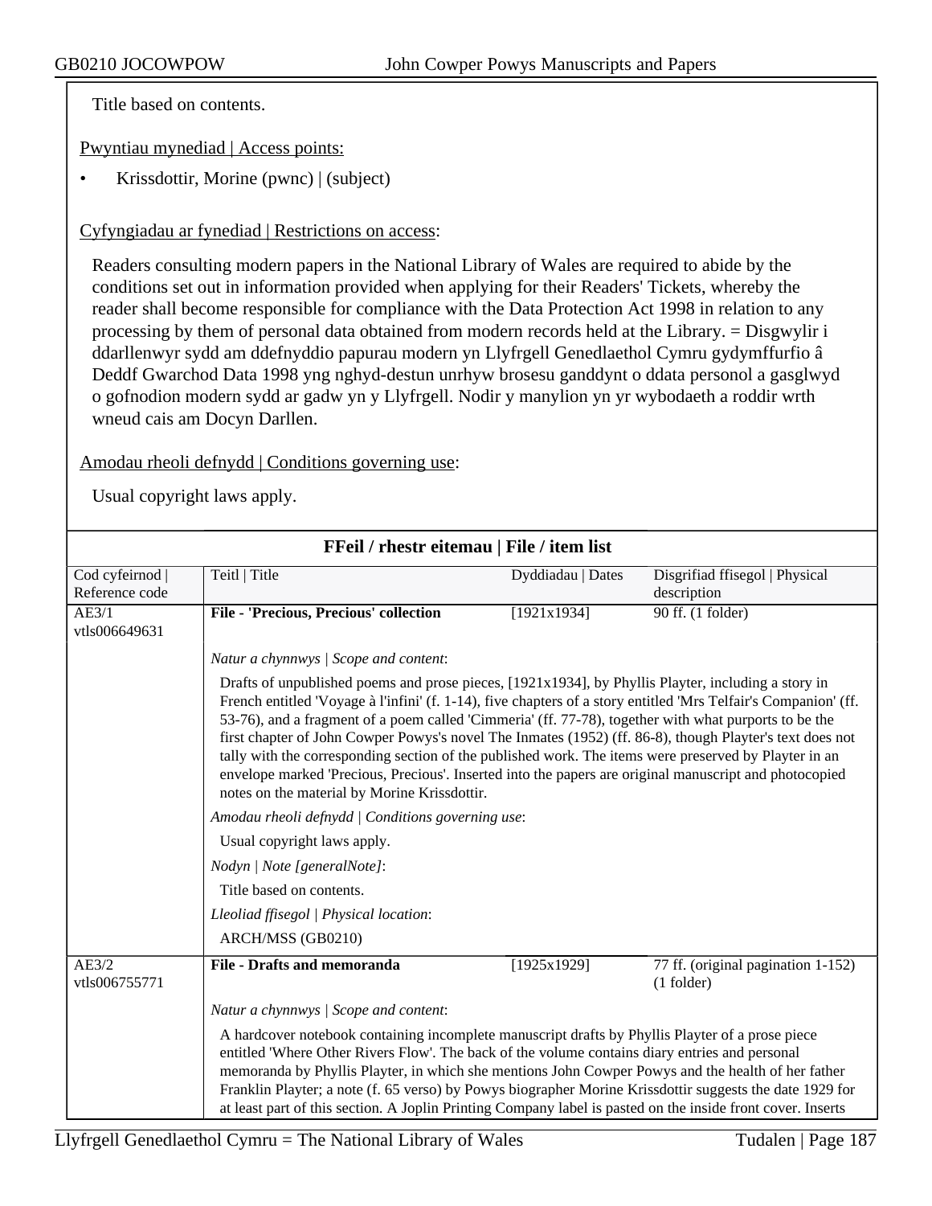Title based on contents.

Pwyntiau mynediad | Access points:

- Krissdottir, Morine (pwnc) | (subject)

Cyfyngiadau ar fynediad | Restrictions on access:

Readers consulting modern papers in the National Library of Wales are required to abide by the conditions set out in information provided when applying for their Readers' Tickets, whereby the reader shall become responsible for compliance with the Data Protection Act 1998 in relation to any processing by them of personal data obtained from modern records held at the Library. = Disgwylir i ddarllenwyr sydd am ddefnyddio papurau modern yn Llyfrgell Genedlaethol Cymru gydymffurfio â Deddf Gwarchod Data 1998 yng nghyd-destun unrhyw brosesu ganddynt o ddata personol a gasglwyd o gofnodion modern sydd ar gadw yn y Llyfrgell. Nodir y manylion yn yr wybodaeth a roddir wrth wneud cais am Docyn Darllen.

Amodau rheoli defnydd | Conditions governing use:

Usual copyright laws apply.

## FFeil / rhestr eitemau | File / item list

| Cod cyfeirnod \| Reference code | Teitl \| Title | Dyddiadau \| Dates | Disgrifiad ffisegol \| Physical description |
|---|---|---|---|
| AE3/1 vtls006649631 | **File - 'Precious, Precious' collection** | [1921x1934] | 90 ff. (1 folder) |

*Natur a chynnwys | Scope and content*:

Drafts of unpublished poems and prose pieces, [1921x1934], by Phyllis Playter, including a story in French entitled 'Voyage à l'infini' (f. 1-14), five chapters of a story entitled 'Mrs Telfair's Companion' (ff. 53-76), and a fragment of a poem called 'Cimmeria' (ff. 77-78), together with what purports to be the first chapter of John Cowper Powys's novel The Inmates (1952) (ff. 86-8), though Playter's text does not tally with the corresponding section of the published work. The items were preserved by Playter in an envelope marked 'Precious, Precious'. Inserted into the papers are original manuscript and photocopied notes on the material by Morine Krissdottir.

*Amodau rheoli defnydd | Conditions governing use*:

Usual copyright laws apply.

*Nodyn | Note [generalNote]*:

Title based on contents.

*Lleoliad ffisegol | Physical location*:

ARCH/MSS (GB0210)

| Cod cyfeirnod \| Reference code | Teitl \| Title | Dyddiadau \| Dates | Disgrifiad ffisegol \| Physical description |
|---|---|---|---|
| AE3/2 vtls006755771 | **File - Drafts and memoranda** | [1925x1929] | 77 ff. (original pagination 1-152) (1 folder) |

*Natur a chynnwys | Scope and content*:

A hardcover notebook containing incomplete manuscript drafts by Phyllis Playter of a prose piece entitled 'Where Other Rivers Flow'. The back of the volume contains diary entries and personal memoranda by Phyllis Playter, in which she mentions John Cowper Powys and the health of her father Franklin Playter; a note (f. 65 verso) by Powys biographer Morine Krissdottir suggests the date 1929 for at least part of this section. A Joplin Printing Company label is pasted on the inside front cover. Inserts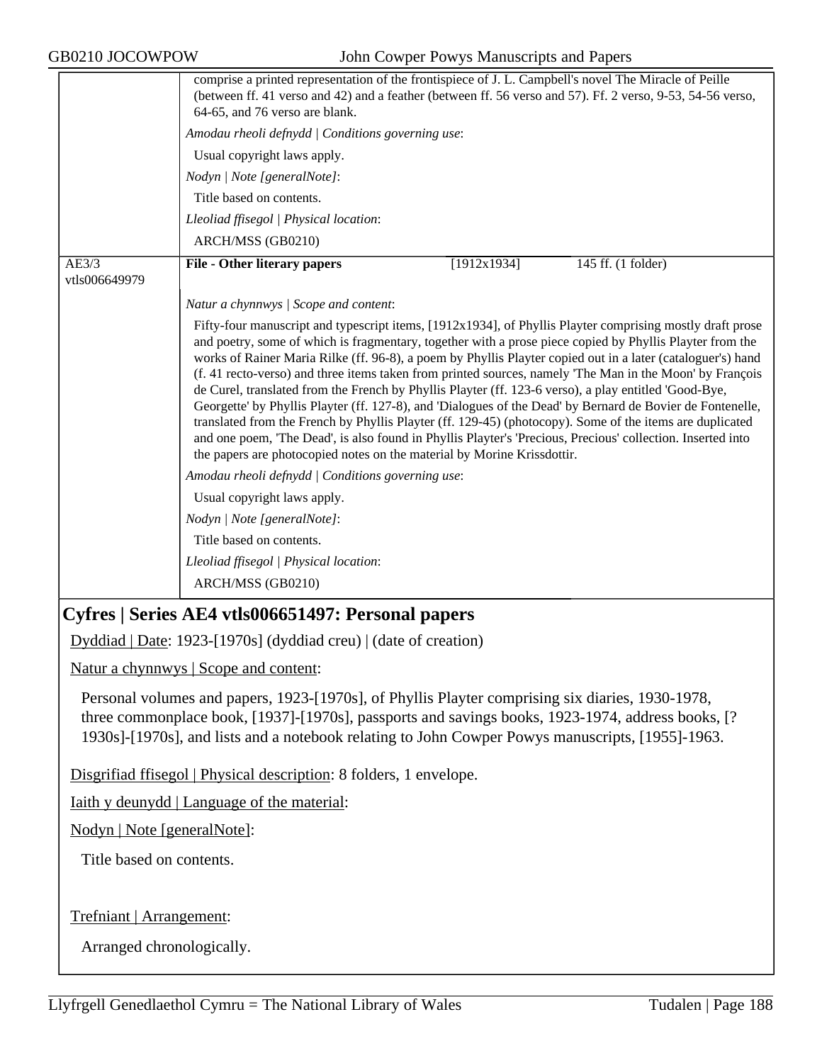comprise a printed representation of the frontispiece of J. L. Campbell's novel The Miracle of Peille (between ff. 41 verso and 42) and a feather (between ff. 56 verso and 57). Ff. 2 verso, 9-53, 54-56 verso, 64-65, and 76 verso are blank.

*Amodau rheoli defnydd | Conditions governing use*:

Usual copyright laws apply.

*Nodyn | Note [generalNote]*:

Title based on contents.

*Lleoliad ffisegol | Physical location*:

ARCH/MSS (GB0210)

| AE3/3 vtls006649979 | **File - Other literary papers** | [1912x1934] | 145 ff. (1 folder) |
|---|---|---|---|

*Natur a chynnwys | Scope and content*:

Fifty-four manuscript and typescript items, [1912x1934], of Phyllis Playter comprising mostly draft prose and poetry, some of which is fragmentary, together with a prose piece copied by Phyllis Playter from the works of Rainer Maria Rilke (ff. 96-8), a poem by Phyllis Playter copied out in a later (cataloguer's) hand (f. 41 recto-verso) and three items taken from printed sources, namely 'The Man in the Moon' by François de Curel, translated from the French by Phyllis Playter (ff. 123-6 verso), a play entitled 'Good-Bye, Georgette' by Phyllis Playter (ff. 127-8), and 'Dialogues of the Dead' by Bernard de Bovier de Fontenelle, translated from the French by Phyllis Playter (ff. 129-45) (photocopy). Some of the items are duplicated and one poem, 'The Dead', is also found in Phyllis Playter's 'Precious, Precious' collection. Inserted into the papers are photocopied notes on the material by Morine Krissdottir.

*Amodau rheoli defnydd | Conditions governing use*:

Usual copyright laws apply.

*Nodyn | Note [generalNote]*:

Title based on contents.

*Lleoliad ffisegol | Physical location*:

ARCH/MSS (GB0210)

## Cyfres | Series AE4 vtls006651497: Personal papers

Dyddiad | Date: 1923-[1970s] (dyddiad creu) | (date of creation)

Natur a chynnwys | Scope and content:

Personal volumes and papers, 1923-[1970s], of Phyllis Playter comprising six diaries, 1930-1978, three commonplace book, [1937]-[1970s], passports and savings books, 1923-1974, address books, [?1930s]-[1970s], and lists and a notebook relating to John Cowper Powys manuscripts, [1955]-1963.

Disgrifiad ffisegol | Physical description: 8 folders, 1 envelope.

Iaith y deunydd | Language of the material:

Nodyn | Note [generalNote]:

Title based on contents.

Trefniant | Arrangement:

Arranged chronologically.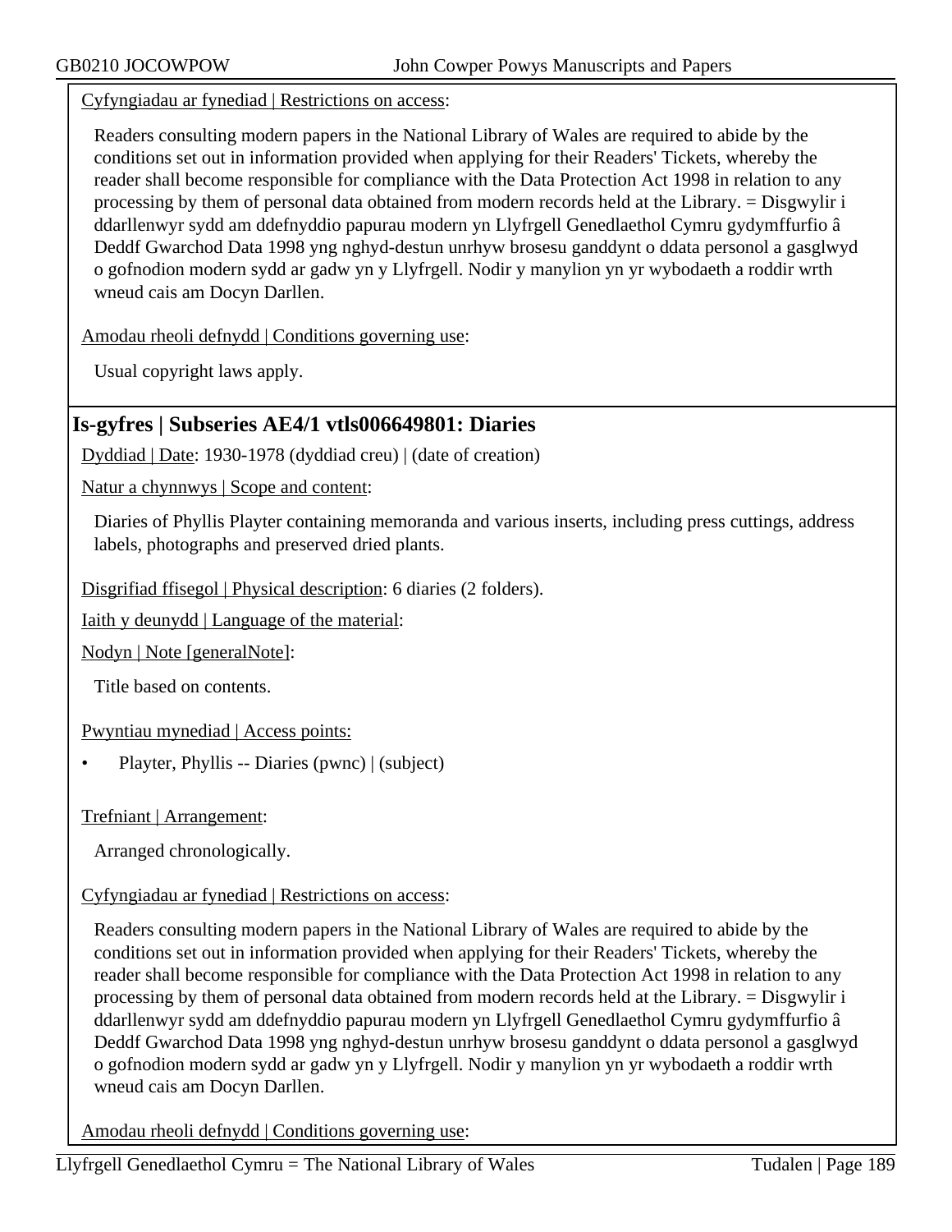Cyfyngiadau ar fynediad | Restrictions on access:

Readers consulting modern papers in the National Library of Wales are required to abide by the conditions set out in information provided when applying for their Readers' Tickets, whereby the reader shall become responsible for compliance with the Data Protection Act 1998 in relation to any processing by them of personal data obtained from modern records held at the Library. = Disgwylir i ddarllenwyr sydd am ddefnyddio papurau modern yn Llyfrgell Genedlaethol Cymru gydymffurfio â Deddf Gwarchod Data 1998 yng nghyd-destun unrhyw brosesu ganddynt o ddata personol a gasglwyd o gofnodion modern sydd ar gadw yn y Llyfrgell. Nodir y manylion yn yr wybodaeth a roddir wrth wneud cais am Docyn Darllen.

Amodau rheoli defnydd | Conditions governing use:

Usual copyright laws apply.

## Is-gyfres | Subseries AE4/1 vtls006649801: Diaries

Dyddiad | Date: 1930-1978 (dyddiad creu) | (date of creation)

Natur a chynnwys | Scope and content:

Diaries of Phyllis Playter containing memoranda and various inserts, including press cuttings, address labels, photographs and preserved dried plants.

Disgrifiad ffisegol | Physical description: 6 diaries (2 folders).

Iaith y deunydd | Language of the material:

Nodyn | Note [generalNote]:

Title based on contents.

Pwyntiau mynediad | Access points:

- Playter, Phyllis -- Diaries (pwnc) | (subject)

Trefniant | Arrangement:

Arranged chronologically.

Cyfyngiadau ar fynediad | Restrictions on access:

Readers consulting modern papers in the National Library of Wales are required to abide by the conditions set out in information provided when applying for their Readers' Tickets, whereby the reader shall become responsible for compliance with the Data Protection Act 1998 in relation to any processing by them of personal data obtained from modern records held at the Library. = Disgwylir i ddarllenwyr sydd am ddefnyddio papurau modern yn Llyfrgell Genedlaethol Cymru gydymffurfio â Deddf Gwarchod Data 1998 yng nghyd-destun unrhyw brosesu ganddynt o ddata personol a gasglwyd o gofnodion modern sydd ar gadw yn y Llyfrgell. Nodir y manylion yn yr wybodaeth a roddir wrth wneud cais am Docyn Darllen.

Amodau rheoli defnydd | Conditions governing use: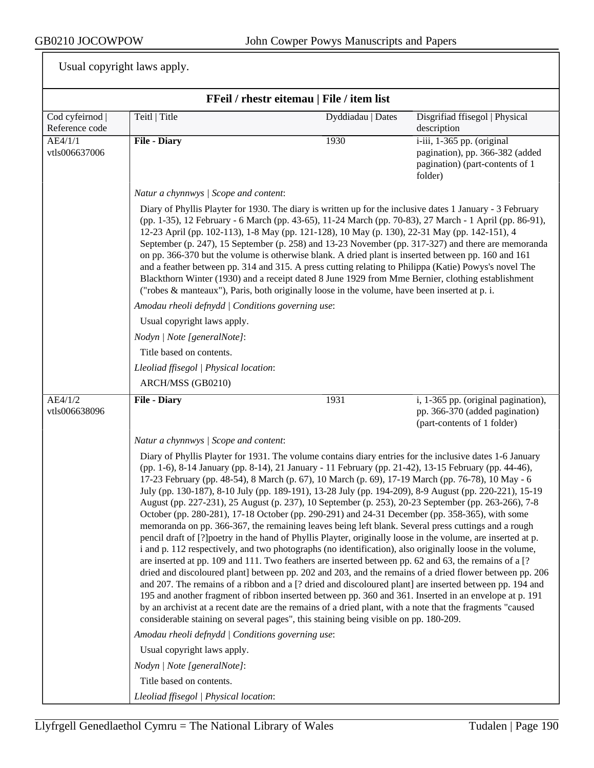Usual copyright laws apply.

## FFeil / rhestr eitemau | File / item list

| Cod cyfeirnod \| Reference code | Teitl \| Title | Dyddiadau \| Dates | Disgrifiad ffisegol \| Physical description |
|---|---|---|---|
| AE4/1/1 vtls006637006 | **File - Diary** | 1930 | i-iii, 1-365 pp. (original pagination), pp. 366-382 (added pagination) (part-contents of 1 folder) |

*Natur a chynnwys | Scope and content*:

Diary of Phyllis Playter for 1930. The diary is written up for the inclusive dates 1 January - 3 February (pp. 1-35), 12 February - 6 March (pp. 43-65), 11-24 March (pp. 70-83), 27 March - 1 April (pp. 86-91), 12-23 April (pp. 102-113), 1-8 May (pp. 121-128), 10 May (p. 130), 22-31 May (pp. 142-151), 4 September (p. 247), 15 September (p. 258) and 13-23 November (pp. 317-327) and there are memoranda on pp. 366-370 but the volume is otherwise blank. A dried plant is inserted between pp. 160 and 161 and a feather between pp. 314 and 315. A press cutting relating to Philippa (Katie) Powys's novel The Blackthorn Winter (1930) and a receipt dated 8 June 1929 from Mme Bernier, clothing establishment ("robes & manteaux"), Paris, both originally loose in the volume, have been inserted at p. i.

*Amodau rheoli defnydd | Conditions governing use*:

Usual copyright laws apply.

*Nodyn | Note [generalNote]*:

Title based on contents.

*Lleoliad ffisegol | Physical location*:

ARCH/MSS (GB0210)

| Cod cyfeirnod \| Reference code | Teitl \| Title | Dyddiadau \| Dates | Disgrifiad ffisegol \| Physical description |
|---|---|---|---|
| AE4/1/2 vtls006638096 | **File - Diary** | 1931 | i, 1-365 pp. (original pagination), pp. 366-370 (added pagination) (part-contents of 1 folder) |

*Natur a chynnwys | Scope and content*:

Diary of Phyllis Playter for 1931. The volume contains diary entries for the inclusive dates 1-6 January (pp. 1-6), 8-14 January (pp. 8-14), 21 January - 11 February (pp. 21-42), 13-15 February (pp. 44-46), 17-23 February (pp. 48-54), 8 March (p. 67), 10 March (p. 69), 17-19 March (pp. 76-78), 10 May - 6 July (pp. 130-187), 8-10 July (pp. 189-191), 13-28 July (pp. 194-209), 8-9 August (pp. 220-221), 15-19 August (pp. 227-231), 25 August (p. 237), 10 September (p. 253), 20-23 September (pp. 263-266), 7-8 October (pp. 280-281), 17-18 October (pp. 290-291) and 24-31 December (pp. 358-365), with some memoranda on pp. 366-367, the remaining leaves being left blank. Several press cuttings and a rough pencil draft of [?]poetry in the hand of Phyllis Playter, originally loose in the volume, are inserted at p. i and p. 112 respectively, and two photographs (no identification), also originally loose in the volume, are inserted at pp. 109 and 111. Two feathers are inserted between pp. 62 and 63, the remains of a [? dried and discoloured plant] between pp. 202 and 203, and the remains of a dried flower between pp. 206 and 207. The remains of a ribbon and a [? dried and discoloured plant] are inserted between pp. 194 and 195 and another fragment of ribbon inserted between pp. 360 and 361. Inserted in an envelope at p. 191 by an archivist at a recent date are the remains of a dried plant, with a note that the fragments "caused considerable staining on several pages", this staining being visible on pp. 180-209.

*Amodau rheoli defnydd | Conditions governing use*:

Usual copyright laws apply.

*Nodyn | Note [generalNote]*:

Title based on contents.

*Lleoliad ffisegol | Physical location*: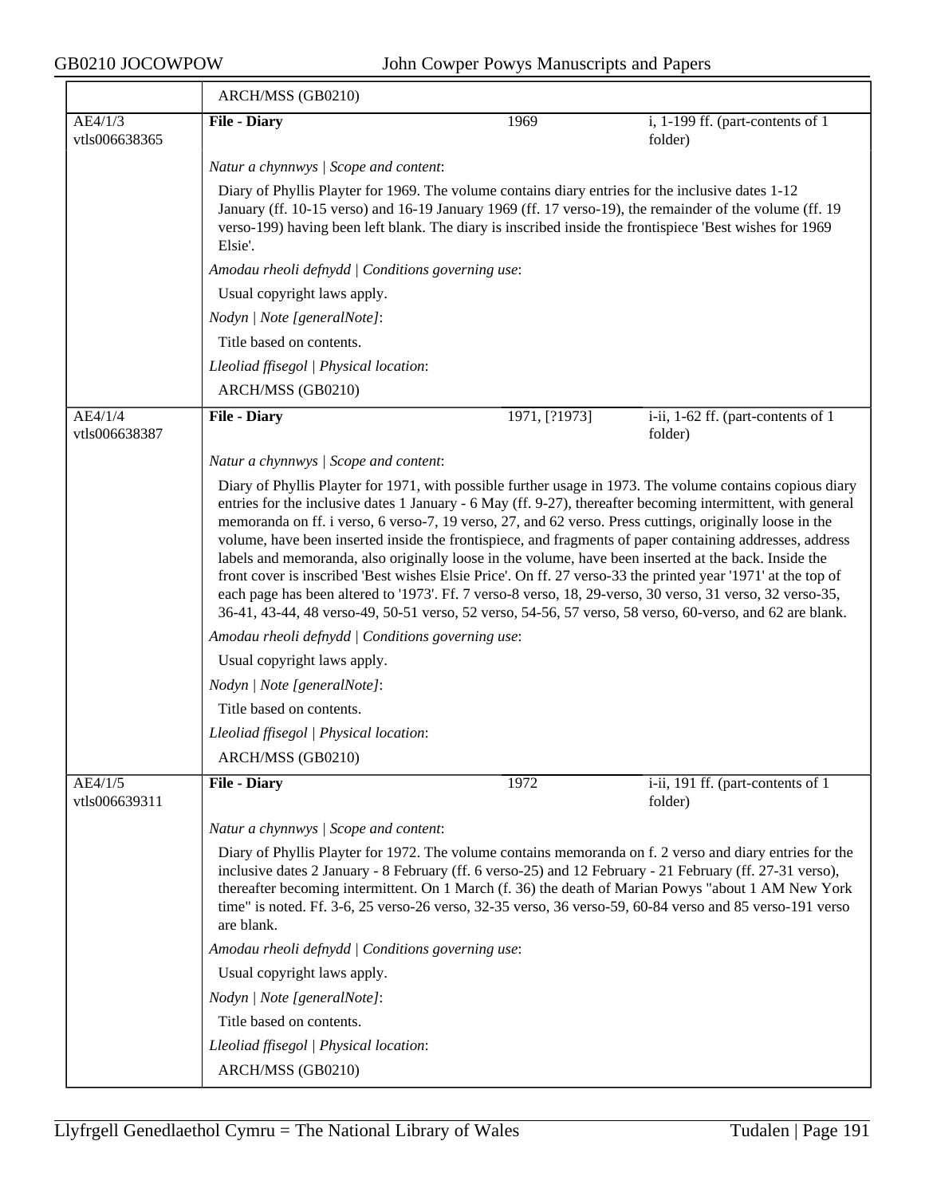| | ARCH/MSS (GB0210) | | |
|---|---|---|---|
| AE4/1/3 vtls006638365 | **File - Diary** | 1969 | i, 1-199 ff. (part-contents of 1 folder) |

*Natur a chynnwys | Scope and content*:

Diary of Phyllis Playter for 1969. The volume contains diary entries for the inclusive dates 1-12 January (ff. 10-15 verso) and 16-19 January 1969 (ff. 17 verso-19), the remainder of the volume (ff. 19 verso-199) having been left blank. The diary is inscribed inside the frontispiece 'Best wishes for 1969 Elsie'.

*Amodau rheoli defnydd | Conditions governing use*:

Usual copyright laws apply.

*Nodyn | Note [generalNote]*:

Title based on contents.

*Lleoliad ffisegol | Physical location*:

ARCH/MSS (GB0210)

| AE4/1/4 vtls006638387 | **File - Diary** | 1971, [?1973] | i-ii, 1-62 ff. (part-contents of 1 folder) |
|---|---|---|---|

*Natur a chynnwys | Scope and content*:

Diary of Phyllis Playter for 1971, with possible further usage in 1973. The volume contains copious diary entries for the inclusive dates 1 January - 6 May (ff. 9-27), thereafter becoming intermittent, with general memoranda on ff. i verso, 6 verso-7, 19 verso, 27, and 62 verso. Press cuttings, originally loose in the volume, have been inserted inside the frontispiece, and fragments of paper containing addresses, address labels and memoranda, also originally loose in the volume, have been inserted at the back. Inside the front cover is inscribed 'Best wishes Elsie Price'. On ff. 27 verso-33 the printed year '1971' at the top of each page has been altered to '1973'. Ff. 7 verso-8 verso, 18, 29-verso, 30 verso, 31 verso, 32 verso-35, 36-41, 43-44, 48 verso-49, 50-51 verso, 52 verso, 54-56, 57 verso, 58 verso, 60-verso, and 62 are blank.

*Amodau rheoli defnydd | Conditions governing use*:

Usual copyright laws apply.

*Nodyn | Note [generalNote]*:

Title based on contents.

*Lleoliad ffisegol | Physical location*:

ARCH/MSS (GB0210)

| AE4/1/5 vtls006639311 | **File - Diary** | 1972 | i-ii, 191 ff. (part-contents of 1 folder) |
|---|---|---|---|

*Natur a chynnwys | Scope and content*:

Diary of Phyllis Playter for 1972. The volume contains memoranda on f. 2 verso and diary entries for the inclusive dates 2 January - 8 February (ff. 6 verso-25) and 12 February - 21 February (ff. 27-31 verso), thereafter becoming intermittent. On 1 March (f. 36) the death of Marian Powys "about 1 AM New York time" is noted. Ff. 3-6, 25 verso-26 verso, 32-35 verso, 36 verso-59, 60-84 verso and 85 verso-191 verso are blank.

*Amodau rheoli defnydd | Conditions governing use*:

Usual copyright laws apply.

*Nodyn | Note [generalNote]*:

Title based on contents.

*Lleoliad ffisegol | Physical location*:

ARCH/MSS (GB0210)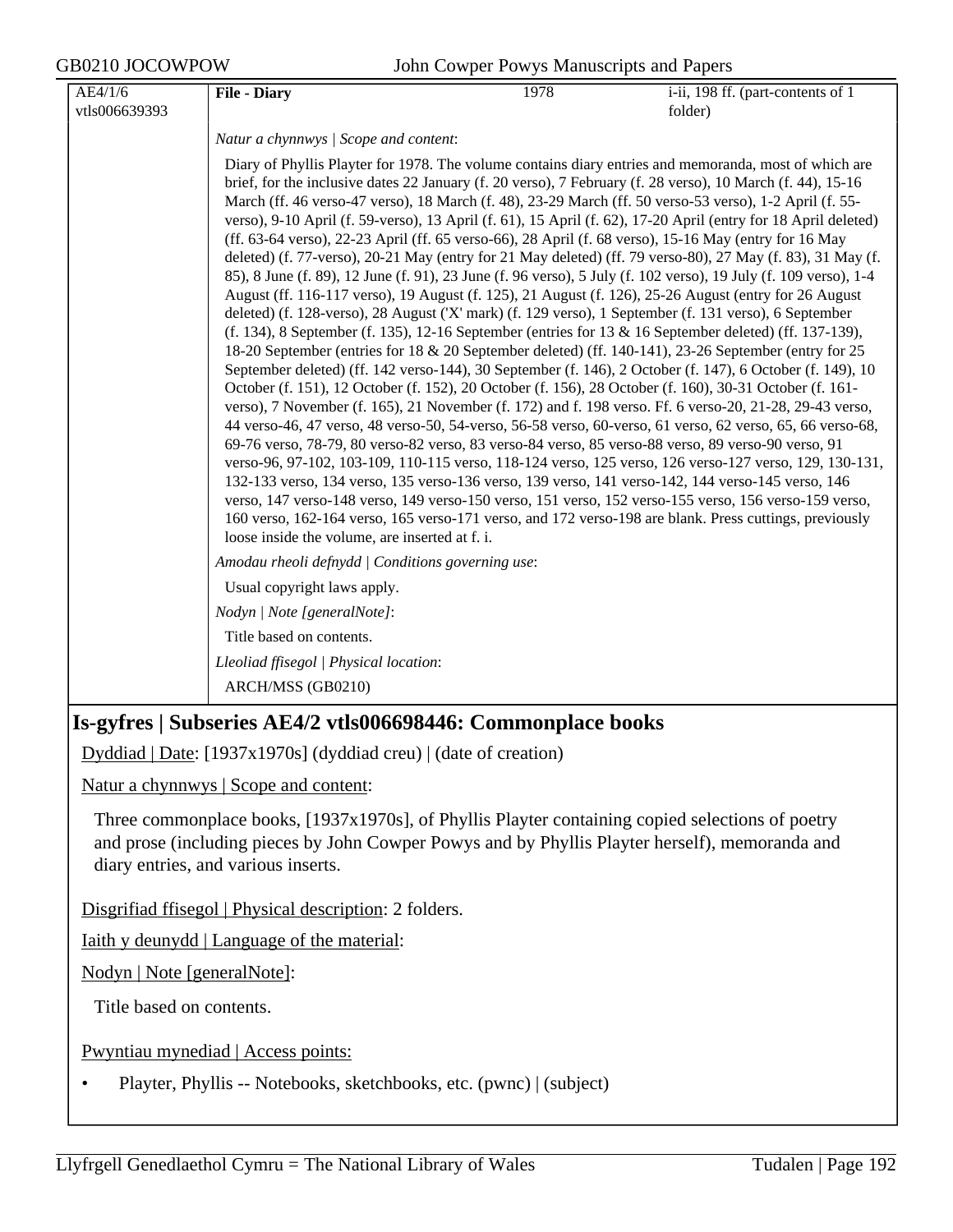| AE4/1/6 vtls006639393 | **File - Diary** | 1978 | i-ii, 198 ff. (part-contents of 1 folder) |
|---|---|---|---|

*Natur a chynnwys | Scope and content*:

Diary of Phyllis Playter for 1978. The volume contains diary entries and memoranda, most of which are brief, for the inclusive dates 22 January (f. 20 verso), 7 February (f. 28 verso), 10 March (f. 44), 15-16 March (ff. 46 verso-47 verso), 18 March (f. 48), 23-29 March (ff. 50 verso-53 verso), 1-2 April (f. 55-verso), 9-10 April (f. 59-verso), 13 April (f. 61), 15 April (f. 62), 17-20 April (entry for 18 April deleted) (ff. 63-64 verso), 22-23 April (ff. 65 verso-66), 28 April (f. 68 verso), 15-16 May (entry for 16 May deleted) (f. 77-verso), 20-21 May (entry for 21 May deleted) (ff. 79 verso-80), 27 May (f. 83), 31 May (f. 85), 8 June (f. 89), 12 June (f. 91), 23 June (f. 96 verso), 5 July (f. 102 verso), 19 July (f. 109 verso), 1-4 August (ff. 116-117 verso), 19 August (f. 125), 21 August (f. 126), 25-26 August (entry for 26 August deleted) (f. 128-verso), 28 August ('X' mark) (f. 129 verso), 1 September (f. 131 verso), 6 September (f. 134), 8 September (f. 135), 12-16 September (entries for 13 & 16 September deleted) (ff. 137-139), 18-20 September (entries for 18 & 20 September deleted) (ff. 140-141), 23-26 September (entry for 25 September deleted) (ff. 142 verso-144), 30 September (f. 146), 2 October (f. 147), 6 October (f. 149), 10 October (f. 151), 12 October (f. 152), 20 October (f. 156), 28 October (f. 160), 30-31 October (f. 161-verso), 7 November (f. 165), 21 November (f. 172) and f. 198 verso. Ff. 6 verso-20, 21-28, 29-43 verso, 44 verso-46, 47 verso, 48 verso-50, 54-verso, 56-58 verso, 60-verso, 61 verso, 62 verso, 65, 66 verso-68, 69-76 verso, 78-79, 80 verso-82 verso, 83 verso-84 verso, 85 verso-88 verso, 89 verso-90 verso, 91 verso-96, 97-102, 103-109, 110-115 verso, 118-124 verso, 125 verso, 126 verso-127 verso, 129, 130-131, 132-133 verso, 134 verso, 135 verso-136 verso, 139 verso, 141 verso-142, 144 verso-145 verso, 146 verso, 147 verso-148 verso, 149 verso-150 verso, 151 verso, 152 verso-155 verso, 156 verso-159 verso, 160 verso, 162-164 verso, 165 verso-171 verso, and 172 verso-198 are blank. Press cuttings, previously loose inside the volume, are inserted at f. i.

*Amodau rheoli defnydd | Conditions governing use*:

Usual copyright laws apply.

*Nodyn | Note [generalNote]*:

Title based on contents.

*Lleoliad ffisegol | Physical location*:

ARCH/MSS (GB0210)

## Is-gyfres | Subseries AE4/2 vtls006698446: Commonplace books

Dyddiad | Date: [1937x1970s] (dyddiad creu) | (date of creation)

Natur a chynnwys | Scope and content:

Three commonplace books, [1937x1970s], of Phyllis Playter containing copied selections of poetry and prose (including pieces by John Cowper Powys and by Phyllis Playter herself), memoranda and diary entries, and various inserts.

Disgrifiad ffisegol | Physical description: 2 folders.

Iaith y deunydd | Language of the material:

Nodyn | Note [generalNote]:

Title based on contents.

Pwyntiau mynediad | Access points:

- Playter, Phyllis -- Notebooks, sketchbooks, etc. (pwnc) | (subject)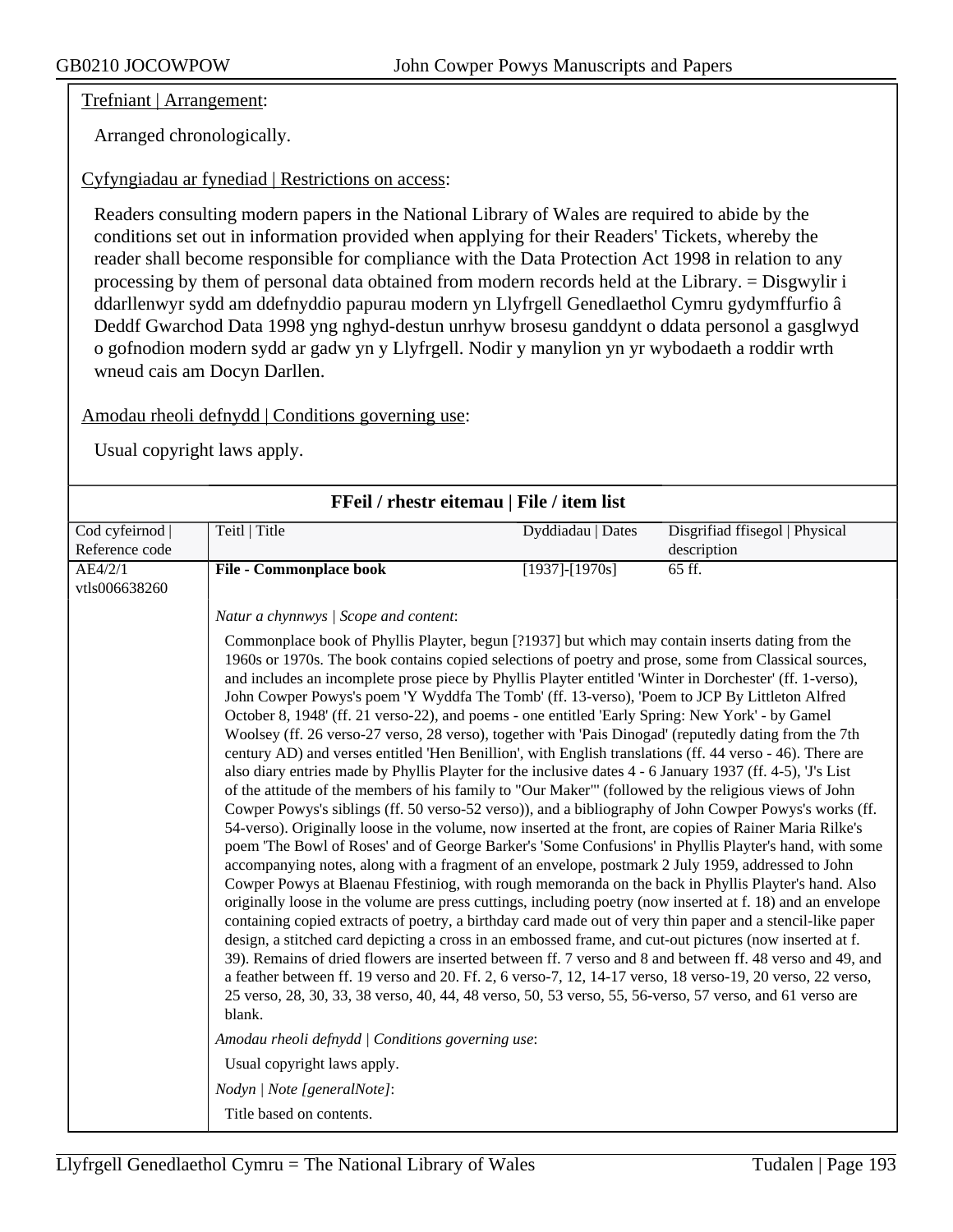Trefniant | Arrangement:

Arranged chronologically.

Cyfyngiadau ar fynediad | Restrictions on access:

Readers consulting modern papers in the National Library of Wales are required to abide by the conditions set out in information provided when applying for their Readers' Tickets, whereby the reader shall become responsible for compliance with the Data Protection Act 1998 in relation to any processing by them of personal data obtained from modern records held at the Library. = Disgwylir i ddarllenwyr sydd am ddefnyddio papurau modern yn Llyfrgell Genedlaethol Cymru gydymffurfio â Deddf Gwarchod Data 1998 yng nghyd-destun unrhyw brosesu ganddynt o ddata personol a gasglwyd o gofnodion modern sydd ar gadw yn y Llyfrgell. Nodir y manylion yn yr wybodaeth a roddir wrth wneud cais am Docyn Darllen.

Amodau rheoli defnydd | Conditions governing use:

Usual copyright laws apply.

## FFeil / rhestr eitemau | File / item list

| Cod cyfeirnod \| Reference code | Teitl \| Title | Dyddiadau \| Dates | Disgrifiad ffisegol \| Physical description |
|---|---|---|---|
| AE4/2/1 vtls006638260 | **File - Commonplace book** | [1937]-[1970s] | 65 ff. |

*Natur a chynnwys | Scope and content*:

Commonplace book of Phyllis Playter, begun [?1937] but which may contain inserts dating from the 1960s or 1970s. The book contains copied selections of poetry and prose, some from Classical sources, and includes an incomplete prose piece by Phyllis Playter entitled 'Winter in Dorchester' (ff. 1-verso), John Cowper Powys's poem 'Y Wyddfa The Tomb' (ff. 13-verso), 'Poem to JCP By Littleton Alfred October 8, 1948' (ff. 21 verso-22), and poems - one entitled 'Early Spring: New York' - by Gamel Woolsey (ff. 26 verso-27 verso, 28 verso), together with 'Pais Dinogad' (reputedly dating from the 7th century AD) and verses entitled 'Hen Benillion', with English translations (ff. 44 verso - 46). There are also diary entries made by Phyllis Playter for the inclusive dates 4 - 6 January 1937 (ff. 4-5), 'J's List of the attitude of the members of his family to "Our Maker"' (followed by the religious views of John Cowper Powys's siblings (ff. 50 verso-52 verso)), and a bibliography of John Cowper Powys's works (ff. 54-verso). Originally loose in the volume, now inserted at the front, are copies of Rainer Maria Rilke's poem 'The Bowl of Roses' and of George Barker's 'Some Confusions' in Phyllis Playter's hand, with some accompanying notes, along with a fragment of an envelope, postmark 2 July 1959, addressed to John Cowper Powys at Blaenau Ffestiniog, with rough memoranda on the back in Phyllis Playter's hand. Also originally loose in the volume are press cuttings, including poetry (now inserted at f. 18) and an envelope containing copied extracts of poetry, a birthday card made out of very thin paper and a stencil-like paper design, a stitched card depicting a cross in an embossed frame, and cut-out pictures (now inserted at f. 39). Remains of dried flowers are inserted between ff. 7 verso and 8 and between ff. 48 verso and 49, and a feather between ff. 19 verso and 20. Ff. 2, 6 verso-7, 12, 14-17 verso, 18 verso-19, 20 verso, 22 verso, 25 verso, 28, 30, 33, 38 verso, 40, 44, 48 verso, 50, 53 verso, 55, 56-verso, 57 verso, and 61 verso are blank.

*Amodau rheoli defnydd | Conditions governing use*:

Usual copyright laws apply.

*Nodyn | Note [generalNote]*:

Title based on contents.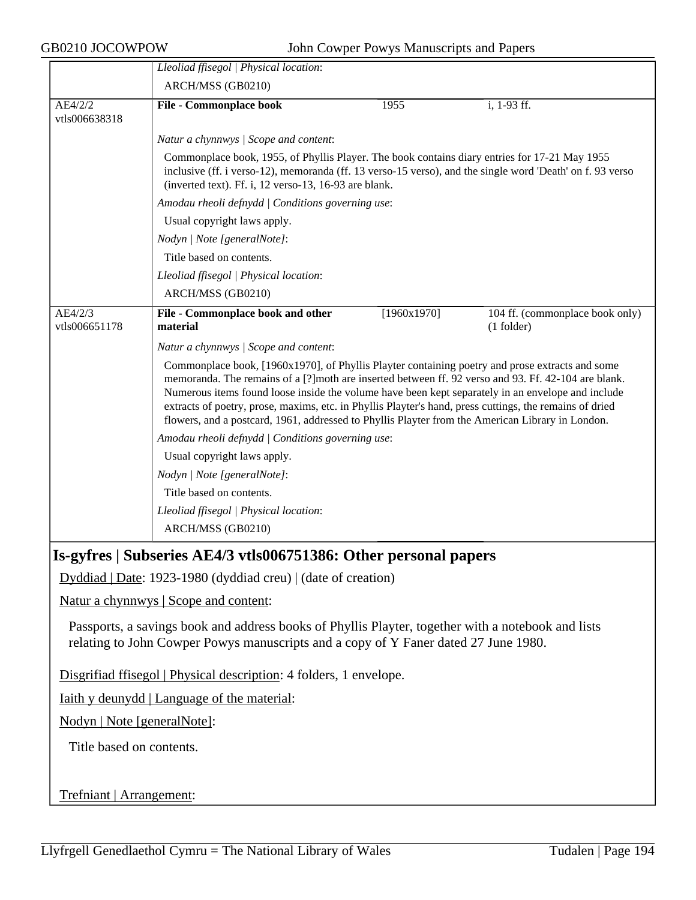| | *Lleoliad ffisegol \| Physical location*: | | |
|---|---|---|---|
| | ARCH/MSS (GB0210) | | |
| AE4/2/2 vtls006638318 | **File - Commonplace book** | 1955 | i, 1-93 ff. |
| | *Natur a chynnwys \| Scope and content*: | | |
| | Commonplace book, 1955, of Phyllis Player. The book contains diary entries for 17-21 May 1955 inclusive (ff. i verso-12), memoranda (ff. 13 verso-15 verso), and the single word 'Death' on f. 93 verso (inverted text). Ff. i, 12 verso-13, 16-93 are blank. | | |
| | *Amodau rheoli defnydd \| Conditions governing use*: | | |
| | Usual copyright laws apply. | | |
| | *Nodyn \| Note [generalNote]*: | | |
| | Title based on contents. | | |
| | *Lleoliad ffisegol \| Physical location*: | | |
| | ARCH/MSS (GB0210) | | |
| AE4/2/3 vtls006651178 | **File - Commonplace book and other material** | [1960x1970] | 104 ff. (commonplace book only) (1 folder) |
| | *Natur a chynnwys \| Scope and content*: | | |
| | Commonplace book, [1960x1970], of Phyllis Playter containing poetry and prose extracts and some memoranda. The remains of a [?]moth are inserted between ff. 92 verso and 93. Ff. 42-104 are blank. Numerous items found loose inside the volume have been kept separately in an envelope and include extracts of poetry, prose, maxims, etc. in Phyllis Playter's hand, press cuttings, the remains of dried flowers, and a postcard, 1961, addressed to Phyllis Playter from the American Library in London. | | |
| | *Amodau rheoli defnydd \| Conditions governing use*: | | |
| | Usual copyright laws apply. | | |
| | *Nodyn \| Note [generalNote]*: | | |
| | Title based on contents. | | |
| | *Lleoliad ffisegol \| Physical location*: | | |
| | ARCH/MSS (GB0210) | | |

## Is-gyfres | Subseries AE4/3 vtls006751386: Other personal papers

Dyddiad | Date: 1923-1980 (dyddiad creu) | (date of creation)

Natur a chynnwys | Scope and content:

Passports, a savings book and address books of Phyllis Playter, together with a notebook and lists relating to John Cowper Powys manuscripts and a copy of Y Faner dated 27 June 1980.

Disgrifiad ffisegol | Physical description: 4 folders, 1 envelope.

Iaith y deunydd | Language of the material:

Nodyn | Note [generalNote]:

Title based on contents.

Trefniant | Arrangement: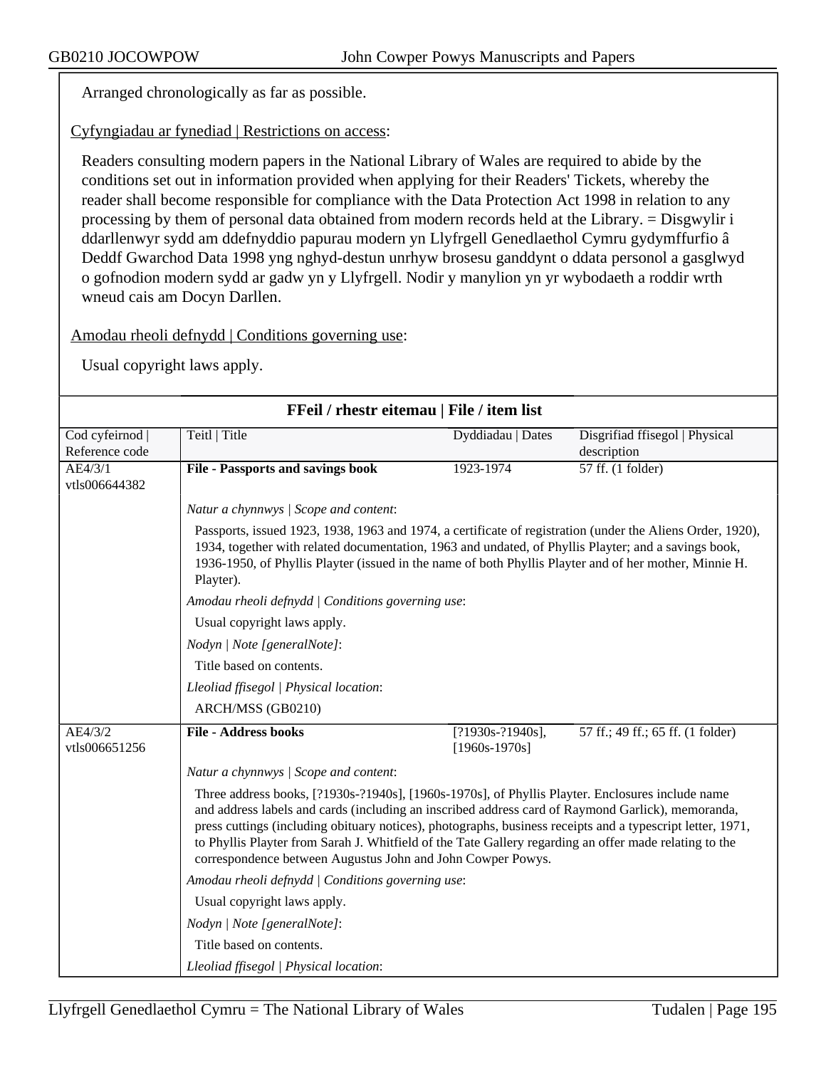Arranged chronologically as far as possible.

Cyfyngiadau ar fynediad | Restrictions on access:

Readers consulting modern papers in the National Library of Wales are required to abide by the conditions set out in information provided when applying for their Readers' Tickets, whereby the reader shall become responsible for compliance with the Data Protection Act 1998 in relation to any processing by them of personal data obtained from modern records held at the Library. = Disgwylir i ddarllenwyr sydd am ddefnyddio papurau modern yn Llyfrgell Genedlaethol Cymru gydymffurfio â Deddf Gwarchod Data 1998 yng nghyd-destun unrhyw brosesu ganddynt o ddata personol a gasglwyd o gofnodion modern sydd ar gadw yn y Llyfrgell. Nodir y manylion yn yr wybodaeth a roddir wrth wneud cais am Docyn Darllen.

Amodau rheoli defnydd | Conditions governing use:

Usual copyright laws apply.

## FFeil / rhestr eitemau | File / item list

| Cod cyfeirnod \| Reference code | Teitl \| Title | Dyddiadau \| Dates | Disgrifiad ffisegol \| Physical description |
|---|---|---|---|
| AE4/3/1 vtls006644382 | **File - Passports and savings book** | 1923-1974 | 57 ff. (1 folder) |

*Natur a chynnwys | Scope and content*:

Passports, issued 1923, 1938, 1963 and 1974, a certificate of registration (under the Aliens Order, 1920), 1934, together with related documentation, 1963 and undated, of Phyllis Playter; and a savings book, 1936-1950, of Phyllis Playter (issued in the name of both Phyllis Playter and of her mother, Minnie H. Playter).

*Amodau rheoli defnydd | Conditions governing use*:

Usual copyright laws apply.

*Nodyn | Note [generalNote]*:

Title based on contents.

*Lleoliad ffisegol | Physical location*:

ARCH/MSS (GB0210)

| Cod cyfeirnod \| Reference code | Teitl \| Title | Dyddiadau \| Dates | Disgrifiad ffisegol \| Physical description |
|---|---|---|---|
| AE4/3/2 vtls006651256 | **File - Address books** | [?1930s-?1940s], [1960s-1970s] | 57 ff.; 49 ff.; 65 ff. (1 folder) |

*Natur a chynnwys | Scope and content*:

Three address books, [?1930s-?1940s], [1960s-1970s], of Phyllis Playter. Enclosures include name and address labels and cards (including an inscribed address card of Raymond Garlick), memoranda, press cuttings (including obituary notices), photographs, business receipts and a typescript letter, 1971, to Phyllis Playter from Sarah J. Whitfield of the Tate Gallery regarding an offer made relating to the correspondence between Augustus John and John Cowper Powys.

*Amodau rheoli defnydd | Conditions governing use*:

Usual copyright laws apply.

*Nodyn | Note [generalNote]*:

Title based on contents.

*Lleoliad ffisegol | Physical location*: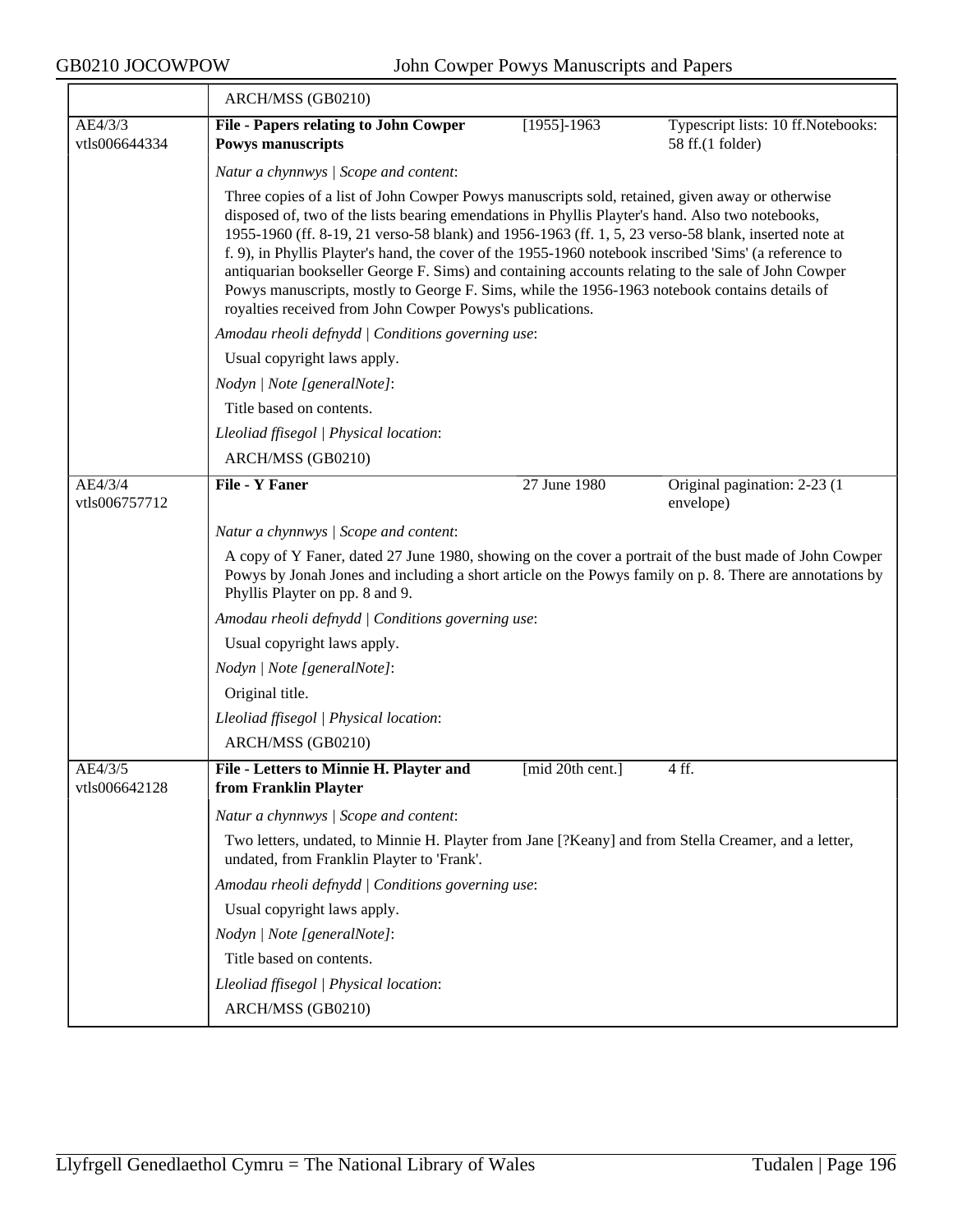| | | | |
|---|---|---|---|
| | ARCH/MSS (GB0210) | | |
| AE4/3/3 vtls006644334 | **File - Papers relating to John Cowper Powys manuscripts** | [1955]-1963 | Typescript lists: 10 ff.Notebooks: 58 ff.(1 folder) |

*Natur a chynnwys | Scope and content*:

Three copies of a list of John Cowper Powys manuscripts sold, retained, given away or otherwise disposed of, two of the lists bearing emendations in Phyllis Playter's hand. Also two notebooks, 1955-1960 (ff. 8-19, 21 verso-58 blank) and 1956-1963 (ff. 1, 5, 23 verso-58 blank, inserted note at f. 9), in Phyllis Playter's hand, the cover of the 1955-1960 notebook inscribed 'Sims' (a reference to antiquarian bookseller George F. Sims) and containing accounts relating to the sale of John Cowper Powys manuscripts, mostly to George F. Sims, while the 1956-1963 notebook contains details of royalties received from John Cowper Powys's publications.

*Amodau rheoli defnydd | Conditions governing use*:

Usual copyright laws apply.

*Nodyn | Note [generalNote]*:

Title based on contents.

*Lleoliad ffisegol | Physical location*:

ARCH/MSS (GB0210)

| | | | |
|---|---|---|---|
| AE4/3/4 vtls006757712 | **File - Y Faner** | 27 June 1980 | Original pagination: 2-23 (1 envelope) |

*Natur a chynnwys | Scope and content*:

A copy of Y Faner, dated 27 June 1980, showing on the cover a portrait of the bust made of John Cowper Powys by Jonah Jones and including a short article on the Powys family on p. 8. There are annotations by Phyllis Playter on pp. 8 and 9.

*Amodau rheoli defnydd | Conditions governing use*:

Usual copyright laws apply.

*Nodyn | Note [generalNote]*:

Original title.

*Lleoliad ffisegol | Physical location*:

ARCH/MSS (GB0210)

| | | | |
|---|---|---|---|
| AE4/3/5 vtls006642128 | **File - Letters to Minnie H. Playter and from Franklin Playter** | [mid 20th cent.] | 4 ff. |

*Natur a chynnwys | Scope and content*:

Two letters, undated, to Minnie H. Playter from Jane [?Keany] and from Stella Creamer, and a letter, undated, from Franklin Playter to 'Frank'.

*Amodau rheoli defnydd | Conditions governing use*:

Usual copyright laws apply.

*Nodyn | Note [generalNote]*:

Title based on contents.

*Lleoliad ffisegol | Physical location*:

ARCH/MSS (GB0210)